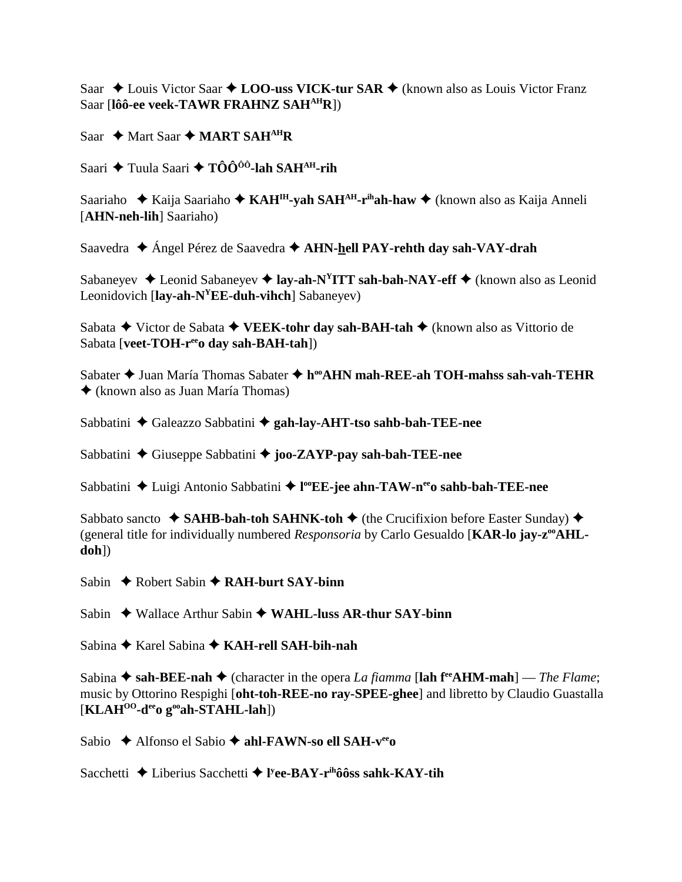Saar ✦ Louis Victor Saar ✦ **LOO-uss VICK-tur SAR** ✦ (known also as Louis Victor Franz Saar [**lôô-ee veek-TAWR FRAHNZ SAH^AH R**])

Saar ✦ Mart Saar ✦ **MART SAH^AH R**

Saari ✦ Tuula Saari ✦ **TÔÔ^ÔÔ-lah SAH^AH-rih**

Saariaho ✦ Kaija Saariaho ✦ **KAH^IH-yah SAH^AH-r^ih ah-haw** ✦ (known also as Kaija Anneli [**AHN-neh-lih**] Saariaho)

Saavedra ✦ Ángel Pérez de Saavedra ✦ **AHN-hell PAY-rehth day sah-VAY-drah**

Sabaneyev ✦ Leonid Sabaneyev ✦ **lay-ah-N^Y ITT sah-bah-NAY-eff** ✦ (known also as Leonid Leonidovich [**lay-ah-N^Y EE-duh-vihch**] Sabaneyev)

Sabata ✦ Victor de Sabata ✦ **VEEK-tohr day sah-BAH-tah** ✦ (known also as Vittorio de Sabata [**veet-TOH-r^ee o day sah-BAH-tah**])

Sabater ✦ Juan María Thomas Sabater ✦ **h^oo AHN mah-REE-ah TOH-mahss sah-vah-TEHR** ✦ (known also as Juan María Thomas)

Sabbatini ✦ Galeazzo Sabbatini ✦ **gah-lay-AHT-tso sahb-bah-TEE-nee**

Sabbatini ✦ Giuseppe Sabbatini ✦ **joo-ZAYP-pay sah-bah-TEE-nee**

Sabbatini ✦ Luigi Antonio Sabbatini ✦ **l^oo EE-jee ahn-TAW-n^ee o sahb-bah-TEE-nee**

Sabbato sancto ✦ **SAHB-bah-toh SAHNK-toh** ✦ (the Crucifixion before Easter Sunday) ✦ (general title for individually numbered *Responsoria* by Carlo Gesualdo [**KAR-lo jay-z^oo AHL-doh**])

Sabin ✦ Robert Sabin ✦ **RAH-burt SAY-binn**

Sabin ✦ Wallace Arthur Sabin ✦ **WAHL-luss AR-thur SAY-binn**

Sabina ✦ Karel Sabina ✦ **KAH-rell SAH-bih-nah**

Sabina ✦ **sah-BEE-nah** ✦ (character in the opera *La fiamma* [**lah f^ee AHM-mah**] — *The Flame*; music by Ottorino Respighi [**oht-toh-REE-no ray-SPEE-ghee**] and libretto by Claudio Guastalla [**KLAH^OO-d^ee o g^oo ah-STAHL-lah**])

Sabio ✦ Alfonso el Sabio ✦ **ahl-FAWN-so ell SAH-v^ee o**

Sacchetti ✦ Liberius Sacchetti ✦ **l^y ee-BAY-r^ih ôôss sahk-KAY-tih**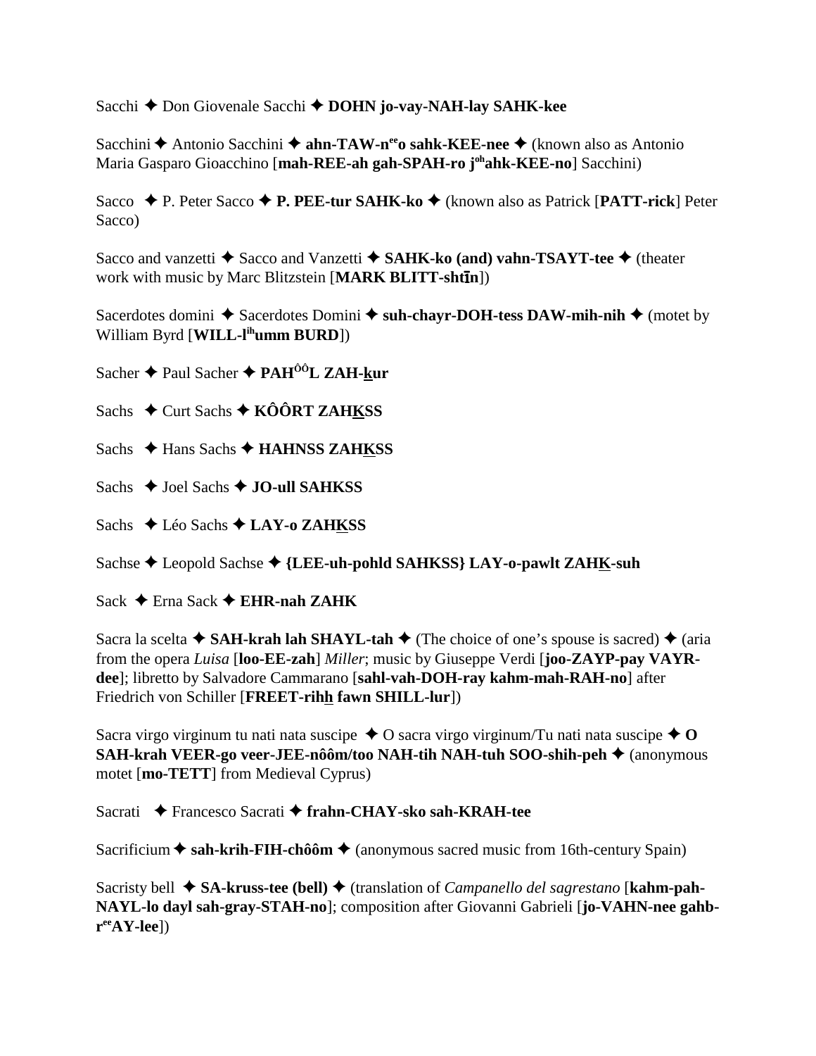Sacchi ✦ Don Giovenale Sacchi ✦ **DOHN jo-vay-NAH-lay SAHK-kee**

Sacchini ✦ Antonio Sacchini ✦ **ahn-TAW-n**ee**o sahk-KEE-nee** ✦ (known also as Antonio Maria Gasparo Gioacchino [**mah-REE-ah gah-SPAH-ro j**oh**ahk-KEE-no**] Sacchini)

Sacco ✦ P. Peter Sacco ✦ **P. PEE-tur SAHK-ko** ✦ (known also as Patrick [**PATT-rick**] Peter Sacco)

Sacco and vanzetti ✦ Sacco and Vanzetti ✦ **SAHK-ko (and) vahn-TSAYT-tee** ✦ (theater work with music by Marc Blitzstein [**MARK BLITT-shtīn**])

Sacerdotes domini ✦ Sacerdotes Domini ✦ **suh-chayr-DOH-tess DAW-mih-nih** ✦ (motet by William Byrd [**WILL-l**ih**umm BURD**])

Sacher ✦ Paul Sacher ✦ **PAH**ôô**L ZAH-kur**

Sachs ✦ Curt Sachs ✦ **KÔÔRT ZAHKSS**

Sachs ✦ Hans Sachs ✦ **HAHNSS ZAHKSS**

Sachs ✦ Joel Sachs ✦ **JO-ull SAHKSS**

Sachs ✦ Léo Sachs ✦ **LAY-o ZAHKSS**

Sachse ✦ Leopold Sachse ✦ **{LEE-uh-pohld SAHKSS} LAY-o-pawlt ZAHK-suh**

Sack ✦ Erna Sack ✦ **EHR-nah ZAHK**

Sacra la scelta ✦ **SAH-krah lah SHAYL-tah** ✦ (The choice of one's spouse is sacred) ✦ (aria from the opera *Luisa* [**loo-EE-zah**] *Miller*; music by Giuseppe Verdi [**joo-ZAYP-pay VAYR-dee**]; libretto by Salvadore Cammarano [**sahl-vah-DOH-ray kahm-mah-RAH-no**] after Friedrich von Schiller [**FREET-rihh fawn SHILL-lur**])

Sacra virgo virginum tu nati nata suscipe ✦ O sacra virgo virginum/Tu nati nata suscipe ✦ **O SAH-krah VEER-go veer-JEE-nôôm/too NAH-tih NAH-tuh SOO-shih-peh** ✦ (anonymous motet [**mo-TETT**] from Medieval Cyprus)

Sacrati ✦ Francesco Sacrati ✦ **frahn-CHAY-sko sah-KRAH-tee**

Sacrificium ✦ **sah-krih-FIH-chôôm** ✦ (anonymous sacred music from 16th-century Spain)

Sacristy bell ✦ **SA-kruss-tee (bell)** ✦ (translation of *Campanello del sagrestano* [**kahm-pah-NAYL-lo dayl sah-gray-STAH-no**]; composition after Giovanni Gabrieli [**jo-VAHN-nee gahb-r**ee**AY-lee**])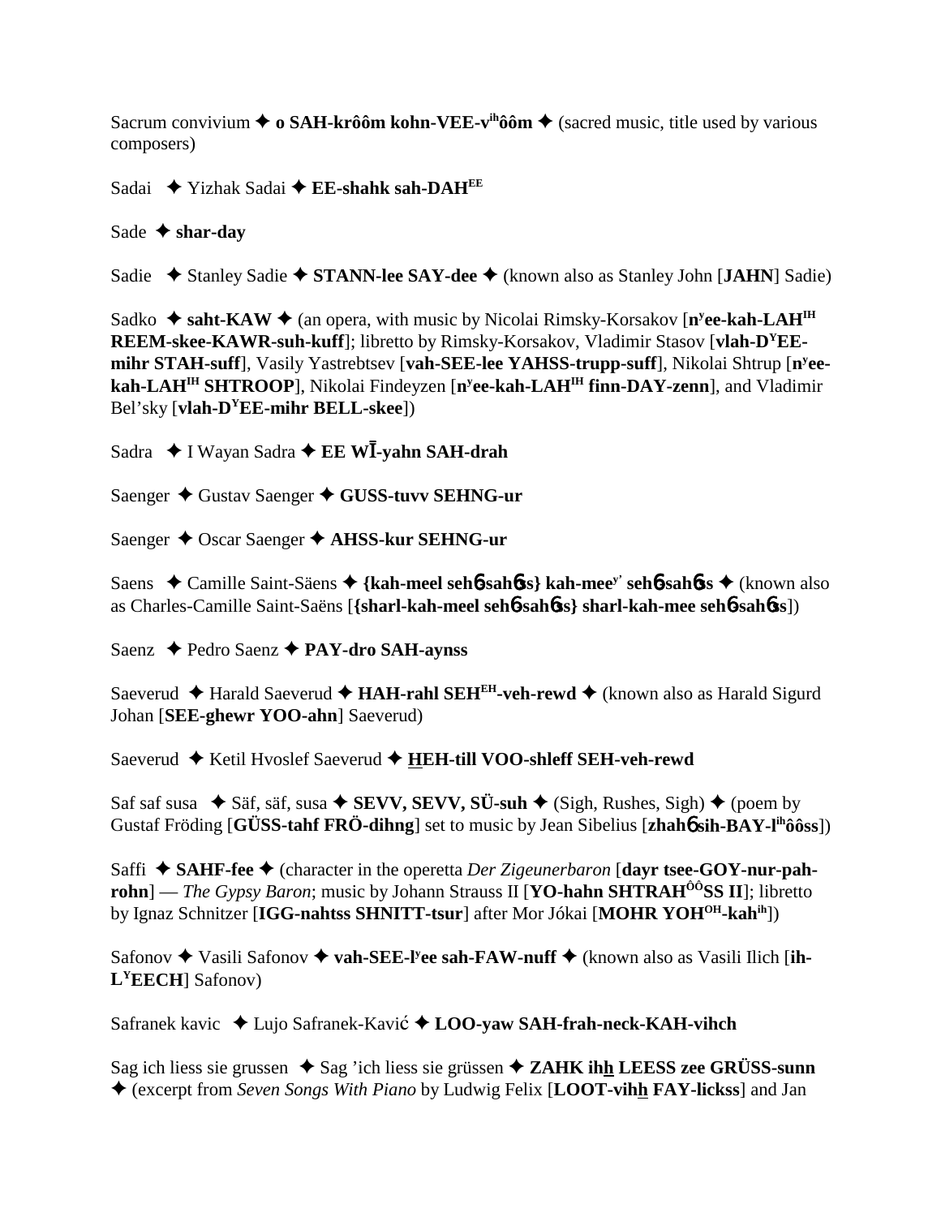Sacrum convivium ✦ **o SAH-krôôm kohn-VEE-v**[ih]**ôôm** ✦ (sacred music, title used by various composers)

Sadai ✦ Yizhak Sadai ✦ **EE-shahk sah-DAH**[EE]

Sade ✦ **shar-day**

Sadie ✦ Stanley Sadie ✦ **STANN-lee SAY-dee** ✦ (known also as Stanley John [**JAHN**] Sadie)

Sadko ✦ **saht-KAW** ✦ (an opera, with music by Nicolai Rimsky-Korsakov [**n**[y]**ee-kah-LAH**[IH] **REEM-skee-KAWR-suh-kuff**]; libretto by Rimsky-Korsakov, Vladimir Stasov [**vlah-D**[Y]**EE-mihr STAH-suff**], Vasily Yastrebtsev [**vah-SEE-lee YAHSS-trupp-suff**], Nikolai Shtrup [**n**[y]**ee-kah-LAH**[IH] **SHTROOP**], Nikolai Findeyzen [**n**[y]**ee-kah-LAH**[IH] **finn-DAY-zenn**], and Vladimir Bel'sky [**vlah-D**[Y]**EE-mihr BELL-skee**])

Sadra ✦ I Wayan Sadra ✦ **EE WĪ-yahn SAH-drah**

Saenger ✦ Gustav Saenger ✦ **GUSS-tuvv SEHNG-ur**

Saenger ✦ Oscar Saenger ✦ **AHSS-kur SEHNG-ur**

Saens ✦ Camille Saint-Säens ✦ **{kah-meel seh6-sah6ss} kah-mee**[y'] **seh6-sah6ss** ✦ (known also as Charles-Camille Saint-Saëns [**{sharl-kah-meel seh6-sah6ss} sharl-kah-mee seh6-sah6ss**])

Saenz ✦ Pedro Saenz ✦ **PAY-dro SAH-aynss**

Saeverud ✦ Harald Saeverud ✦ **HAH-rahl SEH**[EH]**-veh-rewd** ✦ (known also as Harald Sigurd Johan [**SEE-ghewr YOO-ahn**] Saeverud)

Saeverud ✦ Ketil Hvoslef Saeverud ✦ **HEH-till VOO-shleff SEH-veh-rewd**

Saf saf susa ✦ Säf, säf, susa ✦ **SEVV, SEVV, SÜ-suh** ✦ (Sigh, Rushes, Sigh) ✦ (poem by Gustaf Fröding [**GÜSS-tahf FRÖ-dihng**] set to music by Jean Sibelius [**zhah6 sih-BAY-l**[ih]**ôôss**])

Saffi ✦ **SAHF-fee** ✦ (character in the operetta *Der Zigeunerbaron* [**dayr tsee-GOY-nur-pah-rohn**] — *The Gypsy Baron*; music by Johann Strauss II [**YO-hahn SHTRAH**[ÔÔ]**SS II**]; libretto by Ignaz Schnitzer [**IGG-nahtss SHNITT-tsur**] after Mor Jókai [**MOHR YOH**[OH]**-kah**[ih]])

Safonov ✦ Vasili Safonov ✦ **vah-SEE-l**[y]**ee sah-FAW-nuff** ✦ (known also as Vasili Ilich [**ih-L**[Y]**EECH**] Safonov)

Safranek kavic ✦ Lujo Safranek-Kavić ✦ **LOO-yaw SAH-frah-neck-KAH-vihch**

Sag ich liess sie grussen ✦ Sag 'ich liess sie grüssen ✦ **ZAHK ihh LEESS zee GRÜSS-sunn** ✦ (excerpt from *Seven Songs With Piano* by Ludwig Felix [**LOOT-vihh FAY-lickss**] and Jan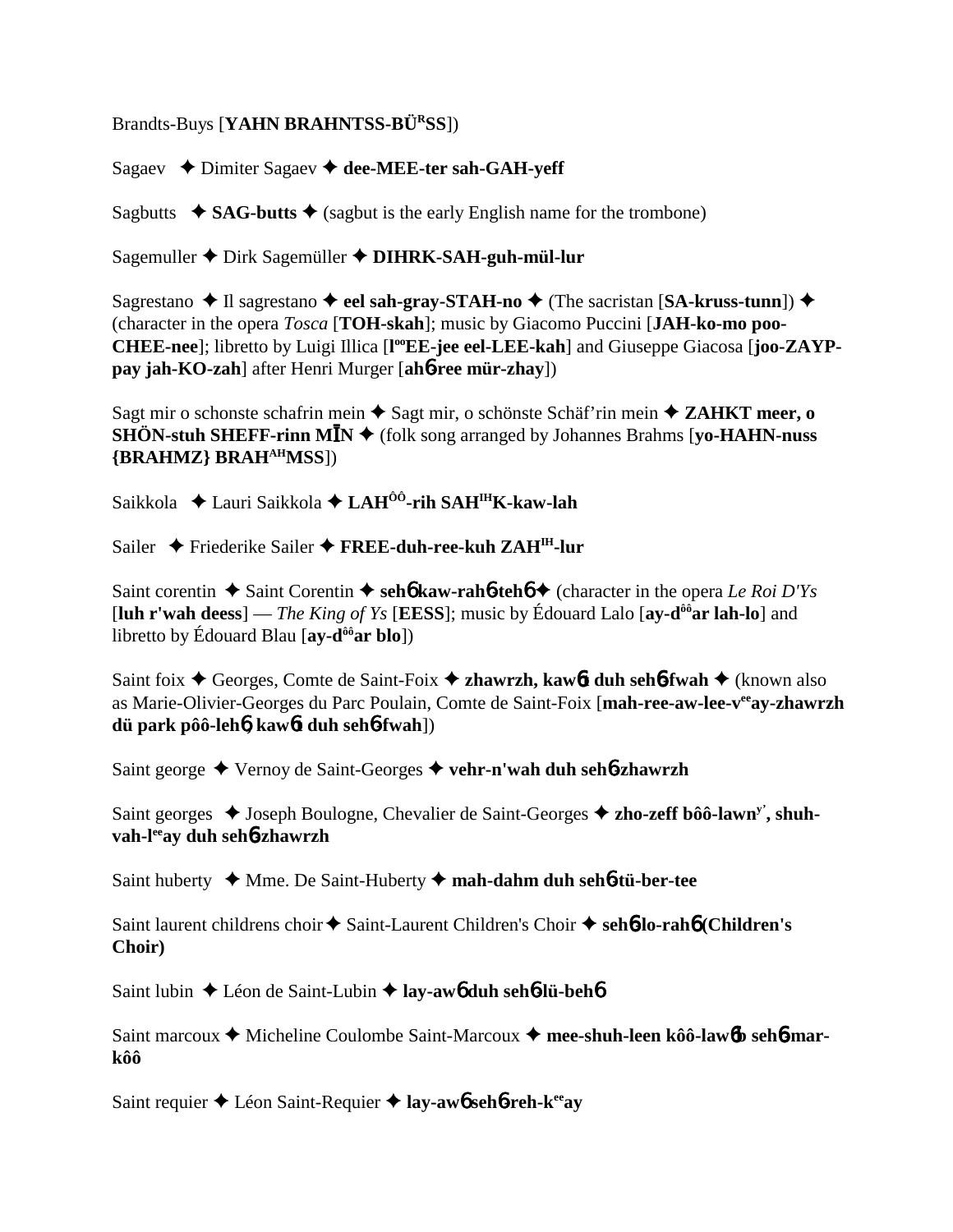Brandts-Buys [**YAHN BRAHNTSS-BÜ^R^SS**])

Sagaev ✦ Dimiter Sagaev ✦ **dee-MEE-ter sah-GAH-yeff**

Sagbutts ✦ **SAG-butts** ✦ (sagbut is the early English name for the trombone)

Sagemuller ✦ Dirk Sagemüller ✦ **DIHRK-SAH-guh-mül-lur**

Sagrestano ✦ Il sagrestano ✦ **eel sah-gray-STAH-no** ✦ (The sacristan [**SA-kruss-tunn**]) ✦ (character in the opera *Tosca* [**TOH-skah**]; music by Giacomo Puccini [**JAH-ko-mo poo-CHEE-nee**]; libretto by Luigi Illica [**l^oo^EE-jee eel-LEE-kah**] and Giuseppe Giacosa [**joo-ZAYP-pay jah-KO-zah**] after Henri Murger [**ahɓ-ree mür-zhay**])

Sagt mir o schonste schafrin mein ✦ Sagt mir, o schönste Schäf'rin mein ✦ **ZAHKT meer, o SHÖN-stuh SHEFF-rinn MĪN** ✦ (folk song arranged by Johannes Brahms [**yo-HAHN-nuss {BRAHMZ} BRAH^AH^MSS**])

Saikkola ✦ Lauri Saikkola ✦ **LAH^ÔÔ^-rih SAH^IH^K-kaw-lah**

Sailer ✦ Friederike Sailer ✦ **FREE-duh-ree-kuh ZAH^IH^-lur**

Saint corentin ✦ Saint Corentin ✦ **sehɓ kaw-rahɓ-tehɓ** ✦ (character in the opera *Le Roi D'Ys* [**luh r'wah deess**] — *The King of Ys* [**EESS**]; music by Édouard Lalo [**ay-d^ôô^ar lah-lo**] and libretto by Édouard Blau [**ay-d^ôô^ar blo**])

Saint foix ✦ Georges, Comte de Saint-Foix ✦ **zhawrzh, kawɓt duh sehɓ-fwah** ✦ (known also as Marie-Olivier-Georges du Parc Poulain, Comte de Saint-Foix [**mah-ree-aw-lee-v^ee^ay-zhawrzh dü park pôô-lehɓ, kawɓt duh sehɓ-fwah**])

Saint george ✦ Vernoy de Saint-Georges ✦ **vehr-n'wah duh sehɓ-zhawrzh**

Saint georges ✦ Joseph Boulogne, Chevalier de Saint-Georges ✦ **zho-zeff bôô-lawn^y'^, shuh-vah-l^ee^ay duh sehɓ-zhawrzh**

Saint huberty ✦ Mme. De Saint-Huberty ✦ **mah-dahm duh sehɓ-tü-ber-tee**

Saint laurent childrens choir ✦ Saint-Laurent Children's Choir ✦ **sehɓ-lo-rahɓ (Children's Choir)**

Saint lubin ✦ Léon de Saint-Lubin ✦ **lay-awɓ duh sehɓ-lü-behɓ**

Saint marcoux ✦ Micheline Coulombe Saint-Marcoux ✦ **mee-shuh-leen kôô-lawɓb sehɓ-mar-kôô**

Saint requier ✦ Léon Saint-Requier ✦ **lay-awɓ sehɓ-reh-k^ee^ay**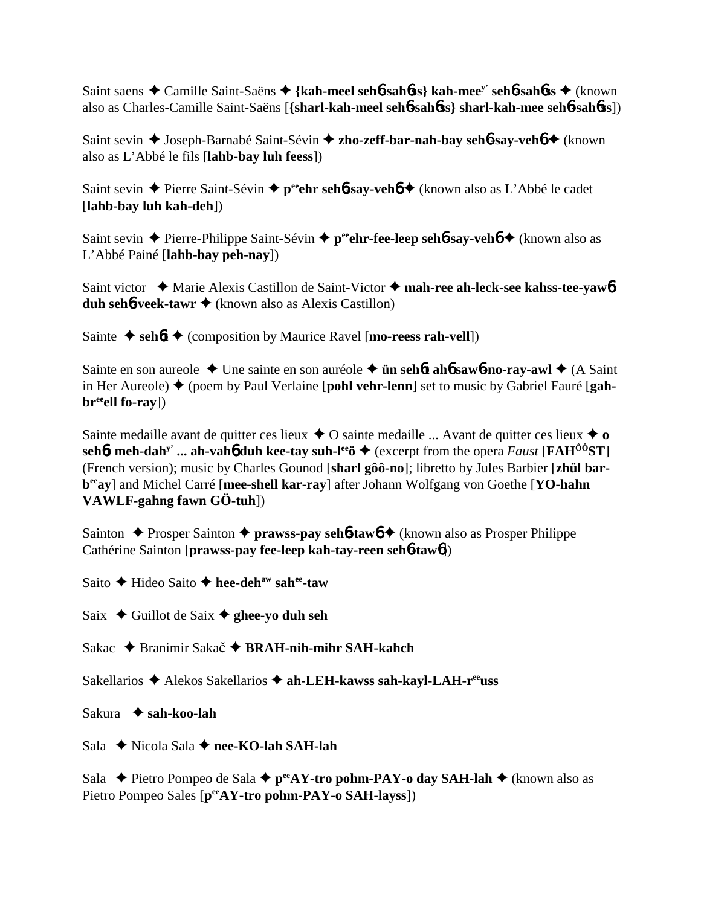Saint saens ✦ Camille Saint-Saëns ✦ **{kah-meel seh6-sah6ss} kah-mee[y'] seh6-sah6ss** ✦ (known also as Charles-Camille Saint-Saëns [**{sharl-kah-meel seh6-sah6ss} sharl-kah-mee seh6-sah6ss**])

Saint sevin ✦ Joseph-Barnabé Saint-Sévin ✦ **zho-zeff-bar-nah-bay seh6-say-veh6** ✦ (known also as L'Abbé le fils [**lahb-bay luh feess**])

Saint sevin ✦ Pierre Saint-Sévin ✦ **p[ee]ehr seh6-say-veh6** ✦ (known also as L'Abbé le cadet [**lahb-bay luh kah-deh**])

Saint sevin ✦ Pierre-Philippe Saint-Sévin ✦ **p[ee]ehr-fee-leep seh6-say-veh6** ✦ (known also as L'Abbé Painé [**lahb-bay peh-nay**])

Saint victor ✦ Marie Alexis Castillon de Saint-Victor ✦ **mah-ree ah-leck-see kahss-tee-yaw6 duh seh6-veek-tawr** ✦ (known also as Alexis Castillon)

Sainte ✦ **seh6t** ✦ (composition by Maurice Ravel [**mo-reess rah-vell**])

Sainte en son aureole ✦ Une sainte en son auréole ✦ **ün seh6t ah6 saw6-no-ray-awl** ✦ (A Saint in Her Aureole) ✦ (poem by Paul Verlaine [**pohl vehr-lenn**] set to music by Gabriel Fauré [**gah-br[ee]ell fo-ray**])

Sainte medaille avant de quitter ces lieux ✦ O sainte medaille ... Avant de quitter ces lieux ✦ **o seh6t meh-dah[y'] ... ah-vah6 duh kee-tay suh-l[ee]ö** ✦ (excerpt from the opera *Faust* [**FAH[ôô]ST**] (French version); music by Charles Gounod [**sharl gôô-no**]; libretto by Jules Barbier [**zhül bar-b[ee]ay**] and Michel Carré [**mee-shell kar-ray**] after Johann Wolfgang von Goethe [**YO-hahn VAWLF-gahng fawn GÖ-tuh**])

Sainton ✦ Prosper Sainton ✦ **prawss-pay seh6-taw6** ✦ (known also as Prosper Philippe Cathérine Sainton [**prawss-pay fee-leep kah-tay-reen seh6-taw6**])

Saito ✦ Hideo Saito ✦ **hee-deh[aw] sah[ee]-taw**

Saix ✦ Guillot de Saix ✦ **ghee-yo duh seh**

Sakac ✦ Branimir Sakač ✦ **BRAH-nih-mihr SAH-kahch**

Sakellarios ✦ Alekos Sakellarios ✦ **ah-LEH-kawss sah-kayl-LAH-r[ee]uss**

Sakura ✦ **sah-koo-lah**

Sala ✦ Nicola Sala ✦ **nee-KO-lah SAH-lah**

Sala ✦ Pietro Pompeo de Sala ✦ **p[ee]AY-tro pohm-PAY-o day SAH-lah** ✦ (known also as Pietro Pompeo Sales [**p[ee]AY-tro pohm-PAY-o SAH-layss**])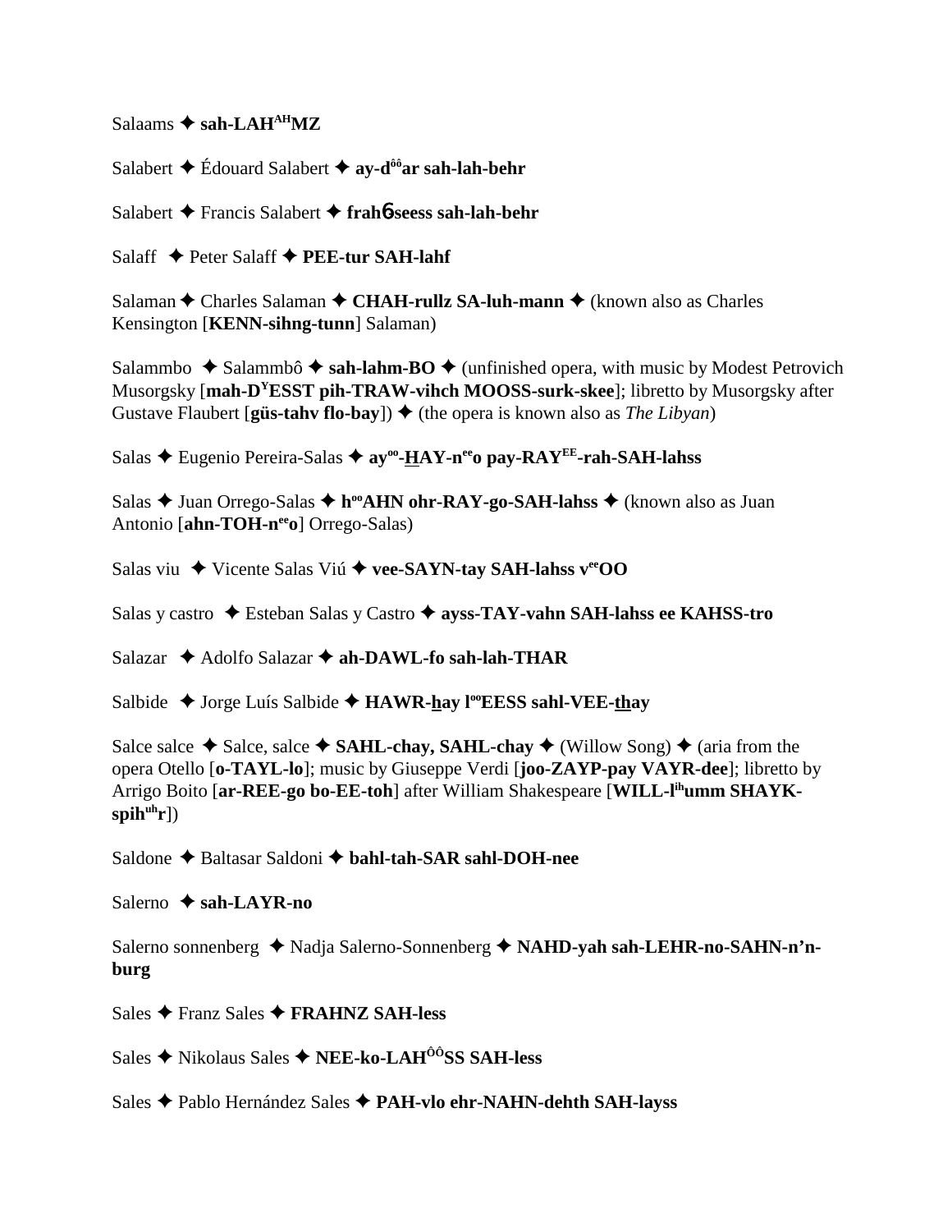Salaams ✦ **sah-LAH^AH^MZ**

Salabert ✦ Édouard Salabert ✦ **ay-d^ôô^ar sah-lah-behr**

Salabert ✦ Francis Salabert ✦ **frahɓseess sah-lah-behr**

Salaff ✦ Peter Salaff ✦ **PEE-tur SAH-lahf**

Salaman ✦ Charles Salaman ✦ **CHAH-rullz SA-luh-mann** ✦ (known also as Charles Kensington [**KENN-sihng-tunn**] Salaman)

Salammbo ✦ Salammbô ✦ **sah-lahm-BO** ✦ (unfinished opera, with music by Modest Petrovich Musorgsky [**mah-D^Y^ESST pih-TRAW-vihch MOOSS-surk-skee**]; libretto by Musorgsky after Gustave Flaubert [**güs-tahv flo-bay**]) ✦ (the opera is known also as *The Libyan*)

Salas ✦ Eugenio Pereira-Salas ✦ **ay^oo^-HAY-n^ee^o pay-RAY^EE^-rah-SAH-lahss**

Salas ✦ Juan Orrego-Salas ✦ **h^oo^AHN ohr-RAY-go-SAH-lahss** ✦ (known also as Juan Antonio [**ahn-TOH-n^ee^o**] Orrego-Salas)

Salas viu ✦ Vicente Salas Viú ✦ **vee-SAYN-tay SAH-lahss v^ee^OO**

Salas y castro ✦ Esteban Salas y Castro ✦ **ayss-TAY-vahn SAH-lahss ee KAHSS-tro**

Salazar ✦ Adolfo Salazar ✦ **ah-DAWL-fo sah-lah-THAR**

Salbide ✦ Jorge Luís Salbide ✦ **HAWR-hay l^oo^EESS sahl-VEE-thay**

Salce salce ✦ Salce, salce ✦ **SAHL-chay, SAHL-chay** ✦ (Willow Song) ✦ (aria from the opera Otello [**o-TAYL-lo**]; music by Giuseppe Verdi [**joo-ZAYP-pay VAYR-dee**]; libretto by Arrigo Boito [**ar-REE-go bo-EE-toh**] after William Shakespeare [**WILL-l^ih^umm SHAYK-spih^uh^r**])

Saldone ✦ Baltasar Saldoni ✦ **bahl-tah-SAR sahl-DOH-nee**

Salerno ✦ **sah-LAYR-no**

Salerno sonnenberg ✦ Nadja Salerno-Sonnenberg ✦ **NAHD-yah sah-LEHR-no-SAHN-n'n-burg**

Sales ✦ Franz Sales ✦ **FRAHNZ SAH-less**

Sales ✦ Nikolaus Sales ✦ **NEE-ko-LAH^ÔÔ^SS SAH-less**

Sales ✦ Pablo Hernández Sales ✦ **PAH-vlo ehr-NAHN-dehth SAH-layss**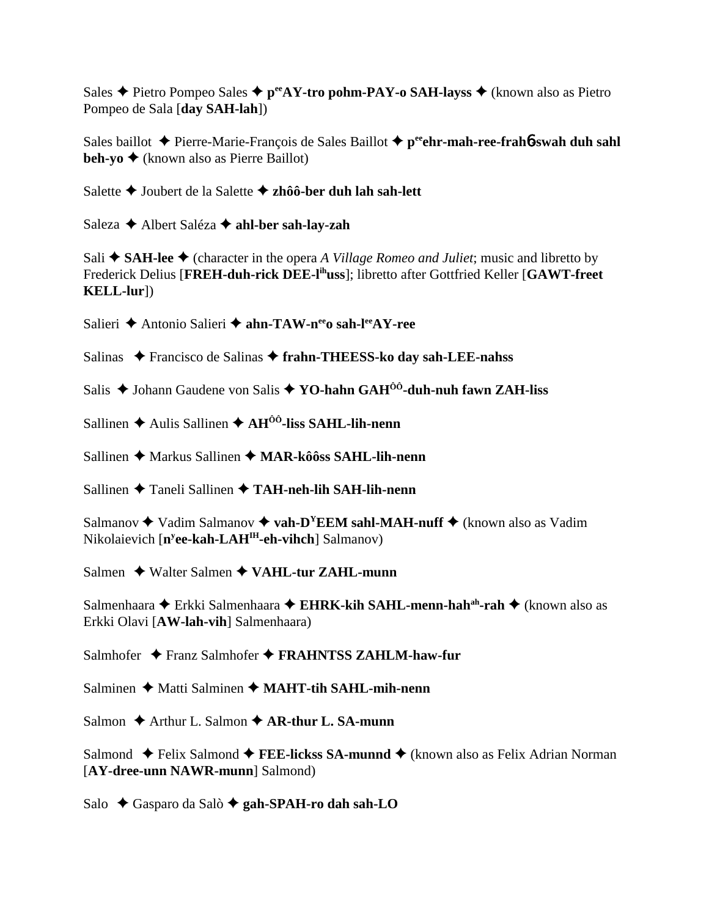Sales ✦ Pietro Pompeo Sales ✦ **p<sup>ee</sup>AY-tro pohm-PAY-o SAH-layss** ✦ (known also as Pietro Pompeo de Sala [**day SAH-lah**])

Sales baillot ✦ Pierre-Marie-François de Sales Baillot ✦ **p<sup>ee</sup>ehr-mah-ree-frahɲ-swah duh sahl beh-yo** ✦ (known also as Pierre Baillot)

Salette ✦ Joubert de la Salette ✦ **zhôô-ber duh lah sah-lett**

Saleza ✦ Albert Saléza ✦ **ahl-ber sah-lay-zah**

Sali ✦ **SAH-lee** ✦ (character in the opera *A Village Romeo and Juliet*; music and libretto by Frederick Delius [**FREH-duh-rick DEE-l<sup>ih</sup>uss**]; libretto after Gottfried Keller [**GAWT-freet KELL-lur**])

Salieri ✦ Antonio Salieri ✦ **ahn-TAW-n<sup>ee</sup>o sah-l<sup>ee</sup>AY-ree**

Salinas ✦ Francisco de Salinas ✦ **frahn-THEESS-ko day sah-LEE-nahss**

Salis ✦ Johann Gaudene von Salis ✦ **YO-hahn GAH<sup>ÔÔ</sup>-duh-nuh fawn ZAH-liss**

Sallinen ✦ Aulis Sallinen ✦ **AH<sup>ÔÔ</sup>-liss SAHL-lih-nenn**

Sallinen ✦ Markus Sallinen ✦ **MAR-kôôss SAHL-lih-nenn**

Sallinen ✦ Taneli Sallinen ✦ **TAH-neh-lih SAH-lih-nenn**

Salmanov ✦ Vadim Salmanov ✦ **vah-D<sup>Y</sup>EEM sahl-MAH-nuff** ✦ (known also as Vadim Nikolaievich [**n<sup>y</sup>ee-kah-LAH<sup>IH</sup>-eh-vihch**] Salmanov)

Salmen ✦ Walter Salmen ✦ **VAHL-tur ZAHL-munn**

Salmenhaara ✦ Erkki Salmenhaara ✦ **EHRK-kih SAHL-menn-hah<sup>ah</sup>-rah** ✦ (known also as Erkki Olavi [**AW-lah-vih**] Salmenhaara)

Salmhofer ✦ Franz Salmhofer ✦ **FRAHNTSS ZAHLM-haw-fur**

Salminen ✦ Matti Salminen ✦ **MAHT-tih SAHL-mih-nenn**

Salmon ✦ Arthur L. Salmon ✦ **AR-thur L. SA-munn**

Salmond ✦ Felix Salmond ✦ **FEE-lickss SA-munnd** ✦ (known also as Felix Adrian Norman [**AY-dree-unn NAWR-munn**] Salmond)

Salo ✦ Gasparo da Salò ✦ **gah-SPAH-ro dah sah-LO**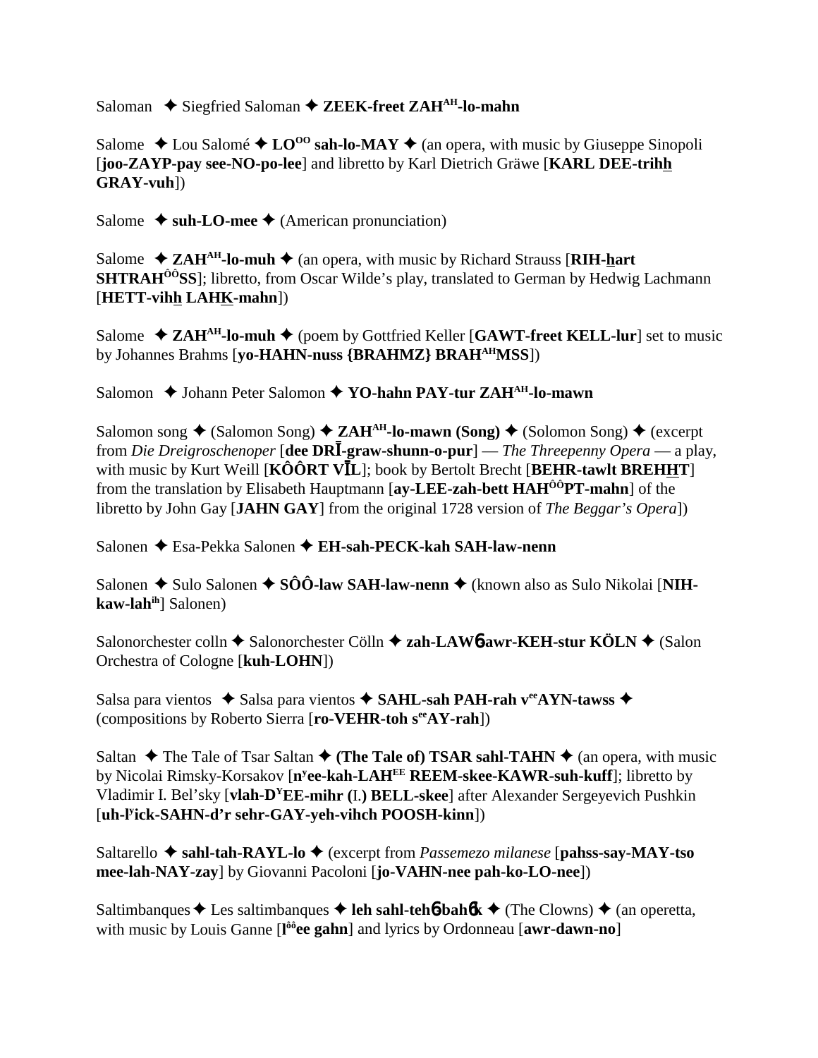Saloman ✦ Siegfried Saloman ✦ **ZEEK-freet ZAH^AH-lo-mahn**

Salome ✦ Lou Salomé ✦ **LO^OO sah-lo-MAY** ✦ (an opera, with music by Giuseppe Sinopoli [**joo-ZAYP-pay see-NO-po-lee**] and libretto by Karl Dietrich Gräwe [**KARL DEE-trihh GRAY-vuh**])

Salome ✦ **suh-LO-mee** ✦ (American pronunciation)

Salome ✦ **ZAH^AH-lo-muh** ✦ (an opera, with music by Richard Strauss [**RIH-hart SHTRAH^ÔÔSS**]; libretto, from Oscar Wilde's play, translated to German by Hedwig Lachmann [**HETT-vihh LAHK-mahn**])

Salome ✦ **ZAH^AH-lo-muh** ✦ (poem by Gottfried Keller [**GAWT-freet KELL-lur**] set to music by Johannes Brahms [**yo-HAHN-nuss {BRAHMZ} BRAH^AHMSS**])

Salomon ✦ Johann Peter Salomon ✦ **YO-hahn PAY-tur ZAH^AH-lo-mawn**

Salomon song ✦ (Salomon Song) ✦ **ZAH^AH-lo-mawn (Song)** ✦ (Solomon Song) ✦ (excerpt from *Die Dreigroschenoper* [**dee DRĪ-graw-shunn-o-pur**] — *The Threepenny Opera* — a play, with music by Kurt Weill [**KÔÔRT VĪL**]; book by Bertolt Brecht [**BEHR-tawlt BREHHT**] from the translation by Elisabeth Hauptmann [**ay-LEE-zah-bett HAH^ÔÔPT-mahn**] of the libretto by John Gay [**JAHN GAY**] from the original 1728 version of *The Beggar's Opera*])

Salonen ✦ Esa-Pekka Salonen ✦ **EH-sah-PECK-kah SAH-law-nenn**

Salonen ✦ Sulo Salonen ✦ **SÔÔ-law SAH-law-nenn** ✦ (known also as Sulo Nikolai [**NIH-kaw-lah^ih**] Salonen)

Salonorchester colln ✦ Salonorchester Cölln ✦ **zah-LAWɓ-awr-KEH-stur KÖLN** ✦ (Salon Orchestra of Cologne [**kuh-LOHN**])

Salsa para vientos ✦ Salsa para vientos ✦ **SAHL-sah PAH-rah v^eeAYN-tawss** ✦ (compositions by Roberto Sierra [**ro-VEHR-toh s^eeAY-rah**])

Saltan ✦ The Tale of Tsar Saltan ✦ **(The Tale of) TSAR sahl-TAHN** ✦ (an opera, with music by Nicolai Rimsky-Korsakov [**n^yee-kah-LAH^EE REEM-skee-KAWR-suh-kuff**]; libretto by Vladimir I. Bel'sky [**vlah-D^YEE-mihr (I.) BELL-skee**] after Alexander Sergeyevich Pushkin [**uh-l^yick-SAHN-d'r sehr-GAY-yeh-vihch POOSH-kinn**])

Saltarello ✦ **sahl-tah-RAYL-lo** ✦ (excerpt from *Passemezo milanese* [**pahss-say-MAY-tso mee-lah-NAY-zay**] by Giovanni Pacoloni [**jo-VAHN-nee pah-ko-LO-nee**])

Saltimbanques ✦ Les saltimbanques ✦ **leh sahl-tehɓ-bahɓk** ✦ (The Clowns) ✦ (an operetta, with music by Louis Ganne [**l^ôôee gahn**] and lyrics by Ordonneau [**awr-dawn-no**]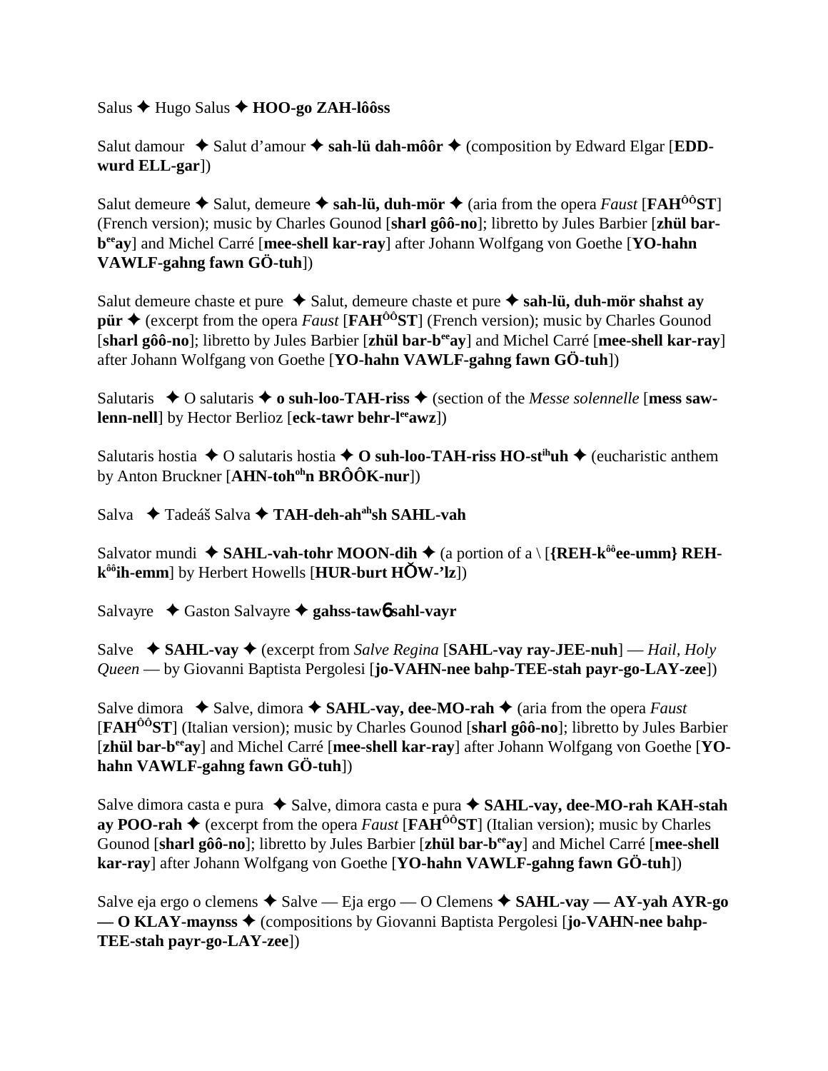Salus ✦ Hugo Salus ✦ **HOO-go ZAH-lôôss**

Salut damour ✦ Salut d'amour ✦ **sah-lü dah-môôr** ✦ (composition by Edward Elgar [**EDD-wurd ELL-gar**])

Salut demeure ✦ Salut, demeure ✦ **sah-lü, duh-mör** ✦ (aria from the opera *Faust* [**FAH$^{ÔÔ}$ST**] (French version); music by Charles Gounod [**sharl gôô-no**]; libretto by Jules Barbier [**zhül bar-b$^{ee}$ay**] and Michel Carré [**mee-shell kar-ray**] after Johann Wolfgang von Goethe [**YO-hahn VAWLF-gahng fawn GÖ-tuh**])

Salut demeure chaste et pure ✦ Salut, demeure chaste et pure ✦ **sah-lü, duh-mör shahst ay pür** ✦ (excerpt from the opera *Faust* [**FAH$^{ÔÔ}$ST**] (French version); music by Charles Gounod [**sharl gôô-no**]; libretto by Jules Barbier [**zhül bar-b$^{ee}$ay**] and Michel Carré [**mee-shell kar-ray**] after Johann Wolfgang von Goethe [**YO-hahn VAWLF-gahng fawn GÖ-tuh**])

Salutaris ✦ O salutaris ✦ **o suh-loo-TAH-riss** ✦ (section of the *Messe solennelle* [**mess saw-lenn-nell**] by Hector Berlioz [**eck-tawr behr-l$^{ee}$awz**])

Salutaris hostia ✦ O salutaris hostia ✦ **O suh-loo-TAH-riss HO-st$^{ih}$uh** ✦ (eucharistic anthem by Anton Bruckner [**AHN-toh$^{oh}$n BRÔÔK-nur**])

Salva ✦ Tadeáš Salva ✦ **TAH-deh-ah$^{ah}$sh SAHL-vah**

Salvator mundi ✦ **SAHL-vah-tohr MOON-dih** ✦ (a portion of a \ [**{REH-k$^{ôô}$ee-umm} REH-k$^{ôô}$ih-emm**] by Herbert Howells [**HUR-burt HŎW-'lz**])

Salvayre ✦ Gaston Salvayre ✦ **gahss-tawɓ sahl-vayr**

Salve ✦ **SAHL-vay** ✦ (excerpt from *Salve Regina* [**SAHL-vay ray-JEE-nuh**] — *Hail, Holy Queen* — by Giovanni Baptista Pergolesi [**jo-VAHN-nee bahp-TEE-stah payr-go-LAY-zee**])

Salve dimora ✦ Salve, dimora ✦ **SAHL-vay, dee-MO-rah** ✦ (aria from the opera *Faust* [**FAH$^{ÔÔ}$ST**] (Italian version); music by Charles Gounod [**sharl gôô-no**]; libretto by Jules Barbier [**zhül bar-b$^{ee}$ay**] and Michel Carré [**mee-shell kar-ray**] after Johann Wolfgang von Goethe [**YO-hahn VAWLF-gahng fawn GÖ-tuh**])

Salve dimora casta e pura ✦ Salve, dimora casta e pura ✦ **SAHL-vay, dee-MO-rah KAH-stah ay POO-rah** ✦ (excerpt from the opera *Faust* [**FAH$^{ÔÔ}$ST**] (Italian version); music by Charles Gounod [**sharl gôô-no**]; libretto by Jules Barbier [**zhül bar-b$^{ee}$ay**] and Michel Carré [**mee-shell kar-ray**] after Johann Wolfgang von Goethe [**YO-hahn VAWLF-gahng fawn GÖ-tuh**])

Salve eja ergo o clemens ✦ Salve — Eja ergo — O Clemens ✦ **SAHL-vay — AY-yah AYR-go — O KLAY-maynss** ✦ (compositions by Giovanni Baptista Pergolesi [**jo-VAHN-nee bahp-TEE-stah payr-go-LAY-zee**])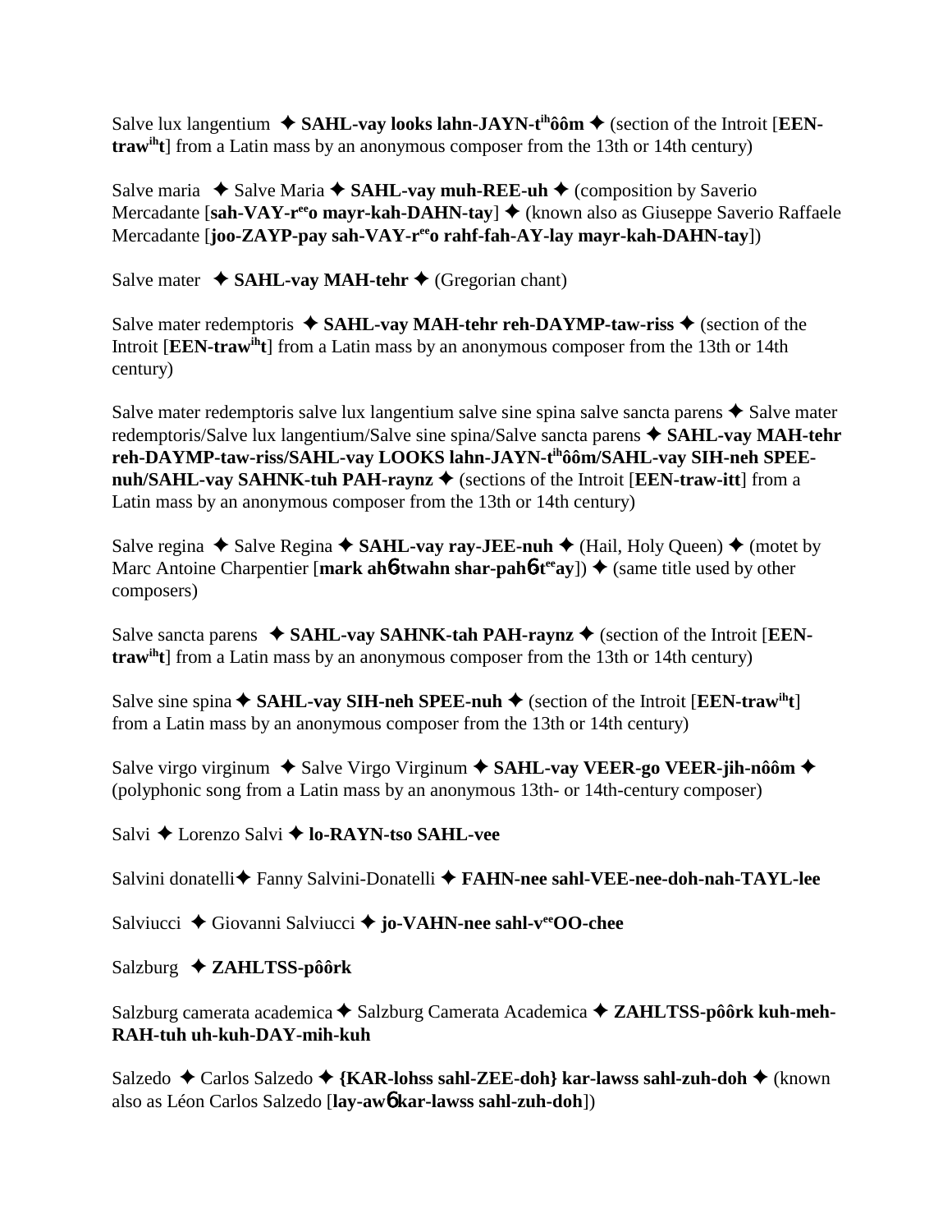Salve lux langentium ✦ **SAHL-vay looks lahn-JAYN-t**[ih]**ôôm** ✦ (section of the Introit [**EEN-traw**[ih]**t**] from a Latin mass by an anonymous composer from the 13th or 14th century)

Salve maria ✦ Salve Maria ✦ **SAHL-vay muh-REE-uh** ✦ (composition by Saverio Mercadante [**sah-VAY-r**[ee]**o mayr-kah-DAHN-tay**] ✦ (known also as Giuseppe Saverio Raffaele Mercadante [**joo-ZAYP-pay sah-VAY-r**[ee]**o rahf-fah-AY-lay mayr-kah-DAHN-tay**])

Salve mater ✦ **SAHL-vay MAH-tehr** ✦ (Gregorian chant)

Salve mater redemptoris ✦ **SAHL-vay MAH-tehr reh-DAYMP-taw-riss** ✦ (section of the Introit [**EEN-traw**[ih]**t**] from a Latin mass by an anonymous composer from the 13th or 14th century)

Salve mater redemptoris salve lux langentium salve sine spina salve sancta parens ✦ Salve mater redemptoris/Salve lux langentium/Salve sine spina/Salve sancta parens ✦ **SAHL-vay MAH-tehr reh-DAYMP-taw-riss/SAHL-vay LOOKS lahn-JAYN-t**[ih]**ôôm/SAHL-vay SIH-neh SPEE-nuh/SAHL-vay SAHNK-tuh PAH-raynz** ✦ (sections of the Introit [**EEN-traw-itt**] from a Latin mass by an anonymous composer from the 13th or 14th century)

Salve regina ✦ Salve Regina ✦ **SAHL-vay ray-JEE-nuh** ✦ (Hail, Holy Queen) ✦ (motet by Marc Antoine Charpentier [**mark ah**6**-twahn shar-pah**6**-t**[ee]**ay**]) ✦ (same title used by other composers)

Salve sancta parens ✦ **SAHL-vay SAHNK-tah PAH-raynz** ✦ (section of the Introit [**EEN-traw**[ih]**t**] from a Latin mass by an anonymous composer from the 13th or 14th century)

Salve sine spina ✦ **SAHL-vay SIH-neh SPEE-nuh** ✦ (section of the Introit [**EEN-traw**[ih]**t**] from a Latin mass by an anonymous composer from the 13th or 14th century)

Salve virgo virginum ✦ Salve Virgo Virginum ✦ **SAHL-vay VEER-go VEER-jih-nôôm** ✦ (polyphonic song from a Latin mass by an anonymous 13th- or 14th-century composer)

Salvi ✦ Lorenzo Salvi ✦ **lo-RAYN-tso SAHL-vee**

Salvini donatelli✦ Fanny Salvini-Donatelli ✦ **FAHN-nee sahl-VEE-nee-doh-nah-TAYL-lee**

Salviucci ✦ Giovanni Salviucci ✦ **jo-VAHN-nee sahl-v**[ee]**OO-chee**

Salzburg ✦ **ZAHLTSS-pôôrk**

Salzburg camerata academica ✦ Salzburg Camerata Academica ✦ **ZAHLTSS-pôôrk kuh-meh-RAH-tuh uh-kuh-DAY-mih-kuh**

Salzedo ✦ Carlos Salzedo ✦ **{KAR-lohss sahl-ZEE-doh} kar-lawss sahl-zuh-doh** ✦ (known also as Léon Carlos Salzedo [**lay-aw**6 **kar-lawss sahl-zuh-doh**])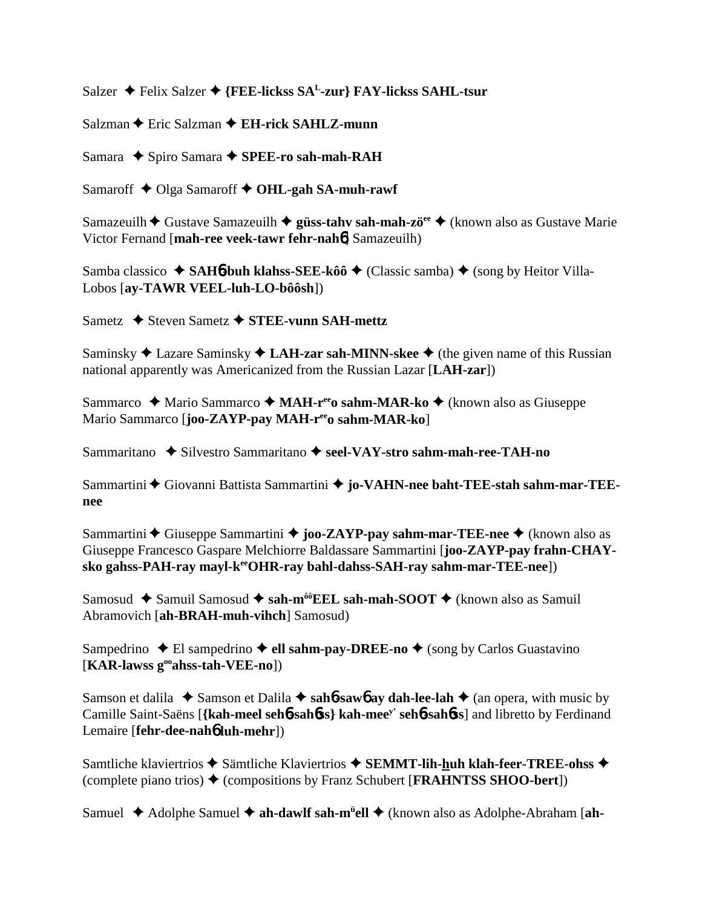Salzer ✦ Felix Salzer ✦ **{FEE-lickss SA[L]-zur} FAY-lickss SAHL-tsur**

Salzman ✦ Eric Salzman ✦ **EH-rick SAHLZ-munn**

Samara ✦ Spiro Samara ✦ **SPEE-ro sah-mah-RAH**

Samaroff ✦ Olga Samaroff ✦ **OHL-gah SA-muh-rawf**

Samazeuilh ✦ Gustave Samazeuilh ✦ **güss-tahv sah-mah-zö[ee]** ✦ (known also as Gustave Marie Victor Fernand [**mah-ree veek-tawr fehr-nahɥ**] Samazeuilh)

Samba classico ✦ **SAHɥ-buh klahss-SEE-kôô** ✦ (Classic samba) ✦ (song by Heitor Villa-Lobos [**ay-TAWR VEEL-luh-LO-bôôsh**])

Sametz ✦ Steven Sametz ✦ **STEE-vunn SAH-mettz**

Saminsky ✦ Lazare Saminsky ✦ **LAH-zar sah-MINN-skee** ✦ (the given name of this Russian national apparently was Americanized from the Russian Lazar [**LAH-zar**])

Sammarco ✦ Mario Sammarco ✦ **MAH-r[ee]o sahm-MAR-ko** ✦ (known also as Giuseppe Mario Sammarco [**joo-ZAYP-pay MAH-r[ee]o sahm-MAR-ko**]

Sammaritano ✦ Silvestro Sammaritano ✦ **seel-VAY-stro sahm-mah-ree-TAH-no**

Sammartini ✦ Giovanni Battista Sammartini ✦ **jo-VAHN-nee baht-TEE-stah sahm-mar-TEE-nee**

Sammartini ✦ Giuseppe Sammartini ✦ **joo-ZAYP-pay sahm-mar-TEE-nee** ✦ (known also as Giuseppe Francesco Gaspare Melchiorre Baldassare Sammartini [**joo-ZAYP-pay frahn-CHAY-sko gahss-PAH-ray mayl-k[ee]OHR-ray bahl-dahss-SAH-ray sahm-mar-TEE-nee**])

Samosud ✦ Samuil Samosud ✦ **sah-m[ôô]EEL sah-mah-SOOT** ✦ (known also as Samuil Abramovich [**ah-BRAH-muh-vihch**] Samosud)

Sampedrino ✦ El sampedrino ✦ **ell sahm-pay-DREE-no** ✦ (song by Carlos Guastavino [**KAR-lawss g[oo]ahss-tah-VEE-no**])

Samson et dalila ✦ Samson et Dalila ✦ **sahɥ-sawɥ ay dah-lee-lah** ✦ (an opera, with music by Camille Saint-Saëns [**{kah-meel sehɥ-sahɥss} kah-mee[y'] sehɥ-sahɥss**] and libretto by Ferdinand Lemaire [**fehr-dee-nahɥ luh-mehr**])

Samtliche klaviertrios ✦ Sämtliche Klaviertrios ✦ **SEMMT-lih-huh klah-feer-TREE-ohss** ✦ (complete piano trios) ✦ (compositions by Franz Schubert [**FRAHNTSS SHOO-bert**])

Samuel ✦ Adolphe Samuel ✦ **ah-dawlf sah-m[ü]ell** ✦ (known also as Adolphe-Abraham [**ah-**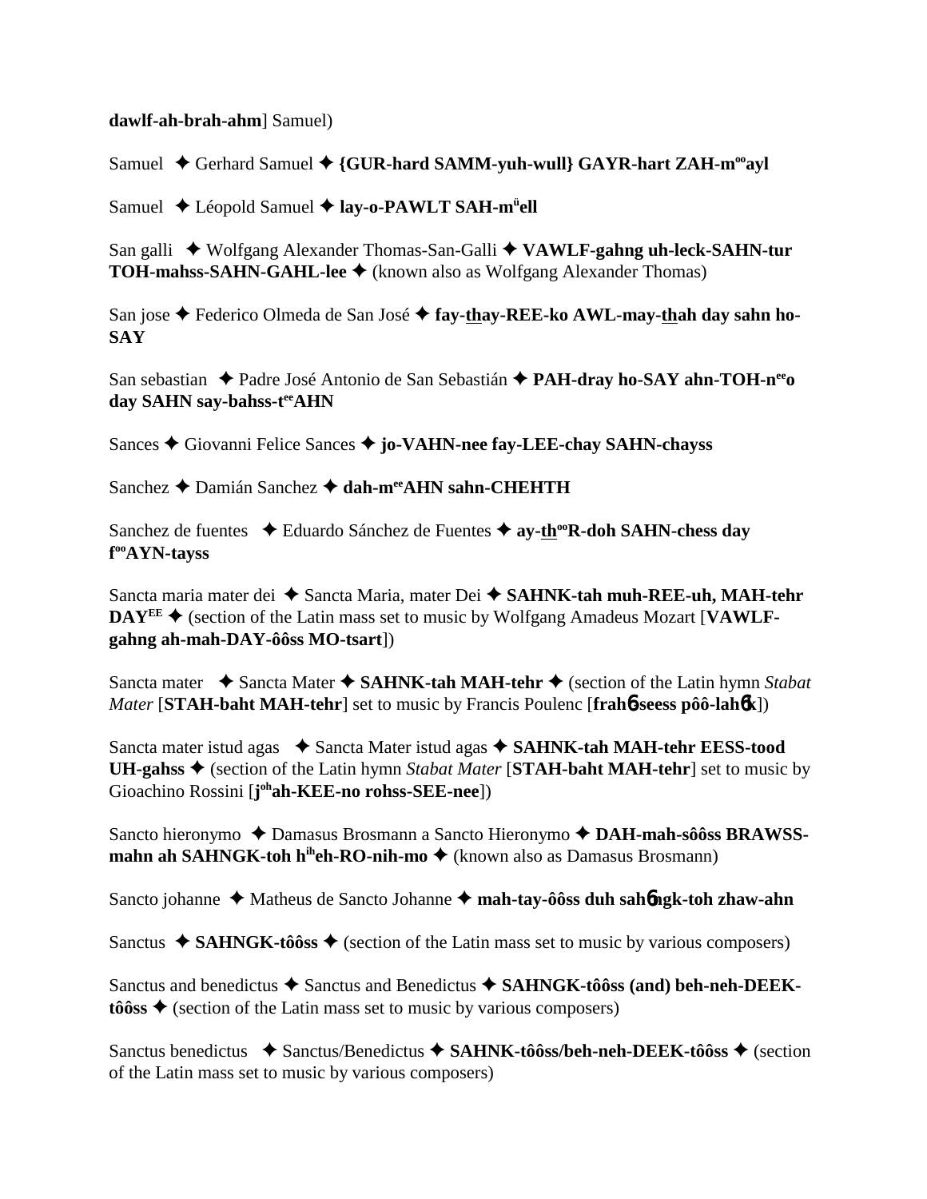**dawlf-ah-brah-ahm**] Samuel)

Samuel ✦ Gerhard Samuel ✦ **{GUR-hard SAMM-yuh-wull} GAYR-hart ZAH-m**[oo]**ayl**

Samuel ✦ Léopold Samuel ✦ **lay-o-PAWLT SAH-m**[ü]**ell**

San galli ✦ Wolfgang Alexander Thomas-San-Galli ✦ **VAWLF-gahng uh-leck-SAHN-tur TOH-mahss-SAHN-GAHL-lee** ✦ (known also as Wolfgang Alexander Thomas)

San jose ✦ Federico Olmeda de San José ✦ **fay-thay-REE-ko AWL-may-thah day sahn ho-SAY**

San sebastian ✦ Padre José Antonio de San Sebastián ✦ **PAH-dray ho-SAY ahn-TOH-n**[ee]**o day SAHN say-bahss-t**[ee]**AHN**

Sances ✦ Giovanni Felice Sances ✦ **jo-VAHN-nee fay-LEE-chay SAHN-chayss**

Sanchez ✦ Damián Sanchez ✦ **dah-m**[ee]**AHN sahn-CHEHTH**

Sanchez de fuentes ✦ Eduardo Sánchez de Fuentes ✦ **ay-th**[oo]**R-doh SAHN-chess day f**[oo]**AYN-tayss**

Sancta maria mater dei ✦ Sancta Maria, mater Dei ✦ **SAHNK-tah muh-REE-uh, MAH-tehr DAY**[EE] ✦ (section of the Latin mass set to music by Wolfgang Amadeus Mozart [**VAWLF-gahng ah-mah-DAY-ôôss MO-tsart**])

Sancta mater ✦ Sancta Mater ✦ **SAHNK-tah MAH-tehr** ✦ (section of the Latin hymn *Stabat Mater* [**STAH-baht MAH-tehr**] set to music by Francis Poulenc [**frahɓ-seess pôô-lahɓk**])

Sancta mater istud agas ✦ Sancta Mater istud agas ✦ **SAHNK-tah MAH-tehr EESS-tood UH-gahss** ✦ (section of the Latin hymn *Stabat Mater* [**STAH-baht MAH-tehr**] set to music by Gioachino Rossini [**j**[oh]**ah-KEE-no rohss-SEE-nee**])

Sancto hieronymo ✦ Damasus Brosmann a Sancto Hieronymo ✦ **DAH-mah-sôôss BRAWSS-mahn ah SAHNGK-toh h**[ih]**eh-RO-nih-mo** ✦ (known also as Damasus Brosmann)

Sancto johanne ✦ Matheus de Sancto Johanne ✦ **mah-tay-ôôss duh sahɓngk-toh zhaw-ahn**

Sanctus ✦ **SAHNGK-tôôss** ✦ (section of the Latin mass set to music by various composers)

Sanctus and benedictus ✦ Sanctus and Benedictus ✦ **SAHNGK-tôôss (and) beh-neh-DEEK-tôôss** ✦ (section of the Latin mass set to music by various composers)

Sanctus benedictus ✦ Sanctus/Benedictus ✦ **SAHNK-tôôss/beh-neh-DEEK-tôôss** ✦ (section of the Latin mass set to music by various composers)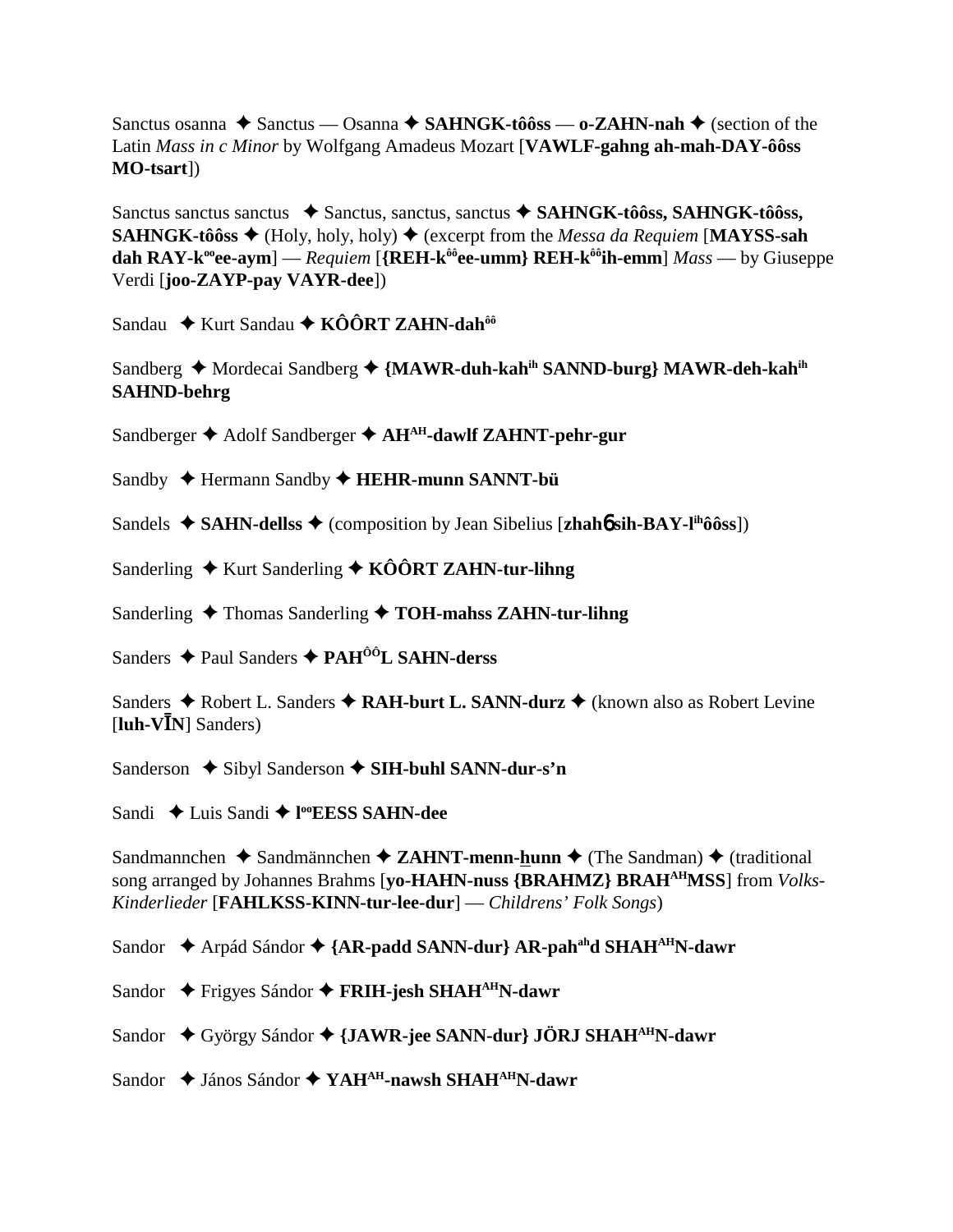Sanctus osanna ✦ Sanctus — Osanna ✦ **SAHNGK-tôôss — o-ZAHN-nah** ✦ (section of the Latin *Mass in c Minor* by Wolfgang Amadeus Mozart [**VAWLF-gahng ah-mah-DAY-ôôss MO-tsart**])

Sanctus sanctus sanctus ✦ Sanctus, sanctus, sanctus ✦ **SAHNGK-tôôss, SAHNGK-tôôss, SAHNGK-tôôss** ✦ (Holy, holy, holy) ✦ (excerpt from the *Messa da Requiem* [**MAYSS-sah dah RAY-k^oo^ee-aym**] — *Requiem* [**{REH-k^ôô^ee-umm} REH-k^ôô^ih-emm**] *Mass* — by Giuseppe Verdi [**joo-ZAYP-pay VAYR-dee**])

Sandau ✦ Kurt Sandau ✦ **KÔÔRT ZAHN-dah^ôô^**

Sandberg ✦ Mordecai Sandberg ✦ **{MAWR-duh-kah^ih^ SANND-burg} MAWR-deh-kah^ih^ SAHND-behrg**

Sandberger ✦ Adolf Sandberger ✦ **AH^AH^-dawlf ZAHNT-pehr-gur**

Sandby ✦ Hermann Sandby ✦ **HEHR-munn SANNT-bü**

Sandels ✦ **SAHN-dellss** ✦ (composition by Jean Sibelius [**zhah6 sih-BAY-l^ih^ôôss**])

Sanderling ✦ Kurt Sanderling ✦ **KÔÔRT ZAHN-tur-lihng**

Sanderling ✦ Thomas Sanderling ✦ **TOH-mahss ZAHN-tur-lihng**

Sanders ✦ Paul Sanders ✦ **PAH^ÔÔ^L SAHN-derss**

Sanders ✦ Robert L. Sanders ✦ **RAH-burt L. SANN-durz** ✦ (known also as Robert Levine [**luh-VĪN**] Sanders)

Sanderson ✦ Sibyl Sanderson ✦ **SIH-buhl SANN-dur-s'n**

Sandi ✦ Luis Sandi ✦ **l^oo^EESS SAHN-dee**

Sandmannchen ✦ Sandmännchen ✦ **ZAHNT-menn-hunn** ✦ (The Sandman) ✦ (traditional song arranged by Johannes Brahms [**yo-HAHN-nuss {BRAHMZ} BRAH^AH^MSS**] from *Volks-Kinderlieder* [**FAHLKSS-KINN-tur-lee-dur**] — *Childrens' Folk Songs*)

Sandor ✦ Arpád Sándor ✦ **{AR-padd SANN-dur} AR-pah^ah^d SHAH^AH^N-dawr**

Sandor ✦ Frigyes Sándor ✦ **FRIH-jesh SHAH^AH^N-dawr**

Sandor ✦ György Sándor ✦ **{JAWR-jee SANN-dur} JÖRJ SHAH^AH^N-dawr**

Sandor ✦ János Sándor ✦ **YAH^AH^-nawsh SHAH^AH^N-dawr**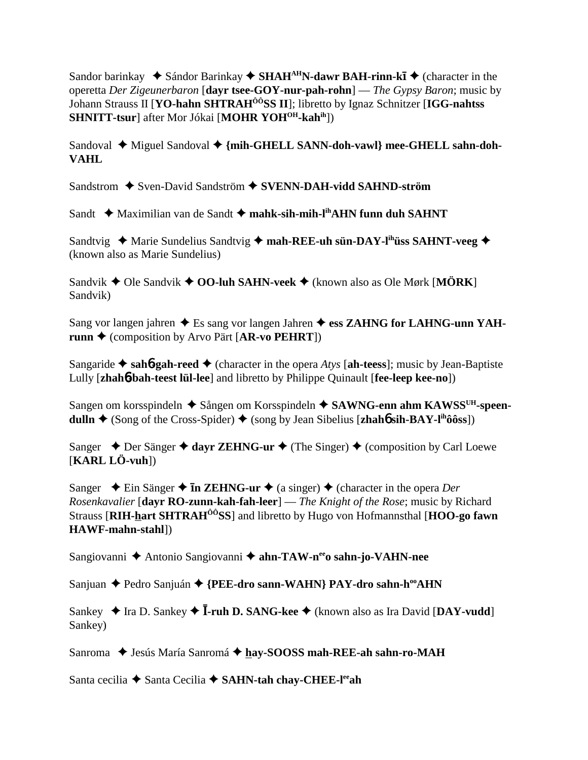Sandor barinkay ✦ Sándor Barinkay ✦ **SHAH^AH^N-dawr BAH-rinn-kī** ✦ (character in the operetta *Der Zigeunerbaron* [**dayr tsee-GOY-nur-pah-rohn**] — *The Gypsy Baron*; music by Johann Strauss II [**YO-hahn SHTRAH^ÔÔ^SS II**]; libretto by Ignaz Schnitzer [**IGG-nahtss SHNITT-tsur**] after Mor Jókai [**MOHR YOH^OH^-kah^ih^**])

Sandoval ✦ Miguel Sandoval ✦ **{mih-GHELL SANN-doh-vawl} mee-GHELL sahn-doh-VAHL**

Sandstrom ✦ Sven-David Sandström ✦ **SVENN-DAH-vidd SAHND-ström**

Sandt ✦ Maximilian van de Sandt ✦ **mahk-sih-mih-l^ih^AHN funn duh SAHNT**

Sandtvig ✦ Marie Sundelius Sandtvig ✦ **mah-REE-uh sün-DAY-l^ih^üss SAHNT-veeg** ✦ (known also as Marie Sundelius)

Sandvik ✦ Ole Sandvik ✦ **OO-luh SAHN-veek** ✦ (known also as Ole Mørk [**MÖRK**] Sandvik)

Sang vor langen jahren ✦ Es sang vor langen Jahren ✦ **ess ZAHNG for LAHNG-unn YAH-runn** ✦ (composition by Arvo Pärt [**AR-vo PEHRT**])

Sangaride ✦ **sahɓ-gah-reed** ✦ (character in the opera *Atys* [**ah-teess**]; music by Jean-Baptiste Lully [**zhahɓ-bah-teest lül-lee**] and libretto by Philippe Quinault [**fee-leep kee-no**])

Sangen om korsspindeln ✦ Sången om Korsspindeln ✦ **SAWNG-enn ahm KAWSS^UH^-speen-dulln** ✦ (Song of the Cross-Spider) ✦ (song by Jean Sibelius [**zhahɓ sih-BAY-l^ih^ôôss**])

Sanger ✦ Der Sänger ✦ **dayr ZEHNG-ur** ✦ (The Singer) ✦ (composition by Carl Loewe [**KARL LÖ-vuh**])

Sanger ✦ Ein Sänger ✦ **īn ZEHNG-ur** ✦ (a singer) ✦ (character in the opera *Der Rosenkavalier* [**dayr RO-zunn-kah-fah-leer**] — *The Knight of the Rose*; music by Richard Strauss [**RIH-hart SHTRAH^ÔÔ^SS**] and libretto by Hugo von Hofmannsthal [**HOO-go fawn HAWF-mahn-stahl**])

Sangiovanni ✦ Antonio Sangiovanni ✦ **ahn-TAW-n^ee^o sahn-jo-VAHN-nee**

Sanjuan ✦ Pedro Sanjuán ✦ **{PEE-dro sann-WAHN} PAY-dro sahn-h^oo^AHN**

Sankey ✦ Ira D. Sankey ✦ **Ī-ruh D. SANG-kee** ✦ (known also as Ira David [**DAY-vudd**] Sankey)

Sanroma ✦ Jesús María Sanromá ✦ **hay-SOOSS mah-REE-ah sahn-ro-MAH**

Santa cecilia ✦ Santa Cecilia ✦ **SAHN-tah chay-CHEE-l^ee^ah**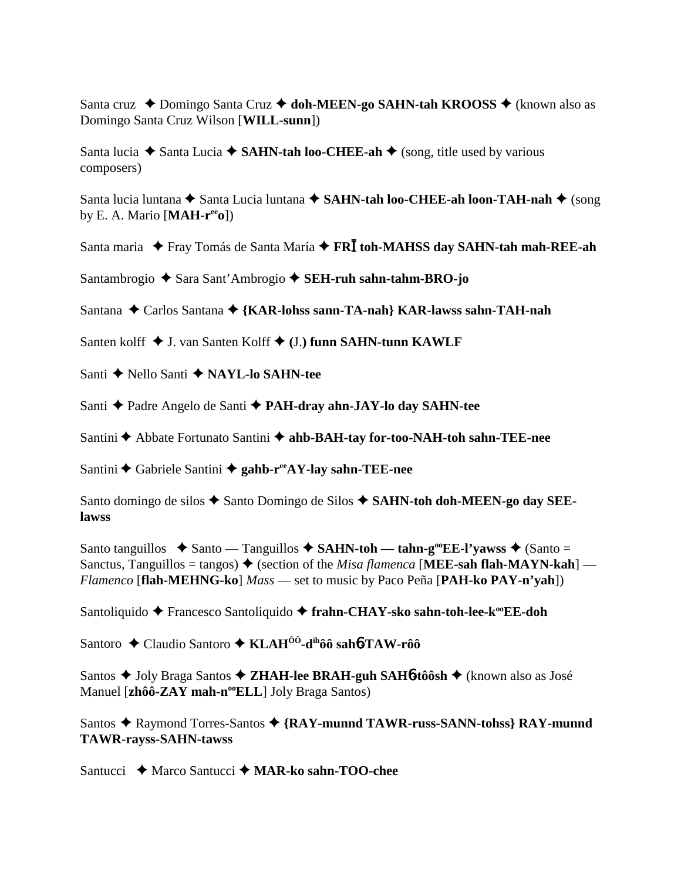Santa cruz ✦ Domingo Santa Cruz ✦ **doh-MEEN-go SAHN-tah KROOSS** ✦ (known also as Domingo Santa Cruz Wilson [**WILL-sunn**])

Santa lucia ✦ Santa Lucia ✦ **SAHN-tah loo-CHEE-ah** ✦ (song, title used by various composers)

Santa lucia luntana ✦ Santa Lucia luntana ✦ **SAHN-tah loo-CHEE-ah loon-TAH-nah** ✦ (song by E. A. Mario [**MAH-r**ee**o**])

Santa maria ✦ Fray Tomás de Santa María ✦ **FRĪ toh-MAHSS day SAHN-tah mah-REE-ah**

Santambrogio ✦ Sara Sant'Ambrogio ✦ **SEH-ruh sahn-tahm-BRO-jo**

Santana ✦ Carlos Santana ✦ **{KAR-lohss sann-TA-nah} KAR-lawss sahn-TAH-nah**

Santen kolff ✦ J. van Santen Kolff ✦ **(**J.**) funn SAHN-tunn KAWLF**

Santi ✦ Nello Santi ✦ **NAYL-lo SAHN-tee**

Santi ✦ Padre Angelo de Santi ✦ **PAH-dray ahn-JAY-lo day SAHN-tee**

Santini ✦ Abbate Fortunato Santini ✦ **ahb-BAH-tay for-too-NAH-toh sahn-TEE-nee**

Santini ✦ Gabriele Santini ✦ **gahb-r**ee**AY-lay sahn-TEE-nee**

Santo domingo de silos ✦ Santo Domingo de Silos ✦ **SAHN-toh doh-MEEN-go day SEE-lawss**

Santo tanguillos ✦ Santo — Tanguillos ✦ **SAHN-toh — tahn-g**oo**EE-l'yawss** ✦ (Santo = Sanctus, Tanguillos = tangos) ✦ (section of the *Misa flamenca* [**MEE-sah flah-MAYN-kah**] — *Flamenco* [**flah-MEHNG-ko**] *Mass* — set to music by Paco Peña [**PAH-ko PAY-n'yah**])

Santoliquido ✦ Francesco Santoliquido ✦ **frahn-CHAY-sko sahn-toh-lee-k**oo**EE-doh**

Santoro ✦ Claudio Santoro ✦ **KLAH**ôô**-d**ih**ôô sahɓTAW-rôô**

Santos ✦ Joly Braga Santos ✦ **ZHAH-lee BRAH-guh SAHɓtôôsh** ✦ (known also as José Manuel [**zhôô-ZAY mah-n**oo**ELL**] Joly Braga Santos)

Santos ✦ Raymond Torres-Santos ✦ **{RAY-munnd TAWR-russ-SANN-tohss} RAY-munnd TAWR-rayss-SAHN-tawss**

Santucci ✦ Marco Santucci ✦ **MAR-ko sahn-TOO-chee**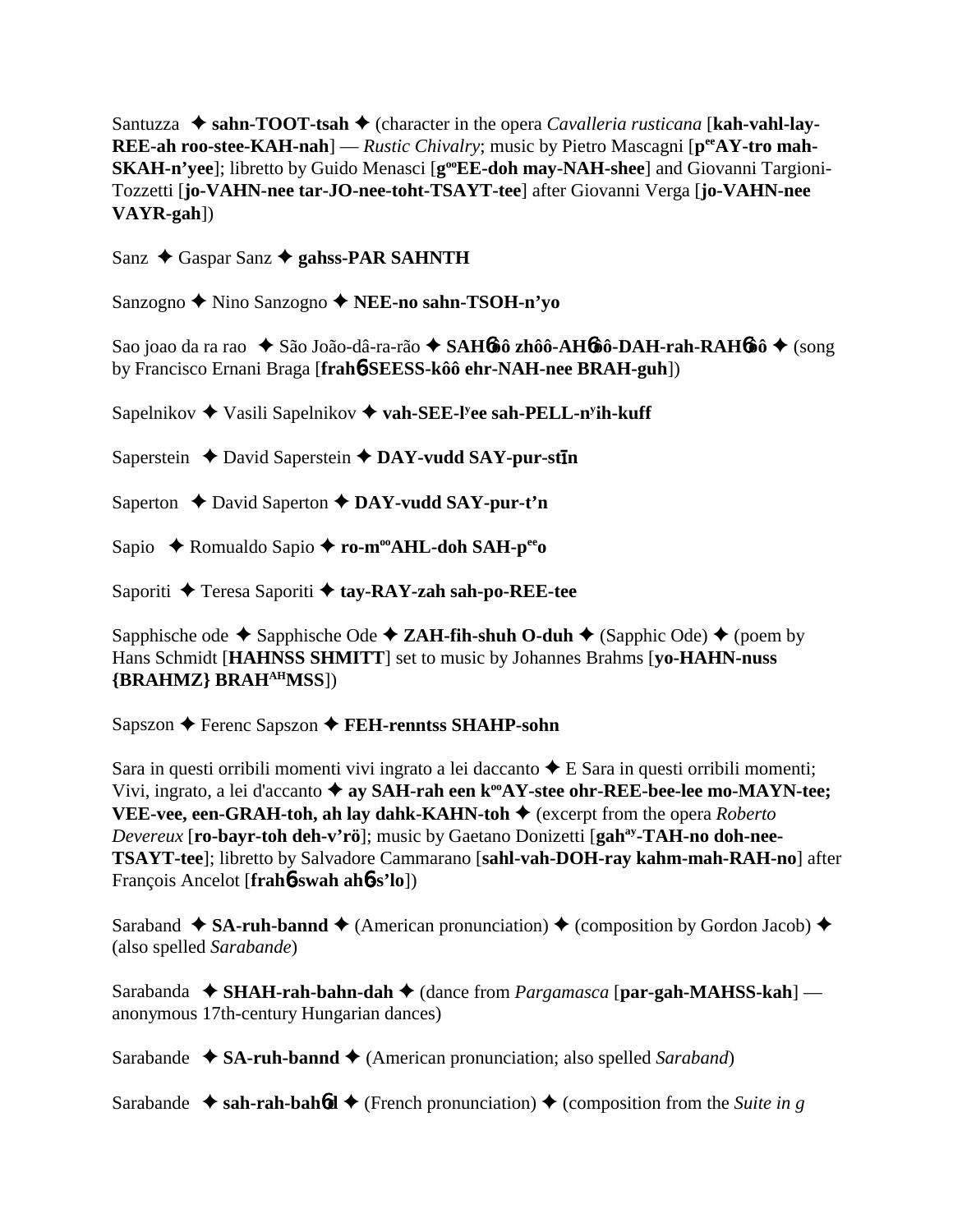Santuzza ✦ **sahn-TOOT-tsah** ✦ (character in the opera *Cavalleria rusticana* [**kah-vahl-lay-REE-ah roo-stee-KAH-nah**] — *Rustic Chivalry*; music by Pietro Mascagni [**p<sup>ee</sup>AY-tro mah-SKAH-n'yee**]; libretto by Guido Menasci [**g<sup>oo</sup>EE-doh may-NAH-shee**] and Giovanni Targioni-Tozzetti [**jo-VAHN-nee tar-JO-nee-toht-TSAYT-tee**] after Giovanni Verga [**jo-VAHN-nee VAYR-gah**])

Sanz ✦ Gaspar Sanz ✦ **gahss-PAR SAHNTH**

Sanzogno ✦ Nino Sanzogno ✦ **NEE-no sahn-TSOH-n'yo**

Sao joao da ra rao ✦ São João-dâ-ra-rão ✦ **SAHɵôô zhôô-AHɵôô-DAH-rah-RAHɵôô** ✦ (song by Francisco Ernani Braga [**frahɵ-SEESS-kôô ehr-NAH-nee BRAH-guh**])

Sapelnikov ✦ Vasili Sapelnikov ✦ **vah-SEE-l<sup>y</sup>ee sah-PELL-n<sup>y</sup>ih-kuff**

Saperstein ✦ David Saperstein ✦ **DAY-vudd SAY-pur-stīn**

Saperton ✦ David Saperton ✦ **DAY-vudd SAY-pur-t'n**

Sapio ✦ Romualdo Sapio ✦ **ro-m<sup>oo</sup>AHL-doh SAH-p<sup>ee</sup>o**

Saporiti ✦ Teresa Saporiti ✦ **tay-RAY-zah sah-po-REE-tee**

Sapphische ode ✦ Sapphische Ode ✦ **ZAH-fih-shuh O-duh** ✦ (Sapphic Ode) ✦ (poem by Hans Schmidt [**HAHNSS SHMITT**] set to music by Johannes Brahms [**yo-HAHN-nuss {BRAHMZ} BRAH<sup>AH</sup>MSS**])

Sapszon ✦ Ferenc Sapszon ✦ **FEH-renntss SHAHP-sohn**

Sara in questi orribili momenti vivi ingrato a lei daccanto ✦ E Sara in questi orribili momenti; Vivi, ingrato, a lei d'accanto ✦ **ay SAH-rah een k<sup>oo</sup>AY-stee ohr-REE-bee-lee mo-MAYN-tee; VEE-vee, een-GRAH-toh, ah lay dahk-KAHN-toh** ✦ (excerpt from the opera *Roberto Devereux* [**ro-bayr-toh deh-v'rö**]; music by Gaetano Donizetti [**gah<sup>ay</sup>-TAH-no doh-nee-TSAYT-tee**]; libretto by Salvadore Cammarano [**sahl-vah-DOH-ray kahm-mah-RAH-no**] after François Ancelot [**frahɵ-swah ahɵ-s'lo**])

Saraband ✦ **SA-ruh-bannd** ✦ (American pronunciation) ✦ (composition by Gordon Jacob) ✦ (also spelled *Sarabande*)

Sarabanda ✦ **SHAH-rah-bahn-dah** ✦ (dance from *Pargamasca* [**par-gah-MAHSS-kah**] — anonymous 17th-century Hungarian dances)

Sarabande ✦ **SA-ruh-bannd** ✦ (American pronunciation; also spelled *Saraband*)

Sarabande ✦ **sah-rah-bahɵd** ✦ (French pronunciation) ✦ (composition from the *Suite in g*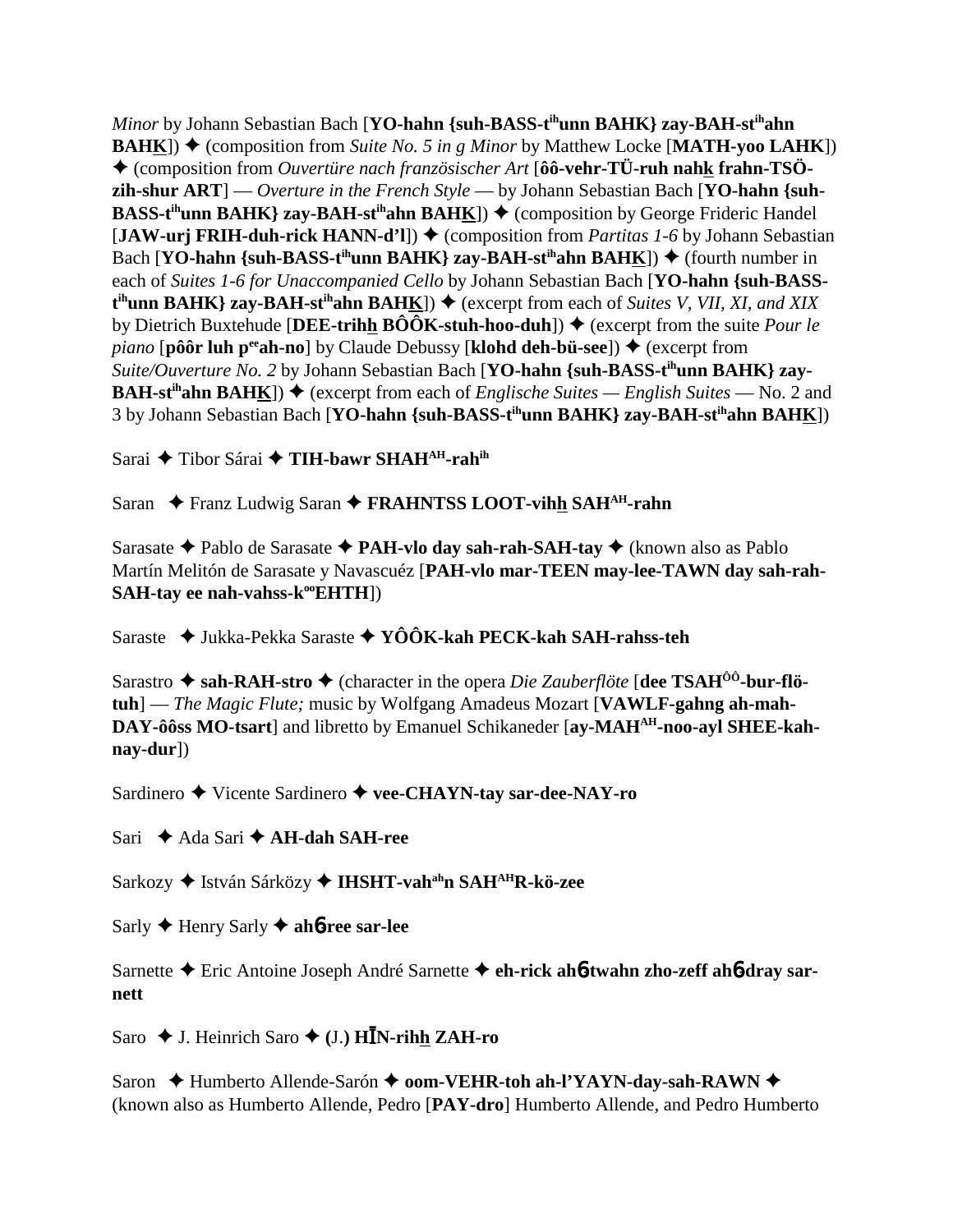*Minor* by Johann Sebastian Bach [**YO-hahn {suh-BASS-t^ih^unn BAHK} zay-BAH-st^ih^ahn BAHK̲**]) ✦ (composition from *Suite No. 5 in g Minor* by Matthew Locke [**MATH-yoo LAHK**]) ✦ (composition from *Ouvertüre nach französischer Art* [**ôô-vehr-TÜ-ruh nahk̲ frahn-TSÖ-zih-shur ART**] — *Overture in the French Style* — by Johann Sebastian Bach [**YO-hahn {suh-BASS-t^ih^unn BAHK} zay-BAH-st^ih^ahn BAHK̲**]) ✦ (composition by George Frideric Handel [**JAW-urj FRIH-duh-rick HANN-d'l**]) ✦ (composition from *Partitas 1-6* by Johann Sebastian Bach [**YO-hahn {suh-BASS-t^ih^unn BAHK} zay-BAH-st^ih^ahn BAHK̲**]) ✦ (fourth number in each of *Suites 1-6 for Unaccompanied Cello* by Johann Sebastian Bach [**YO-hahn {suh-BASS-t^ih^unn BAHK} zay-BAH-st^ih^ahn BAHK̲**]) ✦ (excerpt from each of *Suites V, VII, XI, and XIX* by Dietrich Buxtehude [**DEE-trihh̲ BÔÔK-stuh-hoo-duh**]) ✦ (excerpt from the suite *Pour le piano* [**pôôr luh p^ee^ah-no**] by Claude Debussy [**klohd deh-bü-see**]) ✦ (excerpt from *Suite/Ouverture No. 2* by Johann Sebastian Bach [**YO-hahn {suh-BASS-t^ih^unn BAHK} zay-BAH-st^ih^ahn BAHK̲**]) ✦ (excerpt from each of *Englische Suites — English Suites* — No. 2 and 3 by Johann Sebastian Bach [**YO-hahn {suh-BASS-t^ih^unn BAHK} zay-BAH-st^ih^ahn BAHK̲**])

Sarai ✦ Tibor Sárai ✦ **TIH-bawr SHAH^AH^-rah^ih^**

Saran ✦ Franz Ludwig Saran ✦ **FRAHNTSS LOOT-vihh̲ SAH^AH^-rahn**

Sarasate ✦ Pablo de Sarasate ✦ **PAH-vlo day sah-rah-SAH-tay** ✦ (known also as Pablo Martín Melitón de Sarasate y Navascuéz [**PAH-vlo mar-TEEN may-lee-TAWN day sah-rah-SAH-tay ee nah-vahss-k^oo^EHTH**])

Saraste ✦ Jukka-Pekka Saraste ✦ **YÔÔK-kah PECK-kah SAH-rahss-teh**

Sarastro ✦ **sah-RAH-stro** ✦ (character in the opera *Die Zauberflöte* [**dee TSAH^ÔÔ^-bur-flö-tuh**] — *The Magic Flute;* music by Wolfgang Amadeus Mozart [**VAWLF-gahng ah-mah-DAY-ôôss MO-tsart**] and libretto by Emanuel Schikaneder [**ay-MAH^AH^-noo-ayl SHEE-kah-nay-dur**])

Sardinero ✦ Vicente Sardinero ✦ **vee-CHAYN-tay sar-dee-NAY-ro**

Sari ✦ Ada Sari ✦ **AH-dah SAH-ree**

Sarkozy ✦ István Sárközy ✦ **IHSHT-vah^ah^n SAH^AH^R-kö-zee**

Sarly ✦ Henry Sarly ✦ **ahɓ-ree sar-lee**

Sarnette ✦ Eric Antoine Joseph André Sarnette ✦ **eh-rick ahɓ-twahn zho-zeff ahɓ-dray sar-nett**

Saro ✦ J. Heinrich Saro ✦ **(J.) HĪN-rihh̲ ZAH-ro**

Saron ✦ Humberto Allende-Sarón ✦ **oom-VEHR-toh ah-l'YAYN-day-sah-RAWN** ✦ (known also as Humberto Allende, Pedro [**PAY-dro**] Humberto Allende, and Pedro Humberto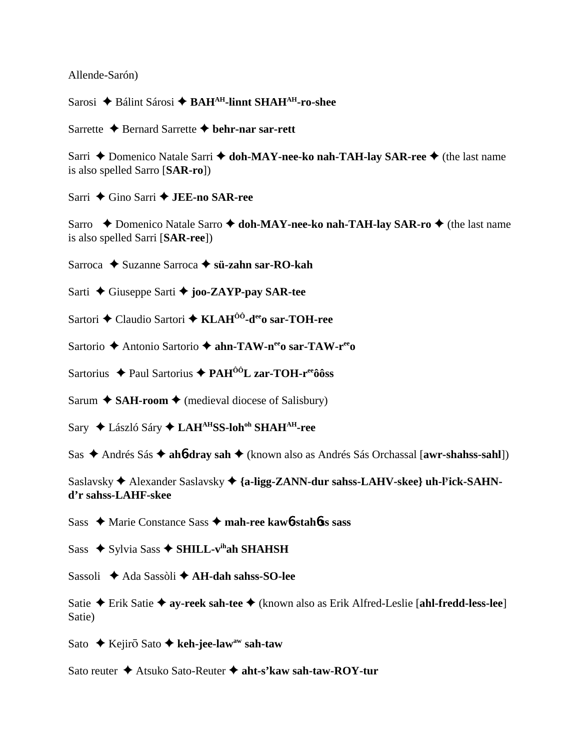Allende-Sarón)

Sarosi ✦ Bálint Sárosi ✦ **BAH^AH-linnt SHAH^AH-ro-shee**

Sarrette ✦ Bernard Sarrette ✦ **behr-nar sar-rett**

Sarri ✦ Domenico Natale Sarri ✦ **doh-MAY-nee-ko nah-TAH-lay SAR-ree** ✦ (the last name is also spelled Sarro [**SAR-ro**])

Sarri ✦ Gino Sarri ✦ **JEE-no SAR-ree**

Sarro ✦ Domenico Natale Sarro ✦ **doh-MAY-nee-ko nah-TAH-lay SAR-ro** ✦ (the last name is also spelled Sarri [**SAR-ree**])

Sarroca ✦ Suzanne Sarroca ✦ **sü-zahn sar-RO-kah**

Sarti ✦ Giuseppe Sarti ✦ **joo-ZAYP-pay SAR-tee**

Sartori ✦ Claudio Sartori ✦ **KLAH^ÔÔ-d^ee o sar-TOH-ree**

Sartorio ✦ Antonio Sartorio ✦ **ahn-TAW-n^ee o sar-TAW-r^ee o**

Sartorius ✦ Paul Sartorius ✦ **PAH^ÔÔ L zar-TOH-r^ee ôôss**

Sarum ✦ **SAH-room** ✦ (medieval diocese of Salisbury)

Sary ✦ László Sáry ✦ **LAH^AH SS-loh^oh SHAH^AH-ree**

Sas ✦ Andrés Sás ✦ **ahɓ-dray sah** ✦ (known also as Andrés Sás Orchassal [**awr-shahss-sahl**])

Saslavsky ✦ Alexander Saslavsky ✦ **{a-ligg-ZANN-dur sahss-LAHV-skee} uh-l^y ick-SAHN-d'r sahss-LAHF-skee**

Sass ✦ Marie Constance Sass ✦ **mah-ree kawɓ-stahɓss sass**

Sass ✦ Sylvia Sass ✦ **SHILL-v^ih ah SHAHSH**

Sassoli ✦ Ada Sassòli ✦ **AH-dah sahss-SO-lee**

Satie ✦ Erik Satie ✦ **ay-reek sah-tee** ✦ (known also as Erik Alfred-Leslie [**ahl-fredd-less-lee**] Satie)

Sato ✦ Kejirō Sato ✦ **keh-jee-law^aw sah-taw**

Sato reuter ✦ Atsuko Sato-Reuter ✦ **aht-s'kaw sah-taw-ROY-tur**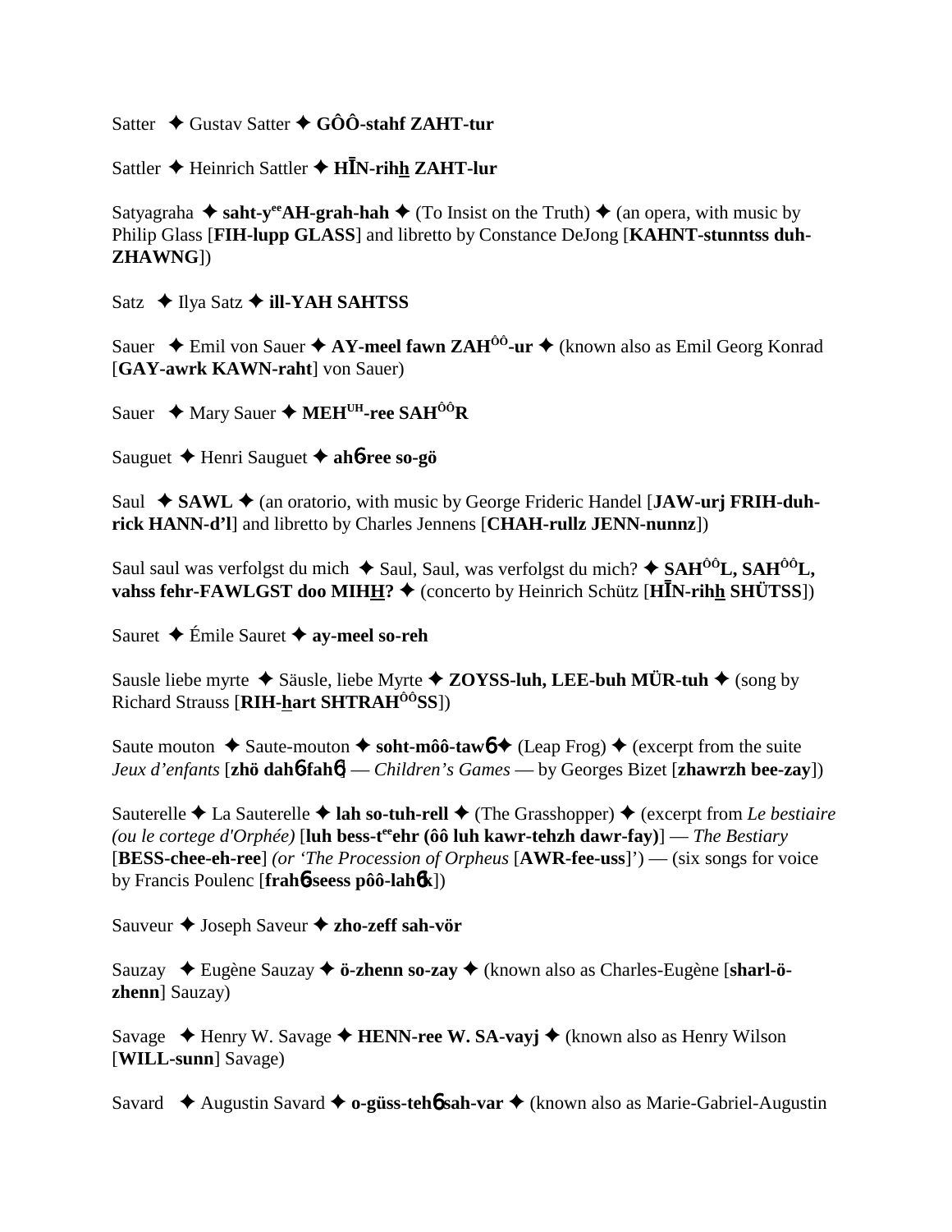Satter ✦ Gustav Satter ✦ **GÔÔ-stahf ZAHT-tur**

Sattler ✦ Heinrich Sattler ✦ **HĪN-rihh ZAHT-lur**

Satyagraha ✦ **saht-y^ee^AH-grah-hah** ✦ (To Insist on the Truth) ✦ (an opera, with music by Philip Glass [**FIH-lupp GLASS**] and libretto by Constance DeJong [**KAHNT-stunntss duh-ZHAWNG**])

Satz ✦ Ilya Satz ✦ **ill-YAH SAHTSS**

Sauer ✦ Emil von Sauer ✦ **AY-meel fawn ZAH^ÔÔ^-ur** ✦ (known also as Emil Georg Konrad [**GAY-awrk KAWN-raht**] von Sauer)

Sauer ✦ Mary Sauer ✦ **MEH^UH^-ree SAH^ÔÔ^R**

Sauguet ✦ Henri Sauguet ✦ **ahɓ-ree so-gö**

Saul ✦ **SAWL** ✦ (an oratorio, with music by George Frideric Handel [**JAW-urj FRIH-duh-rick HANN-d'l**] and libretto by Charles Jennens [**CHAH-rullz JENN-nunnz**])

Saul saul was verfolgst du mich ✦ Saul, Saul, was verfolgst du mich? ✦ **SAH^ÔÔ^L, SAH^ÔÔ^L, vahss fehr-FAWLGST doo MIHH?** ✦ (concerto by Heinrich Schütz [**HĪN-rihh SHÜTSS**])

Sauret ✦ Émile Sauret ✦ **ay-meel so-reh**

Sausle liebe myrte ✦ Säusle, liebe Myrte ✦ **ZOYSS-luh, LEE-buh MÜR-tuh** ✦ (song by Richard Strauss [**RIH-hart SHTRAH^ÔÔ^SS**])

Saute mouton ✦ Saute-mouton ✦ **soht-môô-tawɓ** ✦ (Leap Frog) ✦ (excerpt from the suite *Jeux d'enfants* [**zhö dahɓ-fahɓ**] — *Children's Games* — by Georges Bizet [**zhawrzh bee-zay**])

Sauterelle ✦ La Sauterelle ✦ **lah so-tuh-rell** ✦ (The Grasshopper) ✦ (excerpt from *Le bestiaire (ou le cortege d'Orphée)* [**luh bess-t^ee^ehr (ôô luh kawr-tehzh dawr-fay)**] — *The Bestiary* [**BESS-chee-eh-ree**] *(or 'The Procession of Orpheus* [**AWR-fee-uss**]') — (six songs for voice by Francis Poulenc [**frahɓ-seess pôô-lahɓk**])

Sauveur ✦ Joseph Saveur ✦ **zho-zeff sah-vör**

Sauzay ✦ Eugène Sauzay ✦ **ö-zhenn so-zay** ✦ (known also as Charles-Eugène [**sharl-ö-zhenn**] Sauzay)

Savage ✦ Henry W. Savage ✦ **HENN-ree W. SA-vayj** ✦ (known also as Henry Wilson [**WILL-sunn**] Savage)

Savard ✦ Augustin Savard ✦ **o-güss-tehɓ sah-var** ✦ (known also as Marie-Gabriel-Augustin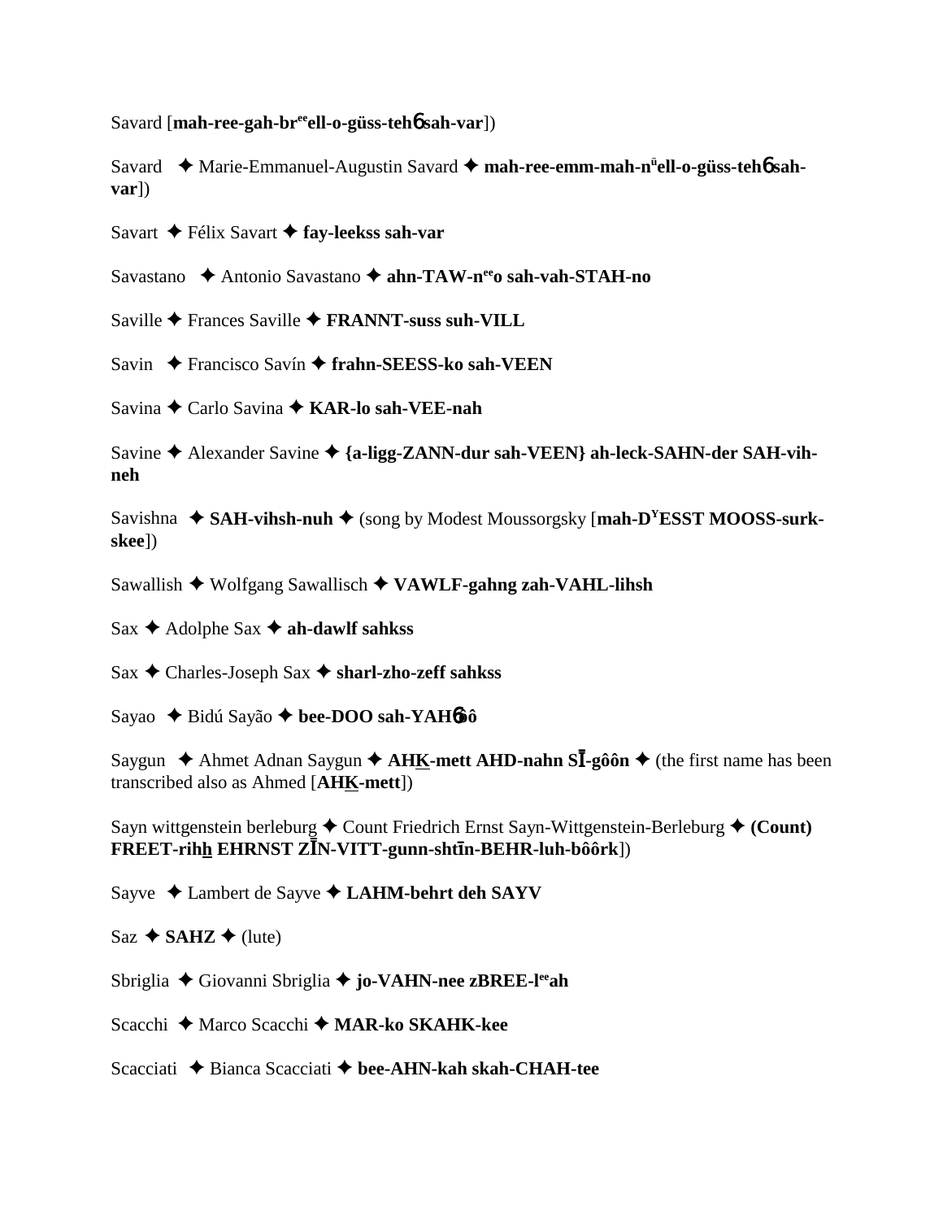Savard [**mah-ree-gah-br**ee**ell-o-güss-teh**6 **sah-var**])

Savard ✦ Marie-Emmanuel-Augustin Savard ✦ **mah-ree-emm-mah-n**ü**ell-o-güss-teh**6 **sah-var**])

Savart ✦ Félix Savart ✦ **fay-leekss sah-var**

Savastano ✦ Antonio Savastano ✦ **ahn-TAW-n**ee**o sah-vah-STAH-no**

Saville ✦ Frances Saville ✦ **FRANNT-suss suh-VILL**

Savin ✦ Francisco Savín ✦ **frahn-SEESS-ko sah-VEEN**

Savina ✦ Carlo Savina ✦ **KAR-lo sah-VEE-nah**

Savine ✦ Alexander Savine ✦ **{a-ligg-ZANN-dur sah-VEEN} ah-leck-SAHN-der SAH-vih-neh**

Savishna ✦ **SAH-vihsh-nuh** ✦ (song by Modest Moussorgsky [**mah-D**Y**ESST MOOSS-surk-skee**])

Sawallish ✦ Wolfgang Sawallisch ✦ **VAWLF-gahng zah-VAHL-lihsh**

Sax ✦ Adolphe Sax ✦ **ah-dawlf sahkss**

Sax ✦ Charles-Joseph Sax ✦ **sharl-zho-zeff sahkss**

Sayao ✦ Bidú Sayão ✦ **bee-DOO sah-YAH**6**ô**

Saygun ✦ Ahmet Adnan Saygun ✦ **AHK-mett AHD-nahn SĪ-gôôn** ✦ (the first name has been transcribed also as Ahmed [**AHK-mett**])

Sayn wittgenstein berleburg ✦ Count Friedrich Ernst Sayn-Wittgenstein-Berleburg ✦ **(Count) FREET-rihh EHRNST ZĪN-VITT-gunn-shtīn-BEHR-luh-bôôrk**])

Sayve ✦ Lambert de Sayve ✦ **LAHM-behrt deh SAYV**

Saz ✦ **SAHZ** ✦ (lute)

Sbriglia ✦ Giovanni Sbriglia ✦ **jo-VAHN-nee zBREE-l**ee**ah**

Scacchi ✦ Marco Scacchi ✦ **MAR-ko SKAHK-kee**

Scacciati ✦ Bianca Scacciati ✦ **bee-AHN-kah skah-CHAH-tee**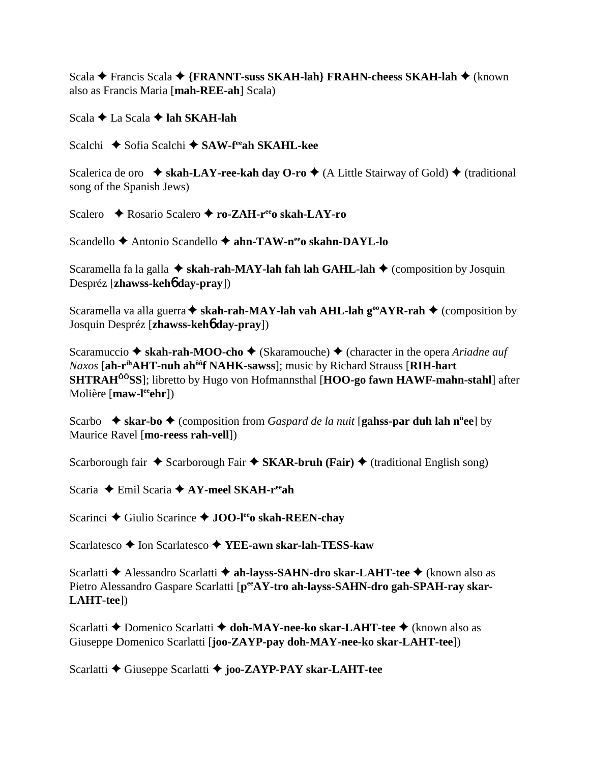Scala ✦ Francis Scala ✦ **{FRANNT-suss SKAH-lah} FRAHN-cheess SKAH-lah** ✦ (known also as Francis Maria [**mah-REE-ah**] Scala)

Scala ✦ La Scala ✦ **lah SKAH-lah**

Scalchi ✦ Sofia Scalchi ✦ **SAW-f^ee^ah SKAHL-kee**

Scalerica de oro ✦ **skah-LAY-ree-kah day O-ro** ✦ (A Little Stairway of Gold) ✦ (traditional song of the Spanish Jews)

Scalero ✦ Rosario Scalero ✦ **ro-ZAH-r^ee^o skah-LAY-ro**

Scandello ✦ Antonio Scandello ✦ **ahn-TAW-n^ee^o skahn-DAYL-lo**

Scaramella fa la galla ✦ **skah-rah-MAY-lah fah lah GAHL-lah** ✦ (composition by Josquin Despréz [**zhawss-keh6 day-pray**])

Scaramella va alla guerra ✦ **skah-rah-MAY-lah vah AHL-lah g^oo^AYR-rah** ✦ (composition by Josquin Despréz [**zhawss-keh6 day-pray**])

Scaramuccio ✦ **skah-rah-MOO-cho** ✦ (Skaramouche) ✦ (character in the opera *Ariadne auf Naxos* [**ah-r^ih^AHT-nuh ah^ôô^f NAHK-sawss**]; music by Richard Strauss [**RIH-hart SHTRAH^ÔÔ^SS**]; libretto by Hugo von Hofmannsthal [**HOO-go fawn HAWF-mahn-stahl**] after Molière [**maw-l^ee^ehr**])

Scarbo ✦ **skar-bo** ✦ (composition from *Gaspard de la nuit* [**gahss-par duh lah n^ü^ee**] by Maurice Ravel [**mo-reess rah-vell**])

Scarborough fair ✦ Scarborough Fair ✦ **SKAR-bruh (Fair)** ✦ (traditional English song)

Scaria ✦ Emil Scaria ✦ **AY-meel SKAH-r^ee^ah**

Scarinci ✦ Giulio Scarince ✦ **JOO-l^ee^o skah-REEN-chay**

Scarlatesco ✦ Ion Scarlatesco ✦ **YEE-awn skar-lah-TESS-kaw**

Scarlatti ✦ Alessandro Scarlatti ✦ **ah-layss-SAHN-dro skar-LAHT-tee** ✦ (known also as Pietro Alessandro Gaspare Scarlatti [**p^ee^AY-tro ah-layss-SAHN-dro gah-SPAH-ray skar-LAHT-tee**])

Scarlatti ✦ Domenico Scarlatti ✦ **doh-MAY-nee-ko skar-LAHT-tee** ✦ (known also as Giuseppe Domenico Scarlatti [**joo-ZAYP-pay doh-MAY-nee-ko skar-LAHT-tee**])

Scarlatti ✦ Giuseppe Scarlatti ✦ **joo-ZAYP-PAY skar-LAHT-tee**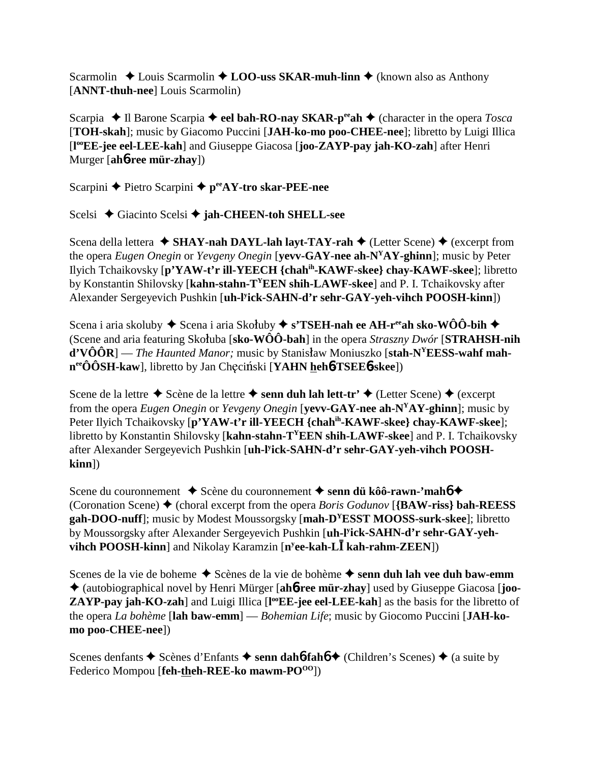Scarmolin ✦ Louis Scarmolin ✦ **LOO-uss SKAR-muh-linn** ✦ (known also as Anthony [**ANNT-thuh-nee**] Louis Scarmolin)

Scarpia ✦ Il Barone Scarpia ✦ **eel bah-RO-nay SKAR-p**ee**ah** ✦ (character in the opera *Tosca* [**TOH-skah**]; music by Giacomo Puccini [**JAH-ko-mo poo-CHEE-nee**]; libretto by Luigi Illica [**l**oo**EE-jee eel-LEE-kah**] and Giuseppe Giacosa [**joo-ZAYP-pay jah-KO-zah**] after Henri Murger [**ah**6**ree mür-zhay**])

Scarpini ✦ Pietro Scarpini ✦ **p**ee**AY-tro skar-PEE-nee**

Scelsi ✦ Giacinto Scelsi ✦ **jah-CHEEN-toh SHELL-see**

Scena della lettera ✦ **SHAY-nah DAYL-lah layt-TAY-rah** ✦ (Letter Scene) ✦ (excerpt from the opera *Eugen Onegin* or *Yevgeny Onegin* [**yevv-GAY-nee ah-N**Y**AY-ghinn**]; music by Peter Ilyich Tchaikovsky [**p'YAW-t'r ill-YEECH {chah**ih**-KAWF-skee} chay-KAWF-skee**]; libretto by Konstantin Shilovsky [**kahn-stahn-T**Y**EEN shih-LAWF-skee**] and P. I. Tchaikovsky after Alexander Sergeyevich Pushkin [**uh-l**y**ick-SAHN-d'r sehr-GAY-yeh-vihch POOSH-kinn**])

Scena i aria skoluby ✦ Scena i aria Skołuby ✦ **s'TSEH-nah ee AH-r**ee**ah sko-WÔÔ-bih** ✦ (Scene and aria featuring Skołuba [**sko-WÔÔ-bah**] in the opera *Straszny Dwór* [**STRAHSH-nih d'VÔÔR**] — *The Haunted Manor;* music by Stanisław Moniuszko [**stah-N**Y**EESS-wahf mah-n**ee**ÔÔSH-kaw**], libretto by Jan Chęciński [**YAHN heh**6**TSEE**6**skee**])

Scene de la lettre ✦ Scène de la lettre ✦ **senn duh lah lett-tr'** ✦ (Letter Scene) ✦ (excerpt from the opera *Eugen Onegin* or *Yevgeny Onegin* [**yevv-GAY-nee ah-N**Y**AY-ghinn**]; music by Peter Ilyich Tchaikovsky [**p'YAW-t'r ill-YEECH {chah**ih**-KAWF-skee} chay-KAWF-skee**]; libretto by Konstantin Shilovsky [**kahn-stahn-T**Y**EEN shih-LAWF-skee**] and P. I. Tchaikovsky after Alexander Sergeyevich Pushkin [**uh-l**y**ick-SAHN-d'r sehr-GAY-yeh-vihch POOSH-kinn**])

Scene du couronnement ✦ Scène du couronnement ✦ **senn dü kôô-rawn-'mah**6 ✦ (Coronation Scene) ✦ (choral excerpt from the opera *Boris Godunov* [**{BAW-riss} bah-REESS gah-DOO-nuff**]; music by Modest Moussorgsky [**mah-D**Y**ESST MOOSS-surk-skee**]; libretto by Moussorgsky after Alexander Sergeyevich Pushkin [**uh-l**y**ick-SAHN-d'r sehr-GAY-yeh-vihch POOSH-kinn**] and Nikolay Karamzin [**n**y**ee-kah-LĪ kah-rahm-ZEEN**])

Scenes de la vie de boheme ✦ Scènes de la vie de bohème ✦ **senn duh lah vee duh baw-emm** ✦ (autobiographical novel by Henri Mürger [**ah**6**ree mür-zhay**] used by Giuseppe Giacosa [**joo-ZAYP-pay jah-KO-zah**] and Luigi Illica [**l**oo**EE-jee eel-LEE-kah**] as the basis for the libretto of the opera *La bohème* [**lah baw-emm**] — *Bohemian Life*; music by Giocomo Puccini [**JAH-ko-mo poo-CHEE-nee**])

Scenes denfants ✦ Scènes d'Enfants ✦ **senn dah**6**fah**6 ✦ (Children's Scenes) ✦ (a suite by Federico Mompou [**feh-theh-REE-ko mawm-PO**OO])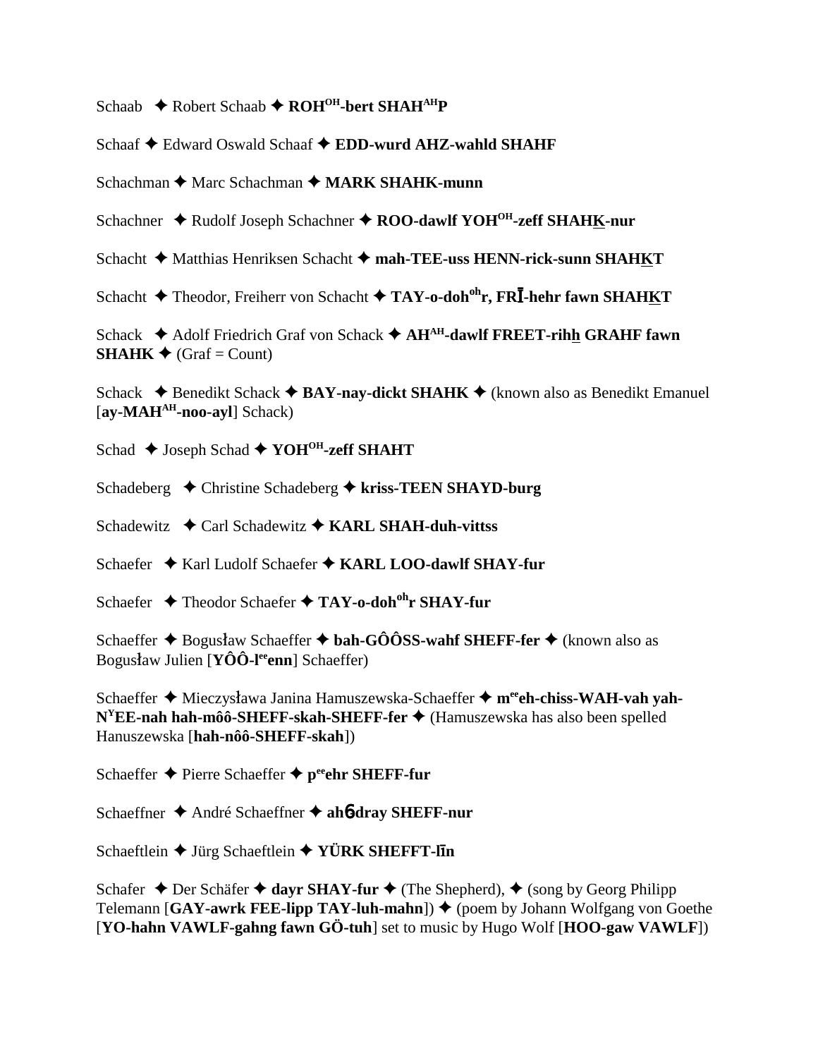Schaab ✦ Robert Schaab ✦ **ROH^OH^-bert SHAH^AH^P**

Schaaf ✦ Edward Oswald Schaaf ✦ **EDD-wurd AHZ-wahld SHAHF**

Schachman ✦ Marc Schachman ✦ **MARK SHAHK-munn**

Schachner ✦ Rudolf Joseph Schachner ✦ **ROO-dawlf YOH^OH^-zeff SHAHK-nur**

Schacht ✦ Matthias Henriksen Schacht ✦ **mah-TEE-uss HENN-rick-sunn SHAHKT**

Schacht ✦ Theodor, Freiherr von Schacht ✦ **TAY-o-doh^oh^r, FRĪ-hehr fawn SHAHKT**

Schack ✦ Adolf Friedrich Graf von Schack ✦ **AH^AH^-dawlf FREET-rihh GRAHF fawn SHAHK** ✦ (Graf = Count)

Schack ✦ Benedikt Schack ✦ **BAY-nay-dickt SHAHK** ✦ (known also as Benedikt Emanuel [**ay-MAH^AH^-noo-ayl**] Schack)

Schad ✦ Joseph Schad ✦ **YOH^OH^-zeff SHAHT**

Schadeberg ✦ Christine Schadeberg ✦ **kriss-TEEN SHAYD-burg**

Schadewitz ✦ Carl Schadewitz ✦ **KARL SHAH-duh-vittss**

Schaefer ✦ Karl Ludolf Schaefer ✦ **KARL LOO-dawlf SHAY-fur**

Schaefer ✦ Theodor Schaefer ✦ **TAY-o-doh^oh^r SHAY-fur**

Schaeffer ✦ Bogusław Schaeffer ✦ **bah-GÔÔSS-wahf SHEFF-fer** ✦ (known also as Bogusław Julien [**YÔÔ-l^ee^enn**] Schaeffer)

Schaeffer ✦ Mieczysława Janina Hamuszewska-Schaeffer ✦ **m^ee^eh-chiss-WAH-vah yah-N^Y^EE-nah hah-môô-SHEFF-skah-SHEFF-fer** ✦ (Hamuszewska has also been spelled Hanuszewska [**hah-nôô-SHEFF-skah**])

Schaeffer ✦ Pierre Schaeffer ✦ **p^ee^ehr SHEFF-fur**

Schaeffner ✦ André Schaeffner ✦ **ahɓ-dray SHEFF-nur**

Schaeftlein ✦ Jürg Schaeftlein ✦ **YÜRK SHEFFT-līn**

Schafer ✦ Der Schäfer ✦ **dayr SHAY-fur** ✦ (The Shepherd), ✦ (song by Georg Philipp Telemann [**GAY-awrk FEE-lipp TAY-luh-mahn**]) ✦ (poem by Johann Wolfgang von Goethe [**YO-hahn VAWLF-gahng fawn GÖ-tuh**] set to music by Hugo Wolf [**HOO-gaw VAWLF**])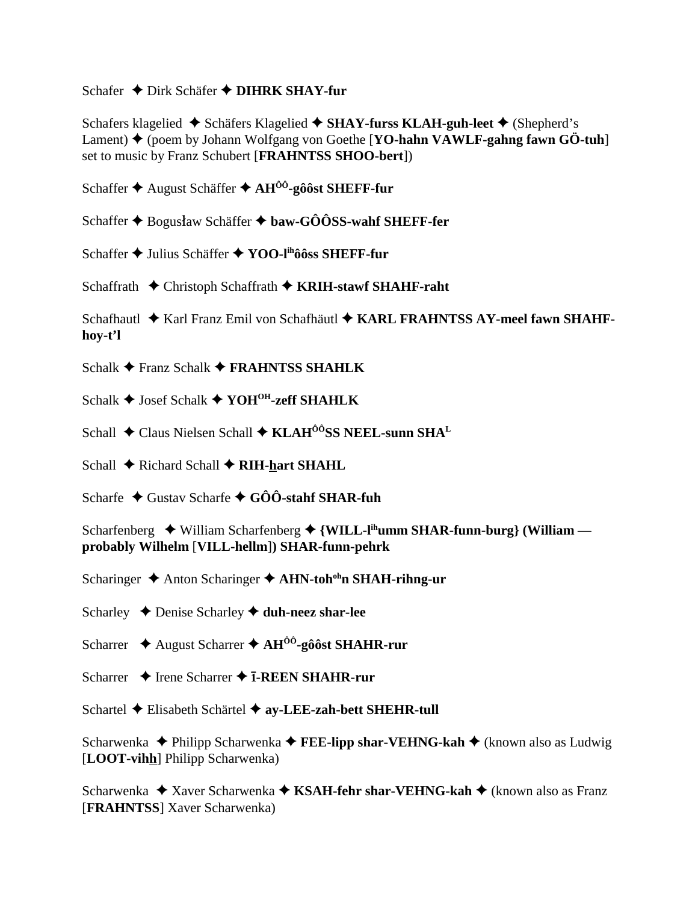Schafer ✦ Dirk Schäfer ✦ **DIHRK SHAY-fur**

Schafers klagelied ✦ Schäfers Klagelied ✦ **SHAY-furss KLAH-guh-leet** ✦ (Shepherd's Lament) ✦ (poem by Johann Wolfgang von Goethe [**YO-hahn VAWLF-gahng fawn GÖ-tuh**] set to music by Franz Schubert [**FRAHNTSS SHOO-bert**])

Schaffer ✦ August Schäffer ✦ **AH^ÔÔ^-gôôst SHEFF-fur**

Schaffer ✦ Bogusław Schäffer ✦ **baw-GÔÔSS-wahf SHEFF-fer**

Schaffer ✦ Julius Schäffer ✦ **YOO-l^ih^ôôss SHEFF-fur**

Schaffrath ✦ Christoph Schaffrath ✦ **KRIH-stawf SHAHF-raht**

Schafhautl ✦ Karl Franz Emil von Schafhäutl ✦ **KARL FRAHNTSS AY-meel fawn SHAHF-hoy-t'l**

Schalk ✦ Franz Schalk ✦ **FRAHNTSS SHAHLK**

Schalk ✦ Josef Schalk ✦ **YOH^OH^-zeff SHAHLK**

Schall ✦ Claus Nielsen Schall ✦ **KLAH^ÔÔ^SS NEEL-sunn SHA^L^**

Schall ✦ Richard Schall ✦ **RIH-hart SHAHL**

Scharfe ✦ Gustav Scharfe ✦ **GÔÔ-stahf SHAR-fuh**

Scharfenberg ✦ William Scharfenberg ✦ **{WILL-l^ih^umm SHAR-funn-burg} (William — probably Wilhelm [VILL-hellm]) SHAR-funn-pehrk**

Scharinger ✦ Anton Scharinger ✦ **AHN-toh^oh^n SHAH-rihng-ur**

Scharley ✦ Denise Scharley ✦ **duh-neez shar-lee**

Scharrer ✦ August Scharrer ✦ **AH^ÔÔ^-gôôst SHAHR-rur**

Scharrer ✦ Irene Scharrer ✦ **ī-REEN SHAHR-rur**

Schartel ✦ Elisabeth Schärtel ✦ **ay-LEE-zah-bett SHEHR-tull**

Scharwenka ✦ Philipp Scharwenka ✦ **FEE-lipp shar-VEHNG-kah** ✦ (known also as Ludwig [**LOOT-vihh**] Philipp Scharwenka)

Scharwenka ✦ Xaver Scharwenka ✦ **KSAH-fehr shar-VEHNG-kah** ✦ (known also as Franz [**FRAHNTSS**] Xaver Scharwenka)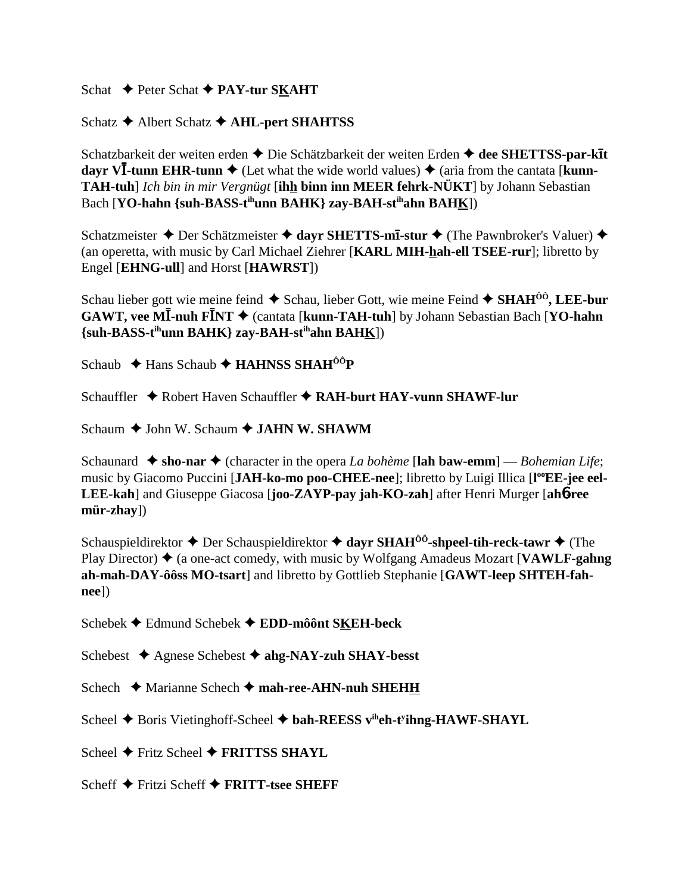Schat ✦ Peter Schat ✦ **PAY-tur SKAHT**

Schatz ✦ Albert Schatz ✦ **AHL-pert SHAHTSS**

Schatzbarkeit der weiten erden ✦ Die Schätzbarkeit der weiten Erden ✦ **dee SHETTSS-par-kīt dayr VĪ-tunn EHR-tunn** ✦ (Let what the wide world values) ✦ (aria from the cantata [**kunn-TAH-tuh**] *Ich bin in mir Vergnügt* [**ihh binn inn MEER fehrk-NÜKT**] by Johann Sebastian Bach [**YO-hahn {suh-BASS-tihunn BAHK} zay-BAH-stihahn BAHK**])

Schatzmeister ✦ Der Schätzmeister ✦ **dayr SHETTS-mī-stur** ✦ (The Pawnbroker's Valuer) ✦ (an operetta, with music by Carl Michael Ziehrer [**KARL MIH-hah-ell TSEE-rur**]; libretto by Engel [**EHNG-ull**] and Horst [**HAWRST**])

Schau lieber gott wie meine feind ✦ Schau, lieber Gott, wie meine Feind ✦ **SHAHôô, LEE-bur GAWT, vee MĪ-nuh FĪNT** ✦ (cantata [**kunn-TAH-tuh**] by Johann Sebastian Bach [**YO-hahn {suh-BASS-tihunn BAHK} zay-BAH-stihahn BAHK**])

Schaub ✦ Hans Schaub ✦ **HAHNSS SHAHôôP**

Schauffler ✦ Robert Haven Schauffler ✦ **RAH-burt HAY-vunn SHAWF-lur**

Schaum ✦ John W. Schaum ✦ **JAHN W. SHAWM**

Schaunard ✦ **sho-nar** ✦ (character in the opera *La bohème* [**lah baw-emm**] — *Bohemian Life*; music by Giacomo Puccini [**JAH-ko-mo poo-CHEE-nee**]; libretto by Luigi Illica [**lººEE-jee eel-LEE-kah**] and Giuseppe Giacosa [**joo-ZAYP-pay jah-KO-zah**] after Henri Murger [**ahɓree mür-zhay**])

Schauspieldirektor ✦ Der Schauspieldirektor ✦ **dayr SHAHôô-shpeel-tih-reck-tawr** ✦ (The Play Director) ✦ (a one-act comedy, with music by Wolfgang Amadeus Mozart [**VAWLF-gahng ah-mah-DAY-ôôss MO-tsart**] and libretto by Gottlieb Stephanie [**GAWT-leep SHTEH-fah-nee**])

Schebek ✦ Edmund Schebek ✦ **EDD-môônt SKEH-beck**

Schebest ✦ Agnese Schebest ✦ **ahg-NAY-zuh SHAY-besst**

Schech ✦ Marianne Schech ✦ **mah-ree-AHN-nuh SHEHH**

Scheel ✦ Boris Vietinghoff-Scheel ✦ **bah-REESS vihеh-tyihng-HAWF-SHAYL**

Scheel ✦ Fritz Scheel ✦ **FRITTSS SHAYL**

Scheff ✦ Fritzi Scheff ✦ **FRITT-tsee SHEFF**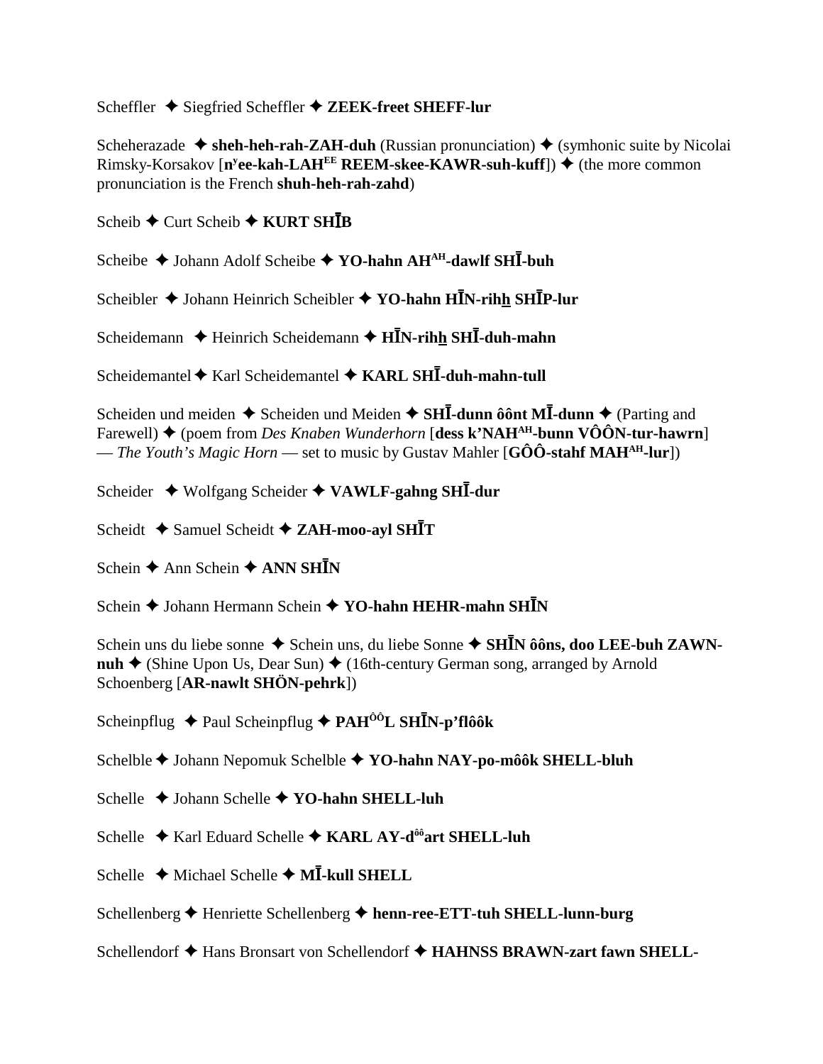Scheffler ✦ Siegfried Scheffler ✦ **ZEEK-freet SHEFF-lur**

Scheherazade ✦ **sheh-heh-rah-ZAH-duh** (Russian pronunciation) ✦ (symhonic suite by Nicolai Rimsky-Korsakov [**nʸee-kah-LAH^EE REEM-skee-KAWR-suh-kuff**]) ✦ (the more common pronunciation is the French **shuh-heh-rah-zahd**)

Scheib ✦ Curt Scheib ✦ **KURT SHĪB**

Scheibe ✦ Johann Adolf Scheibe ✦ **YO-hahn AH^AH-dawlf SHĪ-buh**

Scheibler ✦ Johann Heinrich Scheibler ✦ **YO-hahn HĪN-rihh̲ SHĪP-lur**

Scheidemann ✦ Heinrich Scheidemann ✦ **HĪN-rihh̲ SHĪ-duh-mahn**

Scheidemantel ✦ Karl Scheidemantel ✦ **KARL SHĪ-duh-mahn-tull**

Scheiden und meiden ✦ Scheiden und Meiden ✦ **SHĪ-dunn ôônt MĪ-dunn** ✦ (Parting and Farewell) ✦ (poem from *Des Knaben Wunderhorn* [**dess k'NAH^AH-bunn VÔÔN-tur-hawrn**] — *The Youth's Magic Horn* — set to music by Gustav Mahler [**GÔÔ-stahf MAH^AH-lur**])

Scheider ✦ Wolfgang Scheider ✦ **VAWLF-gahng SHĪ-dur**

Scheidt ✦ Samuel Scheidt ✦ **ZAH-moo-ayl SHĪT**

Schein ✦ Ann Schein ✦ **ANN SHĪN**

Schein ✦ Johann Hermann Schein ✦ **YO-hahn HEHR-mahn SHĪN**

Schein uns du liebe sonne ✦ Schein uns, du liebe Sonne ✦ **SHĪN ôôns, doo LEE-buh ZAWN-nuh** ✦ (Shine Upon Us, Dear Sun) ✦ (16th-century German song, arranged by Arnold Schoenberg [**AR-nawlt SHÖN-pehrk**])

Scheinpflug ✦ Paul Scheinpflug ✦ **PAH^ÔÔL SHĪN-p'flôôk**

Schelble ✦ Johann Nepomuk Schelble ✦ **YO-hahn NAY-po-môôk SHELL-bluh**

Schelle ✦ Johann Schelle ✦ **YO-hahn SHELL-luh**

Schelle ✦ Karl Eduard Schelle ✦ **KARL AY-d^ôôart SHELL-luh**

Schelle ✦ Michael Schelle ✦ **MĪ-kull SHELL**

Schellenberg ✦ Henriette Schellenberg ✦ **henn-ree-ETT-tuh SHELL-lunn-burg**

Schellendorf ✦ Hans Bronsart von Schellendorf ✦ **HAHNSS BRAWN-zart fawn SHELL-**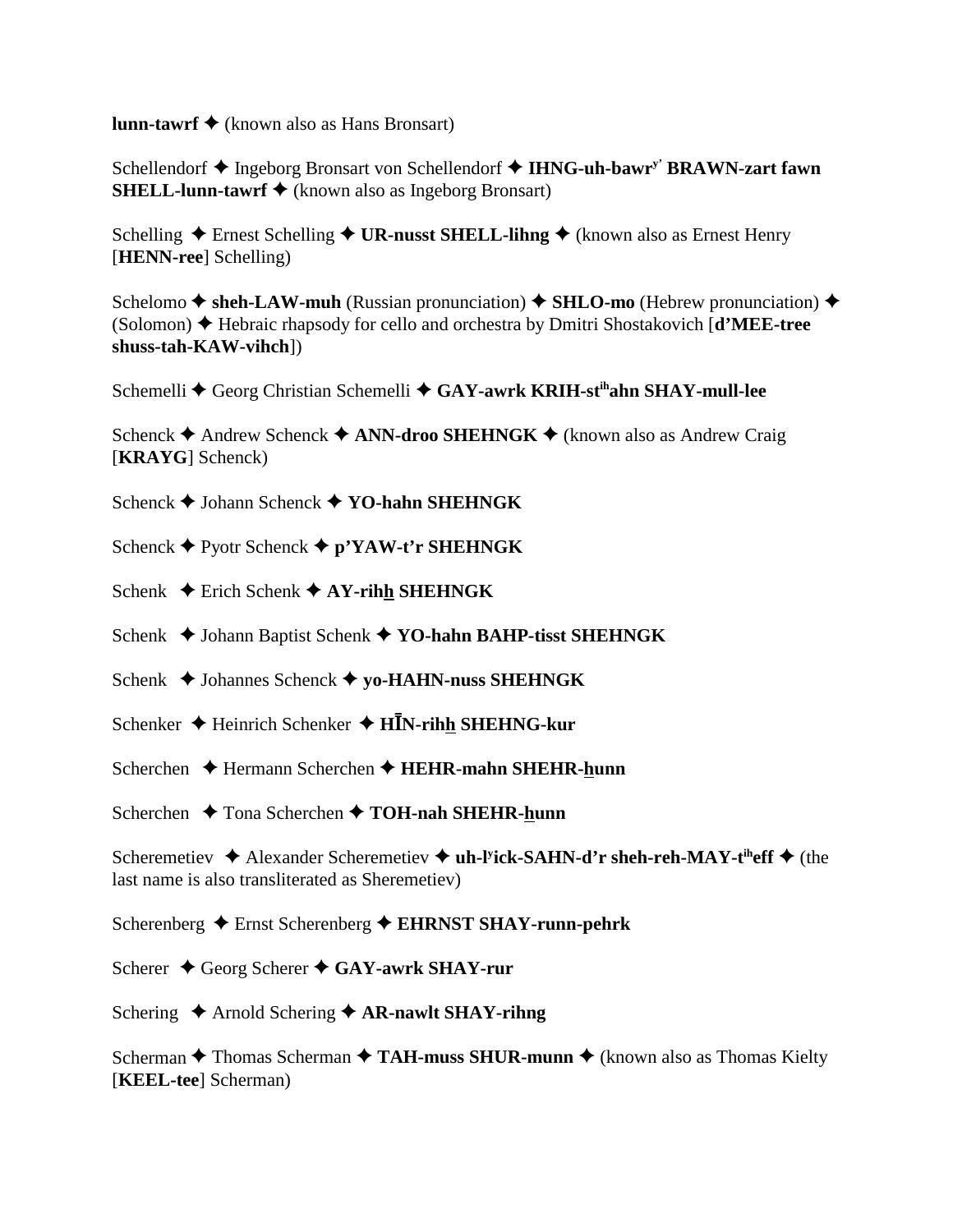**lunn-tawrf** ✦ (known also as Hans Bronsart)

Schellendorf ✦ Ingeborg Bronsart von Schellendorf ✦ **IHNG-uh-bawr**[y'] **BRAWN-zart fawn SHELL-lunn-tawrf** ✦ (known also as Ingeborg Bronsart)

Schelling ✦ Ernest Schelling ✦ **UR-nusst SHELL-lihng** ✦ (known also as Ernest Henry [**HENN-ree**] Schelling)

Schelomo ✦ **sheh-LAW-muh** (Russian pronunciation) ✦ **SHLO-mo** (Hebrew pronunciation) ✦ (Solomon) ✦ Hebraic rhapsody for cello and orchestra by Dmitri Shostakovich [**d'MEE-tree shuss-tah-KAW-vihch**])

Schemelli ✦ Georg Christian Schemelli ✦ **GAY-awrk KRIH-st**[ih]**ahn SHAY-mull-lee**

Schenck ✦ Andrew Schenck ✦ **ANN-droo SHEHNGK** ✦ (known also as Andrew Craig [**KRAYG**] Schenck)

Schenck ✦ Johann Schenck ✦ **YO-hahn SHEHNGK**

Schenck ✦ Pyotr Schenck ✦ **p'YAW-t'r SHEHNGK**

Schenk ✦ Erich Schenk ✦ **AY-rihh SHEHNGK**

Schenk ✦ Johann Baptist Schenk ✦ **YO-hahn BAHP-tisst SHEHNGK**

Schenk ✦ Johannes Schenck ✦ **yo-HAHN-nuss SHEHNGK**

Schenker ✦ Heinrich Schenker ✦ **HĪN-rihh SHEHNG-kur**

Scherchen ✦ Hermann Scherchen ✦ **HEHR-mahn SHEHR-hunn**

Scherchen ✦ Tona Scherchen ✦ **TOH-nah SHEHR-hunn**

Scheremetiev ✦ Alexander Scheremetiev ✦ **uh-l**[y]**ick-SAHN-d'r sheh-reh-MAY-t**[ih]**eff** ✦ (the last name is also transliterated as Sheremetiev)

Scherenberg ✦ Ernst Scherenberg ✦ **EHRNST SHAY-runn-pehrk**

Scherer ✦ Georg Scherer ✦ **GAY-awrk SHAY-rur**

Schering ✦ Arnold Schering ✦ **AR-nawlt SHAY-rihng**

Scherman ✦ Thomas Scherman ✦ **TAH-muss SHUR-munn** ✦ (known also as Thomas Kielty [**KEEL-tee**] Scherman)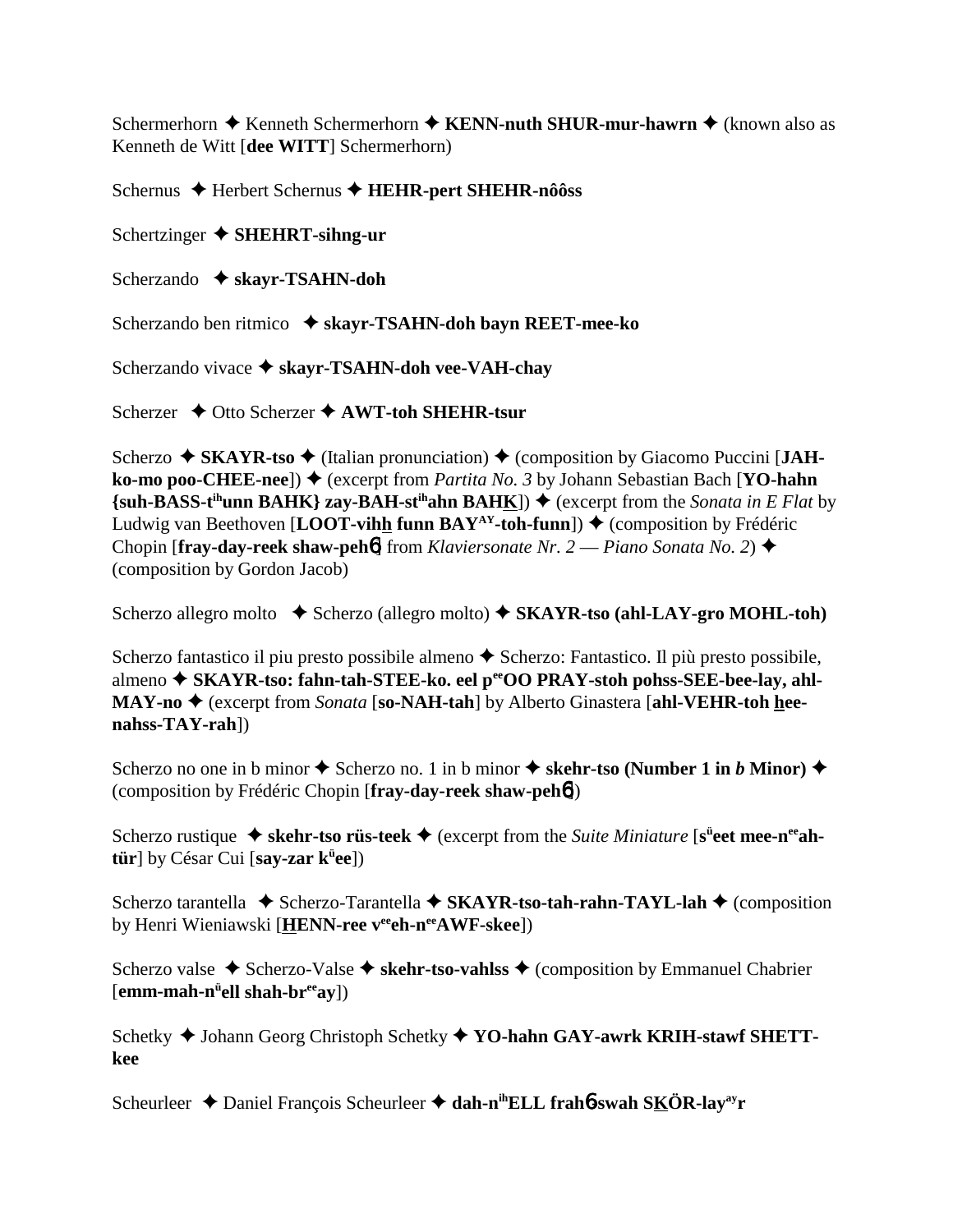Schermerhorn ✦ Kenneth Schermerhorn ✦ **KENN-nuth SHUR-mur-hawrn** ✦ (known also as Kenneth de Witt [**dee WITT**] Schermerhorn)

Schernus ✦ Herbert Schernus ✦ **HEHR-pert SHEHR-nôôss**

Schertzinger ✦ **SHEHRT-sihng-ur**

Scherzando ✦ **skayr-TSAHN-doh**

Scherzando ben ritmico ✦ **skayr-TSAHN-doh bayn REET-mee-ko**

Scherzando vivace ✦ **skayr-TSAHN-doh vee-VAH-chay**

Scherzer ✦ Otto Scherzer ✦ **AWT-toh SHEHR-tsur**

Scherzo ✦ **SKAYR-tso** ✦ (Italian pronunciation) ✦ (composition by Giacomo Puccini [**JAH-ko-mo poo-CHEE-nee**]) ✦ (excerpt from *Partita No. 3* by Johann Sebastian Bach [**YO-hahn {suh-BASS-t^ih^unn BAHK} zay-BAH-st^ih^ahn BAHK**]) ✦ (excerpt from the *Sonata in E Flat* by Ludwig van Beethoven [**LOOT-vihh funn BAY^AY^-toh-funn**]) ✦ (composition by Frédéric Chopin [**fray-day-reek shaw-pehɲ**] from *Klaviersonate Nr. 2 — Piano Sonata No. 2*) ✦ (composition by Gordon Jacob)

Scherzo allegro molto ✦ Scherzo (allegro molto) ✦ **SKAYR-tso (ahl-LAY-gro MOHL-toh)**

Scherzo fantastico il piu presto possibile almeno ✦ Scherzo: Fantastico. Il più presto possibile, almeno ✦ **SKAYR-tso: fahn-tah-STEE-ko. eel p^ee^OO PRAY-stoh pohss-SEE-bee-lay, ahl-MAY-no** ✦ (excerpt from *Sonata* [**so-NAH-tah**] by Alberto Ginastera [**ahl-VEHR-toh hee-nahss-TAY-rah**])

Scherzo no one in b minor ✦ Scherzo no. 1 in b minor ✦ **skehr-tso (Number 1 in *b* Minor)** ✦ (composition by Frédéric Chopin [**fray-day-reek shaw-pehɲ**])

Scherzo rustique ✦ **skehr-tso rüs-teek** ✦ (excerpt from the *Suite Miniature* [**s^ü^eet mee-n^ee^ah-tür**] by César Cui [**say-zar k^ü^ee**])

Scherzo tarantella ✦ Scherzo-Tarantella ✦ **SKAYR-tso-tah-rahn-TAYL-lah** ✦ (composition by Henri Wieniawski [**HENN-ree v^ee^eh-n^ee^AWF-skee**])

Scherzo valse ✦ Scherzo-Valse ✦ **skehr-tso-vahlss** ✦ (composition by Emmanuel Chabrier [**emm-mah-n^ü^ell shah-br^ee^ay**])

Schetky ✦ Johann Georg Christoph Schetky ✦ **YO-hahn GAY-awrk KRIH-stawf SHETT-kee**

Scheurleer ✦ Daniel François Scheurleer ✦ **dah-n^ih^ELL frahɲ-swah SKÖR-lay^ay^r**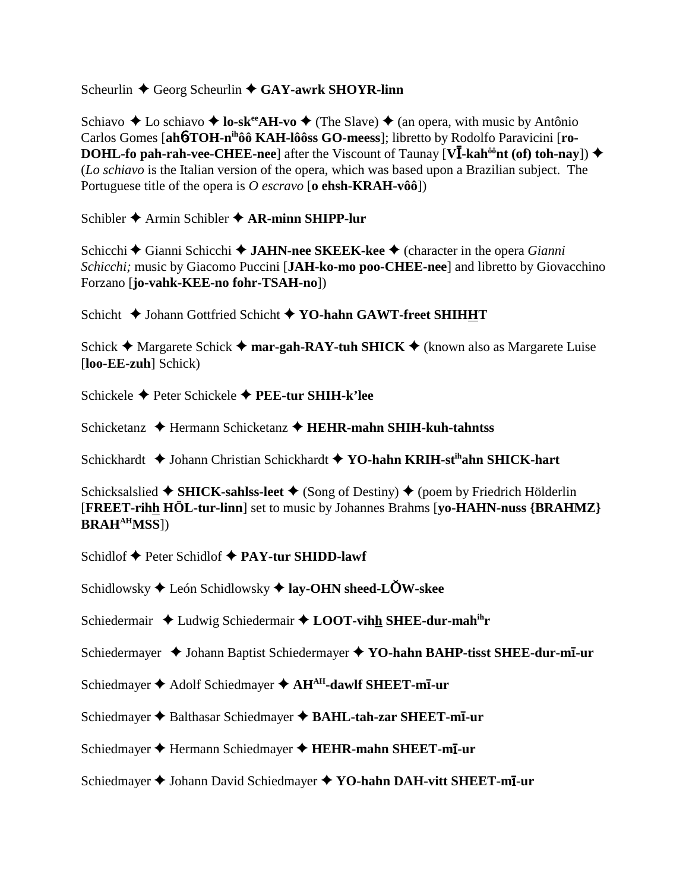Scheurlin ✦ Georg Scheurlin ✦ **GAY-awrk SHOYR-linn**

Schiavo ✦ Lo schiavo ✦ **lo-sk**[ee]**AH-vo** ✦ (The Slave) ✦ (an opera, with music by Antônio Carlos Gomes [**ah6TOH-n**[ih]**ôô KAH-lôôss GO-meess**]; libretto by Rodolfo Paravicini [**ro-DOHL-fo pah-rah-vee-CHEE-nee**] after the Viscount of Taunay [**VĪ-kah**[ôô]**nt (of) toh-nay**]) ✦ (*Lo schiavo* is the Italian version of the opera, which was based upon a Brazilian subject. The Portuguese title of the opera is *O escravo* [**o ehsh-KRAH-vôô**])

Schibler ✦ Armin Schibler ✦ **AR-minn SHIPP-lur**

Schicchi ✦ Gianni Schicchi ✦ **JAHN-nee SKEEK-kee** ✦ (character in the opera *Gianni Schicchi;* music by Giacomo Puccini [**JAH-ko-mo poo-CHEE-nee**] and libretto by Giovacchino Forzano [**jo-vahk-KEE-no fohr-TSAH-no**])

Schicht ✦ Johann Gottfried Schicht ✦ **YO-hahn GAWT-freet SHIHHT**

Schick ✦ Margarete Schick ✦ **mar-gah-RAY-tuh SHICK** ✦ (known also as Margarete Luise [**loo-EE-zuh**] Schick)

Schickele ✦ Peter Schickele ✦ **PEE-tur SHIH-k'lee**

Schicketanz ✦ Hermann Schicketanz ✦ **HEHR-mahn SHIH-kuh-tahntss**

Schickhardt ✦ Johann Christian Schickhardt ✦ **YO-hahn KRIH-st**[ih]**ahn SHICK-hart**

Schicksalslied ✦ **SHICK-sahlss-leet** ✦ (Song of Destiny) ✦ (poem by Friedrich Hölderlin [**FREET-rihh HÖL-tur-linn**] set to music by Johannes Brahms [**yo-HAHN-nuss {BRAHMZ} BRAH**[AH]**MSS**])

Schidlof ✦ Peter Schidlof ✦ **PAY-tur SHIDD-lawf**

Schidlowsky ✦ León Schidlowsky ✦ **lay-OHN sheed-LŎW-skee**

Schiedermair ✦ Ludwig Schiedermair ✦ **LOOT-vihh SHEE-dur-mah**[ih]**r**

Schiedermayer ✦ Johann Baptist Schiedermayer ✦ **YO-hahn BAHP-tisst SHEE-dur-mī-ur**

Schiedmayer ✦ Adolf Schiedmayer ✦ **AH**[AH]**-dawlf SHEET-mī-ur**

Schiedmayer ✦ Balthasar Schiedmayer ✦ **BAHL-tah-zar SHEET-mī-ur**

Schiedmayer ✦ Hermann Schiedmayer ✦ **HEHR-mahn SHEET-mī-ur**

Schiedmayer ✦ Johann David Schiedmayer ✦ **YO-hahn DAH-vitt SHEET-mī-ur**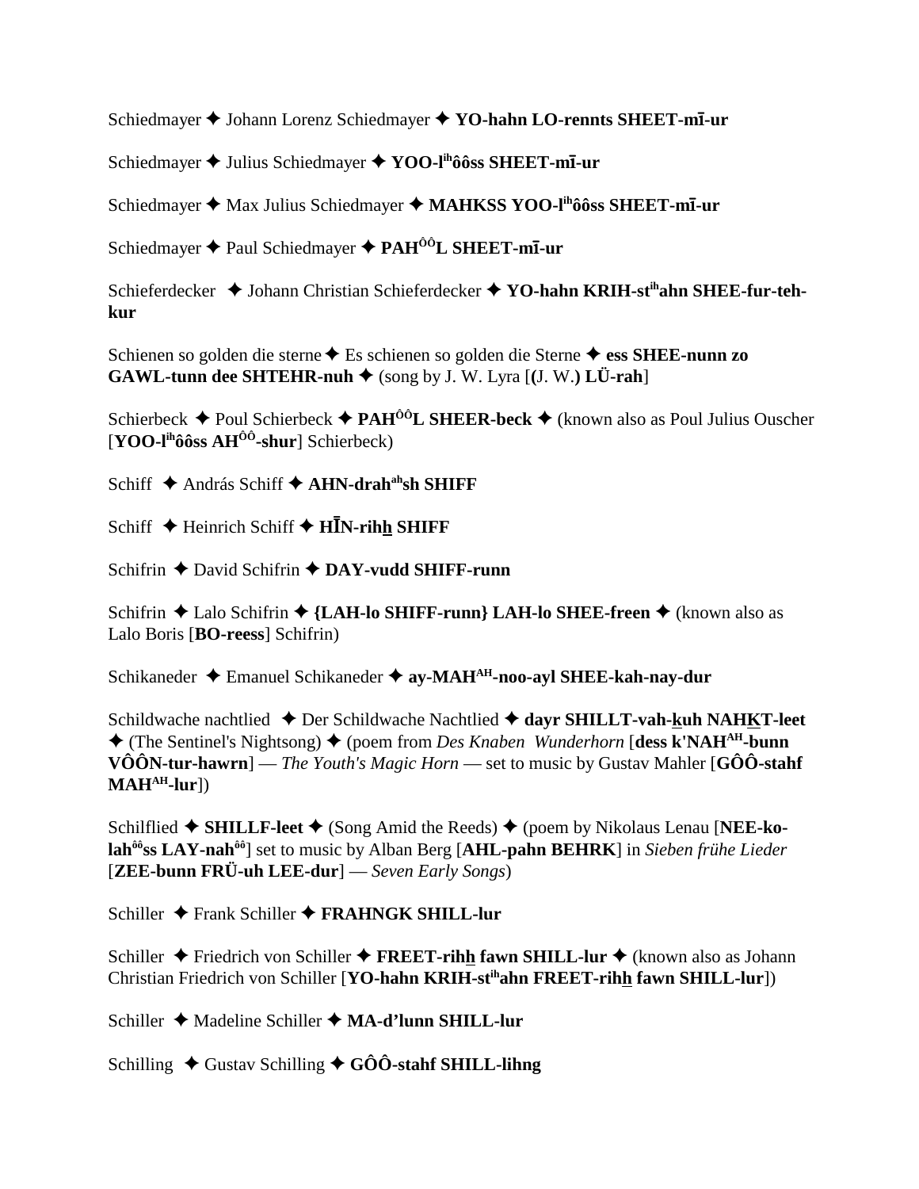Schiedmayer ✦ Johann Lorenz Schiedmayer ✦ **YO-hahn LO-rennts SHEET-mī-ur**

Schiedmayer ✦ Julius Schiedmayer ✦ **YOO-l^ih^ôôss SHEET-mī-ur**

Schiedmayer ✦ Max Julius Schiedmayer ✦ **MAHKSS YOO-l^ih^ôôss SHEET-mī-ur**

Schiedmayer ✦ Paul Schiedmayer ✦ **PAH^ÔÔ^L SHEET-mī-ur**

Schieferdecker ✦ Johann Christian Schieferdecker ✦ **YO-hahn KRIH-st^ih^ahn SHEE-fur-teh-kur**

Schienen so golden die sterne ✦ Es schienen so golden die Sterne ✦ **ess SHEE-nunn zo GAWL-tunn dee SHTEHR-nuh** ✦ (song by J. W. Lyra [**(**J. W.**) LÜ-rah**]

Schierbeck ✦ Poul Schierbeck ✦ **PAH^ÔÔ^L SHEER-beck** ✦ (known also as Poul Julius Ouscher [**YOO-l^ih^ôôss AH^ÔÔ^-shur**] Schierbeck)

Schiff ✦ András Schiff ✦ **AHN-drah^ah^sh SHIFF**

Schiff ✦ Heinrich Schiff ✦ **HĪN-rihh SHIFF**

Schifrin ✦ David Schifrin ✦ **DAY-vudd SHIFF-runn**

Schifrin ✦ Lalo Schifrin ✦ **{LAH-lo SHIFF-runn} LAH-lo SHEE-freen** ✦ (known also as Lalo Boris [**BO-reess**] Schifrin)

Schikaneder ✦ Emanuel Schikaneder ✦ **ay-MAH^AH^-noo-ayl SHEE-kah-nay-dur**

Schildwache nachtlied ✦ Der Schildwache Nachtlied ✦ **dayr SHILLT-vah-kuh NAHKT-leet** ✦ (The Sentinel's Nightsong) ✦ (poem from *Des Knaben Wunderhorn* [**dess k'NAH^AH^-bunn VÔÔN-tur-hawrn**] — *The Youth's Magic Horn* — set to music by Gustav Mahler [**GÔÔ-stahf MAH^AH^-lur**])

Schilflied ✦ **SHILLF-leet** ✦ (Song Amid the Reeds) ✦ (poem by Nikolaus Lenau [**NEE-ko-lah^ôô^ss LAY-nah^ôô^**] set to music by Alban Berg [**AHL-pahn BEHRK**] in *Sieben frühe Lieder* [**ZEE-bunn FRÜ-uh LEE-dur**] — *Seven Early Songs*)

Schiller ✦ Frank Schiller ✦ **FRAHNGK SHILL-lur**

Schiller ✦ Friedrich von Schiller ✦ **FREET-rihh fawn SHILL-lur** ✦ (known also as Johann Christian Friedrich von Schiller [**YO-hahn KRIH-st^ih^ahn FREET-rihh fawn SHILL-lur**])

Schiller ✦ Madeline Schiller ✦ **MA-d'lunn SHILL-lur**

Schilling ✦ Gustav Schilling ✦ **GÔÔ-stahf SHILL-lihng**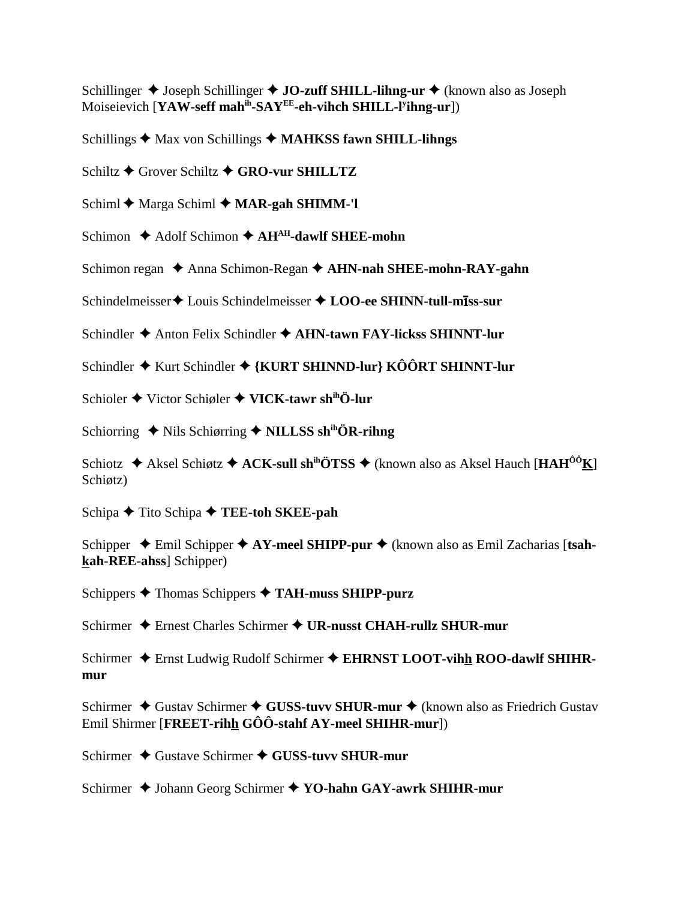Schillinger ✦ Joseph Schillinger ✦ **JO-zuff SHILL-lihng-ur** ✦ (known also as Joseph Moiseievich [**YAW-seff mah**ih**-SAY**EE**-eh-vihch SHILL-l**y**ihng-ur**])

Schillings ✦ Max von Schillings ✦ **MAHKSS fawn SHILL-lihngs**

Schiltz ✦ Grover Schiltz ✦ **GRO-vur SHILLTZ**

Schiml ✦ Marga Schiml ✦ **MAR-gah SHIMM-'l**

Schimon ✦ Adolf Schimon ✦ **AH**AH**-dawlf SHEE-mohn**

Schimon regan ✦ Anna Schimon-Regan ✦ **AHN-nah SHEE-mohn-RAY-gahn**

Schindelmeisser ✦ Louis Schindelmeisser ✦ **LOO-ee SHINN-tull-mīss-sur**

Schindler ✦ Anton Felix Schindler ✦ **AHN-tawn FAY-lickss SHINNT-lur**

Schindler ✦ Kurt Schindler ✦ **{KURT SHINND-lur} KÔÔRT SHINNT-lur**

Schioler ✦ Victor Schiøler ✦ **VICK-tawr sh**ih**Ö-lur**

Schiorring ✦ Nils Schiørring ✦ **NILLSS sh**ih**ÖR-rihng**

Schiotz ✦ Aksel Schiøtz ✦ **ACK-sull sh**ih**ÖTSS** ✦ (known also as Aksel Hauch [**HAH**ÔÔ**K**] Schiøtz)

Schipa ✦ Tito Schipa ✦ **TEE-toh SKEE-pah**

Schipper ✦ Emil Schipper ✦ **AY-meel SHIPP-pur** ✦ (known also as Emil Zacharias [**tsah-kah-REE-ahss**] Schipper)

Schippers ✦ Thomas Schippers ✦ **TAH-muss SHIPP-purz**

Schirmer ✦ Ernest Charles Schirmer ✦ **UR-nusst CHAH-rullz SHUR-mur**

Schirmer ✦ Ernst Ludwig Rudolf Schirmer ✦ **EHRNST LOOT-vihh ROO-dawlf SHIHR-mur**

Schirmer ✦ Gustav Schirmer ✦ **GUSS-tuvv SHUR-mur** ✦ (known also as Friedrich Gustav Emil Shirmer [**FREET-rihh GÔÔ-stahf AY-meel SHIHR-mur**])

Schirmer ✦ Gustave Schirmer ✦ **GUSS-tuvv SHUR-mur**

Schirmer ✦ Johann Georg Schirmer ✦ **YO-hahn GAY-awrk SHIHR-mur**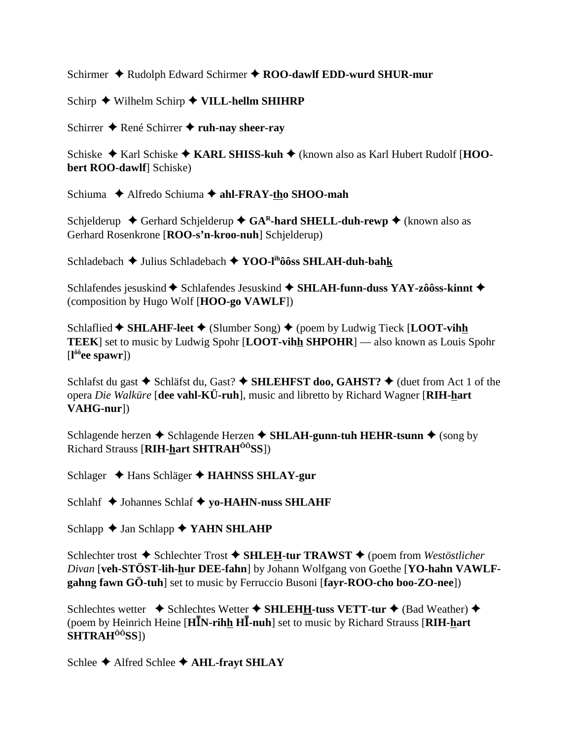Schirmer ✦ Rudolph Edward Schirmer ✦ **ROO-dawlf EDD-wurd SHUR-mur**

Schirp ✦ Wilhelm Schirp ✦ **VILL-hellm SHIHRP**

Schirrer ✦ René Schirrer ✦ **ruh-nay sheer-ray**

Schiske ✦ Karl Schiske ✦ **KARL SHISS-kuh** ✦ (known also as Karl Hubert Rudolf [**HOO-bert ROO-dawlf**] Schiske)

Schiuma ✦ Alfredo Schiuma ✦ **ahl-FRAY-tho SHOO-mah**

Schjelderup ✦ Gerhard Schjelderup ✦ **GA^R-hard SHELL-duh-rewp** ✦ (known also as Gerhard Rosenkrone [**ROO-s'n-kroo-nuh**] Schjelderup)

Schladebach ✦ Julius Schladebach ✦ **YOO-l^ih ôôss SHLAH-duh-bahk**

Schlafendes jesuskind ✦ Schlafendes Jesuskind ✦ **SHLAH-funn-duss YAY-zôôss-kinnt** ✦ (composition by Hugo Wolf [**HOO-go VAWLF**])

Schlaflied ✦ **SHLAHF-leet** ✦ (Slumber Song) ✦ (poem by Ludwig Tieck [**LOOT-vihh TEEK**] set to music by Ludwig Spohr [**LOOT-vihh SHPOHR**] — also known as Louis Spohr [**l^ôô ee spawr**])

Schlafst du gast ✦ Schläfst du, Gast? ✦ **SHLEHFST doo, GAHST?** ✦ (duet from Act 1 of the opera *Die Walküre* [**dee vahl-KÜ-ruh**], music and libretto by Richard Wagner [**RIH-hart VAHG-nur**])

Schlagende herzen ✦ Schlagende Herzen ✦ **SHLAH-gunn-tuh HEHR-tsunn** ✦ (song by Richard Strauss [**RIH-hart SHTRAH^ÔÔ SS**])

Schlager ✦ Hans Schläger ✦ **HAHNSS SHLAY-gur**

Schlahf ✦ Johannes Schlaf ✦ **yo-HAHN-nuss SHLAHF**

Schlapp ✦ Jan Schlapp ✦ **YAHN SHLAHP**

Schlechter trost ✦ Schlechter Trost ✦ **SHLEH-tur TRAWST** ✦ (poem from *Westöstlicher Divan* [**veh-STÖST-lih-hur DEE-fahn**] by Johann Wolfgang von Goethe [**YO-hahn VAWLF-gahng fawn GÖ-tuh**] set to music by Ferruccio Busoni [**fayr-ROO-cho boo-ZO-nee**])

Schlechtes wetter ✦ Schlechtes Wetter ✦ **SHLEHH-tuss VETT-tur** ✦ (Bad Weather) ✦ (poem by Heinrich Heine [**HĪN-rihh HĪ-nuh**] set to music by Richard Strauss [**RIH-hart SHTRAH^ÔÔ SS**])

Schlee ✦ Alfred Schlee ✦ **AHL-frayt SHLAY**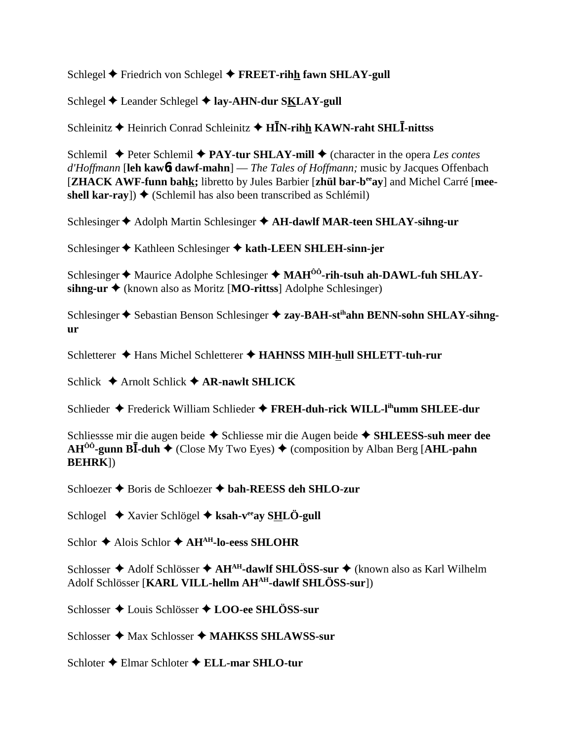Schlegel ✦ Friedrich von Schlegel ✦ **FREET-rihh fawn SHLAY-gull**

Schlegel ✦ Leander Schlegel ✦ **lay-AHN-dur SKLAY-gull**

Schleinitz ✦ Heinrich Conrad Schleinitz ✦ **HĪN-rihh KAWN-raht SHLĪ-nittss**

Schlemil ✦ Peter Schlemil ✦ **PAY-tur SHLAY-mill** ✦ (character in the opera *Les contes d'Hoffmann* [**leh kawɴ dawf-mahn**] — *The Tales of Hoffmann;* music by Jacques Offenbach [**ZHACK AWF-funn bahk;** libretto by Jules Barbier [**zhül bar-b^ee^ay**] and Michel Carré [**mee-shell kar-ray**]) ✦ (Schlemil has also been transcribed as Schlémil)

Schlesinger ✦ Adolph Martin Schlesinger ✦ **AH-dawlf MAR-teen SHLAY-sihng-ur**

Schlesinger ✦ Kathleen Schlesinger ✦ **kath-LEEN SHLEH-sinn-jer**

Schlesinger ✦ Maurice Adolphe Schlesinger ✦ **MAH^ÔÔ^-rih-tsuh ah-DAWL-fuh SHLAY-sihng-ur** ✦ (known also as Moritz [**MO-rittss**] Adolphe Schlesinger)

Schlesinger ✦ Sebastian Benson Schlesinger ✦ **zay-BAH-st^ih^ahn BENN-sohn SHLAY-sihng-ur**

Schletterer ✦ Hans Michel Schletterer ✦ **HAHNSS MIH-hull SHLETT-tuh-rur**

Schlick ✦ Arnolt Schlick ✦ **AR-nawlt SHLICK**

Schlieder ✦ Frederick William Schlieder ✦ **FREH-duh-rick WILL-l^ih^umm SHLEE-dur**

Schliessse mir die augen beide ✦ Schliesse mir die Augen beide ✦ **SHLEESS-suh meer dee AH^ÔÔ^-gunn BĪ-duh** ✦ (Close My Two Eyes) ✦ (composition by Alban Berg [**AHL-pahn BEHRK**])

Schloezer ✦ Boris de Schloezer ✦ **bah-REESS deh SHLO-zur**

Schlogel ✦ Xavier Schlögel ✦ **ksah-v^ee^ay SHLÖ-gull**

Schlor ✦ Alois Schlor ✦ **AH^AH^-lo-eess SHLOHR**

Schlosser ✦ Adolf Schlösser ✦ **AH^AH^-dawlf SHLÖSS-sur** ✦ (known also as Karl Wilhelm Adolf Schlösser [**KARL VILL-hellm AH^AH^-dawlf SHLÖSS-sur**])

Schlosser ✦ Louis Schlösser ✦ **LOO-ee SHLÖSS-sur**

Schlosser ✦ Max Schlosser ✦ **MAHKSS SHLAWSS-sur**

Schloter ✦ Elmar Schloter ✦ **ELL-mar SHLO-tur**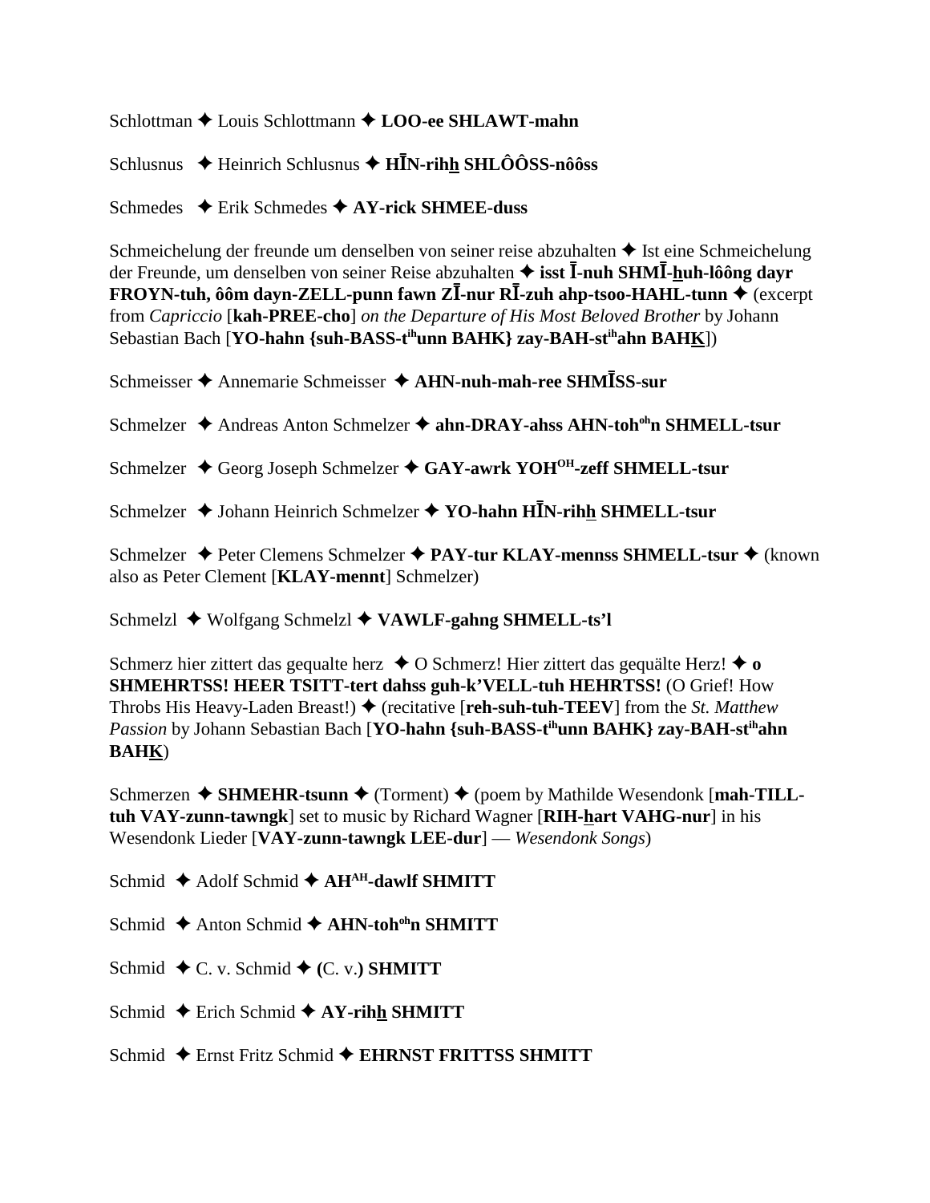Schlottman ✦ Louis Schlottmann ✦ **LOO-ee SHLAWT-mahn**

Schlusnus ✦ Heinrich Schlusnus ✦ **HĪN-rihh SHLÔÔSS-nôôss**

Schmedes ✦ Erik Schmedes ✦ **AY-rick SHMEE-duss**

Schmeichelung der freunde um denselben von seiner reise abzuhalten ✦ Ist eine Schmeichelung der Freunde, um denselben von seiner Reise abzuhalten ✦ **isst Ī-nuh SHMĪ-huh-lôông dayr FROYN-tuh, ôôm dayn-ZELL-punn fawn ZĪ-nur RĪ-zuh ahp-tsoo-HAHL-tunn** ✦ (excerpt from *Capriccio* [**kah-PREE-cho**] *on the Departure of His Most Beloved Brother* by Johann Sebastian Bach [**YO-hahn {suh-BASS-t**ihunn **BAHK} zay-BAH-st**ih**ahn BAHK**])

Schmeisser ✦ Annemarie Schmeisser ✦ **AHN-nuh-mah-ree SHMĪSS-sur**

Schmelzer ✦ Andreas Anton Schmelzer ✦ **ahn-DRAY-ahss AHN-toh**oh**n SHMELL-tsur**

Schmelzer ✦ Georg Joseph Schmelzer ✦ **GAY-awrk YOH**OH**-zeff SHMELL-tsur**

Schmelzer ✦ Johann Heinrich Schmelzer ✦ **YO-hahn HĪN-rihh SHMELL-tsur**

Schmelzer ✦ Peter Clemens Schmelzer ✦ **PAY-tur KLAY-mennss SHMELL-tsur** ✦ (known also as Peter Clement [**KLAY-mennt**] Schmelzer)

Schmelzl ✦ Wolfgang Schmelzl ✦ **VAWLF-gahng SHMELL-ts'l**

Schmerz hier zittert das gequalte herz ✦ O Schmerz! Hier zittert das gequälte Herz! ✦ **o SHMEHRTSS! HEER TSITT-tert dahss guh-k'VELL-tuh HEHRTSS!** (O Grief! How Throbs His Heavy-Laden Breast!) ✦ (recitative [**reh-suh-tuh-TEEV**] from the *St. Matthew Passion* by Johann Sebastian Bach [**YO-hahn {suh-BASS-t**ih**unn BAHK} zay-BAH-st**ih**ahn BAHK**)

Schmerzen ✦ **SHMEHR-tsunn** ✦ (Torment) ✦ (poem by Mathilde Wesendonk [**mah-TILL-tuh VAY-zunn-tawngk**] set to music by Richard Wagner [**RIH-hart VAHG-nur**] in his Wesendonk Lieder [**VAY-zunn-tawngk LEE-dur**] — *Wesendonk Songs*)

Schmid ✦ Adolf Schmid ✦ **AH**AH**-dawlf SHMITT**

Schmid ✦ Anton Schmid ✦ **AHN-toh**oh**n SHMITT**

Schmid ✦ C. v. Schmid ✦ **(**C. v.**) SHMITT**

Schmid ✦ Erich Schmid ✦ **AY-rihh SHMITT**

Schmid ✦ Ernst Fritz Schmid ✦ **EHRNST FRITTSS SHMITT**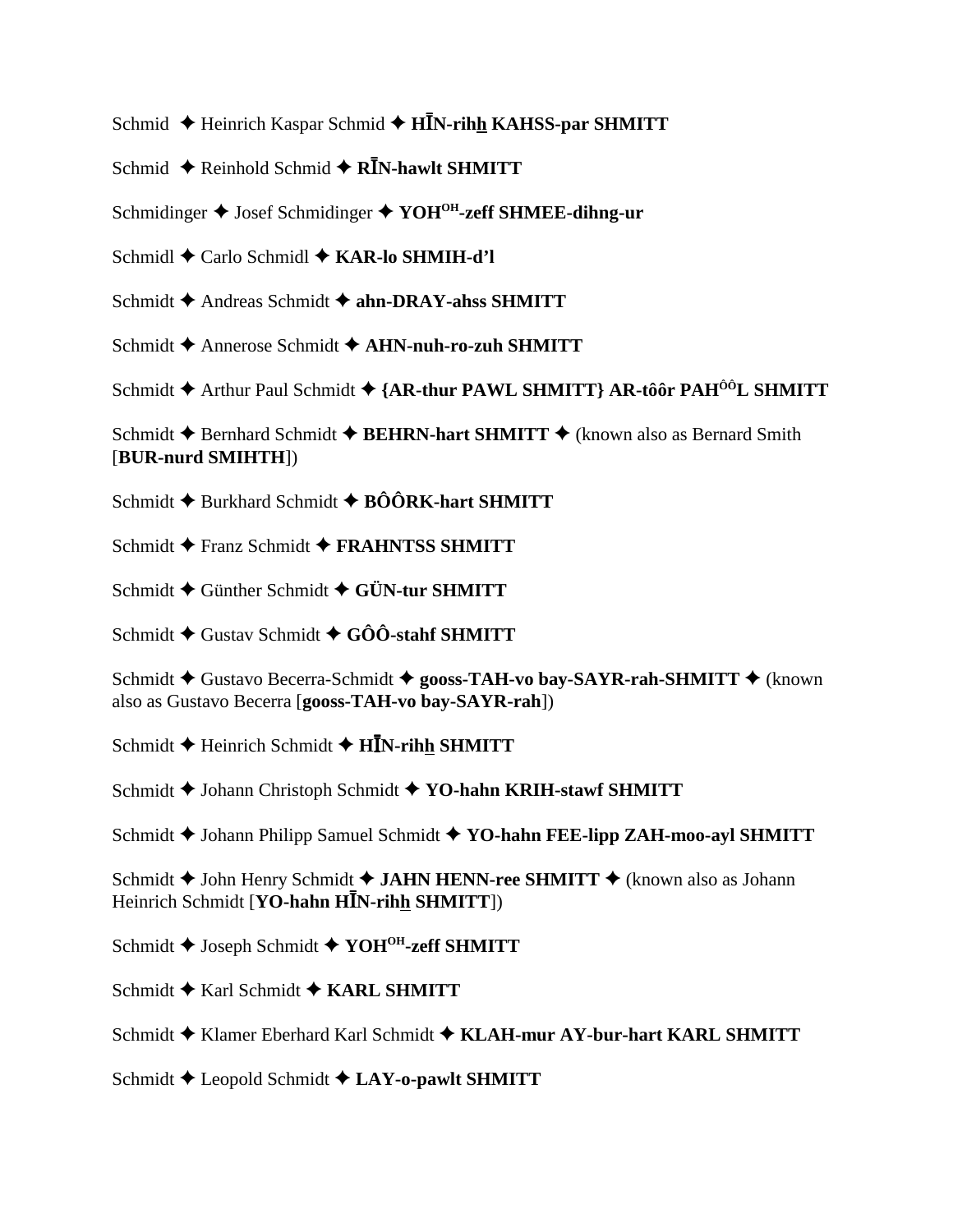Schmid ✦ Heinrich Kaspar Schmid ✦ **HĪN-rihh KAHSS-par SHMITT**

Schmid ✦ Reinhold Schmid ✦ **RĪN-hawlt SHMITT**

Schmidinger ✦ Josef Schmidinger ✦ **YOH[OH]-zeff SHMEE-dihng-ur**

Schmidl ✦ Carlo Schmidl ✦ **KAR-lo SHMIH-d'l**

Schmidt ✦ Andreas Schmidt ✦ **ahn-DRAY-ahss SHMITT**

Schmidt ✦ Annerose Schmidt ✦ **AHN-nuh-ro-zuh SHMITT**

Schmidt ✦ Arthur Paul Schmidt ✦ **{AR-thur PAWL SHMITT} AR-tôôr PAH[ÔÔ]L SHMITT**

Schmidt ✦ Bernhard Schmidt ✦ **BEHRN-hart SHMITT** ✦ (known also as Bernard Smith [**BUR-nurd SMIHTH**])

Schmidt ✦ Burkhard Schmidt ✦ **BÔÔRK-hart SHMITT**

Schmidt ✦ Franz Schmidt ✦ **FRAHNTSS SHMITT**

Schmidt ✦ Günther Schmidt ✦ **GÜN-tur SHMITT**

Schmidt ✦ Gustav Schmidt ✦ **GÔÔ-stahf SHMITT**

Schmidt ✦ Gustavo Becerra-Schmidt ✦ **gooss-TAH-vo bay-SAYR-rah-SHMITT** ✦ (known also as Gustavo Becerra [**gooss-TAH-vo bay-SAYR-rah**])

Schmidt ✦ Heinrich Schmidt ✦ **HĪN-rihh SHMITT**

Schmidt ✦ Johann Christoph Schmidt ✦ **YO-hahn KRIH-stawf SHMITT**

Schmidt ✦ Johann Philipp Samuel Schmidt ✦ **YO-hahn FEE-lipp ZAH-moo-ayl SHMITT**

Schmidt ✦ John Henry Schmidt ✦ **JAHN HENN-ree SHMITT** ✦ (known also as Johann Heinrich Schmidt [**YO-hahn HĪN-rihh SHMITT**])

Schmidt ✦ Joseph Schmidt ✦ **YOH[OH]-zeff SHMITT**

Schmidt ✦ Karl Schmidt ✦ **KARL SHMITT**

Schmidt ✦ Klamer Eberhard Karl Schmidt ✦ **KLAH-mur AY-bur-hart KARL SHMITT**

Schmidt ✦ Leopold Schmidt ✦ **LAY-o-pawlt SHMITT**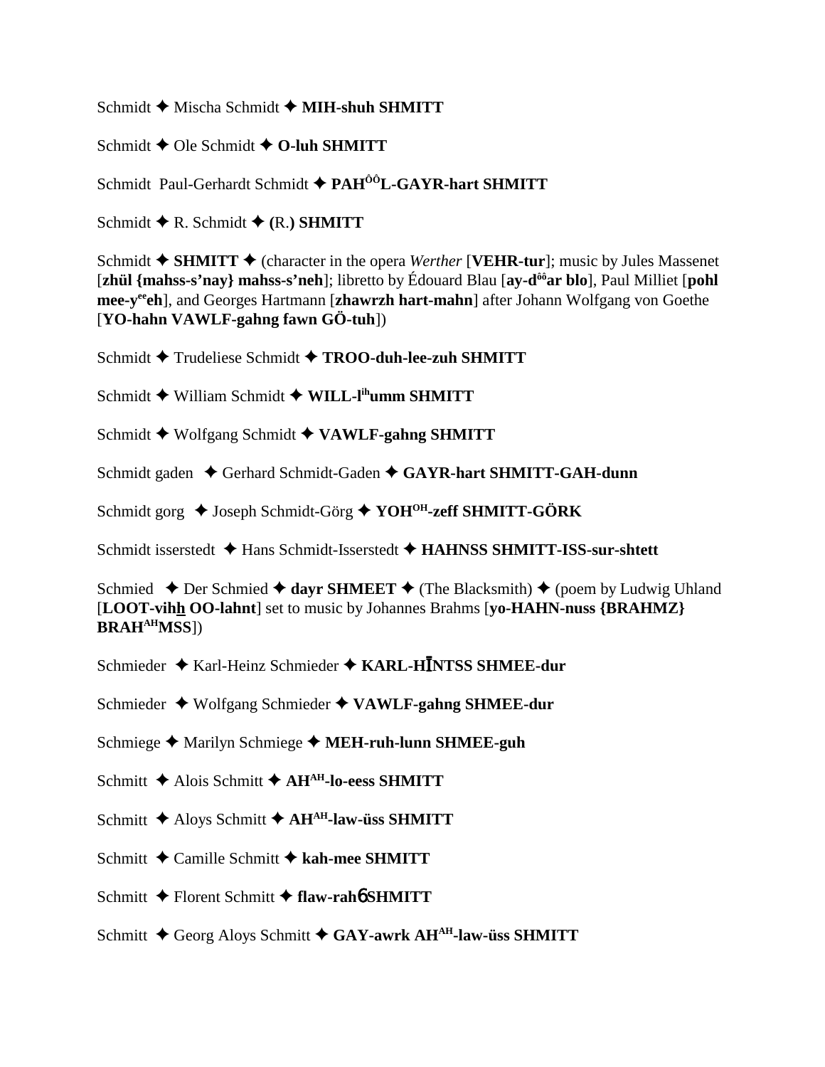Schmidt ✦ Mischa Schmidt ✦ **MIH-shuh SHMITT**

Schmidt ✦ Ole Schmidt ✦ **O-luh SHMITT**

Schmidt  Paul-Gerhardt Schmidt ✦ **PAHÔÔL-GAYR-hart SHMITT**

Schmidt ✦ R. Schmidt ✦ **(**R.**) SHMITT**

Schmidt ✦ **SHMITT** ✦ (character in the opera *Werther* [**VEHR-tur**]; music by Jules Massenet [**zhül {mahss-s'nay} mahss-s'neh**]; libretto by Édouard Blau [**ay-dôôar blo**], Paul Milliet [**pohl mee-yeeeh**], and Georges Hartmann [**zhawrzh hart-mahn**] after Johann Wolfgang von Goethe [**YO-hahn VAWLF-gahng fawn GÖ-tuh**])

Schmidt ✦ Trudeliese Schmidt ✦ **TROO-duh-lee-zuh SHMITT**

Schmidt ✦ William Schmidt ✦ **WILL-lihumm SHMITT**

Schmidt ✦ Wolfgang Schmidt ✦ **VAWLF-gahng SHMITT**

Schmidt gaden ✦ Gerhard Schmidt-Gaden ✦ **GAYR-hart SHMITT-GAH-dunn**

Schmidt gorg ✦ Joseph Schmidt-Görg ✦ **YOHOH-zeff SHMITT-GÖRK**

Schmidt isserstedt ✦ Hans Schmidt-Isserstedt ✦ **HAHNSS SHMITT-ISS-sur-shtett**

Schmied ✦ Der Schmied ✦ **dayr SHMEET** ✦ (The Blacksmith) ✦ (poem by Ludwig Uhland [**LOOT-vihh OO-lahnt**] set to music by Johannes Brahms [**yo-HAHN-nuss {BRAHMZ} BRAHAHMSS**])

Schmieder ✦ Karl-Heinz Schmieder ✦ **KARL-HĪNTSS SHMEE-dur**

Schmieder ✦ Wolfgang Schmieder ✦ **VAWLF-gahng SHMEE-dur**

Schmiege ✦ Marilyn Schmiege ✦ **MEH-ruh-lunn SHMEE-guh**

Schmitt ✦ Alois Schmitt ✦ **AHAH-lo-eess SHMITT**

Schmitt ✦ Aloys Schmitt ✦ **AHAH-law-üss SHMITT**

Schmitt ✦ Camille Schmitt ✦ **kah-mee SHMITT**

Schmitt ✦ Florent Schmitt ✦ **flaw-rahɓ SHMITT**

Schmitt ✦ Georg Aloys Schmitt ✦ **GAY-awrk AHAH-law-üss SHMITT**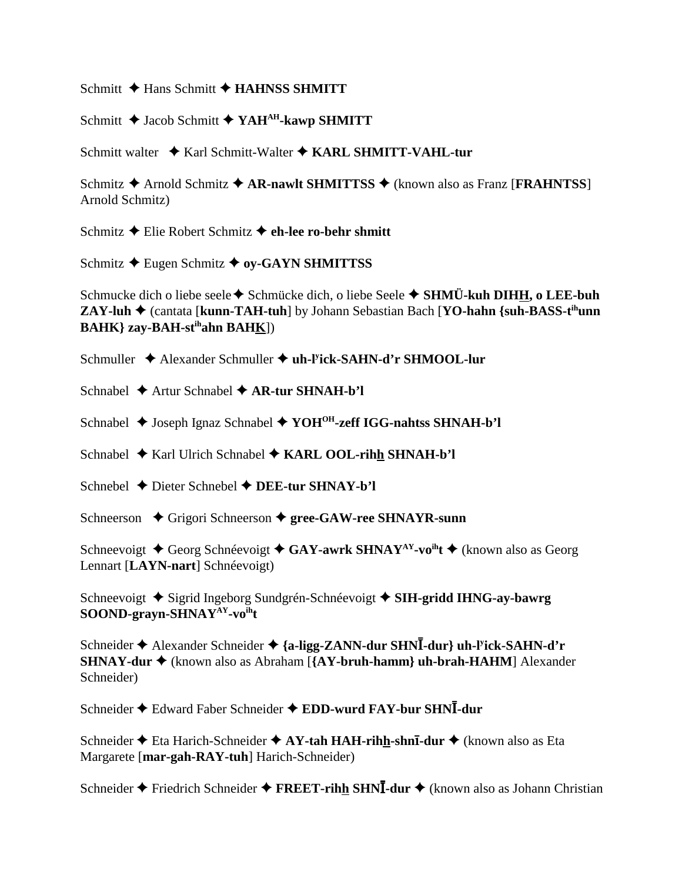Schmitt ✦ Hans Schmitt ✦ **HAHNSS SHMITT**

Schmitt ✦ Jacob Schmitt ✦ **YAH[AH]-kawp SHMITT**

Schmitt walter ✦ Karl Schmitt-Walter ✦ **KARL SHMITT-VAHL-tur**

Schmitz ✦ Arnold Schmitz ✦ **AR-nawlt SHMITTSS** ✦ (known also as Franz [**FRAHNTSS**] Arnold Schmitz)

Schmitz ✦ Elie Robert Schmitz ✦ **eh-lee ro-behr shmitt**

Schmitz ✦ Eugen Schmitz ✦ **oy-GAYN SHMITTSS**

Schmucke dich o liebe seele ✦ Schmücke dich, o liebe Seele ✦ **SHMÜ-kuh DIH<u>H</u>, o LEE-buh ZAY-luh** ✦ (cantata [**kunn-TAH-tuh**] by Johann Sebastian Bach [**YO-hahn {suh-BASS-t[ih]unn BAHK} zay-BAH-st[ih]ahn BAH<u>K</u>**])

Schmuller ✦ Alexander Schmuller ✦ **uh-l[y]ick-SAHN-d'r SHMOOL-lur**

Schnabel ✦ Artur Schnabel ✦ **AR-tur SHNAH-b'l**

Schnabel ✦ Joseph Ignaz Schnabel ✦ **YOH[OH]-zeff IGG-nahtss SHNAH-b'l**

Schnabel ✦ Karl Ulrich Schnabel ✦ **KARL OOL-rih<u>h</u> SHNAH-b'l**

Schnebel ✦ Dieter Schnebel ✦ **DEE-tur SHNAY-b'l**

Schneerson ✦ Grigori Schneerson ✦ **gree-GAW-ree SHNAYR-sunn**

Schneevoigt ✦ Georg Schnéevoigt ✦ **GAY-awrk SHNAY[AY]-vo[ih]t** ✦ (known also as Georg Lennart [**LAYN-nart**] Schnéevoigt)

Schneevoigt ✦ Sigrid Ingeborg Sundgrén-Schnéevoigt ✦ **SIH-gridd IHNG-ay-bawrg SOOND-grayn-SHNAY[AY]-vo[ih]t**

Schneider ✦ Alexander Schneider ✦ **{a-ligg-ZANN-dur SHNĪ-dur} uh-l[y]ick-SAHN-d'r SHNAY-dur** ✦ (known also as Abraham [**{AY-bruh-hamm} uh-brah-HAHM**] Alexander Schneider)

Schneider ✦ Edward Faber Schneider ✦ **EDD-wurd FAY-bur SHNĪ-dur**

Schneider ✦ Eta Harich-Schneider ✦ **AY-tah HAH-rih<u>h</u>-shnī-dur** ✦ (known also as Eta Margarete [**mar-gah-RAY-tuh**] Harich-Schneider)

Schneider ✦ Friedrich Schneider ✦ **FREET-rih<u>h</u> SHNĪ-dur** ✦ (known also as Johann Christian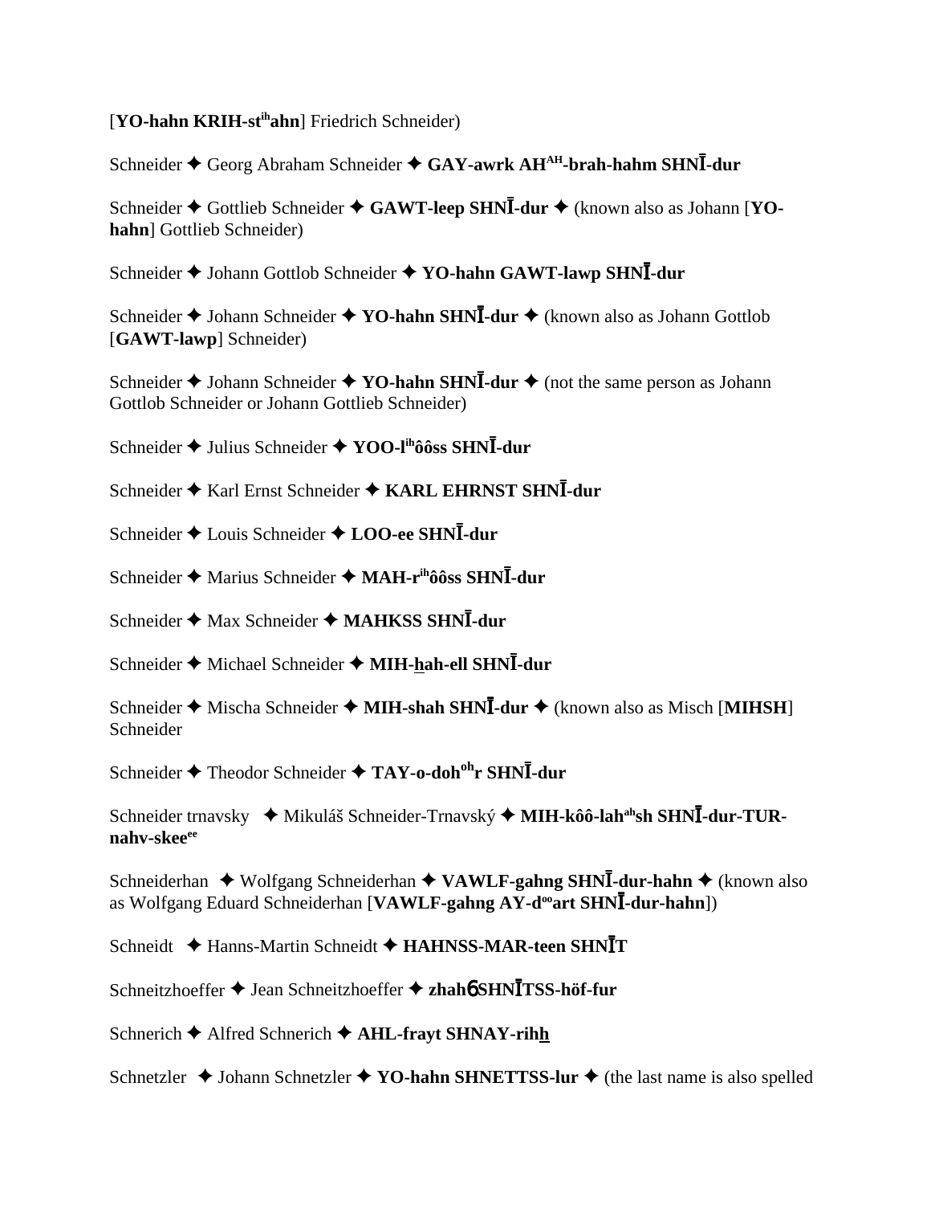[**YO-hahn KRIH-st**ihahn] Friedrich Schneider)

Schneider ✦ Georg Abraham Schneider ✦ **GAY-awrk AH**AH**-brah-hahm SHNĪ-dur**

Schneider ✦ Gottlieb Schneider ✦ **GAWT-leep SHNĪ-dur** ✦ (known also as Johann [**YO-hahn**] Gottlieb Schneider)

Schneider ✦ Johann Gottlob Schneider ✦ **YO-hahn GAWT-lawp SHNĪ-dur**

Schneider ✦ Johann Schneider ✦ **YO-hahn SHNĪ-dur** ✦ (known also as Johann Gottlob [**GAWT-lawp**] Schneider)

Schneider ✦ Johann Schneider ✦ **YO-hahn SHNĪ-dur** ✦ (not the same person as Johann Gottlob Schneider or Johann Gottlieb Schneider)

Schneider ✦ Julius Schneider ✦ **YOO-l**ih**ôôss SHNĪ-dur**

Schneider ✦ Karl Ernst Schneider ✦ **KARL EHRNST SHNĪ-dur**

Schneider ✦ Louis Schneider ✦ **LOO-ee SHNĪ-dur**

Schneider ✦ Marius Schneider ✦ **MAH-r**ih**ôôss SHNĪ-dur**

Schneider ✦ Max Schneider ✦ **MAHKSS SHNĪ-dur**

Schneider ✦ Michael Schneider ✦ **MIH-h̲ah-ell SHNĪ-dur**

Schneider ✦ Mischa Schneider ✦ **MIH-shah SHNĪ-dur** ✦ (known also as Misch [**MIHSH**] Schneider

Schneider ✦ Theodor Schneider ✦ **TAY-o-doh**oh**r SHNĪ-dur**

Schneider trnavsky ✦ Mikuláš Schneider-Trnavský ✦ **MIH-kôô-lah**ah**sh SHNĪ-dur-TUR-nahv-skee**ee

Schneiderhan ✦ Wolfgang Schneiderhan ✦ **VAWLF-gahng SHNĪ-dur-hahn** ✦ (known also as Wolfgang Eduard Schneiderhan [**VAWLF-gahng AY-d**oo**art SHNĪ-dur-hahn**])

Schneidt ✦ Hanns-Martin Schneidt ✦ **HAHNSS-MAR-teen SHNĪT**

Schneitzhoeffer ✦ Jean Schneitzhoeffer ✦ **zhahɓ SHNĪTSS-höf-fur**

Schnerich ✦ Alfred Schnerich ✦ **AHL-frayt SHNAY-rih̲h̲**

Schnetzler ✦ Johann Schnetzler ✦ **YO-hahn SHNETTSS-lur** ✦ (the last name is also spelled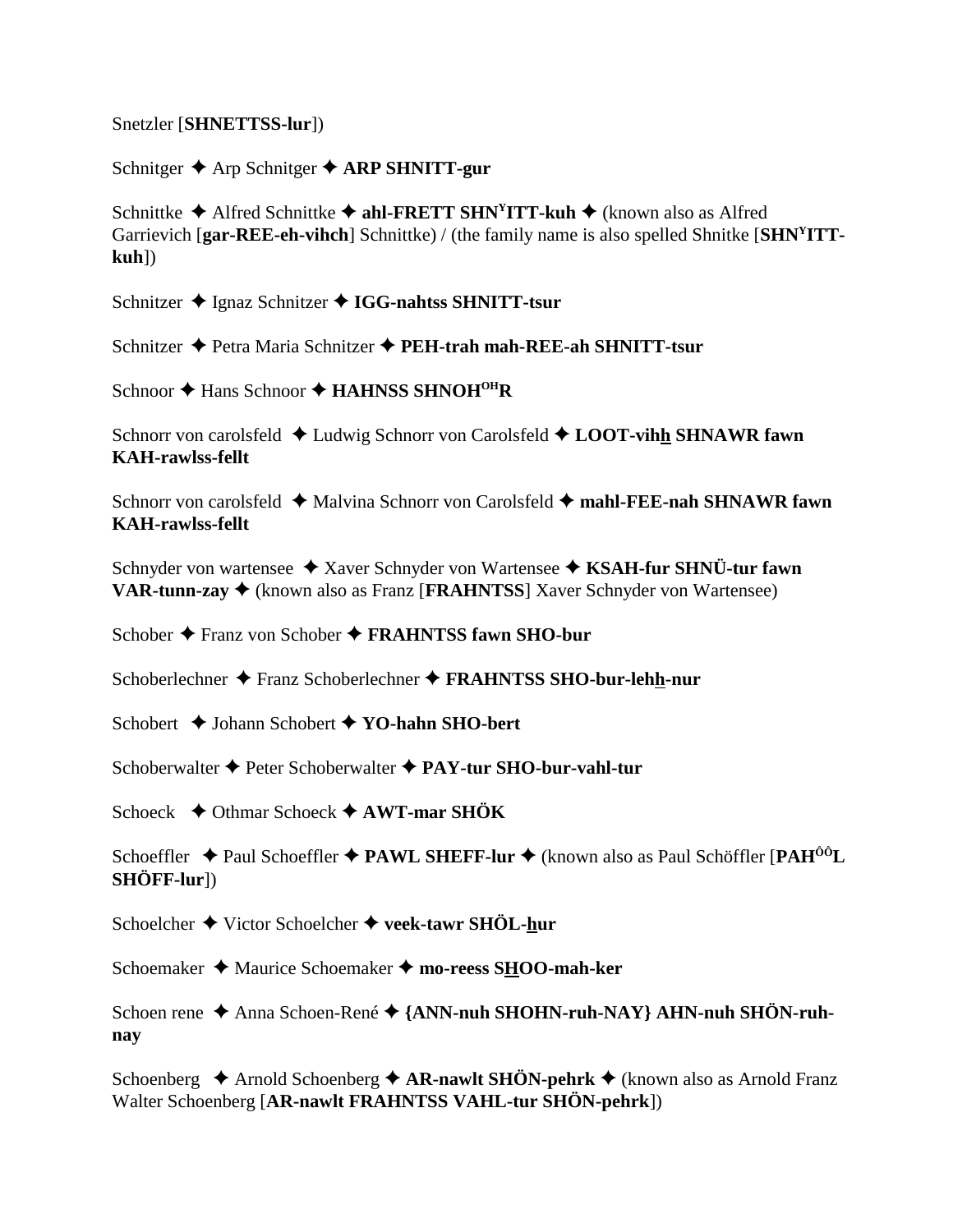Snetzler [**SHNETTSS-lur**])

Schnitger ✦ Arp Schnitger ✦ **ARP SHNITT-gur**

Schnittke ✦ Alfred Schnittke ✦ **ahl-FRETT SHN$^{Y}$ITT-kuh** ✦ (known also as Alfred Garrievich [**gar-REE-eh-vihch**] Schnittke) / (the family name is also spelled Shnitke [**SHN$^{Y}$ITT-kuh**])

Schnitzer ✦ Ignaz Schnitzer ✦ **IGG-nahtss SHNITT-tsur**

Schnitzer ✦ Petra Maria Schnitzer ✦ **PEH-trah mah-REE-ah SHNITT-tsur**

Schnoor ✦ Hans Schnoor ✦ **HAHNSS SHNOH$^{OH}$R**

Schnorr von carolsfeld ✦ Ludwig Schnorr von Carolsfeld ✦ **LOOT-vihh SHNAWR fawn KAH-rawlss-fellt**

Schnorr von carolsfeld ✦ Malvina Schnorr von Carolsfeld ✦ **mahl-FEE-nah SHNAWR fawn KAH-rawlss-fellt**

Schnyder von wartensee ✦ Xaver Schnyder von Wartensee ✦ **KSAH-fur SHNÜ-tur fawn VAR-tunn-zay** ✦ (known also as Franz [**FRAHNTSS**] Xaver Schnyder von Wartensee)

Schober ✦ Franz von Schober ✦ **FRAHNTSS fawn SHO-bur**

Schoberlechner ✦ Franz Schoberlechner ✦ **FRAHNTSS SHO-bur-lehh-nur**

Schobert ✦ Johann Schobert ✦ **YO-hahn SHO-bert**

Schoberwalter ✦ Peter Schoberwalter ✦ **PAY-tur SHO-bur-vahl-tur**

Schoeck ✦ Othmar Schoeck ✦ **AWT-mar SHÖK**

Schoeffler ✦ Paul Schoeffler ✦ **PAWL SHEFF-lur** ✦ (known also as Paul Schöffler [**PAH$^{ÔÔ}$L SHÖFF-lur**])

Schoelcher ✦ Victor Schoelcher ✦ **veek-tawr SHÖL-hur**

Schoemaker ✦ Maurice Schoemaker ✦ **mo-reess SHOO-mah-ker**

Schoen rene ✦ Anna Schoen-René ✦ **{ANN-nuh SHOHN-ruh-NAY} AHN-nuh SHÖN-ruh-nay**

Schoenberg ✦ Arnold Schoenberg ✦ **AR-nawlt SHÖN-pehrk** ✦ (known also as Arnold Franz Walter Schoenberg [**AR-nawlt FRAHNTSS VAHL-tur SHÖN-pehrk**])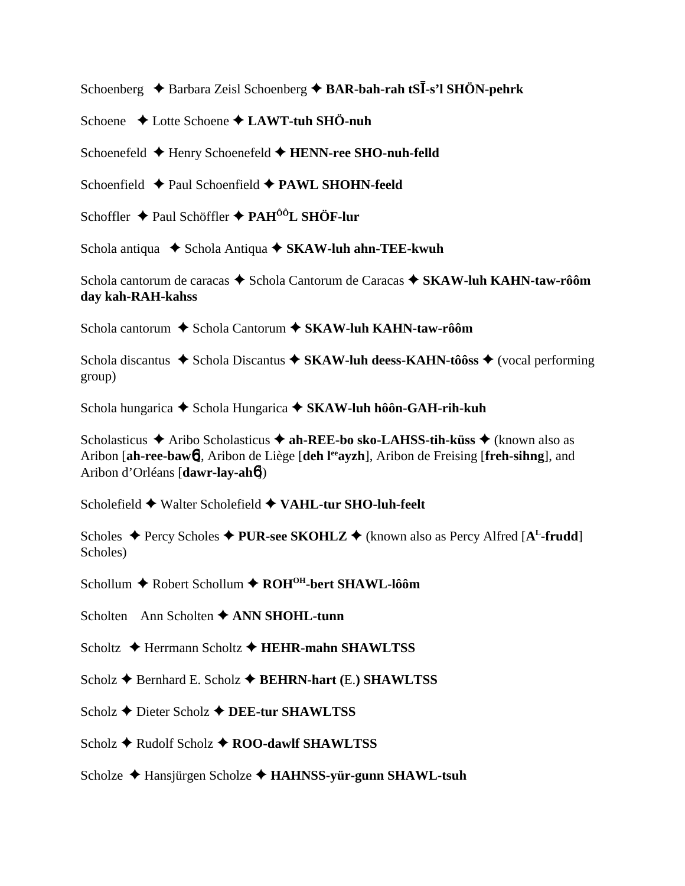Schoenberg ✦ Barbara Zeisl Schoenberg ✦ **BAR-bah-rah tSĪ-s'l SHÖN-pehrk**

Schoene ✦ Lotte Schoene ✦ **LAWT-tuh SHÖ-nuh**

Schoenefeld ✦ Henry Schoenefeld ✦ **HENN-ree SHO-nuh-felld**

Schoenfield ✦ Paul Schoenfield ✦ **PAWL SHOHN-feeld**

Schoffler ✦ Paul Schöffler ✦ **PAH<sup>ÔÔ</sup>L SHÖF-lur**

Schola antiqua ✦ Schola Antiqua ✦ **SKAW-luh ahn-TEE-kwuh**

Schola cantorum de caracas ✦ Schola Cantorum de Caracas ✦ **SKAW-luh KAHN-taw-rôôm day kah-RAH-kahss**

Schola cantorum ✦ Schola Cantorum ✦ **SKAW-luh KAHN-taw-rôôm**

Schola discantus ✦ Schola Discantus ✦ **SKAW-luh deess-KAHN-tôôss** ✦ (vocal performing group)

Schola hungarica ✦ Schola Hungarica ✦ **SKAW-luh hôôn-GAH-rih-kuh**

Scholasticus ✦ Aribo Scholasticus ✦ **ah-REE-bo sko-LAHSS-tih-küss** ✦ (known also as Aribon [**ah-ree-bawɳ**], Aribon de Liège [**deh l<sup>ee</sup>ayzh**], Aribon de Freising [**freh-sihng**], and Aribon d'Orléans [**dawr-lay-ahɳ**])

Scholefield ✦ Walter Scholefield ✦ **VAHL-tur SHO-luh-feelt**

Scholes ✦ Percy Scholes ✦ **PUR-see SKOHLZ** ✦ (known also as Percy Alfred [**A<sup>L</sup>-frudd**] Scholes)

Schollum ✦ Robert Schollum ✦ **ROH<sup>OH</sup>-bert SHAWL-lôôm**

Scholten Ann Scholten ✦ **ANN SHOHL-tunn**

Scholtz ✦ Herrmann Scholtz ✦ **HEHR-mahn SHAWLTSS**

Scholz ✦ Bernhard E. Scholz ✦ **BEHRN-hart (**E.**) SHAWLTSS**

Scholz ✦ Dieter Scholz ✦ **DEE-tur SHAWLTSS**

Scholz ✦ Rudolf Scholz ✦ **ROO-dawlf SHAWLTSS**

Scholze ✦ Hansjürgen Scholze ✦ **HAHNSS-yür-gunn SHAWL-tsuh**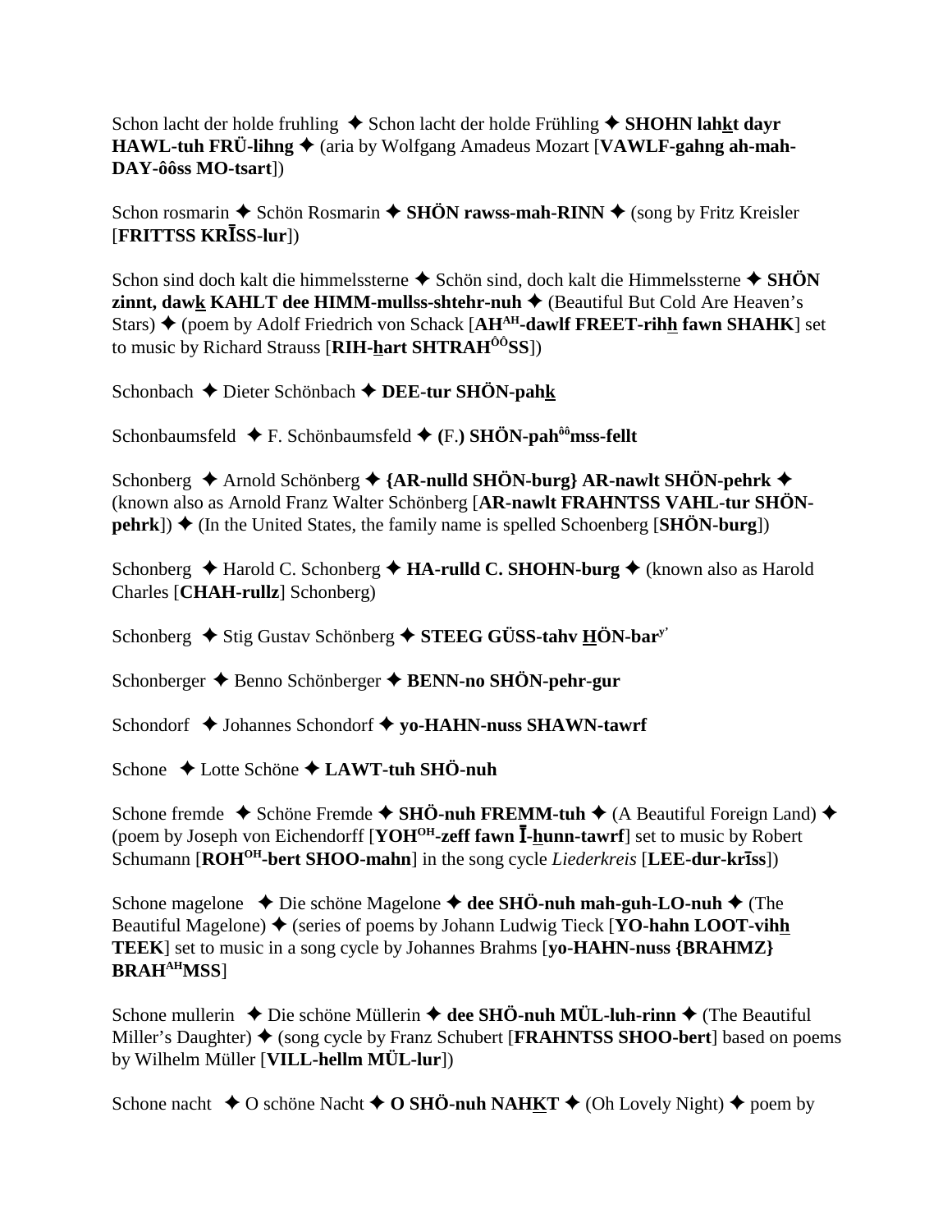Schon lacht der holde fruhling ✦ Schon lacht der holde Frühling ✦ **SHOHN lahkt dayr HAWL-tuh FRÜ-lihng** ✦ (aria by Wolfgang Amadeus Mozart [**VAWLF-gahng ah-mah-DAY-ôôss MO-tsart**])

Schon rosmarin ✦ Schön Rosmarin ✦ **SHÖN rawss-mah-RINN** ✦ (song by Fritz Kreisler [**FRITTSS KRĪSS-lur**])

Schon sind doch kalt die himmelssterne ✦ Schön sind, doch kalt die Himmelssterne ✦ **SHÖN zinnt, dawk KAHLT dee HIMM-mullss-shtehr-nuh** ✦ (Beautiful But Cold Are Heaven's Stars) ✦ (poem by Adolf Friedrich von Schack [**AH$^{AH}$-dawlf FREET-rihh fawn SHAHK**] set to music by Richard Strauss [**RIH-hart SHTRAH$^{ÔÔ}$SS**])

Schonbach ✦ Dieter Schönbach ✦ **DEE-tur SHÖN-pahk**

Schonbaumsfeld ✦ F. Schönbaumsfeld ✦ **(**F.**) SHÖN-pah$^{ôô}$mss-fellt**

Schonberg ✦ Arnold Schönberg ✦ **{AR-nulld SHÖN-burg} AR-nawlt SHÖN-pehrk** ✦ (known also as Arnold Franz Walter Schönberg [**AR-nawlt FRAHNTSS VAHL-tur SHÖN-pehrk**]) ✦ (In the United States, the family name is spelled Schoenberg [**SHÖN-burg**])

Schonberg ✦ Harold C. Schonberg ✦ **HA-rulld C. SHOHN-burg** ✦ (known also as Harold Charles [**CHAH-rullz**] Schonberg)

Schonberg ✦ Stig Gustav Schönberg ✦ **STEEG GÜSS-tahv HÖN-bar$^{y'}$**

Schonberger ✦ Benno Schönberger ✦ **BENN-no SHÖN-pehr-gur**

Schondorf ✦ Johannes Schondorf ✦ **yo-HAHN-nuss SHAWN-tawrf**

Schone ✦ Lotte Schöne ✦ **LAWT-tuh SHÖ-nuh**

Schone fremde ✦ Schöne Fremde ✦ **SHÖ-nuh FREMM-tuh** ✦ (A Beautiful Foreign Land) ✦ (poem by Joseph von Eichendorff [**YOH$^{OH}$-zeff fawn Ī-hunn-tawrf**] set to music by Robert Schumann [**ROH$^{OH}$-bert SHOO-mahn**] in the song cycle *Liederkreis* [**LEE-dur-krīss**])

Schone magelone ✦ Die schöne Magelone ✦ **dee SHÖ-nuh mah-guh-LO-nuh** ✦ (The Beautiful Magelone) ✦ (series of poems by Johann Ludwig Tieck [**YO-hahn LOOT-vihh TEEK**] set to music in a song cycle by Johannes Brahms [**yo-HAHN-nuss {BRAHMZ} BRAH$^{AH}$MSS**]

Schone mullerin ✦ Die schöne Müllerin ✦ **dee SHÖ-nuh MÜL-luh-rinn** ✦ (The Beautiful Miller's Daughter) ✦ (song cycle by Franz Schubert [**FRAHNTSS SHOO-bert**] based on poems by Wilhelm Müller [**VILL-hellm MÜL-lur**])

Schone nacht ✦ O schöne Nacht ✦ **O SHÖ-nuh NAHKT** ✦ (Oh Lovely Night) ✦ poem by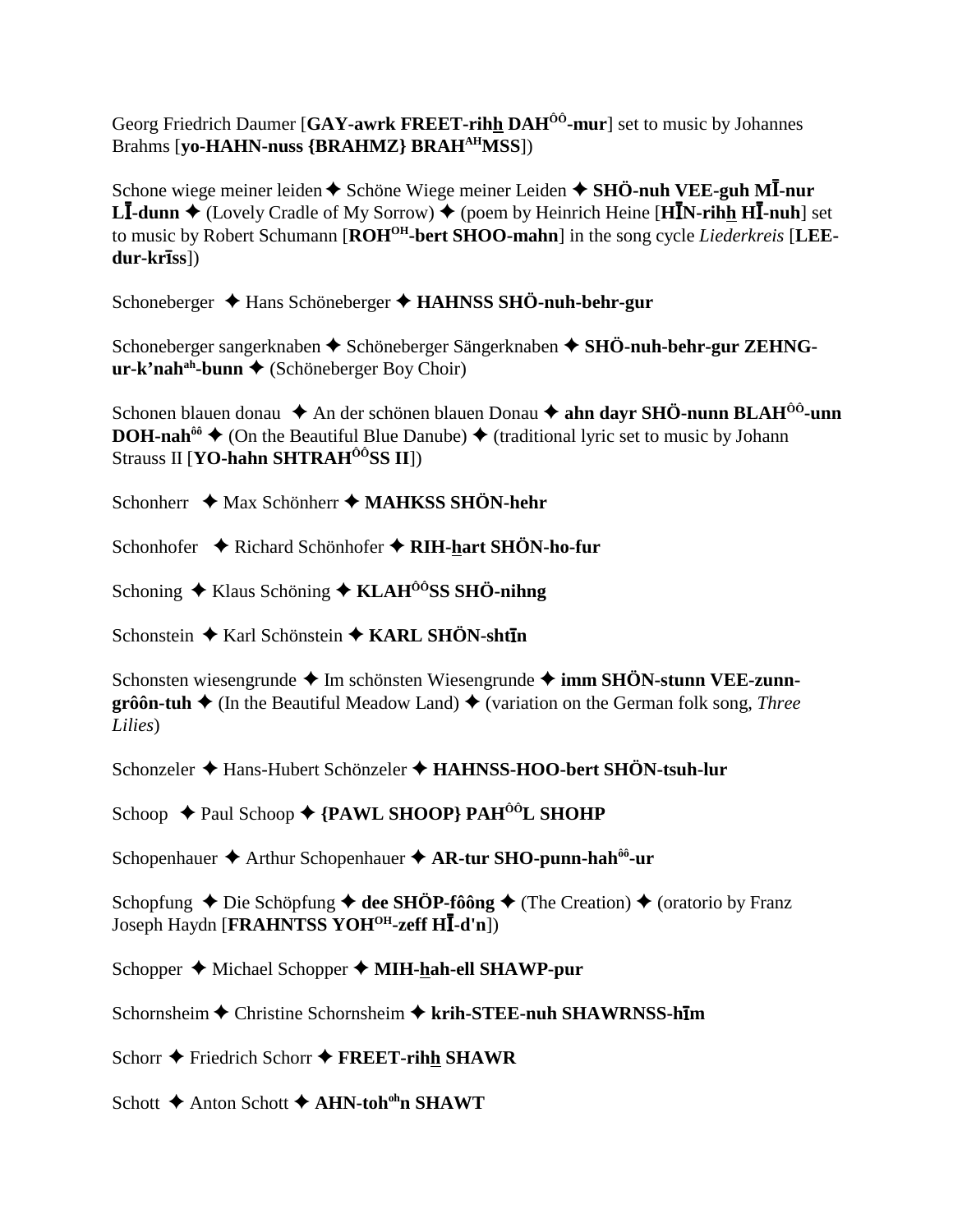Georg Friedrich Daumer [**GAY-awrk FREET-rihh DAH$^{ÔÔ}$-mur**] set to music by Johannes Brahms [**yo-HAHN-nuss {BRAHMZ} BRAH$^{AH}$MSS**])

Schone wiege meiner leiden ✦ Schöne Wiege meiner Leiden ✦ **SHÖ-nuh VEE-guh MĪ-nur LĪ-dunn** ✦ (Lovely Cradle of My Sorrow) ✦ (poem by Heinrich Heine [**HĪN-rihh HĪ-nuh**] set to music by Robert Schumann [**ROH$^{OH}$-bert SHOO-mahn**] in the song cycle *Liederkreis* [**LEE-dur-krīss**])

Schoneberger ✦ Hans Schöneberger ✦ **HAHNSS SHÖ-nuh-behr-gur**

Schoneberger sangerknaben ✦ Schöneberger Sängerknaben ✦ **SHÖ-nuh-behr-gur ZEHNG-ur-k'nah$^{ah}$-bunn** ✦ (Schöneberger Boy Choir)

Schonen blauen donau ✦ An der schönen blauen Donau ✦ **ahn dayr SHÖ-nunn BLAH$^{ÔÔ}$-unn DOH-nah$^{ôô}$** ✦ (On the Beautiful Blue Danube) ✦ (traditional lyric set to music by Johann Strauss II [**YO-hahn SHTRAH$^{ÔÔ}$SS II**])

Schonherr ✦ Max Schönherr ✦ **MAHKSS SHÖN-hehr**

Schonhofer ✦ Richard Schönhofer ✦ **RIH-hart SHÖN-ho-fur**

Schoning ✦ Klaus Schöning ✦ **KLAH$^{ÔÔ}$SS SHÖ-nihng**

Schonstein ✦ Karl Schönstein ✦ **KARL SHÖN-shtīn**

Schonsten wiesengrunde ✦ Im schönsten Wiesengrunde ✦ **imm SHÖN-stunn VEE-zunn-grôôn-tuh** ✦ (In the Beautiful Meadow Land) ✦ (variation on the German folk song, *Three Lilies*)

Schonzeler ✦ Hans-Hubert Schönzeler ✦ **HAHNSS-HOO-bert SHÖN-tsuh-lur**

Schoop ✦ Paul Schoop ✦ **{PAWL SHOOP} PAH$^{ÔÔ}$L SHOHP**

Schopenhauer ✦ Arthur Schopenhauer ✦ **AR-tur SHO-punn-hah$^{ôô}$-ur**

Schopfung ✦ Die Schöpfung ✦ **dee SHÖP-fôông** ✦ (The Creation) ✦ (oratorio by Franz Joseph Haydn [**FRAHNTSS YOH$^{OH}$-zeff HĪ-d'n**])

Schopper ✦ Michael Schopper ✦ **MIH-hah-ell SHAWP-pur**

Schornsheim ✦ Christine Schornsheim ✦ **krih-STEE-nuh SHAWRNSS-hīm**

Schorr ✦ Friedrich Schorr ✦ **FREET-rihh SHAWR**

Schott ✦ Anton Schott ✦ **AHN-toh$^{oh}$n SHAWT**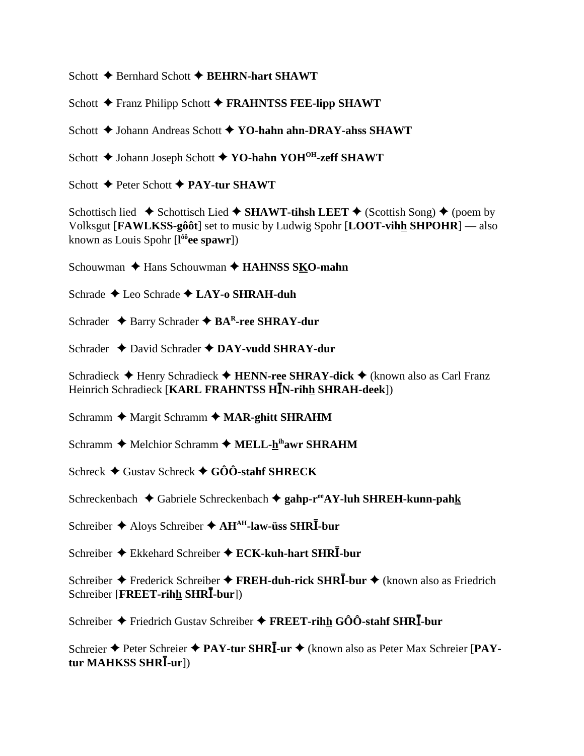Schott ✦ Bernhard Schott ✦ **BEHRN-hart SHAWT**

Schott ✦ Franz Philipp Schott ✦ **FRAHNTSS FEE-lipp SHAWT**

Schott ✦ Johann Andreas Schott ✦ **YO-hahn ahn-DRAY-ahss SHAWT**

Schott ✦ Johann Joseph Schott ✦ **YO-hahn YOH$^{OH}$-zeff SHAWT**

Schott ✦ Peter Schott ✦ **PAY-tur SHAWT**

Schottisch lied ✦ Schottisch Lied ✦ **SHAWT-tihsh LEET** ✦ (Scottish Song) ✦ (poem by Volksgut [**FAWLKSS-gôôt**] set to music by Ludwig Spohr [**LOOT-vihh SHPOHR**] — also known as Louis Spohr [**l$^{ôô}$ee spawr**])

Schouwman ✦ Hans Schouwman ✦ **HAHNSS SKO-mahn**

Schrade ✦ Leo Schrade ✦ **LAY-o SHRAH-duh**

Schrader ✦ Barry Schrader ✦ **BA$^{R}$-ree SHRAY-dur**

Schrader ✦ David Schrader ✦ **DAY-vudd SHRAY-dur**

Schradieck ✦ Henry Schradieck ✦ **HENN-ree SHRAY-dick** ✦ (known also as Carl Franz Heinrich Schradieck [**KARL FRAHNTSS HĪN-rihh SHRAH-deek**])

Schramm ✦ Margit Schramm ✦ **MAR-ghitt SHRAHM**

Schramm ✦ Melchior Schramm ✦ **MELL-h$^{ih}$awr SHRAHM**

Schreck ✦ Gustav Schreck ✦ **GÔÔ-stahf SHRECK**

Schreckenbach ✦ Gabriele Schreckenbach ✦ **gahp-r$^{ee}$AY-luh SHREH-kunn-pahk**

Schreiber ✦ Aloys Schreiber ✦ **AH$^{AH}$-law-üss SHRĪ-bur**

Schreiber ✦ Ekkehard Schreiber ✦ **ECK-kuh-hart SHRĪ-bur**

Schreiber ✦ Frederick Schreiber ✦ **FREH-duh-rick SHRĪ-bur** ✦ (known also as Friedrich Schreiber [**FREET-rihh SHRĪ-bur**])

Schreiber ✦ Friedrich Gustav Schreiber ✦ **FREET-rihh GÔÔ-stahf SHRĪ-bur**

Schreier ✦ Peter Schreier ✦ **PAY-tur SHRĪ-ur** ✦ (known also as Peter Max Schreier [**PAY-tur MAHKSS SHRĪ-ur**])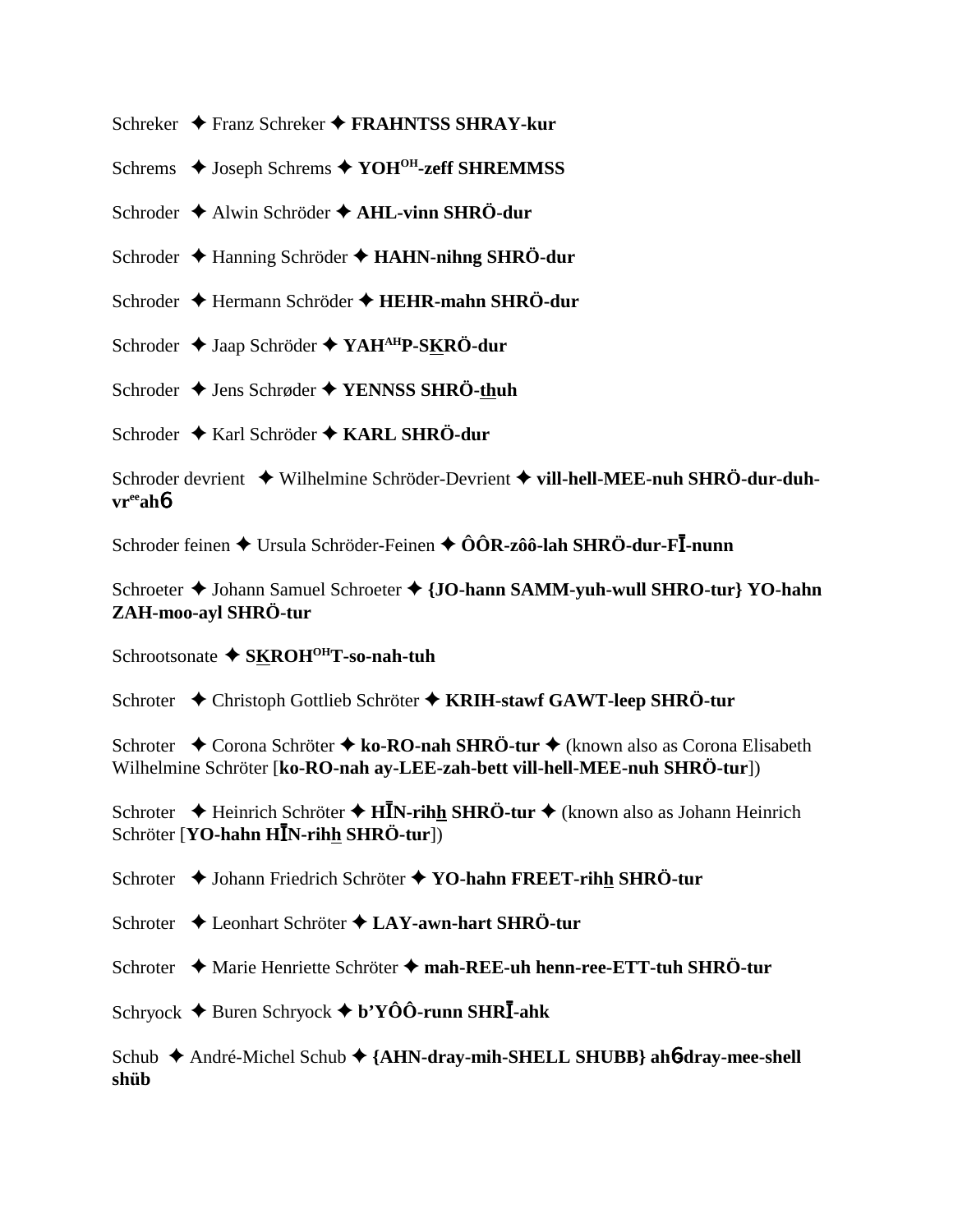Schreker ✦ Franz Schreker ✦ **FRAHNTSS SHRAY-kur**

Schrems ✦ Joseph Schrems ✦ **YOH^OH^-zeff SHREMMSS**

Schroder ✦ Alwin Schröder ✦ **AHL-vinn SHRÖ-dur**

Schroder ✦ Hanning Schröder ✦ **HAHN-nihng SHRÖ-dur**

Schroder ✦ Hermann Schröder ✦ **HEHR-mahn SHRÖ-dur**

Schroder ✦ Jaap Schröder ✦ **YAH^AH^P-SKRÖ-dur**

Schroder ✦ Jens Schrøder ✦ **YENNSS SHRÖ-thuh**

Schroder ✦ Karl Schröder ✦ **KARL SHRÖ-dur**

Schroder devrient ✦ Wilhelmine Schröder-Devrient ✦ **vill-hell-MEE-nuh SHRÖ-dur-duh-vr^ee^ahɓ**

Schroder feinen ✦ Ursula Schröder-Feinen ✦ **ÔÔR-zôô-lah SHRÖ-dur-FĪ-nunn**

Schroeter ✦ Johann Samuel Schroeter ✦ **{JO-hann SAMM-yuh-wull SHRO-tur} YO-hahn ZAH-moo-ayl SHRÖ-tur**

Schrootsonate ✦ **SKROH^OH^T-so-nah-tuh**

Schroter ✦ Christoph Gottlieb Schröter ✦ **KRIH-stawf GAWT-leep SHRÖ-tur**

Schroter ✦ Corona Schröter ✦ **ko-RO-nah SHRÖ-tur** ✦ (known also as Corona Elisabeth Wilhelmine Schröter [**ko-RO-nah ay-LEE-zah-bett vill-hell-MEE-nuh SHRÖ-tur**])

Schroter ✦ Heinrich Schröter ✦ **HĪN-rihh SHRÖ-tur** ✦ (known also as Johann Heinrich Schröter [**YO-hahn HĪN-rihh SHRÖ-tur**])

Schroter ✦ Johann Friedrich Schröter ✦ **YO-hahn FREET-rihh SHRÖ-tur**

Schroter ✦ Leonhart Schröter ✦ **LAY-awn-hart SHRÖ-tur**

Schroter ✦ Marie Henriette Schröter ✦ **mah-REE-uh henn-ree-ETT-tuh SHRÖ-tur**

Schryock ✦ Buren Schryock ✦ **b'YÔÔ-runn SHRĪ-ahk**

Schub ✦ André-Michel Schub ✦ **{AHN-dray-mih-SHELL SHUBB} ahɓdray-mee-shell shüb**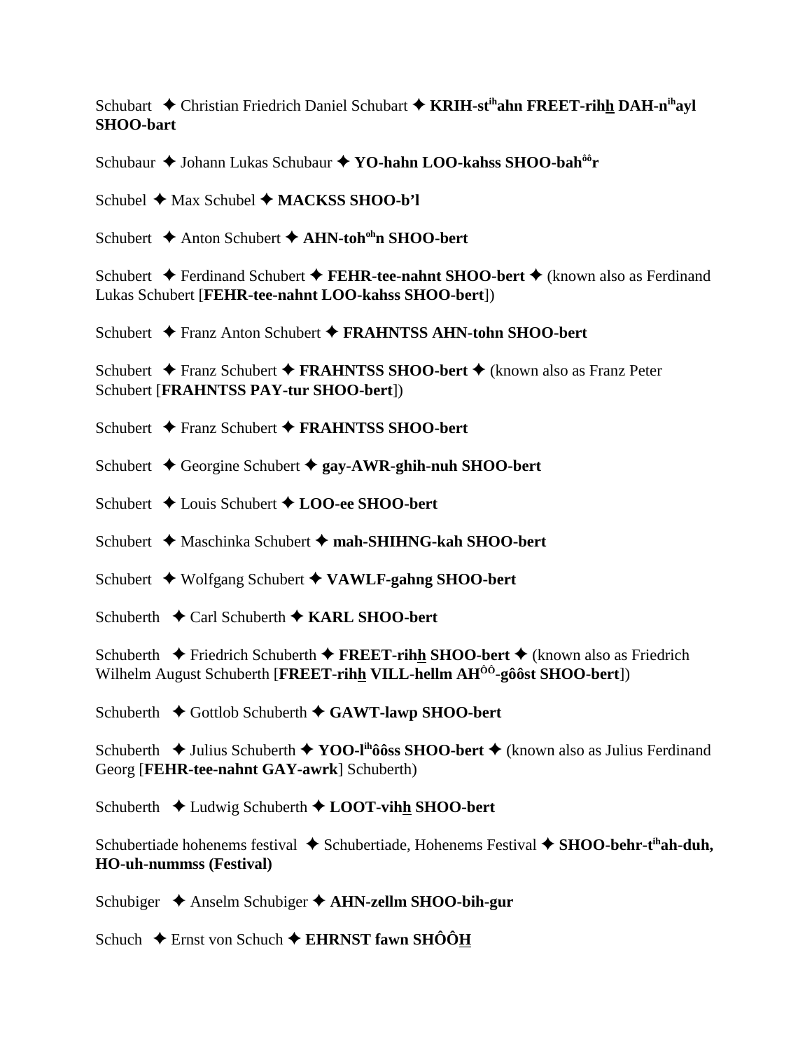Schubart ✦ Christian Friedrich Daniel Schubart ✦ **KRIH-st^ih^ahn FREET-rihh DAH-n^ih^ayl SHOO-bart**

Schubaur ✦ Johann Lukas Schubaur ✦ **YO-hahn LOO-kahss SHOO-bah^ôô^r**

Schubel ✦ Max Schubel ✦ **MACKSS SHOO-b'l**

Schubert ✦ Anton Schubert ✦ **AHN-toh^oh^n SHOO-bert**

Schubert ✦ Ferdinand Schubert ✦ **FEHR-tee-nahnt SHOO-bert** ✦ (known also as Ferdinand Lukas Schubert [**FEHR-tee-nahnt LOO-kahss SHOO-bert**])

Schubert ✦ Franz Anton Schubert ✦ **FRAHNTSS AHN-tohn SHOO-bert**

Schubert ✦ Franz Schubert ✦ **FRAHNTSS SHOO-bert** ✦ (known also as Franz Peter Schubert [**FRAHNTSS PAY-tur SHOO-bert**])

Schubert ✦ Franz Schubert ✦ **FRAHNTSS SHOO-bert**

Schubert ✦ Georgine Schubert ✦ **gay-AWR-ghih-nuh SHOO-bert**

Schubert ✦ Louis Schubert ✦ **LOO-ee SHOO-bert**

Schubert ✦ Maschinka Schubert ✦ **mah-SHIHNG-kah SHOO-bert**

Schubert ✦ Wolfgang Schubert ✦ **VAWLF-gahng SHOO-bert**

Schuberth ✦ Carl Schuberth ✦ **KARL SHOO-bert**

Schuberth ✦ Friedrich Schuberth ✦ **FREET-rihh SHOO-bert** ✦ (known also as Friedrich Wilhelm August Schuberth [**FREET-rihh VILL-hellm AH^ÔÔ^-gôôst SHOO-bert**])

Schuberth ✦ Gottlob Schuberth ✦ **GAWT-lawp SHOO-bert**

Schuberth ✦ Julius Schuberth ✦ **YOO-l^ih^ôôss SHOO-bert** ✦ (known also as Julius Ferdinand Georg [**FEHR-tee-nahnt GAY-awrk**] Schuberth)

Schuberth ✦ Ludwig Schuberth ✦ **LOOT-vihh SHOO-bert**

Schubertiade hohenems festival ✦ Schubertiade, Hohenems Festival ✦ **SHOO-behr-t^ih^ah-duh, HO-uh-nummss (Festival)**

Schubiger ✦ Anselm Schubiger ✦ **AHN-zellm SHOO-bih-gur**

Schuch ✦ Ernst von Schuch ✦ **EHRNST fawn SHÔÔH**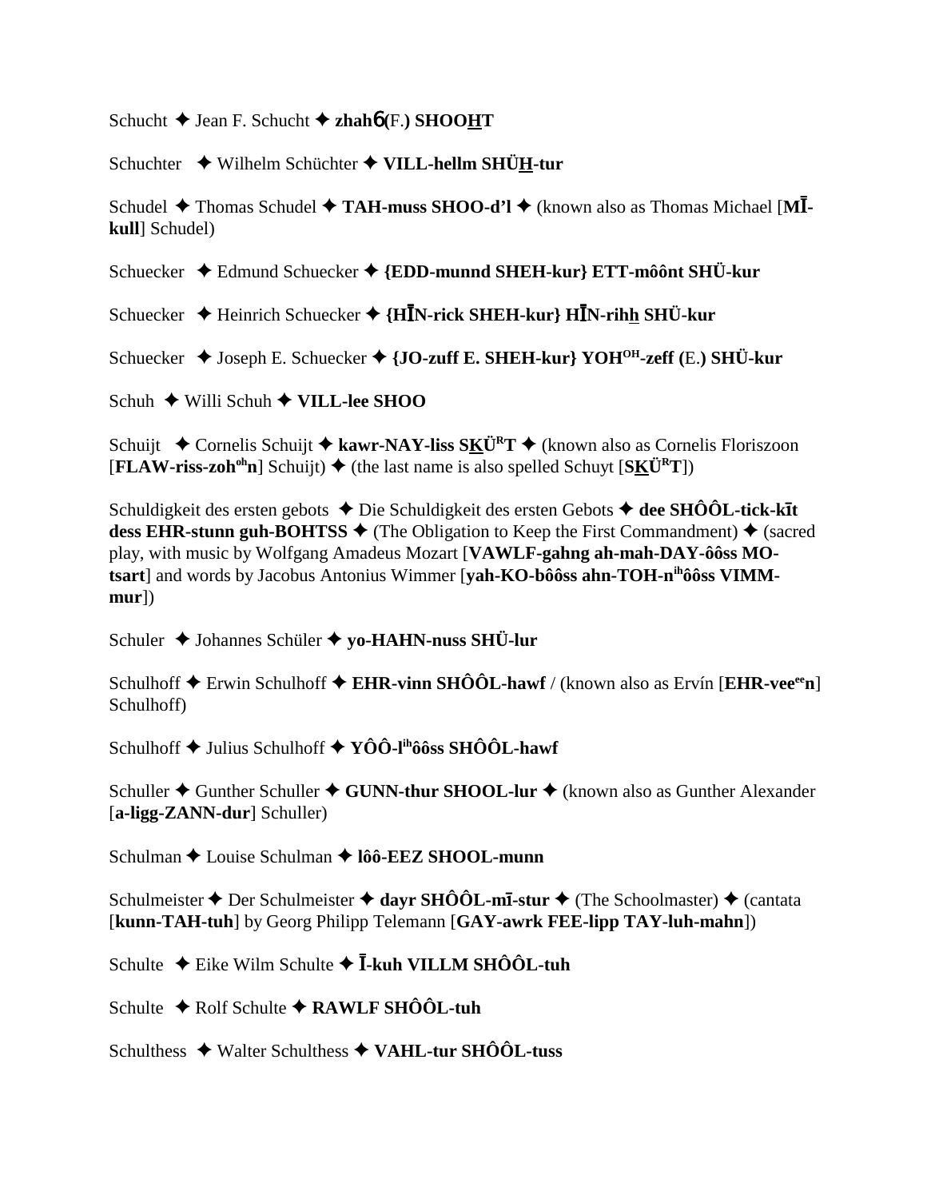Schucht ✦ Jean F. Schucht ✦ **zhahɓ (**F.**) SHOOHT**

Schuchter ✦ Wilhelm Schüchter ✦ **VILL-hellm SHÜH-tur**

Schudel ✦ Thomas Schudel ✦ **TAH-muss SHOO-d'l** ✦ (known also as Thomas Michael [**MĪ-kull**] Schudel)

Schuecker ✦ Edmund Schuecker ✦ **{EDD-munnd SHEH-kur} ETT-môônt SHÜ-kur**

Schuecker ✦ Heinrich Schuecker ✦ **{HĪN-rick SHEH-kur} HĪN-rihh SHÜ-kur**

Schuecker ✦ Joseph E. Schuecker ✦ **{JO-zuff E. SHEH-kur} YOH[OH]-zeff (**E.**) SHÜ-kur**

Schuh ✦ Willi Schuh ✦ **VILL-lee SHOO**

Schuijt ✦ Cornelis Schuijt ✦ **kawr-NAY-liss SKÜ[R]T** ✦ (known also as Cornelis Floriszoon [**FLAW-riss-zoh[oh]n**] Schuijt) ✦ (the last name is also spelled Schuyt [**SKÜ[R]T**])

Schuldigkeit des ersten gebots ✦ Die Schuldigkeit des ersten Gebots ✦ **dee SHÔÔL-tick-kīt dess EHR-stunn guh-BOHTSS** ✦ (The Obligation to Keep the First Commandment) ✦ (sacred play, with music by Wolfgang Amadeus Mozart [**VAWLF-gahng ah-mah-DAY-ôôss MO-tsart**] and words by Jacobus Antonius Wimmer [**yah-KO-bôôss ahn-TOH-n[ih]ôôss VIMM-mur**])

Schuler ✦ Johannes Schüler ✦ **yo-HAHN-nuss SHÜ-lur**

Schulhoff ✦ Erwin Schulhoff ✦ **EHR-vinn SHÔÔL-hawf** / (known also as Ervín [**EHR-vee[ee]n**] Schulhoff)

Schulhoff ✦ Julius Schulhoff ✦ **YÔÔ-l[ih]ôôss SHÔÔL-hawf**

Schuller ✦ Gunther Schuller ✦ **GUNN-thur SHOOL-lur** ✦ (known also as Gunther Alexander [**a-ligg-ZANN-dur**] Schuller)

Schulman ✦ Louise Schulman ✦ **lôô-EEZ SHOOL-munn**

Schulmeister ✦ Der Schulmeister ✦ **dayr SHÔÔL-mī-stur** ✦ (The Schoolmaster) ✦ (cantata [**kunn-TAH-tuh**] by Georg Philipp Telemann [**GAY-awrk FEE-lipp TAY-luh-mahn**])

Schulte ✦ Eike Wilm Schulte ✦ **Ī-kuh VILLM SHÔÔL-tuh**

Schulte ✦ Rolf Schulte ✦ **RAWLF SHÔÔL-tuh**

Schulthess ✦ Walter Schulthess ✦ **VAHL-tur SHÔÔL-tuss**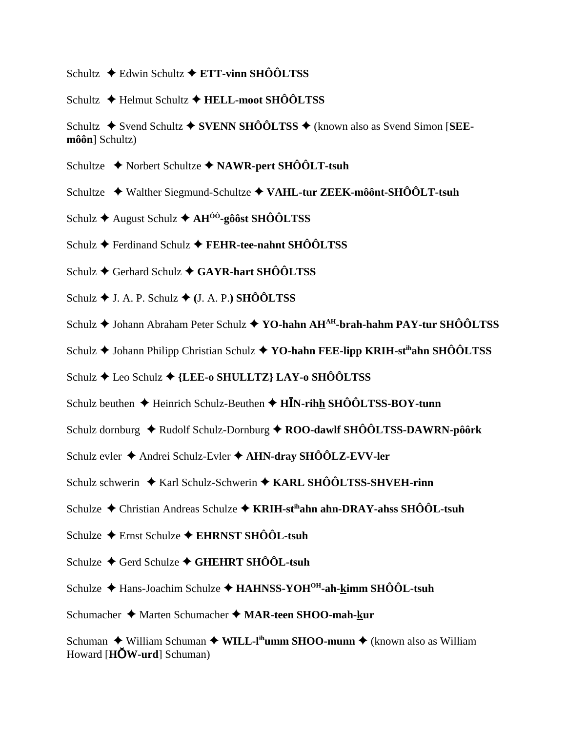Schultz ✦ Edwin Schultz ✦ **ETT-vinn SHÔÔLTSS**

Schultz ✦ Helmut Schultz ✦ **HELL-moot SHÔÔLTSS**

Schultz ✦ Svend Schultz ✦ **SVENN SHÔÔLTSS** ✦ (known also as Svend Simon [**SEE-môôn**] Schultz)

Schultze ✦ Norbert Schultze ✦ **NAWR-pert SHÔÔLT-tsuh**

Schultze ✦ Walther Siegmund-Schultze ✦ **VAHL-tur ZEEK-môônt-SHÔÔLT-tsuh**

Schulz ✦ August Schulz ✦ **AH^ÔÔ-gôôst SHÔÔLTSS**

Schulz ✦ Ferdinand Schulz ✦ **FEHR-tee-nahnt SHÔÔLTSS**

Schulz ✦ Gerhard Schulz ✦ **GAYR-hart SHÔÔLTSS**

Schulz ✦ J. A. P. Schulz ✦ **(**J. A. P.**) SHÔÔLTSS**

Schulz ✦ Johann Abraham Peter Schulz ✦ **YO-hahn AH^AH-brah-hahm PAY-tur SHÔÔLTSS**

Schulz ✦ Johann Philipp Christian Schulz ✦ **YO-hahn FEE-lipp KRIH-st^ih ahn SHÔÔLTSS**

Schulz ✦ Leo Schulz ✦ **{LEE-o SHULLTZ} LAY-o SHÔÔLTSS**

Schulz beuthen ✦ Heinrich Schulz-Beuthen ✦ **HĪN-rihh SHÔÔLTSS-BOY-tunn**

Schulz dornburg ✦ Rudolf Schulz-Dornburg ✦ **ROO-dawlf SHÔÔLTSS-DAWRN-pôôrk**

Schulz evler ✦ Andrei Schulz-Evler ✦ **AHN-dray SHÔÔLZ-EVV-ler**

Schulz schwerin ✦ Karl Schulz-Schwerin ✦ **KARL SHÔÔLTSS-SHVEH-rinn**

Schulze ✦ Christian Andreas Schulze ✦ **KRIH-st^ih ahn ahn-DRAY-ahss SHÔÔL-tsuh**

Schulze ✦ Ernst Schulze ✦ **EHRNST SHÔÔL-tsuh**

Schulze ✦ Gerd Schulze ✦ **GHEHRT SHÔÔL-tsuh**

Schulze ✦ Hans-Joachim Schulze ✦ **HAHNSS-YOH^OH-ah-kimm SHÔÔL-tsuh**

Schumacher ✦ Marten Schumacher ✦ **MAR-teen SHOO-mah-kur**

Schuman ✦ William Schuman ✦ **WILL-l^ih umm SHOO-munn** ✦ (known also as William Howard [**HŎW-urd**] Schuman)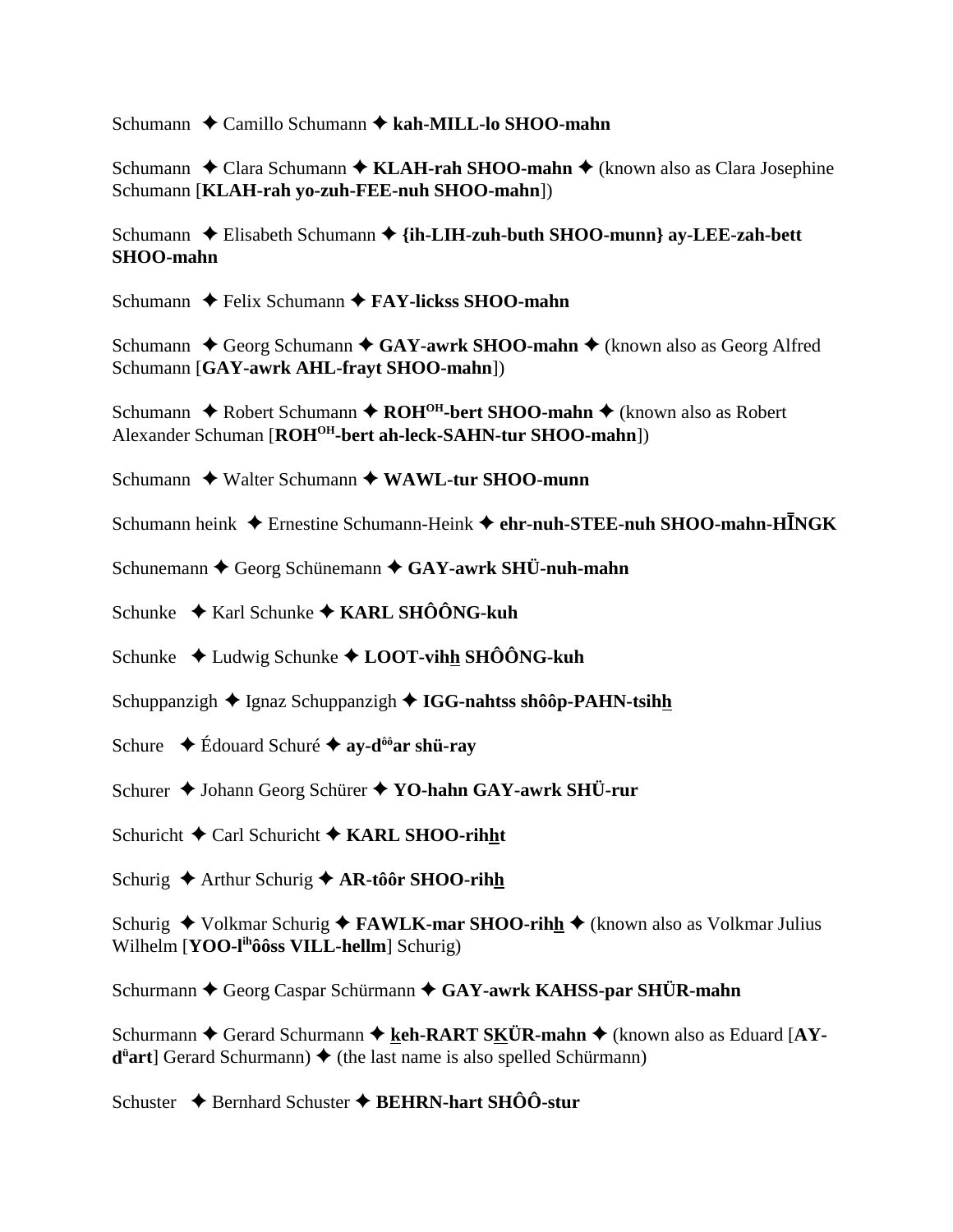Schumann ✦ Camillo Schumann ✦ **kah-MILL-lo SHOO-mahn**

Schumann ✦ Clara Schumann ✦ **KLAH-rah SHOO-mahn** ✦ (known also as Clara Josephine Schumann [**KLAH-rah yo-zuh-FEE-nuh SHOO-mahn**])

Schumann ✦ Elisabeth Schumann ✦ **{ih-LIH-zuh-buth SHOO-munn} ay-LEE-zah-bett SHOO-mahn**

Schumann ✦ Felix Schumann ✦ **FAY-lickss SHOO-mahn**

Schumann ✦ Georg Schumann ✦ **GAY-awrk SHOO-mahn** ✦ (known also as Georg Alfred Schumann [**GAY-awrk AHL-frayt SHOO-mahn**])

Schumann ✦ Robert Schumann ✦ **ROH[OH]-bert SHOO-mahn** ✦ (known also as Robert Alexander Schuman [**ROH[OH]-bert ah-leck-SAHN-tur SHOO-mahn**])

Schumann ✦ Walter Schumann ✦ **WAWL-tur SHOO-munn**

Schumann heink ✦ Ernestine Schumann-Heink ✦ **ehr-nuh-STEE-nuh SHOO-mahn-HĪNGK**

Schunemann ✦ Georg Schünemann ✦ **GAY-awrk SHÜ-nuh-mahn**

Schunke ✦ Karl Schunke ✦ **KARL SHÔÔNG-kuh**

Schunke ✦ Ludwig Schunke ✦ **LOOT-vihh SHÔÔNG-kuh**

Schuppanzigh ✦ Ignaz Schuppanzigh ✦ **IGG-nahtss shôôp-PAHN-tsihh**

Schure ✦ Édouard Schuré ✦ **ay-d[ôô]ar shü-ray**

Schurer ✦ Johann Georg Schürer ✦ **YO-hahn GAY-awrk SHÜ-rur**

Schuricht ✦ Carl Schuricht ✦ **KARL SHOO-rihht**

Schurig ✦ Arthur Schurig ✦ **AR-tôôr SHOO-rihh**

Schurig ✦ Volkmar Schurig ✦ **FAWLK-mar SHOO-rihh** ✦ (known also as Volkmar Julius Wilhelm [**YOO-l[ih]ôôss VILL-hellm**] Schurig)

Schurmann ✦ Georg Caspar Schürmann ✦ **GAY-awrk KAHSS-par SHÜR-mahn**

Schurmann ✦ Gerard Schurmann ✦ **keh-RART SKÜR-mahn** ✦ (known also as Eduard [**AY-d[ü]art**] Gerard Schurmann) ✦ (the last name is also spelled Schürmann)

Schuster ✦ Bernhard Schuster ✦ **BEHRN-hart SHÔÔ-stur**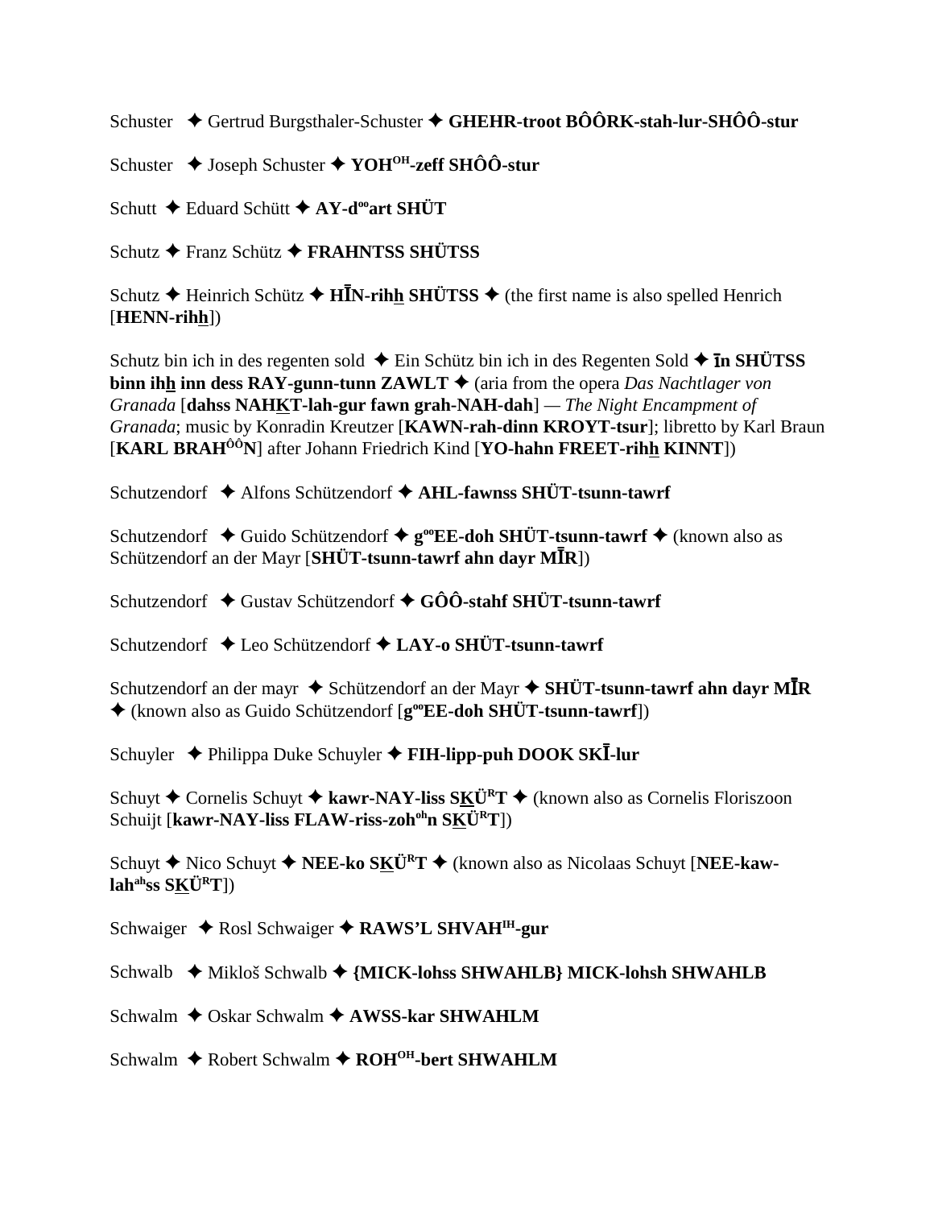Schuster ✦ Gertrud Burgsthaler-Schuster ✦ **GHEHR-troot BÔÔRK-stah-lur-SHÔÔ-stur**

Schuster ✦ Joseph Schuster ✦ **YOH[OH]-zeff SHÔÔ-stur**

Schutt ✦ Eduard Schütt ✦ **AY-d[oo]art SHÜT**

Schutz ✦ Franz Schütz ✦ **FRAHNTSS SHÜTSS**

Schutz ✦ Heinrich Schütz ✦ **HĪN-rihh SHÜTSS** ✦ (the first name is also spelled Henrich [**HENN-rihh**])

Schutz bin ich in des regenten sold ✦ Ein Schütz bin ich in des Regenten Sold ✦ **īn SHÜTSS binn ihh inn dess RAY-gunn-tunn ZAWLT** ✦ (aria from the opera *Das Nachtlager von Granada* [**dahss NAHKT-lah-gur fawn grah-NAH-dah**] — *The Night Encampment of Granada*; music by Konradin Kreutzer [**KAWN-rah-dinn KROYT-tsur**]; libretto by Karl Braun [**KARL BRAH[ÔÔ]N**] after Johann Friedrich Kind [**YO-hahn FREET-rihh KINNT**])

Schutzendorf ✦ Alfons Schützendorf ✦ **AHL-fawnss SHÜT-tsunn-tawrf**

Schutzendorf ✦ Guido Schützendorf ✦ **g[oo]EE-doh SHÜT-tsunn-tawrf** ✦ (known also as Schützendorf an der Mayr [**SHÜT-tsunn-tawrf ahn dayr MĪR**])

Schutzendorf ✦ Gustav Schützendorf ✦ **GÔÔ-stahf SHÜT-tsunn-tawrf**

Schutzendorf ✦ Leo Schützendorf ✦ **LAY-o SHÜT-tsunn-tawrf**

Schutzendorf an der mayr ✦ Schützendorf an der Mayr ✦ **SHÜT-tsunn-tawrf ahn dayr MĪR** ✦ (known also as Guido Schützendorf [**g[oo]EE-doh SHÜT-tsunn-tawrf**])

Schuyler ✦ Philippa Duke Schuyler ✦ **FIH-lipp-puh DOOK SKĪ-lur**

Schuyt ✦ Cornelis Schuyt ✦ **kawr-NAY-liss SKÜ[R]T** ✦ (known also as Cornelis Floriszoon Schuijt [**kawr-NAY-liss FLAW-riss-zoh[oh]n SKÜ[R]T**])

Schuyt ✦ Nico Schuyt ✦ **NEE-ko SKÜ[R]T** ✦ (known also as Nicolaas Schuyt [**NEE-kaw-lah[ah]ss SKÜ[R]T**])

Schwaiger ✦ Rosl Schwaiger ✦ **RAWS'L SHVAH[IH]-gur**

Schwalb ✦ Mikloš Schwalb ✦ **{MICK-lohss SHWAHLB} MICK-lohsh SHWAHLB**

Schwalm ✦ Oskar Schwalm ✦ **AWSS-kar SHWAHLM**

Schwalm ✦ Robert Schwalm ✦ **ROH[OH]-bert SHWAHLM**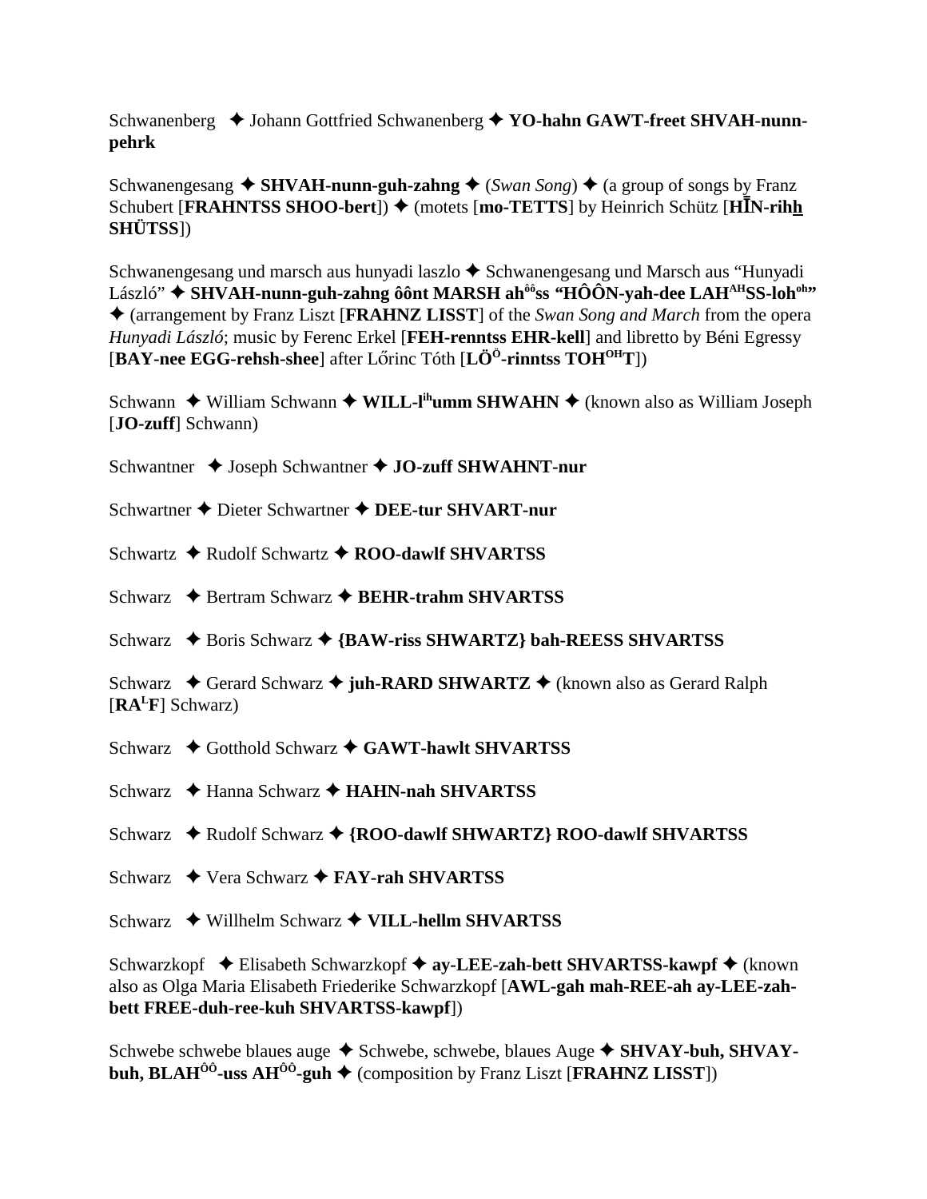Schwanenberg ✦ Johann Gottfried Schwanenberg ✦ **YO-hahn GAWT-freet SHVAH-nunn-pehrk**

Schwanengesang ✦ **SHVAH-nunn-guh-zahng** ✦ (*Swan Song*) ✦ (a group of songs by Franz Schubert [**FRAHNTSS SHOO-bert**]) ✦ (motets [**mo-TETTS**] by Heinrich Schütz [**HĪN-rihh SHÜTSS**])

Schwanengesang und marsch aus hunyadi laszlo ✦ Schwanengesang und Marsch aus "Hunyadi László" ✦ **SHVAH-nunn-guh-zahng ôônt MARSH ah[ôô]ss "HÔÔN-yah-dee LAH[AH]SS-loh[oh]"** ✦ (arrangement by Franz Liszt [**FRAHNZ LISST**] of the *Swan Song and March* from the opera *Hunyadi László*; music by Ferenc Erkel [**FEH-renntss EHR-kell**] and libretto by Béni Egressy [**BAY-nee EGG-rehsh-shee**] after Lőrinc Tóth [**LÖ[Ö]-rinntss TOH[OH]T**])

Schwann ✦ William Schwann ✦ **WILL-l[ih]umm SHWAHN** ✦ (known also as William Joseph [**JO-zuff**] Schwann)

Schwantner ✦ Joseph Schwantner ✦ **JO-zuff SHWAHNT-nur**

Schwartner ✦ Dieter Schwartner ✦ **DEE-tur SHVART-nur**

Schwartz ✦ Rudolf Schwartz ✦ **ROO-dawlf SHVARTSS**

Schwarz ✦ Bertram Schwarz ✦ **BEHR-trahm SHVARTSS**

Schwarz ✦ Boris Schwarz ✦ **{BAW-riss SHWARTZ} bah-REESS SHVARTSS**

Schwarz ✦ Gerard Schwarz ✦ **juh-RARD SHWARTZ** ✦ (known also as Gerard Ralph [**RA[L]F**] Schwarz)

Schwarz ✦ Gotthold Schwarz ✦ **GAWT-hawlt SHVARTSS**

Schwarz ✦ Hanna Schwarz ✦ **HAHN-nah SHVARTSS**

Schwarz ✦ Rudolf Schwarz ✦ **{ROO-dawlf SHWARTZ} ROO-dawlf SHVARTSS**

Schwarz ✦ Vera Schwarz ✦ **FAY-rah SHVARTSS**

Schwarz ✦ Willhelm Schwarz ✦ **VILL-hellm SHVARTSS**

Schwarzkopf ✦ Elisabeth Schwarzkopf ✦ **ay-LEE-zah-bett SHVARTSS-kawpf** ✦ (known also as Olga Maria Elisabeth Friederike Schwarzkopf [**AWL-gah mah-REE-ah ay-LEE-zah-bett FREE-duh-ree-kuh SHVARTSS-kawpf**])

Schwebe schwebe blaues auge ✦ Schwebe, schwebe, blaues Auge ✦ **SHVAY-buh, SHVAY-buh, BLAH[ÔÔ]-uss AH[ÔÔ]-guh** ✦ (composition by Franz Liszt [**FRAHNZ LISST**])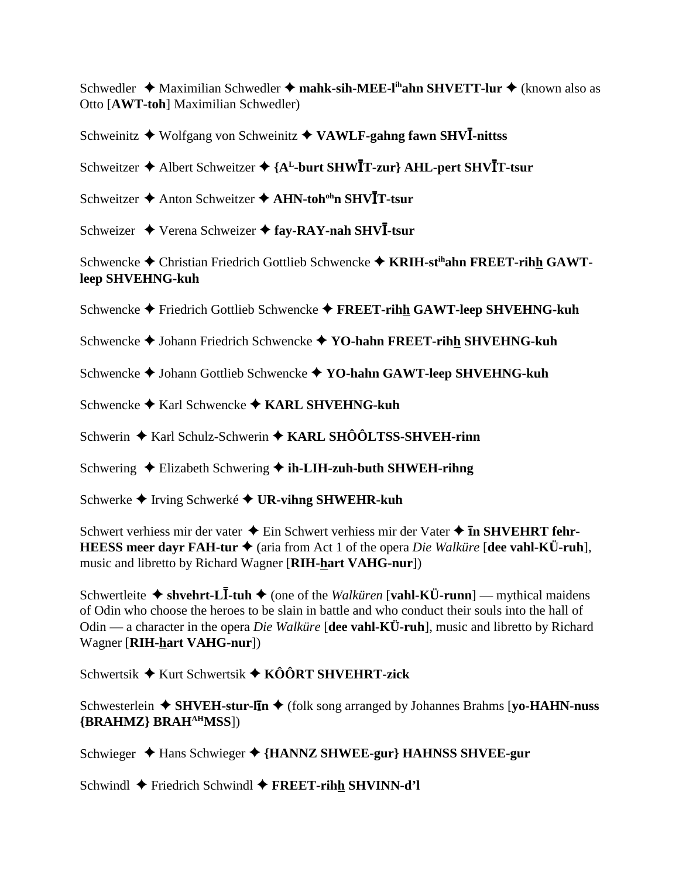Schwedler ✦ Maximilian Schwedler ✦ **mahk-sih-MEE-l**[ih]**ahn SHVETT-lur** ✦ (known also as Otto [**AWT-toh**] Maximilian Schwedler)

Schweinitz ✦ Wolfgang von Schweinitz ✦ **VAWLF-gahng fawn SHVĪ-nittss**

Schweitzer ✦ Albert Schweitzer ✦ **{A**[L]**-burt SHWĪT-zur} AHL-pert SHVĪT-tsur**

Schweitzer ✦ Anton Schweitzer ✦ **AHN-toh**[oh]**n SHVĪT-tsur**

Schweizer ✦ Verena Schweizer ✦ **fay-RAY-nah SHVĪ-tsur**

Schwencke ✦ Christian Friedrich Gottlieb Schwencke ✦ **KRIH-st**[ih]**ahn FREET-rihh GAWT-leep SHVEHNG-kuh**

Schwencke ✦ Friedrich Gottlieb Schwencke ✦ **FREET-rihh GAWT-leep SHVEHNG-kuh**

Schwencke ✦ Johann Friedrich Schwencke ✦ **YO-hahn FREET-rihh SHVEHNG-kuh**

Schwencke ✦ Johann Gottlieb Schwencke ✦ **YO-hahn GAWT-leep SHVEHNG-kuh**

Schwencke ✦ Karl Schwencke ✦ **KARL SHVEHNG-kuh**

Schwerin ✦ Karl Schulz-Schwerin ✦ **KARL SHÔÔLTSS-SHVEH-rinn**

Schwering ✦ Elizabeth Schwering ✦ **ih-LIH-zuh-buth SHWEH-rihng**

Schwerke ✦ Irving Schwerké ✦ **UR-vihng SHWEHR-kuh**

Schwert verhiess mir der vater ✦ Ein Schwert verhiess mir der Vater ✦ **īn SHVEHRT fehr-HEESS meer dayr FAH-tur** ✦ (aria from Act 1 of the opera *Die Walküre* [**dee vahl-KÜ-ruh**], music and libretto by Richard Wagner [**RIH-hart VAHG-nur**])

Schwertleite ✦ **shvehrt-LĪ-tuh** ✦ (one of the *Walküren* [**vahl-KÜ-runn**] — mythical maidens of Odin who choose the heroes to be slain in battle and who conduct their souls into the hall of Odin — a character in the opera *Die Walküre* [**dee vahl-KÜ-ruh**], music and libretto by Richard Wagner [**RIH-hart VAHG-nur**])

Schwertsik ✦ Kurt Schwertsik ✦ **KÔÔRT SHVEHRT-zick**

Schwesterlein ✦ **SHVEH-stur-līn** ✦ (folk song arranged by Johannes Brahms [**yo-HAHN-nuss {BRAHMZ} BRAH**[AH]**MSS**])

Schwieger ✦ Hans Schwieger ✦ **{HANNZ SHWEE-gur} HAHNSS SHVEE-gur**

Schwindl ✦ Friedrich Schwindl ✦ **FREET-rihh SHVINN-d'l**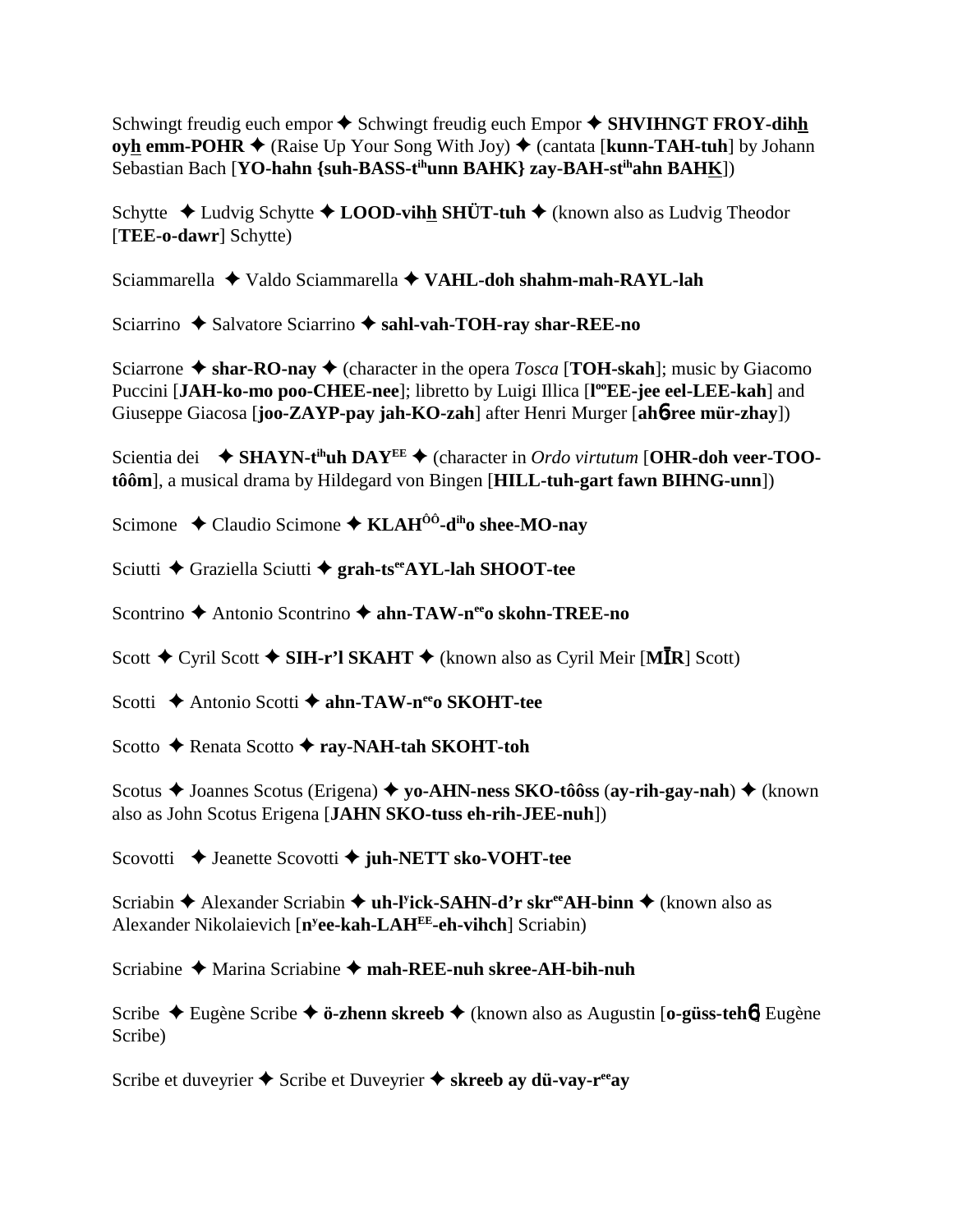Schwingt freudig euch empor ✦ Schwingt freudig euch Empor ✦ **SHVIHNGT FROY-dihh oyh emm-POHR** ✦ (Raise Up Your Song With Joy) ✦ (cantata [**kunn-TAH-tuh**] by Johann Sebastian Bach [**YO-hahn {suh-BASS-tihunn BAHK} zay-BAH-stihahn BAHK**])

Schytte ✦ Ludvig Schytte ✦ **LOOD-vihh SHÜT-tuh** ✦ (known also as Ludvig Theodor [**TEE-o-dawr**] Schytte)

Sciammarella ✦ Valdo Sciammarella ✦ **VAHL-doh shahm-mah-RAYL-lah**

Sciarrino ✦ Salvatore Sciarrino ✦ **sahl-vah-TOH-ray shar-REE-no**

Sciarrone ✦ **shar-RO-nay** ✦ (character in the opera *Tosca* [**TOH-skah**]; music by Giacomo Puccini [**JAH-ko-mo poo-CHEE-nee**]; libretto by Luigi Illica [**looEE-jee eel-LEE-kah**] and Giuseppe Giacosa [**joo-ZAYP-pay jah-KO-zah**] after Henri Murger [**ahɓree mür-zhay**])

Scientia dei ✦ **SHAYN-tihuh DAYEE** ✦ (character in *Ordo virtutum* [**OHR-doh veer-TOO-tôôm**], a musical drama by Hildegard von Bingen [**HILL-tuh-gart fawn BIHNG-unn**])

Scimone ✦ Claudio Scimone ✦ **KLAHÔÔ-diho shee-MO-nay**

Sciutti ✦ Graziella Sciutti ✦ **grah-tseeAYL-lah SHOOT-tee**

Scontrino ✦ Antonio Scontrino ✦ **ahn-TAW-neeo skohn-TREE-no**

Scott ✦ Cyril Scott ✦ **SIH-r'l SKAHT** ✦ (known also as Cyril Meir [**MĪR**] Scott)

Scotti ✦ Antonio Scotti ✦ **ahn-TAW-neeo SKOHT-tee**

Scotto ✦ Renata Scotto ✦ **ray-NAH-tah SKOHT-toh**

Scotus ✦ Joannes Scotus (Erigena) ✦ **yo-AHN-ness SKO-tôôss** (**ay-rih-gay-nah**) ✦ (known also as John Scotus Erigena [**JAHN SKO-tuss eh-rih-JEE-nuh**])

Scovotti ✦ Jeanette Scovotti ✦ **juh-NETT sko-VOHT-tee**

Scriabin ✦ Alexander Scriabin ✦ **uh-lyick-SAHN-d'r skreeAH-binn** ✦ (known also as Alexander Nikolaievich [**nyee-kah-LAHEE-eh-vihch**] Scriabin)

Scriabine ✦ Marina Scriabine ✦ **mah-REE-nuh skree-AH-bih-nuh**

Scribe ✦ Eugène Scribe ✦ **ö-zhenn skreeb** ✦ (known also as Augustin [**o-güss-tehɓ**] Eugène Scribe)

Scribe et duveyrier ✦ Scribe et Duveyrier ✦ **skreeb ay dü-vay-reeay**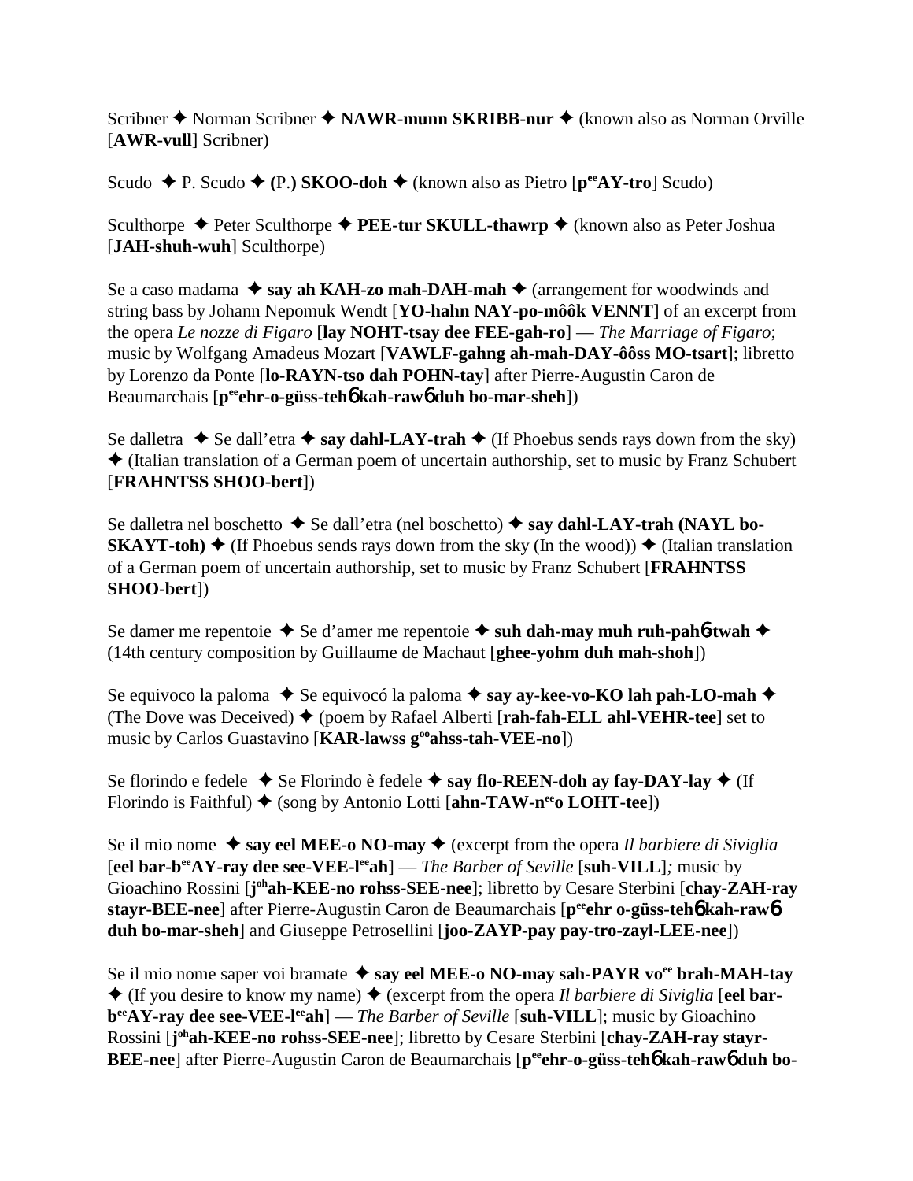Scribner ✦ Norman Scribner ✦ **NAWR-munn SKRIBB-nur** ✦ (known also as Norman Orville [**AWR-vull**] Scribner)

Scudo ✦ P. Scudo ✦ **(**P.**) SKOO-doh** ✦ (known also as Pietro [**p^ee^AY-tro**] Scudo)

Sculthorpe ✦ Peter Sculthorpe ✦ **PEE-tur SKULL-thawrp** ✦ (known also as Peter Joshua [**JAH-shuh-wuh**] Sculthorpe)

Se a caso madama ✦ **say ah KAH-zo mah-DAH-mah** ✦ (arrangement for woodwinds and string bass by Johann Nepomuk Wendt [**YO-hahn NAY-po-môôk VENNT**] of an excerpt from the opera *Le nozze di Figaro* [**lay NOHT-tsay dee FEE-gah-ro**] — *The Marriage of Figaro*; music by Wolfgang Amadeus Mozart [**VAWLF-gahng ah-mah-DAY-ôôss MO-tsart**]; libretto by Lorenzo da Ponte [**lo-RAYN-tso dah POHN-tay**] after Pierre-Augustin Caron de Beaumarchais [**p^ee^ehr-o-güss-teh**6 **kah-raw**6 **duh bo-mar-sheh**])

Se dalletra ✦ Se dall'etra ✦ **say dahl-LAY-trah** ✦ (If Phoebus sends rays down from the sky) ✦ (Italian translation of a German poem of uncertain authorship, set to music by Franz Schubert [**FRAHNTSS SHOO-bert**])

Se dalletra nel boschetto ✦ Se dall'etra (nel boschetto) ✦ **say dahl-LAY-trah (NAYL bo-SKAYT-toh)** ✦ (If Phoebus sends rays down from the sky (In the wood)) ✦ (Italian translation of a German poem of uncertain authorship, set to music by Franz Schubert [**FRAHNTSS SHOO-bert**])

Se damer me repentoie ✦ Se d'amer me repentoie ✦ **suh dah-may muh ruh-pah**6**-twah** ✦ (14th century composition by Guillaume de Machaut [**ghee-yohm duh mah-shoh**])

Se equivoco la paloma ✦ Se equivocó la paloma ✦ **say ay-kee-vo-KO lah pah-LO-mah** ✦ (The Dove was Deceived) ✦ (poem by Rafael Alberti [**rah-fah-ELL ahl-VEHR-tee**] set to music by Carlos Guastavino [**KAR-lawss g^oo^ahss-tah-VEE-no**])

Se florindo e fedele ✦ Se Florindo è fedele ✦ **say flo-REEN-doh ay fay-DAY-lay** ✦ (If Florindo is Faithful) ✦ (song by Antonio Lotti [**ahn-TAW-n^ee^o LOHT-tee**])

Se il mio nome ✦ **say eel MEE-o NO-may** ✦ (excerpt from the opera *Il barbiere di Siviglia* [**eel bar-b^ee^AY-ray dee see-VEE-l^ee^ah**] — *The Barber of Seville* [**suh-VILL**]*;* music by Gioachino Rossini [**j^oh^ah-KEE-no rohss-SEE-nee**]; libretto by Cesare Sterbini [**chay-ZAH-ray stayr-BEE-nee**] after Pierre-Augustin Caron de Beaumarchais [**p^ee^ehr o-güss-teh**6 **kah-raw**6 **duh bo-mar-sheh**] and Giuseppe Petrosellini [**joo-ZAYP-pay pay-tro-zayl-LEE-nee**])

Se il mio nome saper voi bramate ✦ **say eel MEE-o NO-may sah-PAYR vo^ee^ brah-MAH-tay** ✦ (If you desire to know my name) ✦ (excerpt from the opera *Il barbiere di Siviglia* [**eel bar-b^ee^AY-ray dee see-VEE-l^ee^ah**] — *The Barber of Seville* [**suh-VILL**]; music by Gioachino Rossini [**j^oh^ah-KEE-no rohss-SEE-nee**]; libretto by Cesare Sterbini [**chay-ZAH-ray stayr-BEE-nee**] after Pierre-Augustin Caron de Beaumarchais [**p^ee^ehr-o-güss-teh**6 **kah-raw**6 **duh bo-**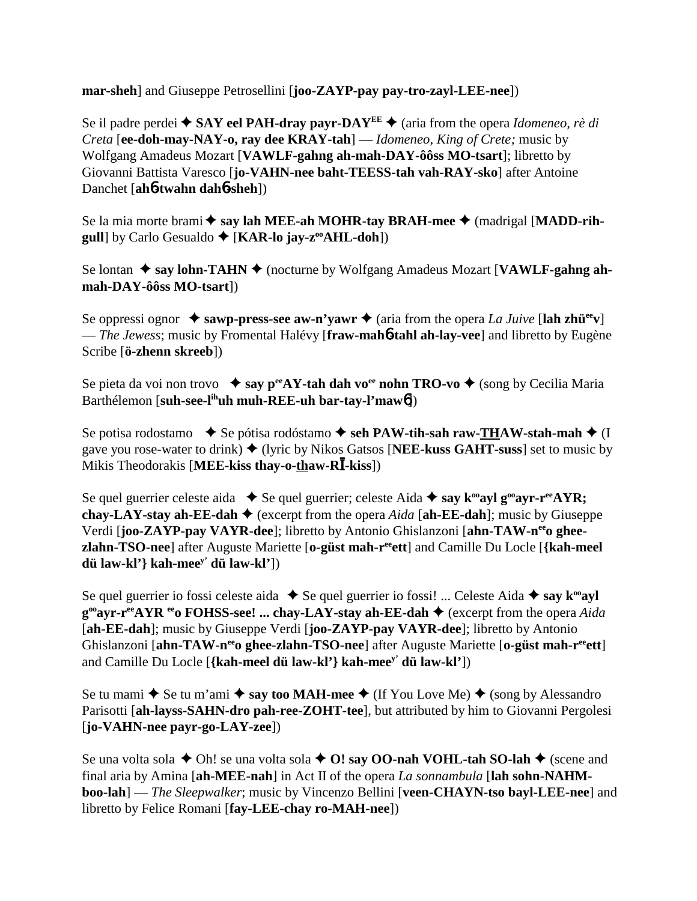**mar-sheh**] and Giuseppe Petrosellini [**joo-ZAYP-pay pay-tro-zayl-LEE-nee**])

Se il padre perdei ✦ **SAY eel PAH-dray payr-DAY$^{EE}$** ✦ (aria from the opera *Idomeneo, rè di Creta* [**ee-doh-may-NAY-o, ray dee KRAY-tah**] — *Idomeneo, King of Crete;* music by Wolfgang Amadeus Mozart [**VAWLF-gahng ah-mah-DAY-ôôss MO-tsart**]; libretto by Giovanni Battista Varesco [**jo-VAHN-nee baht-TEESS-tah vah-RAY-sko**] after Antoine Danchet [**ahϭ-twahn dahϭ-sheh**])

Se la mia morte brami ✦ **say lah MEE-ah MOHR-tay BRAH-mee** ✦ (madrigal [**MADD-rih-gull**] by Carlo Gesualdo ✦ [**KAR-lo jay-z$^{oo}$AHL-doh**])

Se lontan ✦ **say lohn-TAHN** ✦ (nocturne by Wolfgang Amadeus Mozart [**VAWLF-gahng ah-mah-DAY-ôôss MO-tsart**])

Se oppressi ognor ✦ **sawp-press-see aw-n'yawr** ✦ (aria from the opera *La Juive* [**lah zhü$^{ee}$v**] — *The Jewess*; music by Fromental Halévy [**fraw-mahϭ-tahl ah-lay-vee**] and libretto by Eugène Scribe [**ö-zhenn skreeb**])

Se pieta da voi non trovo ✦ **say p$^{ee}$AY-tah dah vo$^{ee}$ nohn TRO-vo** ✦ (song by Cecilia Maria Barthélemon [**suh-see-l$^{ih}$uh muh-REE-uh bar-tay-l'mawϭ**])

Se potisa rodostamo ✦ Se pótisa rodóstamo ✦ **seh PAW-tih-sah raw-THAW-stah-mah** ✦ (I gave you rose-water to drink) ✦ (lyric by Nikos Gatsos [**NEE-kuss GAHT-suss**] set to music by Mikis Theodorakis [**MEE-kiss thay-o-thaw-RĪ-kiss**])

Se quel guerrier celeste aida ✦ Se quel guerrier; celeste Aida ✦ **say k$^{oo}$ayl g$^{oo}$ayr-r$^{ee}$AYR; chay-LAY-stay ah-EE-dah** ✦ (excerpt from the opera *Aida* [**ah-EE-dah**]; music by Giuseppe Verdi [**joo-ZAYP-pay VAYR-dee**]; libretto by Antonio Ghislanzoni [**ahn-TAW-n$^{ee}$o ghee-zlahn-TSO-nee**] after Auguste Mariette [**o-güst mah-r$^{ee}$ett**] and Camille Du Locle [**{kah-meel dü law-kl'} kah-mee$^{y'}$ dü law-kl'**])

Se quel guerrier io fossi celeste aida ✦ Se quel guerrier io fossi! ... Celeste Aida ✦ **say k$^{oo}$ayl g$^{oo}$ayr-r$^{ee}$AYR $^{ee}$o FOHSS-see! ... chay-LAY-stay ah-EE-dah** ✦ (excerpt from the opera *Aida* [**ah-EE-dah**]; music by Giuseppe Verdi [**joo-ZAYP-pay VAYR-dee**]; libretto by Antonio Ghislanzoni [**ahn-TAW-n$^{ee}$o ghee-zlahn-TSO-nee**] after Auguste Mariette [**o-güst mah-r$^{ee}$ett**] and Camille Du Locle [**{kah-meel dü law-kl'} kah-mee$^{y'}$ dü law-kl'**])

Se tu mami ✦ Se tu m'ami ✦ **say too MAH-mee** ✦ (If You Love Me) ✦ (song by Alessandro Parisotti [**ah-layss-SAHN-dro pah-ree-ZOHT-tee**], but attributed by him to Giovanni Pergolesi [**jo-VAHN-nee payr-go-LAY-zee**])

Se una volta sola ✦ Oh! se una volta sola ✦ **O! say OO-nah VOHL-tah SO-lah** ✦ (scene and final aria by Amina [**ah-MEE-nah**] in Act II of the opera *La sonnambula* [**lah sohn-NAHM-boo-lah**] — *The Sleepwalker*; music by Vincenzo Bellini [**veen-CHAYN-tso bayl-LEE-nee**] and libretto by Felice Romani [**fay-LEE-chay ro-MAH-nee**])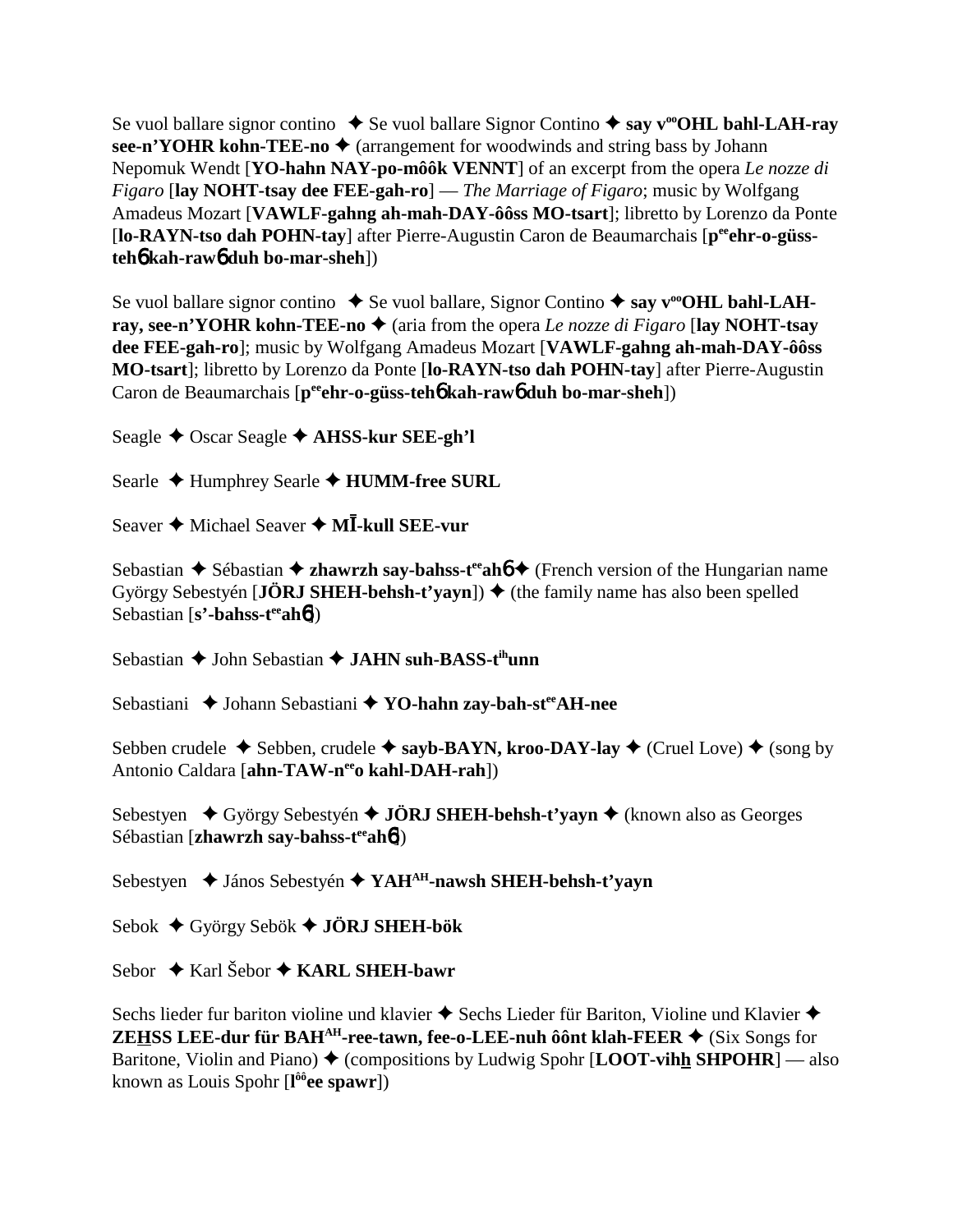Se vuol ballare signor contino ✦ Se vuol ballare Signor Contino ✦ **say v^oo^OHL bahl-LAH-ray see-n'YOHR kohn-TEE-no** ✦ (arrangement for woodwinds and string bass by Johann Nepomuk Wendt [**YO-hahn NAY-po-môôk VENNT**] of an excerpt from the opera *Le nozze di Figaro* [**lay NOHT-tsay dee FEE-gah-ro**] — *The Marriage of Figaro*; music by Wolfgang Amadeus Mozart [**VAWLF-gahng ah-mah-DAY-ôôss MO-tsart**]; libretto by Lorenzo da Ponte [**lo-RAYN-tso dah POHN-tay**] after Pierre-Augustin Caron de Beaumarchais [**p^ee^ehr-o-güss-tehɳ kah-rawɳ duh bo-mar-sheh**])

Se vuol ballare signor contino ✦ Se vuol ballare, Signor Contino ✦ **say v^oo^OHL bahl-LAH-ray, see-n'YOHR kohn-TEE-no** ✦ (aria from the opera *Le nozze di Figaro* [**lay NOHT-tsay dee FEE-gah-ro**]; music by Wolfgang Amadeus Mozart [**VAWLF-gahng ah-mah-DAY-ôôss MO-tsart**]; libretto by Lorenzo da Ponte [**lo-RAYN-tso dah POHN-tay**] after Pierre-Augustin Caron de Beaumarchais [**p^ee^ehr-o-güss-tehɳ kah-rawɳ duh bo-mar-sheh**])

Seagle ✦ Oscar Seagle ✦ **AHSS-kur SEE-gh'l**

Searle ✦ Humphrey Searle ✦ **HUMM-free SURL**

Seaver ✦ Michael Seaver ✦ **MĪ-kull SEE-vur**

Sebastian ✦ Sébastian ✦ **zhawrzh say-bahss-t^ee^ahɳ** ✦ (French version of the Hungarian name György Sebestyén [**JÖRJ SHEH-behsh-t'yayn**]) ✦ (the family name has also been spelled Sebastian [**s'-bahss-t^ee^ahɳ**])

Sebastian ✦ John Sebastian ✦ **JAHN suh-BASS-t^ih^unn**

Sebastiani ✦ Johann Sebastiani ✦ **YO-hahn zay-bah-st^ee^AH-nee**

Sebben crudele ✦ Sebben, crudele ✦ **sayb-BAYN, kroo-DAY-lay** ✦ (Cruel Love) ✦ (song by Antonio Caldara [**ahn-TAW-n^ee^o kahl-DAH-rah**])

Sebestyen ✦ György Sebestyén ✦ **JÖRJ SHEH-behsh-t'yayn** ✦ (known also as Georges Sébastian [**zhawrzh say-bahss-t^ee^ahɳ**])

Sebestyen ✦ János Sebestyén ✦ **YAH^AH^-nawsh SHEH-behsh-t'yayn**

Sebok ✦ György Sebök ✦ **JÖRJ SHEH-bök**

Sebor ✦ Karl Šebor ✦ **KARL SHEH-bawr**

Sechs lieder fur bariton violine und klavier ✦ Sechs Lieder für Bariton, Violine und Klavier ✦ **ZEH̲SS LEE-dur für BAH^AH^-ree-tawn, fee-o-LEE-nuh ôônt klah-FEER** ✦ (Six Songs for Baritone, Violin and Piano) ✦ (compositions by Ludwig Spohr [**LOOT-vihh̲ SHPOHR**] — also known as Louis Spohr [**l^ôô^ee spawr**])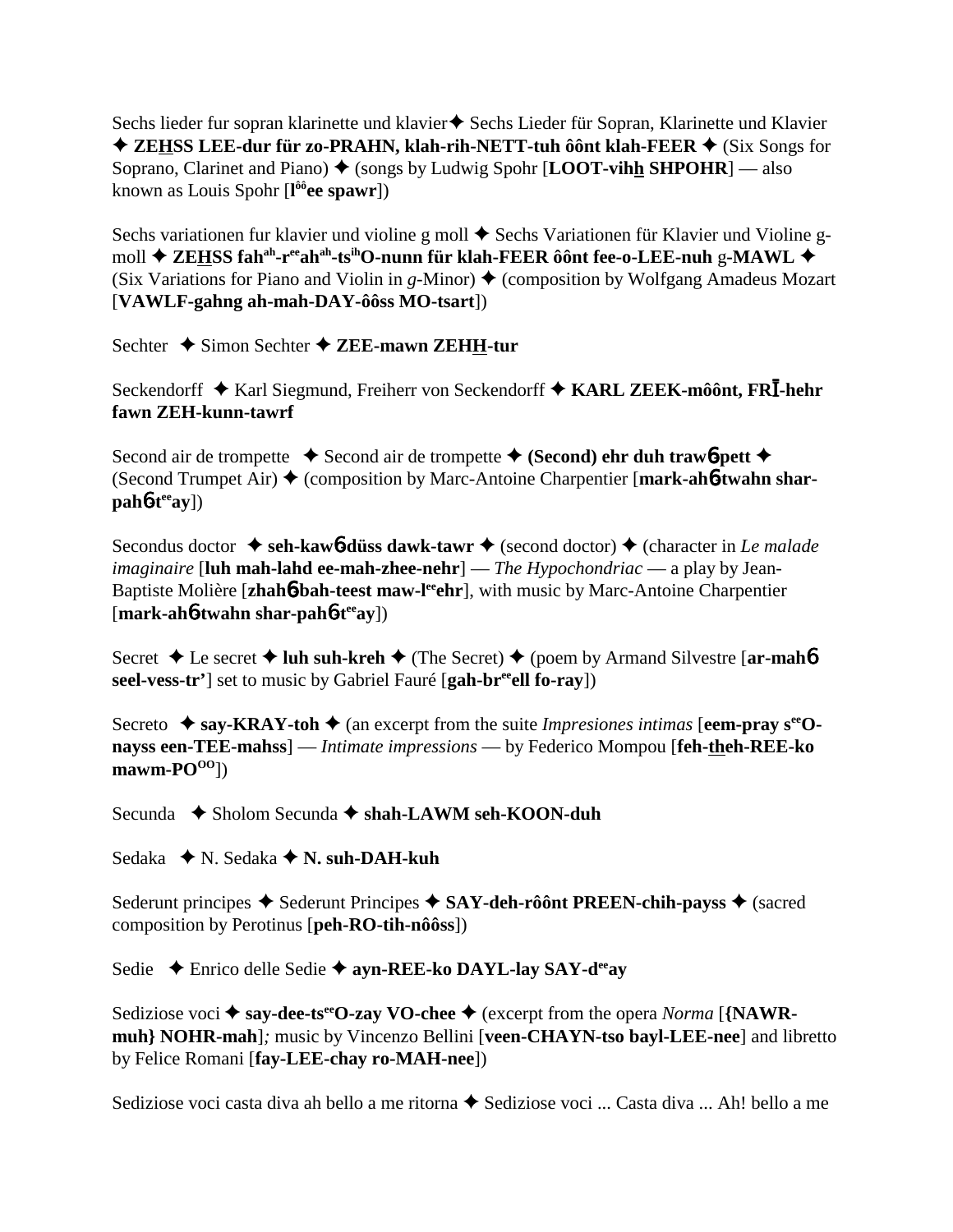Sechs lieder fur sopran klarinette und klavier ✦ Sechs Lieder für Sopran, Klarinette und Klavier ✦ **ZEHSS LEE-dur für zo-PRAHN, klah-rih-NETT-tuh ôônt klah-FEER** ✦ (Six Songs for Soprano, Clarinet and Piano) ✦ (songs by Ludwig Spohr [**LOOT-vihh SHPOHR**] — also known as Louis Spohr [**l**ôô**ee spawr**])

Sechs variationen fur klavier und violine g moll ✦ Sechs Variationen für Klavier und Violine g-moll ✦ **ZEHSS fah**ah**-r**ee**ah**ah**-ts**ih**O-nunn für klah-FEER ôônt fee-o-LEE-nuh** g-**MAWL** ✦ (Six Variations for Piano and Violin in *g*-Minor) ✦ (composition by Wolfgang Amadeus Mozart [**VAWLF-gahng ah-mah-DAY-ôôss MO-tsart**])

Sechter ✦ Simon Sechter ✦ **ZEE-mawn ZEHH-tur**

Seckendorff ✦ Karl Siegmund, Freiherr von Seckendorff ✦ **KARL ZEEK-môônt, FRĪ-hehr fawn ZEH-kunn-tawrf**

Second air de trompette ✦ Second air de trompette ✦ **(Second) ehr duh traw6-pett** ✦ (Second Trumpet Air) ✦ (composition by Marc-Antoine Charpentier [**mark-ah6-twahn shar-pah6-t**ee**ay**])

Secondus doctor ✦ **seh-kaw6-düss dawk-tawr** ✦ (second doctor) ✦ (character in *Le malade imaginaire* [**luh mah-lahd ee-mah-zhee-nehr**] — *The Hypochondriac* — a play by Jean-Baptiste Molière [**zhah6-bah-teest maw-l**ee**ehr**], with music by Marc-Antoine Charpentier [**mark-ah6-twahn shar-pah6-t**ee**ay**])

Secret ✦ Le secret ✦ **luh suh-kreh** ✦ (The Secret) ✦ (poem by Armand Silvestre [**ar-mah6 seel-vess-tr'**] set to music by Gabriel Fauré [**gah-br**ee**ell fo-ray**])

Secreto ✦ **say-KRAY-toh** ✦ (an excerpt from the suite *Impresiones intimas* [**eem-pray s**ee**O-nayss een-TEE-mahss**] — *Intimate impressions* — by Federico Mompou [**feh-theh-REE-ko mawm-PO**OO])

Secunda ✦ Sholom Secunda ✦ **shah-LAWM seh-KOON-duh**

Sedaka ✦ N. Sedaka ✦ **N. suh-DAH-kuh**

Sederunt principes ✦ Sederunt Principes ✦ **SAY-deh-rôônt PREEN-chih-payss** ✦ (sacred composition by Perotinus [**peh-RO-tih-nôôss**])

Sedie ✦ Enrico delle Sedie ✦ **ayn-REE-ko DAYL-lay SAY-d**ee**ay**

Sediziose voci ✦ **say-dee-ts**ee**O-zay VO-chee** ✦ (excerpt from the opera *Norma* [**{NAWR-muh} NOHR-mah**]; music by Vincenzo Bellini [**veen-CHAYN-tso bayl-LEE-nee**] and libretto by Felice Romani [**fay-LEE-chay ro-MAH-nee**])

Sediziose voci casta diva ah bello a me ritorna ✦ Sediziose voci ... Casta diva ... Ah! bello a me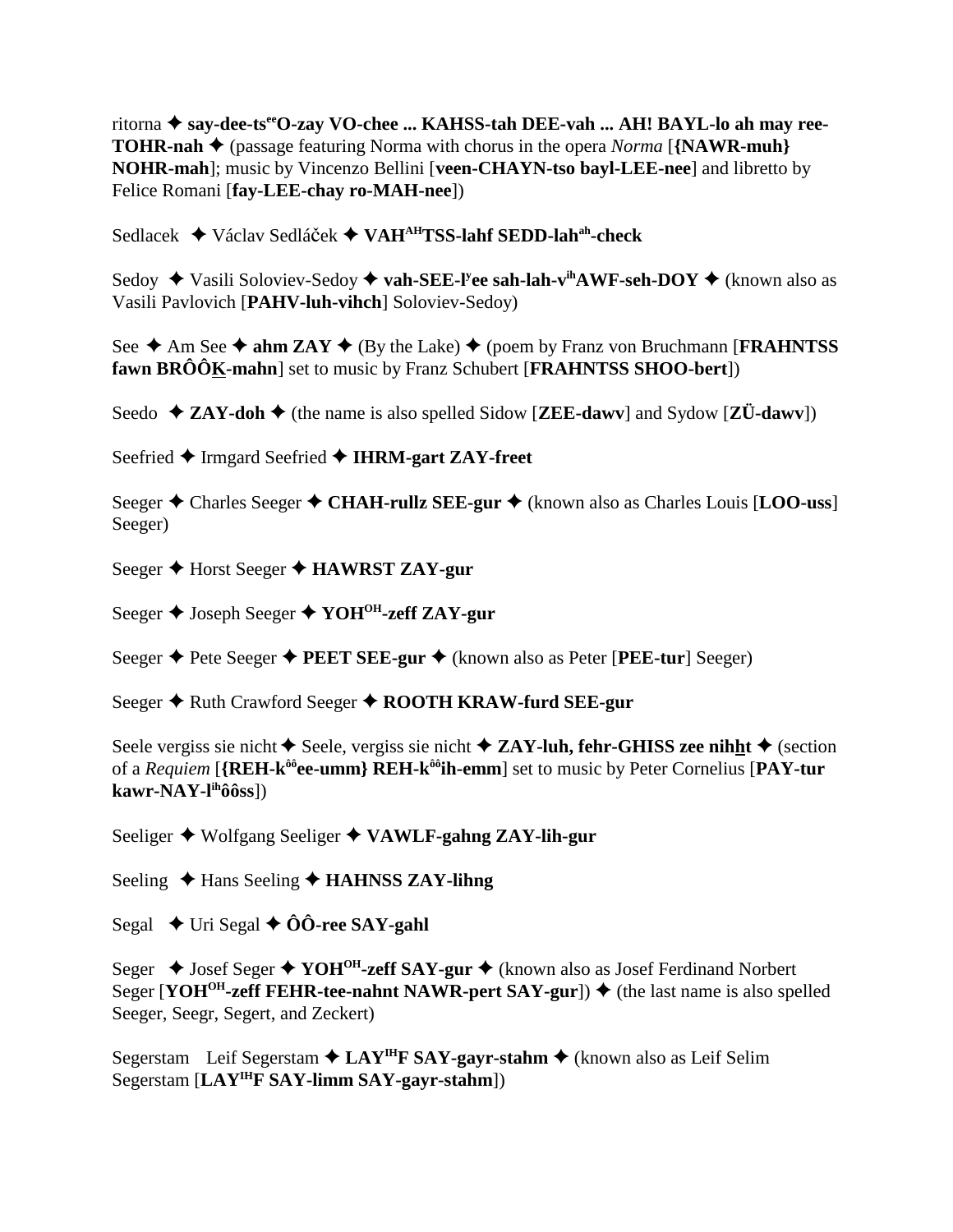ritorna ✦ **say-dee-ts[ee]O-zay VO-chee ... KAHSS-tah DEE-vah ... AH! BAYL-lo ah may ree-TOHR-nah** ✦ (passage featuring Norma with chorus in the opera *Norma* [**{NAWR-muh} NOHR-mah**]; music by Vincenzo Bellini [**veen-CHAYN-tso bayl-LEE-nee**] and libretto by Felice Romani [**fay-LEE-chay ro-MAH-nee**])

Sedlacek ✦ Václav Sedláček ✦ **VAH[AH]TSS-lahf SEDD-lah[ah]-check**

Sedoy ✦ Vasili Soloviev-Sedoy ✦ **vah-SEE-l[y]ee sah-lah-v[ih]AWF-seh-DOY** ✦ (known also as Vasili Pavlovich [**PAHV-luh-vihch**] Soloviev-Sedoy)

See ✦ Am See ✦ **ahm ZAY** ✦ (By the Lake) ✦ (poem by Franz von Bruchmann [**FRAHNTSS fawn BRÔÔK-mahn**] set to music by Franz Schubert [**FRAHNTSS SHOO-bert**])

Seedo ✦ **ZAY-doh** ✦ (the name is also spelled Sidow [**ZEE-dawv**] and Sydow [**ZÜ-dawv**])

Seefried ✦ Irmgard Seefried ✦ **IHRM-gart ZAY-freet**

Seeger ✦ Charles Seeger ✦ **CHAH-rullz SEE-gur** ✦ (known also as Charles Louis [**LOO-uss**] Seeger)

Seeger ✦ Horst Seeger ✦ **HAWRST ZAY-gur**

Seeger ✦ Joseph Seeger ✦ **YOH[OH]-zeff ZAY-gur**

Seeger ✦ Pete Seeger ✦ **PEET SEE-gur** ✦ (known also as Peter [**PEE-tur**] Seeger)

Seeger ✦ Ruth Crawford Seeger ✦ **ROOTH KRAW-furd SEE-gur**

Seele vergiss sie nicht ✦ Seele, vergiss sie nicht ✦ **ZAY-luh, fehr-GHISS zee nihht** ✦ (section of a *Requiem* [**{REH-k[ôô]ee-umm} REH-k[ôô]ih-emm**] set to music by Peter Cornelius [**PAY-tur kawr-NAY-l[ih]ôôss**])

Seeliger ✦ Wolfgang Seeliger ✦ **VAWLF-gahng ZAY-lih-gur**

Seeling ✦ Hans Seeling ✦ **HAHNSS ZAY-lihng**

Segal ✦ Uri Segal ✦ **ÔÔ-ree SAY-gahl**

Seger ✦ Josef Seger ✦ **YOH[OH]-zeff SAY-gur** ✦ (known also as Josef Ferdinand Norbert Seger [**YOH[OH]-zeff FEHR-tee-nahnt NAWR-pert SAY-gur**]) ✦ (the last name is also spelled Seeger, Seegr, Segert, and Zeckert)

Segerstam Leif Segerstam ✦ **LAY[IH]F SAY-gayr-stahm** ✦ (known also as Leif Selim Segerstam [**LAY[IH]F SAY-limm SAY-gayr-stahm**])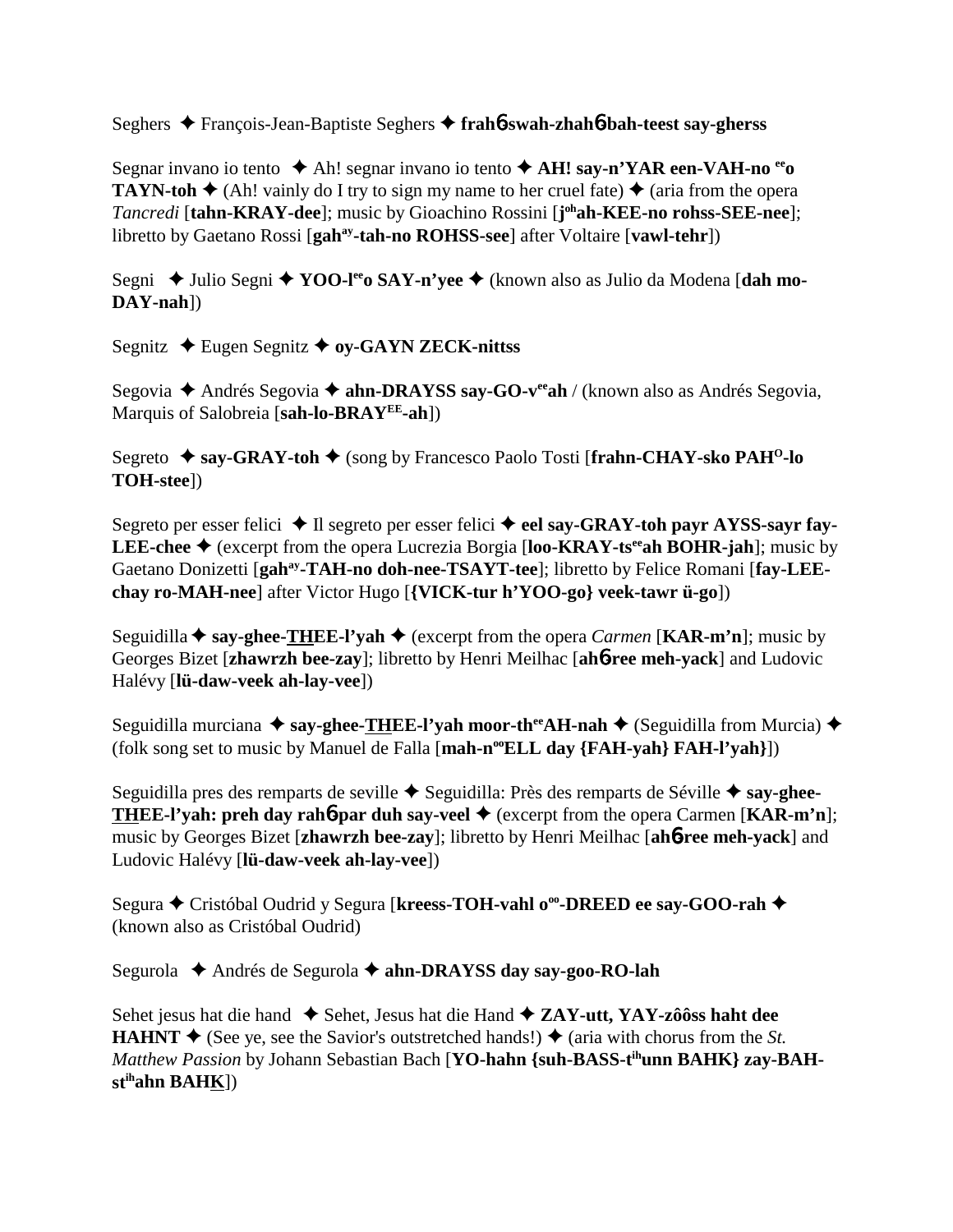Seghers ✦ François-Jean-Baptiste Seghers ✦ **frahɱ-swah-zhahɱ-bah-teest say-gherss**

Segnar invano io tento ✦ Ah! segnar invano io tento ✦ **AH! say-n'YAR een-VAH-no [ee]o TAYN-toh** ✦ (Ah! vainly do I try to sign my name to her cruel fate) ✦ (aria from the opera *Tancredi* [**tahn-KRAY-dee**]; music by Gioachino Rossini [**j[oh]ah-KEE-no rohss-SEE-nee**]; libretto by Gaetano Rossi [**gah[ay]-tah-no ROHSS-see**] after Voltaire [**vawl-tehr**])

Segni ✦ Julio Segni ✦ **YOO-l[ee]o SAY-n'yee** ✦ (known also as Julio da Modena [**dah mo-DAY-nah**])

Segnitz ✦ Eugen Segnitz ✦ **oy-GAYN ZECK-nittss**

Segovia ✦ Andrés Segovia ✦ **ahn-DRAYSS say-GO-v[ee]ah** / (known also as Andrés Segovia, Marquis of Salobreia [**sah-lo-BRAY[EE]-ah**])

Segreto ✦ **say-GRAY-toh** ✦ (song by Francesco Paolo Tosti [**frahn-CHAY-sko PAH[O]-lo TOH-stee**])

Segreto per esser felici ✦ Il segreto per esser felici ✦ **eel say-GRAY-toh payr AYSS-sayr fay-LEE-chee** ✦ (excerpt from the opera Lucrezia Borgia [**loo-KRAY-ts[ee]ah BOHR-jah**]; music by Gaetano Donizetti [**gah[ay]-TAH-no doh-nee-TSAYT-tee**]; libretto by Felice Romani [**fay-LEE-chay ro-MAH-nee**] after Victor Hugo [**{VICK-tur h'YOO-go} veek-tawr ü-go**])

Seguidilla ✦ **say-ghee-THEE-l'yah** ✦ (excerpt from the opera *Carmen* [**KAR-m'n**]; music by Georges Bizet [**zhawrzh bee-zay**]; libretto by Henri Meilhac [**ahɱ-ree meh-yack**] and Ludovic Halévy [**lü-daw-veek ah-lay-vee**])

Seguidilla murciana ✦ **say-ghee-THEE-l'yah moor-th[ee]AH-nah** ✦ (Seguidilla from Murcia) ✦ (folk song set to music by Manuel de Falla [**mah-n[oo]ELL day {FAH-yah} FAH-l'yah}**])

Seguidilla pres des remparts de seville ✦ Seguidilla: Près des remparts de Séville ✦ **say-ghee-THEE-l'yah: preh day rahɱ-par duh say-veel** ✦ (excerpt from the opera Carmen [**KAR-m'n**]; music by Georges Bizet [**zhawrzh bee-zay**]; libretto by Henri Meilhac [**ahɱ-ree meh-yack**] and Ludovic Halévy [**lü-daw-veek ah-lay-vee**])

Segura ✦ Cristóbal Oudrid y Segura [**kreess-TOH-vahl o[oo]-DREED ee say-GOO-rah** ✦ (known also as Cristóbal Oudrid)

Segurola ✦ Andrés de Segurola ✦ **ahn-DRAYSS day say-goo-RO-lah**

Sehet jesus hat die hand ✦ Sehet, Jesus hat die Hand ✦ **ZAY-utt, YAY-zôôss haht dee HAHNT** ✦ (See ye, see the Savior's outstretched hands!) ✦ (aria with chorus from the *St. Matthew Passion* by Johann Sebastian Bach [**YO-hahn {suh-BASS-t[ih]unn BAHK} zay-BAH-st[ih]ahn BAHK**])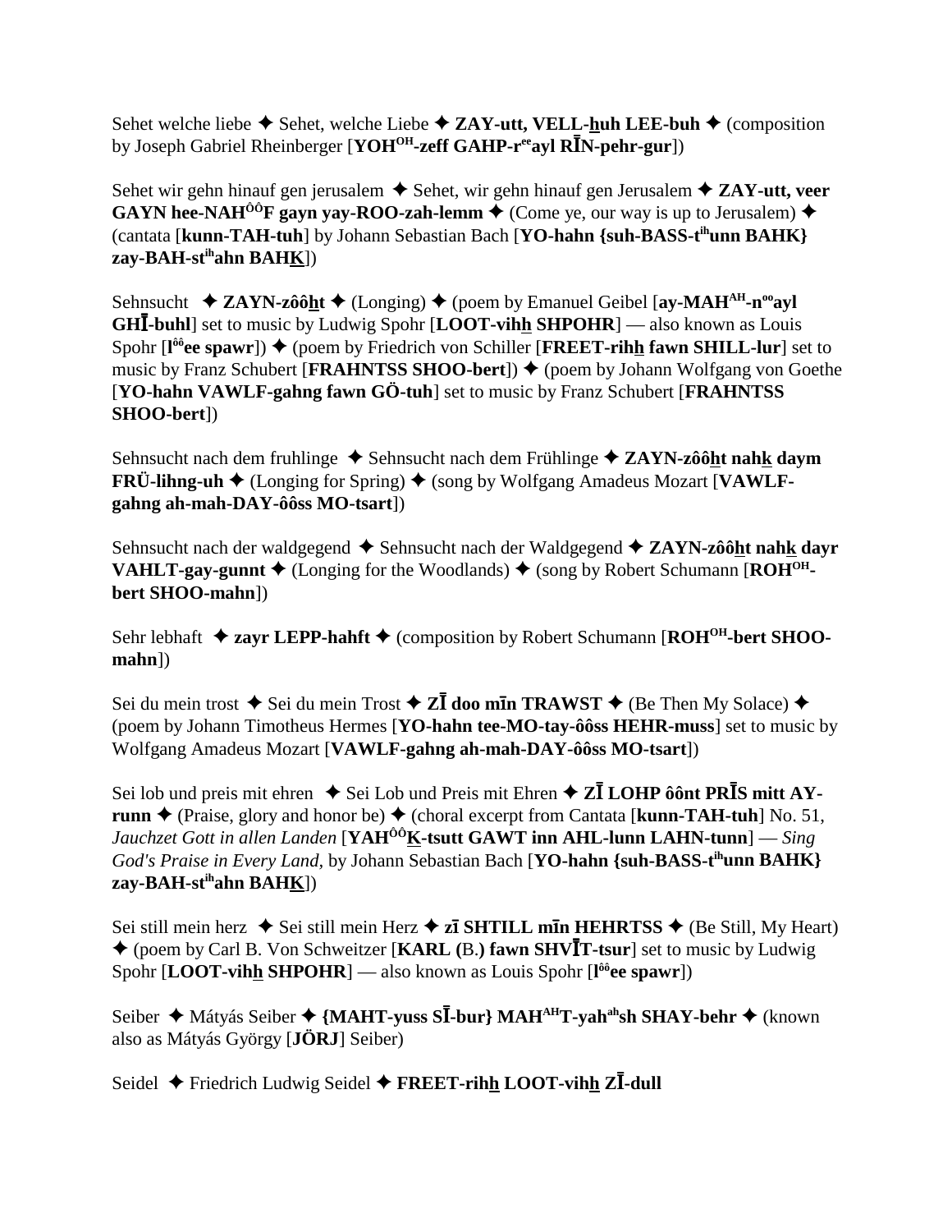Sehet welche liebe ✦ Sehet, welche Liebe ✦ **ZAY-utt, VELL-huh LEE-buh** ✦ (composition by Joseph Gabriel Rheinberger [**YOH^OH-zeff GAHP-r^ee ayl RĪN-pehr-gur**])

Sehet wir gehn hinauf gen jerusalem ✦ Sehet, wir gehn hinauf gen Jerusalem ✦ **ZAY-utt, veer GAYN hee-NAH^ôôF gayn yay-ROO-zah-lemm** ✦ (Come ye, our way is up to Jerusalem) ✦ (cantata [**kunn-TAH-tuh**] by Johann Sebastian Bach [**YO-hahn {suh-BASS-t^ih unn BAHK} zay-BAH-st^ih ahn BAHK**])

Sehnsucht ✦ **ZAYN-zôôht** ✦ (Longing) ✦ (poem by Emanuel Geibel [**ay-MAH^AH-n^oo ayl GHĪ-buhl**] set to music by Ludwig Spohr [**LOOT-vihh SHPOHR**] — also known as Louis Spohr [**l^ôô ee spawr**]) ✦ (poem by Friedrich von Schiller [**FREET-rihh fawn SHILL-lur**] set to music by Franz Schubert [**FRAHNTSS SHOO-bert**]) ✦ (poem by Johann Wolfgang von Goethe [**YO-hahn VAWLF-gahng fawn GÖ-tuh**] set to music by Franz Schubert [**FRAHNTSS SHOO-bert**])

Sehnsucht nach dem fruhlinge ✦ Sehnsucht nach dem Frühlinge ✦ **ZAYN-zôôht nahk daym FRÜ-lihng-uh** ✦ (Longing for Spring) ✦ (song by Wolfgang Amadeus Mozart [**VAWLF-gahng ah-mah-DAY-ôôss MO-tsart**])

Sehnsucht nach der waldgegend ✦ Sehnsucht nach der Waldgegend ✦ **ZAYN-zôôht nahk dayr VAHLT-gay-gunnt** ✦ (Longing for the Woodlands) ✦ (song by Robert Schumann [**ROH^OH-bert SHOO-mahn**])

Sehr lebhaft ✦ **zayr LEPP-hahft** ✦ (composition by Robert Schumann [**ROH^OH-bert SHOO-mahn**])

Sei du mein trost ✦ Sei du mein Trost ✦ **ZĪ doo mīn TRAWST** ✦ (Be Then My Solace) ✦ (poem by Johann Timotheus Hermes [**YO-hahn tee-MO-tay-ôôss HEHR-muss**] set to music by Wolfgang Amadeus Mozart [**VAWLF-gahng ah-mah-DAY-ôôss MO-tsart**])

Sei lob und preis mit ehren ✦ Sei Lob und Preis mit Ehren ✦ **ZĪ LOHP ôônt PRĪS mitt AY-runn** ✦ (Praise, glory and honor be) ✦ (choral excerpt from Cantata [**kunn-TAH-tuh**] No. 51, *Jauchzet Gott in allen Landen* [**YAH^ôôK-tsutt GAWT inn AHL-lunn LAHN-tunn**] — *Sing God's Praise in Every Land,* by Johann Sebastian Bach [**YO-hahn {suh-BASS-t^ih unn BAHK} zay-BAH-st^ih ahn BAHK**])

Sei still mein herz ✦ Sei still mein Herz ✦ **zī SHTILL mīn HEHRTSS** ✦ (Be Still, My Heart) ✦ (poem by Carl B. Von Schweitzer [**KARL (**B.**) fawn SHVĪT-tsur**] set to music by Ludwig Spohr [**LOOT-vihh SHPOHR**] — also known as Louis Spohr [**l^ôô ee spawr**])

Seiber ✦ Mátyás Seiber ✦ **{MAHT-yuss SĪ-bur} MAH^AH T-yah^ah sh SHAY-behr** ✦ (known also as Mátyás György [**JÖRJ**] Seiber)

Seidel ✦ Friedrich Ludwig Seidel ✦ **FREET-rihh LOOT-vihh ZĪ-dull**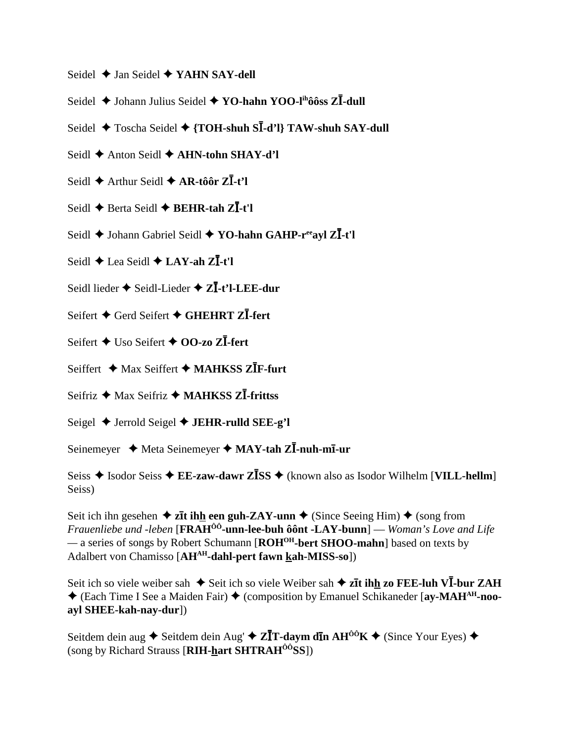Seidel ✦ Jan Seidel ✦ **YAHN SAY-dell**

Seidel ✦ Johann Julius Seidel ✦ **YO-hahn YOO-l$^{ih}$ôôss ZĪ-dull**

Seidel ✦ Toscha Seidel ✦ **{TOH-shuh SĪ-d'l} TAW-shuh SAY-dull**

Seidl ✦ Anton Seidl ✦ **AHN-tohn SHAY-d'l**

Seidl ✦ Arthur Seidl ✦ **AR-tôôr ZĪ-t'l**

Seidl ✦ Berta Seidl ✦ **BEHR-tah ZĪ-t'l**

Seidl ✦ Johann Gabriel Seidl ✦ **YO-hahn GAHP-r$^{ee}$ayl ZĪ-t'l**

Seidl ✦ Lea Seidl ✦ **LAY-ah ZĪ-t'l**

Seidl lieder ✦ Seidl-Lieder ✦ **ZĪ-t'l-LEE-dur**

Seifert ✦ Gerd Seifert ✦ **GHEHRT ZĪ-fert**

Seifert ✦ Uso Seifert ✦ **OO-zo ZĪ-fert**

Seiffert ✦ Max Seiffert ✦ **MAHKSS ZĪF-furt**

Seifriz ✦ Max Seifriz ✦ **MAHKSS ZĪ-frittss**

Seigel ✦ Jerrold Seigel ✦ **JEHR-rulld SEE-g'l**

Seinemeyer ✦ Meta Seinemeyer ✦ **MAY-tah ZĪ-nuh-mī-ur**

Seiss ✦ Isodor Seiss ✦ **EE-zaw-dawr ZĪSS** ✦ (known also as Isodor Wilhelm [**VILL-hellm**] Seiss)

Seit ich ihn gesehen ✦ **zīt ihh een guh-ZAY-unn** ✦ (Since Seeing Him) ✦ (song from *Frauenliebe und -leben* [**FRAH$^{ôô}$-unn-lee-buh ôônt -LAY-bunn**] — *Woman's Love and Life* — a series of songs by Robert Schumann [**ROH$^{OH}$-bert SHOO-mahn**] based on texts by Adalbert von Chamisso [**AH$^{AH}$-dahl-pert fawn kah-MISS-so**])

Seit ich so viele weiber sah ✦ Seit ich so viele Weiber sah ✦ **zīt ihh zo FEE-luh VĪ-bur ZAH** ✦ (Each Time I See a Maiden Fair) ✦ (composition by Emanuel Schikaneder [**ay-MAH$^{AH}$-noo-ayl SHEE-kah-nay-dur**])

Seitdem dein aug ✦ Seitdem dein Aug' ✦ **ZĪT-daym dīn AH$^{ôô}$K** ✦ (Since Your Eyes) ✦ (song by Richard Strauss [**RIH-hart SHTRAH$^{ôô}$SS**])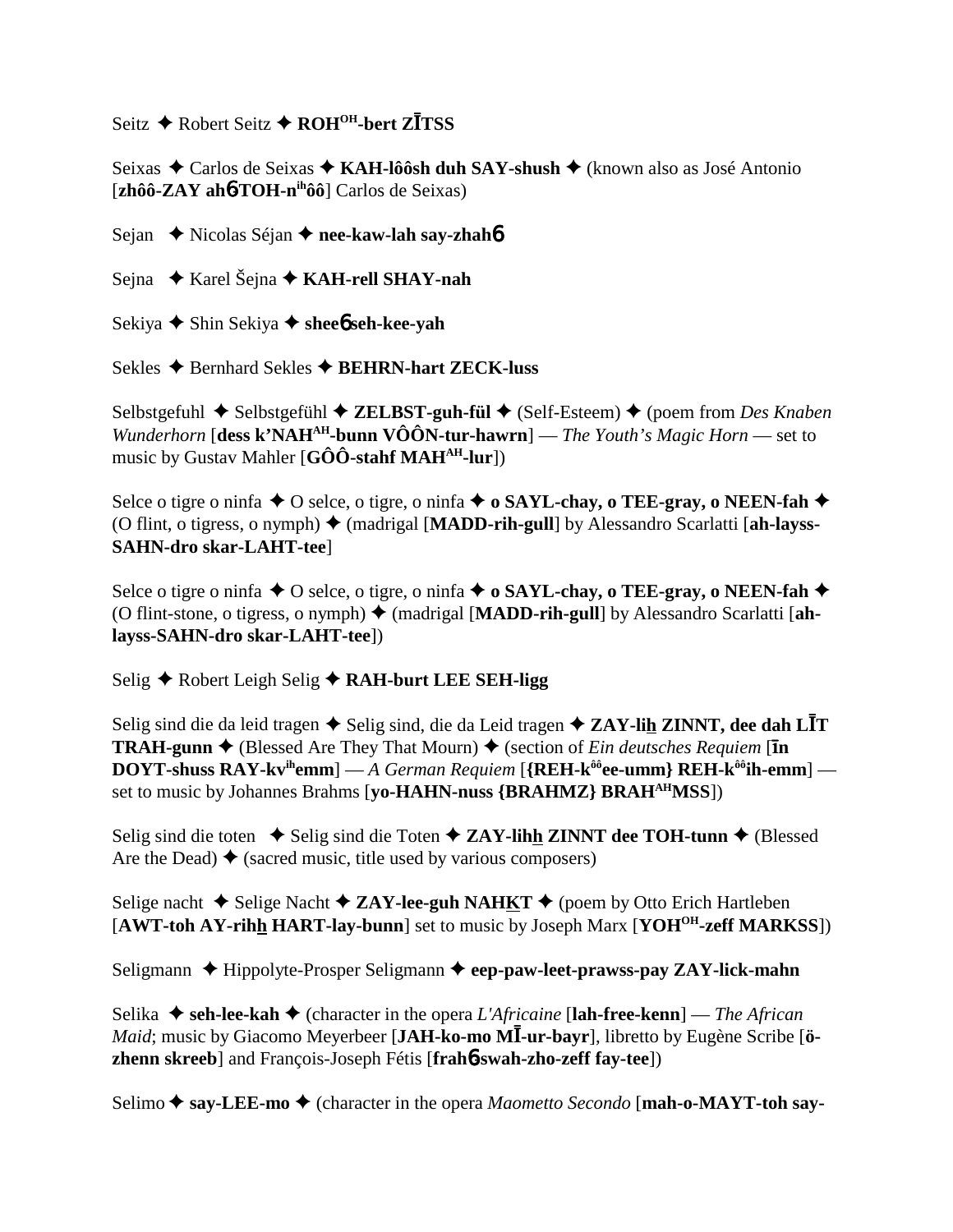Seitz ✦ Robert Seitz ✦ **ROH^OH-bert ZĪTSS**

Seixas ✦ Carlos de Seixas ✦ **KAH-lôôsh duh SAY-shush** ✦ (known also as José Antonio [**zhôô-ZAY ahɓ-TOH-n^ih ôô**] Carlos de Seixas)

Sejan ✦ Nicolas Séjan ✦ **nee-kaw-lah say-zhahɓ**

Sejna ✦ Karel Šejna ✦ **KAH-rell SHAY-nah**

Sekiya ✦ Shin Sekiya ✦ **sheeɓ seh-kee-yah**

Sekles ✦ Bernhard Sekles ✦ **BEHRN-hart ZECK-luss**

Selbstgefuhl ✦ Selbstgefühl ✦ **ZELBST-guh-fül** ✦ (Self-Esteem) ✦ (poem from *Des Knaben Wunderhorn* [**dess k'NAH^AH-bunn VÔÔN-tur-hawrn**] — *The Youth's Magic Horn* — set to music by Gustav Mahler [**GÔÔ-stahf MAH^AH-lur**])

Selce o tigre o ninfa ✦ O selce, o tigre, o ninfa ✦ **o SAYL-chay, o TEE-gray, o NEEN-fah** ✦ (O flint, o tigress, o nymph) ✦ (madrigal [**MADD-rih-gull**] by Alessandro Scarlatti [**ah-layss-SAHN-dro skar-LAHT-tee**]

Selce o tigre o ninfa ✦ O selce, o tigre, o ninfa ✦ **o SAYL-chay, o TEE-gray, o NEEN-fah** ✦ (O flint-stone, o tigress, o nymph) ✦ (madrigal [**MADD-rih-gull**] by Alessandro Scarlatti [**ah-layss-SAHN-dro skar-LAHT-tee**])

Selig ✦ Robert Leigh Selig ✦ **RAH-burt LEE SEH-ligg**

Selig sind die da leid tragen ✦ Selig sind, die da Leid tragen ✦ **ZAY-lih̲ ZINNT, dee dah LĪT TRAH-gunn** ✦ (Blessed Are They That Mourn) ✦ (section of *Ein deutsches Requiem* [**īn DOYT-shuss RAY-kv^ih emm**] — *A German Requiem* [**{REH-k^ôô ee-umm} REH-k^ôô ih-emm**] — set to music by Johannes Brahms [**yo-HAHN-nuss {BRAHMZ} BRAH^AH MSS**])

Selig sind die toten ✦ Selig sind die Toten ✦ **ZAY-lihh̲ ZINNT dee TOH-tunn** ✦ (Blessed Are the Dead) ✦ (sacred music, title used by various composers)

Selige nacht ✦ Selige Nacht ✦ **ZAY-lee-guh NAHK̲T** ✦ (poem by Otto Erich Hartleben [**AWT-toh AY-rihh̲ HART-lay-bunn**] set to music by Joseph Marx [**YOH^OH-zeff MARKSS**])

Seligmann ✦ Hippolyte-Prosper Seligmann ✦ **eep-paw-leet-prawss-pay ZAY-lick-mahn**

Selika ✦ **seh-lee-kah** ✦ (character in the opera *L'Africaine* [**lah-free-kenn**] — *The African Maid*; music by Giacomo Meyerbeer [**JAH-ko-mo MĪ-ur-bayr**], libretto by Eugène Scribe [**ö-zhenn skreeb**] and François-Joseph Fétis [**frahɓ-swah-zho-zeff fay-tee**])

Selimo ✦ **say-LEE-mo** ✦ (character in the opera *Maometto Secondo* [**mah-o-MAYT-toh say-**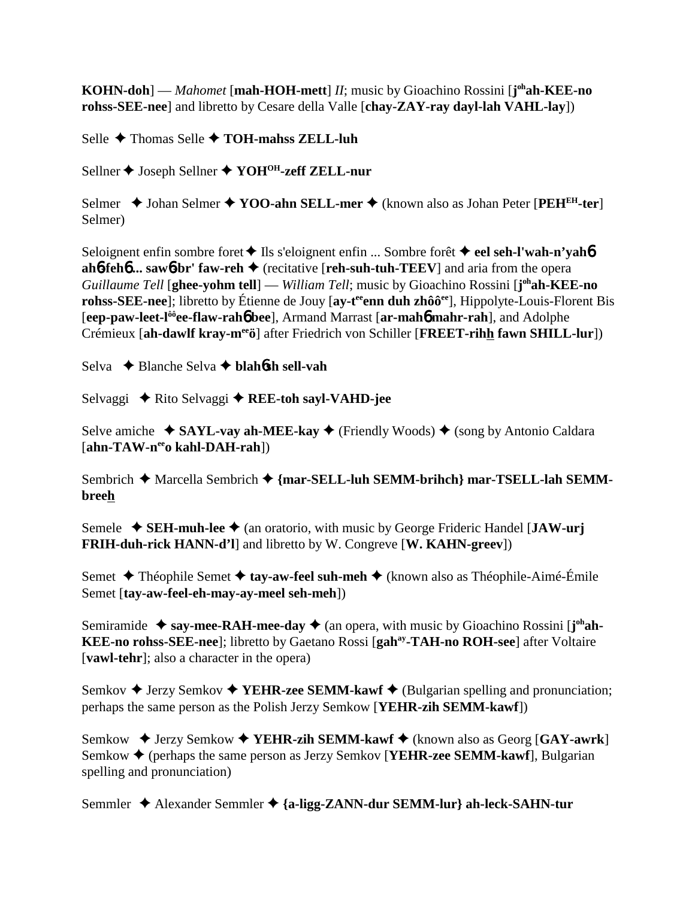**KOHN-doh**] — *Mahomet* [**mah-HOH-mett**] *II*; music by Gioachino Rossini [**j**[oh]**ah-KEE-no rohss-SEE-nee**] and libretto by Cesare della Valle [**chay-ZAY-ray dayl-lah VAHL-lay**])

Selle ✦ Thomas Selle ✦ **TOH-mahss ZELL-luh**

Sellner ✦ Joseph Sellner ✦ **YOH**[OH]**-zeff ZELL-nur**

Selmer ✦ Johan Selmer ✦ **YOO-ahn SELL-mer** ✦ (known also as Johan Peter [**PEH**[EH]**-ter**] Selmer)

Seloignent enfin sombre foret ✦ Ils s'eloignent enfin ... Sombre forêt ✦ **eel seh-l'wah-n'yah**6 **ah**6**-feh**6**... saw**6**br' faw-reh** ✦ (recitative [**reh-suh-tuh-TEEV**] and aria from the opera *Guillaume Tell* [**ghee-yohm tell**] — *William Tell*; music by Gioachino Rossini [**j**[oh]**ah-KEE-no rohss-SEE-nee**]; libretto by Étienne de Jouy [**ay-t**[ee]**enn duh zhôô**[ee]], Hippolyte-Louis-Florent Bis [**eep-paw-leet-l**[ôô]**ee-flaw-rah**6 **bee**], Armand Marrast [**ar-mah**6 **mahr-rah**], and Adolphe Crémieux [**ah-dawlf kray-m**[ee]**ö**] after Friedrich von Schiller [**FREET-rihh fawn SHILL-lur**])

Selva ✦ Blanche Selva ✦ **blah**6**sh sell-vah**

Selvaggi ✦ Rito Selvaggi ✦ **REE-toh sayl-VAHD-jee**

Selve amiche ✦ **SAYL-vay ah-MEE-kay** ✦ (Friendly Woods) ✦ (song by Antonio Caldara [**ahn-TAW-n**[ee]**o kahl-DAH-rah**])

Sembrich ✦ Marcella Sembrich ✦ **{mar-SELL-luh SEMM-brihch} mar-TSELL-lah SEMM-breeh**

Semele ✦ **SEH-muh-lee** ✦ (an oratorio, with music by George Frideric Handel [**JAW-urj FRIH-duh-rick HANN-d'l**] and libretto by W. Congreve [**W. KAHN-greev**])

Semet ✦ Théophile Semet ✦ **tay-aw-feel suh-meh** ✦ (known also as Théophile-Aimé-Émile Semet [**tay-aw-feel-eh-may-ay-meel seh-meh**])

Semiramide ✦ **say-mee-RAH-mee-day** ✦ (an opera, with music by Gioachino Rossini [**j**[oh]**ah-KEE-no rohss-SEE-nee**]; libretto by Gaetano Rossi [**gah**[ay]**-TAH-no ROH-see**] after Voltaire [**vawl-tehr**]; also a character in the opera)

Semkov ✦ Jerzy Semkov ✦ **YEHR-zee SEMM-kawf** ✦ (Bulgarian spelling and pronunciation; perhaps the same person as the Polish Jerzy Semkow [**YEHR-zih SEMM-kawf**])

Semkow ✦ Jerzy Semkow ✦ **YEHR-zih SEMM-kawf** ✦ (known also as Georg [**GAY-awrk**] Semkow ✦ (perhaps the same person as Jerzy Semkov [**YEHR-zee SEMM-kawf**], Bulgarian spelling and pronunciation)

Semmler ✦ Alexander Semmler ✦ **{a-ligg-ZANN-dur SEMM-lur} ah-leck-SAHN-tur**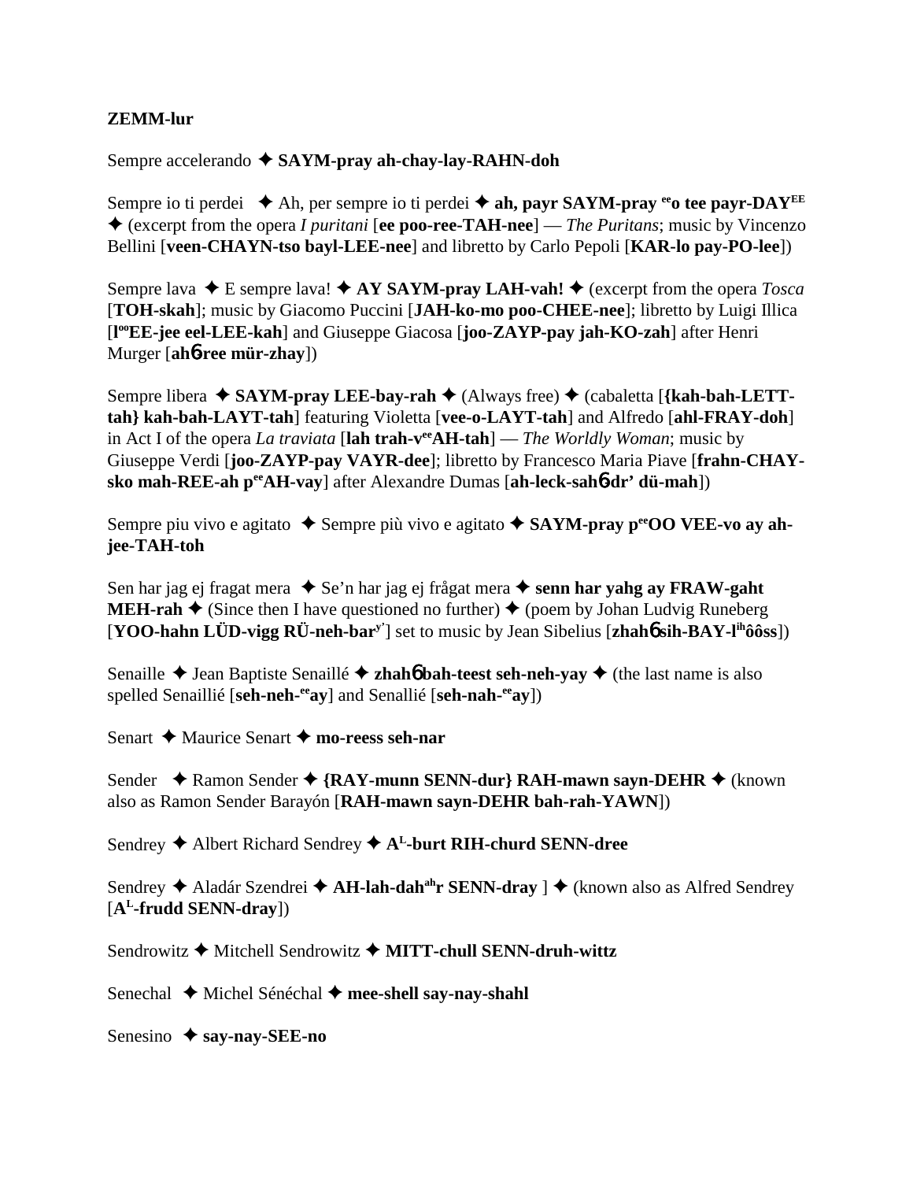**ZEMM-lur**

Sempre accelerando ✦ **SAYM-pray ah-chay-lay-RAHN-doh**

Sempre io ti perdei ✦ Ah, per sempre io ti perdei ✦ **ah, payr SAYM-pray** **eeo tee payr-DAYEE** ✦ (excerpt from the opera *I puritani* [**ee poo-ree-TAH-nee**] — *The Puritans*; music by Vincenzo Bellini [**veen-CHAYN-tso bayl-LEE-nee**] and libretto by Carlo Pepoli [**KAR-lo pay-PO-lee**])

Sempre lava ✦ E sempre lava! ✦ **AY SAYM-pray LAH-vah!** ✦ (excerpt from the opera *Tosca* [**TOH-skah**]; music by Giacomo Puccini [**JAH-ko-mo poo-CHEE-nee**]; libretto by Luigi Illica [**looEE-jee eel-LEE-kah**] and Giuseppe Giacosa [**joo-ZAYP-pay jah-KO-zah**] after Henri Murger [**ahɓ-ree mür-zhay**])

Sempre libera ✦ **SAYM-pray LEE-bay-rah** ✦ (Always free) ✦ (cabaletta [**{kah-bah-LETT-tah} kah-bah-LAYT-tah**] featuring Violetta [**vee-o-LAYT-tah**] and Alfredo [**ahl-FRAY-doh**] in Act I of the opera *La traviata* [**lah trah-veeAH-tah**] — *The Worldly Woman*; music by Giuseppe Verdi [**joo-ZAYP-pay VAYR-dee**]; libretto by Francesco Maria Piave [**frahn-CHAY-sko mah-REE-ah peeAH-vay**] after Alexandre Dumas [**ah-leck-sahɓ-dr' dü-mah**])

Sempre piu vivo e agitato ✦ Sempre più vivo e agitato ✦ **SAYM-pray peeOO VEE-vo ay ah-jee-TAH-toh**

Sen har jag ej fragat mera ✦ Se'n har jag ej frågat mera ✦ **senn har yahg ay FRAW-gaht MEH-rah** ✦ (Since then I have questioned no further) ✦ (poem by Johan Ludvig Runeberg [**YOO-hahn LÜD-vigg RÜ-neh-bary'**] set to music by Jean Sibelius [**zhahɓ sih-BAY-lihôôss**])

Senaille ✦ Jean Baptiste Senaillé ✦ **zhahɓ bah-teest seh-neh-yay** ✦ (the last name is also spelled Senaillié [**seh-neh-eeay**] and Senallié [**seh-nah-eeay**])

Senart ✦ Maurice Senart ✦ **mo-reess seh-nar**

Sender ✦ Ramon Sender ✦ **{RAY-munn SENN-dur} RAH-mawn sayn-DEHR** ✦ (known also as Ramon Sender Barayón [**RAH-mawn sayn-DEHR bah-rah-YAWN**])

Sendrey ✦ Albert Richard Sendrey ✦ **AL-burt RIH-churd SENN-dree**

Sendrey ✦ Aladár Szendrei ✦ **AH-lah-dahahr SENN-dray** ] ✦ (known also as Alfred Sendrey [**AL-frudd SENN-dray**])

Sendrowitz ✦ Mitchell Sendrowitz ✦ **MITT-chull SENN-druh-wittz**

Senechal ✦ Michel Sénéchal ✦ **mee-shell say-nay-shahl**

Senesino ✦ **say-nay-SEE-no**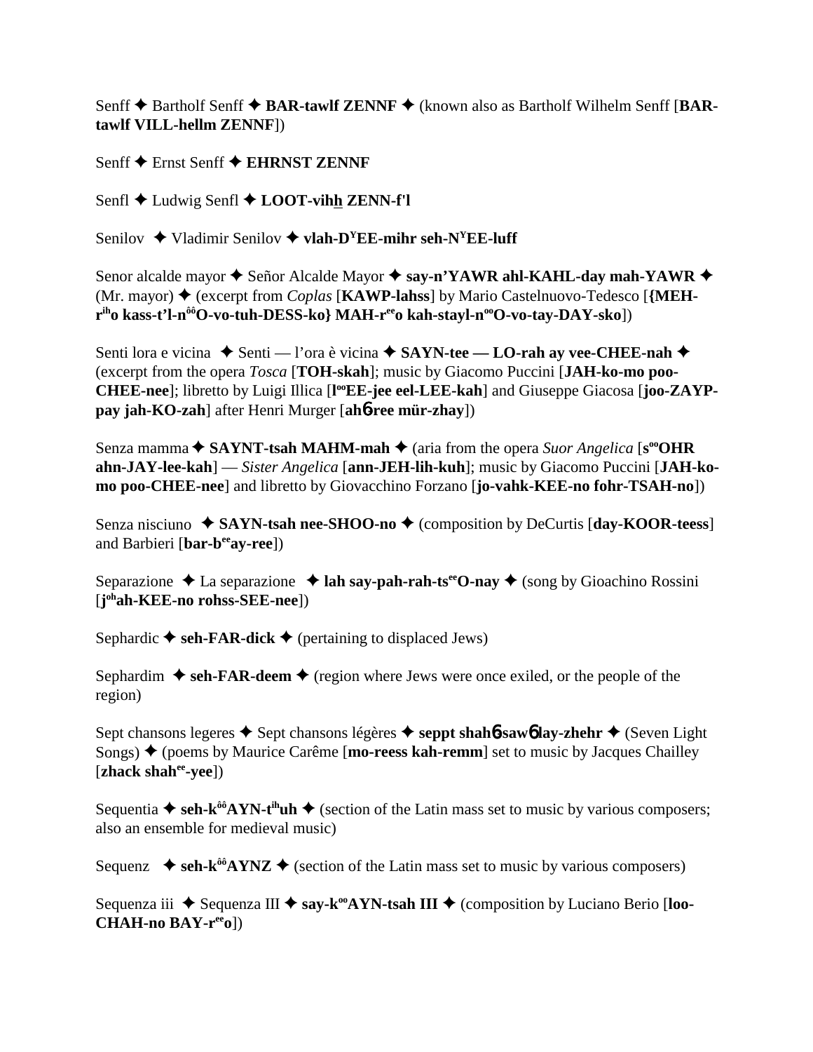Senff ✦ Bartholf Senff ✦ **BAR-tawlf ZENNF** ✦ (known also as Bartholf Wilhelm Senff [**BAR-tawlf VILL-hellm ZENNF**])

Senff ✦ Ernst Senff ✦ **EHRNST ZENNF**

Senfl ✦ Ludwig Senfl ✦ **LOOT-vihh ZENN-f'l**

Senilov ✦ Vladimir Senilov ✦ **vlah-DYEE-mihr seh-NYEE-luff**

Senor alcalde mayor ✦ Señor Alcalde Mayor ✦ **say-n'YAWR ahl-KAHL-day mah-YAWR** ✦ (Mr. mayor) ✦ (excerpt from *Coplas* [**KAWP-lahss**] by Mario Castelnuovo-Tedesco [**{MEH-rihо kass-t'l-nôôO-vo-tuh-DESS-ko} MAH-reeo kah-stayl-nooO-vo-tay-DAY-sko**])

Senti lora e vicina ✦ Senti — l'ora è vicina ✦ **SAYN-tee — LO-rah ay vee-CHEE-nah** ✦ (excerpt from the opera *Tosca* [**TOH-skah**]; music by Giacomo Puccini [**JAH-ko-mo poo-CHEE-nee**]; libretto by Luigi Illica [**looEE-jee eel-LEE-kah**] and Giuseppe Giacosa [**joo-ZAYP-pay jah-KO-zah**] after Henri Murger [**ahɓ-ree mür-zhay**])

Senza mamma ✦ **SAYNT-tsah MAHM-mah** ✦ (aria from the opera *Suor Angelica* [**sooOHR ahn-JAY-lee-kah**] — *Sister Angelica* [**ann-JEH-lih-kuh**]; music by Giacomo Puccini [**JAH-ko-mo poo-CHEE-nee**] and libretto by Giovacchino Forzano [**jo-vahk-KEE-no fohr-TSAH-no**])

Senza nisciuno ✦ **SAYN-tsah nee-SHOO-no** ✦ (composition by DeCurtis [**day-KOOR-teess**] and Barbieri [**bar-beeay-ree**])

Separazione ✦ La separazione ✦ **lah say-pah-rah-tseeO-nay** ✦ (song by Gioachino Rossini [**johah-KEE-no rohss-SEE-nee**])

Sephardic ✦ **seh-FAR-dick** ✦ (pertaining to displaced Jews)

Sephardim ✦ **seh-FAR-deem** ✦ (region where Jews were once exiled, or the people of the region)

Sept chansons legeres ✦ Sept chansons légères ✦ **seppt shahɓ-sawɓ lay-zhehr** ✦ (Seven Light Songs) ✦ (poems by Maurice Carême [**mo-reess kah-remm**] set to music by Jacques Chailley [**zhack shahee-yee**])

Sequentia ✦ **seh-kôôAYN-tihuh** ✦ (section of the Latin mass set to music by various composers; also an ensemble for medieval music)

Sequenz ✦ **seh-kôôAYNZ** ✦ (section of the Latin mass set to music by various composers)

Sequenza iii ✦ Sequenza III ✦ **say-kooAYN-tsah III** ✦ (composition by Luciano Berio [**loo-CHAH-no BAY-reeo**])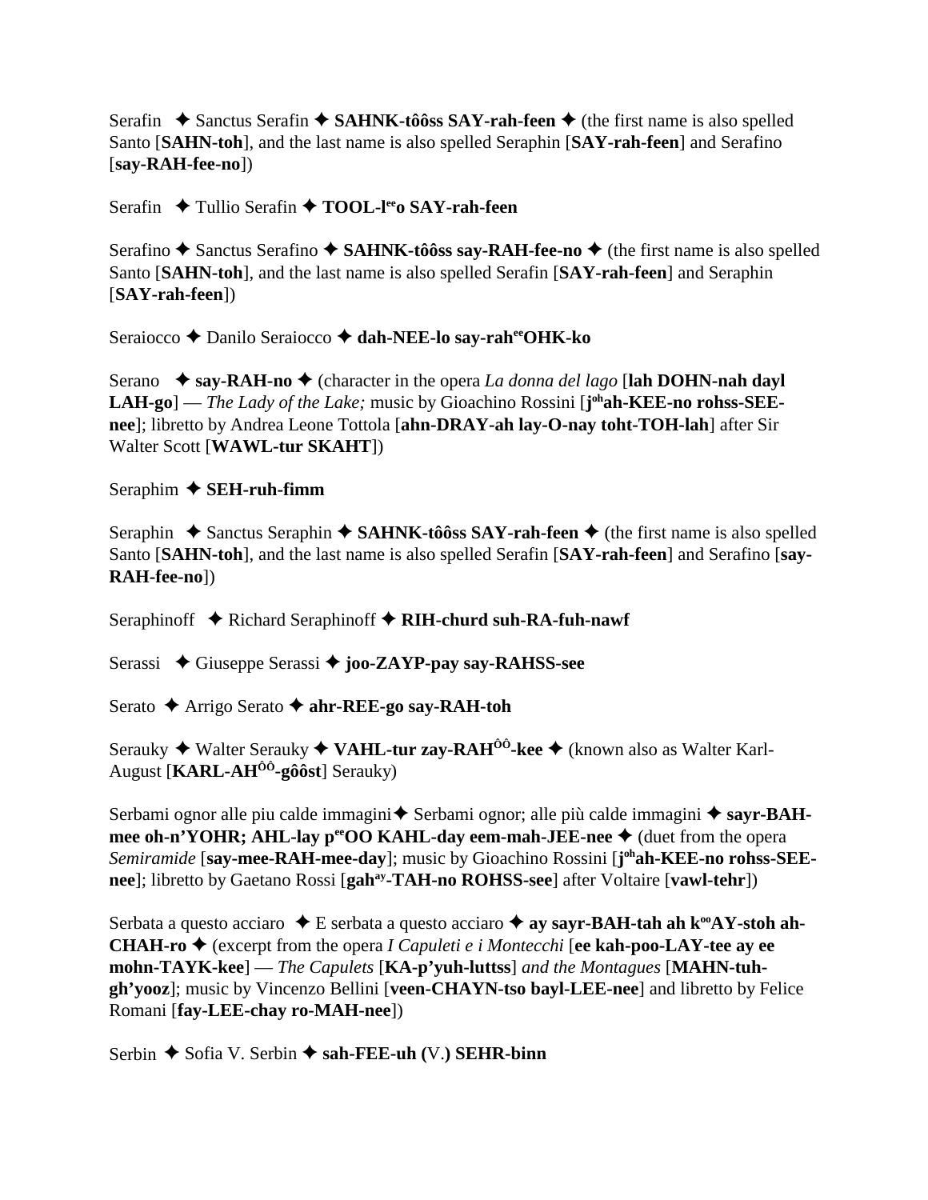Serafin ✦ Sanctus Serafin ✦ **SAHNK-tôôss SAY-rah-feen** ✦ (the first name is also spelled Santo [**SAHN-toh**], and the last name is also spelled Seraphin [**SAY-rah-feen**] and Serafino [**say-RAH-fee-no**])

Serafin ✦ Tullio Serafin ✦ **TOOL-l$^{ee}$o SAY-rah-feen**

Serafino ✦ Sanctus Serafino ✦ **SAHNK-tôôss say-RAH-fee-no** ✦ (the first name is also spelled Santo [**SAHN-toh**], and the last name is also spelled Serafin [**SAY-rah-feen**] and Seraphin [**SAY-rah-feen**])

Seraiocco ✦ Danilo Seraiocco ✦ **dah-NEE-lo say-rah$^{ee}$OHK-ko**

Serano ✦ **say-RAH-no** ✦ (character in the opera *La donna del lago* [**lah DOHN-nah dayl LAH-go**] — *The Lady of the Lake;* music by Gioachino Rossini [**j$^{oh}$ah-KEE-no rohss-SEE-nee**]; libretto by Andrea Leone Tottola [**ahn-DRAY-ah lay-O-nay toht-TOH-lah**] after Sir Walter Scott [**WAWL-tur SKAHT**])

Seraphim ✦ **SEH-ruh-fimm**

Seraphin ✦ Sanctus Seraphin ✦ **SAHNK-tôôss SAY-rah-feen** ✦ (the first name is also spelled Santo [**SAHN-toh**], and the last name is also spelled Serafin [**SAY-rah-feen**] and Serafino [**say-RAH-fee-no**])

Seraphinoff ✦ Richard Seraphinoff ✦ **RIH-churd suh-RA-fuh-nawf**

Serassi ✦ Giuseppe Serassi ✦ **joo-ZAYP-pay say-RAHSS-see**

Serato ✦ Arrigo Serato ✦ **ahr-REE-go say-RAH-toh**

Serauky ✦ Walter Serauky ✦ **VAHL-tur zay-RAH$^{ôô}$-kee** ✦ (known also as Walter Karl-August [**KARL-AH$^{ôô}$-gôôst**] Serauky)

Serbami ognor alle piu calde immagini ✦ Serbami ognor; alle più calde immagini ✦ **sayr-BAH-mee oh-n'YOHR; AHL-lay p$^{ee}$OO KAHL-day eem-mah-JEE-nee** ✦ (duet from the opera *Semiramide* [**say-mee-RAH-mee-day**]; music by Gioachino Rossini [**j$^{oh}$ah-KEE-no rohss-SEE-nee**]; libretto by Gaetano Rossi [**gah$^{ay}$-TAH-no ROHSS-see**] after Voltaire [**vawl-tehr**])

Serbata a questo acciaro ✦ E serbata a questo acciaro ✦ **ay sayr-BAH-tah ah k$^{oo}$AY-stoh ah-CHAH-ro** ✦ (excerpt from the opera *I Capuleti e i Montecchi* [**ee kah-poo-LAY-tee ay ee mohn-TAYK-kee**] — *The Capulets* [**KA-p'yuh-luttss**] *and the Montagues* [**MAHN-tuh-gh'yooz**]; music by Vincenzo Bellini [**veen-CHAYN-tso bayl-LEE-nee**] and libretto by Felice Romani [**fay-LEE-chay ro-MAH-nee**])

Serbin ✦ Sofia V. Serbin ✦ **sah-FEE-uh (**V.**) SEHR-binn**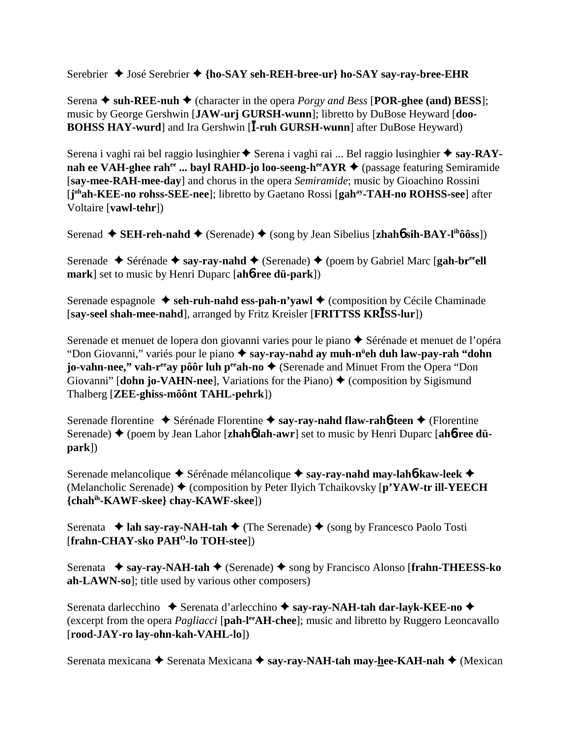Serebrier ✦ José Serebrier ✦ **{ho-SAY seh-REH-bree-ur} ho-SAY say-ray-bree-EHR**

Serena ✦ **suh-REE-nuh** ✦ (character in the opera *Porgy and Bess* [**POR-ghee (and) BESS**]; music by George Gershwin [**JAW-urj GURSH-wunn**]; libretto by DuBose Heyward [**doo-BOHSS HAY-wurd**] and Ira Gershwin [**Ī-ruh GURSH-wunn**] after DuBose Heyward)

Serena i vaghi rai bel raggio lusinghier ✦ Serena i vaghi rai ... Bel raggio lusinghier ✦ **say-RAY-nah ee VAH-ghee rah^ee ... bayl RAHD-jo loo-seeng-h^ee AYR** ✦ (passage featuring Semiramide [**say-mee-RAH-mee-day**] and chorus in the opera *Semiramide*; music by Gioachino Rossini [**j^oh ah-KEE-no rohss-SEE-nee**]; libretto by Gaetano Rossi [**gah^ay-TAH-no ROHSS-see**] after Voltaire [**vawl-tehr**])

Serenad ✦ **SEH-reh-nahd** ✦ (Serenade) ✦ (song by Jean Sibelius [**zhahɓ sih-BAY-l^ih ôôss**])

Serenade ✦ Sérénade ✦ **say-ray-nahd** ✦ (Serenade) ✦ (poem by Gabriel Marc [**gah-br^ee ell mark**] set to music by Henri Duparc [**ahɓ-ree dü-park**])

Serenade espagnole ✦ **seh-ruh-nahd ess-pah-n'yawl** ✦ (composition by Cécile Chaminade [**say-seel shah-mee-nahd**], arranged by Fritz Kreisler [**FRITTSS KRĪSS-lur**])

Serenade et menuet de lopera don giovanni varies pour le piano ✦ Sérénade et menuet de l'opéra "Don Giovanni," variés pour le piano ✦ **say-ray-nahd ay muh-n^ü eh duh law-pay-rah "dohn jo-vahn-nee," vah-r^ee ay pôôr luh p^ee ah-no** ✦ (Serenade and Minuet From the Opera "Don Giovanni" [**dohn jo-VAHN-nee**], Variations for the Piano) ✦ (composition by Sigismund Thalberg [**ZEE-ghiss-môônt TAHL-pehrk**])

Serenade florentine ✦ Sérénade Florentine ✦ **say-ray-nahd flaw-rahɓ-teen** ✦ (Florentine Serenade) ✦ (poem by Jean Lahor [**zhahɓ lah-awr**] set to music by Henri Duparc [**ahɓ-ree dü-park**])

Serenade melancolique ✦ Sérénade mélancolique ✦ **say-ray-nahd may-lahɓ-kaw-leek** ✦ (Melancholic Serenade) ✦ (composition by Peter Ilyich Tchaikovsky [**p'YAW-tr ill-YEECH {chah^ih-KAWF-skee} chay-KAWF-skee**])

Serenata ✦ **lah say-ray-NAH-tah** ✦ (The Serenade) ✦ (song by Francesco Paolo Tosti [**frahn-CHAY-sko PAH^O-lo TOH-stee**])

Serenata ✦ **say-ray-NAH-tah** ✦ (Serenade) ✦ song by Francisco Alonso [**frahn-THEESS-ko ah-LAWN-so**]; title used by various other composers)

Serenata darlecchino ✦ Serenata d'arlecchino ✦ **say-ray-NAH-tah dar-layk-KEE-no** ✦ (excerpt from the opera *Pagliacci* [**pah-l^ee AH-chee**]; music and libretto by Ruggero Leoncavallo [**rood-JAY-ro lay-ohn-kah-VAHL-lo**])

Serenata mexicana ✦ Serenata Mexicana ✦ **say-ray-NAH-tah may-hee-KAH-nah** ✦ (Mexican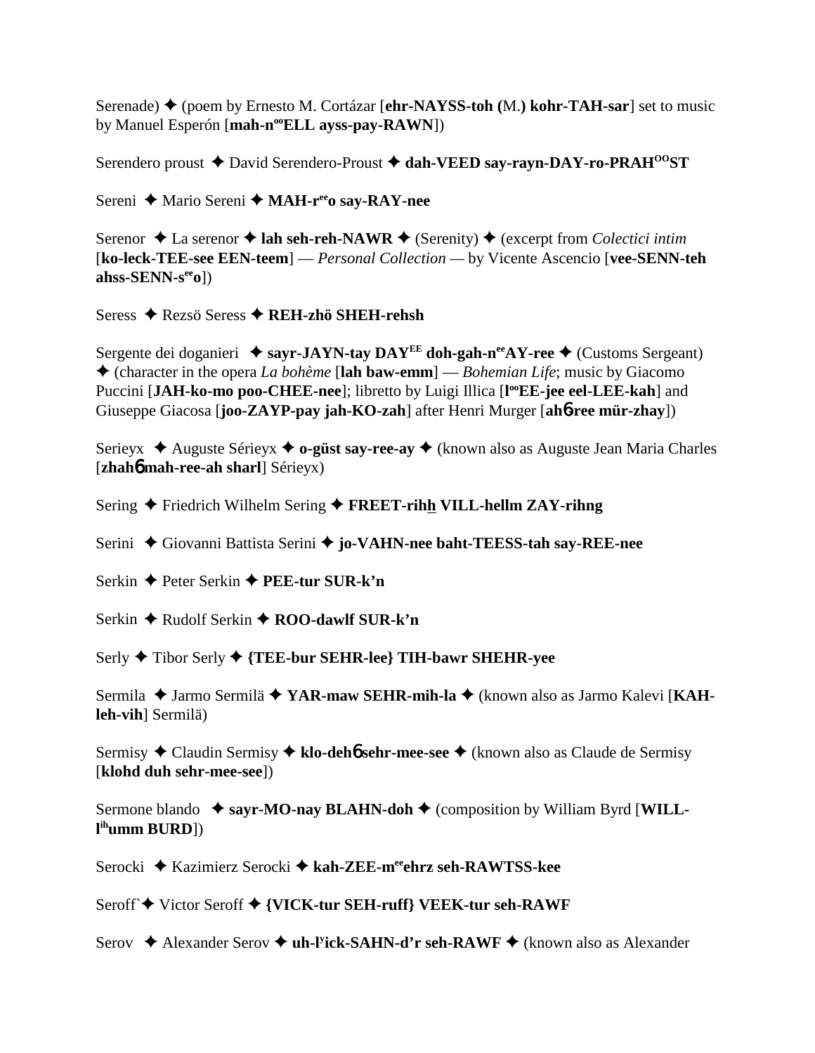Serenade) ✦ (poem by Ernesto M. Cortázar [**ehr-NAYSS-toh (**M.**) kohr-TAH-sar**] set to music by Manuel Esperón [**mah-n$^{oo}$ELL ayss-pay-RAWN**])

Serendero proust ✦ David Serendero-Proust ✦ **dah-VEED say-rayn-DAY-ro-PRAH$^{OO}$ST**

Sereni ✦ Mario Sereni ✦ **MAH-r$^{ee}$o say-RAY-nee**

Serenor ✦ La serenor ✦ **lah seh-reh-NAWR** ✦ (Serenity) ✦ (excerpt from *Colectici intim* [**ko-leck-TEE-see EEN-teem**] — *Personal Collection* — by Vicente Ascencio [**vee-SENN-teh ahss-SENN-s$^{ee}$o**])

Seress ✦ Rezsö Seress ✦ **REH-zhö SHEH-rehsh**

Sergente dei doganieri ✦ **sayr-JAYN-tay DAY$^{EE}$ doh-gah-n$^{ee}$AY-ree** ✦ (Customs Sergeant) ✦ (character in the opera *La bohème* [**lah baw-emm**] — *Bohemian Life*; music by Giacomo Puccini [**JAH-ko-mo poo-CHEE-nee**]; libretto by Luigi Illica [**l$^{oo}$EE-jee eel-LEE-kah**] and Giuseppe Giacosa [**joo-ZAYP-pay jah-KO-zah**] after Henri Murger [**ahɓ-ree mür-zhay**])

Serieyx ✦ Auguste Sérieyx ✦ **o-güst say-ree-ay** ✦ (known also as Auguste Jean Maria Charles [**zhahɓ mah-ree-ah sharl**] Sérieyx)

Sering ✦ Friedrich Wilhelm Sering ✦ **FREET-rihh VILL-hellm ZAY-rihng**

Serini ✦ Giovanni Battista Serini ✦ **jo-VAHN-nee baht-TEESS-tah say-REE-nee**

Serkin ✦ Peter Serkin ✦ **PEE-tur SUR-k'n**

Serkin ✦ Rudolf Serkin ✦ **ROO-dawlf SUR-k'n**

Serly ✦ Tibor Serly ✦ **{TEE-bur SEHR-lee} TIH-bawr SHEHR-yee**

Sermila ✦ Jarmo Sermilä ✦ **YAR-maw SEHR-mih-la** ✦ (known also as Jarmo Kalevi [**KAH-leh-vih**] Sermilä)

Sermisy ✦ Claudin Sermisy ✦ **klo-dehɓ sehr-mee-see** ✦ (known also as Claude de Sermisy [**klohd duh sehr-mee-see**])

Sermone blando ✦ **sayr-MO-nay BLAHN-doh** ✦ (composition by William Byrd [**WILL-l$^{ih}$umm BURD**])

Serocki ✦ Kazimierz Serocki ✦ **kah-ZEE-m$^{ee}$ehrz seh-RAWTSS-kee**

Seroff`✦ Victor Seroff ✦ **{VICK-tur SEH-ruff} VEEK-tur seh-RAWF**

Serov ✦ Alexander Serov ✦ **uh-l$^{y}$ick-SAHN-d'r seh-RAWF** ✦ (known also as Alexander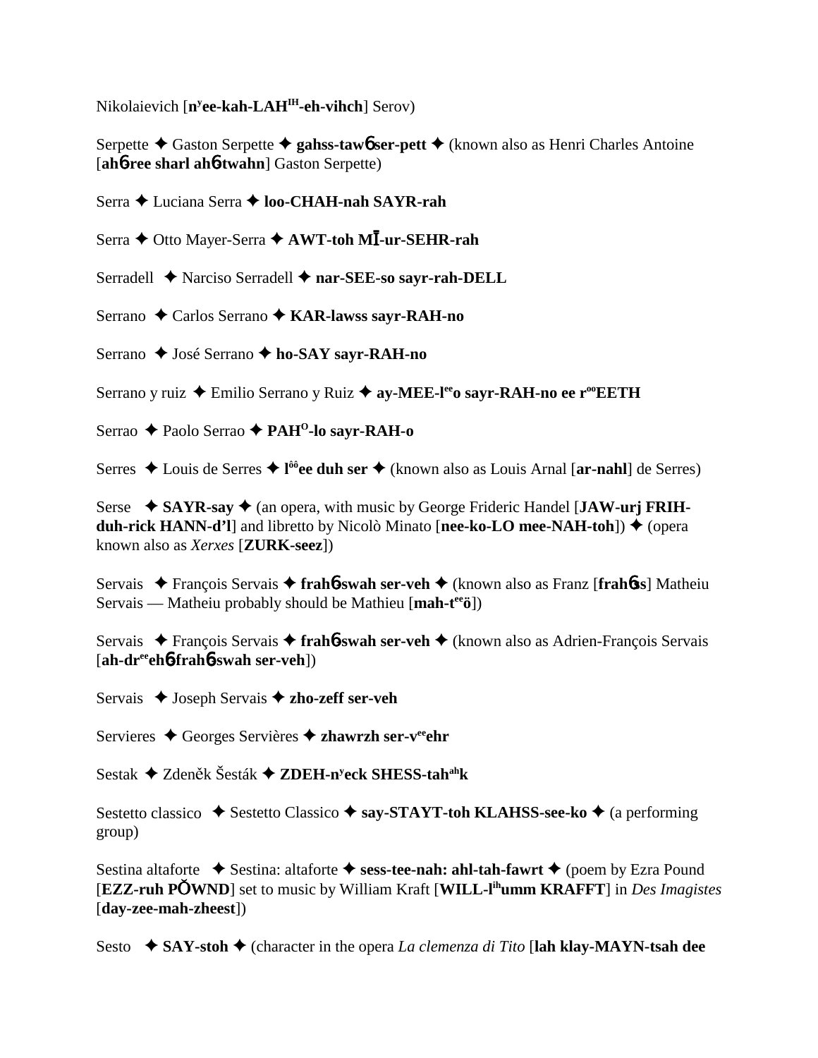Nikolaievich [**nʸee-kah-LAH^IH-eh-vihch**] Serov)

Serpette ✦ Gaston Serpette ✦ **gahss-tawɓ ser-pett** ✦ (known also as Henri Charles Antoine [**ahɓ-ree sharl ahɓ-twahn**] Gaston Serpette)

Serra ✦ Luciana Serra ✦ **loo-CHAH-nah SAYR-rah**

Serra ✦ Otto Mayer-Serra ✦ **AWT-toh MĪ-ur-SEHR-rah**

Serradell ✦ Narciso Serradell ✦ **nar-SEE-so sayr-rah-DELL**

Serrano ✦ Carlos Serrano ✦ **KAR-lawss sayr-RAH-no**

Serrano ✦ José Serrano ✦ **ho-SAY sayr-RAH-no**

Serrano y ruiz ✦ Emilio Serrano y Ruiz ✦ **ay-MEE-l^ee o sayr-RAH-no ee r^oo EETH**

Serrao ✦ Paolo Serrao ✦ **PAH^O-lo sayr-RAH-o**

Serres ✦ Louis de Serres ✦ **l^ôô ee duh ser** ✦ (known also as Louis Arnal [**ar-nahl**] de Serres)

Serse ✦ **SAYR-say** ✦ (an opera, with music by George Frideric Handel [**JAW-urj FRIH-duh-rick HANN-d'l**] and libretto by Nicolò Minato [**nee-ko-LO mee-NAH-toh**]) ✦ (opera known also as *Xerxes* [**ZURK-seez**])

Servais ✦ François Servais ✦ **frahɓ-swah ser-veh** ✦ (known also as Franz [**frahɓss**] Matheiu Servais — Matheiu probably should be Mathieu [**mah-t^ee ö**])

Servais ✦ François Servais ✦ **frahɓ-swah ser-veh** ✦ (known also as Adrien-François Servais [**ah-dr^ee ehɓ-frahɓ-swah ser-veh**])

Servais ✦ Joseph Servais ✦ **zho-zeff ser-veh**

Servieres ✦ Georges Servières ✦ **zhawrzh ser-v^ee ehr**

Sestak ✦ Zdeněk Šesták ✦ **ZDEH-nʸeck SHESS-tah^ah k**

Sestetto classico ✦ Sestetto Classico ✦ **say-STAYT-toh KLAHSS-see-ko** ✦ (a performing group)

Sestina altaforte ✦ Sestina: altaforte ✦ **sess-tee-nah: ahl-tah-fawrt** ✦ (poem by Ezra Pound [**EZZ-ruh PŎWND**] set to music by William Kraft [**WILL-l^ih umm KRAFFT**] in *Des Imagistes* [**day-zee-mah-zheest**])

Sesto ✦ **SAY-stoh** ✦ (character in the opera *La clemenza di Tito* [**lah klay-MAYN-tsah dee**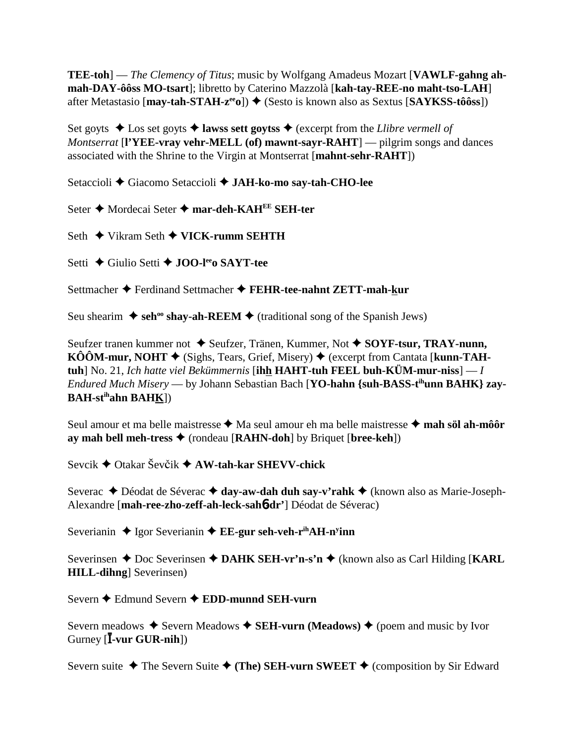**TEE-toh**] — *The Clemency of Titus*; music by Wolfgang Amadeus Mozart [**VAWLF-gahng ah-mah-DAY-ôôss MO-tsart**]; libretto by Caterino Mazzolà [**kah-tay-REE-no maht-tso-LAH**] after Metastasio [**may-tah-STAH-z**ee**o**]) ✦ (Sesto is known also as Sextus [**SAYKSS-tôôss**])

Set goyts ✦ Los set goyts ✦ **lawss sett goytss** ✦ (excerpt from the *Llibre vermell of Montserrat* [**l'YEE-vray vehr-MELL (of) mawnt-sayr-RAHT**] — pilgrim songs and dances associated with the Shrine to the Virgin at Montserrat [**mahnt-sehr-RAHT**])

Setaccioli ✦ Giacomo Setaccioli ✦ **JAH-ko-mo say-tah-CHO-lee**

Seter ✦ Mordecai Seter ✦ **mar-deh-KAH**EE **SEH-ter**

Seth ✦ Vikram Seth ✦ **VICK-rumm SEHTH**

Setti ✦ Giulio Setti ✦ **JOO-l**ee**o SAYT-tee**

Settmacher ✦ Ferdinand Settmacher ✦ **FEHR-tee-nahnt ZETT-mah-kur**

Seu shearim ✦ **seh**oo **shay-ah-REEM** ✦ (traditional song of the Spanish Jews)

Seufzer tranen kummer not ✦ Seufzer, Tränen, Kummer, Not ✦ **SOYF-tsur, TRAY-nunn, KÔÔM-mur, NOHT** ✦ (Sighs, Tears, Grief, Misery) ✦ (excerpt from Cantata [**kunn-TAH-tuh**] No. 21, *Ich hatte viel Bekümmernis* [**ihh HAHT-tuh FEEL buh-KÜM-mur-niss**] — *I Endured Much Misery* — by Johann Sebastian Bach [**YO-hahn {suh-BASS-t**ih**unn BAHK} zay-BAH-st**ih**ahn BAHK**])

Seul amour et ma belle maistresse ✦ Ma seul amour eh ma belle maistresse ✦ **mah söl ah-môôr ay mah bell meh-tress** ✦ (rondeau [**RAHN-doh**] by Briquet [**bree-keh**])

Sevcik ✦ Otakar Ševčik ✦ **AW-tah-kar SHEVV-chick**

Severac ✦ Déodat de Séverac ✦ **day-aw-dah duh say-v'rahk** ✦ (known also as Marie-Joseph-Alexandre [**mah-ree-zho-zeff-ah-leck-sahɓdr'**] Déodat de Séverac)

Severianin ✦ Igor Severianin ✦ **EE-gur seh-veh-r**ih**AH-n**y**inn**

Severinsen ✦ Doc Severinsen ✦ **DAHK SEH-vr'n-s'n** ✦ (known also as Carl Hilding [**KARL HILL-dihng**] Severinsen)

Severn ✦ Edmund Severn ✦ **EDD-munnd SEH-vurn**

Severn meadows ✦ Severn Meadows ✦ **SEH-vurn (Meadows)** ✦ (poem and music by Ivor Gurney [**Ī-vur GUR-nih**])

Severn suite ✦ The Severn Suite ✦ **(The) SEH-vurn SWEET** ✦ (composition by Sir Edward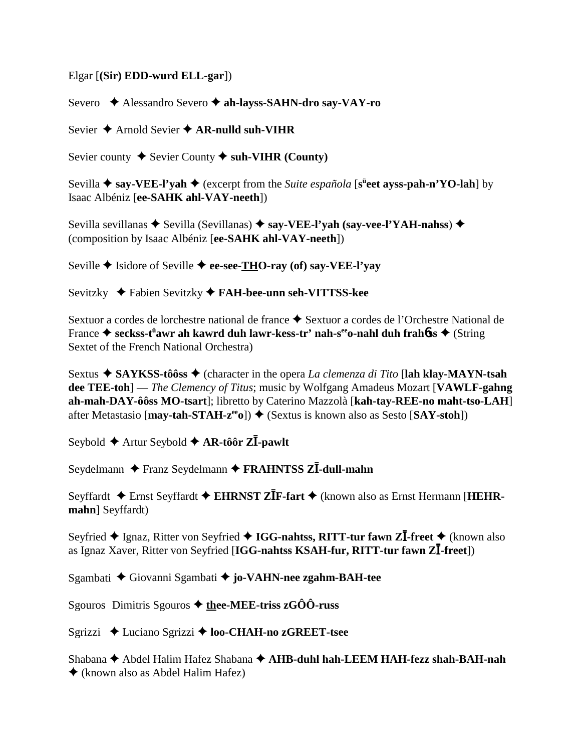Elgar [**(Sir) EDD-wurd ELL-gar**])

Severo ✦ Alessandro Severo ✦ **ah-layss-SAHN-dro say-VAY-ro**

Sevier ✦ Arnold Sevier ✦ **AR-nulld suh-VIHR**

Sevier county ✦ Sevier County ✦ **suh-VIHR (County)**

Sevilla ✦ **say-VEE-l'yah** ✦ (excerpt from the *Suite española* [**süeet ayss-pah-n'YO-lah**] by Isaac Albéniz [**ee-SAHK ahl-VAY-neeth**])

Sevilla sevillanas ✦ Sevilla (Sevillanas) ✦ **say-VEE-l'yah (say-vee-l'YAH-nahss)** ✦ (composition by Isaac Albéniz [**ee-SAHK ahl-VAY-neeth**])

Seville ✦ Isidore of Seville ✦ **ee-see-THO-ray (of) say-VEE-l'yay**

Sevitzky ✦ Fabien Sevitzky ✦ **FAH-bee-unn seh-VITTSS-kee**

Sextuor a cordes de lorchestre national de france ✦ Sextuor a cordes de l'Orchestre National de France ✦ **seckss-tüawr ah kawrd duh lawr-kess-tr' nah-seeo-nahl duh frahɶss** ✦ (String Sextet of the French National Orchestra)

Sextus ✦ **SAYKSS-tôôss** ✦ (character in the opera *La clemenza di Tito* [**lah klay-MAYN-tsah dee TEE-toh**] — *The Clemency of Titus*; music by Wolfgang Amadeus Mozart [**VAWLF-gahng ah-mah-DAY-ôôss MO-tsart**]; libretto by Caterino Mazzolà [**kah-tay-REE-no maht-tso-LAH**] after Metastasio [**may-tah-STAH-zeeo**]) ✦ (Sextus is known also as Sesto [**SAY-stoh**])

Seybold ✦ Artur Seybold ✦ **AR-tôôr ZĪ-pawlt**

Seydelmann ✦ Franz Seydelmann ✦ **FRAHNTSS ZĪ-dull-mahn**

Seyffardt ✦ Ernst Seyffardt ✦ **EHRNST ZĪF-fart** ✦ (known also as Ernst Hermann [**HEHR-mahn**] Seyffardt)

Seyfried ✦ Ignaz, Ritter von Seyfried ✦ **IGG-nahtss, RITT-tur fawn ZĪ-freet** ✦ (known also as Ignaz Xaver, Ritter von Seyfried [**IGG-nahtss KSAH-fur, RITT-tur fawn ZĪ-freet**])

Sgambati ✦ Giovanni Sgambati ✦ **jo-VAHN-nee zgahm-BAH-tee**

Sgouros Dimitris Sgouros ✦ **thee-MEE-triss zGÔÔ-russ**

Sgrizzi ✦ Luciano Sgrizzi ✦ **loo-CHAH-no zGREET-tsee**

Shabana ✦ Abdel Halim Hafez Shabana ✦ **AHB-duhl hah-LEEM HAH-fezz shah-BAH-nah** ✦ (known also as Abdel Halim Hafez)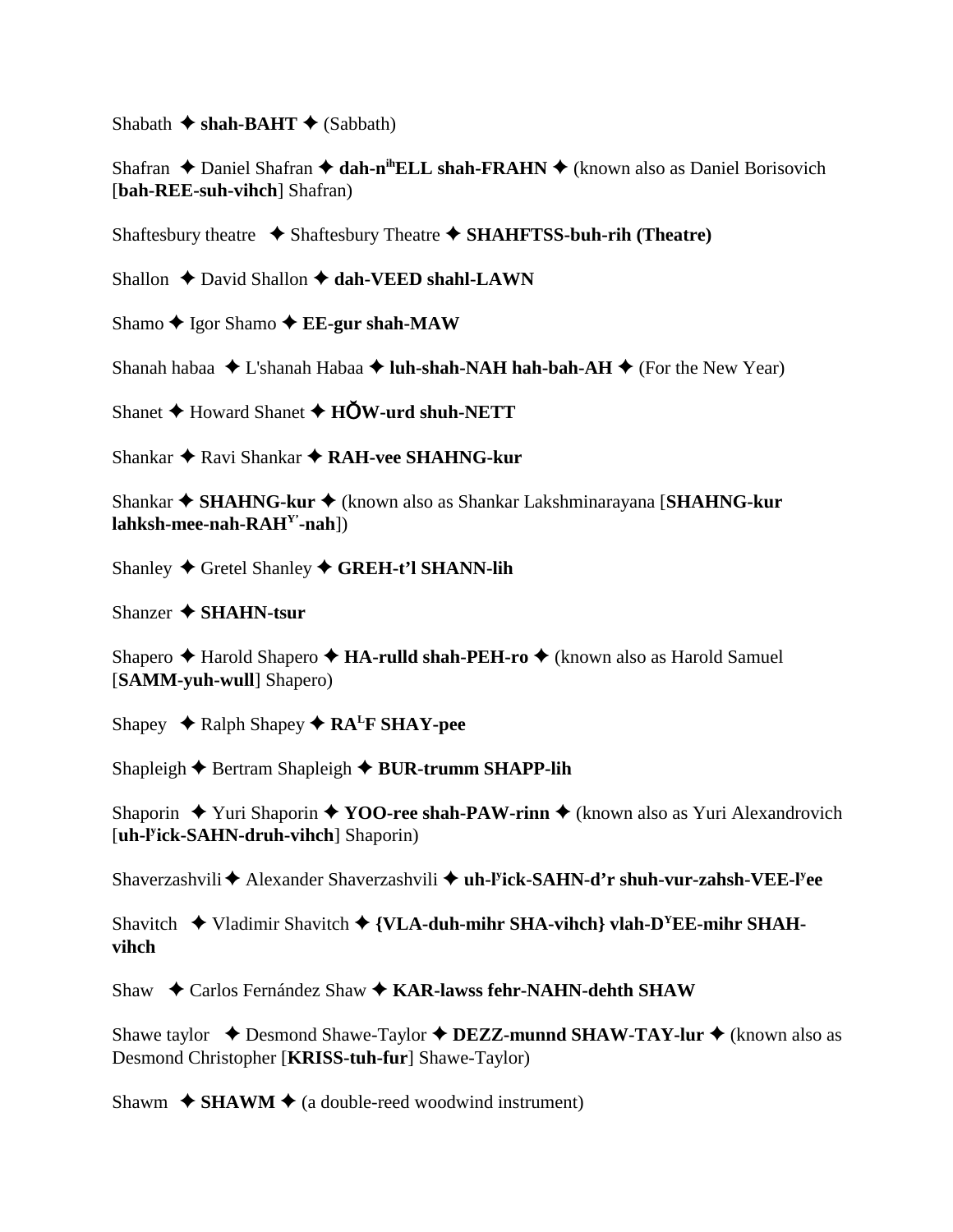Shabath ✦ **shah-BAHT** ✦ (Sabbath)

Shafran ✦ Daniel Shafran ✦ **dah-n^ih^ELL shah-FRAHN** ✦ (known also as Daniel Borisovich [**bah-REE-suh-vihch**] Shafran)

Shaftesbury theatre ✦ Shaftesbury Theatre ✦ **SHAHFTSS-buh-rih (Theatre)**

Shallon ✦ David Shallon ✦ **dah-VEED shahl-LAWN**

Shamo ✦ Igor Shamo ✦ **EE-gur shah-MAW**

Shanah habaa ✦ L'shanah Habaa ✦ **luh-shah-NAH hah-bah-AH** ✦ (For the New Year)

Shanet ✦ Howard Shanet ✦ **HŎW-urd shuh-NETT**

Shankar ✦ Ravi Shankar ✦ **RAH-vee SHAHNG-kur**

Shankar ✦ **SHAHNG-kur** ✦ (known also as Shankar Lakshminarayana [**SHAHNG-kur lahksh-mee-nah-RAH^Y'-nah**])

Shanley ✦ Gretel Shanley ✦ **GREH-t'l SHANN-lih**

Shanzer ✦ **SHAHN-tsur**

Shapero ✦ Harold Shapero ✦ **HA-rulld shah-PEH-ro** ✦ (known also as Harold Samuel [**SAMM-yuh-wull**] Shapero)

Shapey ✦ Ralph Shapey ✦ **RA^L^F SHAY-pee**

Shapleigh ✦ Bertram Shapleigh ✦ **BUR-trumm SHAPP-lih**

Shaporin ✦ Yuri Shaporin ✦ **YOO-ree shah-PAW-rinn** ✦ (known also as Yuri Alexandrovich [**uh-l^y^ick-SAHN-druh-vihch**] Shaporin)

Shaverzashvili ✦ Alexander Shaverzashvili ✦ **uh-l^y^ick-SAHN-d'r shuh-vur-zahsh-VEE-l^y^ee**

Shavitch ✦ Vladimir Shavitch ✦ **{VLA-duh-mihr SHA-vihch} vlah-D^Y^EE-mihr SHAH-vihch**

Shaw ✦ Carlos Fernández Shaw ✦ **KAR-lawss fehr-NAHN-dehth SHAW**

Shawe taylor ✦ Desmond Shawe-Taylor ✦ **DEZZ-munnd SHAW-TAY-lur** ✦ (known also as Desmond Christopher [**KRISS-tuh-fur**] Shawe-Taylor)

Shawm ✦ **SHAWM** ✦ (a double-reed woodwind instrument)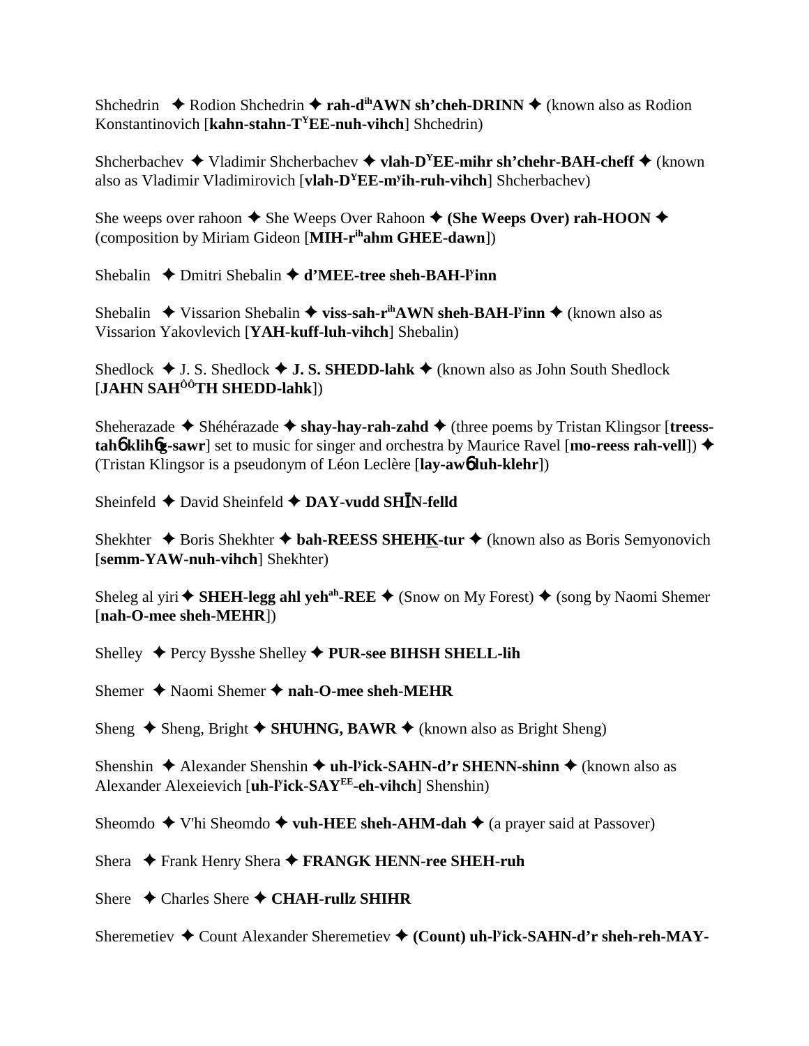Shchedrin ✦ Rodion Shchedrin ✦ **rah-d^ih^AWN sh'cheh-DRINN** ✦ (known also as Rodion Konstantinovich [**kahn-stahn-T^Y^EE-nuh-vihch**] Shchedrin)

Shcherbachev ✦ Vladimir Shcherbachev ✦ **vlah-D^Y^EE-mihr sh'chehr-BAH-cheff** ✦ (known also as Vladimir Vladimirovich [**vlah-D^Y^EE-m^y^ih-ruh-vihch**] Shcherbachev)

She weeps over rahoon ✦ She Weeps Over Rahoon ✦ **(She Weeps Over) rah-HOON** ✦ (composition by Miriam Gideon [**MIH-r^ih^ahm GHEE-dawn**])

Shebalin ✦ Dmitri Shebalin ✦ **d'MEE-tree sheh-BAH-l^y^inn**

Shebalin ✦ Vissarion Shebalin ✦ **viss-sah-r^ih^AWN sheh-BAH-l^y^inn** ✦ (known also as Vissarion Yakovlevich [**YAH-kuff-luh-vihch**] Shebalin)

Shedlock ✦ J. S. Shedlock ✦ **J. S. SHEDD-lahk** ✦ (known also as John South Shedlock [**JAHN SAH^ÔÔ^TH SHEDD-lahk**])

Sheherazade ✦ Shéhérazade ✦ **shay-hay-rah-zahd** ✦ (three poems by Tristan Klingsor [**treess-tah� klihɡ-sawr**] set to music for singer and orchestra by Maurice Ravel [**mo-reess rah-vell**]) ✦ (Tristan Klingsor is a pseudonym of Léon Leclère [**lay-awɓ luh-klehr**])

Sheinfeld ✦ David Sheinfeld ✦ **DAY-vudd SHĪN-felld**

Shekhter ✦ Boris Shekhter ✦ **bah-REESS SHEHK-tur** ✦ (known also as Boris Semyonovich [**semm-YAW-nuh-vihch**] Shekhter)

Sheleg al yiri ✦ **SHEH-legg ahl yeh^ah^-REE** ✦ (Snow on My Forest) ✦ (song by Naomi Shemer [**nah-O-mee sheh-MEHR**])

Shelley ✦ Percy Bysshe Shelley ✦ **PUR-see BIHSH SHELL-lih**

Shemer ✦ Naomi Shemer ✦ **nah-O-mee sheh-MEHR**

Sheng ✦ Sheng, Bright ✦ **SHUHNG, BAWR** ✦ (known also as Bright Sheng)

Shenshin ✦ Alexander Shenshin ✦ **uh-l^y^ick-SAHN-d'r SHENN-shinn** ✦ (known also as Alexander Alexeievich [**uh-l^y^ick-SAY^EE^-eh-vihch**] Shenshin)

Sheomdo ✦ V'hi Sheomdo ✦ **vuh-HEE sheh-AHM-dah** ✦ (a prayer said at Passover)

Shera ✦ Frank Henry Shera ✦ **FRANGK HENN-ree SHEH-ruh**

Shere ✦ Charles Shere ✦ **CHAH-rullz SHIHR**

Sheremetiev ✦ Count Alexander Sheremetiev ✦ **(Count) uh-l^y^ick-SAHN-d'r sheh-reh-MAY-**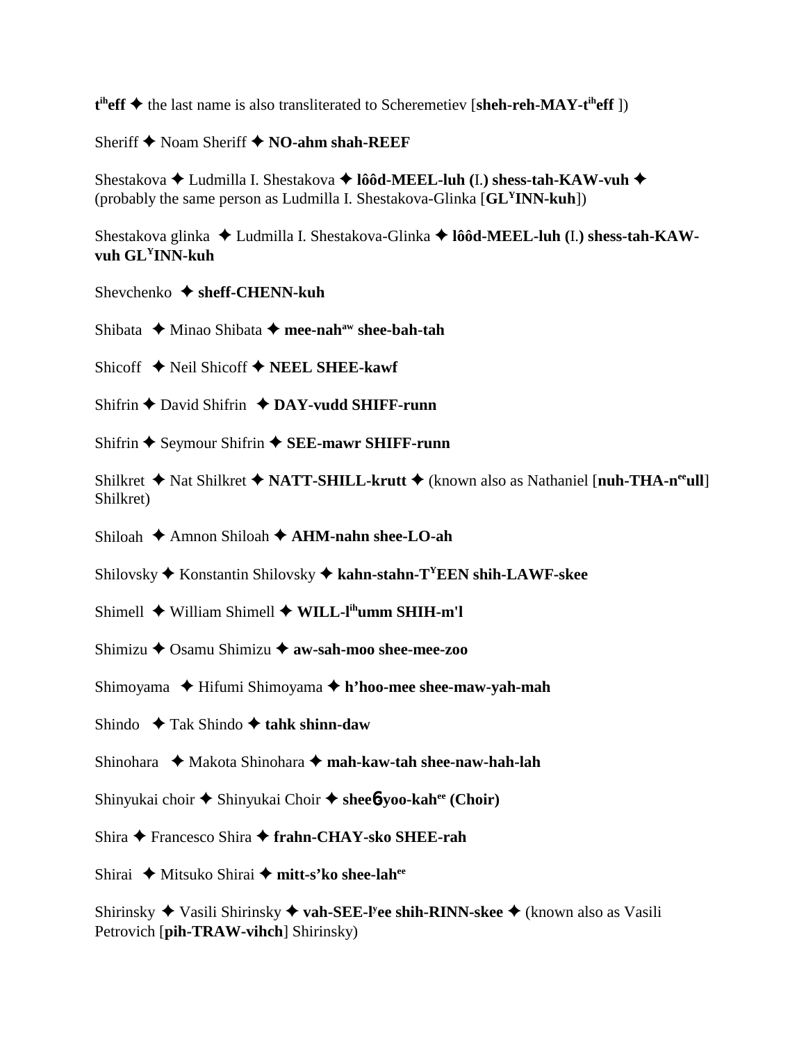**t**[ih]**eff** ✦ the last name is also transliterated to Scheremetiev [**sheh-reh-MAY-t**[ih]**eff** ])

Sheriff ✦ Noam Sheriff ✦ **NO-ahm shah-REEF**

Shestakova ✦ Ludmilla I. Shestakova ✦ **lôôd-MEEL-luh (**I.**) shess-tah-KAW-vuh** ✦ (probably the same person as Ludmilla I. Shestakova-Glinka [**GL**[Y]**INN-kuh**])

Shestakova glinka ✦ Ludmilla I. Shestakova-Glinka ✦ **lôôd-MEEL-luh (**I.**) shess-tah-KAW-vuh GL**[Y]**INN-kuh**

Shevchenko ✦ **sheff-CHENN-kuh**

Shibata ✦ Minao Shibata ✦ **mee-nah**[aw] **shee-bah-tah**

Shicoff ✦ Neil Shicoff ✦ **NEEL SHEE-kawf**

Shifrin ✦ David Shifrin ✦ **DAY-vudd SHIFF-runn**

Shifrin ✦ Seymour Shifrin ✦ **SEE-mawr SHIFF-runn**

Shilkret ✦ Nat Shilkret ✦ **NATT-SHILL-krutt** ✦ (known also as Nathaniel [**nuh-THA-n**[ee]**ull**] Shilkret)

Shiloah ✦ Amnon Shiloah ✦ **AHM-nahn shee-LO-ah**

Shilovsky ✦ Konstantin Shilovsky ✦ **kahn-stahn-T**[Y]**EEN shih-LAWF-skee**

Shimell ✦ William Shimell ✦ **WILL-l**[ih]**umm SHIH-m'l**

Shimizu ✦ Osamu Shimizu ✦ **aw-sah-moo shee-mee-zoo**

Shimoyama ✦ Hifumi Shimoyama ✦ **h'hoo-mee shee-maw-yah-mah**

Shindo ✦ Tak Shindo ✦ **tahk shinn-daw**

Shinohara ✦ Makota Shinohara ✦ **mah-kaw-tah shee-naw-hah-lah**

Shinyukai choir ✦ Shinyukai Choir ✦ **sheeɓyoo-kah**[ee] **(Choir)**

Shira ✦ Francesco Shira ✦ **frahn-CHAY-sko SHEE-rah**

Shirai ✦ Mitsuko Shirai ✦ **mitt-s'ko shee-lah**[ee]

Shirinsky ✦ Vasili Shirinsky ✦ **vah-SEE-l**[y]**ee shih-RINN-skee** ✦ (known also as Vasili Petrovich [**pih-TRAW-vihch**] Shirinsky)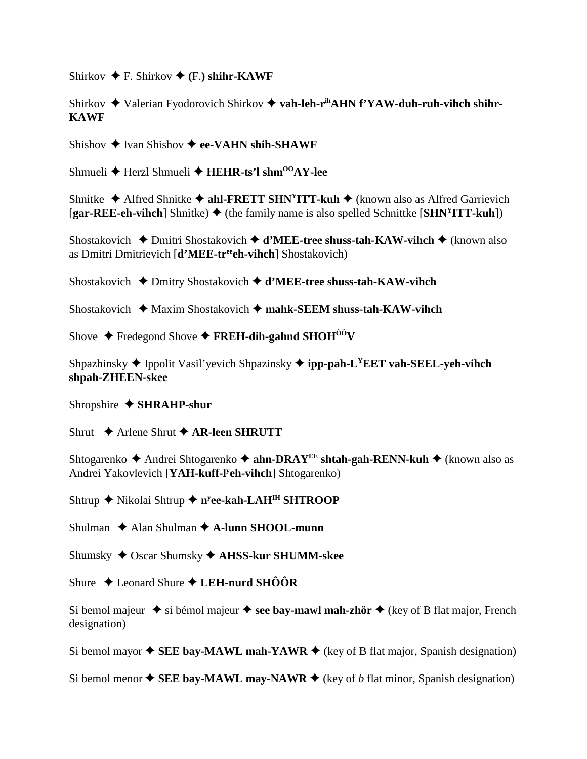Shirkov ✦ F. Shirkov ✦ **(**F.**) shihr-KAWF**

Shirkov ✦ Valerian Fyodorovich Shirkov ✦ **vah-leh-r**[ih]**AHN f'YAW-duh-ruh-vihch shihr-KAWF**

Shishov ✦ Ivan Shishov ✦ **ee-VAHN shih-SHAWF**

Shmueli ✦ Herzl Shmueli ✦ **HEHR-ts'l shm**[OO]**AY-lee**

Shnitke ✦ Alfred Shnitke ✦ **ahl-FRETT SHN**[Y]**ITT-kuh** ✦ (known also as Alfred Garrievich [**gar-REE-eh-vihch**] Shnitke) ✦ (the family name is also spelled Schnittke [**SHN**[Y]**ITT-kuh**])

Shostakovich ✦ Dmitri Shostakovich ✦ **d'MEE-tree shuss-tah-KAW-vihch** ✦ (known also as Dmitri Dmitrievich [**d'MEE-tr**[ee]**eh-vihch**] Shostakovich)

Shostakovich ✦ Dmitry Shostakovich ✦ **d'MEE-tree shuss-tah-KAW-vihch**

Shostakovich ✦ Maxim Shostakovich ✦ **mahk-SEEM shuss-tah-KAW-vihch**

Shove ✦ Fredegond Shove ✦ **FREH-dih-gahnd SHOH**[ÔÔ]**V**

Shpazhinsky ✦ Ippolit Vasil'yevich Shpazinsky ✦ **ipp-pah-L**[Y]**EET vah-SEEL-yeh-vihch shpah-ZHEEN-skee**

Shropshire ✦ **SHRAHP-shur**

Shrut ✦ Arlene Shrut ✦ **AR-leen SHRUTT**

Shtogarenko ✦ Andrei Shtogarenko ✦ **ahn-DRAY**[EE] **shtah-gah-RENN-kuh** ✦ (known also as Andrei Yakovlevich [**YAH-kuff-l**[y]**eh-vihch**] Shtogarenko)

Shtrup ✦ Nikolai Shtrup ✦ **n**[y]**ee-kah-LAH**[IH] **SHTROOP**

Shulman ✦ Alan Shulman ✦ **A-lunn SHOOL-munn**

Shumsky ✦ Oscar Shumsky ✦ **AHSS-kur SHUMM-skee**

Shure ✦ Leonard Shure ✦ **LEH-nurd SHÔÔR**

Si bemol majeur ✦ si bémol majeur ✦ **see bay-mawl mah-zhör** ✦ (key of B flat major, French designation)

Si bemol mayor ✦ **SEE bay-MAWL mah-YAWR** ✦ (key of B flat major, Spanish designation)

Si bemol menor ✦ **SEE bay-MAWL may-NAWR** ✦ (key of *b* flat minor, Spanish designation)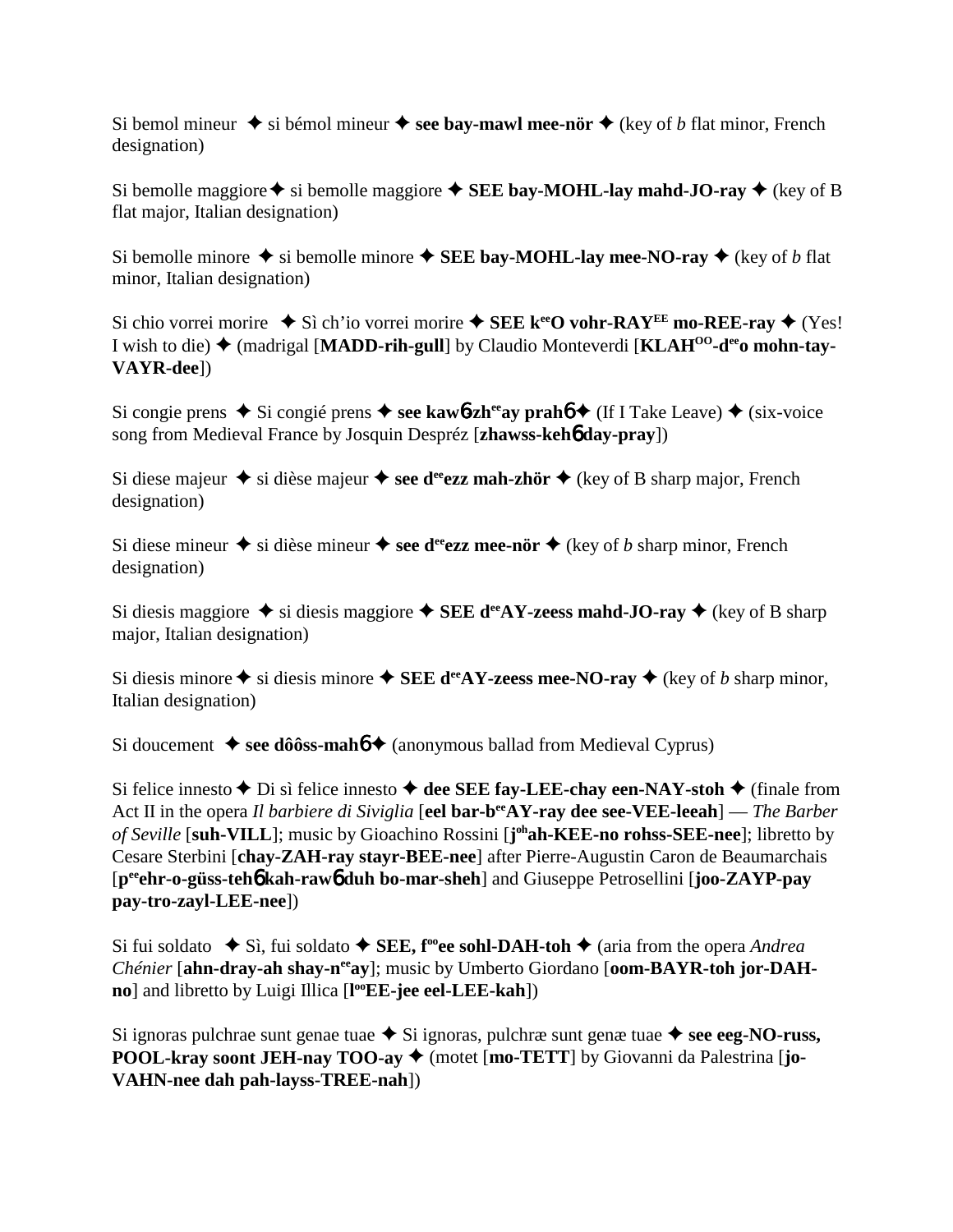Si bemol mineur ✦ si bémol mineur ✦ **see bay-mawl mee-nör** ✦ (key of *b* flat minor, French designation)

Si bemolle maggiore ✦ si bemolle maggiore ✦ **SEE bay-MOHL-lay mahd-JO-ray** ✦ (key of B flat major, Italian designation)

Si bemolle minore ✦ si bemolle minore ✦ **SEE bay-MOHL-lay mee-NO-ray** ✦ (key of *b* flat minor, Italian designation)

Si chio vorrei morire ✦ Sì ch'io vorrei morire ✦ **SEE k^ee^O vohr-RAY^EE^ mo-REE-ray** ✦ (Yes! I wish to die) ✦ (madrigal [**MADD-rih-gull**] by Claudio Monteverdi [**KLAH^OO^-d^ee^o mohn-tay-VAYR-dee**])

Si congie prens ✦ Si congié prens ✦ **see kawɓ-zh^ee^ay prahɓ** ✦ (If I Take Leave) ✦ (six-voice song from Medieval France by Josquin Despréz [**zhawss-kehɓ day-pray**])

Si diese majeur ✦ si dièse majeur ✦ **see d^ee^ezz mah-zhör** ✦ (key of B sharp major, French designation)

Si diese mineur ✦ si dièse mineur ✦ **see d^ee^ezz mee-nör** ✦ (key of *b* sharp minor, French designation)

Si diesis maggiore ✦ si diesis maggiore ✦ **SEE d^ee^AY-zeess mahd-JO-ray** ✦ (key of B sharp major, Italian designation)

Si diesis minore ✦ si diesis minore ✦ **SEE d^ee^AY-zeess mee-NO-ray** ✦ (key of *b* sharp minor, Italian designation)

Si doucement ✦ **see dôôss-mahɓ** ✦ (anonymous ballad from Medieval Cyprus)

Si felice innesto ✦ Di sì felice innesto ✦ **dee SEE fay-LEE-chay een-NAY-stoh** ✦ (finale from Act II in the opera *Il barbiere di Siviglia* [**eel bar-b^ee^AY-ray dee see-VEE-leeah**] — *The Barber of Seville* [**suh-VILL**]; music by Gioachino Rossini [**j^oh^ah-KEE-no rohss-SEE-nee**]; libretto by Cesare Sterbini [**chay-ZAH-ray stayr-BEE-nee**] after Pierre-Augustin Caron de Beaumarchais [**p^ee^ehr-o-güss-tehɓ kah-rawɓ duh bo-mar-sheh**] and Giuseppe Petrosellini [**joo-ZAYP-pay pay-tro-zayl-LEE-nee**])

Si fui soldato ✦ Sì, fui soldato ✦ **SEE, f^oo^ee sohl-DAH-toh** ✦ (aria from the opera *Andrea Chénier* [**ahn-dray-ah shay-n^ee^ay**]; music by Umberto Giordano [**oom-BAYR-toh jor-DAH-no**] and libretto by Luigi Illica [**l^oo^EE-jee eel-LEE-kah**])

Si ignoras pulchrae sunt genae tuae ✦ Si ignoras, pulchræ sunt genæ tuae ✦ **see eeg-NO-russ, POOL-kray soont JEH-nay TOO-ay** ✦ (motet [**mo-TETT**] by Giovanni da Palestrina [**jo-VAHN-nee dah pah-layss-TREE-nah**])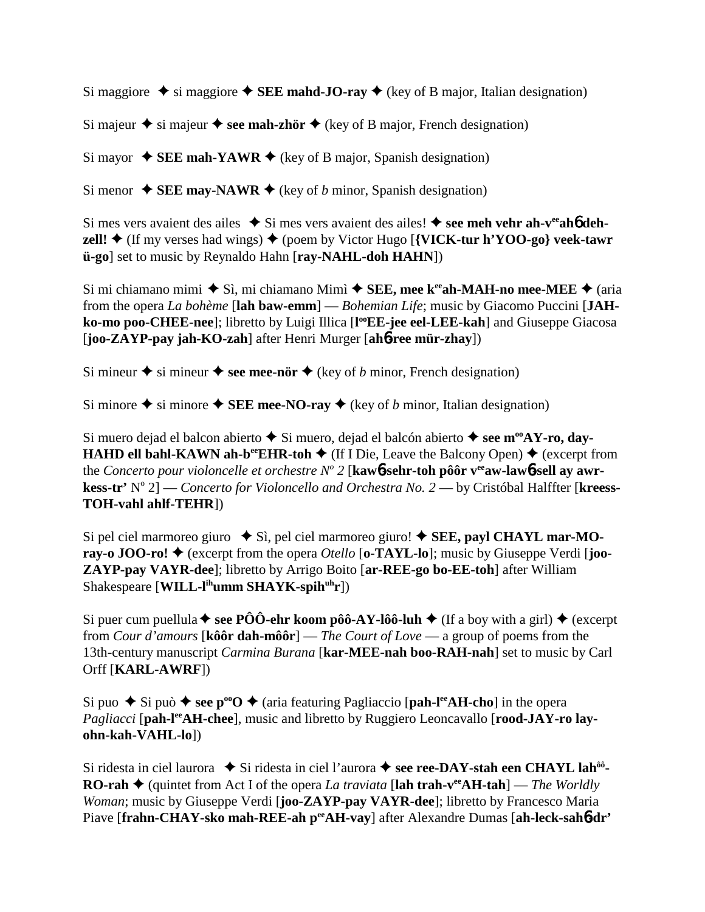Si maggiore ✦ si maggiore ✦ **SEE mahd-JO-ray** ✦ (key of B major, Italian designation)

Si majeur ✦ si majeur ✦ **see mah-zhör** ✦ (key of B major, French designation)

Si mayor ✦ **SEE mah-YAWR** ✦ (key of B major, Spanish designation)

Si menor ✦ **SEE may-NAWR** ✦ (key of *b* minor, Spanish designation)

Si mes vers avaient des ailes ✦ Si mes vers avaient des ailes! ✦ **see meh vehr ah-v**ee**ah6 deh-zell!** ✦ (If my verses had wings) ✦ (poem by Victor Hugo [**{VICK-tur h'YOO-go} veek-tawr ü-go**] set to music by Reynaldo Hahn [**ray-NAHL-doh HAHN**])

Si mi chiamano mimi ✦ Sì, mi chiamano Mimì ✦ **SEE, mee k**ee**ah-MAH-no mee-MEE** ✦ (aria from the opera *La bohème* [**lah baw-emm**] — *Bohemian Life*; music by Giacomo Puccini [**JAH-ko-mo poo-CHEE-nee**]; libretto by Luigi Illica [**l**oo**EE-jee eel-LEE-kah**] and Giuseppe Giacosa [**joo-ZAYP-pay jah-KO-zah**] after Henri Murger [**ah6-ree mür-zhay**])

Si mineur ✦ si mineur ✦ **see mee-nör** ✦ (key of *b* minor, French designation)

Si minore ✦ si minore ✦ **SEE mee-NO-ray** ✦ (key of *b* minor, Italian designation)

Si muero dejad el balcon abierto ✦ Si muero, dejad el balcón abierto ✦ **see m**oo**AY-ro, day-HAHD ell bahl-KAWN ah-b**ee**EHR-toh** ✦ (If I Die, Leave the Balcony Open) ✦ (excerpt from the *Concerto pour violoncelle et orchestre N*o *2* [**kaw6-sehr-toh pôôr v**ee**aw-law6-sell ay awr-kess-tr'** No 2] — *Concerto for Violoncello and Orchestra No. 2* — by Cristóbal Halffter [**kreess-TOH-vahl ahlf-TEHR**])

Si pel ciel marmoreo giuro ✦ Sì, pel ciel marmoreo giuro! ✦ **SEE, payl CHAYL mar-MO-ray-o JOO-ro!** ✦ (excerpt from the opera *Otello* [**o-TAYL-lo**]; music by Giuseppe Verdi [**joo-ZAYP-pay VAYR-dee**]; libretto by Arrigo Boito [**ar-REE-go bo-EE-toh**] after William Shakespeare [**WILL-l**ih**umm SHAYK-spih**uh**r**])

Si puer cum puellula ✦ **see PÔÔ-ehr koom pôô-AY-lôô-luh** ✦ (If a boy with a girl) ✦ (excerpt from *Cour d'amours* [**kôôr dah-môôr**] — *The Court of Love* — a group of poems from the 13th-century manuscript *Carmina Burana* [**kar-MEE-nah boo-RAH-nah**] set to music by Carl Orff [**KARL-AWRF**])

Si puo ✦ Si può ✦ **see p**oo**O** ✦ (aria featuring Pagliaccio [**pah-l**ee**AH-cho**] in the opera *Pagliacci* [**pah-l**ee**AH-chee**], music and libretto by Ruggiero Leoncavallo [**rood-JAY-ro lay-ohn-kah-VAHL-lo**])

Si ridesta in ciel laurora ✦ Si ridesta in ciel l'aurora ✦ **see ree-DAY-stah een CHAYL lah**ôô**-RO-rah** ✦ (quintet from Act I of the opera *La traviata* [**lah trah-v**ee**AH-tah**] — *The Worldly Woman*; music by Giuseppe Verdi [**joo-ZAYP-pay VAYR-dee**]; libretto by Francesco Maria Piave [**frahn-CHAY-sko mah-REE-ah p**ee**AH-vay**] after Alexandre Dumas [**ah-leck-sah6-dr'**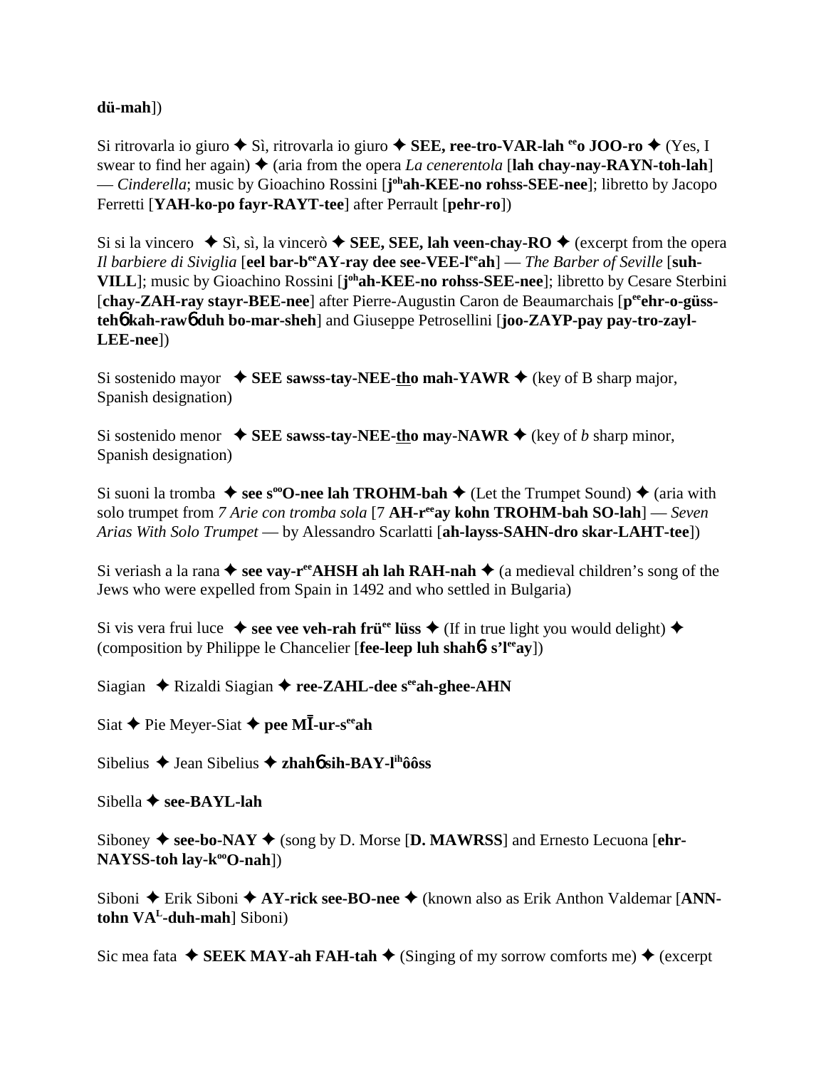**dü-mah**])

Si ritrovarla io giuro ✦ Sì, ritrovarla io giuro ✦ **SEE, ree-tro-VAR-lah** **ee****o JOO-ro** ✦ (Yes, I swear to find her again) ✦ (aria from the opera *La cenerentola* [**lah chay-nay-RAYN-toh-lah**] — *Cinderella*; music by Gioachino Rossini [**j****oh****ah-KEE-no rohss-SEE-nee**]; libretto by Jacopo Ferretti [**YAH-ko-po fayr-RAYT-tee**] after Perrault [**pehr-ro**])

Si si la vincero ✦ Sì, sì, la vincerò ✦ **SEE, SEE, lah veen-chay-RO** ✦ (excerpt from the opera *Il barbiere di Siviglia* [**eel bar-b****ee****AY-ray dee see-VEE-l****ee****ah**] — *The Barber of Seville* [**suh-VILL**]; music by Gioachino Rossini [**j****oh****ah-KEE-no rohss-SEE-nee**]; libretto by Cesare Sterbini [**chay-ZAH-ray stayr-BEE-nee**] after Pierre-Augustin Caron de Beaumarchais [**p****ee****ehr-o-güss-teh**6 **kah-raw**6 **duh bo-mar-sheh**] and Giuseppe Petrosellini [**joo-ZAYP-pay pay-tro-zayl-LEE-nee**])

Si sostenido mayor ✦ **SEE sawss-tay-NEE-tho mah-YAWR** ✦ (key of B sharp major, Spanish designation)

Si sostenido menor ✦ **SEE sawss-tay-NEE-tho may-NAWR** ✦ (key of *b* sharp minor, Spanish designation)

Si suoni la tromba ✦ **see s****oo****O-nee lah TROHM-bah** ✦ (Let the Trumpet Sound) ✦ (aria with solo trumpet from *7 Arie con tromba sola* [7 **AH-r****ee****ay kohn TROHM-bah SO-lah**] — *Seven Arias With Solo Trumpet* — by Alessandro Scarlatti [**ah-layss-SAHN-dro skar-LAHT-tee**])

Si veriash a la rana ✦ **see vay-r****ee****AHSH ah lah RAH-nah** ✦ (a medieval children's song of the Jews who were expelled from Spain in 1492 and who settled in Bulgaria)

Si vis vera frui luce ✦ **see vee veh-rah frü****ee** **lüss** ✦ (If in true light you would delight) ✦ (composition by Philippe le Chancelier [**fee-leep luh shah**6 **s'l****ee****ay**])

Siagian ✦ Rizaldi Siagian ✦ **ree-ZAHL-dee s****ee****ah-ghee-AHN**

Siat ✦ Pie Meyer-Siat ✦ **pee MĪ-ur-s****ee****ah**

Sibelius ✦ Jean Sibelius ✦ **zhah**6 **sih-BAY-l****ih****ôôss**

Sibella ✦ **see-BAYL-lah**

Siboney ✦ **see-bo-NAY** ✦ (song by D. Morse [**D. MAWRSS**] and Ernesto Lecuona [**ehr-NAYSS-toh lay-k****oo****O-nah**])

Siboni ✦ Erik Siboni ✦ **AY-rick see-BO-nee** ✦ (known also as Erik Anthon Valdemar [**ANN-tohn VA****L****-duh-mah**] Siboni)

Sic mea fata ✦ **SEEK MAY-ah FAH-tah** ✦ (Singing of my sorrow comforts me) ✦ (excerpt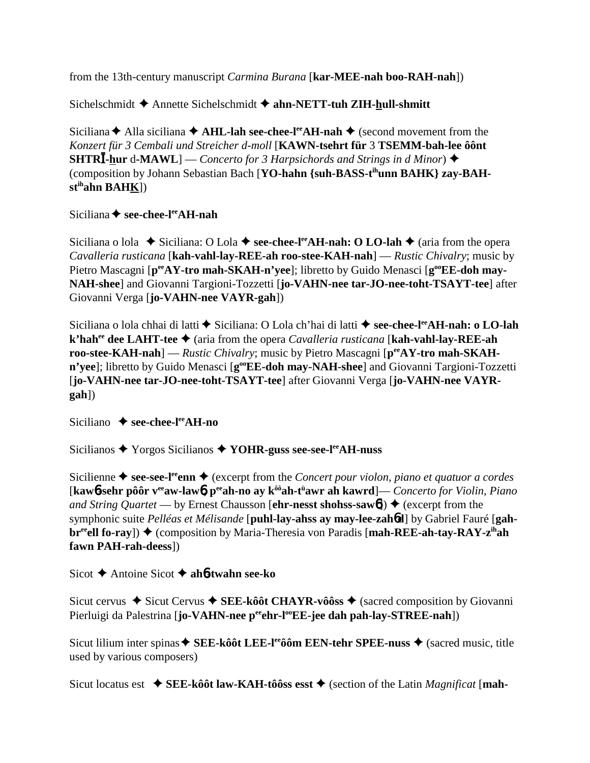from the 13th-century manuscript *Carmina Burana* [**kar-MEE-nah boo-RAH-nah**])

Sichelschmidt ✦ Annette Sichelschmidt ✦ **ahn-NETT-tuh ZIH-hull-shmitt**

Siciliana ✦ Alla siciliana ✦ **AHL-lah see-chee-l[ee]AH-nah** ✦ (second movement from the *Konzert für 3 Cembali und Streicher d-moll* [**KAWN-tsehrt für** 3 **TSEMM-bah-lee ôônt SHTRĪ-hur** d-**MAWL**] — *Concerto for 3 Harpsichords and Strings in d Minor*) ✦ (composition by Johann Sebastian Bach [**YO-hahn {suh-BASS-t[ih]unn BAHK} zay-BAH-st[ih]ahn BAHK**])

Siciliana ✦ **see-chee-l[ee]AH-nah**

Siciliana o lola ✦ Siciliana: O Lola ✦ **see-chee-l[ee]AH-nah: O LO-lah** ✦ (aria from the opera *Cavalleria rusticana* [**kah-vahl-lay-REE-ah roo-stee-KAH-nah**] — *Rustic Chivalry*; music by Pietro Mascagni [**p[ee]AY-tro mah-SKAH-n'yee**]; libretto by Guido Menasci [**g[oo]EE-doh may-NAH-shee**] and Giovanni Targioni-Tozzetti [**jo-VAHN-nee tar-JO-nee-toht-TSAYT-tee**] after Giovanni Verga [**jo-VAHN-nee VAYR-gah**])

Siciliana o lola chhai di latti ✦ Siciliana: O Lola ch'hai di latti ✦ **see-chee-l[ee]AH-nah: o LO-lah k'hah[ee] dee LAHT-tee** ✦ (aria from the opera *Cavalleria rusticana* [**kah-vahl-lay-REE-ah roo-stee-KAH-nah**] — *Rustic Chivalry*; music by Pietro Mascagni [**p[ee]AY-tro mah-SKAH-n'yee**]; libretto by Guido Menasci [**g[oo]EE-doh may-NAH-shee**] and Giovanni Targioni-Tozzetti [**jo-VAHN-nee tar-JO-nee-toht-TSAYT-tee**] after Giovanni Verga [**jo-VAHN-nee VAYR-gah**])

Siciliano ✦ **see-chee-l[ee]AH-no**

Sicilianos ✦ Yorgos Sicilianos ✦ **YOHR-guss see-see-l[ee]AH-nuss**

Sicilienne ✦ **see-see-l[ee]enn** ✦ (excerpt from the *Concert pour violon, piano et quatuor a cordes* [**kawɓ-sehr pôôr v[ee]aw-lawɓ, p[ee]ah-no ay k[ôô]ah-t[ü]awr ah kawrd**]— *Concerto for Violin, Piano and String Quartet* — by Ernest Chausson [**ehr-nesst shohss-sawɓ**]) ✦ (excerpt from the symphonic suite *Pelléas et Mélisande* [**puhl-lay-ahss ay may-lee-zahɓd**] by Gabriel Fauré [**gah-br[ee]ell fo-ray**]) ✦ (composition by Maria-Theresia von Paradis [**mah-REE-ah-tay-RAY-z[ih]ah fawn PAH-rah-deess**])

Sicot ✦ Antoine Sicot ✦ **ahɓ-twahn see-ko**

Sicut cervus ✦ Sicut Cervus ✦ **SEE-kôôt CHAYR-vôôss** ✦ (sacred composition by Giovanni Pierluigi da Palestrina [**jo-VAHN-nee p[ee]ehr-l[oo]EE-jee dah pah-lay-STREE-nah**])

Sicut lilium inter spinas ✦ **SEE-kôôt LEE-l[ee]ôôm EEN-tehr SPEE-nuss** ✦ (sacred music, title used by various composers)

Sicut locatus est ✦ **SEE-kôôt law-KAH-tôôss esst** ✦ (section of the Latin *Magnificat* [**mah-**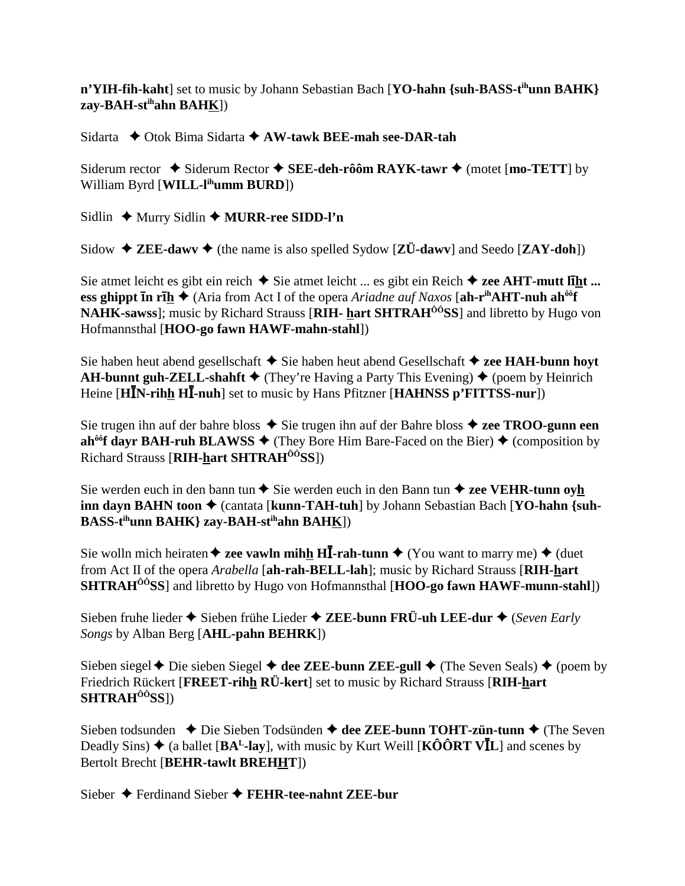**n'YIH-fih-kaht**] set to music by Johann Sebastian Bach [**YO-hahn {suh-BASS-t[ih]unn BAHK} zay-BAH-st[ih]ahn BAHK̲**])

Sidarta ✦ Otok Bima Sidarta ✦ **AW-tawk BEE-mah see-DAR-tah**

Siderum rector ✦ Siderum Rector ✦ **SEE-deh-rôôm RAYK-tawr** ✦ (motet [**mo-TETT**] by William Byrd [**WILL-l[ih]umm BURD**])

Sidlin ✦ Murry Sidlin ✦ **MURR-ree SIDD-l'n**

Sidow ✦ **ZEE-dawv** ✦ (the name is also spelled Sydow [**ZÜ-dawv**] and Seedo [**ZAY-doh**])

Sie atmet leicht es gibt ein reich ✦ Sie atmet leicht ... es gibt ein Reich ✦ **zee AHT-mutt lī̲h̲t ... ess ghippt īn rīh̲** ✦ (Aria from Act I of the opera *Ariadne auf Naxos* [**ah-r[ih]AHT-nuh ah[ôô]f NAHK-sawss**]; music by Richard Strauss [**RIH- h̲art SHTRAH[ÔÔ]SS**] and libretto by Hugo von Hofmannsthal [**HOO-go fawn HAWF-mahn-stahl**])

Sie haben heut abend gesellschaft ✦ Sie haben heut abend Gesellschaft ✦ **zee HAH-bunn hoyt AH-bunnt guh-ZELL-shahft** ✦ (They're Having a Party This Evening) ✦ (poem by Heinrich Heine [**HĪN-rihh̲ HĪ-nuh**] set to music by Hans Pfitzner [**HAHNSS p'FITTSS-nur**])

Sie trugen ihn auf der bahre bloss ✦ Sie trugen ihn auf der Bahre bloss ✦ **zee TROO-gunn een ah[ôô]f dayr BAH-ruh BLAWSS** ✦ (They Bore Him Bare-Faced on the Bier) ✦ (composition by Richard Strauss [**RIH-h̲art SHTRAH[ÔÔ]SS**])

Sie werden euch in den bann tun ✦ Sie werden euch in den Bann tun ✦ **zee VEHR-tunn oyh̲ inn dayn BAHN toon** ✦ (cantata [**kunn-TAH-tuh**] by Johann Sebastian Bach [**YO-hahn {suh-BASS-t[ih]unn BAHK} zay-BAH-st[ih]ahn BAHK̲**])

Sie wolln mich heiraten ✦ **zee vawln mihh̲ HĪ-rah-tunn** ✦ (You want to marry me) ✦ (duet from Act II of the opera *Arabella* [**ah-rah-BELL-lah**]; music by Richard Strauss [**RIH-h̲art SHTRAH[ÔÔ]SS**] and libretto by Hugo von Hofmannsthal [**HOO-go fawn HAWF-munn-stahl**])

Sieben fruhe lieder ✦ Sieben frühe Lieder ✦ **ZEE-bunn FRÜ-uh LEE-dur** ✦ (*Seven Early Songs* by Alban Berg [**AHL-pahn BEHRK**])

Sieben siegel ✦ Die sieben Siegel ✦ **dee ZEE-bunn ZEE-gull** ✦ (The Seven Seals) ✦ (poem by Friedrich Rückert [**FREET-rihh̲ RÜ-kert**] set to music by Richard Strauss [**RIH-h̲art SHTRAH[ÔÔ]SS**])

Sieben todsunden ✦ Die Sieben Todsünden ✦ **dee ZEE-bunn TOHT-zün-tunn** ✦ (The Seven Deadly Sins) ✦ (a ballet [**BA[L]-lay**], with music by Kurt Weill [**KÔÔRT VĪL**] and scenes by Bertolt Brecht [**BEHR-tawlt BREHH̲T**])

Sieber ✦ Ferdinand Sieber ✦ **FEHR-tee-nahnt ZEE-bur**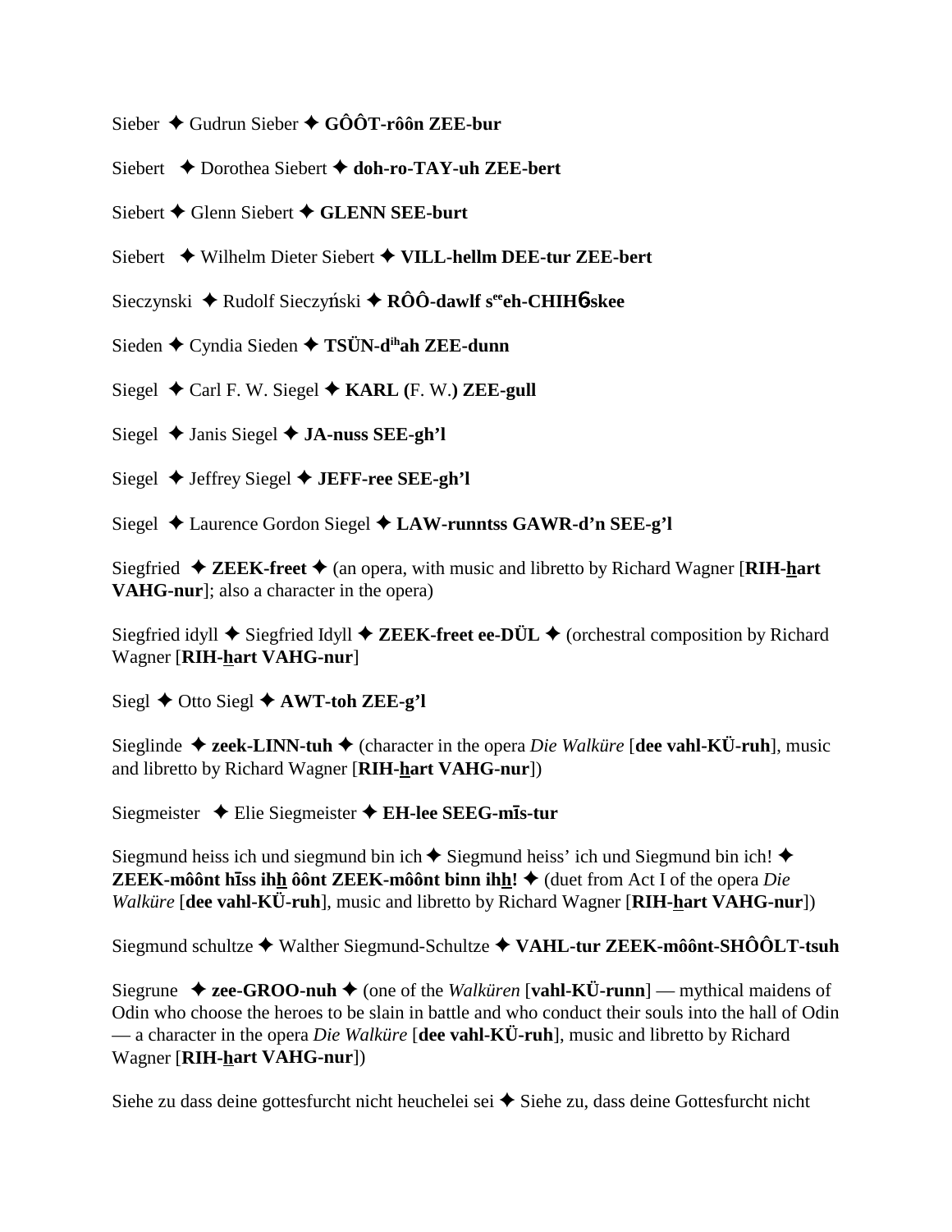Sieber ✦ Gudrun Sieber ✦ **GÔÔT-rôôn ZEE-bur**

Siebert ✦ Dorothea Siebert ✦ **doh-ro-TAY-uh ZEE-bert**

Siebert ✦ Glenn Siebert ✦ **GLENN SEE-burt**

Siebert ✦ Wilhelm Dieter Siebert ✦ **VILL-hellm DEE-tur ZEE-bert**

Sieczynski ✦ Rudolf Sieczyński ✦ **RÔÔ-dawlf s[ee]eh-CHIHϬ-skee**

Sieden ✦ Cyndia Sieden ✦ **TSÜN-d[ih]ah ZEE-dunn**

Siegel ✦ Carl F. W. Siegel ✦ **KARL (**F. W.**) ZEE-gull**

Siegel ✦ Janis Siegel ✦ **JA-nuss SEE-gh'l**

Siegel ✦ Jeffrey Siegel ✦ **JEFF-ree SEE-gh'l**

Siegel ✦ Laurence Gordon Siegel ✦ **LAW-runntss GAWR-d'n SEE-g'l**

Siegfried ✦ **ZEEK-freet** ✦ (an opera, with music and libretto by Richard Wagner [**RIH-h̲art VAHG-nur**]; also a character in the opera)

Siegfried idyll ✦ Siegfried Idyll ✦ **ZEEK-freet ee-DÜL** ✦ (orchestral composition by Richard Wagner [**RIH-h̲art VAHG-nur**]

Siegl ✦ Otto Siegl ✦ **AWT-toh ZEE-g'l**

Sieglinde ✦ **zeek-LINN-tuh** ✦ (character in the opera *Die Walküre* [**dee vahl-KÜ-ruh**], music and libretto by Richard Wagner [**RIH-h̲art VAHG-nur**])

Siegmeister ✦ Elie Siegmeister ✦ **EH-lee SEEG-mīs-tur**

Siegmund heiss ich und siegmund bin ich ✦ Siegmund heiss' ich und Siegmund bin ich! ✦ **ZEEK-môônt hīss ihh̲ ôônt ZEEK-môônt binn ihh̲!** ✦ (duet from Act I of the opera *Die Walküre* [**dee vahl-KÜ-ruh**], music and libretto by Richard Wagner [**RIH-h̲art VAHG-nur**])

Siegmund schultze ✦ Walther Siegmund-Schultze ✦ **VAHL-tur ZEEK-môônt-SHÔÔLT-tsuh**

Siegrune ✦ **zee-GROO-nuh** ✦ (one of the *Walküren* [**vahl-KÜ-runn**] — mythical maidens of Odin who choose the heroes to be slain in battle and who conduct their souls into the hall of Odin — a character in the opera *Die Walküre* [**dee vahl-KÜ-ruh**], music and libretto by Richard Wagner [**RIH-h̲art VAHG-nur**])

Siehe zu dass deine gottesfurcht nicht heuchelei sei ✦ Siehe zu, dass deine Gottesfurcht nicht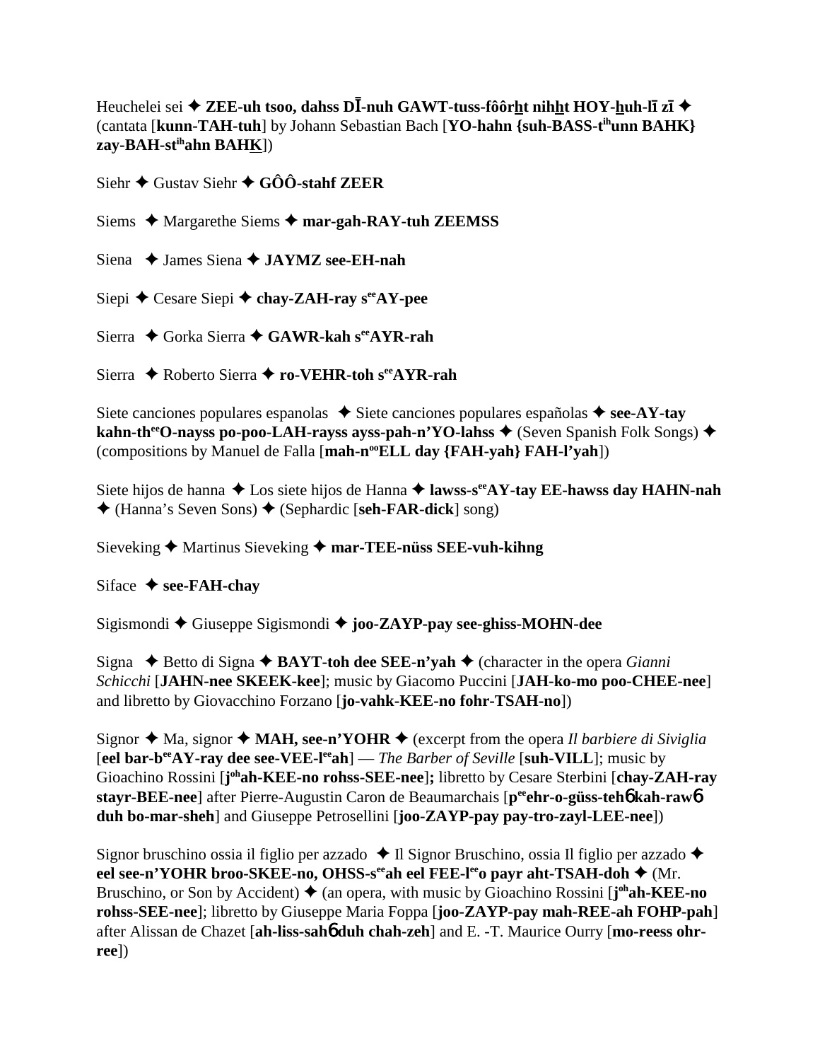Heuchelei sei ✦ **ZEE-uh tsoo, dahss DĪ-nuh GAWT-tuss-fôôrht nihht HOY-huh-lī zī** ✦ (cantata [**kunn-TAH-tuh**] by Johann Sebastian Bach [**YO-hahn {suh-BASS-t**[ih]**unn BAHK} zay-BAH-st**[ih]**ahn BAHK**])

Siehr ✦ Gustav Siehr ✦ **GÔÔ-stahf ZEER**

Siems ✦ Margarethe Siems ✦ **mar-gah-RAY-tuh ZEEMSS**

Siena ✦ James Siena ✦ **JAYMZ see-EH-nah**

Siepi ✦ Cesare Siepi ✦ **chay-ZAH-ray s**[ee]**AY-pee**

Sierra ✦ Gorka Sierra ✦ **GAWR-kah s**[ee]**AYR-rah**

Sierra ✦ Roberto Sierra ✦ **ro-VEHR-toh s**[ee]**AYR-rah**

Siete canciones populares espanolas ✦ Siete canciones populares españolas ✦ **see-AY-tay kahn-th**[ee]**O-nayss po-poo-LAH-rayss ayss-pah-n'YO-lahss** ✦ (Seven Spanish Folk Songs) ✦ (compositions by Manuel de Falla [**mah-n**[oo]**ELL day {FAH-yah} FAH-l'yah**])

Siete hijos de hanna ✦ Los siete hijos de Hanna ✦ **lawss-s**[ee]**AY-tay EE-hawss day HAHN-nah** ✦ (Hanna's Seven Sons) ✦ (Sephardic [**seh-FAR-dick**] song)

Sieveking ✦ Martinus Sieveking ✦ **mar-TEE-nüss SEE-vuh-kihng**

Siface ✦ **see-FAH-chay**

Sigismondi ✦ Giuseppe Sigismondi ✦ **joo-ZAYP-pay see-ghiss-MOHN-dee**

Signa ✦ Betto di Signa ✦ **BAYT-toh dee SEE-n'yah** ✦ (character in the opera *Gianni Schicchi* [**JAHN-nee SKEEK-kee**]; music by Giacomo Puccini [**JAH-ko-mo poo-CHEE-nee**] and libretto by Giovacchino Forzano [**jo-vahk-KEE-no fohr-TSAH-no**])

Signor ✦ Ma, signor ✦ **MAH, see-n'YOHR** ✦ (excerpt from the opera *Il barbiere di Siviglia* [**eel bar-b**[ee]**AY-ray dee see-VEE-l**[ee]**ah**] — *The Barber of Seville* [**suh-VILL**]; music by Gioachino Rossini [**j**[oh]**ah-KEE-no rohss-SEE-nee**]**;** libretto by Cesare Sterbini [**chay-ZAH-ray stayr-BEE-nee**] after Pierre-Augustin Caron de Beaumarchais [**p**[ee]**ehr-o-güss-tehб kah-rawб duh bo-mar-sheh**] and Giuseppe Petrosellini [**joo-ZAYP-pay pay-tro-zayl-LEE-nee**])

Signor bruschino ossia il figlio per azzado ✦ Il Signor Bruschino, ossia Il figlio per azzado ✦ **eel see-n'YOHR broo-SKEE-no, OHSS-s**[ee]**ah eel FEE-l**[ee]**o payr aht-TSAH-doh** ✦ (Mr. Bruschino, or Son by Accident) ✦ (an opera, with music by Gioachino Rossini [**j**[oh]**ah-KEE-no rohss-SEE-nee**]; libretto by Giuseppe Maria Foppa [**joo-ZAYP-pay mah-REE-ah FOHP-pah**] after Alissan de Chazet [**ah-liss-sahб duh chah-zeh**] and E. -T. Maurice Ourry [**mo-reess ohr-ree**])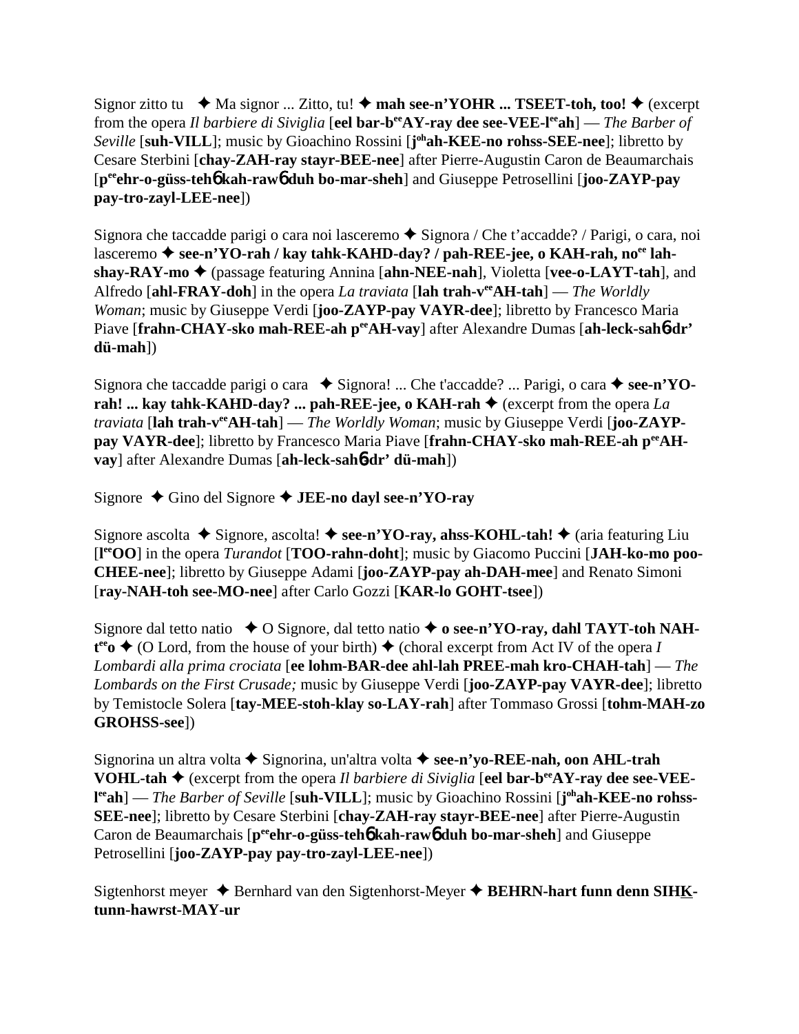Signor zitto tu ✦ Ma signor ... Zitto, tu! ✦ **mah see-n'YOHR ... TSEET-toh, too!** ✦ (excerpt from the opera *Il barbiere di Siviglia* [**eel bar-b**ee**AY-ray dee see-VEE-l**ee**ah**] — *The Barber of Seville* [**suh-VILL**]; music by Gioachino Rossini [**j**oh**ah-KEE-no rohss-SEE-nee**]; libretto by Cesare Sterbini [**chay-ZAH-ray stayr-BEE-nee**] after Pierre-Augustin Caron de Beaumarchais [**p**ee**ehr-o-güss-teh**6 **kah-raw**6 **duh bo-mar-sheh**] and Giuseppe Petrosellini [**joo-ZAYP-pay pay-tro-zayl-LEE-nee**])

Signora che taccadde parigi o cara noi lasceremo ✦ Signora / Che t'accadde? / Parigi, o cara, noi lasceremo ✦ **see-n'YO-rah / kay tahk-KAHD-day? / pah-REE-jee, o KAH-rah, no**ee **lah-shay-RAY-mo** ✦ (passage featuring Annina [**ahn-NEE-nah**], Violetta [**vee-o-LAYT-tah**], and Alfredo [**ahl-FRAY-doh**] in the opera *La traviata* [**lah trah-v**ee**AH-tah**] — *The Worldly Woman*; music by Giuseppe Verdi [**joo-ZAYP-pay VAYR-dee**]; libretto by Francesco Maria Piave [**frahn-CHAY-sko mah-REE-ah p**ee**AH-vay**] after Alexandre Dumas [**ah-leck-sah**6**dr' dü-mah**])

Signora che taccadde parigi o cara ✦ Signora! ... Che t'accadde? ... Parigi, o cara ✦ **see-n'YO-rah! ... kay tahk-KAHD-day? ... pah-REE-jee, o KAH-rah** ✦ (excerpt from the opera *La traviata* [**lah trah-v**ee**AH-tah**] — *The Worldly Woman*; music by Giuseppe Verdi [**joo-ZAYP-pay VAYR-dee**]; libretto by Francesco Maria Piave [**frahn-CHAY-sko mah-REE-ah p**ee**AH-vay**] after Alexandre Dumas [**ah-leck-sah**6**dr' dü-mah**])

Signore ✦ Gino del Signore ✦ **JEE-no dayl see-n'YO-ray**

Signore ascolta ✦ Signore, ascolta! ✦ **see-n'YO-ray, ahss-KOHL-tah!** ✦ (aria featuring Liu [**l**ee**OO**] in the opera *Turandot* [**TOO-rahn-doht**]; music by Giacomo Puccini [**JAH-ko-mo poo-CHEE-nee**]; libretto by Giuseppe Adami [**joo-ZAYP-pay ah-DAH-mee**] and Renato Simoni [**ray-NAH-toh see-MO-nee**] after Carlo Gozzi [**KAR-lo GOHT-tsee**])

Signore dal tetto natio ✦ O Signore, dal tetto natio ✦ **o see-n'YO-ray, dahl TAYT-toh NAH-t**ee**o** ✦ (O Lord, from the house of your birth) ✦ (choral excerpt from Act IV of the opera *I Lombardi alla prima crociata* [**ee lohm-BAR-dee ahl-lah PREE-mah kro-CHAH-tah**] — *The Lombards on the First Crusade;* music by Giuseppe Verdi [**joo-ZAYP-pay VAYR-dee**]; libretto by Temistocle Solera [**tay-MEE-stoh-klay so-LAY-rah**] after Tommaso Grossi [**tohm-MAH-zo GROHSS-see**])

Signorina un altra volta ✦ Signorina, un'altra volta ✦ **see-n'yo-REE-nah, oon AHL-trah VOHL-tah** ✦ (excerpt from the opera *Il barbiere di Siviglia* [**eel bar-b**ee**AY-ray dee see-VEE-l**ee**ah**] — *The Barber of Seville* [**suh-VILL**]; music by Gioachino Rossini [**j**oh**ah-KEE-no rohss-SEE-nee**]; libretto by Cesare Sterbini [**chay-ZAH-ray stayr-BEE-nee**] after Pierre-Augustin Caron de Beaumarchais [**p**ee**ehr-o-güss-teh**6 **kah-raw**6 **duh bo-mar-sheh**] and Giuseppe Petrosellini [**joo-ZAYP-pay pay-tro-zayl-LEE-nee**])

Sigtenhorst meyer ✦ Bernhard van den Sigtenhorst-Meyer ✦ **BEHRN-hart funn denn SIHK-tunn-hawrst-MAY-ur**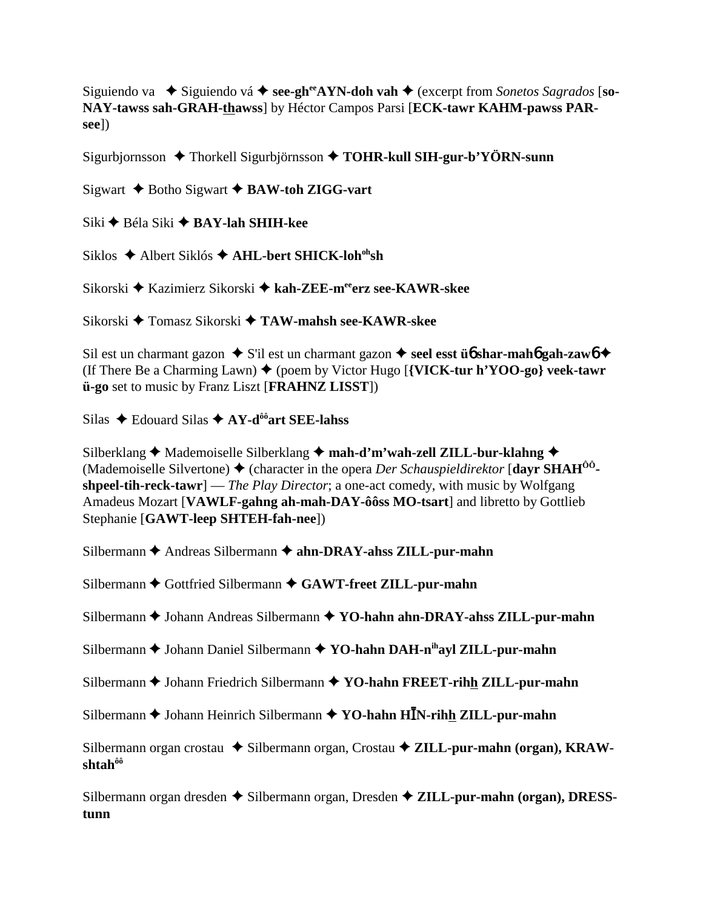Siguiendo va ✦ Siguiendo vá ✦ **see-gh^ee^AYN-doh vah** ✦ (excerpt from *Sonetos Sagrados* [**so-NAY-tawss sah-GRAH-thawss**] by Héctor Campos Parsi [**ECK-tawr KAHM-pawss PAR-see**])

Sigurbjornsson ✦ Thorkell Sigurbjörnsson ✦ **TOHR-kull SIH-gur-b'YÖRN-sunn**

Sigwart ✦ Botho Sigwart ✦ **BAW-toh ZIGG-vart**

Siki ✦ Béla Siki ✦ **BAY-lah SHIH-kee**

Siklos ✦ Albert Siklós ✦ **AHL-bert SHICK-loh^oh^sh**

Sikorski ✦ Kazimierz Sikorski ✦ **kah-ZEE-m^ee^erz see-KAWR-skee**

Sikorski ✦ Tomasz Sikorski ✦ **TAW-mahsh see-KAWR-skee**

Sil est un charmant gazon ✦ S'il est un charmant gazon ✦ **seel esst ü6 shar-mah6 gah-zaw6** ✦ (If There Be a Charming Lawn) ✦ (poem by Victor Hugo [**{VICK-tur h'YOO-go} veek-tawr ü-go** set to music by Franz Liszt [**FRAHNZ LISST**])

Silas ✦ Edouard Silas ✦ **AY-d^ôô^art SEE-lahss**

Silberklang ✦ Mademoiselle Silberklang ✦ **mah-d'm'wah-zell ZILL-bur-klahng** ✦ (Mademoiselle Silvertone) ✦ (character in the opera *Der Schauspieldirektor* [**dayr SHAH^ÔÔ^-shpeel-tih-reck-tawr**] — *The Play Director*; a one-act comedy, with music by Wolfgang Amadeus Mozart [**VAWLF-gahng ah-mah-DAY-ôôss MO-tsart**] and libretto by Gottlieb Stephanie [**GAWT-leep SHTEH-fah-nee**])

Silbermann ✦ Andreas Silbermann ✦ **ahn-DRAY-ahss ZILL-pur-mahn**

Silbermann ✦ Gottfried Silbermann ✦ **GAWT-freet ZILL-pur-mahn**

Silbermann ✦ Johann Andreas Silbermann ✦ **YO-hahn ahn-DRAY-ahss ZILL-pur-mahn**

Silbermann ✦ Johann Daniel Silbermann ✦ **YO-hahn DAH-n^ih^ayl ZILL-pur-mahn**

Silbermann ✦ Johann Friedrich Silbermann ✦ **YO-hahn FREET-rihh ZILL-pur-mahn**

Silbermann ✦ Johann Heinrich Silbermann ✦ **YO-hahn HĪN-rihh ZILL-pur-mahn**

Silbermann organ crostau ✦ Silbermann organ, Crostau ✦ **ZILL-pur-mahn (organ), KRAW-shtah^ôô^**

Silbermann organ dresden ✦ Silbermann organ, Dresden ✦ **ZILL-pur-mahn (organ), DRESS-tunn**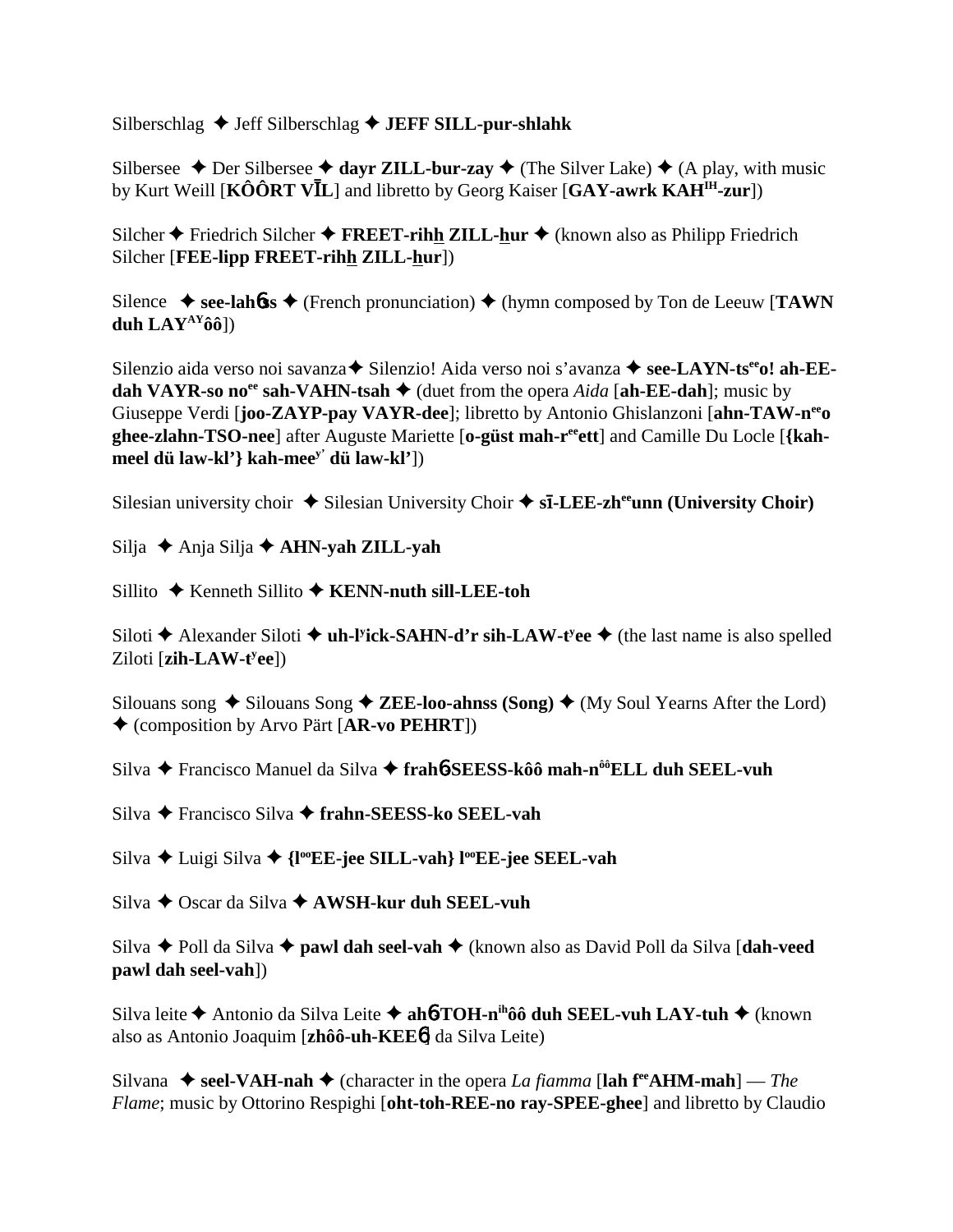Silberschlag ✦ Jeff Silberschlag ✦ **JEFF SILL-pur-shlahk**

Silbersee ✦ Der Silbersee ✦ **dayr ZILL-bur-zay** ✦ (The Silver Lake) ✦ (A play, with music by Kurt Weill [**KÔÔRT VĪL**] and libretto by Georg Kaiser [**GAY-awrk KAH**[IH]**-zur**])

Silcher ✦ Friedrich Silcher ✦ **FREET-rihh ZILL-hur** ✦ (known also as Philipp Friedrich Silcher [**FEE-lipp FREET-rihh ZILL-hur**])

Silence ✦ **see-lahɓs** ✦ (French pronunciation) ✦ (hymn composed by Ton de Leeuw [**TAWN duh LAY**[AY]**ôô**])

Silenzio aida verso noi savanza ✦ Silenzio! Aida verso noi s'avanza ✦ **see-LAYN-ts**[ee]**o! ah-EE-dah VAYR-so no**[ee] **sah-VAHN-tsah** ✦ (duet from the opera *Aida* [**ah-EE-dah**]; music by Giuseppe Verdi [**joo-ZAYP-pay VAYR-dee**]; libretto by Antonio Ghislanzoni [**ahn-TAW-n**[ee]**o ghee-zlahn-TSO-nee**] after Auguste Mariette [**o-güst mah-r**[ee]**ett**] and Camille Du Locle [**{kah-meel dü law-kl'} kah-mee**[y'] **dü law-kl'**])

Silesian university choir ✦ Silesian University Choir ✦ **sī-LEE-zh**[ee]**unn (University Choir)**

Silja ✦ Anja Silja ✦ **AHN-yah ZILL-yah**

Sillito ✦ Kenneth Sillito ✦ **KENN-nuth sill-LEE-toh**

Siloti ✦ Alexander Siloti ✦ **uh-l**[y]**ick-SAHN-d'r sih-LAW-t**[y]**ee** ✦ (the last name is also spelled Ziloti [**zih-LAW-t**[y]**ee**])

Silouans song ✦ Silouans Song ✦ **ZEE-loo-ahnss (Song)** ✦ (My Soul Yearns After the Lord) ✦ (composition by Arvo Pärt [**AR-vo PEHRT**])

Silva ✦ Francisco Manuel da Silva ✦ **frahɓ-SEESS-kôô mah-n**[ôô]**ELL duh SEEL-vuh**

Silva ✦ Francisco Silva ✦ **frahn-SEESS-ko SEEL-vah**

Silva ✦ Luigi Silva ✦ **{l**[oo]**EE-jee SILL-vah} l**[oo]**EE-jee SEEL-vah**

Silva ✦ Oscar da Silva ✦ **AWSH-kur duh SEEL-vuh**

Silva ✦ Poll da Silva ✦ **pawl dah seel-vah** ✦ (known also as David Poll da Silva [**dah-veed pawl dah seel-vah**])

Silva leite ✦ Antonio da Silva Leite ✦ **ahɓ-TOH-n**[ih]**ôô duh SEEL-vuh LAY-tuh** ✦ (known also as Antonio Joaquim [**zhôô-uh-KEEɓ**] da Silva Leite)

Silvana ✦ **seel-VAH-nah** ✦ (character in the opera *La fiamma* [**lah f**[ee]**AHM-mah**] — *The Flame*; music by Ottorino Respighi [**oht-toh-REE-no ray-SPEE-ghee**] and libretto by Claudio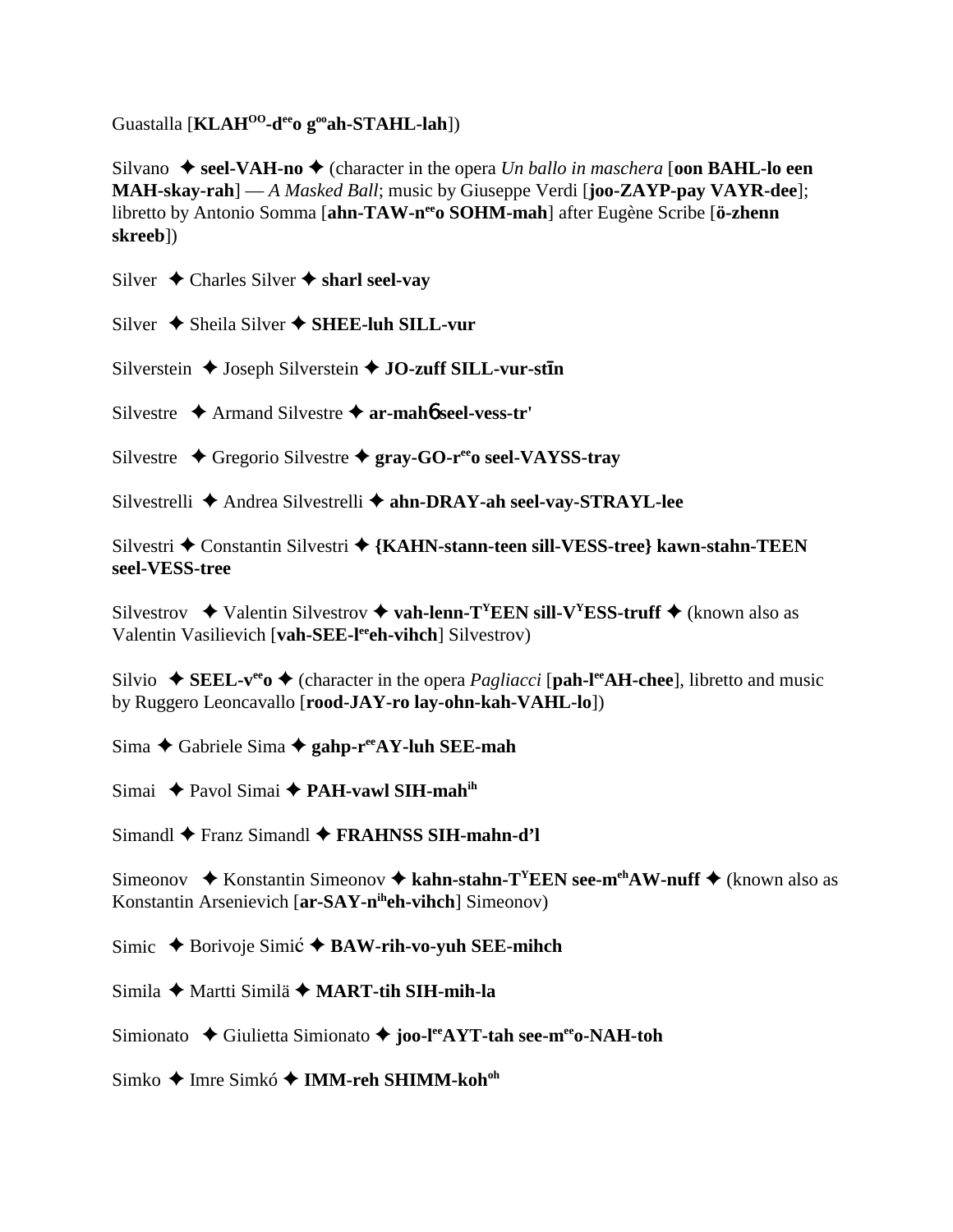Guastalla [**KLAH^OO-d^ee o g^oo ah-STAHL-lah**])

Silvano ✦ **seel-VAH-no** ✦ (character in the opera *Un ballo in maschera* [**oon BAHL-lo een MAH-skay-rah**] — *A Masked Ball*; music by Giuseppe Verdi [**joo-ZAYP-pay VAYR-dee**]; libretto by Antonio Somma [**ahn-TAW-n^ee o SOHM-mah**] after Eugène Scribe [**ö-zhenn skreeb**])

Silver ✦ Charles Silver ✦ **sharl seel-vay**

Silver ✦ Sheila Silver ✦ **SHEE-luh SILL-vur**

Silverstein ✦ Joseph Silverstein ✦ **JO-zuff SILL-vur-stīn**

Silvestre ✦ Armand Silvestre ✦ **ar-mahɓ seel-vess-tr'**

Silvestre ✦ Gregorio Silvestre ✦ **gray-GO-r^ee o seel-VAYSS-tray**

Silvestrelli ✦ Andrea Silvestrelli ✦ **ahn-DRAY-ah seel-vay-STRAYL-lee**

Silvestri ✦ Constantin Silvestri ✦ **{KAHN-stann-teen sill-VESS-tree} kawn-stahn-TEEN seel-VESS-tree**

Silvestrov ✦ Valentin Silvestrov ✦ **vah-lenn-T^Y EEN sill-V^Y ESS-truff** ✦ (known also as Valentin Vasilievich [**vah-SEE-l^ee eh-vihch**] Silvestrov)

Silvio ✦ **SEEL-v^ee o** ✦ (character in the opera *Pagliacci* [**pah-l^ee AH-chee**], libretto and music by Ruggero Leoncavallo [**rood-JAY-ro lay-ohn-kah-VAHL-lo**])

Sima ✦ Gabriele Sima ✦ **gahp-r^ee AY-luh SEE-mah**

Simai ✦ Pavol Simai ✦ **PAH-vawl SIH-mah^ih**

Simandl ✦ Franz Simandl ✦ **FRAHNSS SIH-mahn-d'l**

Simeonov ✦ Konstantin Simeonov ✦ **kahn-stahn-T^Y EEN see-m^eh AW-nuff** ✦ (known also as Konstantin Arsenievich [**ar-SAY-n^ih eh-vihch**] Simeonov)

Simic ✦ Borivoje Simić ✦ **BAW-rih-vo-yuh SEE-mihch**

Simila ✦ Martti Similä ✦ **MART-tih SIH-mih-la**

Simionato ✦ Giulietta Simionato ✦ **joo-l^ee AYT-tah see-m^ee o-NAH-toh**

Simko ✦ Imre Simkó ✦ **IMM-reh SHIMM-koh^oh**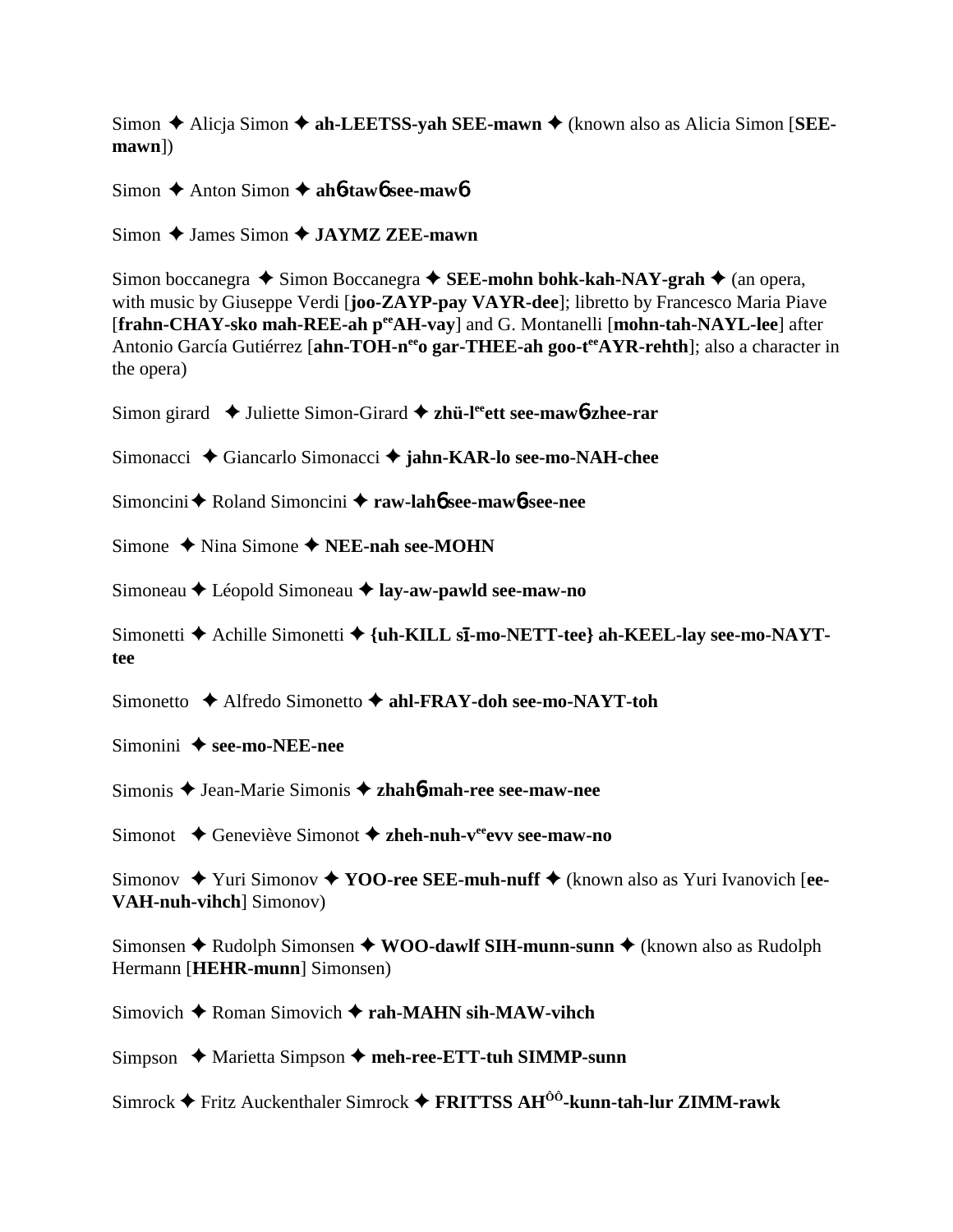Simon ✦ Alicja Simon ✦ **ah-LEETSS-yah SEE-mawn** ✦ (known also as Alicia Simon [**SEE-mawn**])

Simon ✦ Anton Simon ✦ **ahɓ-tawɓ see-mawɓ**

Simon ✦ James Simon ✦ **JAYMZ ZEE-mawn**

Simon boccanegra ✦ Simon Boccanegra ✦ **SEE-mohn bohk-kah-NAY-grah** ✦ (an opera, with music by Giuseppe Verdi [**joo-ZAYP-pay VAYR-dee**]; libretto by Francesco Maria Piave [**frahn-CHAY-sko mah-REE-ah p^ee^AH-vay**] and G. Montanelli [**mohn-tah-NAYL-lee**] after Antonio García Gutiérrez [**ahn-TOH-n^ee^o gar-THEE-ah goo-t^ee^AYR-rehth**]; also a character in the opera)

Simon girard ✦ Juliette Simon-Girard ✦ **zhü-l^ee^ett see-mawɓ-zhee-rar**

Simonacci ✦ Giancarlo Simonacci ✦ **jahn-KAR-lo see-mo-NAH-chee**

Simoncini ✦ Roland Simoncini ✦ **raw-lahɓ see-mawɓ-see-nee**

Simone ✦ Nina Simone ✦ **NEE-nah see-MOHN**

Simoneau ✦ Léopold Simoneau ✦ **lay-aw-pawld see-maw-no**

Simonetti ✦ Achille Simonetti ✦ **{uh-KILL sī-mo-NETT-tee} ah-KEEL-lay see-mo-NAYT-tee**

Simonetto ✦ Alfredo Simonetto ✦ **ahl-FRAY-doh see-mo-NAYT-toh**

Simonini ✦ **see-mo-NEE-nee**

Simonis ✦ Jean-Marie Simonis ✦ **zhahɓ-mah-ree see-maw-nee**

Simonot ✦ Geneviève Simonot ✦ **zheh-nuh-v^ee^evv see-maw-no**

Simonov ✦ Yuri Simonov ✦ **YOO-ree SEE-muh-nuff** ✦ (known also as Yuri Ivanovich [**ee-VAH-nuh-vihch**] Simonov)

Simonsen ✦ Rudolph Simonsen ✦ **WOO-dawlf SIH-munn-sunn** ✦ (known also as Rudolph Hermann [**HEHR-munn**] Simonsen)

Simovich ✦ Roman Simovich ✦ **rah-MAHN sih-MAW-vihch**

Simpson ✦ Marietta Simpson ✦ **meh-ree-ETT-tuh SIMMP-sunn**

Simrock ✦ Fritz Auckenthaler Simrock ✦ **FRITTSS AH^ôô^-kunn-tah-lur ZIMM-rawk**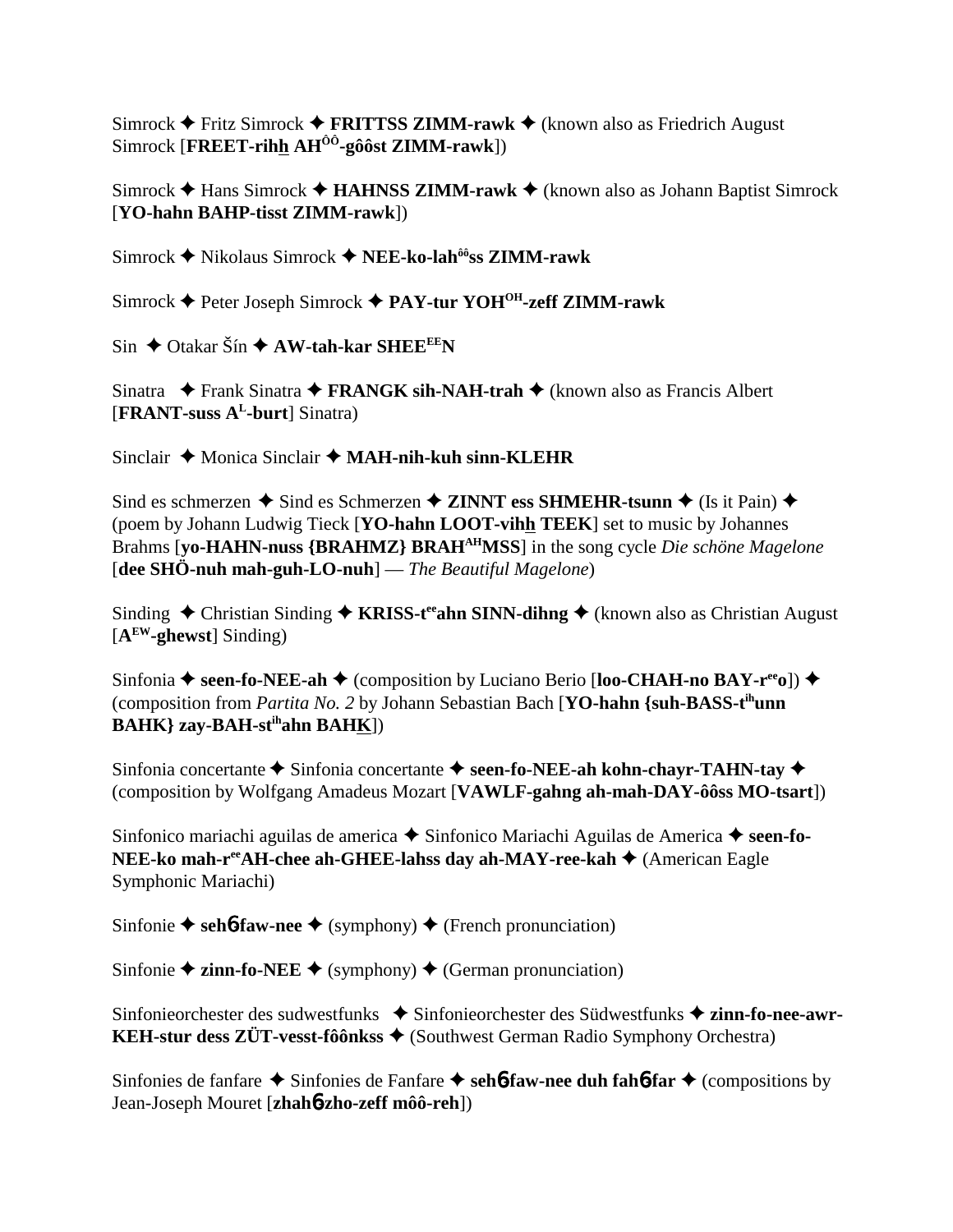Simrock ✦ Fritz Simrock ✦ **FRITTSS ZIMM-rawk** ✦ (known also as Friedrich August Simrock [**FREET-rihh AH^ôô^-gôôst ZIMM-rawk**])

Simrock ✦ Hans Simrock ✦ **HAHNSS ZIMM-rawk** ✦ (known also as Johann Baptist Simrock [**YO-hahn BAHP-tisst ZIMM-rawk**])

Simrock ✦ Nikolaus Simrock ✦ **NEE-ko-lah^ôô^ss ZIMM-rawk**

Simrock ✦ Peter Joseph Simrock ✦ **PAY-tur YOH^OH^-zeff ZIMM-rawk**

Sin ✦ Otakar Šín ✦ **AW-tah-kar SHEE^EE^N**

Sinatra ✦ Frank Sinatra ✦ **FRANGK sih-NAH-trah** ✦ (known also as Francis Albert [**FRANT-suss A^L^-burt**] Sinatra)

Sinclair ✦ Monica Sinclair ✦ **MAH-nih-kuh sinn-KLEHR**

Sind es schmerzen ✦ Sind es Schmerzen ✦ **ZINNT ess SHMEHR-tsunn** ✦ (Is it Pain) ✦ (poem by Johann Ludwig Tieck [**YO-hahn LOOT-vihh TEEK**] set to music by Johannes Brahms [**yo-HAHN-nuss {BRAHMZ} BRAH^AH^MSS**] in the song cycle *Die schöne Magelone* [**dee SHÖ-nuh mah-guh-LO-nuh**] — *The Beautiful Magelone*)

Sinding ✦ Christian Sinding ✦ **KRISS-t^ee^ahn SINN-dihng** ✦ (known also as Christian August [**A^EW^-ghewst**] Sinding)

Sinfonia ✦ **seen-fo-NEE-ah** ✦ (composition by Luciano Berio [**loo-CHAH-no BAY-r^ee^o**]) ✦ (composition from *Partita No. 2* by Johann Sebastian Bach [**YO-hahn {suh-BASS-t^ih^unn BAHK} zay-BAH-st^ih^ahn BAHK**])

Sinfonia concertante ✦ Sinfonia concertante ✦ **seen-fo-NEE-ah kohn-chayr-TAHN-tay** ✦ (composition by Wolfgang Amadeus Mozart [**VAWLF-gahng ah-mah-DAY-ôôss MO-tsart**])

Sinfonico mariachi aguilas de america ✦ Sinfonico Mariachi Aguilas de America ✦ **seen-fo-NEE-ko mah-r^ee^AH-chee ah-GHEE-lahss day ah-MAY-ree-kah** ✦ (American Eagle Symphonic Mariachi)

Sinfonie ✦ **sehɓ-faw-nee** ✦ (symphony) ✦ (French pronunciation)

Sinfonie ✦ **zinn-fo-NEE** ✦ (symphony) ✦ (German pronunciation)

Sinfonieorchester des sudwestfunks ✦ Sinfonieorchester des Südwestfunks ✦ **zinn-fo-nee-awr-KEH-stur dess ZÜT-vesst-fôônkss** ✦ (Southwest German Radio Symphony Orchestra)

Sinfonies de fanfare ✦ Sinfonies de Fanfare ✦ **sehɓ-faw-nee duh fahɓ-far** ✦ (compositions by Jean-Joseph Mouret [**zhahɓ-zho-zeff môô-reh**])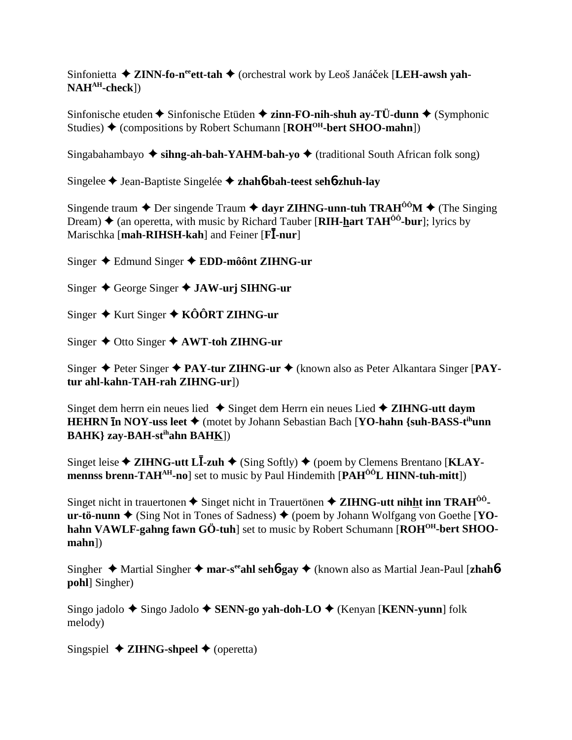Sinfonietta ✦ **ZINN-fo-n**[ee]**ett-tah** ✦ (orchestral work by Leoš Janáček [**LEH-awsh yah-NAH**[AH]**-check**])

Sinfonische etuden ✦ Sinfonische Etüden ✦ **zinn-FO-nih-shuh ay-TÜ-dunn** ✦ (Symphonic Studies) ✦ (compositions by Robert Schumann [**ROH**[OH]**-bert SHOO-mahn**])

Singabahambayo ✦ **sihng-ah-bah-YAHM-bah-yo** ✦ (traditional South African folk song)

Singelee ✦ Jean-Baptiste Singelée ✦ **zhahɓ-bah-teest sehɓ-zhuh-lay**

Singende traum ✦ Der singende Traum ✦ **dayr ZIHNG-unn-tuh TRAH**[ÔÔ]**M** ✦ (The Singing Dream) ✦ (an operetta, with music by Richard Tauber [**RIH-hart TAH**[ÔÔ]**-bur**]; lyrics by Marischka [**mah-RIHSH-kah**] and Feiner [**FĪ-nur**]

Singer ✦ Edmund Singer ✦ **EDD-môônt ZIHNG-ur**

Singer ✦ George Singer ✦ **JAW-urj SIHNG-ur**

Singer ✦ Kurt Singer ✦ **KÔÔRT ZIHNG-ur**

Singer ✦ Otto Singer ✦ **AWT-toh ZIHNG-ur**

Singer ✦ Peter Singer ✦ **PAY-tur ZIHNG-ur** ✦ (known also as Peter Alkantara Singer [**PAY-tur ahl-kahn-TAH-rah ZIHNG-ur**])

Singet dem herrn ein neues lied ✦ Singet dem Herrn ein neues Lied ✦ **ZIHNG-utt daym HEHRN īn NOY-uss leet** ✦ (motet by Johann Sebastian Bach [**YO-hahn {suh-BASS-t**[ih]**unn BAHK} zay-BAH-st**[ih]**ahn BAHK**])

Singet leise ✦ **ZIHNG-utt LĪ-zuh** ✦ (Sing Softly) ✦ (poem by Clemens Brentano [**KLAY-mennss brenn-TAH**[AH]**-no**] set to music by Paul Hindemith [**PAH**[ÔÔ]**L HINN-tuh-mitt**])

Singet nicht in trauertonen ✦ Singet nicht in Trauertönen ✦ **ZIHNG-utt nihht inn TRAH**[ÔÔ]**-ur-tö-nunn** ✦ (Sing Not in Tones of Sadness) ✦ (poem by Johann Wolfgang von Goethe [**YO-hahn VAWLF-gahng fawn GÖ-tuh**] set to music by Robert Schumann [**ROH**[OH]**-bert SHOO-mahn**])

Singher ✦ Martial Singher ✦ **mar-s**[ee]**ahl sehɓ-gay** ✦ (known also as Martial Jean-Paul [**zhahɓ pohl**] Singher)

Singo jadolo ✦ Singo Jadolo ✦ **SENN-go yah-doh-LO** ✦ (Kenyan [**KENN-yunn**] folk melody)

Singspiel ✦ **ZIHNG-shpeel** ✦ (operetta)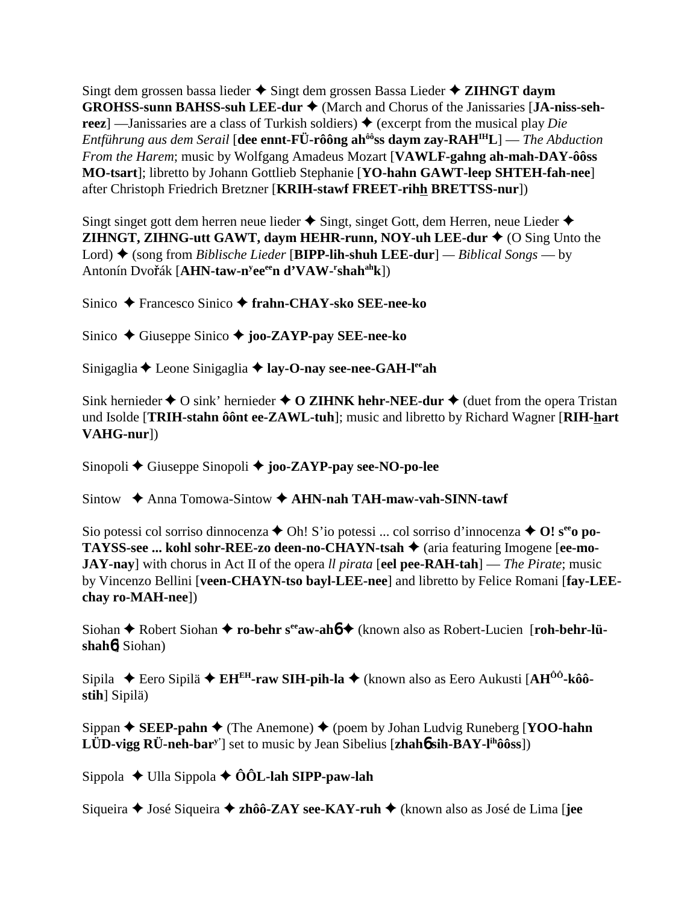Singt dem grossen bassa lieder ✦ Singt dem grossen Bassa Lieder ✦ **ZIHNGT daym GROHSS-sunn BAHSS-suh LEE-dur** ✦ (March and Chorus of the Janissaries [**JA-niss-seh-reez**] —Janissaries are a class of Turkish soldiers) ✦ (excerpt from the musical play *Die Entführung aus dem Serail* [**dee ennt-FÜ-rôông ah$^{ôô}$ss daym zay-RAH$^{IH}$L**] — *The Abduction From the Harem*; music by Wolfgang Amadeus Mozart [**VAWLF-gahng ah-mah-DAY-ôôss MO-tsart**]; libretto by Johann Gottlieb Stephanie [**YO-hahn GAWT-leep SHTEH-fah-nee**] after Christoph Friedrich Bretzner [**KRIH-stawf FREET-rihh BRETTSS-nur**])

Singt singet gott dem herren neue lieder ✦ Singt, singet Gott, dem Herren, neue Lieder ✦ **ZIHNGT, ZIHNG-utt GAWT, daym HEHR-runn, NOY-uh LEE-dur** ✦ (O Sing Unto the Lord) ✦ (song from *Biblische Lieder* [**BIPP-lih-shuh LEE-dur**] — *Biblical Songs* — by Antonín Dvořák [**AHN-taw-n$^{y}$ee$^{ee}$n d'VAW-$^{r}$shah$^{ah}$k**])

Sinico ✦ Francesco Sinico ✦ **frahn-CHAY-sko SEE-nee-ko**

Sinico ✦ Giuseppe Sinico ✦ **joo-ZAYP-pay SEE-nee-ko**

Sinigaglia ✦ Leone Sinigaglia ✦ **lay-O-nay see-nee-GAH-l$^{ee}$ah**

Sink hernieder ✦ O sink' hernieder ✦ **O ZIHNK hehr-NEE-dur** ✦ (duet from the opera Tristan und Isolde [**TRIH-stahn ôônt ee-ZAWL-tuh**]; music and libretto by Richard Wagner [**RIH-hart VAHG-nur**])

Sinopoli ✦ Giuseppe Sinopoli ✦ **joo-ZAYP-pay see-NO-po-lee**

Sintow ✦ Anna Tomowa-Sintow ✦ **AHN-nah TAH-maw-vah-SINN-tawf**

Sio potessi col sorriso dinnocenza ✦ Oh! S'io potessi ... col sorriso d'innocenza ✦ **O! s$^{ee}$o po-TAYSS-see ... kohl sohr-REE-zo deen-no-CHAYN-tsah** ✦ (aria featuring Imogene [**ee-mo-JAY-nay**] with chorus in Act II of the opera *ll pirata* [**eel pee-RAH-tah**] — *The Pirate*; music by Vincenzo Bellini [**veen-CHAYN-tso bayl-LEE-nee**] and libretto by Felice Romani [**fay-LEE-chay ro-MAH-nee**])

Siohan ✦ Robert Siohan ✦ **ro-behr s$^{ee}$aw-ahɓ** ✦ (known also as Robert-Lucien [**roh-behr-lü-shahɓ**] Siohan)

Sipila ✦ Eero Sipilä ✦ **EH$^{EH}$-raw SIH-pih-la** ✦ (known also as Eero Aukusti [**AH$^{ÔÔ}$-kôô-stih**] Sipilä)

Sippan ✦ **SEEP-pahn** ✦ (The Anemone) ✦ (poem by Johan Ludvig Runeberg [**YOO-hahn LÜD-vigg RÜ-neh-bar$^{y'}$**] set to music by Jean Sibelius [**zhahɓ sih-BAY-l$^{ih}$ôôss**])

Sippola ✦ Ulla Sippola ✦ **ÔÔL-lah SIPP-paw-lah**

Siqueira ✦ José Siqueira ✦ **zhôô-ZAY see-KAY-ruh** ✦ (known also as José de Lima [**jee**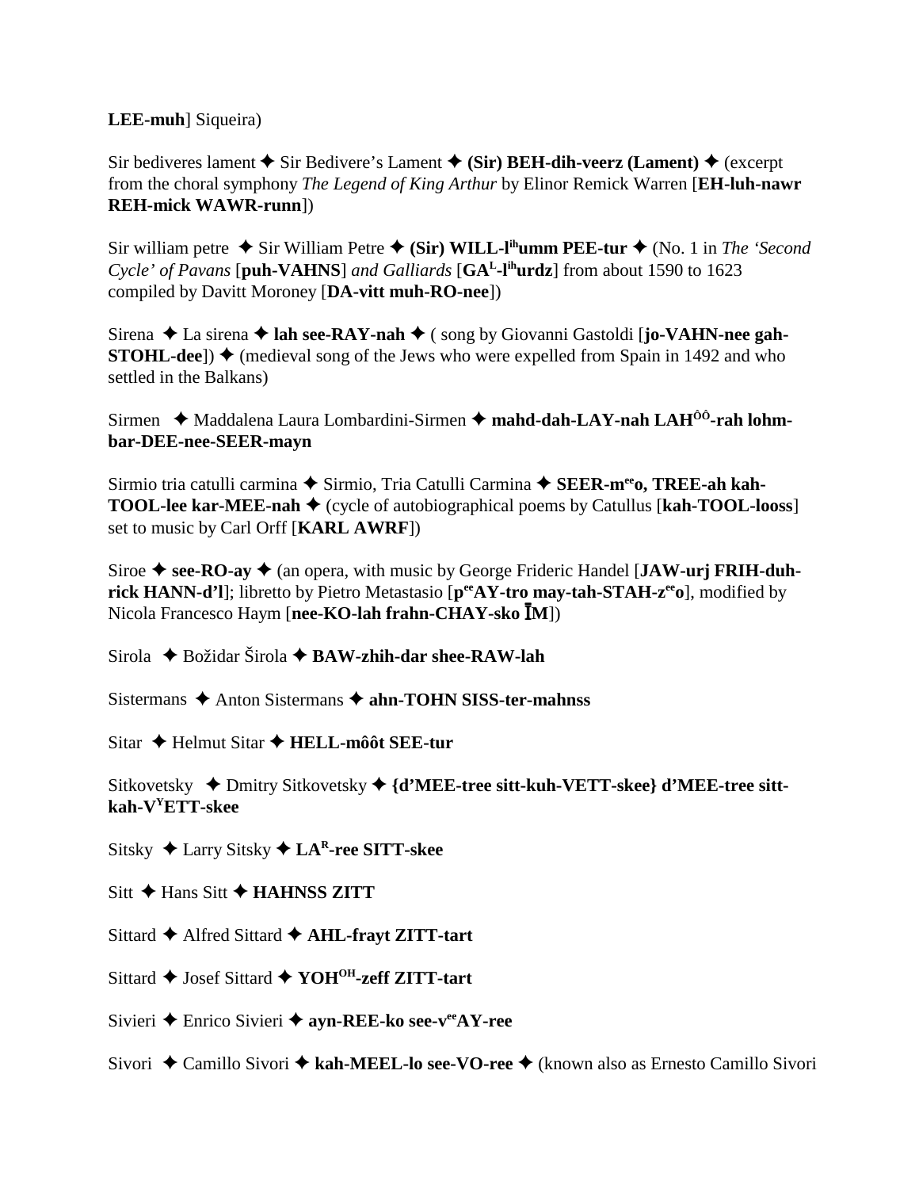**LEE-muh**] Siqueira)

Sir bediveres lament ✦ Sir Bedivere's Lament ✦ **(Sir) BEH-dih-veerz (Lament)** ✦ (excerpt from the choral symphony *The Legend of King Arthur* by Elinor Remick Warren [**EH-luh-nawr REH-mick WAWR-runn**])

Sir william petre ✦ Sir William Petre ✦ **(Sir) WILL-l^ih^umm PEE-tur** ✦ (No. 1 in *The 'Second Cycle' of Pavans* [**puh-VAHNS**] *and Galliards* [**GA^L^-l^ih^urdz**] from about 1590 to 1623 compiled by Davitt Moroney [**DA-vitt muh-RO-nee**])

Sirena ✦ La sirena ✦ **lah see-RAY-nah** ✦ ( song by Giovanni Gastoldi [**jo-VAHN-nee gah-STOHL-dee**]) ✦ (medieval song of the Jews who were expelled from Spain in 1492 and who settled in the Balkans)

Sirmen ✦ Maddalena Laura Lombardini-Sirmen ✦ **mahd-dah-LAY-nah LAH^ÔÔ^-rah lohm-bar-DEE-nee-SEER-mayn**

Sirmio tria catulli carmina ✦ Sirmio, Tria Catulli Carmina ✦ **SEER-m^ee^o, TREE-ah kah-TOOL-lee kar-MEE-nah** ✦ (cycle of autobiographical poems by Catullus [**kah-TOOL-looss**] set to music by Carl Orff [**KARL AWRF**])

Siroe ✦ **see-RO-ay** ✦ (an opera, with music by George Frideric Handel [**JAW-urj FRIH-duh-rick HANN-d'l**]; libretto by Pietro Metastasio [**p^ee^AY-tro may-tah-STAH-z^ee^o**], modified by Nicola Francesco Haym [**nee-KO-lah frahn-CHAY-sko ĪM**])

Sirola ✦ Božidar Širola ✦ **BAW-zhih-dar shee-RAW-lah**

Sistermans ✦ Anton Sistermans ✦ **ahn-TOHN SISS-ter-mahnss**

Sitar ✦ Helmut Sitar ✦ **HELL-môôt SEE-tur**

Sitkovetsky ✦ Dmitry Sitkovetsky ✦ **{d'MEE-tree sitt-kuh-VETT-skee} d'MEE-tree sitt-kah-V^Y^ETT-skee**

Sitsky ✦ Larry Sitsky ✦ **LA^R^-ree SITT-skee**

Sitt ✦ Hans Sitt ✦ **HAHNSS ZITT**

Sittard ✦ Alfred Sittard ✦ **AHL-frayt ZITT-tart**

Sittard ✦ Josef Sittard ✦ **YOH^OH^-zeff ZITT-tart**

Sivieri ✦ Enrico Sivieri ✦ **ayn-REE-ko see-v^ee^AY-ree**

Sivori ✦ Camillo Sivori ✦ **kah-MEEL-lo see-VO-ree** ✦ (known also as Ernesto Camillo Sivori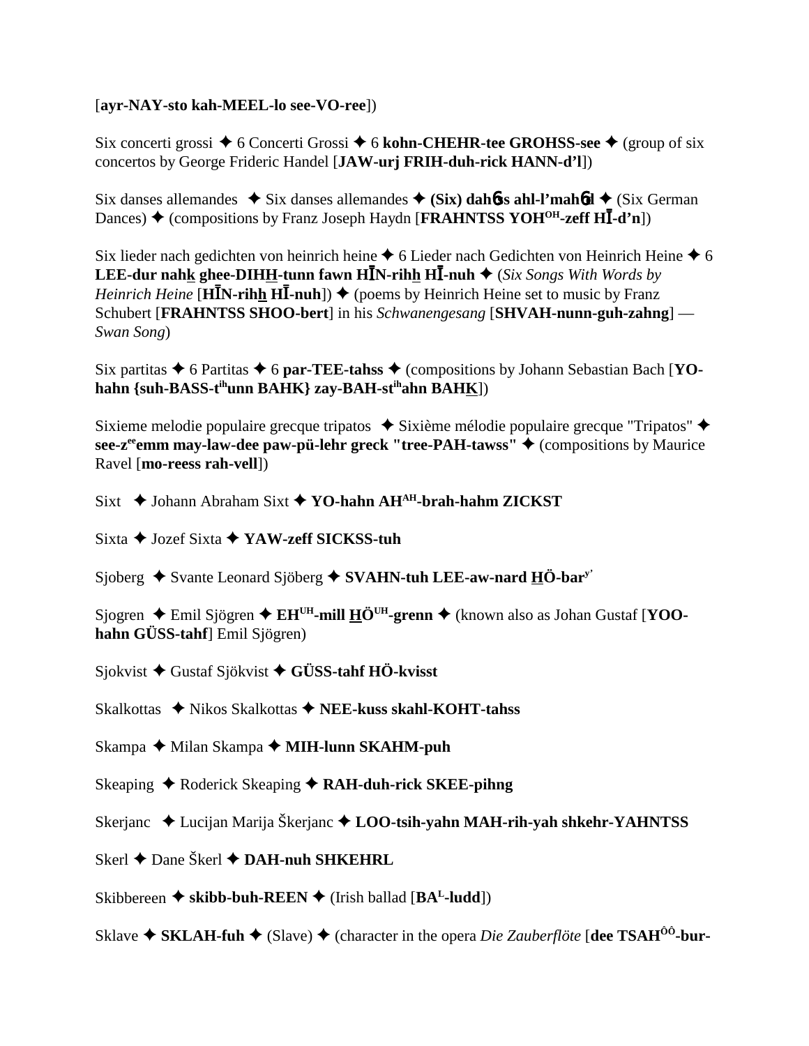[**ayr-NAY-sto kah-MEEL-lo see-VO-ree**])

Six concerti grossi ✦ 6 Concerti Grossi ✦ 6 **kohn-CHEHR-tee GROHSS-see** ✦ (group of six concertos by George Frideric Handel [**JAW-urj FRIH-duh-rick HANN-d'l**])

Six danses allemandes ✦ Six danses allemandes ✦ **(Six) dahɓs ahl-l'mahɓd** ✦ (Six German Dances) ✦ (compositions by Franz Joseph Haydn [**FRAHNTSS YOH[OH]-zeff HĪ-d'n**])

Six lieder nach gedichten von heinrich heine ✦ 6 Lieder nach Gedichten von Heinrich Heine ✦ 6 **LEE-dur nahk ghee-DIHH-tunn fawn HĪN-rihh HĪ-nuh** ✦ (*Six Songs With Words by Heinrich Heine* [**HĪN-rihh HĪ-nuh**]) ✦ (poems by Heinrich Heine set to music by Franz Schubert [**FRAHNTSS SHOO-bert**] in his *Schwanengesang* [**SHVAH-nunn-guh-zahng**] — *Swan Song*)

Six partitas ✦ 6 Partitas ✦ 6 **par-TEE-tahss** ✦ (compositions by Johann Sebastian Bach [**YO-hahn {suh-BASS-t[ih]unn BAHK} zay-BAH-st[ih]ahn BAHK**])

Sixieme melodie populaire grecque tripatos ✦ Sixième mélodie populaire grecque "Tripatos" ✦ **see-z[ee]emm may-law-dee paw-pü-lehr greck "tree-PAH-tawss"** ✦ (compositions by Maurice Ravel [**mo-reess rah-vell**])

Sixt ✦ Johann Abraham Sixt ✦ **YO-hahn AH[AH]-brah-hahm ZICKST**

Sixta ✦ Jozef Sixta ✦ **YAW-zeff SICKSS-tuh**

Sjoberg ✦ Svante Leonard Sjöberg ✦ **SVAHN-tuh LEE-aw-nard HÖ-bar[y']**

Sjogren ✦ Emil Sjögren ✦ **EH[UH]-mill HÖ[UH]-grenn** ✦ (known also as Johan Gustaf [**YOO-hahn GÜSS-tahf**] Emil Sjögren)

Sjokvist ✦ Gustaf Sjökvist ✦ **GÜSS-tahf HÖ-kvisst**

Skalkottas ✦ Nikos Skalkottas ✦ **NEE-kuss skahl-KOHT-tahss**

Skampa ✦ Milan Skampa ✦ **MIH-lunn SKAHM-puh**

Skeaping ✦ Roderick Skeaping ✦ **RAH-duh-rick SKEE-pihng**

Skerjanc ✦ Lucijan Marija Škerjanc ✦ **LOO-tsih-yahn MAH-rih-yah shkehr-YAHNTSS**

Skerl ✦ Dane Škerl ✦ **DAH-nuh SHKEHRL**

Skibbereen ✦ **skibb-buh-REEN** ✦ (Irish ballad [**BA[L]-ludd**])

Sklave ✦ **SKLAH-fuh** ✦ (Slave) ✦ (character in the opera *Die Zauberflöte* [**dee TSAH[ÔÔ]-bur-**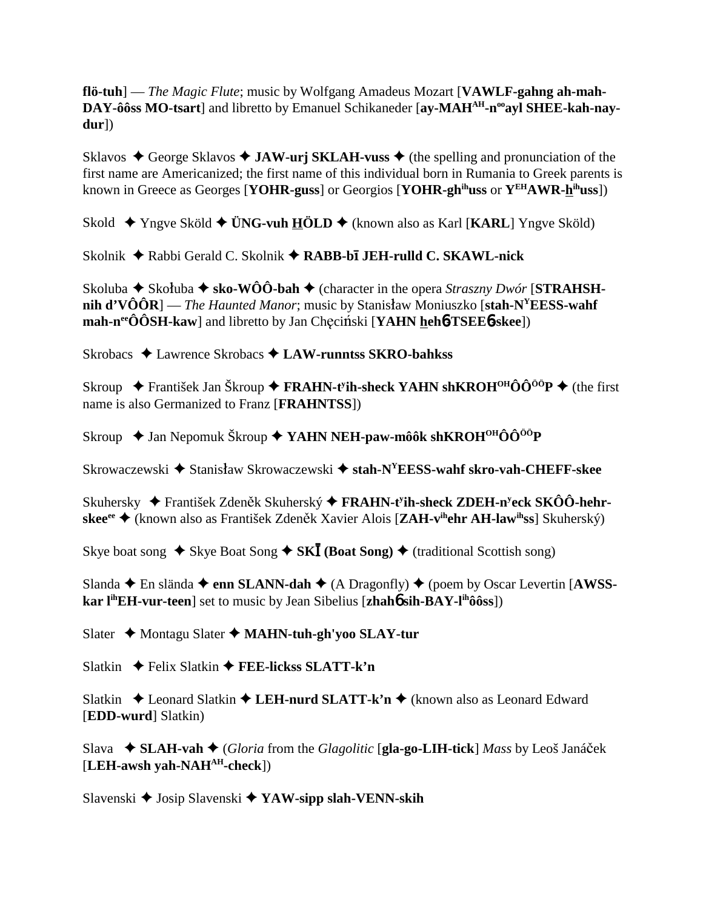**flö-tuh**] — *The Magic Flute*; music by Wolfgang Amadeus Mozart [**VAWLF-gahng ah-mah-DAY-ôôss MO-tsart**] and libretto by Emanuel Schikaneder [**ay-MAH**AH**-n**oo**ayl SHEE-kah-nay-dur**])

Sklavos ✦ George Sklavos ✦ **JAW-urj SKLAH-vuss** ✦ (the spelling and pronunciation of the first name are Americanized; the first name of this individual born in Rumania to Greek parents is known in Greece as Georges [**YOHR-guss**] or Georgios [**YOHR-gh**ih**uss** or **Y**EH**AWR-h**ih**uss**])

Skold ✦ Yngve Sköld ✦ **ÜNG-vuh HÖLD** ✦ (known also as Karl [**KARL**] Yngve Sköld)

Skolnik ✦ Rabbi Gerald C. Skolnik ✦ **RABB-bī JEH-rulld C. SKAWL-nick**

Skoluba ✦ Skołuba ✦ **sko-WÔÔ-bah** ✦ (character in the opera *Straszny Dwór* [**STRAHSH-nih d'VÔÔR**] — *The Haunted Manor*; music by Stanisław Moniuszko [**stah-N**Y**EESS-wahf mah-n**ee**ÔÔSH-kaw**] and libretto by Jan Chęciński [**YAHN hehб-TSEEб-skee**])

Skrobacs ✦ Lawrence Skrobacs ✦ **LAW-runntss SKRO-bahkss**

Skroup ✦ František Jan Škroup ✦ **FRAHN-t**y**ih-sheck YAHN shKROH**OH**ÔÔ**ÖÖ**P** ✦ (the first name is also Germanized to Franz [**FRAHNTSS**])

Skroup ✦ Jan Nepomuk Škroup ✦ **YAHN NEH-paw-môôk shKROH**OH**ÔÔ**ÖÖ**P**

Skrowaczewski ✦ Stanisław Skrowaczewski ✦ **stah-N**Y**EESS-wahf skro-vah-CHEFF-skee**

Skuhersky ✦ František Zdeněk Skuherský ✦ **FRAHN-t**y**ih-sheck ZDEH-n**y**eck SKÔÔ-hehr-skee**ee ✦ (known also as František Zdeněk Xavier Alois [**ZAH-v**ih**ehr AH-law**ih**ss**] Skuherský)

Skye boat song ✦ Skye Boat Song ✦ **SKĪ (Boat Song)** ✦ (traditional Scottish song)

Slanda ✦ En slända ✦ **enn SLANN-dah** ✦ (A Dragonfly) ✦ (poem by Oscar Levertin [**AWSS-kar l**ih**EH-vur-teen**] set to music by Jean Sibelius [**zhahб sih-BAY-l**ih**ôôss**])

Slater ✦ Montagu Slater ✦ **MAHN-tuh-gh'yoo SLAY-tur**

Slatkin ✦ Felix Slatkin ✦ **FEE-lickss SLATT-k'n**

Slatkin ✦ Leonard Slatkin ✦ **LEH-nurd SLATT-k'n** ✦ (known also as Leonard Edward [**EDD-wurd**] Slatkin)

Slava ✦ **SLAH-vah** ✦ (*Gloria* from the *Glagolitic* [**gla-go-LIH-tick**] *Mass* by Leoš Janáček [**LEH-awsh yah-NAH**AH**-check**])

Slavenski ✦ Josip Slavenski ✦ **YAW-sipp slah-VENN-skih**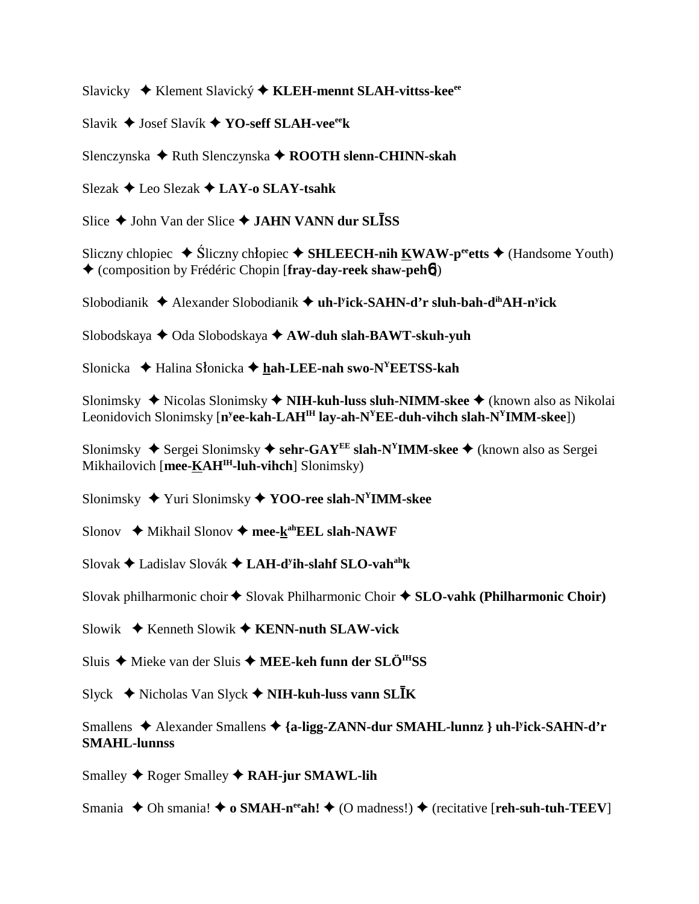Slavicky ✦ Klement Slavický ✦ **KLEH-mennt SLAH-vittss-kee^ee^**

Slavik ✦ Josef Slavík ✦ **YO-seff SLAH-vee^ee^k**

Slenczynska ✦ Ruth Slenczynska ✦ **ROOTH slenn-CHINN-skah**

Slezak ✦ Leo Slezak ✦ **LAY-o SLAY-tsahk**

Slice ✦ John Van der Slice ✦ **JAHN VANN dur SLĪSS**

Sliczny chlopiec ✦ Śliczny chłopiec ✦ **SHLEECH-nih KWAW-p^ee^etts** ✦ (Handsome Youth) ✦ (composition by Frédéric Chopin [**fray-day-reek shaw-pehɓ**])

Slobodianik ✦ Alexander Slobodianik ✦ **uh-l^y^ick-SAHN-d'r sluh-bah-d^ih^AH-n^y^ick**

Slobodskaya ✦ Oda Slobodskaya ✦ **AW-duh slah-BAWT-skuh-yuh**

Slonicka ✦ Halina Słonicka ✦ **hah-LEE-nah swo-N^Y^EETSS-kah**

Slonimsky ✦ Nicolas Slonimsky ✦ **NIH-kuh-luss sluh-NIMM-skee** ✦ (known also as Nikolai Leonidovich Slonimsky [**n^y^ee-kah-LAH^IH^ lay-ah-N^Y^EE-duh-vihch slah-N^Y^IMM-skee**])

Slonimsky ✦ Sergei Slonimsky ✦ **sehr-GAY^EE^ slah-N^Y^IMM-skee** ✦ (known also as Sergei Mikhailovich [**mee-KAH^IH^-luh-vihch**] Slonimsky)

Slonimsky ✦ Yuri Slonimsky ✦ **YOO-ree slah-N^Y^IMM-skee**

Slonov ✦ Mikhail Slonov ✦ **mee-k^ah^EEL slah-NAWF**

Slovak ✦ Ladislav Slovák ✦ **LAH-d^y^ih-slahf SLO-vah^ah^k**

Slovak philharmonic choir ✦ Slovak Philharmonic Choir ✦ **SLO-vahk (Philharmonic Choir)**

Slowik ✦ Kenneth Slowik ✦ **KENN-nuth SLAW-vick**

Sluis ✦ Mieke van der Sluis ✦ **MEE-keh funn der SLÖ^IH^SS**

Slyck ✦ Nicholas Van Slyck ✦ **NIH-kuh-luss vann SLĪK**

Smallens ✦ Alexander Smallens ✦ **{a-ligg-ZANN-dur SMAHL-lunnz } uh-l^y^ick-SAHN-d'r SMAHL-lunnss**

Smalley ✦ Roger Smalley ✦ **RAH-jur SMAWL-lih**

Smania ✦ Oh smania! ✦ **o SMAH-n^ee^ah!** ✦ (O madness!) ✦ (recitative [**reh-suh-tuh-TEEV**]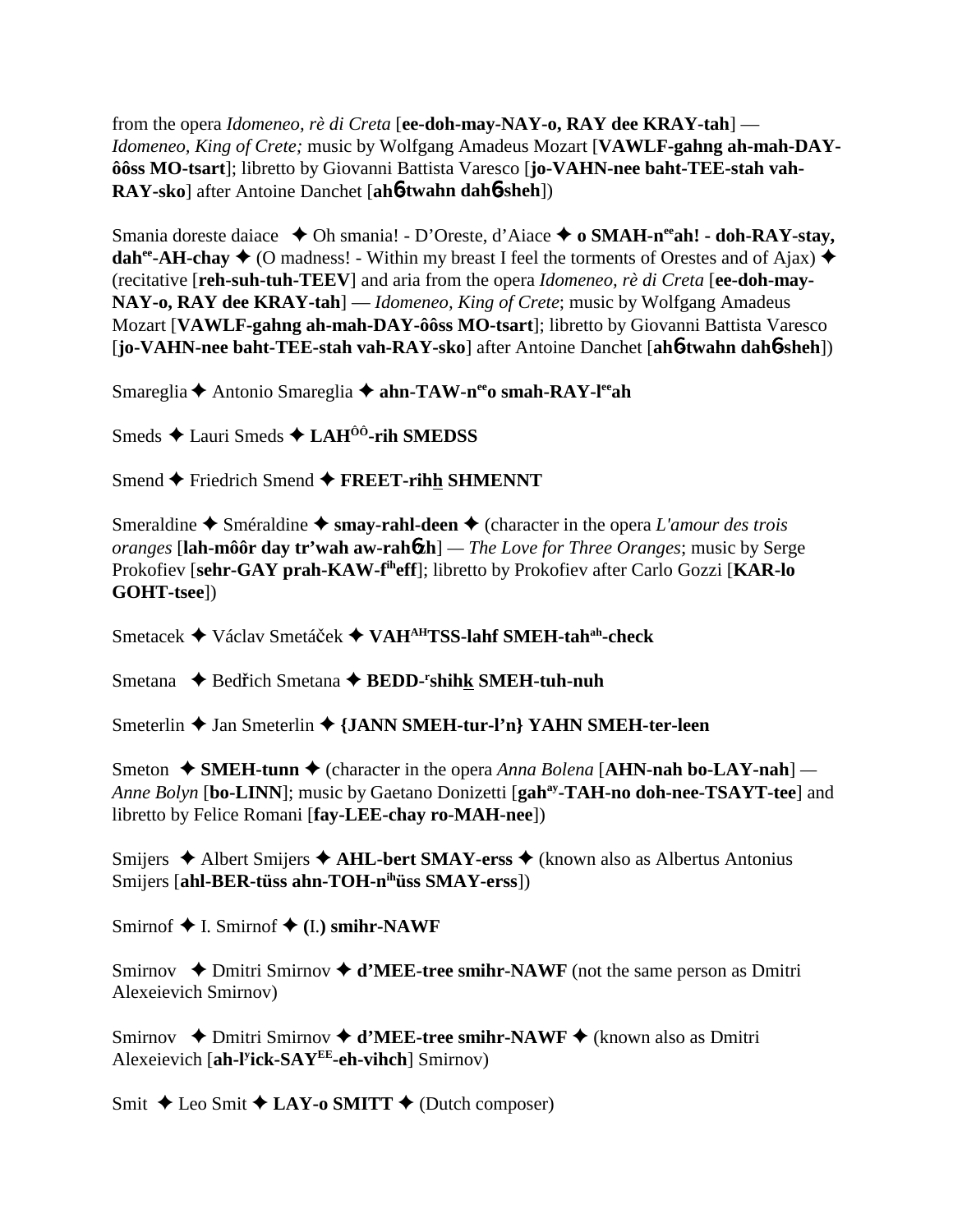from the opera *Idomeneo, rè di Creta* [**ee-doh-may-NAY-o, RAY dee KRAY-tah**] — *Idomeneo, King of Crete;* music by Wolfgang Amadeus Mozart [**VAWLF-gahng ah-mah-DAY-ôôss MO-tsart**]; libretto by Giovanni Battista Varesco [**jo-VAHN-nee baht-TEE-stah vah-RAY-sko**] after Antoine Danchet [**ah**6**-twahn dah**6**-sheh**])

Smania doreste daiace ✦ Oh smania! - D'Oreste, d'Aiace ✦ **o SMAH-n$^{ee}$ah! - doh-RAY-stay, dah$^{ee}$-AH-chay** ✦ (O madness! - Within my breast I feel the torments of Orestes and of Ajax) ✦ (recitative [**reh-suh-tuh-TEEV**] and aria from the opera *Idomeneo, rè di Creta* [**ee-doh-may-NAY-o, RAY dee KRAY-tah**] — *Idomeneo, King of Crete*; music by Wolfgang Amadeus Mozart [**VAWLF-gahng ah-mah-DAY-ôôss MO-tsart**]; libretto by Giovanni Battista Varesco [**jo-VAHN-nee baht-TEE-stah vah-RAY-sko**] after Antoine Danchet [**ah**6**-twahn dah**6**-sheh**])

Smareglia ✦ Antonio Smareglia ✦ **ahn-TAW-n$^{ee}$o smah-RAY-l$^{ee}$ah**

Smeds ✦ Lauri Smeds ✦ **LAH$^{ÔÔ}$-rih SMEDSS**

Smend ✦ Friedrich Smend ✦ **FREET-rihh SHMENNT**

Smeraldine ✦ Sméraldine ✦ **smay-rahl-deen** ✦ (character in the opera *L'amour des trois oranges* [**lah-môôr day tr'wah aw-rah**6**zh**] — *The Love for Three Oranges*; music by Serge Prokofiev [**sehr-GAY prah-KAW-f$^{ih}$eff**]; libretto by Prokofiev after Carlo Gozzi [**KAR-lo GOHT-tsee**])

Smetacek ✦ Václav Smetáček ✦ **VAH$^{AH}$TSS-lahf SMEH-tah$^{ah}$-check**

Smetana ✦ Bedřich Smetana ✦ **BEDD-$^{r}$shihk SMEH-tuh-nuh**

Smeterlin ✦ Jan Smeterlin ✦ **{JANN SMEH-tur-l'n} YAHN SMEH-ter-leen**

Smeton ✦ **SMEH-tunn** ✦ (character in the opera *Anna Bolena* [**AHN-nah bo-LAY-nah**] — *Anne Bolyn* [**bo-LINN**]; music by Gaetano Donizetti [**gah$^{ay}$-TAH-no doh-nee-TSAYT-tee**] and libretto by Felice Romani [**fay-LEE-chay ro-MAH-nee**])

Smijers ✦ Albert Smijers ✦ **AHL-bert SMAY-erss** ✦ (known also as Albertus Antonius Smijers [**ahl-BER-tüss ahn-TOH-n$^{ih}$üss SMAY-erss**])

Smirnof ✦ I. Smirnof ✦ **(I.) smihr-NAWF**

Smirnov ✦ Dmitri Smirnov ✦ **d'MEE-tree smihr-NAWF** (not the same person as Dmitri Alexeievich Smirnov)

Smirnov ✦ Dmitri Smirnov ✦ **d'MEE-tree smihr-NAWF** ✦ (known also as Dmitri Alexeievich [**ah-l$^{y}$ick-SAY$^{EE}$-eh-vihch**] Smirnov)

Smit ✦ Leo Smit ✦ **LAY-o SMITT** ✦ (Dutch composer)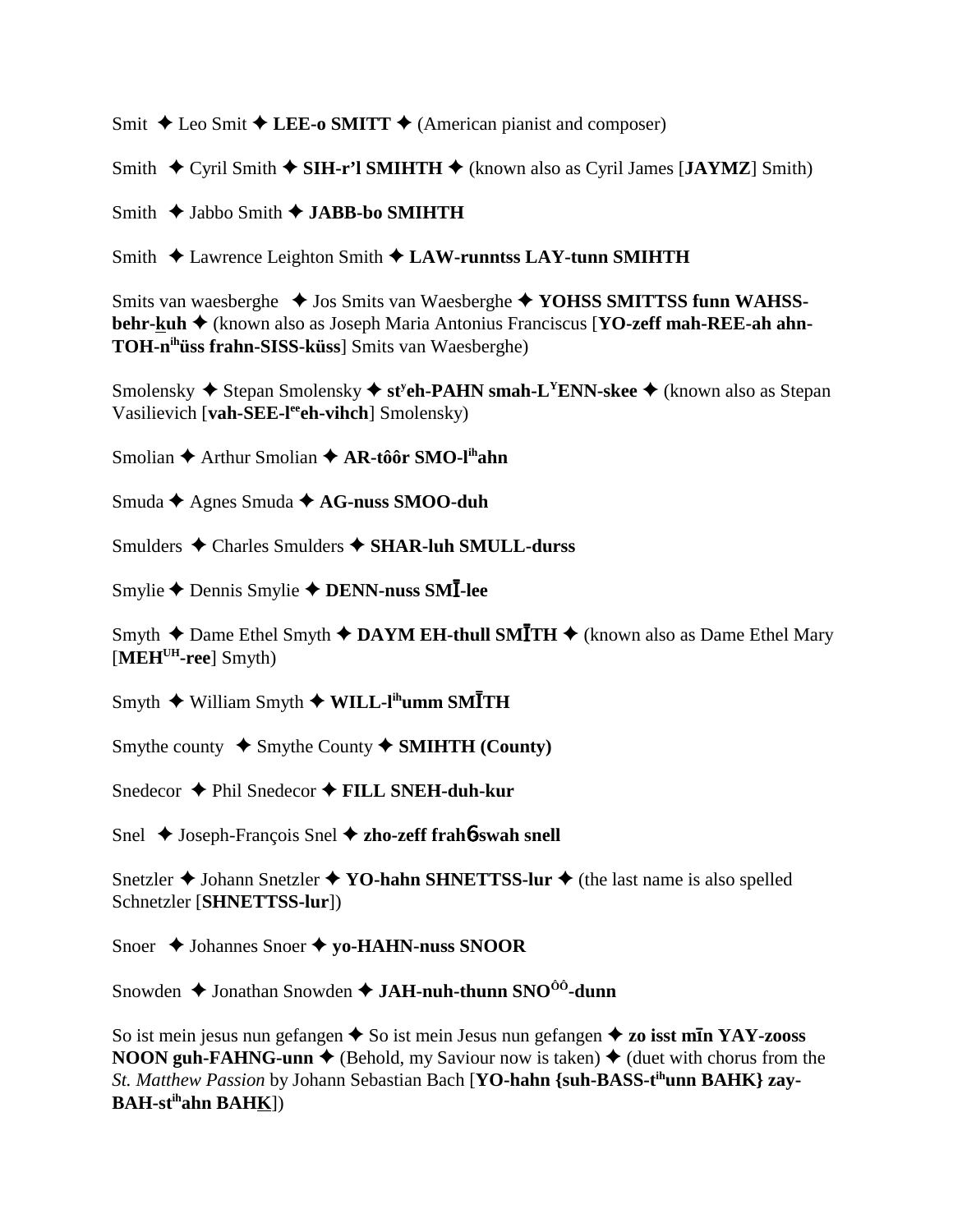Smit ✦ Leo Smit ✦ **LEE-o SMITT** ✦ (American pianist and composer)

Smith ✦ Cyril Smith ✦ **SIH-r'l SMIHTH** ✦ (known also as Cyril James [**JAYMZ**] Smith)

Smith ✦ Jabbo Smith ✦ **JABB-bo SMIHTH**

Smith ✦ Lawrence Leighton Smith ✦ **LAW-runntss LAY-tunn SMIHTH**

Smits van waesberghe ✦ Jos Smits van Waesberghe ✦ **YOHSS SMITTSS funn WAHSS-behr-kuh** ✦ (known also as Joseph Maria Antonius Franciscus [**YO-zeff mah-REE-ah ahn-TOH-n^ih^üss frahn-SISS-küss**] Smits van Waesberghe)

Smolensky ✦ Stepan Smolensky ✦ **st^y^eh-PAHN smah-L^Y^ENN-skee** ✦ (known also as Stepan Vasilievich [**vah-SEE-l^ee^eh-vihch**] Smolensky)

Smolian ✦ Arthur Smolian ✦ **AR-tôôr SMO-l^ih^ahn**

Smuda ✦ Agnes Smuda ✦ **AG-nuss SMOO-duh**

Smulders ✦ Charles Smulders ✦ **SHAR-luh SMULL-durss**

Smylie ✦ Dennis Smylie ✦ **DENN-nuss SMĪ-lee**

Smyth ✦ Dame Ethel Smyth ✦ **DAYM EH-thull SMĪTH** ✦ (known also as Dame Ethel Mary [**MEH^UH^-ree**] Smyth)

Smyth ✦ William Smyth ✦ **WILL-l^ih^umm SMĪTH**

Smythe county ✦ Smythe County ✦ **SMIHTH (County)**

Snedecor ✦ Phil Snedecor ✦ **FILL SNEH-duh-kur**

Snel ✦ Joseph-François Snel ✦ **zho-zeff frahɓ-swah snell**

Snetzler ✦ Johann Snetzler ✦ **YO-hahn SHNETTSS-lur** ✦ (the last name is also spelled Schnetzler [**SHNETTSS-lur**])

Snoer ✦ Johannes Snoer ✦ **yo-HAHN-nuss SNOOR**

Snowden ✦ Jonathan Snowden ✦ **JAH-nuh-thunn SNO^ÔÔ^-dunn**

So ist mein jesus nun gefangen ✦ So ist mein Jesus nun gefangen ✦ **zo isst mīn YAY-zooss NOON guh-FAHNG-unn** ✦ (Behold, my Saviour now is taken) ✦ (duet with chorus from the *St. Matthew Passion* by Johann Sebastian Bach [**YO-hahn {suh-BASS-t^ih^unn BAHK} zay-BAH-st^ih^ahn BAHK**])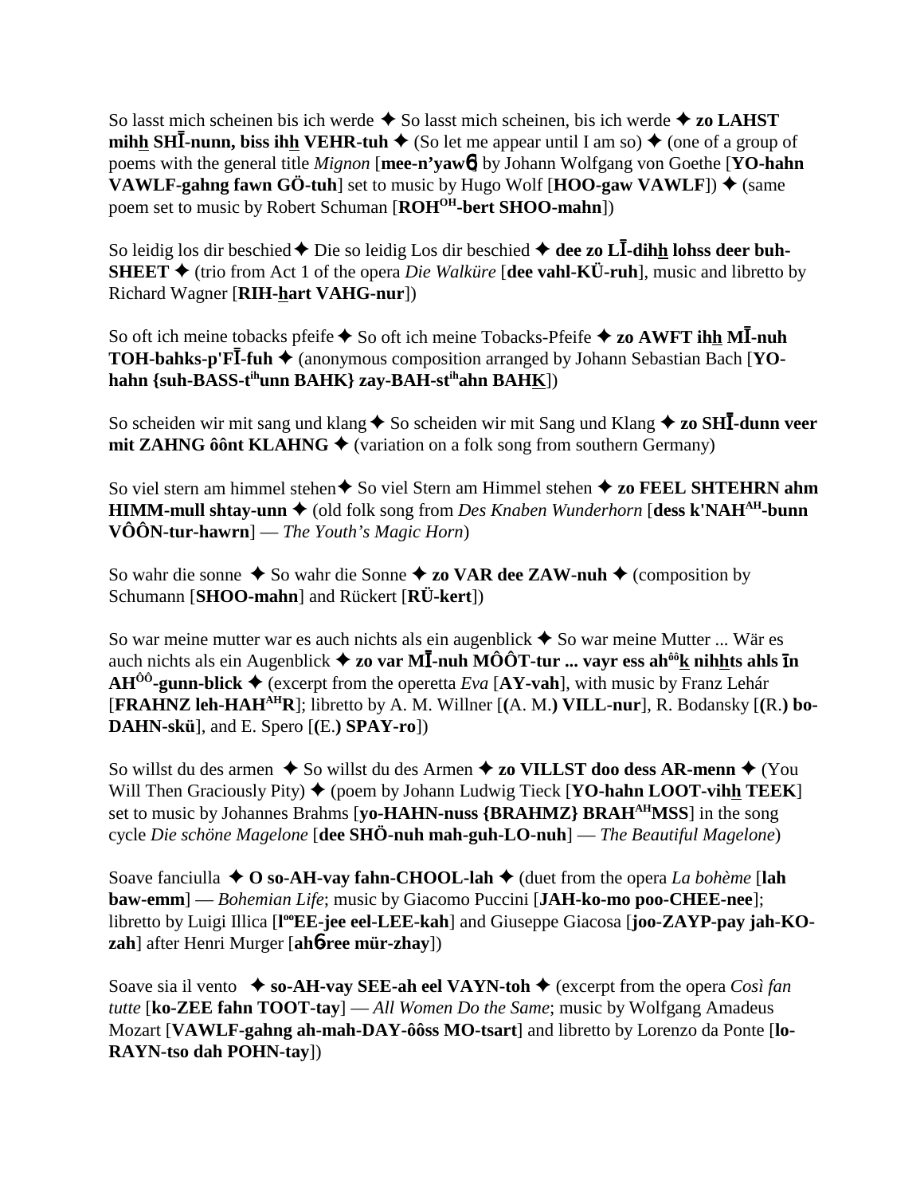So lasst mich scheinen bis ich werde ✦ So lasst mich scheinen, bis ich werde ✦ **zo LAHST mihh SHĪ-nunn, biss ihh VEHR-tuh** ✦ (So let me appear until I am so) ✦ (one of a group of poems with the general title *Mignon* [**mee-n'yawɲ**] by Johann Wolfgang von Goethe [**YO-hahn VAWLF-gahng fawn GÖ-tuh**] set to music by Hugo Wolf [**HOO-gaw VAWLF**]) ✦ (same poem set to music by Robert Schuman [**ROH^OH-bert SHOO-mahn**])

So leidig los dir beschied ✦ Die so leidig Los dir beschied ✦ **dee zo LĪ-dihh lohss deer buh-SHEET** ✦ (trio from Act 1 of the opera *Die Walküre* [**dee vahl-KÜ-ruh**], music and libretto by Richard Wagner [**RIH-hart VAHG-nur**])

So oft ich meine tobacks pfeife ✦ So oft ich meine Tobacks-Pfeife ✦ **zo AWFT ihh MĪ-nuh TOH-bahks-p'FĪ-fuh** ✦ (anonymous composition arranged by Johann Sebastian Bach [**YO-hahn {suh-BASS-t^ih unn BAHK} zay-BAH-st^ih ahn BAHK**])

So scheiden wir mit sang und klang ✦ So scheiden wir mit Sang und Klang ✦ **zo SHĪ-dunn veer mit ZAHNG ôônt KLAHNG** ✦ (variation on a folk song from southern Germany)

So viel stern am himmel stehen ✦ So viel Stern am Himmel stehen ✦ **zo FEEL SHTEHRN ahm HIMM-mull shtay-unn** ✦ (old folk song from *Des Knaben Wunderhorn* [**dess k'NAH^AH-bunn VÔÔN-tur-hawrn**] — *The Youth's Magic Horn*)

So wahr die sonne ✦ So wahr die Sonne ✦ **zo VAR dee ZAW-nuh** ✦ (composition by Schumann [**SHOO-mahn**] and Rückert [**RÜ-kert**])

So war meine mutter war es auch nichts als ein augenblick ✦ So war meine Mutter ... Wär es auch nichts als ein Augenblick ✦ **zo var MĪ-nuh MÔÔT-tur ... vayr ess ah^ôôk nihhts ahls īn AH^ÔÔ-gunn-blick** ✦ (excerpt from the operetta *Eva* [**AY-vah**], with music by Franz Lehár [**FRAHNZ leh-HAH^AH R**]; libretto by A. M. Willner [**(A. M.) VILL-nur**], R. Bodansky [**(R.) bo-DAHN-skü**], and E. Spero [**(E.) SPAY-ro**])

So willst du des armen ✦ So willst du des Armen ✦ **zo VILLST doo dess AR-menn** ✦ (You Will Then Graciously Pity) ✦ (poem by Johann Ludwig Tieck [**YO-hahn LOOT-vihh TEEK**] set to music by Johannes Brahms [**yo-HAHN-nuss {BRAHMZ} BRAH^AH MSS**] in the song cycle *Die schöne Magelone* [**dee SHÖ-nuh mah-guh-LO-nuh**] — *The Beautiful Magelone*)

Soave fanciulla ✦ **O so-AH-vay fahn-CHOOL-lah** ✦ (duet from the opera *La bohème* [**lah baw-emm**] — *Bohemian Life*; music by Giacomo Puccini [**JAH-ko-mo poo-CHEE-nee**]; libretto by Luigi Illica [**l^oo EE-jee eel-LEE-kah**] and Giuseppe Giacosa [**joo-ZAYP-pay jah-KO-zah**] after Henri Murger [**ahɲ-ree mür-zhay**])

Soave sia il vento ✦ **so-AH-vay SEE-ah eel VAYN-toh** ✦ (excerpt from the opera *Così fan tutte* [**ko-ZEE fahn TOOT-tay**] — *All Women Do the Same*; music by Wolfgang Amadeus Mozart [**VAWLF-gahng ah-mah-DAY-ôôss MO-tsart**] and libretto by Lorenzo da Ponte [**lo-RAYN-tso dah POHN-tay**])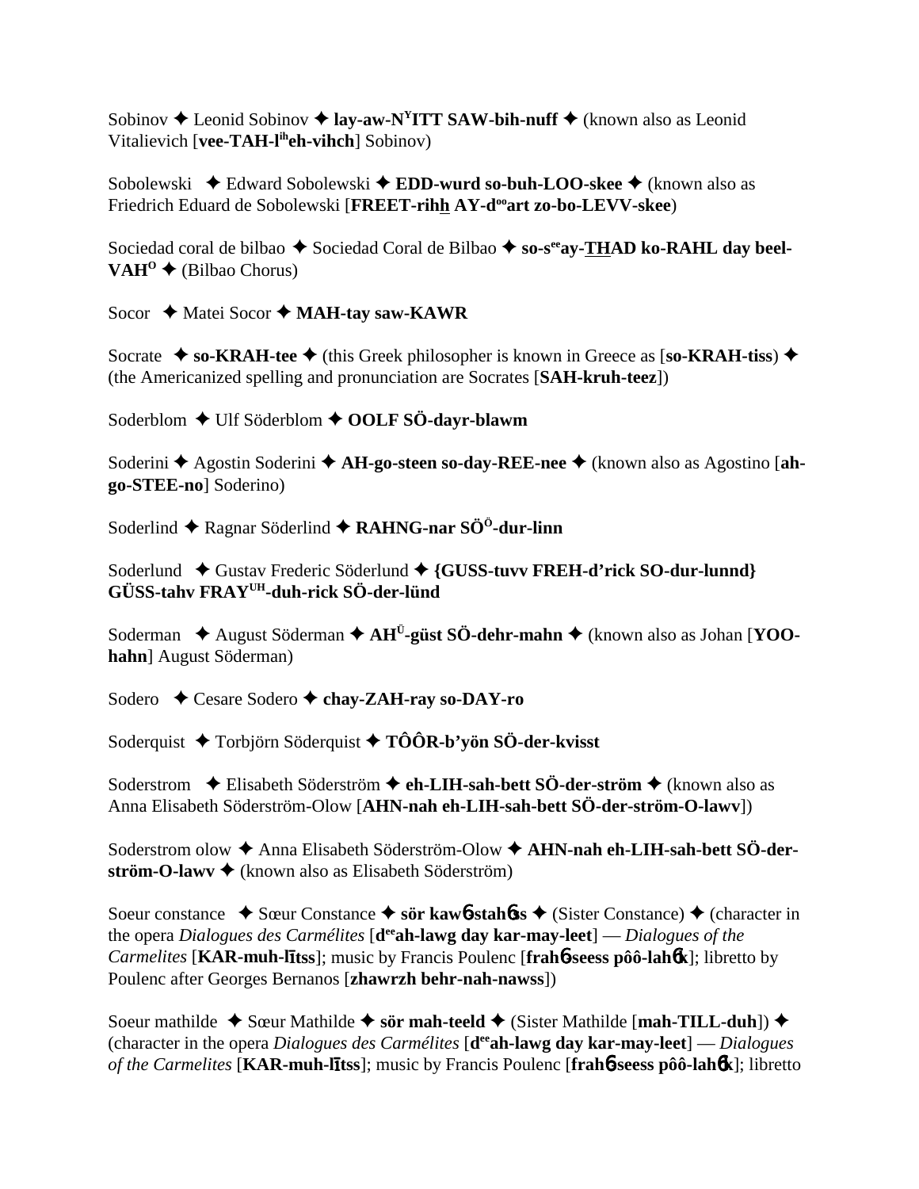Sobinov ✦ Leonid Sobinov ✦ **lay-aw-N^Y^ITT SAW-bih-nuff** ✦ (known also as Leonid Vitalievich [**vee-TAH-l^ih^eh-vihch**] Sobinov)

Sobolewski ✦ Edward Sobolewski ✦ **EDD-wurd so-buh-LOO-skee** ✦ (known also as Friedrich Eduard de Sobolewski [**FREET-rihh AY-d^oo^art zo-bo-LEVV-skee**)

Sociedad coral de bilbao ✦ Sociedad Coral de Bilbao ✦ **so-s^ee^ay-THAD ko-RAHL day beel-VAH^O^** ✦ (Bilbao Chorus)

Socor ✦ Matei Socor ✦ **MAH-tay saw-KAWR**

Socrate ✦ **so-KRAH-tee** ✦ (this Greek philosopher is known in Greece as [**so-KRAH-tiss**) ✦ (the Americanized spelling and pronunciation are Socrates [**SAH-kruh-teez**])

Soderblom ✦ Ulf Söderblom ✦ **OOLF SÖ-dayr-blawm**

Soderini ✦ Agostin Soderini ✦ **AH-go-steen so-day-REE-nee** ✦ (known also as Agostino [**ah-go-STEE-no**] Soderino)

Soderlind ✦ Ragnar Söderlind ✦ **RAHNG-nar SÖ^Ö^-dur-linn**

Soderlund ✦ Gustav Frederic Söderlund ✦ **{GUSS-tuvv FREH-d'rick SO-dur-lunnd} GÜSS-tahv FRAY^UH^-duh-rick SÖ-der-lünd**

Soderman ✦ August Söderman ✦ **AH^Ü^-güst SÖ-dehr-mahn** ✦ (known also as Johan [**YOO-hahn**] August Söderman)

Sodero ✦ Cesare Sodero ✦ **chay-ZAH-ray so-DAY-ro**

Soderquist ✦ Torbjörn Söderquist ✦ **TÔÔR-b'yön SÖ-der-kvisst**

Soderstrom ✦ Elisabeth Söderström ✦ **eh-LIH-sah-bett SÖ-der-ström** ✦ (known also as Anna Elisabeth Söderström-Olow [**AHN-nah eh-LIH-sah-bett SÖ-der-ström-O-lawv**])

Soderstrom olow ✦ Anna Elisabeth Söderström-Olow ✦ **AHN-nah eh-LIH-sah-bett SÖ-der-ström-O-lawv** ✦ (known also as Elisabeth Söderström)

Soeur constance ✦ Sœur Constance ✦ **sör kaw6-stah6ss** ✦ (Sister Constance) ✦ (character in the opera *Dialogues des Carmélites* [**d^ee^ah-lawg day kar-may-leet**] — *Dialogues of the Carmelites* [**KAR-muh-lītss**]; music by Francis Poulenc [**frah6-seess pôô-lah6k**]; libretto by Poulenc after Georges Bernanos [**zhawrzh behr-nah-nawss**])

Soeur mathilde ✦ Sœur Mathilde ✦ **sör mah-teeld** ✦ (Sister Mathilde [**mah-TILL-duh**]) ✦ (character in the opera *Dialogues des Carmélites* [**d^ee^ah-lawg day kar-may-leet**] — *Dialogues of the Carmelites* [**KAR-muh-lītss**]; music by Francis Poulenc [**frah6-seess pôô-lah6k**]; libretto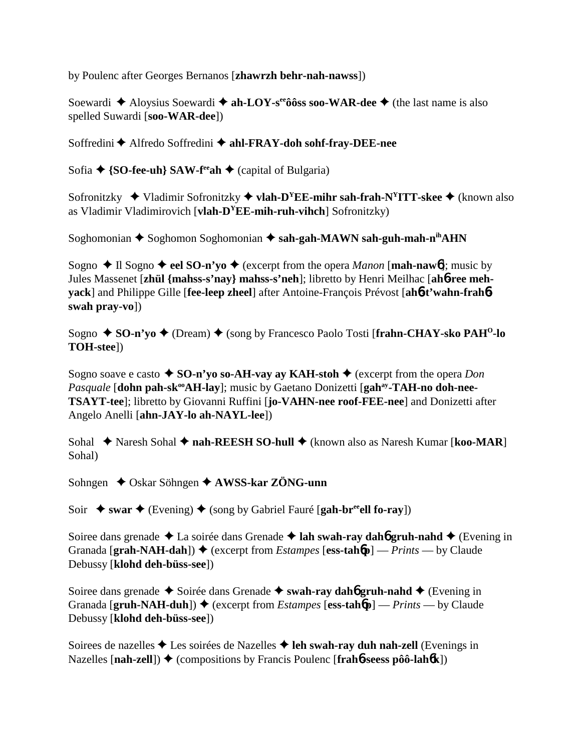by Poulenc after Georges Bernanos [**zhawrzh behr-nah-nawss**])

Soewardi ✦ Aloysius Soewardi ✦ **ah-LOY-s^ee^ôôss soo-WAR-dee** ✦ (the last name is also spelled Suwardi [**soo-WAR-dee**])

Soffredini ✦ Alfredo Soffredini ✦ **ahl-FRAY-doh sohf-fray-DEE-nee**

Sofia ✦ **{SO-fee-uh} SAW-f^ee^ah** ✦ (capital of Bulgaria)

Sofronitzky ✦ Vladimir Sofronitzky ✦ **vlah-D^Y^EE-mihr sah-frah-N^Y^ITT-skee** ✦ (known also as Vladimir Vladimirovich [**vlah-D^Y^EE-mih-ruh-vihch**] Sofronitzky)

Soghomonian ✦ Soghomon Soghomonian ✦ **sah-gah-MAWN sah-guh-mah-n^ih^AHN**

Sogno ✦ Il Sogno ✦ **eel SO-n'yo** ✦ (excerpt from the opera *Manon* [**mah-nawɓ**]; music by Jules Massenet [**zhül {mahss-s'nay} mahss-s'neh**]; libretto by Henri Meilhac [**ahɓ-ree meh-yack**] and Philippe Gille [**fee-leep zheel**] after Antoine-François Prévost [**ahɓ-t'wahn-frahɓ-swah pray-vo**])

Sogno ✦ **SO-n'yo** ✦ (Dream) ✦ (song by Francesco Paolo Tosti [**frahn-CHAY-sko PAH^O^-lo TOH-stee**])

Sogno soave e casto ✦ **SO-n'yo so-AH-vay ay KAH-stoh** ✦ (excerpt from the opera *Don Pasquale* [**dohn pah-sk^oo^AH-lay**]; music by Gaetano Donizetti [**gah^ay^-TAH-no doh-nee-TSAYT-tee**]; libretto by Giovanni Ruffini [**jo-VAHN-nee roof-FEE-nee**] and Donizetti after Angelo Anelli [**ahn-JAY-lo ah-NAYL-lee**])

Sohal ✦ Naresh Sohal ✦ **nah-REESH SO-hull** ✦ (known also as Naresh Kumar [**koo-MAR**] Sohal)

Sohngen ✦ Oskar Söhngen ✦ **AWSS-kar ZÖNG-unn**

Soir ✦ **swar** ✦ (Evening) ✦ (song by Gabriel Fauré [**gah-br^ee^ell fo-ray**])

Soiree dans grenade ✦ La soirée dans Grenade ✦ **lah swah-ray dahɓ gruh-nahd** ✦ (Evening in Granada [**grah-NAH-dah**]) ✦ (excerpt from *Estampes* [**ess-tahɓp**] — *Prints* — by Claude Debussy [**klohd deh-büss-see**])

Soiree dans grenade ✦ Soirée dans Grenade ✦ **swah-ray dahɓ gruh-nahd** ✦ (Evening in Granada [**gruh-NAH-duh**]) ✦ (excerpt from *Estampes* [**ess-tahɓp**] — *Prints* — by Claude Debussy [**klohd deh-büss-see**])

Soirees de nazelles ✦ Les soirées de Nazelles ✦ **leh swah-ray duh nah-zell** (Evenings in Nazelles [**nah-zell**]) ✦ (compositions by Francis Poulenc [**frahɓ-seess pôô-lahɓk**])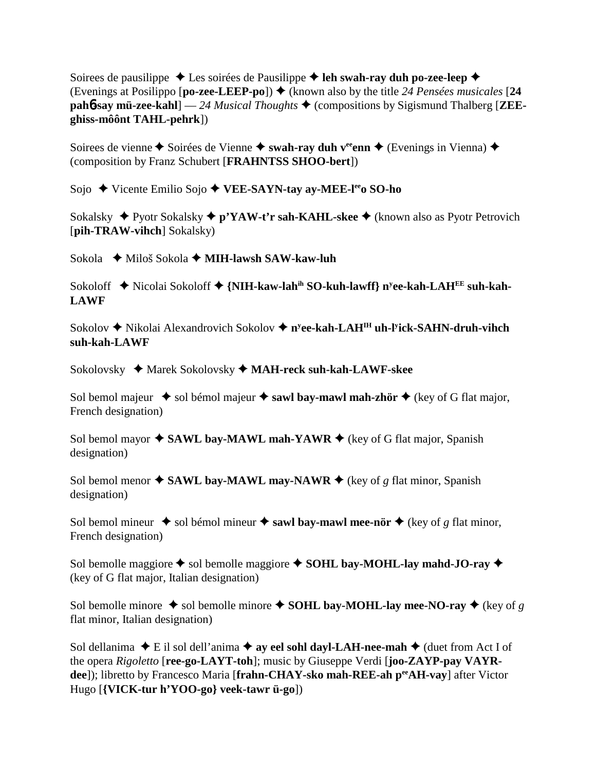Soirees de pausilippe ✦ Les soirées de Pausilippe ✦ **leh swah-ray duh po-zee-leep** ✦ (Evenings at Posilippo [**po-zee-LEEP-po**]) ✦ (known also by the title *24 Pensées musicales* [**24 pahɓsay mü-zee-kahl**] — *24 Musical Thoughts* ✦ (compositions by Sigismund Thalberg [**ZEE-ghiss-môônt TAHL-pehrk**])

Soirees de vienne ✦ Soirées de Vienne ✦ **swah-ray duh v$^{ee}$enn** ✦ (Evenings in Vienna) ✦ (composition by Franz Schubert [**FRAHNTSS SHOO-bert**])

Sojo ✦ Vicente Emilio Sojo ✦ **VEE-SAYN-tay ay-MEE-l$^{ee}$o SO-ho**

Sokalsky ✦ Pyotr Sokalsky ✦ **p'YAW-t'r sah-KAHL-skee** ✦ (known also as Pyotr Petrovich [**pih-TRAW-vihch**] Sokalsky)

Sokola ✦ Miloš Sokola ✦ **MIH-lawsh SAW-kaw-luh**

Sokoloff ✦ Nicolai Sokoloff ✦ **{NIH-kaw-lah$^{ih}$ SO-kuh-lawff} n$^{y}$ee-kah-LAH$^{EE}$ suh-kah-LAWF**

Sokolov ✦ Nikolai Alexandrovich Sokolov ✦ **n$^{y}$ee-kah-LAH$^{IH}$ uh-l$^{y}$ick-SAHN-druh-vihch suh-kah-LAWF**

Sokolovsky ✦ Marek Sokolovsky ✦ **MAH-reck suh-kah-LAWF-skee**

Sol bemol majeur ✦ sol bémol majeur ✦ **sawl bay-mawl mah-zhör** ✦ (key of G flat major, French designation)

Sol bemol mayor ✦ **SAWL bay-MAWL mah-YAWR** ✦ (key of G flat major, Spanish designation)

Sol bemol menor ✦ **SAWL bay-MAWL may-NAWR** ✦ (key of *g* flat minor, Spanish designation)

Sol bemol mineur ✦ sol bémol mineur ✦ **sawl bay-mawl mee-nör** ✦ (key of *g* flat minor, French designation)

Sol bemolle maggiore ✦ sol bemolle maggiore ✦ **SOHL bay-MOHL-lay mahd-JO-ray** ✦ (key of G flat major, Italian designation)

Sol bemolle minore ✦ sol bemolle minore ✦ **SOHL bay-MOHL-lay mee-NO-ray** ✦ (key of *g* flat minor, Italian designation)

Sol dellanima ✦ E il sol dell'anima ✦ **ay eel sohl dayl-LAH-nee-mah** ✦ (duet from Act I of the opera *Rigoletto* [**ree-go-LAYT-toh**]; music by Giuseppe Verdi [**joo-ZAYP-pay VAYR-dee**]); libretto by Francesco Maria [**frahn-CHAY-sko mah-REE-ah p$^{ee}$AH-vay**] after Victor Hugo [**{VICK-tur h'YOO-go} veek-tawr ü-go**])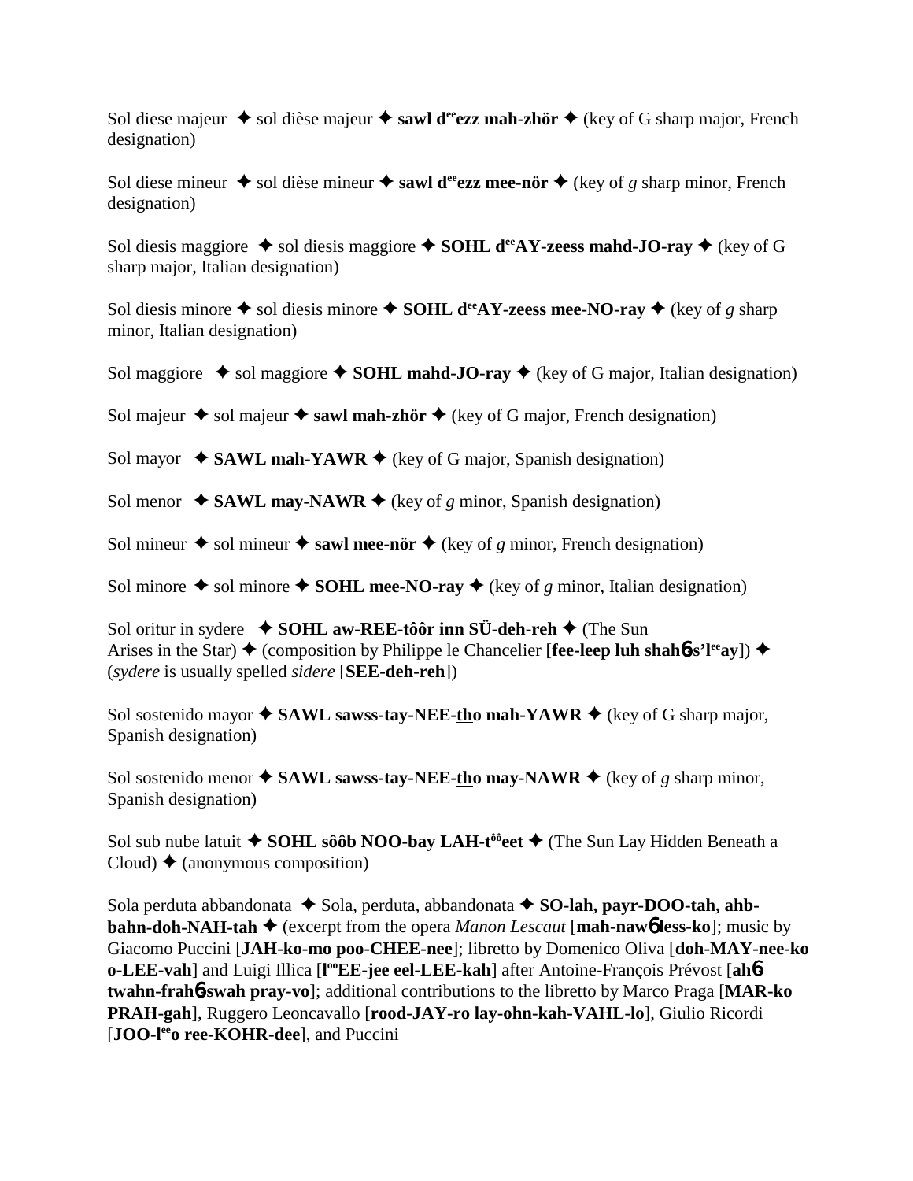Sol diese majeur ✦ sol dièse majeur ✦ **sawl d[ee]ezz mah-zhör** ✦ (key of G sharp major, French designation)

Sol diese mineur ✦ sol dièse mineur ✦ **sawl d[ee]ezz mee-nör** ✦ (key of *g* sharp minor, French designation)

Sol diesis maggiore ✦ sol diesis maggiore ✦ **SOHL d[ee]AY-zeess mahd-JO-ray** ✦ (key of G sharp major, Italian designation)

Sol diesis minore ✦ sol diesis minore ✦ **SOHL d[ee]AY-zeess mee-NO-ray** ✦ (key of *g* sharp minor, Italian designation)

Sol maggiore ✦ sol maggiore ✦ **SOHL mahd-JO-ray** ✦ (key of G major, Italian designation)

Sol majeur ✦ sol majeur ✦ **sawl mah-zhör** ✦ (key of G major, French designation)

Sol mayor ✦ **SAWL mah-YAWR** ✦ (key of G major, Spanish designation)

Sol menor ✦ **SAWL may-NAWR** ✦ (key of *g* minor, Spanish designation)

Sol mineur ✦ sol mineur ✦ **sawl mee-nör** ✦ (key of *g* minor, French designation)

Sol minore ✦ sol minore ✦ **SOHL mee-NO-ray** ✦ (key of *g* minor, Italian designation)

Sol oritur in sydere ✦ **SOHL aw-REE-tôôr inn SÜ-deh-reh** ✦ (The Sun Arises in the Star) ✦ (composition by Philippe le Chancelier [**fee-leep luh shahɓs'l[ee]ay**]) ✦ (*sydere* is usually spelled *sidere* [**SEE-deh-reh**])

Sol sostenido mayor ✦ **SAWL sawss-tay-NEE-tho mah-YAWR** ✦ (key of G sharp major, Spanish designation)

Sol sostenido menor ✦ **SAWL sawss-tay-NEE-tho may-NAWR** ✦ (key of *g* sharp minor, Spanish designation)

Sol sub nube latuit ✦ **SOHL sôôb NOO-bay LAH-t[ôô]eet** ✦ (The Sun Lay Hidden Beneath a Cloud) ✦ (anonymous composition)

Sola perduta abbandonata ✦ Sola, perduta, abbandonata ✦ **SO-lah, payr-DOO-tah, ahb-bahn-doh-NAH-tah** ✦ (excerpt from the opera *Manon Lescaut* [**mah-nawɓ less-ko**]; music by Giacomo Puccini [**JAH-ko-mo poo-CHEE-nee**]; libretto by Domenico Oliva [**doh-MAY-nee-ko o-LEE-vah**] and Luigi Illica [**l[oo]EE-jee eel-LEE-kah**] after Antoine-François Prévost [**ahɓ twahn-frahɓswah pray-vo**]; additional contributions to the libretto by Marco Praga [**MAR-ko PRAH-gah**], Ruggero Leoncavallo [**rood-JAY-ro lay-ohn-kah-VAHL-lo**], Giulio Ricordi [**JOO-l[ee]o ree-KOHR-dee**], and Puccini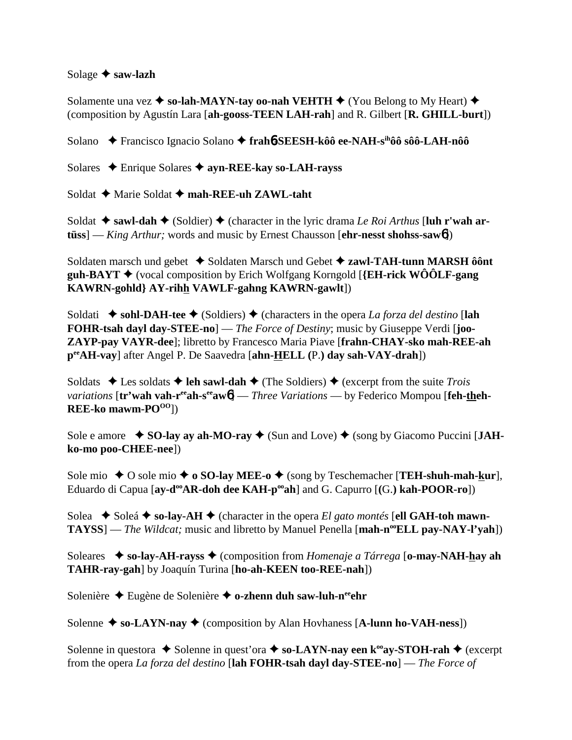Solage ✦ **saw-lazh**

Solamente una vez ✦ **so-lah-MAYN-tay oo-nah VEHTH** ✦ (You Belong to My Heart) ✦ (composition by Agustín Lara [**ah-gooss-TEEN LAH-rah**] and R. Gilbert [**R. GHILL-burt**])

Solano ✦ Francisco Ignacio Solano ✦ **frahɳ-SEESH-kôô ee-NAH-s^ih^ôô sôô-LAH-nôô**

Solares ✦ Enrique Solares ✦ **ayn-REE-kay so-LAH-rayss**

Soldat ✦ Marie Soldat ✦ **mah-REE-uh ZAWL-taht**

Soldat ✦ **sawl-dah** ✦ (Soldier) ✦ (character in the lyric drama *Le Roi Arthus* [**luh r'wah ar-tüss**] — *King Arthur;* words and music by Ernest Chausson [**ehr-nesst shohss-sawɳ**])

Soldaten marsch und gebet ✦ Soldaten Marsch und Gebet ✦ **zawl-TAH-tunn MARSH ôônt guh-BAYT** ✦ (vocal composition by Erich Wolfgang Korngold [**{EH-rick WÔÔLF-gang KAWRN-gohld} AY-rihh VAWLF-gahng KAWRN-gawlt**])

Soldati ✦ **sohl-DAH-tee** ✦ (Soldiers) ✦ (characters in the opera *La forza del destino* [**lah FOHR-tsah dayl day-STEE-no**] — *The Force of Destiny*; music by Giuseppe Verdi [**joo-ZAYP-pay VAYR-dee**]; libretto by Francesco Maria Piave [**frahn-CHAY-sko mah-REE-ah p^ee^AH-vay**] after Angel P. De Saavedra [**ahn-HELL (P.) day sah-VAY-drah**])

Soldats ✦ Les soldats ✦ **leh sawl-dah** ✦ (The Soldiers) ✦ (excerpt from the suite *Trois variations* [**tr'wah vah-r^ee^ah-s^ee^awɳ**] — *Three Variations* — by Federico Mompou [**feh-theh-REE-ko mawm-PO^OO^**])

Sole e amore ✦ **SO-lay ay ah-MO-ray** ✦ (Sun and Love) ✦ (song by Giacomo Puccini [**JAH-ko-mo poo-CHEE-nee**])

Sole mio ✦ O sole mio ✦ **o SO-lay MEE-o** ✦ (song by Teschemacher [**TEH-shuh-mah-kur**], Eduardo di Capua [**ay-d^oo^AR-doh dee KAH-p^oo^ah**] and G. Capurro [**(G.) kah-POOR-ro**])

Solea ✦ Soleá ✦ **so-lay-AH** ✦ (character in the opera *El gato montés* [**ell GAH-toh mawn-TAYSS**] — *The Wildcat;* music and libretto by Manuel Penella [**mah-n^oo^ELL pay-NAY-l'yah**])

Soleares ✦ **so-lay-AH-rayss** ✦ (composition from *Homenaje a Tárrega* [**o-may-NAH-hay ah TAHR-ray-gah**] by Joaquín Turina [**ho-ah-KEEN too-REE-nah**])

Solenière ✦ Eugène de Solenière ✦ **o-zhenn duh saw-luh-n^ee^ehr**

Solenne ✦ **so-LAYN-nay** ✦ (composition by Alan Hovhaness [**A-lunn ho-VAH-ness**])

Solenne in questora ✦ Solenne in quest'ora ✦ **so-LAYN-nay een k^oo^ay-STOH-rah** ✦ (excerpt from the opera *La forza del destino* [**lah FOHR-tsah dayl day-STEE-no**] — *The Force of*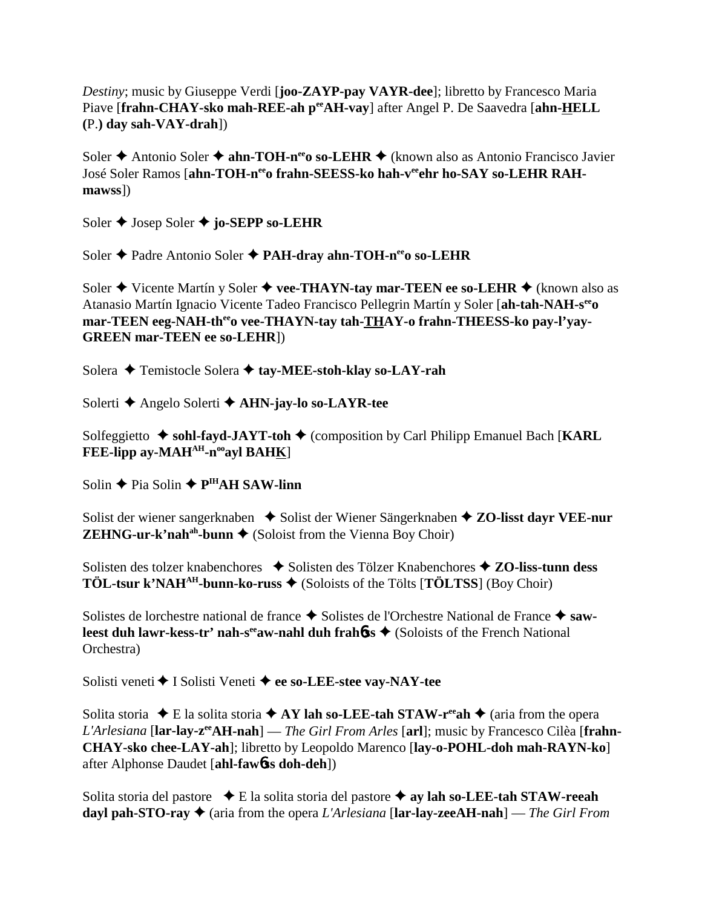*Destiny*; music by Giuseppe Verdi [**joo-ZAYP-pay VAYR-dee**]; libretto by Francesco Maria Piave [**frahn-CHAY-sko mah-REE-ah p**ee**AH-vay**] after Angel P. De Saavedra [**ahn-HELL (**P.**) day sah-VAY-drah**])

Soler ✦ Antonio Soler ✦ **ahn-TOH-n**ee**o so-LEHR** ✦ (known also as Antonio Francisco Javier José Soler Ramos [**ahn-TOH-n**ee**o frahn-SEESS-ko hah-v**ee**ehr ho-SAY so-LEHR RAH-mawss**])

Soler ✦ Josep Soler ✦ **jo-SEPP so-LEHR**

Soler ✦ Padre Antonio Soler ✦ **PAH-dray ahn-TOH-n**ee**o so-LEHR**

Soler ✦ Vicente Martín y Soler ✦ **vee-THAYN-tay mar-TEEN ee so-LEHR** ✦ (known also as Atanasio Martín Ignacio Vicente Tadeo Francisco Pellegrin Martín y Soler [**ah-tah-NAH-s**ee**o mar-TEEN eeg-NAH-th**ee**o vee-THAYN-tay tah-THAY-o frahn-THEESS-ko pay-l'yay-GREEN mar-TEEN ee so-LEHR**])

Solera ✦ Temistocle Solera ✦ **tay-MEE-stoh-klay so-LAY-rah**

Solerti ✦ Angelo Solerti ✦ **AHN-jay-lo so-LAYR-tee**

Solfeggietto ✦ **sohl-fayd-JAYT-toh** ✦ (composition by Carl Philipp Emanuel Bach [**KARL FEE-lipp ay-MAH**AH**-n**oo**ayl BAHK**]

Solin ✦ Pia Solin ✦ **P**IH**AH SAW-linn**

Solist der wiener sangerknaben ✦ Solist der Wiener Sängerknaben ✦ **ZO-lisst dayr VEE-nur ZEHNG-ur-k'nah**ah**-bunn** ✦ (Soloist from the Vienna Boy Choir)

Solisten des tolzer knabenchores ✦ Solisten des Tölzer Knabenchores ✦ **ZO-liss-tunn dess TÖL-tsur k'NAH**AH**-bunn-ko-russ** ✦ (Soloists of the Tölts [**TÖLTSS**] (Boy Choir)

Solistes de lorchestre national de france ✦ Solistes de l'Orchestre National de France ✦ **saw-leest duh lawr-kess-tr' nah-s**ee**aw-nahl duh frahɳss** ✦ (Soloists of the French National Orchestra)

Solisti veneti ✦ I Solisti Veneti ✦ **ee so-LEE-stee vay-NAY-tee**

Solita storia ✦ E la solita storia ✦ **AY lah so-LEE-tah STAW-r**ee**ah** ✦ (aria from the opera *L'Arlesiana* [**lar-lay-z**ee**AH-nah**] — *The Girl From Arles* [**arl**]; music by Francesco Cilèa [**frahn-CHAY-sko chee-LAY-ah**]; libretto by Leopoldo Marenco [**lay-o-POHL-doh mah-RAYN-ko**] after Alphonse Daudet [**ahl-fawɳss doh-deh**])

Solita storia del pastore ✦ E la solita storia del pastore ✦ **ay lah so-LEE-tah STAW-reeah dayl pah-STO-ray** ✦ (aria from the opera *L'Arlesiana* [**lar-lay-zeeAH-nah**] — *The Girl From*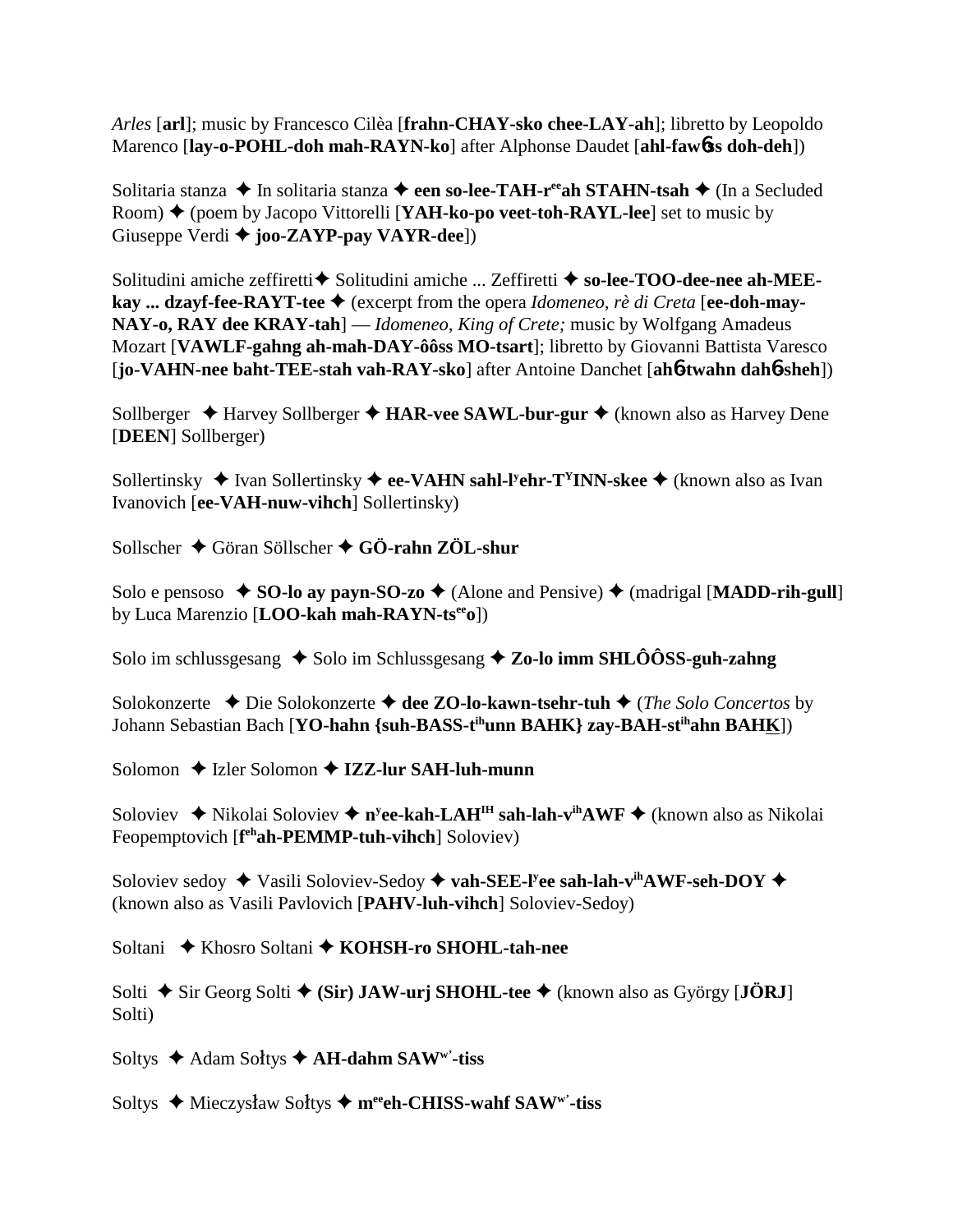*Arles* [**arl**]; music by Francesco Cilèa [**frahn-CHAY-sko chee-LAY-ah**]; libretto by Leopoldo Marenco [**lay-o-POHL-doh mah-RAYN-ko**] after Alphonse Daudet [**ahl-fawɜ̃ss doh-deh**])

Solitaria stanza ✦ In solitaria stanza ✦ **een so-lee-TAH-r$^{ee}$ah STAHN-tsah** ✦ (In a Secluded Room) ✦ (poem by Jacopo Vittorelli [**YAH-ko-po veet-toh-RAYL-lee**] set to music by Giuseppe Verdi ✦ **joo-ZAYP-pay VAYR-dee**])

Solitudini amiche zeffiretti✦ Solitudini amiche ... Zeffiretti ✦ **so-lee-TOO-dee-nee ah-MEE-kay ... dzayf-fee-RAYT-tee** ✦ (excerpt from the opera *Idomeneo, rè di Creta* [**ee-doh-may-NAY-o, RAY dee KRAY-tah**] — *Idomeneo, King of Crete;* music by Wolfgang Amadeus Mozart [**VAWLF-gahng ah-mah-DAY-ôôss MO-tsart**]; libretto by Giovanni Battista Varesco [**jo-VAHN-nee baht-TEE-stah vah-RAY-sko**] after Antoine Danchet [**ahɜ̃-twahn dahɜ̃-sheh**])

Sollberger ✦ Harvey Sollberger ✦ **HAR-vee SAWL-bur-gur** ✦ (known also as Harvey Dene [**DEEN**] Sollberger)

Sollertinsky ✦ Ivan Sollertinsky ✦ **ee-VAHN sahl-l$^{y}$ehr-T$^{Y}$INN-skee** ✦ (known also as Ivan Ivanovich [**ee-VAH-nuw-vihch**] Sollertinsky)

Sollscher ✦ Göran Söllscher ✦ **GÖ-rahn ZÖL-shur**

Solo e pensoso ✦ **SO-lo ay payn-SO-zo** ✦ (Alone and Pensive) ✦ (madrigal [**MADD-rih-gull**] by Luca Marenzio [**LOO-kah mah-RAYN-ts$^{ee}$o**])

Solo im schlussgesang ✦ Solo im Schlussgesang ✦ **Zo-lo imm SHLÔÔSS-guh-zahng**

Solokonzerte ✦ Die Solokonzerte ✦ **dee ZO-lo-kawn-tsehr-tuh** ✦ (*The Solo Concertos* by Johann Sebastian Bach [**YO-hahn {suh-BASS-t$^{ih}$unn BAHK} zay-BAH-st$^{ih}$ahn BAHK̲**])

Solomon ✦ Izler Solomon ✦ **IZZ-lur SAH-luh-munn**

Soloviev ✦ Nikolai Soloviev ✦ **n$^{y}$ee-kah-LAH$^{IH}$ sah-lah-v$^{ih}$AWF** ✦ (known also as Nikolai Feopemptovich [**f$^{eh}$ah-PEMMP-tuh-vihch**] Soloviev)

Soloviev sedoy ✦ Vasili Soloviev-Sedoy ✦ **vah-SEE-l$^{y}$ee sah-lah-v$^{ih}$AWF-seh-DOY** ✦ (known also as Vasili Pavlovich [**PAHV-luh-vihch**] Soloviev-Sedoy)

Soltani ✦ Khosro Soltani ✦ **KOHSH-ro SHOHL-tah-nee**

Solti ✦ Sir Georg Solti ✦ **(Sir) JAW-urj SHOHL-tee** ✦ (known also as György [**JÖRJ**] Solti)

Soltys ✦ Adam Sołtys ✦ **AH-dahm SAW$^{w'}$-tiss**

Soltys ✦ Mieczysław Sołtys ✦ **m$^{ee}$eh-CHISS-wahf SAW$^{w'}$-tiss**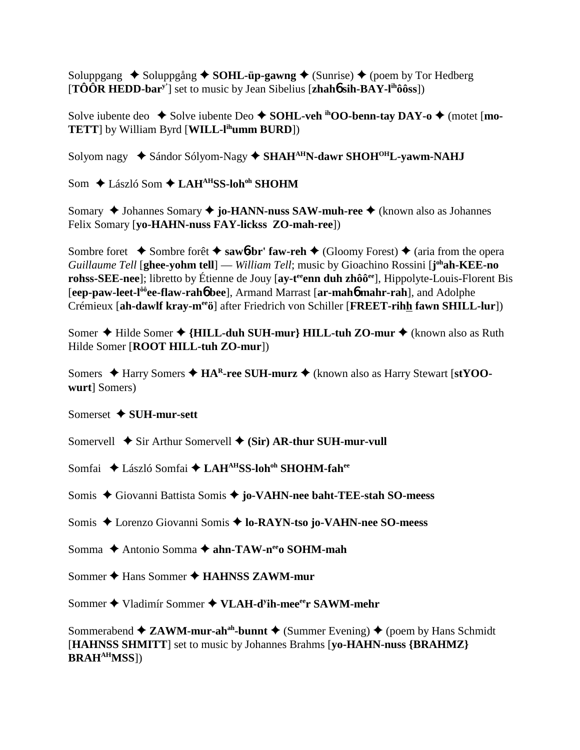Soluppgang ✦ Soluppgång ✦ **SOHL-üp-gawng** ✦ (Sunrise) ✦ (poem by Tor Hedberg [**TÔÔR HEDD-bar**[y']] set to music by Jean Sibelius [**zhahɓ sih-BAY-l**[ih]**ôôss**])

Solve iubente deo ✦ Solve iubente Deo ✦ **SOHL-veh** [ih]**OO-benn-tay DAY-o** ✦ (motet [**mo-TETT**] by William Byrd [**WILL-l**[ih]**umm BURD**])

Solyom nagy ✦ Sándor Sólyom-Nagy ✦ **SHAH**[AH]**N-dawr SHOH**[OH]**L-yawm-NAHJ**

Som ✦ László Som ✦ **LAH**[AH]**SS-loh**[oh] **SHOHM**

Somary ✦ Johannes Somary ✦ **jo-HANN-nuss SAW-muh-ree** ✦ (known also as Johannes Felix Somary [**yo-HAHN-nuss FAY-lickss ZO-mah-ree**])

Sombre foret ✦ Sombre forêt ✦ **sawɓ-br' faw-reh** ✦ (Gloomy Forest) ✦ (aria from the opera *Guillaume Tell* [**ghee-yohm tell**] — *William Tell*; music by Gioachino Rossini [**j**[oh]**ah-KEE-no rohss-SEE-nee**]; libretto by Étienne de Jouy [**ay-t**[ee]**enn duh zhôô**[ee]], Hippolyte-Louis-Florent Bis [**eep-paw-leet-l**[ôô]**ee-flaw-rahɓ bee**], Armand Marrast [**ar-mahɓ mahr-rah**], and Adolphe Crémieux [**ah-dawlf kray-m**[ee]**ö**] after Friedrich von Schiller [**FREET-rihh fawn SHILL-lur**])

Somer ✦ Hilde Somer ✦ **{HILL-duh SUH-mur} HILL-tuh ZO-mur** ✦ (known also as Ruth Hilde Somer [**ROOT HILL-tuh ZO-mur**])

Somers ✦ Harry Somers ✦ **HA**[R]**-ree SUH-murz** ✦ (known also as Harry Stewart [**stYOO-wurt**] Somers)

Somerset ✦ **SUH-mur-sett**

Somervell ✦ Sir Arthur Somervell ✦ **(Sir) AR-thur SUH-mur-vull**

Somfai ✦ László Somfai ✦ **LAH**[AH]**SS-loh**[oh] **SHOHM-fah**[ee]

Somis ✦ Giovanni Battista Somis ✦ **jo-VAHN-nee baht-TEE-stah SO-meess**

Somis ✦ Lorenzo Giovanni Somis ✦ **lo-RAYN-tso jo-VAHN-nee SO-meess**

Somma ✦ Antonio Somma ✦ **ahn-TAW-n**[ee]**o SOHM-mah**

Sommer ✦ Hans Sommer ✦ **HAHNSS ZAWM-mur**

Sommer ✦ Vladimír Sommer ✦ **VLAH-d**[y]**ih-mee**[ee]**r SAWM-mehr**

Sommerabend ✦ **ZAWM-mur-ah**[ah]**-bunnt** ✦ (Summer Evening) ✦ (poem by Hans Schmidt [**HAHNSS SHMITT**] set to music by Johannes Brahms [**yo-HAHN-nuss {BRAHMZ} BRAH**[AH]**MSS**])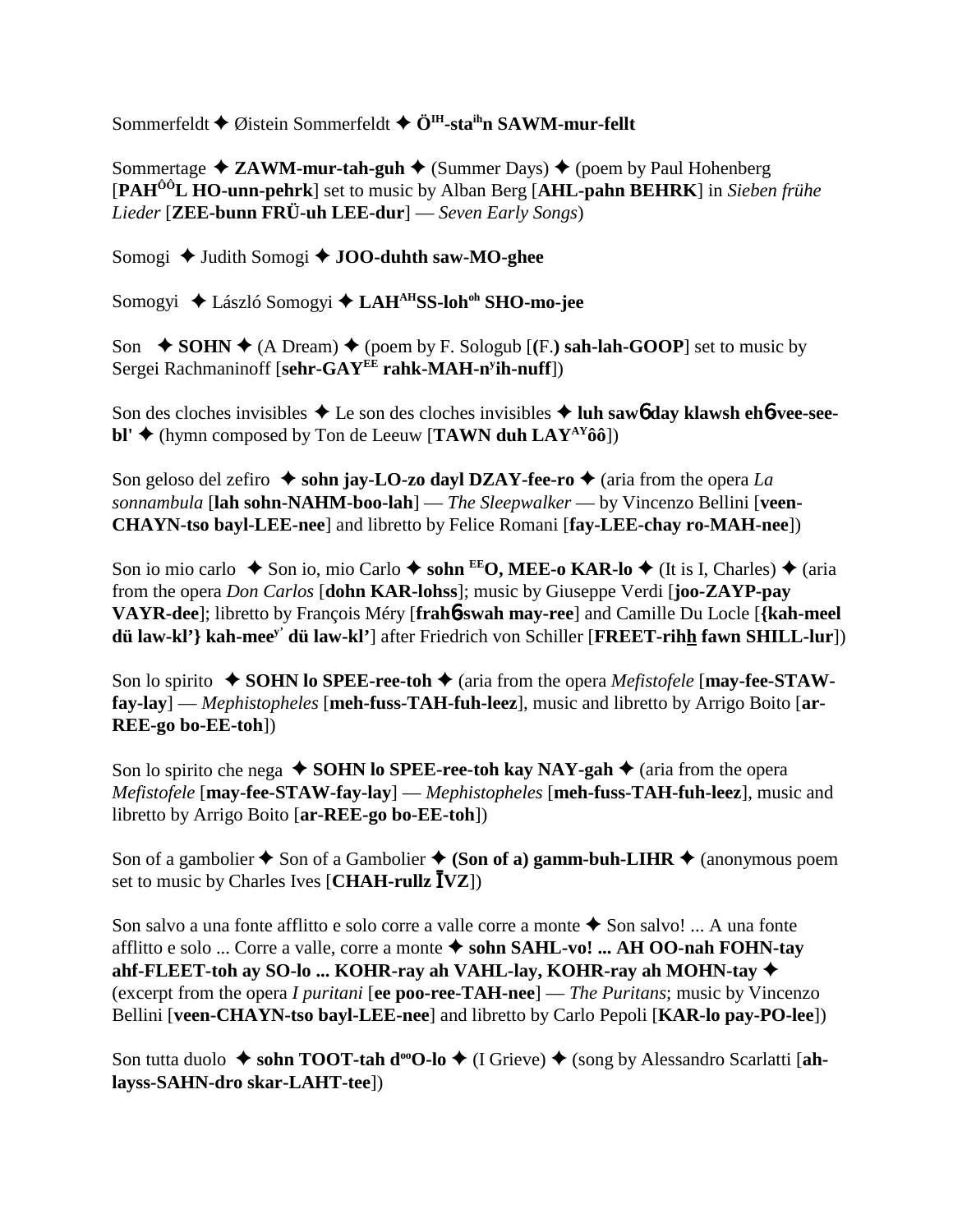Sommerfeldt ✦ Øistein Sommerfeldt ✦ **Ö^IH^-sta^ih^n SAWM-mur-fellt**

Sommertage ✦ **ZAWM-mur-tah-guh** ✦ (Summer Days) ✦ (poem by Paul Hohenberg [**PAH^ÔÔ^L HO-unn-pehrk**] set to music by Alban Berg [**AHL-pahn BEHRK**] in *Sieben frühe Lieder* [**ZEE-bunn FRÜ-uh LEE-dur**] — *Seven Early Songs*)

Somogi ✦ Judith Somogi ✦ **JOO-duhth saw-MO-ghee**

Somogyi ✦ László Somogyi ✦ **LAH^AH^SS-loh^oh^ SHO-mo-jee**

Son ✦ **SOHN** ✦ (A Dream) ✦ (poem by F. Sologub [**(F.) sah-lah-GOOP**] set to music by Sergei Rachmaninoff [**sehr-GAY^EE^ rahk-MAH-n^y^ih-nuff**])

Son des cloches invisibles ✦ Le son des cloches invisibles ✦ **luh sawɓ day klawsh ehɓ-vee-see-bl'** ✦ (hymn composed by Ton de Leeuw [**TAWN duh LAY^AY^ôô**])

Son geloso del zefiro ✦ **sohn jay-LO-zo dayl DZAY-fee-ro** ✦ (aria from the opera *La sonnambula* [**lah sohn-NAHM-boo-lah**] — *The Sleepwalker* — by Vincenzo Bellini [**veen-CHAYN-tso bayl-LEE-nee**] and libretto by Felice Romani [**fay-LEE-chay ro-MAH-nee**])

Son io mio carlo ✦ Son io, mio Carlo ✦ **sohn ^EE^O, MEE-o KAR-lo** ✦ (It is I, Charles) ✦ (aria from the opera *Don Carlos* [**dohn KAR-lohss**]; music by Giuseppe Verdi [**joo-ZAYP-pay VAYR-dee**]; libretto by François Méry [**frahɓ-swah may-ree**] and Camille Du Locle [**{kah-meel dü law-kl'} kah-mee^y'^ dü law-kl'**] after Friedrich von Schiller [**FREET-rihh fawn SHILL-lur**])

Son lo spirito ✦ **SOHN lo SPEE-ree-toh** ✦ (aria from the opera *Mefistofele* [**may-fee-STAW-fay-lay**] — *Mephistopheles* [**meh-fuss-TAH-fuh-leez**], music and libretto by Arrigo Boito [**ar-REE-go bo-EE-toh**])

Son lo spirito che nega ✦ **SOHN lo SPEE-ree-toh kay NAY-gah** ✦ (aria from the opera *Mefistofele* [**may-fee-STAW-fay-lay**] — *Mephistopheles* [**meh-fuss-TAH-fuh-leez**], music and libretto by Arrigo Boito [**ar-REE-go bo-EE-toh**])

Son of a gambolier ✦ Son of a Gambolier ✦ **(Son of a) gamm-buh-LIHR** ✦ (anonymous poem set to music by Charles Ives [**CHAH-rullz ĪVZ**])

Son salvo a una fonte afflitto e solo corre a valle corre a monte ✦ Son salvo! ... A una fonte afflitto e solo ... Corre a valle, corre a monte ✦ **sohn SAHL-vo! ... AH OO-nah FOHN-tay ahf-FLEET-toh ay SO-lo ... KOHR-ray ah VAHL-lay, KOHR-ray ah MOHN-tay** ✦ (excerpt from the opera *I puritani* [**ee poo-ree-TAH-nee**] — *The Puritans*; music by Vincenzo Bellini [**veen-CHAYN-tso bayl-LEE-nee**] and libretto by Carlo Pepoli [**KAR-lo pay-PO-lee**])

Son tutta duolo ✦ **sohn TOOT-tah d^oo^O-lo** ✦ (I Grieve) ✦ (song by Alessandro Scarlatti [**ah-layss-SAHN-dro skar-LAHT-tee**])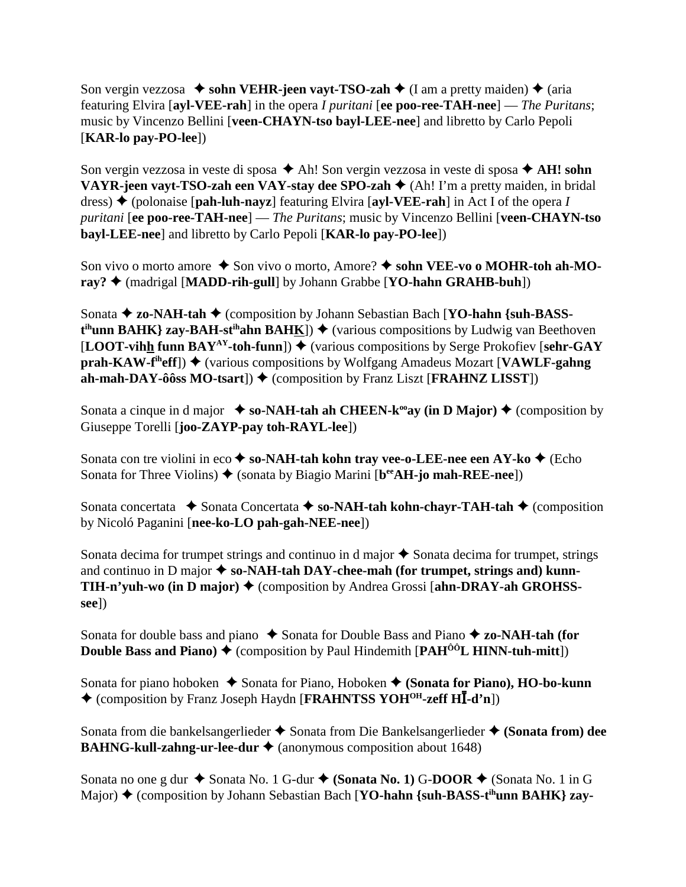Son vergin vezzosa ✦ **sohn VEHR-jeen vayt-TSO-zah** ✦ (I am a pretty maiden) ✦ (aria featuring Elvira [**ayl-VEE-rah**] in the opera *I puritani* [**ee poo-ree-TAH-nee**] — *The Puritans*; music by Vincenzo Bellini [**veen-CHAYN-tso bayl-LEE-nee**] and libretto by Carlo Pepoli [**KAR-lo pay-PO-lee**])

Son vergin vezzosa in veste di sposa ✦ Ah! Son vergin vezzosa in veste di sposa ✦ **AH! sohn VAYR-jeen vayt-TSO-zah een VAY-stay dee SPO-zah** ✦ (Ah! I'm a pretty maiden, in bridal dress) ✦ (polonaise [**pah-luh-nayz**] featuring Elvira [**ayl-VEE-rah**] in Act I of the opera *I puritani* [**ee poo-ree-TAH-nee**] — *The Puritans*; music by Vincenzo Bellini [**veen-CHAYN-tso bayl-LEE-nee**] and libretto by Carlo Pepoli [**KAR-lo pay-PO-lee**])

Son vivo o morto amore ✦ Son vivo o morto, Amore? ✦ **sohn VEE-vo o MOHR-toh ah-MO-ray?** ✦ (madrigal [**MADD-rih-gull**] by Johann Grabbe [**YO-hahn GRAHB-buh**])

Sonata ✦ **zo-NAH-tah** ✦ (composition by Johann Sebastian Bach [**YO-hahn {suh-BASS-t^ih^unn BAHK} zay-BAH-st^ih^ahn BAHK**]) ✦ (various compositions by Ludwig van Beethoven [**LOOT-vihh funn BAY^AY^-toh-funn**]) ✦ (various compositions by Serge Prokofiev [**sehr-GAY prah-KAW-f^ih^eff**]) ✦ (various compositions by Wolfgang Amadeus Mozart [**VAWLF-gahng ah-mah-DAY-ôôss MO-tsart**]) ✦ (composition by Franz Liszt [**FRAHNZ LISST**])

Sonata a cinque in d major ✦ **so-NAH-tah ah CHEEN-k^oo^ay (in D Major)** ✦ (composition by Giuseppe Torelli [**joo-ZAYP-pay toh-RAYL-lee**])

Sonata con tre violini in eco ✦ **so-NAH-tah kohn tray vee-o-LEE-nee een AY-ko** ✦ (Echo Sonata for Three Violins) ✦ (sonata by Biagio Marini [**b^ee^AH-jo mah-REE-nee**])

Sonata concertata ✦ Sonata Concertata ✦ **so-NAH-tah kohn-chayr-TAH-tah** ✦ (composition by Nicoló Paganini [**nee-ko-LO pah-gah-NEE-nee**])

Sonata decima for trumpet strings and continuo in d major ✦ Sonata decima for trumpet, strings and continuo in D major ✦ **so-NAH-tah DAY-chee-mah (for trumpet, strings and) kunn-TIH-n'yuh-wo (in D major)** ✦ (composition by Andrea Grossi [**ahn-DRAY-ah GROHSS-see**])

Sonata for double bass and piano ✦ Sonata for Double Bass and Piano ✦ **zo-NAH-tah (for Double Bass and Piano)** ✦ (composition by Paul Hindemith [**PAH^ÔÔ^L HINN-tuh-mitt**])

Sonata for piano hoboken ✦ Sonata for Piano, Hoboken ✦ **(Sonata for Piano), HO-bo-kunn** ✦ (composition by Franz Joseph Haydn [**FRAHNTSS YOH^OH^-zeff HĪ-d'n**])

Sonata from die bankelsangerlieder ✦ Sonata from Die Bankelsangerlieder ✦ **(Sonata from) dee BAHNG-kull-zahng-ur-lee-dur** ✦ (anonymous composition about 1648)

Sonata no one g dur ✦ Sonata No. 1 G-dur ✦ **(Sonata No. 1)** G-**DOOR** ✦ (Sonata No. 1 in G Major) ✦ (composition by Johann Sebastian Bach [**YO-hahn {suh-BASS-t^ih^unn BAHK} zay-**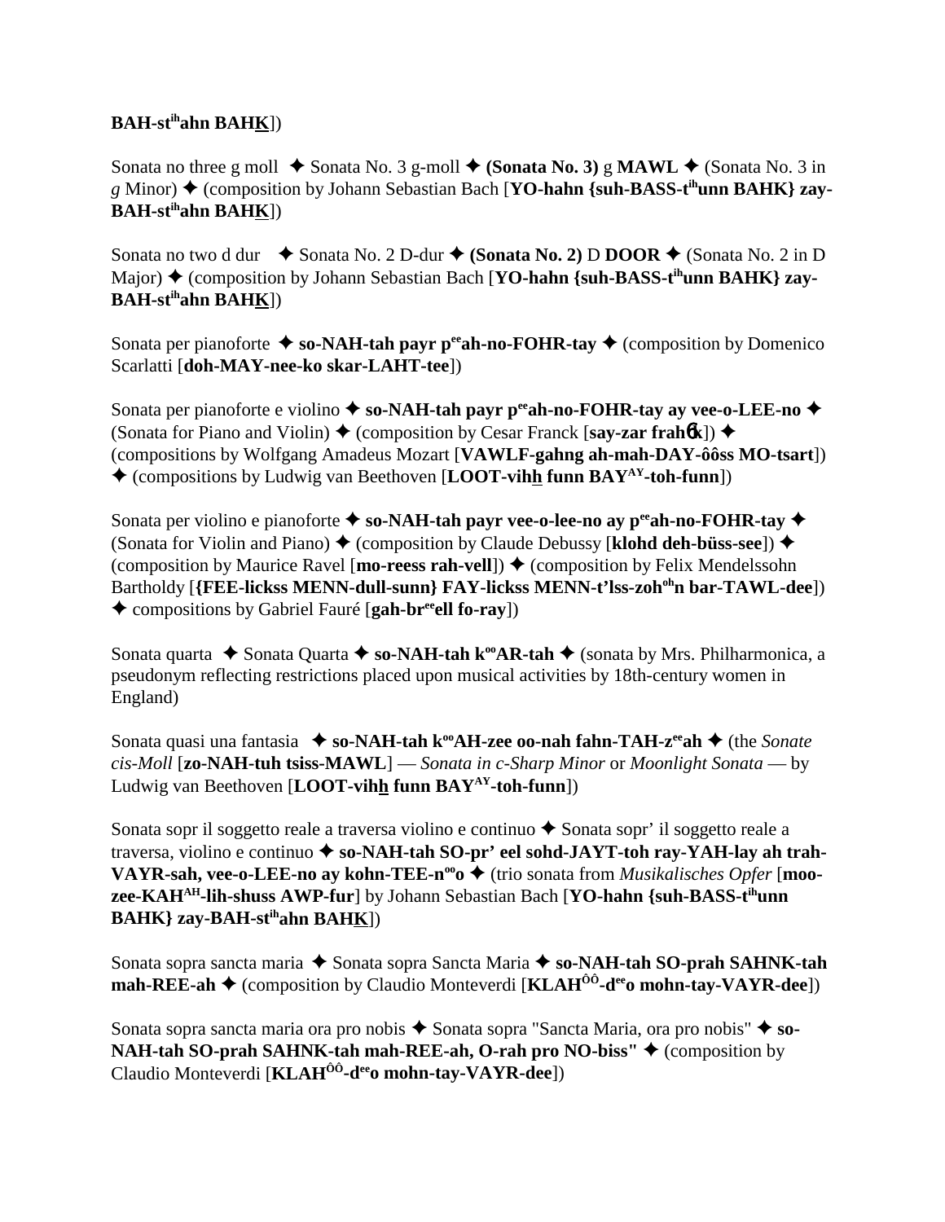**BAH-st^ih^ahn BAH_K_**])

Sonata no three g moll ✦ Sonata No. 3 g-moll ✦ **(Sonata No. 3)** g **MAWL** ✦ (Sonata No. 3 in *g* Minor) ✦ (composition by Johann Sebastian Bach [**YO-hahn {suh-BASS-t^ih^unn BAHK} zay-BAH-st^ih^ahn BAH_K_**])

Sonata no two d dur ✦ Sonata No. 2 D-dur ✦ **(Sonata No. 2)** D **DOOR** ✦ (Sonata No. 2 in D Major) ✦ (composition by Johann Sebastian Bach [**YO-hahn {suh-BASS-t^ih^unn BAHK} zay-BAH-st^ih^ahn BAH_K_**])

Sonata per pianoforte ✦ **so-NAH-tah payr p^ee^ah-no-FOHR-tay** ✦ (composition by Domenico Scarlatti [**doh-MAY-nee-ko skar-LAHT-tee**])

Sonata per pianoforte e violino ✦ **so-NAH-tah payr p^ee^ah-no-FOHR-tay ay vee-o-LEE-no** ✦ (Sonata for Piano and Violin) ✦ (composition by Cesar Franck [**say-zar frahɠk**]) ✦ (compositions by Wolfgang Amadeus Mozart [**VAWLF-gahng ah-mah-DAY-ôôss MO-tsart**]) ✦ (compositions by Ludwig van Beethoven [**LOOT-vih_h_ funn BAY^AY^-toh-funn**])

Sonata per violino e pianoforte ✦ **so-NAH-tah payr vee-o-lee-no ay p^ee^ah-no-FOHR-tay** ✦ (Sonata for Violin and Piano) ✦ (composition by Claude Debussy [**klohd deh-büss-see**]) ✦ (composition by Maurice Ravel [**mo-reess rah-vell**]) ✦ (composition by Felix Mendelssohn Bartholdy [**{FEE-lickss MENN-dull-sunn} FAY-lickss MENN-t'lss-zoh^oh^n bar-TAWL-dee**]) ✦ compositions by Gabriel Fauré [**gah-br^ee^ell fo-ray**])

Sonata quarta ✦ Sonata Quarta ✦ **so-NAH-tah k^oo^AR-tah** ✦ (sonata by Mrs. Philharmonica, a pseudonym reflecting restrictions placed upon musical activities by 18th-century women in England)

Sonata quasi una fantasia ✦ **so-NAH-tah k^oo^AH-zee oo-nah fahn-TAH-z^ee^ah** ✦ (the *Sonate cis-Moll* [**zo-NAH-tuh tsiss-MAWL**] — *Sonata in c-Sharp Minor* or *Moonlight Sonata* — by Ludwig van Beethoven [**LOOT-vih_h_ funn BAY^AY^-toh-funn**])

Sonata sopr il soggetto reale a traversa violino e continuo ✦ Sonata sopr' il soggetto reale a traversa, violino e continuo ✦ **so-NAH-tah SO-pr' eel sohd-JAYT-toh ray-YAH-lay ah trah-VAYR-sah, vee-o-LEE-no ay kohn-TEE-n^oo^o** ✦ (trio sonata from *Musikalisches Opfer* [**moo-zee-KAH^AH^-lih-shuss AWP-fur**] by Johann Sebastian Bach [**YO-hahn {suh-BASS-t^ih^unn BAHK} zay-BAH-st^ih^ahn BAH_K_**])

Sonata sopra sancta maria ✦ Sonata sopra Sancta Maria ✦ **so-NAH-tah SO-prah SAHNK-tah mah-REE-ah** ✦ (composition by Claudio Monteverdi [**KLAH^ÔÔ^-d^ee^o mohn-tay-VAYR-dee**])

Sonata sopra sancta maria ora pro nobis ✦ Sonata sopra "Sancta Maria, ora pro nobis" ✦ **so-NAH-tah SO-prah SAHNK-tah mah-REE-ah, O-rah pro NO-biss"** ✦ (composition by Claudio Monteverdi [**KLAH^ÔÔ^-d^ee^o mohn-tay-VAYR-dee**])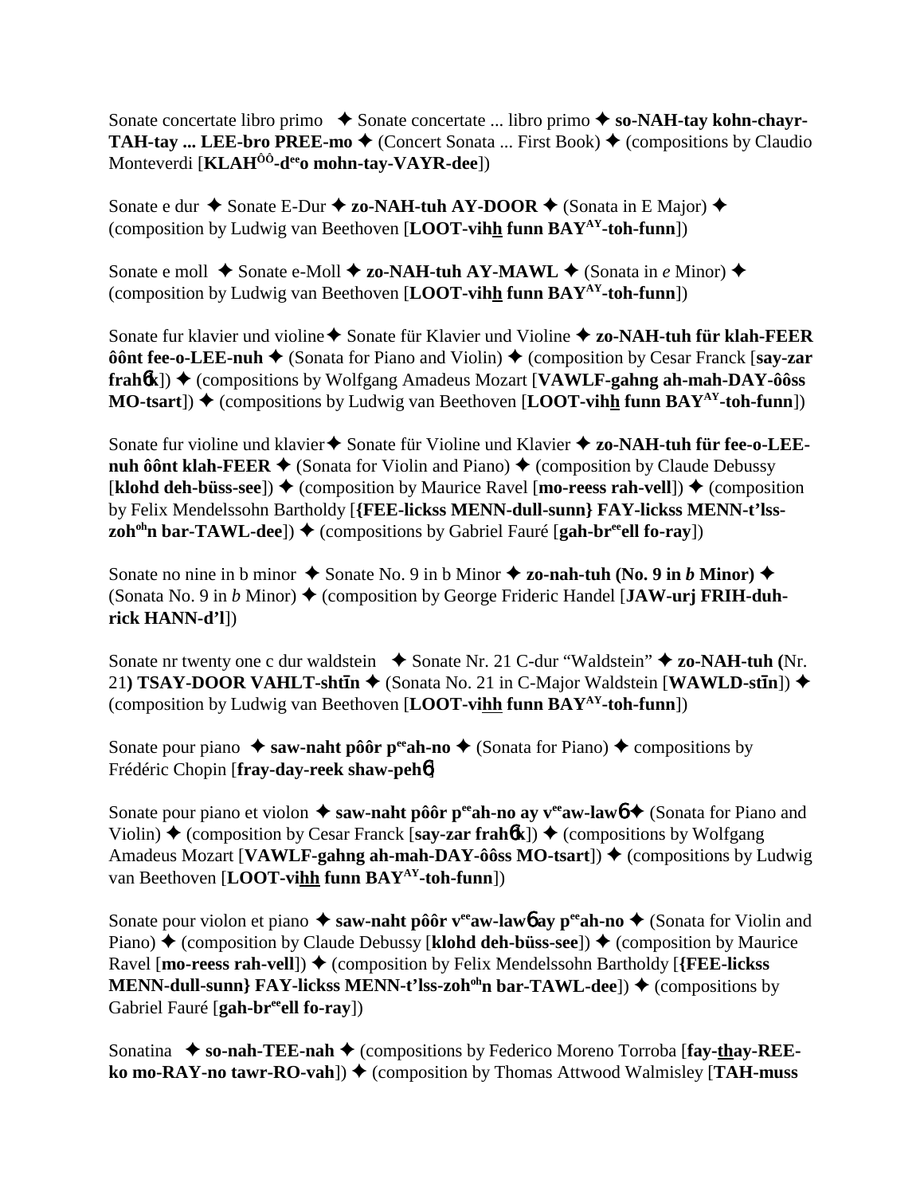Sonate concertate libro primo ✦ Sonate concertate ... libro primo ✦ **so-NAH-tay kohn-chayr-TAH-tay ... LEE-bro PREE-mo** ✦ (Concert Sonata ... First Book) ✦ (compositions by Claudio Monteverdi [**KLAH**ôô**-d**ee**o mohn-tay-VAYR-dee**])

Sonate e dur ✦ Sonate E-Dur ✦ **zo-NAH-tuh AY-DOOR** ✦ (Sonata in E Major) ✦ (composition by Ludwig van Beethoven [**LOOT-vihh funn BAY**AY**-toh-funn**])

Sonate e moll ✦ Sonate e-Moll ✦ **zo-NAH-tuh AY-MAWL** ✦ (Sonata in *e* Minor) ✦ (composition by Ludwig van Beethoven [**LOOT-vihh funn BAY**AY**-toh-funn**])

Sonate fur klavier und violine✦ Sonate für Klavier und Violine ✦ **zo-NAH-tuh für klah-FEER ôônt fee-o-LEE-nuh** ✦ (Sonata for Piano and Violin) ✦ (composition by Cesar Franck [**say-zar frah**6**k**]) ✦ (compositions by Wolfgang Amadeus Mozart [**VAWLF-gahng ah-mah-DAY-ôôss MO-tsart**]) ✦ (compositions by Ludwig van Beethoven [**LOOT-vihh funn BAY**AY**-toh-funn**])

Sonate fur violine und klavier✦ Sonate für Violine und Klavier ✦ **zo-NAH-tuh für fee-o-LEE-nuh ôônt klah-FEER** ✦ (Sonata for Violin and Piano) ✦ (composition by Claude Debussy [**klohd deh-büss-see**]) ✦ (composition by Maurice Ravel [**mo-reess rah-vell**]) ✦ (composition by Felix Mendelssohn Bartholdy [**{FEE-lickss MENN-dull-sunn} FAY-lickss MENN-t'lss-zoh**oh**n bar-TAWL-dee**]) ✦ (compositions by Gabriel Fauré [**gah-br**ee**ell fo-ray**])

Sonate no nine in b minor ✦ Sonate No. 9 in b Minor ✦ **zo-nah-tuh (No. 9 in *b* Minor)** ✦ (Sonata No. 9 in *b* Minor) ✦ (composition by George Frideric Handel [**JAW-urj FRIH-duh-rick HANN-d'l**])

Sonate nr twenty one c dur waldstein ✦ Sonate Nr. 21 C-dur "Waldstein" ✦ **zo-NAH-tuh (**Nr. 21**) TSAY-DOOR VAHLT-shtīn** ✦ (Sonata No. 21 in C-Major Waldstein [**WAWLD-stīn**]) ✦ (composition by Ludwig van Beethoven [**LOOT-vihh funn BAY**AY**-toh-funn**])

Sonate pour piano ✦ **saw-naht pôôr p**ee**ah-no** ✦ (Sonata for Piano) ✦ compositions by Frédéric Chopin [**fray-day-reek shaw-peh**6]

Sonate pour piano et violon ✦ **saw-naht pôôr p**ee**ah-no ay v**ee**aw-law**6 ✦ (Sonata for Piano and Violin) ✦ (composition by Cesar Franck [**say-zar frah**6**k**]) ✦ (compositions by Wolfgang Amadeus Mozart [**VAWLF-gahng ah-mah-DAY-ôôss MO-tsart**]) ✦ (compositions by Ludwig van Beethoven [**LOOT-vihh funn BAY**AY**-toh-funn**])

Sonate pour violon et piano ✦ **saw-naht pôôr v**ee**aw-law**6 **ay p**ee**ah-no** ✦ (Sonata for Violin and Piano) ✦ (composition by Claude Debussy [**klohd deh-büss-see**]) ✦ (composition by Maurice Ravel [**mo-reess rah-vell**]) ✦ (composition by Felix Mendelssohn Bartholdy [**{FEE-lickss MENN-dull-sunn} FAY-lickss MENN-t'lss-zoh**oh**n bar-TAWL-dee**]) ✦ (compositions by Gabriel Fauré [**gah-br**ee**ell fo-ray**])

Sonatina ✦ **so-nah-TEE-nah** ✦ (compositions by Federico Moreno Torroba [**fay-thay-REE-ko mo-RAY-no tawr-RO-vah**]) ✦ (composition by Thomas Attwood Walmisley [**TAH-muss**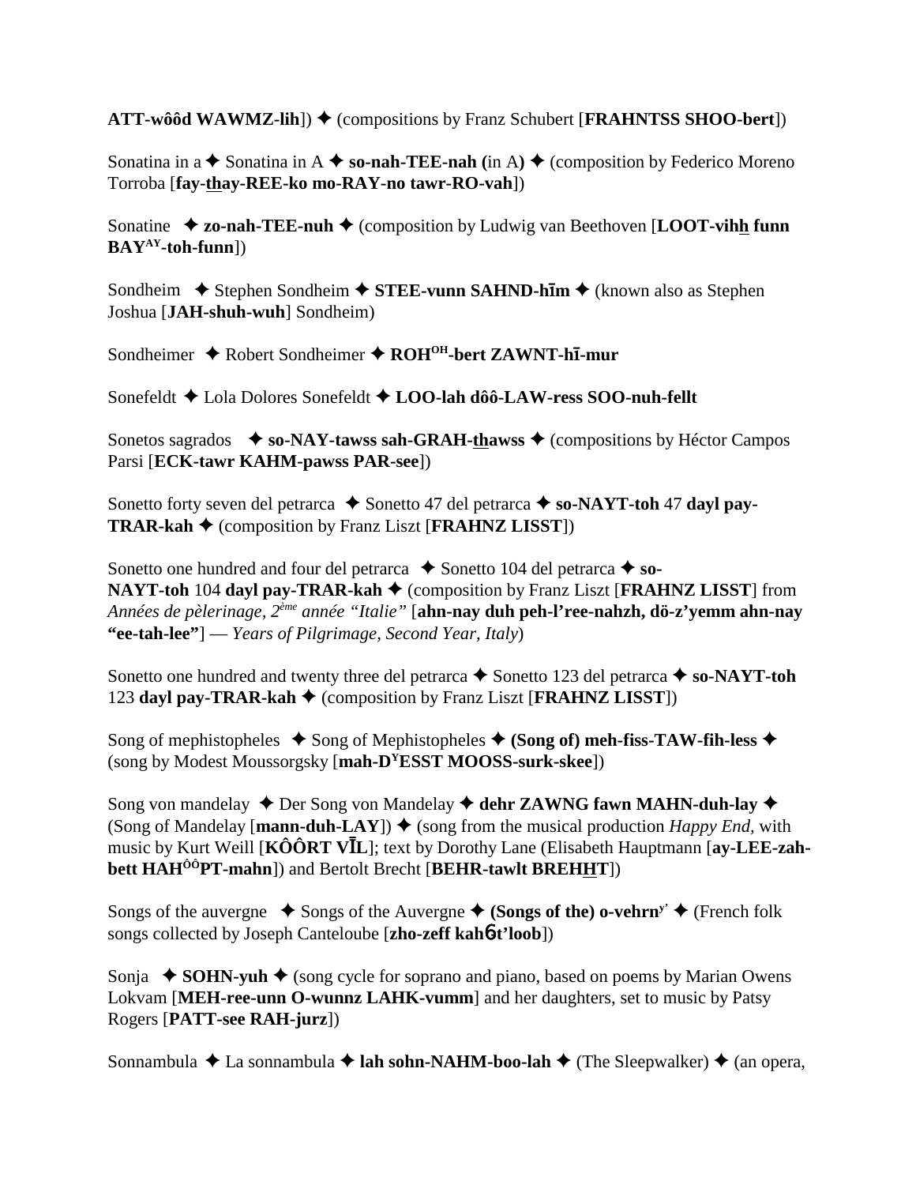**ATT-wôôd WAWMZ-lih**]) ✦ (compositions by Franz Schubert [**FRAHNTSS SHOO-bert**])

Sonatina in a ✦ Sonatina in A ✦ **so-nah-TEE-nah (**in A**)** ✦ (composition by Federico Moreno Torroba [**fay-thay-REE-ko mo-RAY-no tawr-RO-vah**])

Sonatine ✦ **zo-nah-TEE-nuh** ✦ (composition by Ludwig van Beethoven [**LOOT-vihh funn BAY^AY-toh-funn**])

Sondheim ✦ Stephen Sondheim ✦ **STEE-vunn SAHND-hīm** ✦ (known also as Stephen Joshua [**JAH-shuh-wuh**] Sondheim)

Sondheimer ✦ Robert Sondheimer ✦ **ROH^OH-bert ZAWNT-hī-mur**

Sonefeldt ✦ Lola Dolores Sonefeldt ✦ **LOO-lah dôô-LAW-ress SOO-nuh-fellt**

Sonetos sagrados ✦ **so-NAY-tawss sah-GRAH-thawss** ✦ (compositions by Héctor Campos Parsi [**ECK-tawr KAHM-pawss PAR-see**])

Sonetto forty seven del petrarca ✦ Sonetto 47 del petrarca ✦ **so-NAYT-toh** 47 **dayl pay-TRAR-kah** ✦ (composition by Franz Liszt [**FRAHNZ LISST**])

Sonetto one hundred and four del petrarca ✦ Sonetto 104 del petrarca ✦ **so-NAYT-toh** 104 **dayl pay-TRAR-kah** ✦ (composition by Franz Liszt [**FRAHNZ LISST**] from *Années de pèlerinage, 2ème année "Italie"* [**ahn-nay duh peh-l'ree-nahzh, dö-z'yemm ahn-nay "ee-tah-lee"**] — *Years of Pilgrimage, Second Year, Italy*)

Sonetto one hundred and twenty three del petrarca ✦ Sonetto 123 del petrarca ✦ **so-NAYT-toh** 123 **dayl pay-TRAR-kah** ✦ (composition by Franz Liszt [**FRAHNZ LISST**])

Song of mephistopheles ✦ Song of Mephistopheles ✦ **(Song of) meh-fiss-TAW-fih-less** ✦ (song by Modest Moussorgsky [**mah-D^Y ESST MOOSS-surk-skee**])

Song von mandelay ✦ Der Song von Mandelay ✦ **dehr ZAWNG fawn MAHN-duh-lay** ✦ (Song of Mandelay [**mann-duh-LAY**]) ✦ (song from the musical production *Happy End*, with music by Kurt Weill [**KÔÔRT VĪL**]; text by Dorothy Lane (Elisabeth Hauptmann [**ay-LEE-zah-bett HAH^ÔÔ PT-mahn**]) and Bertolt Brecht [**BEHR-tawlt BREHHT**])

Songs of the auvergne ✦ Songs of the Auvergne ✦ **(Songs of the) o-vehrn^y'** ✦ (French folk songs collected by Joseph Canteloube [**zho-zeff kahɓt'loob**])

Sonja ✦ **SOHN-yuh** ✦ (song cycle for soprano and piano, based on poems by Marian Owens Lokvam [**MEH-ree-unn O-wunnz LAHK-vumm**] and her daughters, set to music by Patsy Rogers [**PATT-see RAH-jurz**])

Sonnambula ✦ La sonnambula ✦ **lah sohn-NAHM-boo-lah** ✦ (The Sleepwalker) ✦ (an opera,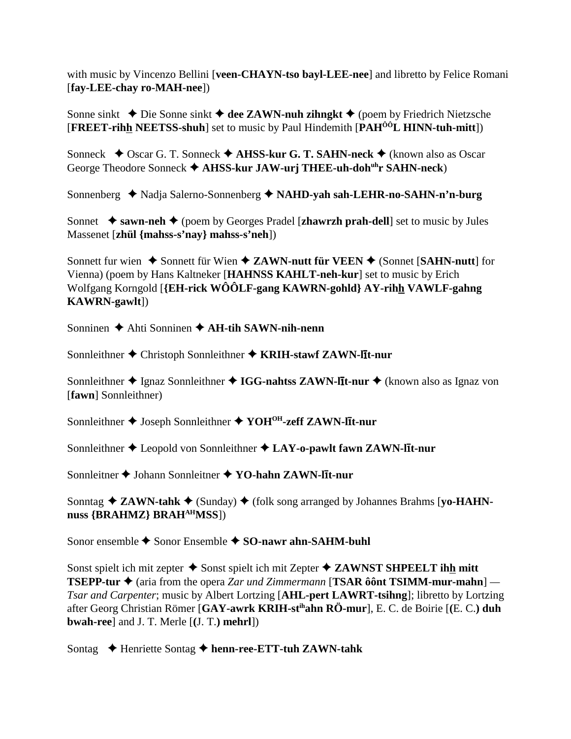with music by Vincenzo Bellini [**veen-CHAYN-tso bayl-LEE-nee**] and libretto by Felice Romani [**fay-LEE-chay ro-MAH-nee**])

Sonne sinkt ✦ Die Sonne sinkt ✦ **dee ZAWN-nuh zihngkt** ✦ (poem by Friedrich Nietzsche [**FREET-rihh NEETSS-shuh**] set to music by Paul Hindemith [**PAHÔÔL HINN-tuh-mitt**])

Sonneck ✦ Oscar G. T. Sonneck ✦ **AHSS-kur G. T. SAHN-neck** ✦ (known also as Oscar George Theodore Sonneck ✦ **AHSS-kur JAW-urj THEE-uh-dohuhr SAHN-neck**)

Sonnenberg ✦ Nadja Salerno-Sonnenberg ✦ **NAHD-yah sah-LEHR-no-SAHN-n'n-burg**

Sonnet ✦ **sawn-neh** ✦ (poem by Georges Pradel [**zhawrzh prah-dell**] set to music by Jules Massenet [**zhül {mahss-s'nay} mahss-s'neh**])

Sonnett fur wien ✦ Sonnett für Wien ✦ **ZAWN-nutt für VEEN** ✦ (Sonnet [**SAHN-nutt**] for Vienna) (poem by Hans Kaltneker [**HAHNSS KAHLT-neh-kur**] set to music by Erich Wolfgang Korngold [**{EH-rick WÔÔLF-gang KAWRN-gohld} AY-rihh VAWLF-gahng KAWRN-gawlt**])

Sonninen ✦ Ahti Sonninen ✦ **AH-tih SAWN-nih-nenn**

Sonnleithner ✦ Christoph Sonnleithner ✦ **KRIH-stawf ZAWN-līt-nur**

Sonnleithner ✦ Ignaz Sonnleithner ✦ **IGG-nahtss ZAWN-līt-nur** ✦ (known also as Ignaz von [**fawn**] Sonnleithner)

Sonnleithner ✦ Joseph Sonnleithner ✦ **YOHOH-zeff ZAWN-līt-nur**

Sonnleithner ✦ Leopold von Sonnleithner ✦ **LAY-o-pawlt fawn ZAWN-līt-nur**

Sonnleitner ✦ Johann Sonnleitner ✦ **YO-hahn ZAWN-līt-nur**

Sonntag ✦ **ZAWN-tahk** ✦ (Sunday) ✦ (folk song arranged by Johannes Brahms [**yo-HAHN-nuss {BRAHMZ} BRAHAHMSS**])

Sonor ensemble ✦ Sonor Ensemble ✦ **SO-nawr ahn-SAHM-buhl**

Sonst spielt ich mit zepter ✦ Sonst spielt ich mit Zepter ✦ **ZAWNST SHPEELT ihh mitt TSEPP-tur** ✦ (aria from the opera *Zar und Zimmermann* [**TSAR ôônt TSIMM-mur-mahn**] — *Tsar and Carpenter*; music by Albert Lortzing [**AHL-pert LAWRT-tsihng**]; libretto by Lortzing after Georg Christian Römer [**GAY-awrk KRIH-stihahn RÖ-mur**], E. C. de Boirie [**(**E. C.**) duh bwah-ree**] and J. T. Merle [**(**J. T.**) mehrl**])

Sontag ✦ Henriette Sontag ✦ **henn-ree-ETT-tuh ZAWN-tahk**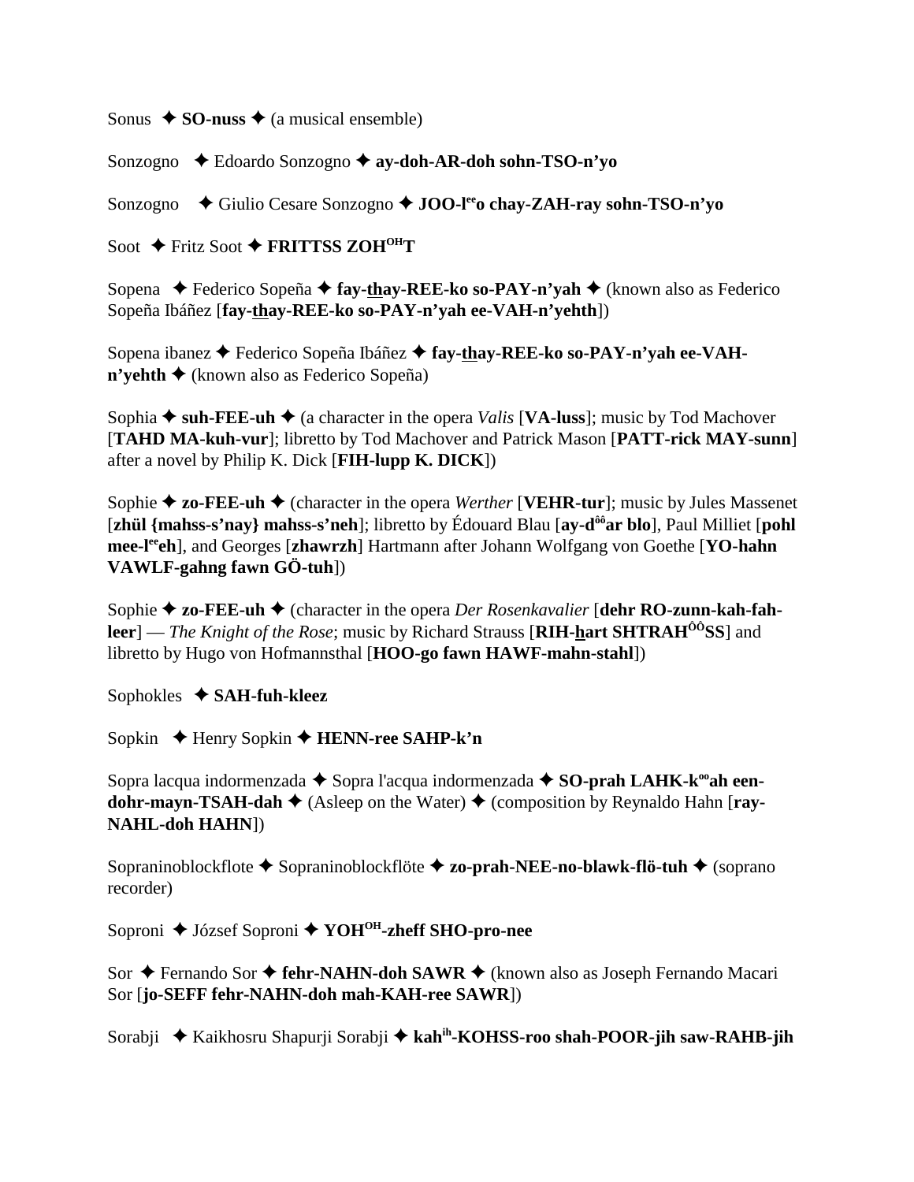Sonus ✦ **SO-nuss** ✦ (a musical ensemble)

Sonzogno ✦ Edoardo Sonzogno ✦ **ay-doh-AR-doh sohn-TSO-n'yo**

Sonzogno ✦ Giulio Cesare Sonzogno ✦ **JOO-l[ee]o chay-ZAH-ray sohn-TSO-n'yo**

Soot ✦ Fritz Soot ✦ **FRITTSS ZOH[OH]T**

Sopena ✦ Federico Sopeña ✦ **fay-thay-REE-ko so-PAY-n'yah** ✦ (known also as Federico Sopeña Ibáñez [**fay-thay-REE-ko so-PAY-n'yah ee-VAH-n'yehth**])

Sopena ibanez ✦ Federico Sopeña Ibáñez ✦ **fay-thay-REE-ko so-PAY-n'yah ee-VAH-n'yehth** ✦ (known also as Federico Sopeña)

Sophia ✦ **suh-FEE-uh** ✦ (a character in the opera *Valis* [**VA-luss**]; music by Tod Machover [**TAHD MA-kuh-vur**]; libretto by Tod Machover and Patrick Mason [**PATT-rick MAY-sunn**] after a novel by Philip K. Dick [**FIH-lupp K. DICK**])

Sophie ✦ **zo-FEE-uh** ✦ (character in the opera *Werther* [**VEHR-tur**]; music by Jules Massenet [**zhül {mahss-s'nay} mahss-s'neh**]; libretto by Édouard Blau [**ay-d[ôô]ar blo**], Paul Milliet [**pohl mee-l[ee]eh**], and Georges [**zhawrzh**] Hartmann after Johann Wolfgang von Goethe [**YO-hahn VAWLF-gahng fawn GÖ-tuh**])

Sophie ✦ **zo-FEE-uh** ✦ (character in the opera *Der Rosenkavalier* [**dehr RO-zunn-kah-fah-leer**] — *The Knight of the Rose*; music by Richard Strauss [**RIH-hart SHTRAH[ÔÔ]SS**] and libretto by Hugo von Hofmannsthal [**HOO-go fawn HAWF-mahn-stahl**])

Sophokles ✦ **SAH-fuh-kleez**

Sopkin ✦ Henry Sopkin ✦ **HENN-ree SAHP-k'n**

Sopra lacqua indormenzada ✦ Sopra l'acqua indormenzada ✦ **SO-prah LAHK-k[oo]ah een-dohr-mayn-TSAH-dah** ✦ (Asleep on the Water) ✦ (composition by Reynaldo Hahn [**ray-NAHL-doh HAHN**])

Sopraninoblockflote ✦ Sopraninoblockflöte ✦ **zo-prah-NEE-no-blawk-flö-tuh** ✦ (soprano recorder)

Soproni ✦ József Soproni ✦ **YOH[OH]-zheff SHO-pro-nee**

Sor ✦ Fernando Sor ✦ **fehr-NAHN-doh SAWR** ✦ (known also as Joseph Fernando Macari Sor [**jo-SEFF fehr-NAHN-doh mah-KAH-ree SAWR**])

Sorabji ✦ Kaikhosru Shapurji Sorabji ✦ **kah[ih]-KOHSS-roo shah-POOR-jih saw-RAHB-jih**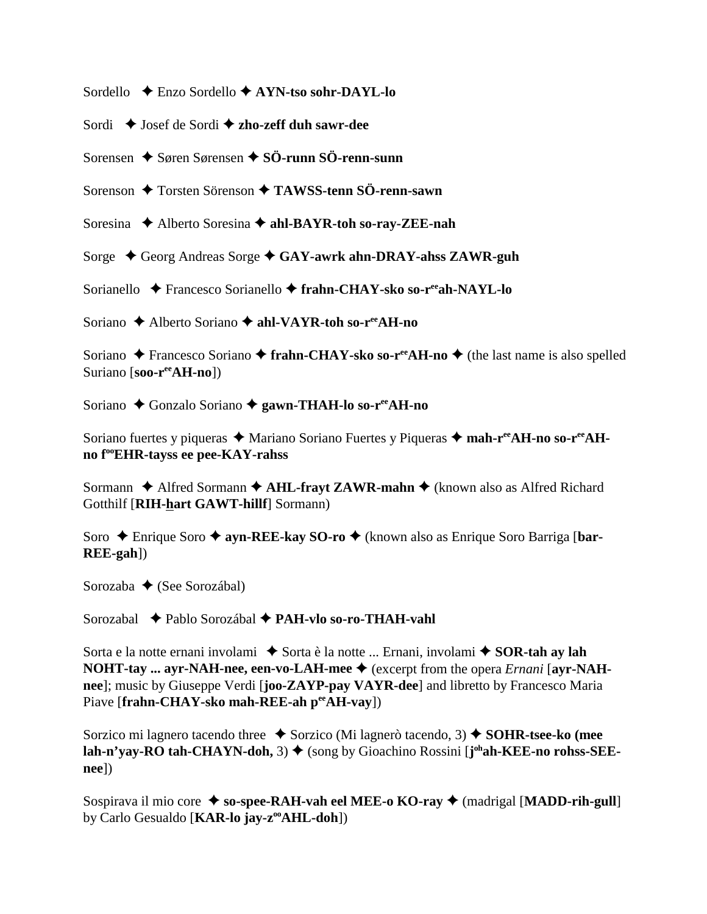Sordello ✦ Enzo Sordello ✦ **AYN-tso sohr-DAYL-lo**

Sordi ✦ Josef de Sordi ✦ **zho-zeff duh sawr-dee**

Sorensen ✦ Søren Sørensen ✦ **SÖ-runn SÖ-renn-sunn**

Sorenson ✦ Torsten Sörenson ✦ **TAWSS-tenn SÖ-renn-sawn**

Soresina ✦ Alberto Soresina ✦ **ahl-BAYR-toh so-ray-ZEE-nah**

Sorge ✦ Georg Andreas Sorge ✦ **GAY-awrk ahn-DRAY-ahss ZAWR-guh**

Sorianello ✦ Francesco Sorianello ✦ **frahn-CHAY-sko so-r^ee^ah-NAYL-lo**

Soriano ✦ Alberto Soriano ✦ **ahl-VAYR-toh so-r^ee^AH-no**

Soriano ✦ Francesco Soriano ✦ **frahn-CHAY-sko so-r^ee^AH-no** ✦ (the last name is also spelled Suriano [**soo-r^ee^AH-no**])

Soriano ✦ Gonzalo Soriano ✦ **gawn-THAH-lo so-r^ee^AH-no**

Soriano fuertes y piqueras ✦ Mariano Soriano Fuertes y Piqueras ✦ **mah-r^ee^AH-no so-r^ee^AH-no f^oo^EHR-tayss ee pee-KAY-rahss**

Sormann ✦ Alfred Sormann ✦ **AHL-frayt ZAWR-mahn** ✦ (known also as Alfred Richard Gotthilf [**RIH-hart GAWT-hillf**] Sormann)

Soro ✦ Enrique Soro ✦ **ayn-REE-kay SO-ro** ✦ (known also as Enrique Soro Barriga [**bar-REE-gah**])

Sorozaba ✦ (See Sorozábal)

Sorozabal ✦ Pablo Sorozábal ✦ **PAH-vlo so-ro-THAH-vahl**

Sorta e la notte ernani involami ✦ Sorta è la notte ... Ernani, involami ✦ **SOR-tah ay lah NOHT-tay ... ayr-NAH-nee, een-vo-LAH-mee** ✦ (excerpt from the opera *Ernani* [**ayr-NAH-nee**]; music by Giuseppe Verdi [**joo-ZAYP-pay VAYR-dee**] and libretto by Francesco Maria Piave [**frahn-CHAY-sko mah-REE-ah p^ee^AH-vay**])

Sorzico mi lagnero tacendo three ✦ Sorzico (Mi lagnerò tacendo, 3) ✦ **SOHR-tsee-ko (mee lah-n'yay-RO tah-CHAYN-doh,** 3) ✦ (song by Gioachino Rossini [**j^oh^ah-KEE-no rohss-SEE-nee**])

Sospirava il mio core ✦ **so-spee-RAH-vah eel MEE-o KO-ray** ✦ (madrigal [**MADD-rih-gull**] by Carlo Gesualdo [**KAR-lo jay-z^oo^AHL-doh**])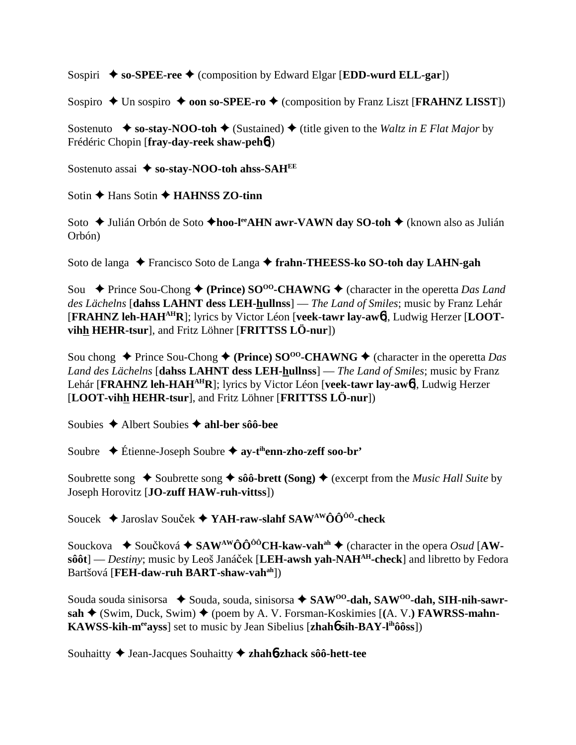Sospiri ✦ **so-SPEE-ree** ✦ (composition by Edward Elgar [**EDD-wurd ELL-gar**])

Sospiro ✦ Un sospiro ✦ **oon so-SPEE-ro** ✦ (composition by Franz Liszt [**FRAHNZ LISST**])

Sostenuto ✦ **so-stay-NOO-toh** ✦ (Sustained) ✦ (title given to the *Waltz in E Flat Major* by Frédéric Chopin [**fray-day-reek shaw-peh6**])

Sostenuto assai ✦ **so-stay-NOO-toh ahss-SAH[EE]**

Sotin ✦ Hans Sotin ✦ **HAHNSS ZO-tinn**

Soto ✦ Julián Orbón de Soto ✦**hoo-l[ee]AHN awr-VAWN day SO-toh** ✦ (known also as Julián Orbón)

Soto de langa ✦ Francisco Soto de Langa ✦ **frahn-THEESS-ko SO-toh day LAHN-gah**

Sou ✦ Prince Sou-Chong ✦ **(Prince) SO[OO]-CHAWNG** ✦ (character in the operetta *Das Land des Lächelns* [**dahss LAHNT dess LEH-hullnss**] — *The Land of Smiles*; music by Franz Lehár [**FRAHNZ leh-HAH[AH]R**]; lyrics by Victor Léon [**veek-tawr lay-aw6**], Ludwig Herzer [**LOOT-vihh HEHR-tsur**], and Fritz Löhner [**FRITTSS LÖ-nur**])

Sou chong ✦ Prince Sou-Chong ✦ **(Prince) SO[OO]-CHAWNG** ✦ (character in the operetta *Das Land des Lächelns* [**dahss LAHNT dess LEH-hullnss**] — *The Land of Smiles*; music by Franz Lehár [**FRAHNZ leh-HAH[AH]R**]; lyrics by Victor Léon [**veek-tawr lay-aw6**], Ludwig Herzer [**LOOT-vihh HEHR-tsur**], and Fritz Löhner [**FRITTSS LÖ-nur**])

Soubies ✦ Albert Soubies ✦ **ahl-ber sôô-bee**

Soubre ✦ Étienne-Joseph Soubre ✦ **ay-t[ih]enn-zho-zeff soo-br'**

Soubrette song ✦ Soubrette song ✦ **sôô-brett (Song)** ✦ (excerpt from the *Music Hall Suite* by Joseph Horovitz [**JO-zuff HAW-ruh-vittss**])

Soucek ✦ Jaroslav Souček ✦ **YAH-raw-slahf SAW[AW]ÔÔ[ÔÔ]-check**

Souckova ✦ Součková ✦ **SAW[AW]ÔÔ[ÔÔ]CH-kaw-vah[ah]** ✦ (character in the opera *Osud* [**AW-sôôt**] — *Destiny*; music by Leoš Janáček [**LEH-awsh yah-NAH[AH]-check**] and libretto by Fedora Bartšová [**FEH-daw-ruh BART-shaw-vah[ah]**])

Souda souda sinisorsa ✦ Souda, souda, sinisorsa ✦ **SAW[OO]-dah, SAW[OO]-dah, SIH-nih-sawr-sah** ✦ (Swim, Duck, Swim) ✦ (poem by A. V. Forsman-Koskimies [**(A. V.) FAWRSS-mahn-KAWSS-kih-m[ee]ayss**] set to music by Jean Sibelius [**zhah6 sih-BAY-l[ih]ôôss**])

Souhaitty ✦ Jean-Jacques Souhaitty ✦ **zhah6-zhack sôô-hett-tee**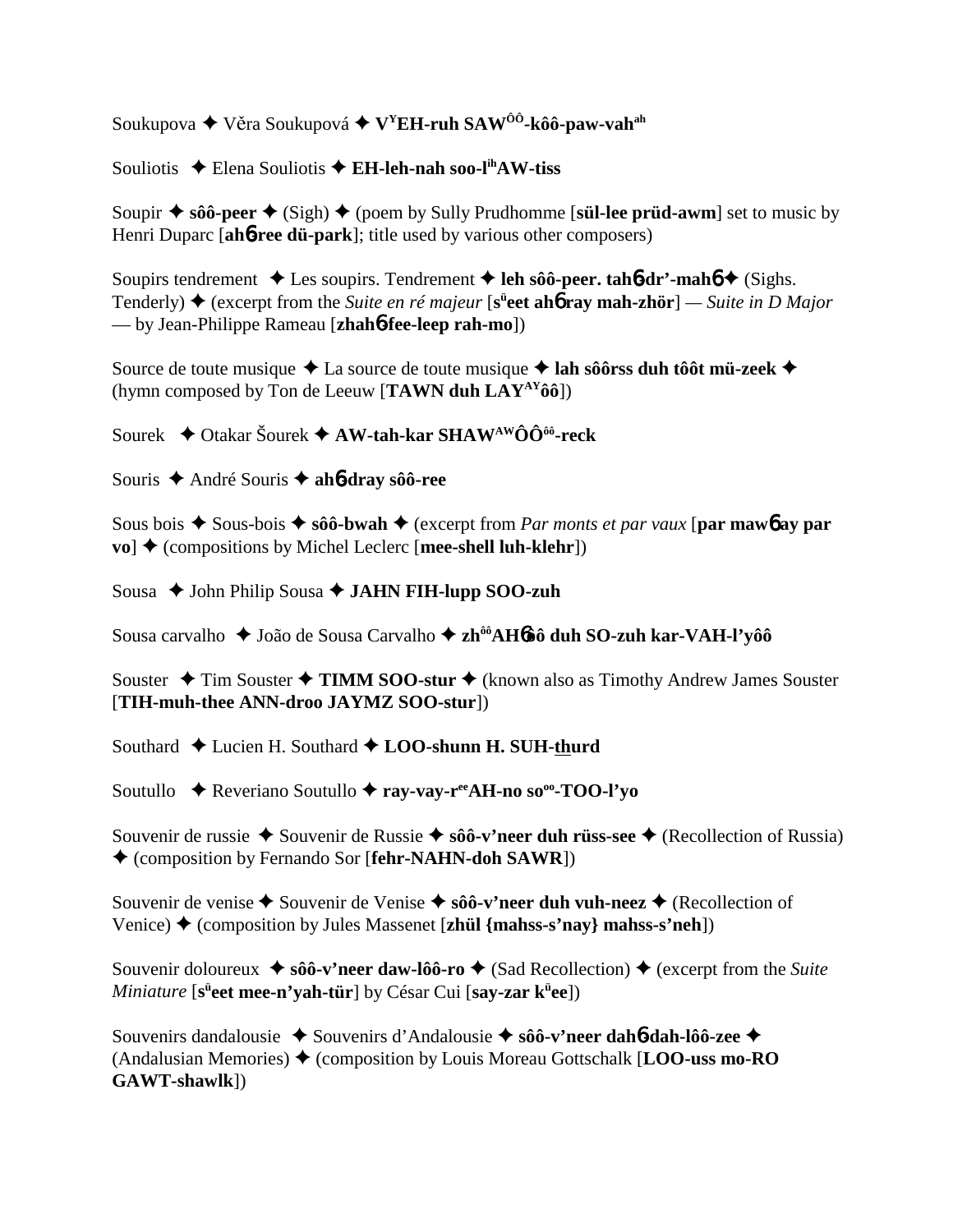Soukupova ✦ Věra Soukupová ✦ **V[Y]EH-ruh SAW[ÔÔ]-kôô-paw-vah[ah]**

Souliotis ✦ Elena Souliotis ✦ **EH-leh-nah soo-l[ih]AW-tiss**

Soupir ✦ **sôô-peer** ✦ (Sigh) ✦ (poem by Sully Prudhomme [**sül-lee prüd-awm**] set to music by Henri Duparc [**ahɓ-ree dü-park**]; title used by various other composers)

Soupirs tendrement ✦ Les soupirs. Tendrement ✦ **leh sôô-peer. tahɓ-dr'-mahɓ** ✦ (Sighs. Tenderly) ✦ (excerpt from the *Suite en ré majeur* [**s[ü]eet ahɓ ray mah-zhör**] — *Suite in D Major* — by Jean-Philippe Rameau [**zhahɓ-fee-leep rah-mo**])

Source de toute musique ✦ La source de toute musique ✦ **lah sôôrss duh tôôt mü-zeek** ✦ (hymn composed by Ton de Leeuw [**TAWN duh LAY[AY]ôô**])

Sourek ✦ Otakar Šourek ✦ **AW-tah-kar SHAW[AW]ÔÔ[ôô]-reck**

Souris ✦ André Souris ✦ **ahɓ-dray sôô-ree**

Sous bois ✦ Sous-bois ✦ **sôô-bwah** ✦ (excerpt from *Par monts et par vaux* [**par mawɓ ay par vo**] ✦ (compositions by Michel Leclerc [**mee-shell luh-klehr**])

Sousa ✦ John Philip Sousa ✦ **JAHN FIH-lupp SOO-zuh**

Sousa carvalho ✦ João de Sousa Carvalho ✦ **zh[ôô]AHɓôô duh SO-zuh kar-VAH-l'yôô**

Souster ✦ Tim Souster ✦ **TIMM SOO-stur** ✦ (known also as Timothy Andrew James Souster [**TIH-muh-thee ANN-droo JAYMZ SOO-stur**])

Southard ✦ Lucien H. Southard ✦ **LOO-shunn H. SUH-thurd**

Soutullo ✦ Reveriano Soutullo ✦ **ray-vay-r[ee]AH-no so[oo]-TOO-l'yo**

Souvenir de russie ✦ Souvenir de Russie ✦ **sôô-v'neer duh rüss-see** ✦ (Recollection of Russia) ✦ (composition by Fernando Sor [**fehr-NAHN-doh SAWR**])

Souvenir de venise ✦ Souvenir de Venise ✦ **sôô-v'neer duh vuh-neez** ✦ (Recollection of Venice) ✦ (composition by Jules Massenet [**zhül {mahss-s'nay} mahss-s'neh**])

Souvenir doloureux ✦ **sôô-v'neer daw-lôô-ro** ✦ (Sad Recollection) ✦ (excerpt from the *Suite Miniature* [**s[ü]eet mee-n'yah-tür**] by César Cui [**say-zar k[ü]ee**])

Souvenirs dandalousie ✦ Souvenirs d'Andalousie ✦ **sôô-v'neer dahɓ-dah-lôô-zee** ✦ (Andalusian Memories) ✦ (composition by Louis Moreau Gottschalk [**LOO-uss mo-RO GAWT-shawlk**])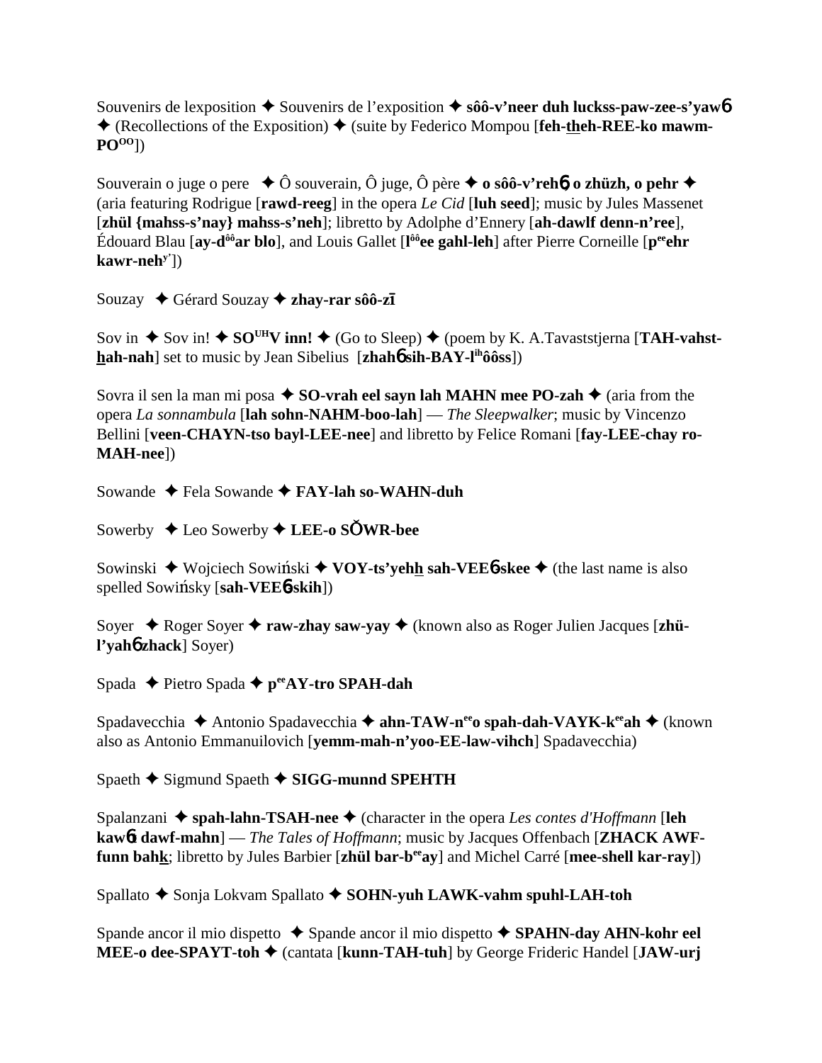Souvenirs de lexposition ✦ Souvenirs de l'exposition ✦ **sôô-v'neer duh luckss-paw-zee-s'yawɓ** ✦ (Recollections of the Exposition) ✦ (suite by Federico Mompou [**feh-theh-REE-ko mawm-PO^OO**])

Souverain o juge o pere ✦ Ô souverain, Ô juge, Ô père ✦ **o sôô-v'rehɓ, o zhüzh, o pehr** ✦ (aria featuring Rodrigue [**rawd-reeg**] in the opera *Le Cid* [**luh seed**]; music by Jules Massenet [**zhül {mahss-s'nay} mahss-s'neh**]; libretto by Adolphe d'Ennery [**ah-dawlf denn-n'ree**], Édouard Blau [**ay-d^ôô ar blo**], and Louis Gallet [**l^ôô ee gahl-leh**] after Pierre Corneille [**p^ee ehr kawr-neh^y'**])

Souzay ✦ Gérard Souzay ✦ **zhay-rar sôô-zī**

Sov in ✦ Sov in! ✦ **SO^UH V inn!** ✦ (Go to Sleep) ✦ (poem by K. A.Tavaststjerna [**TAH-vahst-hah-nah**] set to music by Jean Sibelius [**zhahɓ sih-BAY-l^ih ôôss**])

Sovra il sen la man mi posa ✦ **SO-vrah eel sayn lah MAHN mee PO-zah** ✦ (aria from the opera *La sonnambula* [**lah sohn-NAHM-boo-lah**] — *The Sleepwalker*; music by Vincenzo Bellini [**veen-CHAYN-tso bayl-LEE-nee**] and libretto by Felice Romani [**fay-LEE-chay ro-MAH-nee**])

Sowande ✦ Fela Sowande ✦ **FAY-lah so-WAHN-duh**

Sowerby ✦ Leo Sowerby ✦ **LEE-o SŎWR-bee**

Sowinski ✦ Wojciech Sowiński ✦ **VOY-ts'yehh sah-VEEɓ-skee** ✦ (the last name is also spelled Sowińsky [**sah-VEEɓ-skih**])

Soyer ✦ Roger Soyer ✦ **raw-zhay saw-yay** ✦ (known also as Roger Julien Jacques [**zhü-l'yahɓ zhack**] Soyer)

Spada ✦ Pietro Spada ✦ **p^ee AY-tro SPAH-dah**

Spadavecchia ✦ Antonio Spadavecchia ✦ **ahn-TAW-n^ee o spah-dah-VAYK-k^ee ah** ✦ (known also as Antonio Emmanuilovich [**yemm-mah-n'yoo-EE-law-vihch**] Spadavecchia)

Spaeth ✦ Sigmund Spaeth ✦ **SIGG-munnd SPEHTH**

Spalanzani ✦ **spah-lahn-TSAH-nee** ✦ (character in the opera *Les contes d'Hoffmann* [**leh kawɓt dawf-mahn**] — *The Tales of Hoffmann*; music by Jacques Offenbach [**ZHACK AWF-funn bahk**; libretto by Jules Barbier [**zhül bar-b^ee ay**] and Michel Carré [**mee-shell kar-ray**])

Spallato ✦ Sonja Lokvam Spallato ✦ **SOHN-yuh LAWK-vahm spuhl-LAH-toh**

Spande ancor il mio dispetto ✦ Spande ancor il mio dispetto ✦ **SPAHN-day AHN-kohr eel MEE-o dee-SPAYT-toh** ✦ (cantata [**kunn-TAH-tuh**] by George Frideric Handel [**JAW-urj**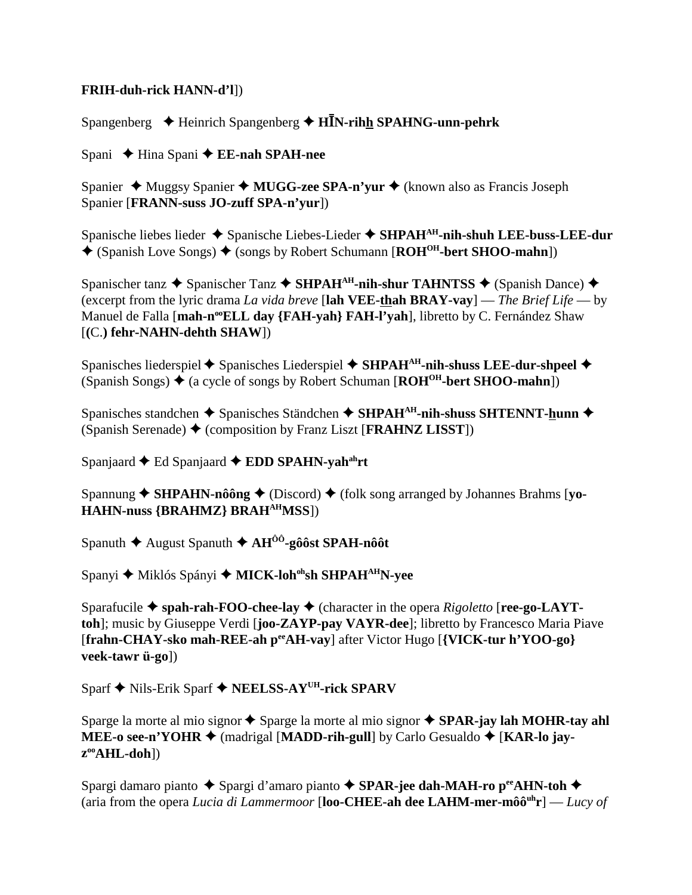**FRIH-duh-rick HANN-d'l**])

Spangenberg ✦ Heinrich Spangenberg ✦ **HĪN-rihh SPAHNG-unn-pehrk**

Spani ✦ Hina Spani ✦ **EE-nah SPAH-nee**

Spanier ✦ Muggsy Spanier ✦ **MUGG-zee SPA-n'yur** ✦ (known also as Francis Joseph Spanier [**FRANN-suss JO-zuff SPA-n'yur**])

Spanische liebes lieder ✦ Spanische Liebes-Lieder ✦ **SHPAH**[AH]**-nih-shuh LEE-buss-LEE-dur** ✦ (Spanish Love Songs) ✦ (songs by Robert Schumann [**ROH**[OH]**-bert SHOO-mahn**])

Spanischer tanz ✦ Spanischer Tanz ✦ **SHPAH**[AH]**-nih-shur TAHNTSS** ✦ (Spanish Dance) ✦ (excerpt from the lyric drama *La vida breve* [**lah VEE-thah BRAY-vay**] — *The Brief Life* — by Manuel de Falla [**mah-n**[oo]**ELL day {FAH-yah} FAH-l'yah**], libretto by C. Fernández Shaw [**(**C.**) fehr-NAHN-dehth SHAW**])

Spanisches liederspiel ✦ Spanisches Liederspiel ✦ **SHPAH**[AH]**-nih-shuss LEE-dur-shpeel** ✦ (Spanish Songs) ✦ (a cycle of songs by Robert Schuman [**ROH**[OH]**-bert SHOO-mahn**])

Spanisches standchen ✦ Spanisches Ständchen ✦ **SHPAH**[AH]**-nih-shuss SHTENNT-hunn** ✦ (Spanish Serenade) ✦ (composition by Franz Liszt [**FRAHNZ LISST**])

Spanjaard ✦ Ed Spanjaard ✦ **EDD SPAHN-yah**[ah]**rt**

Spannung ✦ **SHPAHN-nôông** ✦ (Discord) ✦ (folk song arranged by Johannes Brahms [**yo-HAHN-nuss {BRAHMZ} BRAH**[AH]**MSS**])

Spanuth ✦ August Spanuth ✦ **AH**[ÔÔ]**-gôôst SPAH-nôôt**

Spanyi ✦ Miklós Spányi ✦ **MICK-loh**[oh]**sh SHPAH**[AH]**N-yee**

Sparafucile ✦ **spah-rah-FOO-chee-lay** ✦ (character in the opera *Rigoletto* [**ree-go-LAYT-toh**]; music by Giuseppe Verdi [**joo-ZAYP-pay VAYR-dee**]; libretto by Francesco Maria Piave [**frahn-CHAY-sko mah-REE-ah p**[ee]**AH-vay**] after Victor Hugo [**{VICK-tur h'YOO-go} veek-tawr ü-go**])

Sparf ✦ Nils-Erik Sparf ✦ **NEELSS-AY**[UH]**-rick SPARV**

Sparge la morte al mio signor ✦ Sparge la morte al mio signor ✦ **SPAR-jay lah MOHR-tay ahl MEE-o see-n'YOHR** ✦ (madrigal [**MADD-rih-gull**] by Carlo Gesualdo ✦ [**KAR-lo jay-z**[oo]**AHL-doh**])

Spargi damaro pianto ✦ Spargi d'amaro pianto ✦ **SPAR-jee dah-MAH-ro p**[ee]**AHN-toh** ✦ (aria from the opera *Lucia di Lammermoor* [**loo-CHEE-ah dee LAHM-mer-môô**[uh]**r**] — *Lucy of*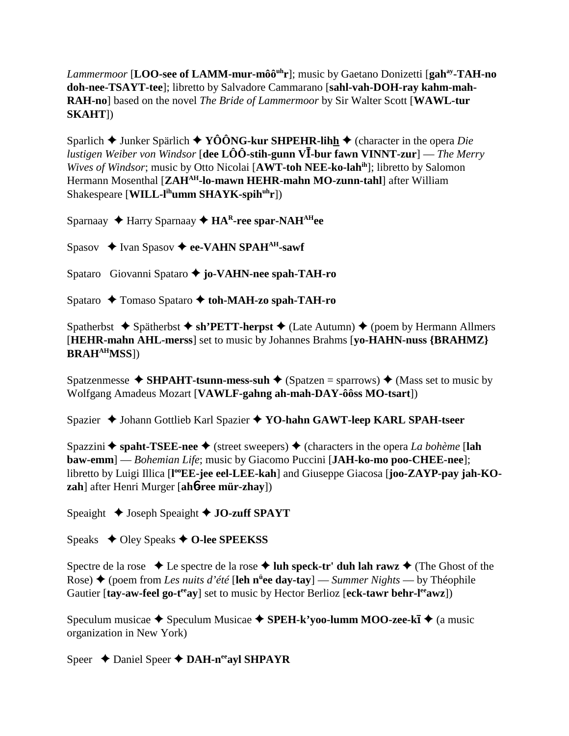*Lammermoor* [**LOO-see of LAMM-mur-môô**$^{uh}$**r**]; music by Gaetano Donizetti [**gah**$^{ay}$**-TAH-no doh-nee-TSAYT-tee**]; libretto by Salvadore Cammarano [**sahl-vah-DOH-ray kahm-mah-RAH-no**] based on the novel *The Bride of Lammermoor* by Sir Walter Scott [**WAWL-tur SKAHT**])

Sparlich ✦ Junker Spärlich ✦ **YÔÔNG-kur SHPEHR-lihh** ✦ (character in the opera *Die lustigen Weiber von Windsor* [**dee LÔÔ-stih-gunn VĪ-bur fawn VINNT-zur**] — *The Merry Wives of Windsor*; music by Otto Nicolai [**AWT-toh NEE-ko-lah**$^{ih}$]; libretto by Salomon Hermann Mosenthal [**ZAH**$^{AH}$**-lo-mawn HEHR-mahn MO-zunn-tahl**] after William Shakespeare [**WILL-l**$^{ih}$**umm SHAYK-spih**$^{uh}$**r**])

Sparnaay ✦ Harry Sparnaay ✦ **HA**$^{R}$**-ree spar-NAH**$^{AH}$**ee**

Spasov ✦ Ivan Spasov ✦ **ee-VAHN SPAH**$^{AH}$**-sawf**

Spataro  Giovanni Spataro ✦ **jo-VAHN-nee spah-TAH-ro**

Spataro ✦ Tomaso Spataro ✦ **toh-MAH-zo spah-TAH-ro**

Spatherbst ✦ Spätherbst ✦ **sh'PETT-herpst** ✦ (Late Autumn) ✦ (poem by Hermann Allmers [**HEHR-mahn AHL-merss**] set to music by Johannes Brahms [**yo-HAHN-nuss {BRAHMZ} BRAH**$^{AH}$**MSS**])

Spatzenmesse ✦ **SHPAHT-tsunn-mess-suh** ✦ (Spatzen = sparrows) ✦ (Mass set to music by Wolfgang Amadeus Mozart [**VAWLF-gahng ah-mah-DAY-ôôss MO-tsart**])

Spazier ✦ Johann Gottlieb Karl Spazier ✦ **YO-hahn GAWT-leep KARL SPAH-tseer**

Spazzini ✦ **spaht-TSEE-nee** ✦ (street sweepers) ✦ (characters in the opera *La bohème* [**lah baw-emm**] — *Bohemian Life*; music by Giacomo Puccini [**JAH-ko-mo poo-CHEE-nee**]; libretto by Luigi Illica [**l**$^{oo}$**EE-jee eel-LEE-kah**] and Giuseppe Giacosa [**joo-ZAYP-pay jah-KO-zah**] after Henri Murger [**ahɓree mür-zhay**])

Speaight ✦ Joseph Speaight ✦ **JO-zuff SPAYT**

Speaks ✦ Oley Speaks ✦ **O-lee SPEEKSS**

Spectre de la rose ✦ Le spectre de la rose ✦ **luh speck-tr' duh lah rawz** ✦ (The Ghost of the Rose) ✦ (poem from *Les nuits d'été* [**leh n**$^{ü}$**ee day-tay**] — *Summer Nights* — by Théophile Gautier [**tay-aw-feel go-t**$^{ee}$**ay**] set to music by Hector Berlioz [**eck-tawr behr-l**$^{ee}$**awz**])

Speculum musicae ✦ Speculum Musicae ✦ **SPEH-k'yoo-lumm MOO-zee-kī** ✦ (a music organization in New York)

Speer ✦ Daniel Speer ✦ **DAH-n**$^{ee}$**ayl SHPAYR**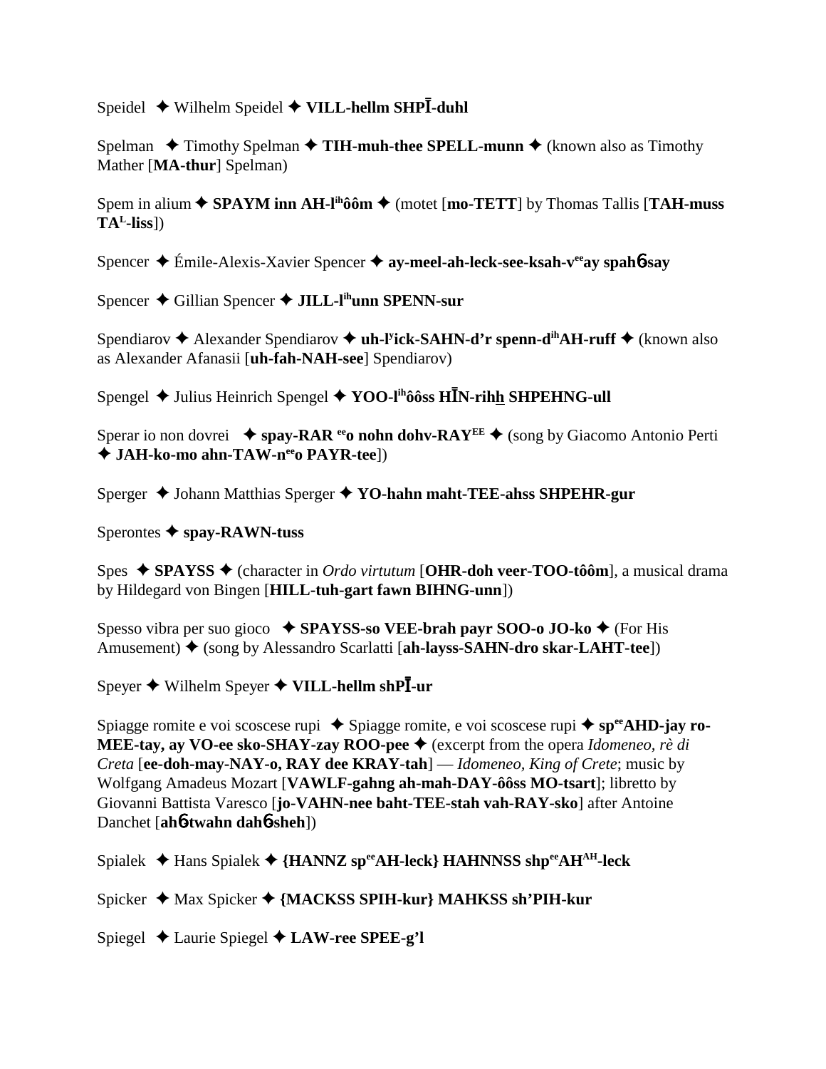Speidel ✦ Wilhelm Speidel ✦ **VILL-hellm SHPĪ-duhl**

Spelman ✦ Timothy Spelman ✦ **TIH-muh-thee SPELL-munn** ✦ (known also as Timothy Mather [**MA-thur**] Spelman)

Spem in alium ✦ **SPAYM inn AH-l$^{ih}$ôôm** ✦ (motet [**mo-TETT**] by Thomas Tallis [**TAH-muss TA$^{L}$-liss**])

Spencer ✦ Émile-Alexis-Xavier Spencer ✦ **ay-meel-ah-leck-see-ksah-v$^{ee}$ay spah6-say**

Spencer ✦ Gillian Spencer ✦ **JILL-l$^{ih}$unn SPENN-sur**

Spendiarov ✦ Alexander Spendiarov ✦ **uh-l$^{y}$ick-SAHN-d'r spenn-d$^{ih}$AH-ruff** ✦ (known also as Alexander Afanasii [**uh-fah-NAH-see**] Spendiarov)

Spengel ✦ Julius Heinrich Spengel ✦ **YOO-l$^{ih}$ôôss HĪN-rihh SHPEHNG-ull**

Sperar io non dovrei ✦ **spay-RAR $^{ee}$o nohn dohv-RAY$^{EE}$** ✦ (song by Giacomo Antonio Perti ✦ **JAH-ko-mo ahn-TAW-n$^{ee}$o PAYR-tee**])

Sperger ✦ Johann Matthias Sperger ✦ **YO-hahn maht-TEE-ahss SHPEHR-gur**

Sperontes ✦ **spay-RAWN-tuss**

Spes ✦ **SPAYSS** ✦ (character in *Ordo virtutum* [**OHR-doh veer-TOO-tôôm**], a musical drama by Hildegard von Bingen [**HILL-tuh-gart fawn BIHNG-unn**])

Spesso vibra per suo gioco ✦ **SPAYSS-so VEE-brah payr SOO-o JO-ko** ✦ (For His Amusement) ✦ (song by Alessandro Scarlatti [**ah-layss-SAHN-dro skar-LAHT-tee**])

Speyer ✦ Wilhelm Speyer ✦ **VILL-hellm shPĪ-ur**

Spiagge romite e voi scoscese rupi ✦ Spiagge romite, e voi scoscese rupi ✦ **sp$^{ee}$AHD-jay ro-MEE-tay, ay VO-ee sko-SHAY-zay ROO-pee** ✦ (excerpt from the opera *Idomeneo, rè di Creta* [**ee-doh-may-NAY-o, RAY dee KRAY-tah**] — *Idomeneo, King of Crete*; music by Wolfgang Amadeus Mozart [**VAWLF-gahng ah-mah-DAY-ôôss MO-tsart**]; libretto by Giovanni Battista Varesco [**jo-VAHN-nee baht-TEE-stah vah-RAY-sko**] after Antoine Danchet [**ah6-twahn dah6-sheh**])

Spialek ✦ Hans Spialek ✦ **{HANNZ sp$^{ee}$AH-leck} HAHNNSS shp$^{ee}$AH$^{AH}$-leck**

Spicker ✦ Max Spicker ✦ **{MACKSS SPIH-kur} MAHKSS sh'PIH-kur**

Spiegel ✦ Laurie Spiegel ✦ **LAW-ree SPEE-g'l**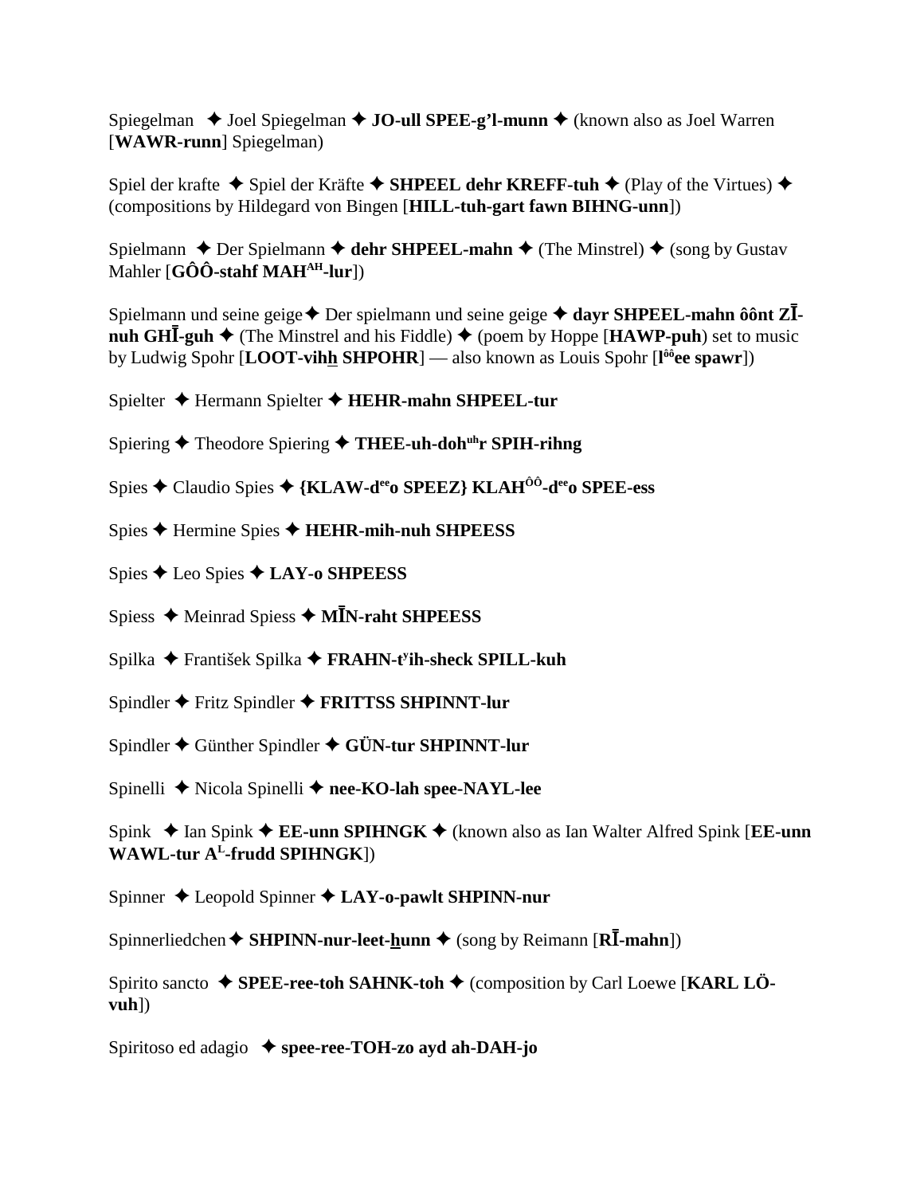Spiegelman ✦ Joel Spiegelman ✦ **JO-ull SPEE-g'l-munn** ✦ (known also as Joel Warren [**WAWR-runn**] Spiegelman)

Spiel der krafte ✦ Spiel der Kräfte ✦ **SHPEEL dehr KREFF-tuh** ✦ (Play of the Virtues) ✦ (compositions by Hildegard von Bingen [**HILL-tuh-gart fawn BIHNG-unn**])

Spielmann ✦ Der Spielmann ✦ **dehr SHPEEL-mahn** ✦ (The Minstrel) ✦ (song by Gustav Mahler [**GÔÔ-stahf MAH^AH^-lur**])

Spielmann und seine geige ✦ Der spielmann und seine geige ✦ **dayr SHPEEL-mahn ôônt ZĪ-nuh GHĪ-guh** ✦ (The Minstrel and his Fiddle) ✦ (poem by Hoppe [**HAWP-puh**) set to music by Ludwig Spohr [**LOOT-vihh̲ SHPOHR**] — also known as Louis Spohr [**l^ôô^ee spawr**])

Spielter ✦ Hermann Spielter ✦ **HEHR-mahn SHPEEL-tur**

Spiering ✦ Theodore Spiering ✦ **THEE-uh-doh^uh^r SPIH-rihng**

Spies ✦ Claudio Spies ✦ **{KLAW-d^ee^o SPEEZ} KLAH^ÔÔ^-d^ee^o SPEE-ess**

Spies ✦ Hermine Spies ✦ **HEHR-mih-nuh SHPEESS**

Spies ✦ Leo Spies ✦ **LAY-o SHPEESS**

Spiess ✦ Meinrad Spiess ✦ **MĪN-raht SHPEESS**

Spilka ✦ František Spilka ✦ **FRAHN-t^y^ih-sheck SPILL-kuh**

Spindler ✦ Fritz Spindler ✦ **FRITTSS SHPINNT-lur**

Spindler ✦ Günther Spindler ✦ **GÜN-tur SHPINNT-lur**

Spinelli ✦ Nicola Spinelli ✦ **nee-KO-lah spee-NAYL-lee**

Spink ✦ Ian Spink ✦ **EE-unn SPIHNGK** ✦ (known also as Ian Walter Alfred Spink [**EE-unn WAWL-tur A^L^-frudd SPIHNGK**])

Spinner ✦ Leopold Spinner ✦ **LAY-o-pawlt SHPINN-nur**

Spinnerliedchen ✦ **SHPINN-nur-leet-h̲unn** ✦ (song by Reimann [**RĪ-mahn**])

Spirito sancto ✦ **SPEE-ree-toh SAHNK-toh** ✦ (composition by Carl Loewe [**KARL LÖ-vuh**])

Spiritoso ed adagio ✦ **spee-ree-TOH-zo ayd ah-DAH-jo**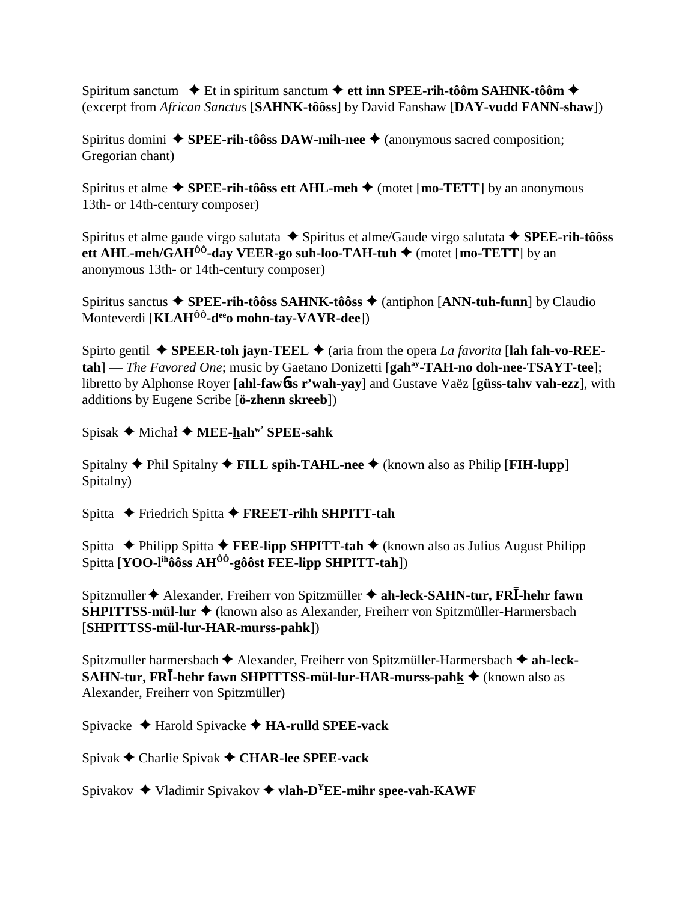Spiritum sanctum ✦ Et in spiritum sanctum ✦ **ett inn SPEE-rih-tôôm SAHNK-tôôm** ✦ (excerpt from *African Sanctus* [**SAHNK-tôôss**] by David Fanshaw [**DAY-vudd FANN-shaw**])

Spiritus domini ✦ **SPEE-rih-tôôss DAW-mih-nee** ✦ (anonymous sacred composition; Gregorian chant)

Spiritus et alme ✦ **SPEE-rih-tôôss ett AHL-meh** ✦ (motet [**mo-TETT**] by an anonymous 13th- or 14th-century composer)

Spiritus et alme gaude virgo salutata ✦ Spiritus et alme/Gaude virgo salutata ✦ **SPEE-rih-tôôss ett AHL-meh/GAH^ÔÔ-day VEER-go suh-loo-TAH-tuh** ✦ (motet [**mo-TETT**] by an anonymous 13th- or 14th-century composer)

Spiritus sanctus ✦ **SPEE-rih-tôôss SAHNK-tôôss** ✦ (antiphon [**ANN-tuh-funn**] by Claudio Monteverdi [**KLAH^ÔÔ-d^ee o mohn-tay-VAYR-dee**])

Spirto gentil ✦ **SPEER-toh jayn-TEEL** ✦ (aria from the opera *La favorita* [**lah fah-vo-REE-tah**] — *The Favored One*; music by Gaetano Donizetti [**gah^ay-TAH-no doh-nee-TSAYT-tee**]; libretto by Alphonse Royer [**ahl-fawɶss r'wah-yay**] and Gustave Vaëz [**güss-tahv vah-ezz**], with additions by Eugene Scribe [**ö-zhenn skreeb**])

Spisak ✦ Michał ✦ **MEE-hah^w' SPEE-sahk**

Spitalny ✦ Phil Spitalny ✦ **FILL spih-TAHL-nee** ✦ (known also as Philip [**FIH-lupp**] Spitalny)

Spitta ✦ Friedrich Spitta ✦ **FREET-rihh SHPITT-tah**

Spitta ✦ Philipp Spitta ✦ **FEE-lipp SHPITT-tah** ✦ (known also as Julius August Philipp Spitta [**YOO-l^ih ôôss AH^ÔÔ-gôôst FEE-lipp SHPITT-tah**])

Spitzmuller ✦ Alexander, Freiherr von Spitzmüller ✦ **ah-leck-SAHN-tur, FRĪ-hehr fawn SHPITTSS-mül-lur** ✦ (known also as Alexander, Freiherr von Spitzmüller-Harmersbach [**SHPITTSS-mül-lur-HAR-murss-pahk**])

Spitzmuller harmersbach ✦ Alexander, Freiherr von Spitzmüller-Harmersbach ✦ **ah-leck-SAHN-tur, FRĪ-hehr fawn SHPITTSS-mül-lur-HAR-murss-pahk** ✦ (known also as Alexander, Freiherr von Spitzmüller)

Spivacke ✦ Harold Spivacke ✦ **HA-rulld SPEE-vack**

Spivak ✦ Charlie Spivak ✦ **CHAR-lee SPEE-vack**

Spivakov ✦ Vladimir Spivakov ✦ **vlah-D^YEE-mihr spee-vah-KAWF**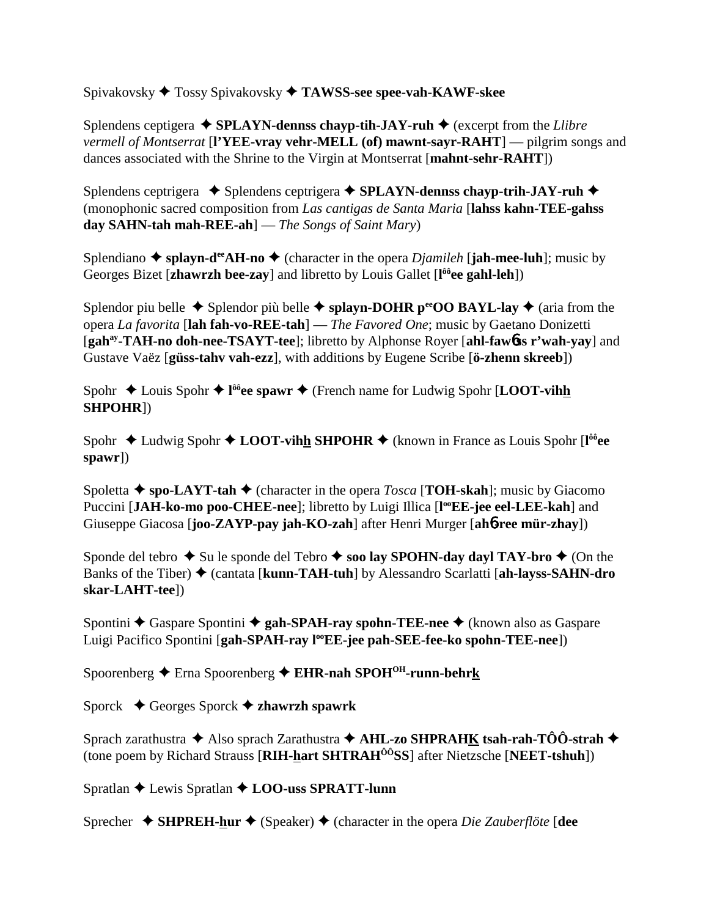Spivakovsky ✦ Tossy Spivakovsky ✦ **TAWSS-see spee-vah-KAWF-skee**

Splendens ceptigera ✦ **SPLAYN-dennss chayp-tih-JAY-ruh** ✦ (excerpt from the *Llibre vermell of Montserrat* [**l'YEE-vray vehr-MELL (of) mawnt-sayr-RAHT**] — pilgrim songs and dances associated with the Shrine to the Virgin at Montserrat [**mahnt-sehr-RAHT**])

Splendens ceptrigera ✦ Splendens ceptrigera ✦ **SPLAYN-dennss chayp-trih-JAY-ruh** ✦ (monophonic sacred composition from *Las cantigas de Santa Maria* [**lahss kahn-TEE-gahss day SAHN-tah mah-REE-ah**] — *The Songs of Saint Mary*)

Splendiano ✦ **splayn-d$^{ee}$AH-no** ✦ (character in the opera *Djamileh* [**jah-mee-luh**]; music by Georges Bizet [**zhawrzh bee-zay**] and libretto by Louis Gallet [**l$^{ôô}$ee gahl-leh**])

Splendor piu belle ✦ Splendor più belle ✦ **splayn-DOHR p$^{ee}$OO BAYL-lay** ✦ (aria from the opera *La favorita* [**lah fah-vo-REE-tah**] — *The Favored One*; music by Gaetano Donizetti [**gah$^{ay}$-TAH-no doh-nee-TSAYT-tee**]; libretto by Alphonse Royer [**ahl-fawõss r'wah-yay**] and Gustave Vaëz [**güss-tahv vah-ezz**], with additions by Eugene Scribe [**ö-zhenn skreeb**])

Spohr ✦ Louis Spohr ✦ **l$^{ôô}$ee spawr** ✦ (French name for Ludwig Spohr [**LOOT-vih<u>h</u> SHPOHR**])

Spohr ✦ Ludwig Spohr ✦ **LOOT-vih<u>h</u> SHPOHR** ✦ (known in France as Louis Spohr [**l$^{ôô}$ee spawr**])

Spoletta ✦ **spo-LAYT-tah** ✦ (character in the opera *Tosca* [**TOH-skah**]; music by Giacomo Puccini [**JAH-ko-mo poo-CHEE-nee**]; libretto by Luigi Illica [**l$^{oo}$EE-jee eel-LEE-kah**] and Giuseppe Giacosa [**joo-ZAYP-pay jah-KO-zah**] after Henri Murger [**ahõ-ree mür-zhay**])

Sponde del tebro ✦ Su le sponde del Tebro ✦ **soo lay SPOHN-day dayl TAY-bro** ✦ (On the Banks of the Tiber) ✦ (cantata [**kunn-TAH-tuh**] by Alessandro Scarlatti [**ah-layss-SAHN-dro skar-LAHT-tee**])

Spontini ✦ Gaspare Spontini ✦ **gah-SPAH-ray spohn-TEE-nee** ✦ (known also as Gaspare Luigi Pacifico Spontini [**gah-SPAH-ray l$^{oo}$EE-jee pah-SEE-fee-ko spohn-TEE-nee**])

Spoorenberg ✦ Erna Spoorenberg ✦ **EHR-nah SPOH$^{OH}$-runn-behr<u>k</u>**

Sporck ✦ Georges Sporck ✦ **zhawrzh spawrk**

Sprach zarathustra ✦ Also sprach Zarathustra ✦ **AHL-zo SHPRAH<u>K</u> tsah-rah-TÔÔ-strah** ✦ (tone poem by Richard Strauss [**RIH-<u>h</u>art SHTRAH$^{ÔÔ}$SS**] after Nietzsche [**NEET-tshuh**])

Spratlan ✦ Lewis Spratlan ✦ **LOO-uss SPRATT-lunn**

Sprecher ✦ **SHPREH-<u>h</u>ur** ✦ (Speaker) ✦ (character in the opera *Die Zauberflöte* [**dee**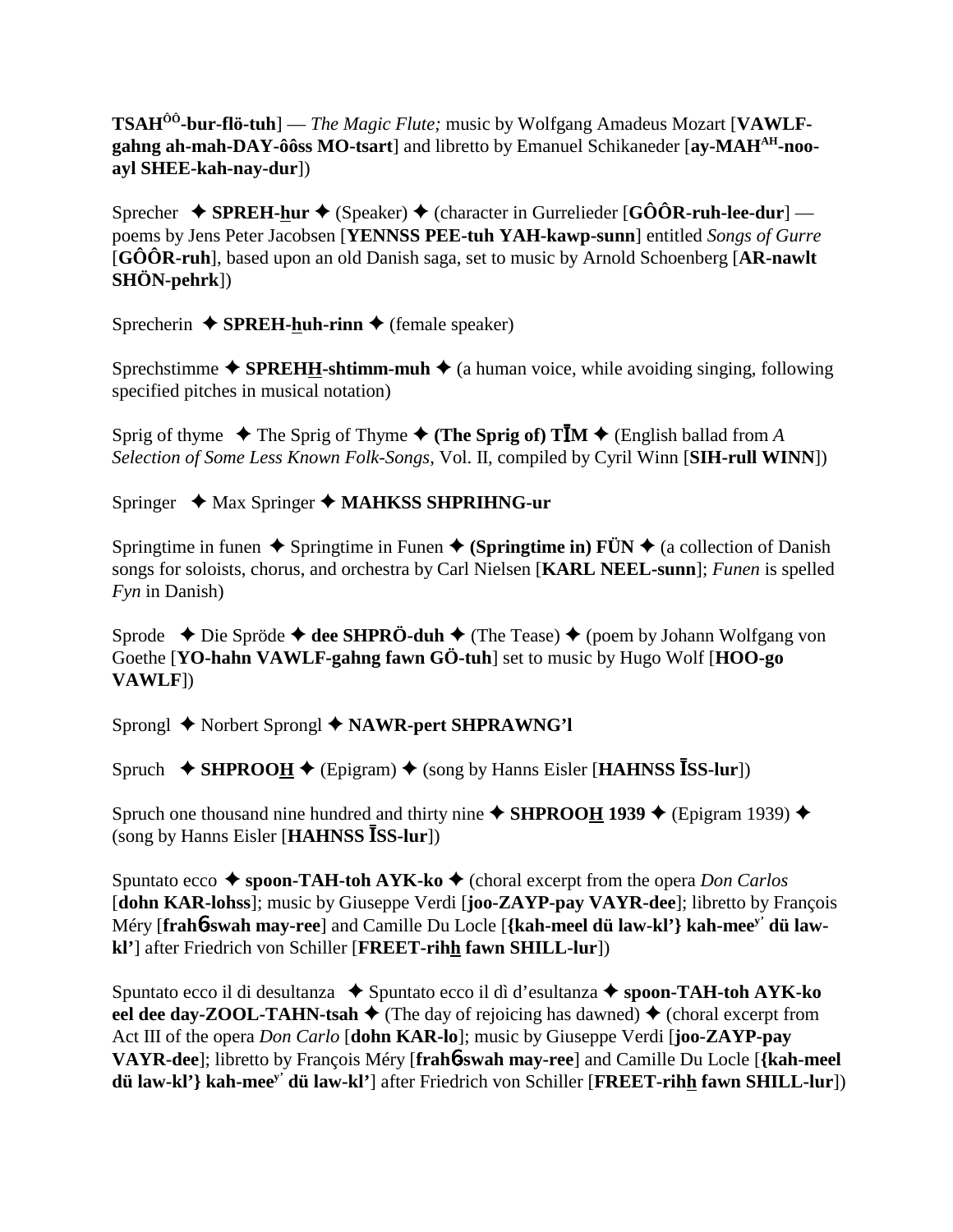**TSAH^ÔÔ-bur-flö-tuh**] — *The Magic Flute;* music by Wolfgang Amadeus Mozart [**VAWLF-gahng ah-mah-DAY-ôôss MO-tsart**] and libretto by Emanuel Schikaneder [**ay-MAH^AH-noo-ayl SHEE-kah-nay-dur**])

Sprecher ✦ **SPREH-hur** ✦ (Speaker) ✦ (character in Gurrelieder [**GÔÔR-ruh-lee-dur**] — poems by Jens Peter Jacobsen [**YENNSS PEE-tuh YAH-kawp-sunn**] entitled *Songs of Gurre* [**GÔÔR-ruh**], based upon an old Danish saga, set to music by Arnold Schoenberg [**AR-nawlt SHÖN-pehrk**])

Sprecherin ✦ **SPREH-huh-rinn** ✦ (female speaker)

Sprechstimme ✦ **SPREHH-shtimm-muh** ✦ (a human voice, while avoiding singing, following specified pitches in musical notation)

Sprig of thyme ✦ The Sprig of Thyme ✦ **(The Sprig of) TĪM** ✦ (English ballad from *A Selection of Some Less Known Folk-Songs*, Vol. II, compiled by Cyril Winn [**SIH-rull WINN**])

Springer ✦ Max Springer ✦ **MAHKSS SHPRIHNG-ur**

Springtime in funen ✦ Springtime in Funen ✦ **(Springtime in) FÜN** ✦ (a collection of Danish songs for soloists, chorus, and orchestra by Carl Nielsen [**KARL NEEL-sunn**]; *Funen* is spelled *Fyn* in Danish)

Sprode ✦ Die Spröde ✦ **dee SHPRÖ-duh** ✦ (The Tease) ✦ (poem by Johann Wolfgang von Goethe [**YO-hahn VAWLF-gahng fawn GÖ-tuh**] set to music by Hugo Wolf [**HOO-go VAWLF**])

Sprongl ✦ Norbert Sprongl ✦ **NAWR-pert SHPRAWNG'l**

Spruch ✦ **SHPROOH** ✦ (Epigram) ✦ (song by Hanns Eisler [**HAHNSS ĪSS-lur**])

Spruch one thousand nine hundred and thirty nine ✦ **SHPROOH 1939** ✦ (Epigram 1939) ✦ (song by Hanns Eisler [**HAHNSS ĪSS-lur**])

Spuntato ecco ✦ **spoon-TAH-toh AYK-ko** ✦ (choral excerpt from the opera *Don Carlos* [**dohn KAR-lohss**]; music by Giuseppe Verdi [**joo-ZAYP-pay VAYR-dee**]; libretto by François Méry [**frahn-swah may-ree**] and Camille Du Locle [**{kah-meel dü law-kl'} kah-mee^y' dü law-kl'**] after Friedrich von Schiller [**FREET-rihh fawn SHILL-lur**])

Spuntato ecco il di desultanza ✦ Spuntato ecco il dì d'esultanza ✦ **spoon-TAH-toh AYK-ko eel dee day-ZOOL-TAHN-tsah** ✦ (The day of rejoicing has dawned) ✦ (choral excerpt from Act III of the opera *Don Carlo* [**dohn KAR-lo**]; music by Giuseppe Verdi [**joo-ZAYP-pay VAYR-dee**]; libretto by François Méry [**frahn-swah may-ree**] and Camille Du Locle [**{kah-meel dü law-kl'} kah-mee^y' dü law-kl'**] after Friedrich von Schiller [**FREET-rihh fawn SHILL-lur**])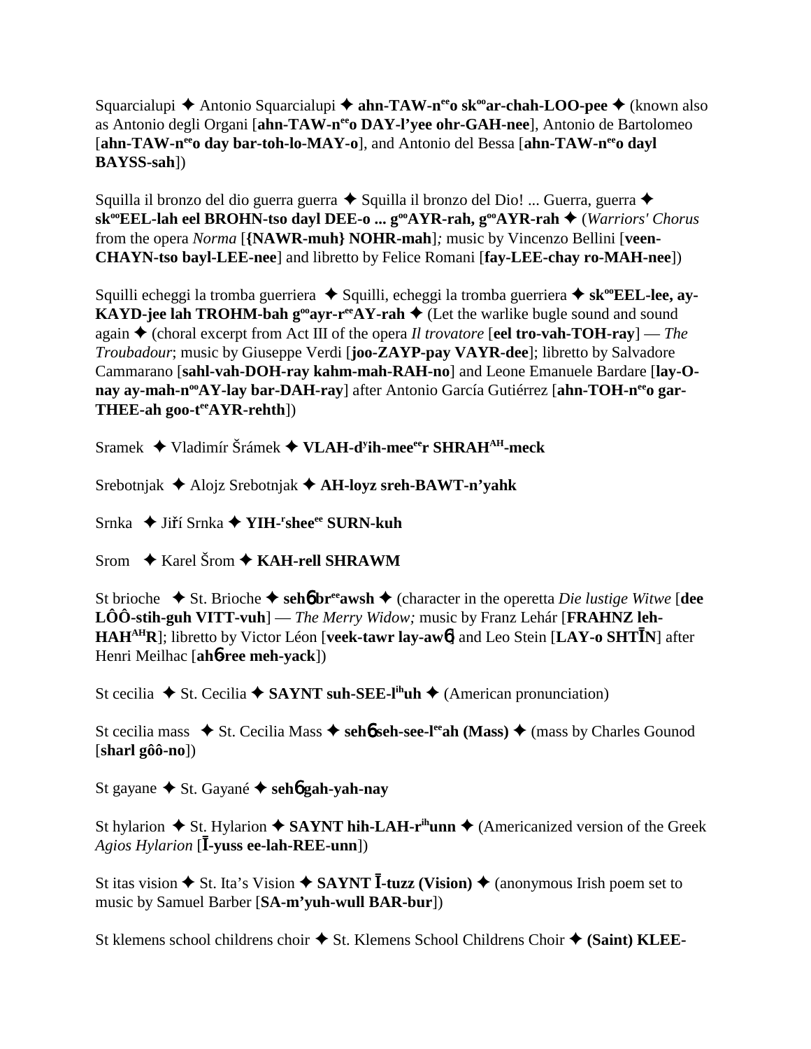Squarcialupi ✦ Antonio Squarcialupi ✦ **ahn-TAW-n$^{ee}$o sk$^{oo}$ar-chah-LOO-pee** ✦ (known also as Antonio degli Organi [**ahn-TAW-n$^{ee}$o DAY-l'yee ohr-GAH-nee**], Antonio de Bartolomeo [**ahn-TAW-n$^{ee}$o day bar-toh-lo-MAY-o**], and Antonio del Bessa [**ahn-TAW-n$^{ee}$o dayl BAYSS-sah**])

Squilla il bronzo del dio guerra guerra ✦ Squilla il bronzo del Dio! ... Guerra, guerra ✦ **sk$^{oo}$EEL-lah eel BROHN-tso dayl DEE-o ... g$^{oo}$AYR-rah, g$^{oo}$AYR-rah** ✦ (*Warriors' Chorus* from the opera *Norma* [**{NAWR-muh} NOHR-mah**]*;* music by Vincenzo Bellini [**veen-CHAYN-tso bayl-LEE-nee**] and libretto by Felice Romani [**fay-LEE-chay ro-MAH-nee**])

Squilli echeggi la tromba guerriera ✦ Squilli, echeggi la tromba guerriera ✦ **sk$^{oo}$EEL-lee, ay-KAYD-jee lah TROHM-bah g$^{oo}$ayr-r$^{ee}$AY-rah** ✦ (Let the warlike bugle sound and sound again ✦ (choral excerpt from Act III of the opera *Il trovatore* [**eel tro-vah-TOH-ray**] — *The Troubadour*; music by Giuseppe Verdi [**joo-ZAYP-pay VAYR-dee**]; libretto by Salvadore Cammarano [**sahl-vah-DOH-ray kahm-mah-RAH-no**] and Leone Emanuele Bardare [**lay-O-nay ay-mah-n$^{oo}$AY-lay bar-DAH-ray**] after Antonio García Gutiérrez [**ahn-TOH-n$^{ee}$o gar-THEE-ah goo-t$^{ee}$AYR-rehth**])

Sramek ✦ Vladimír Šrámek ✦ **VLAH-d$^{y}$ih-mee$^{ee}$r SHRAH$^{AH}$-meck**

Srebotnjak ✦ Alojz Srebotnjak ✦ **AH-loyz sreh-BAWT-n'yahk**

Srnka ✦ Jiří Srnka ✦ **YIH-$^{r}$shee$^{ee}$ SURN-kuh**

Srom ✦ Karel Šrom ✦ **KAH-rell SHRAWM**

St brioche ✦ St. Brioche ✦ **sehɓ br$^{ee}$awsh** ✦ (character in the operetta *Die lustige Witwe* [**dee LÔÔ-stih-guh VITT-vuh**] — *The Merry Widow;* music by Franz Lehár [**FRAHNZ leh-HAH$^{AH}$R**]; libretto by Victor Léon [**veek-tawr lay-awɓ**] and Leo Stein [**LAY-o SHTĪN**] after Henri Meilhac [**ahɓ-ree meh-yack**])

St cecilia ✦ St. Cecilia ✦ **SAYNT suh-SEE-l$^{ih}$uh** ✦ (American pronunciation)

St cecilia mass ✦ St. Cecilia Mass ✦ **sehɓ seh-see-l$^{ee}$ah (Mass)** ✦ (mass by Charles Gounod [**sharl gôô-no**])

St gayane ✦ St. Gayané ✦ **sehɓ gah-yah-nay**

St hylarion ✦ St. Hylarion ✦ **SAYNT hih-LAH-r$^{ih}$unn** ✦ (Americanized version of the Greek *Agios Hylarion* [**Ī-yuss ee-lah-REE-unn**])

St itas vision ✦ St. Ita's Vision ✦ **SAYNT Ī-tuzz (Vision)** ✦ (anonymous Irish poem set to music by Samuel Barber [**SA-m'yuh-wull BAR-bur**])

St klemens school childrens choir ✦ St. Klemens School Childrens Choir ✦ **(Saint) KLEE-**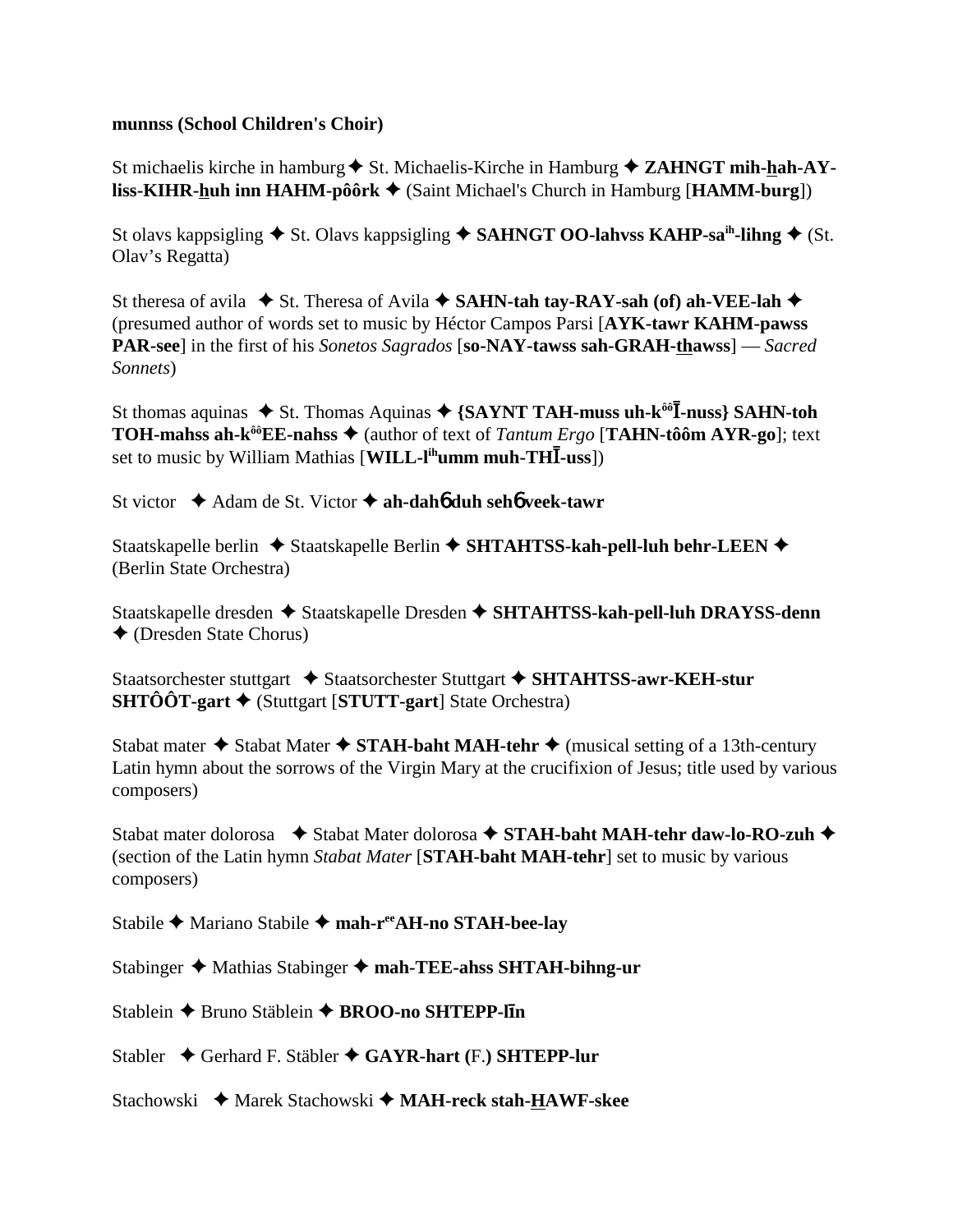**munnss (School Children's Choir)**

St michaelis kirche in hamburg ✦ St. Michaelis-Kirche in Hamburg ✦ **ZAHNGT mih-hah-AY-liss-KIHR-huh inn HAHM-pôôrk** ✦ (Saint Michael's Church in Hamburg [**HAMM-burg**])

St olavs kappsigling ✦ St. Olavs kappsigling ✦ **SAHNGT OO-lahvss KAHP-sa^ih-lihng** ✦ (St. Olav's Regatta)

St theresa of avila ✦ St. Theresa of Avila ✦ **SAHN-tah tay-RAY-sah (of) ah-VEE-lah** ✦ (presumed author of words set to music by Héctor Campos Parsi [**AYK-tawr KAHM-pawss PAR-see**] in the first of his *Sonetos Sagrados* [**so-NAY-tawss sah-GRAH-thawss**] — *Sacred Sonnets*)

St thomas aquinas ✦ St. Thomas Aquinas ✦ **{SAYNT TAH-muss uh-k^ôô Ī-nuss} SAHN-toh TOH-mahss ah-k^ôô EE-nahss** ✦ (author of text of *Tantum Ergo* [**TAHN-tôôm AYR-go**]; text set to music by William Mathias [**WILL-l^ih umm muh-THĪ-uss**])

St victor ✦ Adam de St. Victor ✦ **ah-dah6 duh seh6 veek-tawr**

Staatskapelle berlin ✦ Staatskapelle Berlin ✦ **SHTAHTSS-kah-pell-luh behr-LEEN** ✦ (Berlin State Orchestra)

Staatskapelle dresden ✦ Staatskapelle Dresden ✦ **SHTAHTSS-kah-pell-luh DRAYSS-denn** ✦ (Dresden State Chorus)

Staatsorchester stuttgart ✦ Staatsorchester Stuttgart ✦ **SHTAHTSS-awr-KEH-stur SHTÔÔT-gart** ✦ (Stuttgart [**STUTT-gart**] State Orchestra)

Stabat mater ✦ Stabat Mater ✦ **STAH-baht MAH-tehr** ✦ (musical setting of a 13th-century Latin hymn about the sorrows of the Virgin Mary at the crucifixion of Jesus; title used by various composers)

Stabat mater dolorosa ✦ Stabat Mater dolorosa ✦ **STAH-baht MAH-tehr daw-lo-RO-zuh** ✦ (section of the Latin hymn *Stabat Mater* [**STAH-baht MAH-tehr**] set to music by various composers)

Stabile ✦ Mariano Stabile ✦ **mah-r^ee AH-no STAH-bee-lay**

Stabinger ✦ Mathias Stabinger ✦ **mah-TEE-ahss SHTAH-bihng-ur**

Stablein ✦ Bruno Stäblein ✦ **BROO-no SHTEPP-līn**

Stabler ✦ Gerhard F. Stäbler ✦ **GAYR-hart (F.) SHTEPP-lur**

Stachowski ✦ Marek Stachowski ✦ **MAH-reck stah-HAWF-skee**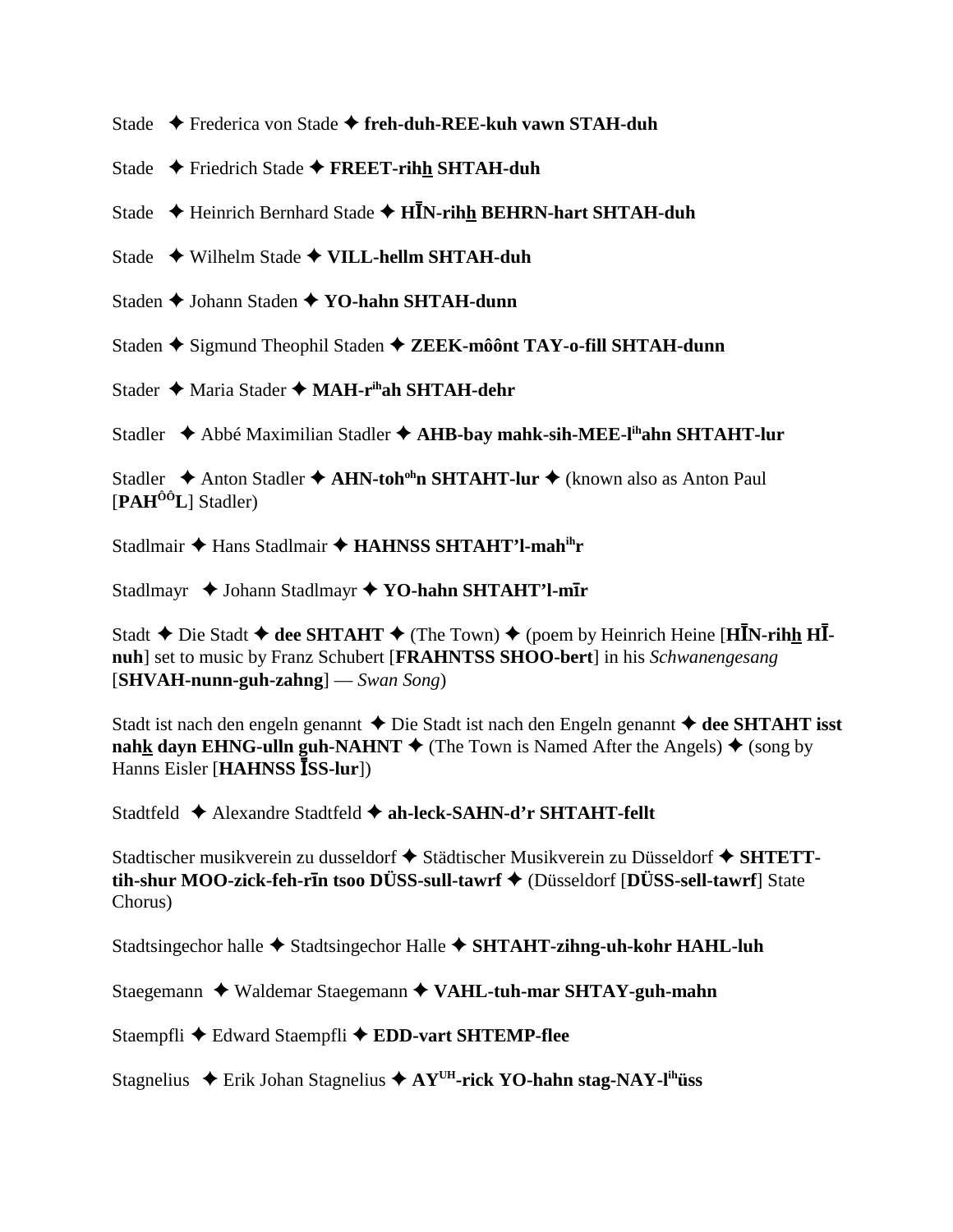Stade ✦ Frederica von Stade ✦ **freh-duh-REE-kuh vawn STAH-duh**

Stade ✦ Friedrich Stade ✦ **FREET-rihh SHTAH-duh**

Stade ✦ Heinrich Bernhard Stade ✦ **HĪN-rihh BEHRN-hart SHTAH-duh**

Stade ✦ Wilhelm Stade ✦ **VILL-hellm SHTAH-duh**

Staden ✦ Johann Staden ✦ **YO-hahn SHTAH-dunn**

Staden ✦ Sigmund Theophil Staden ✦ **ZEEK-môônt TAY-o-fill SHTAH-dunn**

Stader ✦ Maria Stader ✦ **MAH-r[ih]ah SHTAH-dehr**

Stadler ✦ Abbé Maximilian Stadler ✦ **AHB-bay mahk-sih-MEE-l[ih]ahn SHTAHT-lur**

Stadler ✦ Anton Stadler ✦ **AHN-toh[oh]n SHTAHT-lur** ✦ (known also as Anton Paul [**PAH[ÔÔ]L**] Stadler)

Stadlmair ✦ Hans Stadlmair ✦ **HAHNSS SHTAHT'l-mah[ih]r**

Stadlmayr ✦ Johann Stadlmayr ✦ **YO-hahn SHTAHT'l-mīr**

Stadt ✦ Die Stadt ✦ **dee SHTAHT** ✦ (The Town) ✦ (poem by Heinrich Heine [**HĪN-rihh HĪ-nuh**] set to music by Franz Schubert [**FRAHNTSS SHOO-bert**] in his *Schwanengesang* [**SHVAH-nunn-guh-zahng**] — *Swan Song*)

Stadt ist nach den engeln genannt ✦ Die Stadt ist nach den Engeln genannt ✦ **dee SHTAHT isst nahk dayn EHNG-ulln guh-NAHNT** ✦ (The Town is Named After the Angels) ✦ (song by Hanns Eisler [**HAHNSS ĪSS-lur**])

Stadtfeld ✦ Alexandre Stadtfeld ✦ **ah-leck-SAHN-d'r SHTAHT-fellt**

Stadtischer musikverein zu dusseldorf ✦ Städtischer Musikverein zu Düsseldorf ✦ **SHTETT-tih-shur MOO-zick-feh-rīn tsoo DÜSS-sull-tawrf** ✦ (Düsseldorf [**DÜSS-sell-tawrf**] State Chorus)

Stadtsingechor halle ✦ Stadtsingechor Halle ✦ **SHTAHT-zihng-uh-kohr HAHL-luh**

Staegemann ✦ Waldemar Staegemann ✦ **VAHL-tuh-mar SHTAY-guh-mahn**

Staempfli ✦ Edward Staempfli ✦ **EDD-vart SHTEMP-flee**

Stagnelius ✦ Erik Johan Stagnelius ✦ **AY[UH]-rick YO-hahn stag-NAY-l[ih]üss**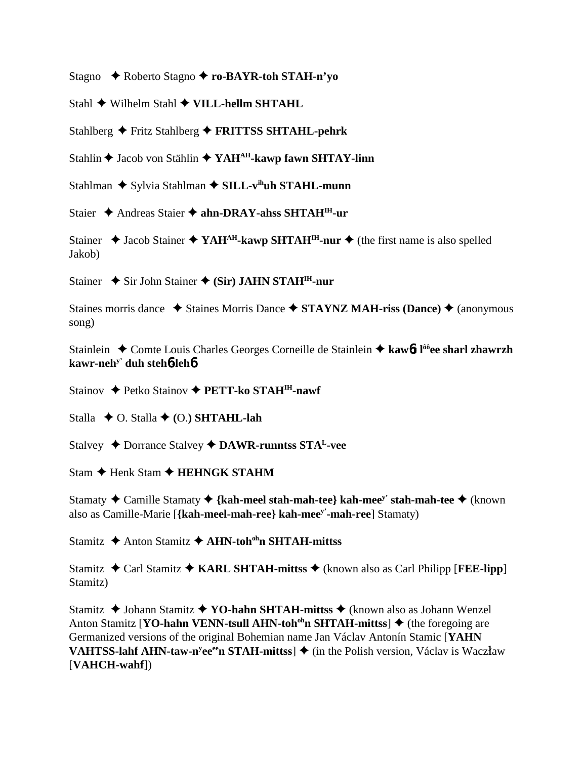Stagno ✦ Roberto Stagno ✦ **ro-BAYR-toh STAH-n'yo**

Stahl ✦ Wilhelm Stahl ✦ **VILL-hellm SHTAHL**

Stahlberg ✦ Fritz Stahlberg ✦ **FRITTSS SHTAHL-pehrk**

Stahlin ✦ Jacob von Stählin ✦ **YAH^AH-kawp fawn SHTAY-linn**

Stahlman ✦ Sylvia Stahlman ✦ **SILL-v^ih uh STAHL-munn**

Staier ✦ Andreas Staier ✦ **ahn-DRAY-ahss SHTAH^IH-ur**

Stainer ✦ Jacob Stainer ✦ **YAH^AH-kawp SHTAH^IH-nur** ✦ (the first name is also spelled Jakob)

Stainer ✦ Sir John Stainer ✦ **(Sir) JAHN STAH^IH-nur**

Staines morris dance ✦ Staines Morris Dance ✦ **STAYNZ MAH-riss (Dance)** ✦ (anonymous song)

Stainlein ✦ Comte Louis Charles Georges Corneille de Stainlein ✦ **kawɓ l^ôô ee sharl zhawrzh kawr-neh^y' duh stehɓlehɓ**

Stainov ✦ Petko Stainov ✦ **PETT-ko STAH^IH-nawf**

Stalla ✦ O. Stalla ✦ **(O.) SHTAHL-lah**

Stalvey ✦ Dorrance Stalvey ✦ **DAWR-runntss STA^L-vee**

Stam ✦ Henk Stam ✦ **HEHNGK STAHM**

Stamaty ✦ Camille Stamaty ✦ **{kah-meel stah-mah-tee} kah-mee^y' stah-mah-tee** ✦ (known also as Camille-Marie [**{kah-meel-mah-ree} kah-mee^y'-mah-ree**] Stamaty)

Stamitz ✦ Anton Stamitz ✦ **AHN-toh^oh n SHTAH-mittss**

Stamitz ✦ Carl Stamitz ✦ **KARL SHTAH-mittss** ✦ (known also as Carl Philipp [**FEE-lipp**] Stamitz)

Stamitz ✦ Johann Stamitz ✦ **YO-hahn SHTAH-mittss** ✦ (known also as Johann Wenzel Anton Stamitz [**YO-hahn VENN-tsull AHN-toh^oh n SHTAH-mittss**] ✦ (the foregoing are Germanized versions of the original Bohemian name Jan Václav Antonín Stamic [**YAHN VAHTSS-lahf AHN-taw-n^y ee^ee n STAH-mittss**] ✦ (in the Polish version, Václav is Waczław [**VAHCH-wahf**])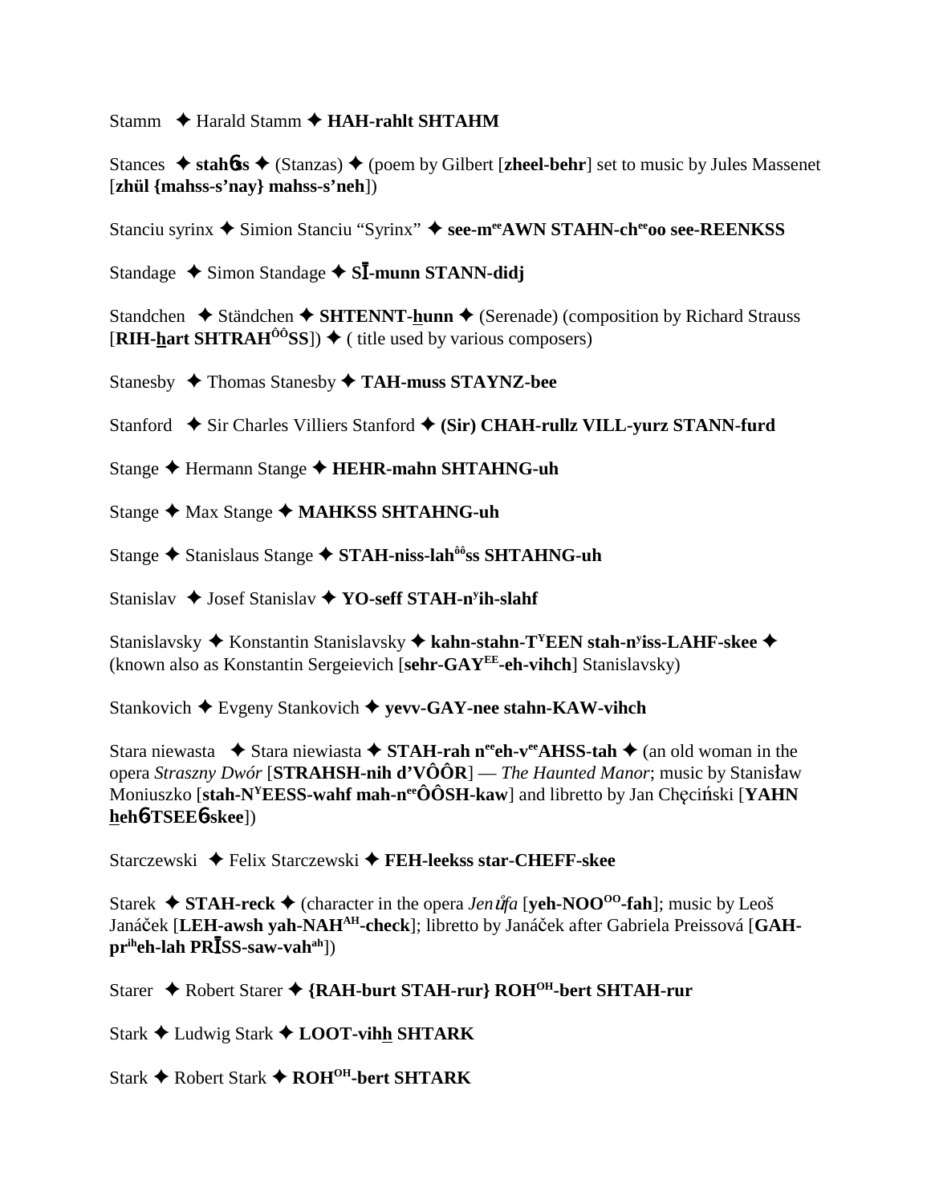Stamm ✦ Harald Stamm ✦ **HAH-rahlt SHTAHM**

Stances ✦ **stahɓs** ✦ (Stanzas) ✦ (poem by Gilbert [**zheel-behr**] set to music by Jules Massenet [**zhül {mahss-s'nay} mahss-s'neh**])

Stanciu syrinx ✦ Simion Stanciu "Syrinx" ✦ **see-m**[ee]**AWN STAHN-ch**[ee]**oo see-REENKSS**

Standage ✦ Simon Standage ✦ **SĪ-munn STANN-didj**

Standchen ✦ Ständchen ✦ **SHTENNT-hunn** ✦ (Serenade) (composition by Richard Strauss [**RIH-hart SHTRAH**[ÔÔ]**SS**]) ✦ ( title used by various composers)

Stanesby ✦ Thomas Stanesby ✦ **TAH-muss STAYNZ-bee**

Stanford ✦ Sir Charles Villiers Stanford ✦ **(Sir) CHAH-rullz VILL-yurz STANN-furd**

Stange ✦ Hermann Stange ✦ **HEHR-mahn SHTAHNG-uh**

Stange ✦ Max Stange ✦ **MAHKSS SHTAHNG-uh**

Stange ✦ Stanislaus Stange ✦ **STAH-niss-lah**[ôô]**ss SHTAHNG-uh**

Stanislav ✦ Josef Stanislav ✦ **YO-seff STAH-n**[y]**ih-slahf**

Stanislavsky ✦ Konstantin Stanislavsky ✦ **kahn-stahn-T**[Y]**EEN stah-n**[y]**iss-LAHF-skee** ✦ (known also as Konstantin Sergeievich [**sehr-GAY**[EE]**-eh-vihch**] Stanislavsky)

Stankovich ✦ Evgeny Stankovich ✦ **yevv-GAY-nee stahn-KAW-vihch**

Stara niewasta ✦ Stara niewiasta ✦ **STAH-rah n**[ee]**eh-v**[ee]**AHSS-tah** ✦ (an old woman in the opera *Straszny Dwór* [**STRAHSH-nih d'VÔÔR**] — *The Haunted Manor*; music by Stanisław Moniuszko [**stah-N**[Y]**EESS-wahf mah-n**[ee]**ÔÔSH-kaw**] and libretto by Jan Chęciński [**YAHN hehɓ-TSEEɓ-skee**])

Starczewski ✦ Felix Starczewski ✦ **FEH-leekss star-CHEFF-skee**

Starek ✦ **STAH-reck** ✦ (character in the opera *Jenůfa* [**yeh-NOO**[OO]**-fah**]; music by Leoš Janáček [**LEH-awsh yah-NAH**[AH]**-check**]; libretto by Janáček after Gabriela Preissová [**GAH-pr**[ih]**eh-lah PRĪSS-saw-vah**[ah]**])

Starer ✦ Robert Starer ✦ **{RAH-burt STAH-rur} ROH**[OH]**-bert SHTAH-rur**

Stark ✦ Ludwig Stark ✦ **LOOT-vihh SHTARK**

Stark ✦ Robert Stark ✦ **ROH**[OH]**-bert SHTARK**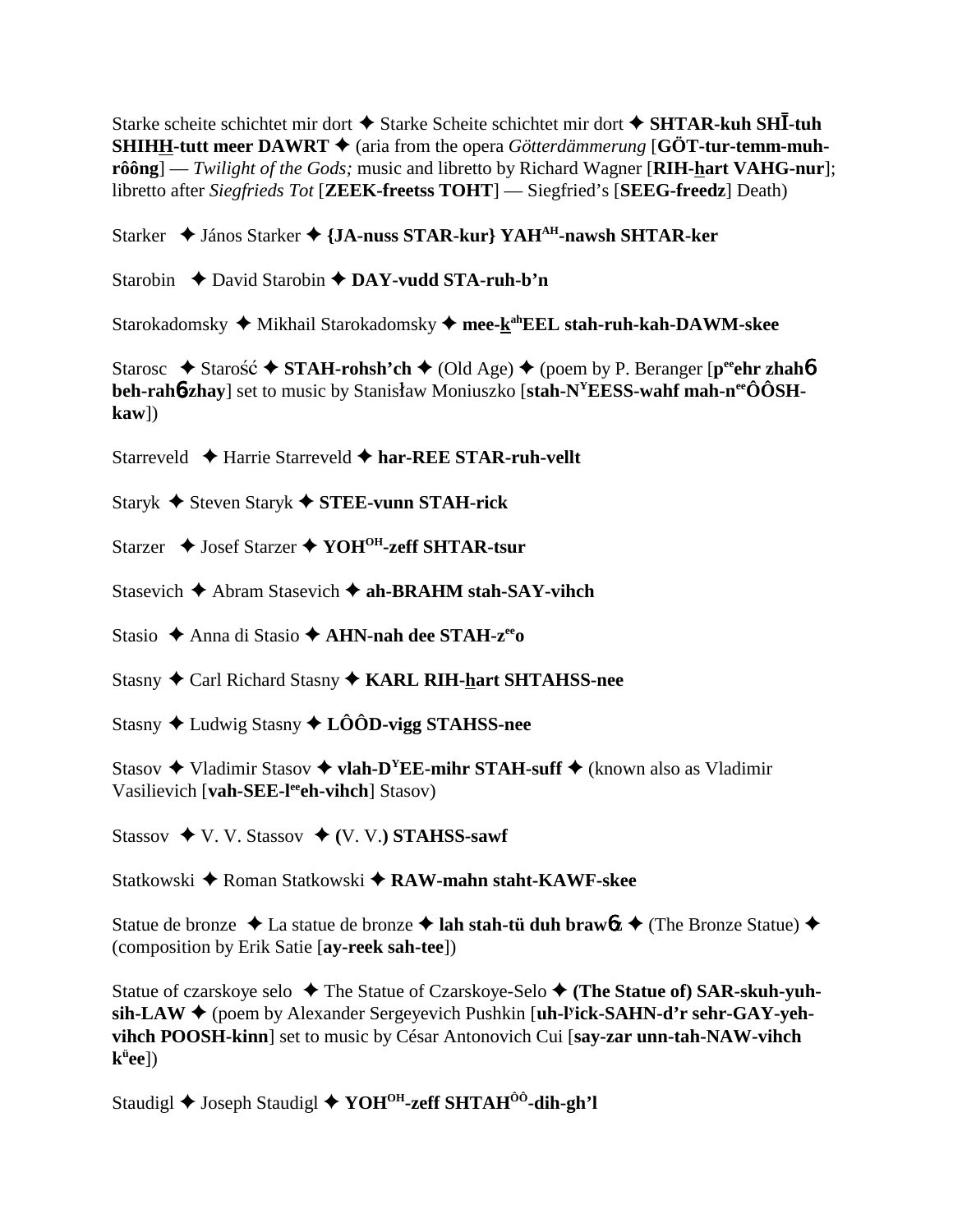Starke scheite schichtet mir dort ✦ Starke Scheite schichtet mir dort ✦ **SHTAR-kuh SHĪ-tuh SHIHH-tutt meer DAWRT** ✦ (aria from the opera *Götterdämmerung* [**GÖT-tur-temm-muh-rôông**] — *Twilight of the Gods;* music and libretto by Richard Wagner [**RIH-hart VAHG-nur**]; libretto after *Siegfrieds Tot* [**ZEEK-freetss TOHT**] — Siegfried's [**SEEG-freedz**] Death)

Starker ✦ János Starker ✦ **{JA-nuss STAR-kur} YAH^AH-nawsh SHTAR-ker**

Starobin ✦ David Starobin ✦ **DAY-vudd STA-ruh-b'n**

Starokadomsky ✦ Mikhail Starokadomsky ✦ **mee-k^ahEEL stah-ruh-kah-DAWM-skee**

Starosc ✦ Starość ✦ **STAH-rohsh'ch** ✦ (Old Age) ✦ (poem by P. Beranger [**p^eeehr zhahɓ beh-rahɓzhay**] set to music by Stanisław Moniuszko [**stah-N^YEESS-wahf mah-n^eeÔÔSH-kaw**])

Starreveld ✦ Harrie Starreveld ✦ **har-REE STAR-ruh-vellt**

Staryk ✦ Steven Staryk ✦ **STEE-vunn STAH-rick**

Starzer ✦ Josef Starzer ✦ **YOH^OH-zeff SHTAR-tsur**

Stasevich ✦ Abram Stasevich ✦ **ah-BRAHM stah-SAY-vihch**

Stasio ✦ Anna di Stasio ✦ **AHN-nah dee STAH-z^eeo**

Stasny ✦ Carl Richard Stasny ✦ **KARL RIH-hart SHTAHSS-nee**

Stasny ✦ Ludwig Stasny ✦ **LÔÔD-vigg STAHSS-nee**

Stasov ✦ Vladimir Stasov ✦ **vlah-D^YEE-mihr STAH-suff** ✦ (known also as Vladimir Vasilievich [**vah-SEE-l^eeeh-vihch**] Stasov)

Stassov ✦ V. V. Stassov ✦ **(**V. V.**) STAHSS-sawf**

Statkowski ✦ Roman Statkowski ✦ **RAW-mahn staht-KAWF-skee**

Statue de bronze ✦ La statue de bronze ✦ **lah stah-tü duh brawɓz** ✦ (The Bronze Statue) ✦ (composition by Erik Satie [**ay-reek sah-tee**])

Statue of czarskoye selo ✦ The Statue of Czarskoye-Selo ✦ **(The Statue of) SAR-skuh-yuh-sih-LAW** ✦ (poem by Alexander Sergeyevich Pushkin [**uh-l^yick-SAHN-d'r sehr-GAY-yeh-vihch POOSH-kinn**] set to music by César Antonovich Cui [**say-zar unn-tah-NAW-vihch k^üee**])

Staudigl ✦ Joseph Staudigl ✦ **YOH^OH-zeff SHTAH^ÔÔ-dih-gh'l**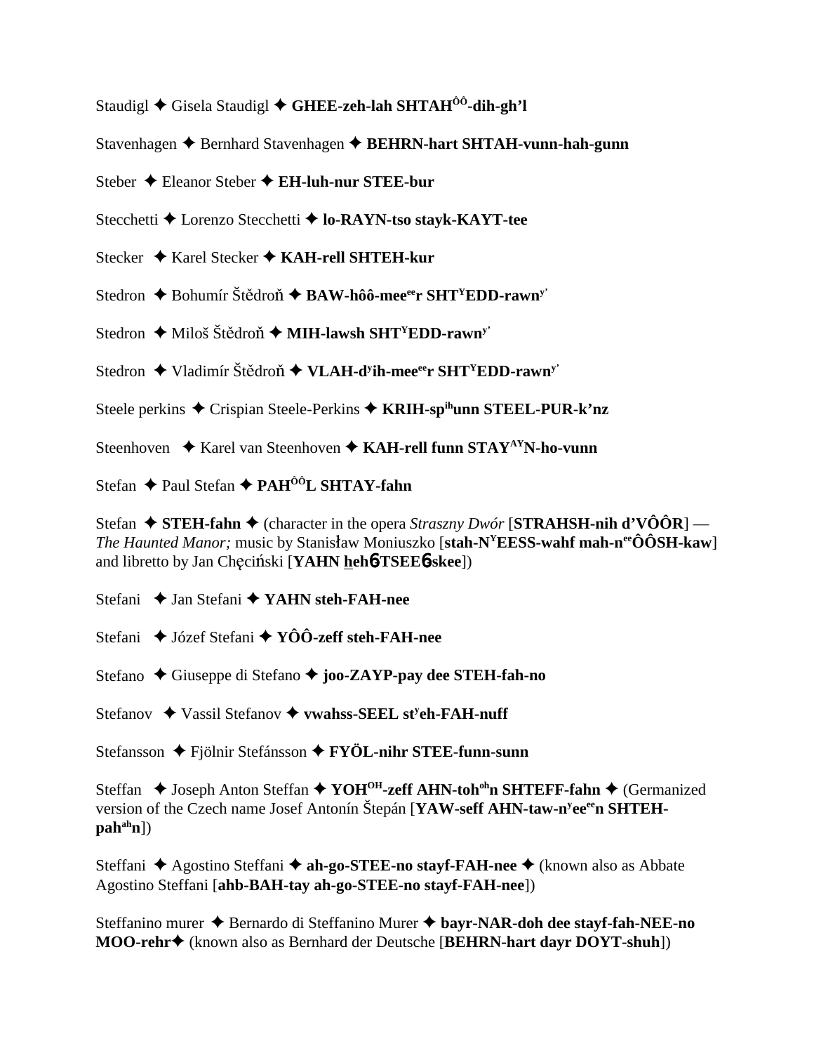Staudigl ✦ Gisela Staudigl ✦ **GHEE-zeh-lah SHTAHÔÔ-dih-gh'l**

Stavenhagen ✦ Bernhard Stavenhagen ✦ **BEHRN-hart SHTAH-vunn-hah-gunn**

Steber ✦ Eleanor Steber ✦ **EH-luh-nur STEE-bur**

Stecchetti ✦ Lorenzo Stecchetti ✦ **lo-RAYN-tso stayk-KAYT-tee**

Stecker ✦ Karel Stecker ✦ **KAH-rell SHTEH-kur**

Stedron ✦ Bohumír Štědroň ✦ **BAW-hôô-meeeer SHTYEDD-rawny'**

Stedron ✦ Miloš Štědroň ✦ **MIH-lawsh SHTYEDD-rawny'**

Stedron ✦ Vladimír Štědroň ✦ **VLAH-dyih-meeeer SHTYEDD-rawny'**

Steele perkins ✦ Crispian Steele-Perkins ✦ **KRIH-spihunn STEEL-PUR-k'nz**

Steenhoven ✦ Karel van Steenhoven ✦ **KAH-rell funn STAYAYN-ho-vunn**

Stefan ✦ Paul Stefan ✦ **PAHÔÔL SHTAY-fahn**

Stefan ✦ **STEH-fahn** ✦ (character in the opera *Straszny Dwór* [**STRAHSH-nih d'VÔÔR**] — *The Haunted Manor;* music by Stanisław Moniuszko [**stah-NYEESS-wahf mah-neeÔÔSH-kaw**] and libretto by Jan Chęciński [**YAHN heh6TSEE6skee**])

Stefani ✦ Jan Stefani ✦ **YAHN steh-FAH-nee**

Stefani ✦ Józef Stefani ✦ **YÔÔ-zeff steh-FAH-nee**

Stefano ✦ Giuseppe di Stefano ✦ **joo-ZAYP-pay dee STEH-fah-no**

Stefanov ✦ Vassil Stefanov ✦ **vwahss-SEEL styeh-FAH-nuff**

Stefansson ✦ Fjölnir Stefánsson ✦ **FYÖL-nihr STEE-funn-sunn**

Steffan ✦ Joseph Anton Steffan ✦ **YOHOH-zeff AHN-tohohn SHTEFF-fahn** ✦ (Germanized version of the Czech name Josef Antonín Štepán [**YAW-seff AHN-taw-nyeeeen SHTEH-pahahn**])

Steffani ✦ Agostino Steffani ✦ **ah-go-STEE-no stayf-FAH-nee** ✦ (known also as Abbate Agostino Steffani [**ahb-BAH-tay ah-go-STEE-no stayf-FAH-nee**])

Steffanino murer ✦ Bernardo di Steffanino Murer ✦ **bayr-NAR-doh dee stayf-fah-NEE-no MOO-rehr**✦ (known also as Bernhard der Deutsche [**BEHRN-hart dayr DOYT-shuh**])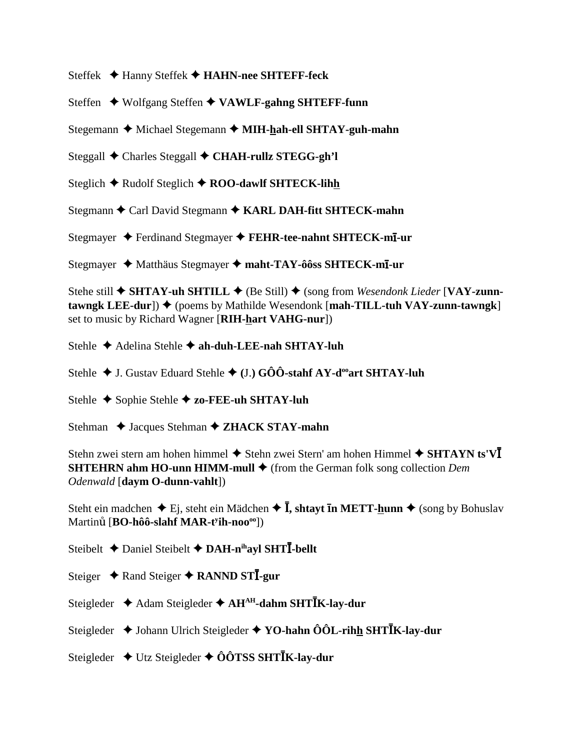Steffek ✦ Hanny Steffek ✦ **HAHN-nee SHTEFF-feck**

Steffen ✦ Wolfgang Steffen ✦ **VAWLF-gahng SHTEFF-funn**

Stegemann ✦ Michael Stegemann ✦ **MIH-h̲ah-ell SHTAY-guh-mahn**

Steggall ✦ Charles Steggall ✦ **CHAH-rullz STEGG-gh'l**

Steglich ✦ Rudolf Steglich ✦ **ROO-dawlf SHTECK-lih̲h̲**

Stegmann ✦ Carl David Stegmann ✦ **KARL DAH-fitt SHTECK-mahn**

Stegmayer ✦ Ferdinand Stegmayer ✦ **FEHR-tee-nahnt SHTECK-mī-ur**

Stegmayer ✦ Matthäus Stegmayer ✦ **maht-TAY-ôôss SHTECK-mī-ur**

Stehe still ✦ **SHTAY-uh SHTILL** ✦ (Be Still) ✦ (song from *Wesendonk Lieder* [**VAY-zunn-tawngk LEE-dur**]) ✦ (poems by Mathilde Wesendonk [**mah-TILL-tuh VAY-zunn-tawngk**] set to music by Richard Wagner [**RIH-h̲art VAHG-nur**])

Stehle ✦ Adelina Stehle ✦ **ah-duh-LEE-nah SHTAY-luh**

Stehle ✦ J. Gustav Eduard Stehle ✦ **(J.) GÔÔ-stahf AY-d[oo]art SHTAY-luh**

Stehle ✦ Sophie Stehle ✦ **zo-FEE-uh SHTAY-luh**

Stehman ✦ Jacques Stehman ✦ **ZHACK STAY-mahn**

Stehn zwei stern am hohen himmel ✦ Stehn zwei Stern' am hohen Himmel ✦ **SHTAYN ts'VĪ SHTEHRN ahm HO-unn HIMM-mull** ✦ (from the German folk song collection *Dem Odenwald* [**daym O-dunn-vahlt**])

Steht ein madchen ✦ Ej, steht ein Mädchen ✦ **Ī, shtayt īn METT-h̲unn** ✦ (song by Bohuslav Martinů [**BO-hôô-slahf MAR-t[y]ih-noo[oo]**])

Steibelt ✦ Daniel Steibelt ✦ **DAH-n[ih]ayl SHTĪ-bellt**

Steiger ✦ Rand Steiger ✦ **RANND STĪ-gur**

Steigleder ✦ Adam Steigleder ✦ **AH[AH]-dahm SHTĪK-lay-dur**

Steigleder ✦ Johann Ulrich Steigleder ✦ **YO-hahn ÔÔL-rih̲h̲ SHTĪK-lay-dur**

Steigleder ✦ Utz Steigleder ✦ **ÔÔTSS SHTĪK-lay-dur**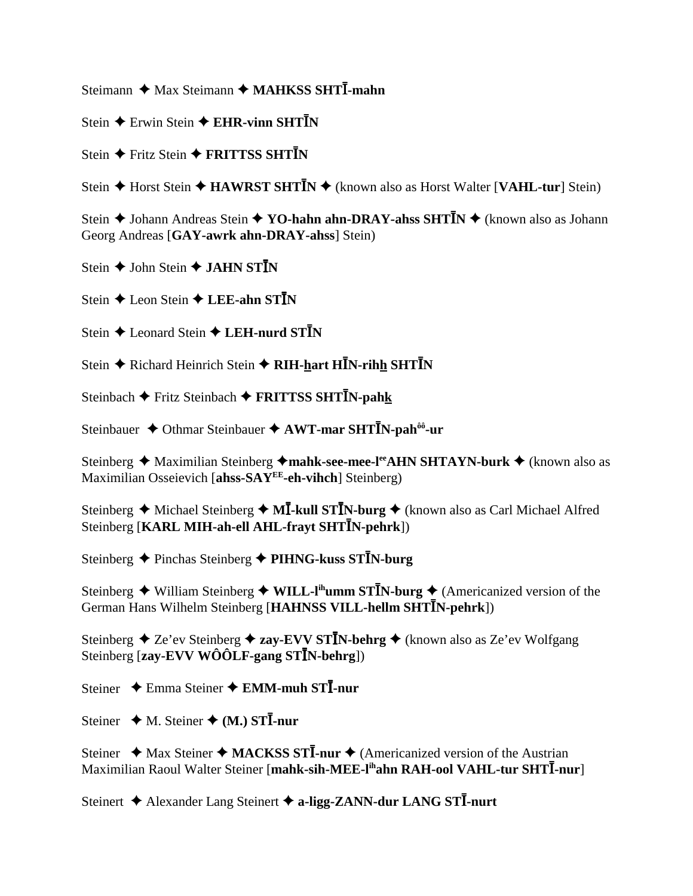Steimann ✦ Max Steimann ✦ **MAHKSS SHTĪ-mahn**

Stein ✦ Erwin Stein ✦ **EHR-vinn SHTĪN**

Stein ✦ Fritz Stein ✦ **FRITTSS SHTĪN**

Stein ✦ Horst Stein ✦ **HAWRST SHTĪN** ✦ (known also as Horst Walter [**VAHL-tur**] Stein)

Stein ✦ Johann Andreas Stein ✦ **YO-hahn ahn-DRAY-ahss SHTĪN** ✦ (known also as Johann Georg Andreas [**GAY-awrk ahn-DRAY-ahss**] Stein)

Stein ✦ John Stein ✦ **JAHN STĪN**

Stein ✦ Leon Stein ✦ **LEE-ahn STĪN**

Stein ✦ Leonard Stein ✦ **LEH-nurd STĪN**

Stein ✦ Richard Heinrich Stein ✦ **RIH-hart HĪN-rihh SHTĪN**

Steinbach ✦ Fritz Steinbach ✦ **FRITTSS SHTĪN-pahk**

Steinbauer ✦ Othmar Steinbauer ✦ **AWT-mar SHTĪN-pah**[ôô]**-ur**

Steinberg ✦ Maximilian Steinberg ✦ **mahk-see-mee-l**[ee]**AHN SHTAYN-burk** ✦ (known also as Maximilian Osseievich [**ahss-SAY**[EE]**-eh-vihch**] Steinberg)

Steinberg ✦ Michael Steinberg ✦ **MĪ-kull STĪN-burg** ✦ (known also as Carl Michael Alfred Steinberg [**KARL MIH-ah-ell AHL-frayt SHTĪN-pehrk**])

Steinberg ✦ Pinchas Steinberg ✦ **PIHNG-kuss STĪN-burg**

Steinberg ✦ William Steinberg ✦ **WILL-l**[ih]**umm STĪN-burg** ✦ (Americanized version of the German Hans Wilhelm Steinberg [**HAHNSS VILL-hellm SHTĪN-pehrk**])

Steinberg ✦ Ze'ev Steinberg ✦ **zay-EVV STĪN-behrg** ✦ (known also as Ze'ev Wolfgang Steinberg [**zay-EVV WÔÔLF-gang STĪN-behrg**])

Steiner ✦ Emma Steiner ✦ **EMM-muh STĪ-nur**

Steiner ✦ M. Steiner ✦ **(M.) STĪ-nur**

Steiner ✦ Max Steiner ✦ **MACKSS STĪ-nur** ✦ (Americanized version of the Austrian Maximilian Raoul Walter Steiner [**mahk-sih-MEE-l**[ih]**ahn RAH-ool VAHL-tur SHTĪ-nur**]

Steinert ✦ Alexander Lang Steinert ✦ **a-ligg-ZANN-dur LANG STĪ-nurt**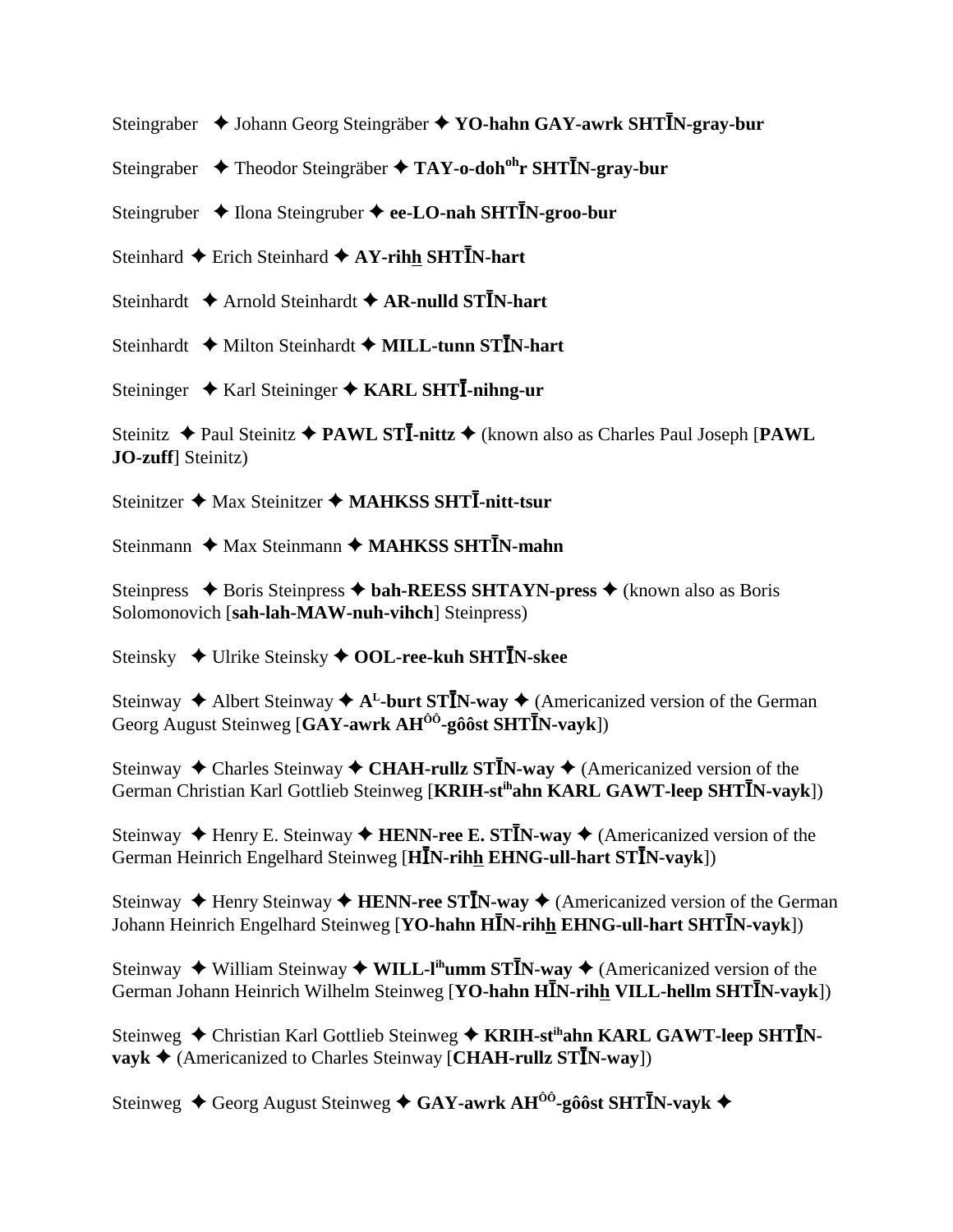Steingraber ✦ Johann Georg Steingräber ✦ **YO-hahn GAY-awrk SHTĪN-gray-bur**

Steingraber ✦ Theodor Steingräber ✦ **TAY-o-doh$^{oh}$r SHTĪN-gray-bur**

Steingruber ✦ Ilona Steingruber ✦ **ee-LO-nah SHTĪN-groo-bur**

Steinhard ✦ Erich Steinhard ✦ **AY-rihh SHTĪN-hart**

Steinhardt ✦ Arnold Steinhardt ✦ **AR-nulld STĪN-hart**

Steinhardt ✦ Milton Steinhardt ✦ **MILL-tunn STĪN-hart**

Steininger ✦ Karl Steininger ✦ **KARL SHTĪ-nihng-ur**

Steinitz ✦ Paul Steinitz ✦ **PAWL STĪ-nittz** ✦ (known also as Charles Paul Joseph [**PAWL JO-zuff**] Steinitz)

Steinitzer ✦ Max Steinitzer ✦ **MAHKSS SHTĪ-nitt-tsur**

Steinmann ✦ Max Steinmann ✦ **MAHKSS SHTĪN-mahn**

Steinpress ✦ Boris Steinpress ✦ **bah-REESS SHTAYN-press** ✦ (known also as Boris Solomonovich [**sah-lah-MAW-nuh-vihch**] Steinpress)

Steinsky ✦ Ulrike Steinsky ✦ **OOL-ree-kuh SHTĪN-skee**

Steinway ✦ Albert Steinway ✦ **A$^{L}$-burt STĪN-way** ✦ (Americanized version of the German Georg August Steinweg [**GAY-awrk AH$^{ôô}$-gôôst SHTĪN-vayk**])

Steinway ✦ Charles Steinway ✦ **CHAH-rullz STĪN-way** ✦ (Americanized version of the German Christian Karl Gottlieb Steinweg [**KRIH-st$^{ih}$ahn KARL GAWT-leep SHTĪN-vayk**])

Steinway ✦ Henry E. Steinway ✦ **HENN-ree E. STĪN-way** ✦ (Americanized version of the German Heinrich Engelhard Steinweg [**HĪN-rihh EHNG-ull-hart STĪN-vayk**])

Steinway ✦ Henry Steinway ✦ **HENN-ree STĪN-way** ✦ (Americanized version of the German Johann Heinrich Engelhard Steinweg [**YO-hahn HĪN-rihh EHNG-ull-hart SHTĪN-vayk**])

Steinway ✦ William Steinway ✦ **WILL-l$^{ih}$umm STĪN-way** ✦ (Americanized version of the German Johann Heinrich Wilhelm Steinweg [**YO-hahn HĪN-rihh VILL-hellm SHTĪN-vayk**])

Steinweg ✦ Christian Karl Gottlieb Steinweg ✦ **KRIH-st$^{ih}$ahn KARL GAWT-leep SHTĪN-vayk** ✦ (Americanized to Charles Steinway [**CHAH-rullz STĪN-way**])

Steinweg ✦ Georg August Steinweg ✦ **GAY-awrk AH$^{ôô}$-gôôst SHTĪN-vayk** ✦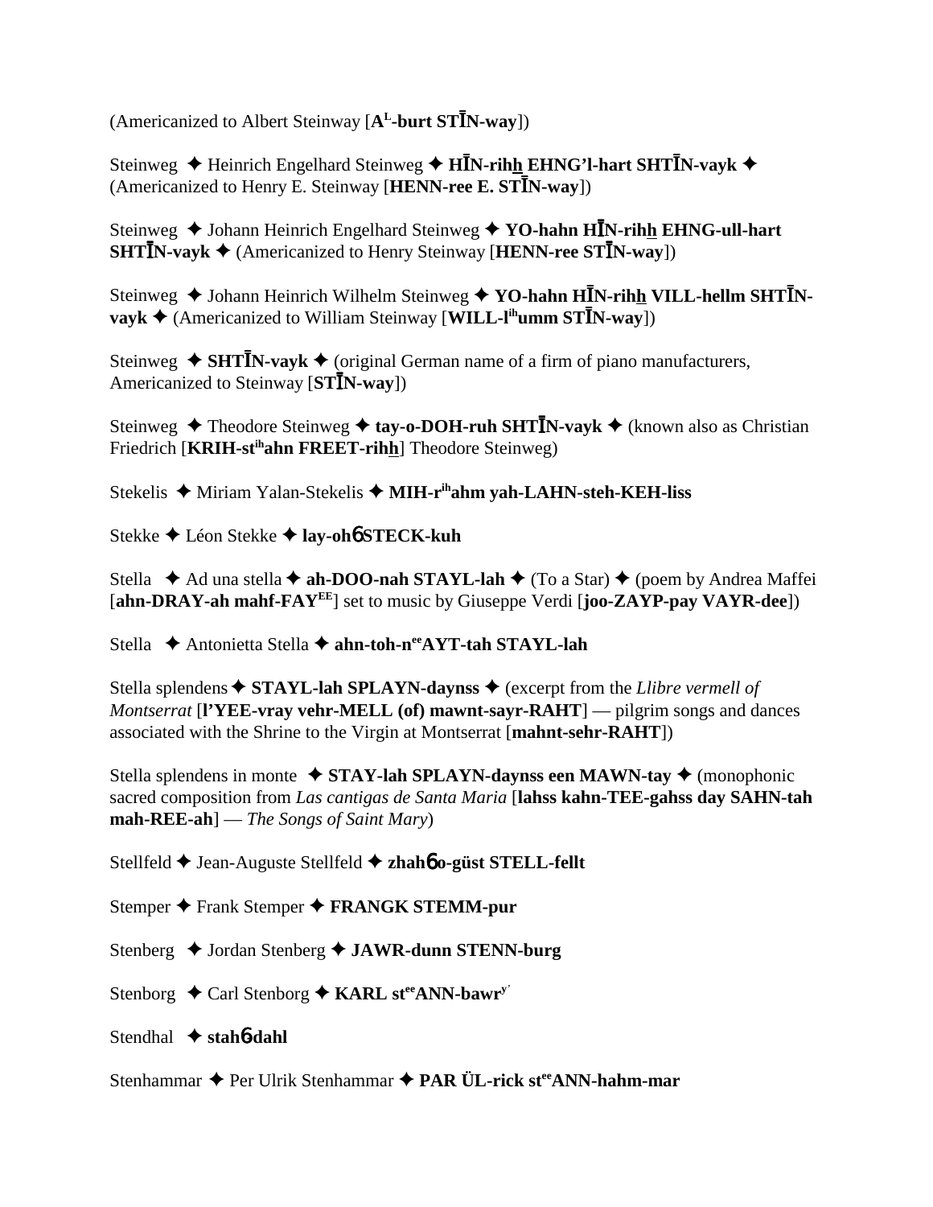(Americanized to Albert Steinway [A^L-**burt STĪN-way**])

Steinweg ✦ Heinrich Engelhard Steinweg ✦ **HĪN-rihh EHNG'l-hart SHTĪN-vayk** ✦ (Americanized to Henry E. Steinway [**HENN-ree E. STĪN-way**])

Steinweg ✦ Johann Heinrich Engelhard Steinweg ✦ **YO-hahn HĪN-rihh EHNG-ull-hart SHTĪN-vayk** ✦ (Americanized to Henry Steinway [**HENN-ree STĪN-way**])

Steinweg ✦ Johann Heinrich Wilhelm Steinweg ✦ **YO-hahn HĪN-rihh VILL-hellm SHTĪN-vayk** ✦ (Americanized to William Steinway [**WILL-l^ih umm STĪN-way**])

Steinweg ✦ **SHTĪN-vayk** ✦ (original German name of a firm of piano manufacturers, Americanized to Steinway [**STĪN-way**])

Steinweg ✦ Theodore Steinweg ✦ **tay-o-DOH-ruh SHTĪN-vayk** ✦ (known also as Christian Friedrich [**KRIH-st^ih ahn FREET-rihh**] Theodore Steinweg)

Stekelis ✦ Miriam Yalan-Stekelis ✦ **MIH-r^ih ahm yah-LAHN-steh-KEH-liss**

Stekke ✦ Léon Stekke ✦ **lay-ohɳ STECK-kuh**

Stella ✦ Ad una stella ✦ **ah-DOO-nah STAYL-lah** ✦ (To a Star) ✦ (poem by Andrea Maffei [**ahn-DRAY-ah mahf-FAY^EE**] set to music by Giuseppe Verdi [**joo-ZAYP-pay VAYR-dee**])

Stella ✦ Antonietta Stella ✦ **ahn-toh-n^ee AYT-tah STAYL-lah**

Stella splendens ✦ **STAYL-lah SPLAYN-daynss** ✦ (excerpt from the *Llibre vermell of Montserrat* [**l'YEE-vray vehr-MELL (of) mawnt-sayr-RAHT**] — pilgrim songs and dances associated with the Shrine to the Virgin at Montserrat [**mahnt-sehr-RAHT**])

Stella splendens in monte ✦ **STAY-lah SPLAYN-daynss een MAWN-tay** ✦ (monophonic sacred composition from *Las cantigas de Santa Maria* [**lahss kahn-TEE-gahss day SAHN-tah mah-REE-ah**] — *The Songs of Saint Mary*)

Stellfeld ✦ Jean-Auguste Stellfeld ✦ **zhahɳ o-güst STELL-fellt**

Stemper ✦ Frank Stemper ✦ **FRANGK STEMM-pur**

Stenberg ✦ Jordan Stenberg ✦ **JAWR-dunn STENN-burg**

Stenborg ✦ Carl Stenborg ✦ **KARL st^ee ANN-bawr^y'**

Stendhal ✦ **stahɳ-dahl**

Stenhammar ✦ Per Ulrik Stenhammar ✦ **PAR ÜL-rick st^ee ANN-hahm-mar**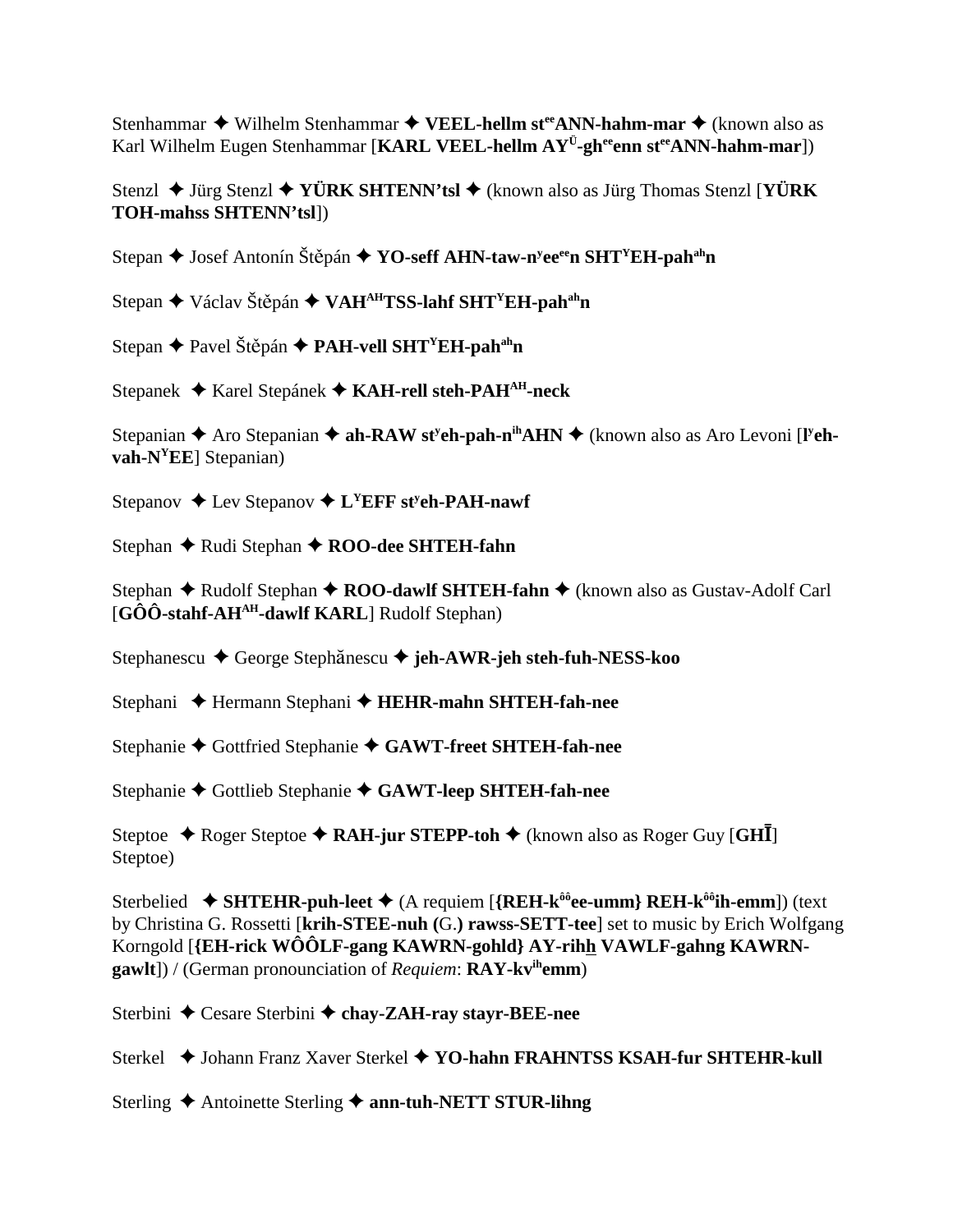Stenhammar ✦ Wilhelm Stenhammar ✦ **VEEL-hellm st$^{ee}$ANN-hahm-mar** ✦ (known also as Karl Wilhelm Eugen Stenhammar [**KARL VEEL-hellm AY$^{Ü}$-gh$^{ee}$enn st$^{ee}$ANN-hahm-mar**])

Stenzl ✦ Jürg Stenzl ✦ **YÜRK SHTENN'tsl** ✦ (known also as Jürg Thomas Stenzl [**YÜRK TOH-mahss SHTENN'tsl**])

Stepan ✦ Josef Antonín Štěpán ✦ **YO-seff AHN-taw-n$^{y}$ee$^{ee}$n SHT$^{Y}$EH-pah$^{ah}$n**

Stepan ✦ Václav Štěpán ✦ **VAH$^{AH}$TSS-lahf SHT$^{Y}$EH-pah$^{ah}$n**

Stepan ✦ Pavel Štěpán ✦ **PAH-vell SHT$^{Y}$EH-pah$^{ah}$n**

Stepanek ✦ Karel Stepánek ✦ **KAH-rell steh-PAH$^{AH}$-neck**

Stepanian ✦ Aro Stepanian ✦ **ah-RAW st$^{y}$eh-pah-n$^{ih}$AHN** ✦ (known also as Aro Levoni [**l$^{y}$eh-vah-N$^{Y}$EE**] Stepanian)

Stepanov ✦ Lev Stepanov ✦ **L$^{Y}$EFF st$^{y}$eh-PAH-nawf**

Stephan ✦ Rudi Stephan ✦ **ROO-dee SHTEH-fahn**

Stephan ✦ Rudolf Stephan ✦ **ROO-dawlf SHTEH-fahn** ✦ (known also as Gustav-Adolf Carl [**GÔÔ-stahf-AH$^{AH}$-dawlf KARL**] Rudolf Stephan)

Stephanescu ✦ George Stephănescu ✦ **jeh-AWR-jeh steh-fuh-NESS-koo**

Stephani ✦ Hermann Stephani ✦ **HEHR-mahn SHTEH-fah-nee**

Stephanie ✦ Gottfried Stephanie ✦ **GAWT-freet SHTEH-fah-nee**

Stephanie ✦ Gottlieb Stephanie ✦ **GAWT-leep SHTEH-fah-nee**

Steptoe ✦ Roger Steptoe ✦ **RAH-jur STEPP-toh** ✦ (known also as Roger Guy [**GHĪ**] Steptoe)

Sterbelied ✦ **SHTEHR-puh-leet** ✦ (A requiem [**{REH-k$^{ôô}$ee-umm} REH-k$^{ôô}$ih-emm**]) (text by Christina G. Rossetti [**krih-STEE-nuh (**G.**) rawss-SETT-tee**] set to music by Erich Wolfgang Korngold [**{EH-rick WÔÔLF-gang KAWRN-gohld} AY-rihh VAWLF-gahng KAWRN-gawlt**]) / (German pronounciation of *Requiem*: **RAY-kv$^{ih}$emm**)

Sterbini ✦ Cesare Sterbini ✦ **chay-ZAH-ray stayr-BEE-nee**

Sterkel ✦ Johann Franz Xaver Sterkel ✦ **YO-hahn FRAHNTSS KSAH-fur SHTEHR-kull**

Sterling ✦ Antoinette Sterling ✦ **ann-tuh-NETT STUR-lihng**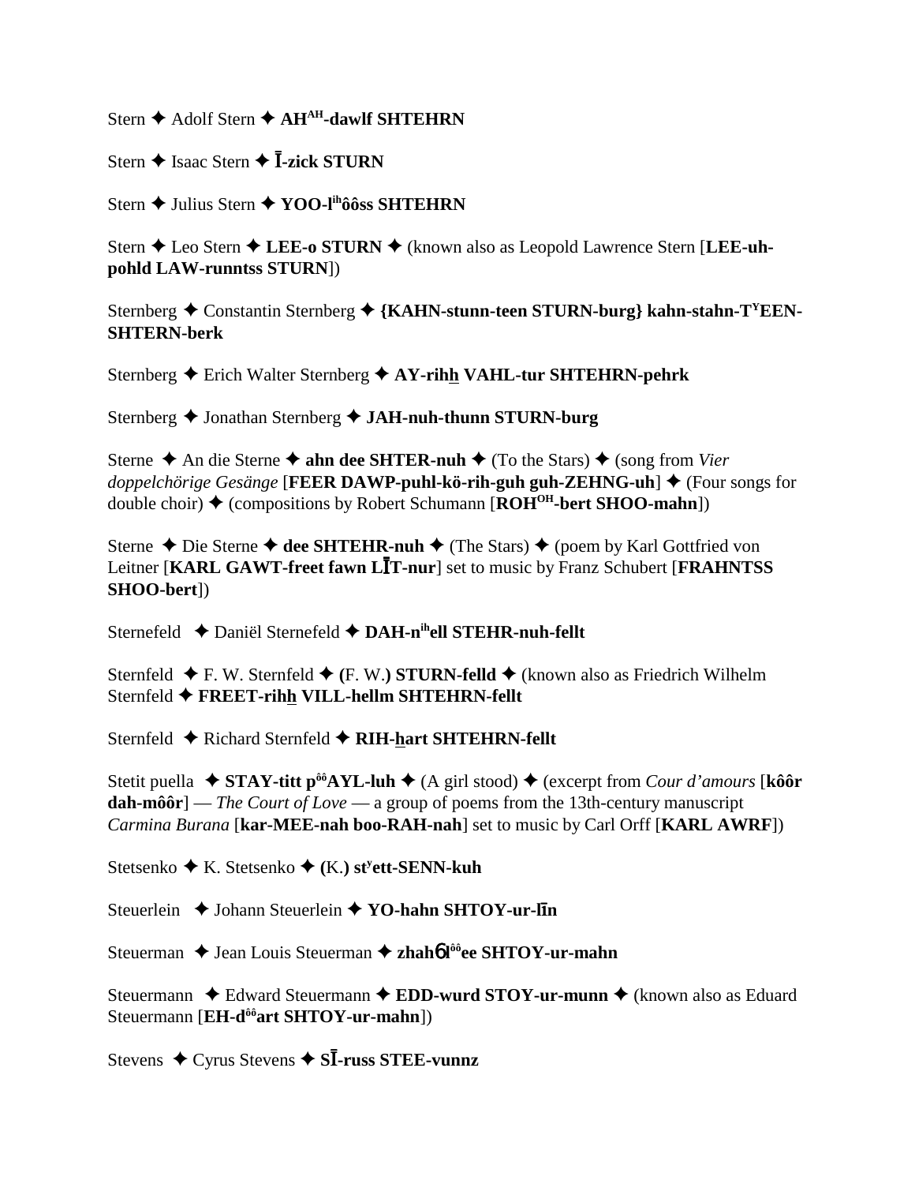Stern ✦ Adolf Stern ✦ **AHAH-dawlf SHTEHRN**

Stern ✦ Isaac Stern ✦ **Ī-zick STURN**

Stern ✦ Julius Stern ✦ **YOO-lihôôss SHTEHRN**

Stern ✦ Leo Stern ✦ **LEE-o STURN** ✦ (known also as Leopold Lawrence Stern [**LEE-uh-pohld LAW-runntss STURN**])

Sternberg ✦ Constantin Sternberg ✦ **{KAHN-stunn-teen STURN-burg} kahn-stahn-TYEEN-SHTERN-berk**

Sternberg ✦ Erich Walter Sternberg ✦ **AY-rihh VAHL-tur SHTEHRN-pehrk**

Sternberg ✦ Jonathan Sternberg ✦ **JAH-nuh-thunn STURN-burg**

Sterne ✦ An die Sterne ✦ **ahn dee SHTER-nuh** ✦ (To the Stars) ✦ (song from *Vier doppelchörige Gesänge* [**FEER DAWP-puhl-kö-rih-guh guh-ZEHNG-uh**] ✦ (Four songs for double choir) ✦ (compositions by Robert Schumann [**ROHOH-bert SHOO-mahn**])

Sterne ✦ Die Sterne ✦ **dee SHTEHR-nuh** ✦ (The Stars) ✦ (poem by Karl Gottfried von Leitner [**KARL GAWT-freet fawn LĪT-nur**] set to music by Franz Schubert [**FRAHNTSS SHOO-bert**])

Sternefeld ✦ Daniël Sternefeld ✦ **DAH-nihell STEHR-nuh-fellt**

Sternfeld ✦ F. W. Sternfeld ✦ **(**F. W.**) STURN-felld** ✦ (known also as Friedrich Wilhelm Sternfeld ✦ **FREET-rihh VILL-hellm SHTEHRN-fellt**

Sternfeld ✦ Richard Sternfeld ✦ **RIH-hart SHTEHRN-fellt**

Stetit puella ✦ **STAY-titt pôôAYL-luh** ✦ (A girl stood) ✦ (excerpt from *Cour d'amours* [**kôôr dah-môôr**] — *The Court of Love* — a group of poems from the 13th-century manuscript *Carmina Burana* [**kar-MEE-nah boo-RAH-nah**] set to music by Carl Orff [**KARL AWRF**])

Stetsenko ✦ K. Stetsenko ✦ **(**K.**) styett-SENN-kuh**

Steuerlein ✦ Johann Steuerlein ✦ **YO-hahn SHTOY-ur-līn**

Steuerman ✦ Jean Louis Steuerman ✦ **zhahɓlôôee SHTOY-ur-mahn**

Steuermann ✦ Edward Steuermann ✦ **EDD-wurd STOY-ur-munn** ✦ (known also as Eduard Steuermann [**EH-dôôart SHTOY-ur-mahn**])

Stevens ✦ Cyrus Stevens ✦ **SĪ-russ STEE-vunnz**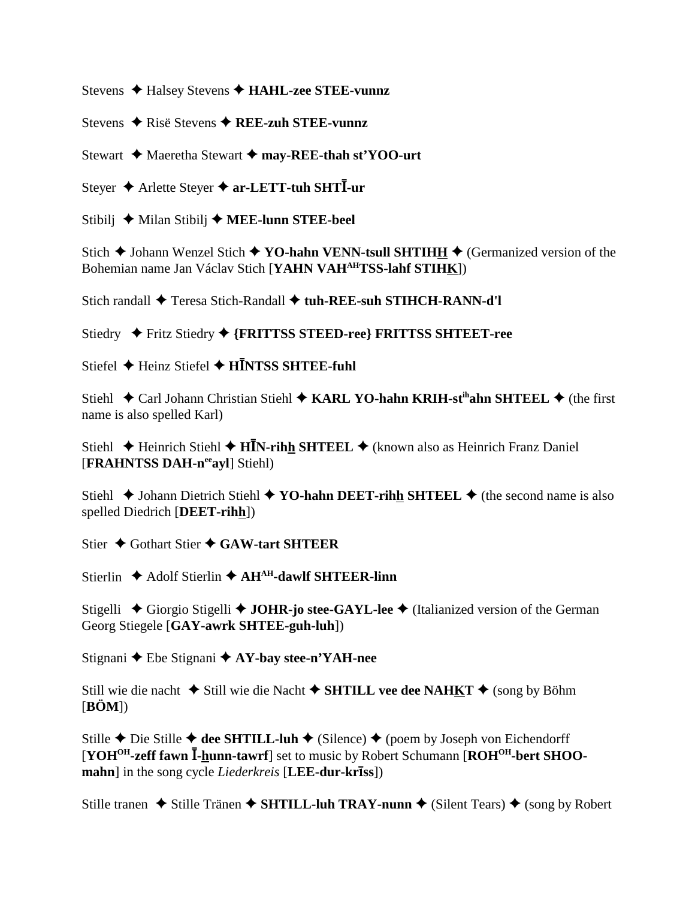Stevens ✦ Halsey Stevens ✦ **HAHL-zee STEE-vunnz**

Stevens ✦ Risë Stevens ✦ **REE-zuh STEE-vunnz**

Stewart ✦ Maeretha Stewart ✦ **may-REE-thah st'YOO-urt**

Steyer ✦ Arlette Steyer ✦ **ar-LETT-tuh SHTĪ-ur**

Stibilj ✦ Milan Stibilj ✦ **MEE-lunn STEE-beel**

Stich ✦ Johann Wenzel Stich ✦ **YO-hahn VENN-tsull SHTIH<u>H</u>** ✦ (Germanized version of the Bohemian name Jan Václav Stich [**YAHN VAH^AH^TSS-lahf STIH<u>K</u>**])

Stich randall ✦ Teresa Stich-Randall ✦ **tuh-REE-suh STIHCH-RANN-d'l**

Stiedry ✦ Fritz Stiedry ✦ **{FRITTSS STEED-ree} FRITTSS SHTEET-ree**

Stiefel ✦ Heinz Stiefel ✦ **HĪNTSS SHTEE-fuhl**

Stiehl ✦ Carl Johann Christian Stiehl ✦ **KARL YO-hahn KRIH-st^ih^ahn SHTEEL** ✦ (the first name is also spelled Karl)

Stiehl ✦ Heinrich Stiehl ✦ **HĪN-rih<u>h</u> SHTEEL** ✦ (known also as Heinrich Franz Daniel [**FRAHNTSS DAH-n^ee^ayl**] Stiehl)

Stiehl ✦ Johann Dietrich Stiehl ✦ **YO-hahn DEET-rih<u>h</u> SHTEEL** ✦ (the second name is also spelled Diedrich [**DEET-rih<u>h</u>**])

Stier ✦ Gothart Stier ✦ **GAW-tart SHTEER**

Stierlin ✦ Adolf Stierlin ✦ **AH^AH^-dawlf SHTEER-linn**

Stigelli ✦ Giorgio Stigelli ✦ **JOHR-jo stee-GAYL-lee** ✦ (Italianized version of the German Georg Stiegele [**GAY-awrk SHTEE-guh-luh**])

Stignani ✦ Ebe Stignani ✦ **AY-bay stee-n'YAH-nee**

Still wie die nacht ✦ Still wie die Nacht ✦ **SHTILL vee dee NAH<u>K</u>T** ✦ (song by Böhm [**BÖM**])

Stille ✦ Die Stille ✦ **dee SHTILL-luh** ✦ (Silence) ✦ (poem by Joseph von Eichendorff [**YOH^OH^-zeff fawn Ī-<u>h</u>unn-tawrf**] set to music by Robert Schumann [**ROH^OH^-bert SHOO-mahn**] in the song cycle *Liederkreis* [**LEE-dur-krīss**])

Stille tranen ✦ Stille Tränen ✦ **SHTILL-luh TRAY-nunn** ✦ (Silent Tears) ✦ (song by Robert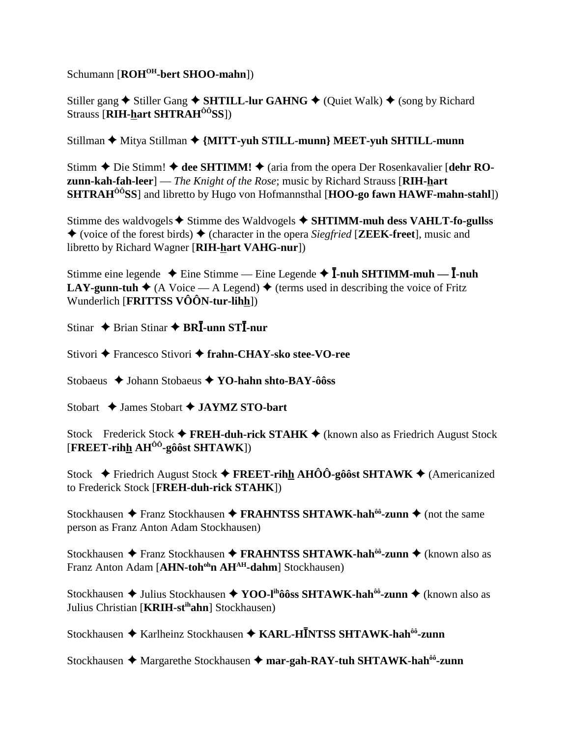Schumann [**ROH^OH-bert SHOO-mahn**])

Stiller gang ✦ Stiller Gang ✦ **SHTILL-lur GAHNG** ✦ (Quiet Walk) ✦ (song by Richard Strauss [**RIH-hart SHTRAH^ÔÔSS**])

Stillman ✦ Mitya Stillman ✦ **{MITT-yuh STILL-munn} MEET-yuh SHTILL-munn**

Stimm ✦ Die Stimm! ✦ **dee SHTIMM!** ✦ (aria from the opera Der Rosenkavalier [**dehr RO-zunn-kah-fah-leer**] — *The Knight of the Rose*; music by Richard Strauss [**RIH-hart SHTRAH^ÔÔSS**] and libretto by Hugo von Hofmannsthal [**HOO-go fawn HAWF-mahn-stahl**])

Stimme des waldvogels ✦ Stimme des Waldvogels ✦ **SHTIMM-muh dess VAHLT-fo-gullss** ✦ (voice of the forest birds) ✦ (character in the opera *Siegfried* [**ZEEK-freet**], music and libretto by Richard Wagner [**RIH-hart VAHG-nur**])

Stimme eine legende ✦ Eine Stimme — Eine Legende ✦ **Ī-nuh SHTIMM-muh — Ī-nuh LAY-gunn-tuh** ✦ (A Voice — A Legend) ✦ (terms used in describing the voice of Fritz Wunderlich [**FRITTSS VÔÔN-tur-lihh**])

Stinar ✦ Brian Stinar ✦ **BRĪ-unn STĪ-nur**

Stivori ✦ Francesco Stivori ✦ **frahn-CHAY-sko stee-VO-ree**

Stobaeus ✦ Johann Stobaeus ✦ **YO-hahn shto-BAY-ôôss**

Stobart ✦ James Stobart ✦ **JAYMZ STO-bart**

Stock  Frederick Stock ✦ **FREH-duh-rick STAHK** ✦ (known also as Friedrich August Stock [**FREET-rihh AH^ÔÔ-gôôst SHTAWK**])

Stock ✦ Friedrich August Stock ✦ **FREET-rihh AHÔÔ-gôôst SHTAWK** ✦ (Americanized to Frederick Stock [**FREH-duh-rick STAHK**])

Stockhausen ✦ Franz Stockhausen ✦ **FRAHNTSS SHTAWK-hah^ôô-zunn** ✦ (not the same person as Franz Anton Adam Stockhausen)

Stockhausen ✦ Franz Stockhausen ✦ **FRAHNTSS SHTAWK-hah^ôô-zunn** ✦ (known also as Franz Anton Adam [**AHN-toh^oh n AH^AH-dahm**] Stockhausen)

Stockhausen ✦ Julius Stockhausen ✦ **YOO-l^ih ôôss SHTAWK-hah^ôô-zunn** ✦ (known also as Julius Christian [**KRIH-st^ih ahn**] Stockhausen)

Stockhausen ✦ Karlheinz Stockhausen ✦ **KARL-HĪNTSS SHTAWK-hah^ôô-zunn**

Stockhausen ✦ Margarethe Stockhausen ✦ **mar-gah-RAY-tuh SHTAWK-hah^ôô-zunn**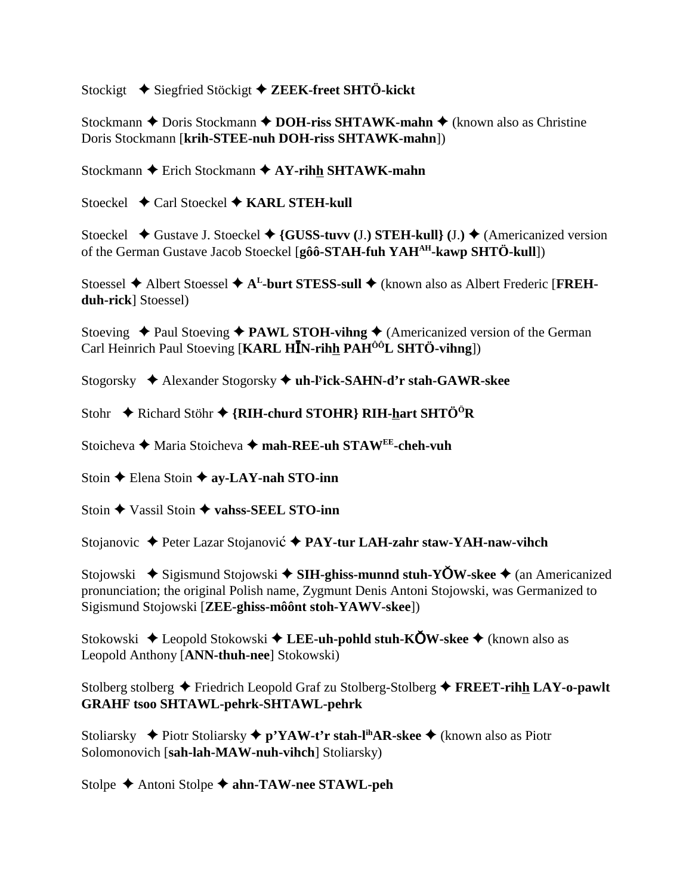Stockigt ✦ Siegfried Stöckigt ✦ **ZEEK-freet SHTÖ-kickt**

Stockmann ✦ Doris Stockmann ✦ **DOH-riss SHTAWK-mahn** ✦ (known also as Christine Doris Stockmann [**krih-STEE-nuh DOH-riss SHTAWK-mahn**])

Stockmann ✦ Erich Stockmann ✦ **AY-rihh SHTAWK-mahn**

Stoeckel ✦ Carl Stoeckel ✦ **KARL STEH-kull**

Stoeckel ✦ Gustave J. Stoeckel ✦ **{GUSS-tuvv (**J.**) STEH-kull} (**J.**)** ✦ (Americanized version of the German Gustave Jacob Stoeckel [**gôô-STAH-fuh YAH$^{AH}$-kawp SHTÖ-kull**])

Stoessel ✦ Albert Stoessel ✦ **A$^{L}$-burt STESS-sull** ✦ (known also as Albert Frederic [**FREH-duh-rick**] Stoessel)

Stoeving ✦ Paul Stoeving ✦ **PAWL STOH-vihng** ✦ (Americanized version of the German Carl Heinrich Paul Stoeving [**KARL HĪN-rihh PAH$^{ÔÔ}$L SHTÖ-vihng**])

Stogorsky ✦ Alexander Stogorsky ✦ **uh-l$^{y}$ick-SAHN-d'r stah-GAWR-skee**

Stohr ✦ Richard Stöhr ✦ **{RIH-churd STOHR} RIH-hart SHTÖ$^{Ö}$R**

Stoicheva ✦ Maria Stoicheva ✦ **mah-REE-uh STAW$^{EE}$-cheh-vuh**

Stoin ✦ Elena Stoin ✦ **ay-LAY-nah STO-inn**

Stoin ✦ Vassil Stoin ✦ **vahss-SEEL STO-inn**

Stojanovic ✦ Peter Lazar Stojanović ✦ **PAY-tur LAH-zahr staw-YAH-naw-vihch**

Stojowski ✦ Sigismund Stojowski ✦ **SIH-ghiss-munnd stuh-YŎW-skee** ✦ (an Americanized pronunciation; the original Polish name, Zygmunt Denis Antoni Stojowski, was Germanized to Sigismund Stojowski [**ZEE-ghiss-môônt stoh-YAWV-skee**])

Stokowski ✦ Leopold Stokowski ✦ **LEE-uh-pohld stuh-KŎW-skee** ✦ (known also as Leopold Anthony [**ANN-thuh-nee**] Stokowski)

Stolberg stolberg ✦ Friedrich Leopold Graf zu Stolberg-Stolberg ✦ **FREET-rihh LAY-o-pawlt GRAHF tsoo SHTAWL-pehrk-SHTAWL-pehrk**

Stoliarsky ✦ Piotr Stoliarsky ✦ **p'YAW-t'r stah-l$^{ih}$AR-skee** ✦ (known also as Piotr Solomonovich [**sah-lah-MAW-nuh-vihch**] Stoliarsky)

Stolpe ✦ Antoni Stolpe ✦ **ahn-TAW-nee STAWL-peh**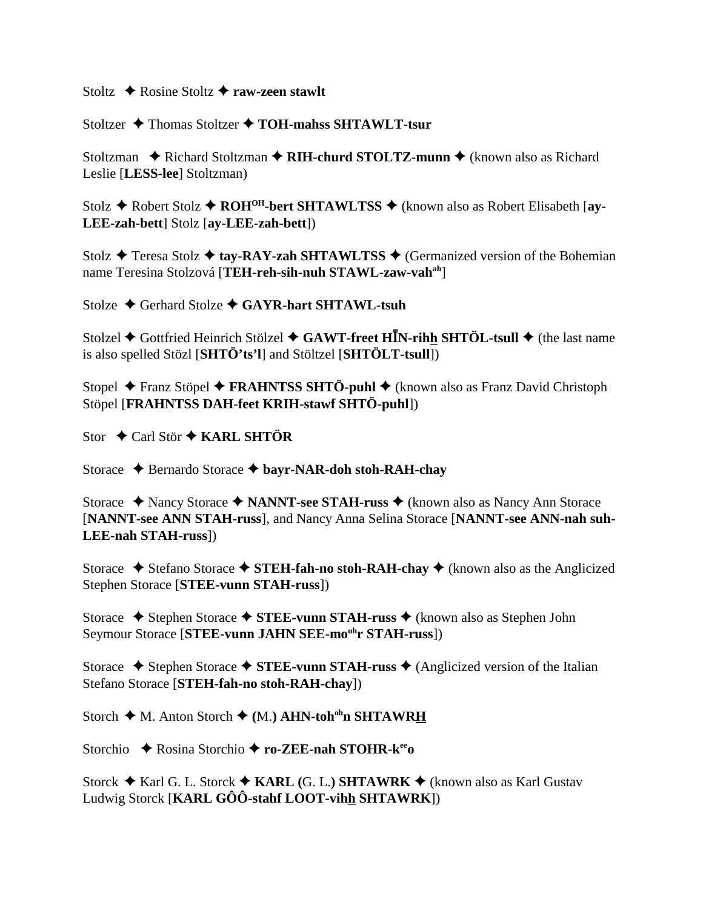Stoltz ✦ Rosine Stoltz ✦ **raw-zeen stawlt**

Stoltzer ✦ Thomas Stoltzer ✦ **TOH-mahss SHTAWLT-tsur**

Stoltzman ✦ Richard Stoltzman ✦ **RIH-churd STOLTZ-munn** ✦ (known also as Richard Leslie [**LESS-lee**] Stoltzman)

Stolz ✦ Robert Stolz ✦ **ROH^OH^-bert SHTAWLTSS** ✦ (known also as Robert Elisabeth [**ay-LEE-zah-bett**] Stolz [**ay-LEE-zah-bett**])

Stolz ✦ Teresa Stolz ✦ **tay-RAY-zah SHTAWLTSS** ✦ (Germanized version of the Bohemian name Teresina Stolzová [**TEH-reh-sih-nuh STAWL-zaw-vah^ah^**]

Stolze ✦ Gerhard Stolze ✦ **GAYR-hart SHTAWL-tsuh**

Stolzel ✦ Gottfried Heinrich Stölzel ✦ **GAWT-freet HĪN-rihh SHTÖL-tsull** ✦ (the last name is also spelled Stözl [**SHTÖ'ts'l**] and Stöltzel [**SHTÖLT-tsull**])

Stopel ✦ Franz Stöpel ✦ **FRAHNTSS SHTÖ-puhl** ✦ (known also as Franz David Christoph Stöpel [**FRAHNTSS DAH-feet KRIH-stawf SHTÖ-puhl**])

Stor ✦ Carl Stör ✦ **KARL SHTÖR**

Storace ✦ Bernardo Storace ✦ **bayr-NAR-doh stoh-RAH-chay**

Storace ✦ Nancy Storace ✦ **NANNT-see STAH-russ** ✦ (known also as Nancy Ann Storace [**NANNT-see ANN STAH-russ**], and Nancy Anna Selina Storace [**NANNT-see ANN-nah suh-LEE-nah STAH-russ**])

Storace ✦ Stefano Storace ✦ **STEH-fah-no stoh-RAH-chay** ✦ (known also as the Anglicized Stephen Storace [**STEE-vunn STAH-russ**])

Storace ✦ Stephen Storace ✦ **STEE-vunn STAH-russ** ✦ (known also as Stephen John Seymour Storace [**STEE-vunn JAHN SEE-mo^uh^r STAH-russ**])

Storace ✦ Stephen Storace ✦ **STEE-vunn STAH-russ** ✦ (Anglicized version of the Italian Stefano Storace [**STEH-fah-no stoh-RAH-chay**])

Storch ✦ M. Anton Storch ✦ **(**M.**) AHN-toh^oh^n SHTAWRH**

Storchio ✦ Rosina Storchio ✦ **ro-ZEE-nah STOHR-k^ee^o**

Storck ✦ Karl G. L. Storck ✦ **KARL (**G. L.**) SHTAWRK** ✦ (known also as Karl Gustav Ludwig Storck [**KARL GÔÔ-stahf LOOT-vihh SHTAWRK**])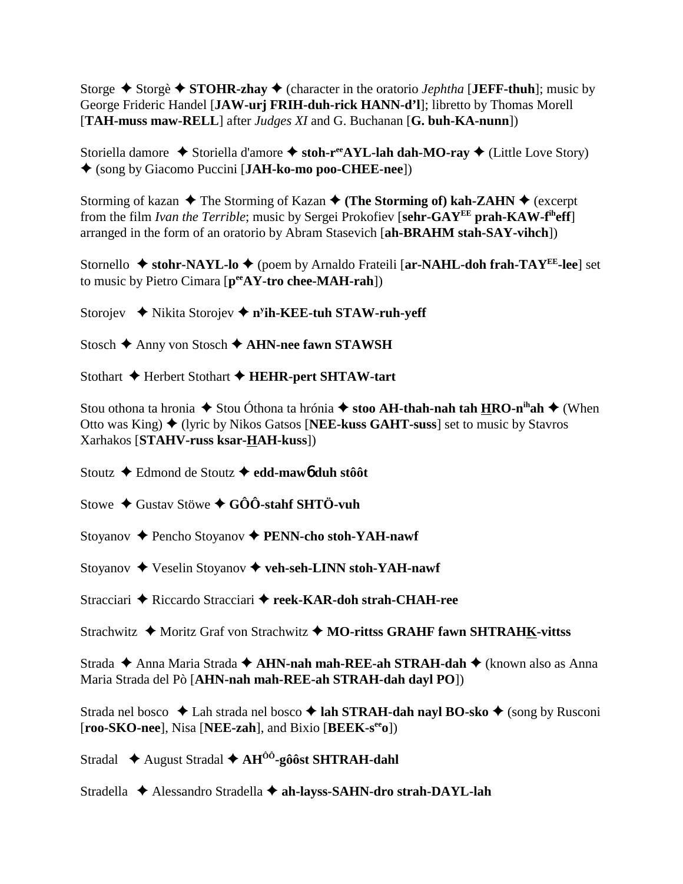Storge ✦ Storgè ✦ **STOHR-zhay** ✦ (character in the oratorio *Jephtha* [**JEFF-thuh**]; music by George Frideric Handel [**JAW-urj FRIH-duh-rick HANN-d'l**]; libretto by Thomas Morell [**TAH-muss maw-RELL**] after *Judges XI* and G. Buchanan [**G. buh-KA-nunn**])

Storiella damore ✦ Storiella d'amore ✦ **stoh-r**[ee]**AYL-lah dah-MO-ray** ✦ (Little Love Story) ✦ (song by Giacomo Puccini [**JAH-ko-mo poo-CHEE-nee**])

Storming of kazan ✦ The Storming of Kazan ✦ **(The Storming of) kah-ZAHN** ✦ (excerpt from the film *Ivan the Terrible*; music by Sergei Prokofiev [**sehr-GAY**[EE] **prah-KAW-f**[ih]**eff**] arranged in the form of an oratorio by Abram Stasevich [**ah-BRAHM stah-SAY-vihch**])

Stornello ✦ **stohr-NAYL-lo** ✦ (poem by Arnaldo Frateili [**ar-NAHL-doh frah-TAY**[EE]**-lee**] set to music by Pietro Cimara [**p**[ee]**AY-tro chee-MAH-rah**])

Storojev ✦ Nikita Storojev ✦ **n**[y]**ih-KEE-tuh STAW-ruh-yeff**

Stosch ✦ Anny von Stosch ✦ **AHN-nee fawn STAWSH**

Stothart ✦ Herbert Stothart ✦ **HEHR-pert SHTAW-tart**

Stou othona ta hronia ✦ Stou Óthona ta hrónia ✦ **stoo AH-thah-nah tah HRO-n**[ih]**ah** ✦ (When Otto was King) ✦ (lyric by Nikos Gatsos [**NEE-kuss GAHT-suss**] set to music by Stavros Xarhakos [**STAHV-russ ksar-HAH-kuss**])

Stoutz ✦ Edmond de Stoutz ✦ **edd-mawɓ duh stôôt**

Stowe ✦ Gustav Stöwe ✦ **GÔÔ-stahf SHTÖ-vuh**

Stoyanov ✦ Pencho Stoyanov ✦ **PENN-cho stoh-YAH-nawf**

Stoyanov ✦ Veselin Stoyanov ✦ **veh-seh-LINN stoh-YAH-nawf**

Stracciari ✦ Riccardo Stracciari ✦ **reek-KAR-doh strah-CHAH-ree**

Strachwitz ✦ Moritz Graf von Strachwitz ✦ **MO-rittss GRAHF fawn SHTRAHK-vittss**

Strada ✦ Anna Maria Strada ✦ **AHN-nah mah-REE-ah STRAH-dah** ✦ (known also as Anna Maria Strada del Pò [**AHN-nah mah-REE-ah STRAH-dah dayl PO**])

Strada nel bosco ✦ Lah strada nel bosco ✦ **lah STRAH-dah nayl BO-sko** ✦ (song by Rusconi [**roo-SKO-nee**], Nisa [**NEE-zah**], and Bixio [**BEEK-s**[ee]**o**])

Stradal ✦ August Stradal ✦ **AH**[ÔÔ]**-gôôst SHTRAH-dahl**

Stradella ✦ Alessandro Stradella ✦ **ah-layss-SAHN-dro strah-DAYL-lah**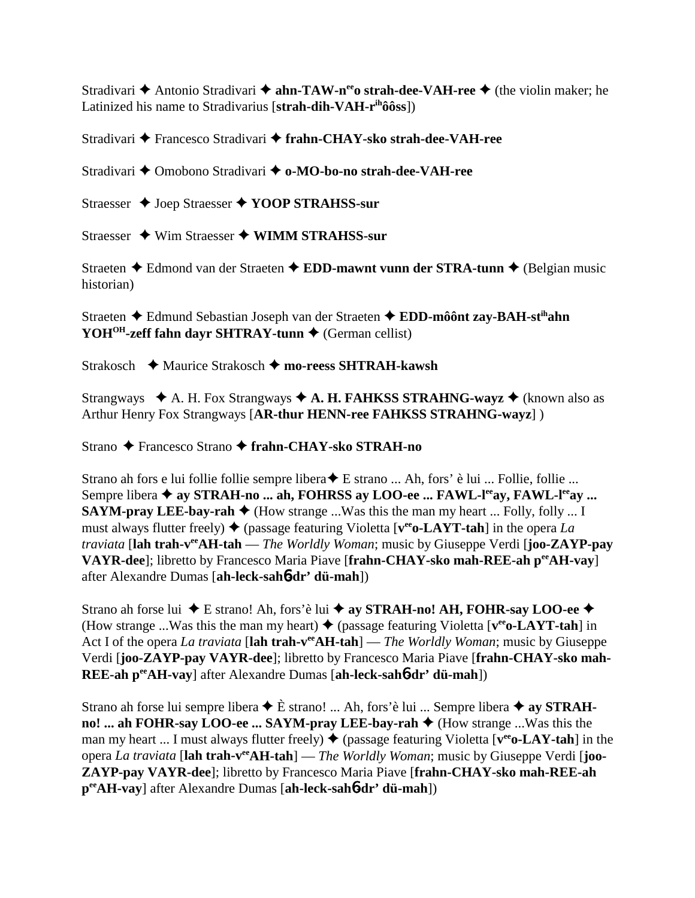Stradivari ✦ Antonio Stradivari ✦ **ahn-TAW-n^ee^o strah-dee-VAH-ree** ✦ (the violin maker; he Latinized his name to Stradivarius [**strah-dih-VAH-r^ih^ôôss**])

Stradivari ✦ Francesco Stradivari ✦ **frahn-CHAY-sko strah-dee-VAH-ree**

Stradivari ✦ Omobono Stradivari ✦ **o-MO-bo-no strah-dee-VAH-ree**

Straesser ✦ Joep Straesser ✦ **YOOP STRAHSS-sur**

Straesser ✦ Wim Straesser ✦ **WIMM STRAHSS-sur**

Straeten ✦ Edmond van der Straeten ✦ **EDD-mawnt vunn der STRA-tunn** ✦ (Belgian music historian)

Straeten ✦ Edmund Sebastian Joseph van der Straeten ✦ **EDD-môônt zay-BAH-st^ih^ahn YOH^OH^-zeff fahn dayr SHTRAY-tunn** ✦ (German cellist)

Strakosch ✦ Maurice Strakosch ✦ **mo-reess SHTRAH-kawsh**

Strangways ✦ A. H. Fox Strangways ✦ **A. H. FAHKSS STRAHNG-wayz** ✦ (known also as Arthur Henry Fox Strangways [**AR-thur HENN-ree FAHKSS STRAHNG-wayz**] )

Strano ✦ Francesco Strano ✦ **frahn-CHAY-sko STRAH-no**

Strano ah fors e lui follie follie sempre libera ✦ E strano ... Ah, fors' è lui ... Follie, follie ... Sempre libera ✦ **ay STRAH-no ... ah, FOHRSS ay LOO-ee ... FAWL-l^ee^ay, FAWL-l^ee^ay ... SAYM-pray LEE-bay-rah** ✦ (How strange ...Was this the man my heart ... Folly, folly ... I must always flutter freely) ✦ (passage featuring Violetta [**v^ee^o-LAYT-tah**] in the opera *La traviata* [**lah trah-v^ee^AH-tah** — *The Worldly Woman*; music by Giuseppe Verdi [**joo-ZAYP-pay VAYR-dee**]; libretto by Francesco Maria Piave [**frahn-CHAY-sko mah-REE-ah p^ee^AH-vay**] after Alexandre Dumas [**ah-leck-sahɓ-dr' dü-mah**])

Strano ah forse lui ✦ E strano! Ah, fors'è lui ✦ **ay STRAH-no! AH, FOHR-say LOO-ee** ✦ (How strange ...Was this the man my heart) ✦ (passage featuring Violetta [**v^ee^o-LAYT-tah**] in Act I of the opera *La traviata* [**lah trah-v^ee^AH-tah**] — *The Worldly Woman*; music by Giuseppe Verdi [**joo-ZAYP-pay VAYR-dee**]; libretto by Francesco Maria Piave [**frahn-CHAY-sko mah-REE-ah p^ee^AH-vay**] after Alexandre Dumas [**ah-leck-sahɓ-dr' dü-mah**])

Strano ah forse lui sempre libera ✦ È strano! ... Ah, fors'è lui ... Sempre libera ✦ **ay STRAH-no! ... ah FOHR-say LOO-ee ... SAYM-pray LEE-bay-rah** ✦ (How strange ...Was this the man my heart ... I must always flutter freely) ✦ (passage featuring Violetta [**v^ee^o-LAY-tah**] in the opera *La traviata* [**lah trah-v^ee^AH-tah**] — *The Worldly Woman*; music by Giuseppe Verdi [**joo-ZAYP-pay VAYR-dee**]; libretto by Francesco Maria Piave [**frahn-CHAY-sko mah-REE-ah p^ee^AH-vay**] after Alexandre Dumas [**ah-leck-sahɓ-dr' dü-mah**])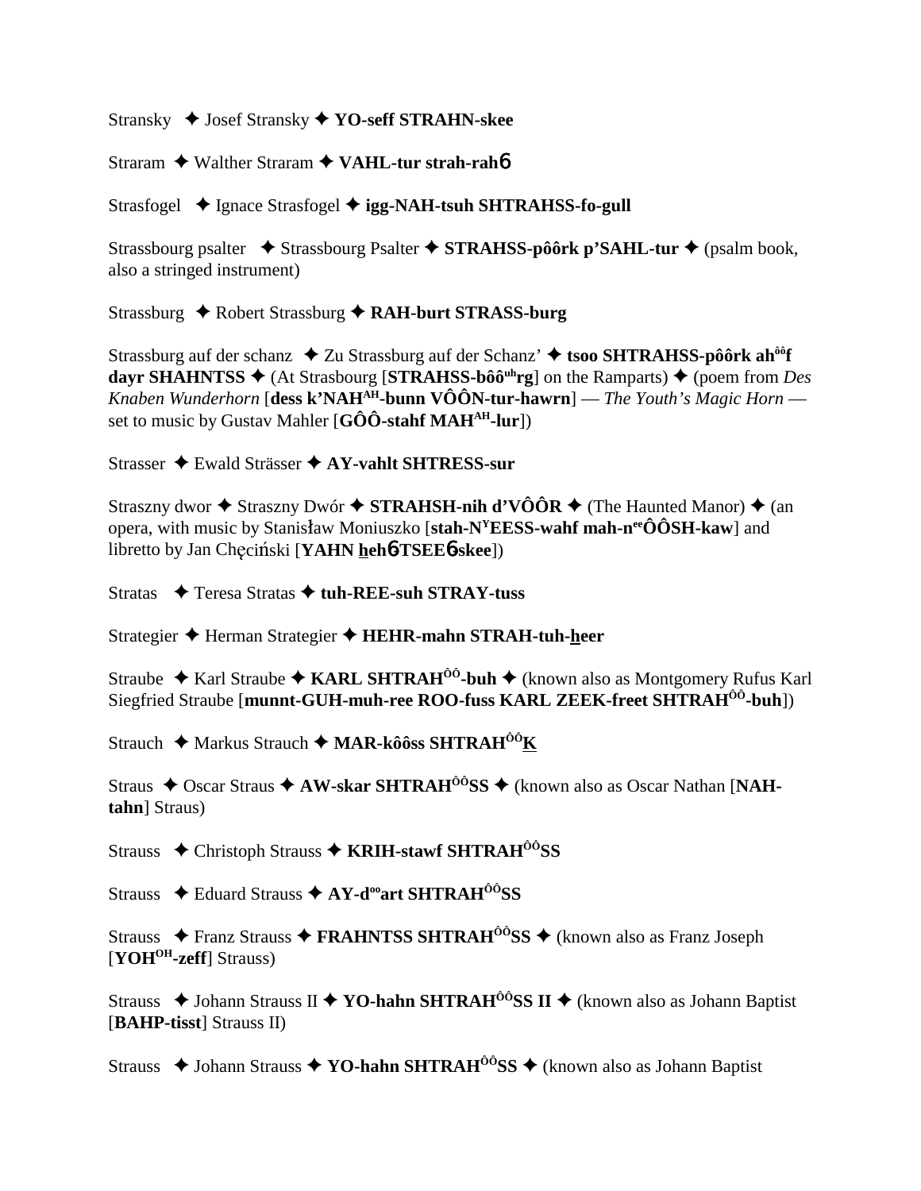Stransky ✦ Josef Stransky ✦ **YO-seff STRAHN-skee**

Straram ✦ Walther Straram ✦ **VAHL-tur strah-rah6**

Strasfogel ✦ Ignace Strasfogel ✦ **igg-NAH-tsuh SHTRAHSS-fo-gull**

Strassbourg psalter ✦ Strassbourg Psalter ✦ **STRAHSS-pôôrk p'SAHL-tur** ✦ (psalm book, also a stringed instrument)

Strassburg ✦ Robert Strassburg ✦ **RAH-burt STRASS-burg**

Strassburg auf der schanz ✦ Zu Strassburg auf der Schanz' ✦ **tsoo SHTRAHSS-pôôrk ah^ôô^f dayr SHAHNTSS** ✦ (At Strasbourg [**STRAHSS-bôô^uh^rg**] on the Ramparts) ✦ (poem from *Des Knaben Wunderhorn* [**dess k'NAH^AH^-bunn VÔÔN-tur-hawrn**] — *The Youth's Magic Horn* — set to music by Gustav Mahler [**GÔÔ-stahf MAH^AH^-lur**])

Strasser ✦ Ewald Strässer ✦ **AY-vahlt SHTRESS-sur**

Straszny dwor ✦ Straszny Dwór ✦ **STRAHSH-nih d'VÔÔR** ✦ (The Haunted Manor) ✦ (an opera, with music by Stanisław Moniuszko [**stah-N^Y^EESS-wahf mah-n^ee^ÔÔSH-kaw**] and libretto by Jan Chęciński [**YAHN heh6-TSEE6-skee**])

Stratas ✦ Teresa Stratas ✦ **tuh-REE-suh STRAY-tuss**

Strategier ✦ Herman Strategier ✦ **HEHR-mahn STRAH-tuh-heer**

Straube ✦ Karl Straube ✦ **KARL SHTRAH^ÔÔ^-buh** ✦ (known also as Montgomery Rufus Karl Siegfried Straube [**munnt-GUH-muh-ree ROO-fuss KARL ZEEK-freet SHTRAH^ÔÔ^-buh**])

Strauch ✦ Markus Strauch ✦ **MAR-kôôss SHTRAH^ÔÔ^K**

Straus ✦ Oscar Straus ✦ **AW-skar SHTRAH^ÔÔ^SS** ✦ (known also as Oscar Nathan [**NAH-tahn**] Straus)

Strauss ✦ Christoph Strauss ✦ **KRIH-stawf SHTRAH^ÔÔ^SS**

Strauss ✦ Eduard Strauss ✦ **AY-d^oo^art SHTRAH^ÔÔ^SS**

Strauss ✦ Franz Strauss ✦ **FRAHNTSS SHTRAH^ÔÔ^SS** ✦ (known also as Franz Joseph [**YOH^OH^-zeff**] Strauss)

Strauss ✦ Johann Strauss II ✦ **YO-hahn SHTRAH^ÔÔ^SS II** ✦ (known also as Johann Baptist [**BAHP-tisst**] Strauss II)

Strauss ✦ Johann Strauss ✦ **YO-hahn SHTRAH^ÔÔ^SS** ✦ (known also as Johann Baptist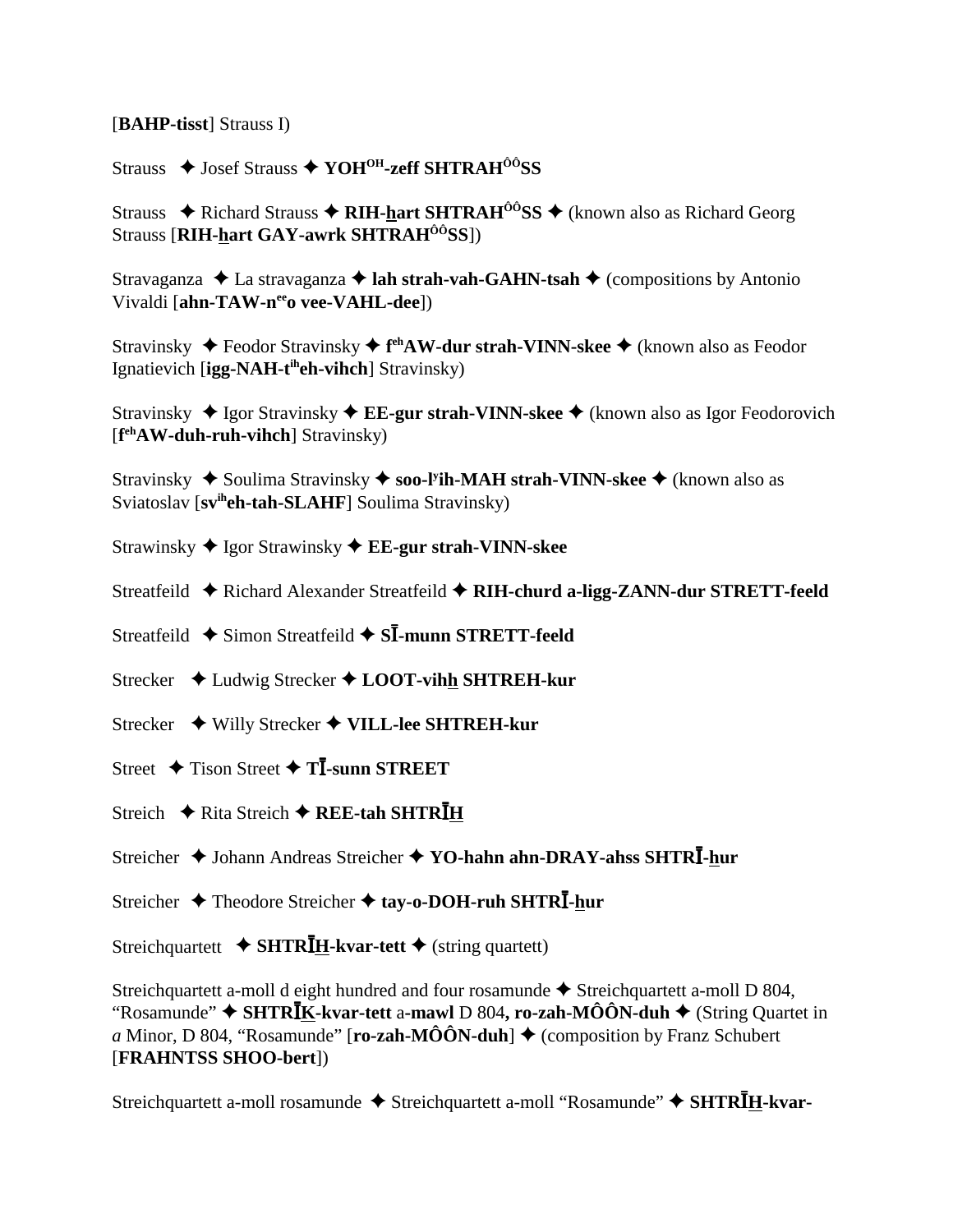[**BAHP-tisst**] Strauss I)

Strauss ✦ Josef Strauss ✦ **YOH$^{OH}$-zeff SHTRAH$^{ÔÔ}$SS**

Strauss ✦ Richard Strauss ✦ **RIH-h̲art SHTRAH$^{ÔÔ}$SS** ✦ (known also as Richard Georg Strauss [**RIH-h̲art GAY-awrk SHTRAH$^{ÔÔ}$SS**])

Stravaganza ✦ La stravaganza ✦ **lah strah-vah-GAHN-tsah** ✦ (compositions by Antonio Vivaldi [**ahn-TAW-n$^{ee}$o vee-VAHL-dee**])

Stravinsky ✦ Feodor Stravinsky ✦ **f$^{eh}$AW-dur strah-VINN-skee** ✦ (known also as Feodor Ignatievich [**igg-NAH-t$^{ih}$eh-vihch**] Stravinsky)

Stravinsky ✦ Igor Stravinsky ✦ **EE-gur strah-VINN-skee** ✦ (known also as Igor Feodorovich [**f$^{eh}$AW-duh-ruh-vihch**] Stravinsky)

Stravinsky ✦ Soulima Stravinsky ✦ **soo-l$^{y}$ih-MAH strah-VINN-skee** ✦ (known also as Sviatoslav [**sv$^{ih}$eh-tah-SLAHF**] Soulima Stravinsky)

Strawinsky ✦ Igor Strawinsky ✦ **EE-gur strah-VINN-skee**

Streatfeild ✦ Richard Alexander Streatfeild ✦ **RIH-churd a-ligg-ZANN-dur STRETT-feeld**

Streatfeild ✦ Simon Streatfeild ✦ **SĪ-munn STRETT-feeld**

Strecker ✦ Ludwig Strecker ✦ **LOOT-vihh̲ SHTREH-kur**

Strecker ✦ Willy Strecker ✦ **VILL-lee SHTREH-kur**

Street ✦ Tison Street ✦ **TĪ-sunn STREET**

Streich ✦ Rita Streich ✦ **REE-tah SHTRĪH̲**

Streicher ✦ Johann Andreas Streicher ✦ **YO-hahn ahn-DRAY-ahss SHTRĪ-h̲ur**

Streicher ✦ Theodore Streicher ✦ **tay-o-DOH-ruh SHTRĪ-h̲ur**

Streichquartett ✦ **SHTRĪH̲-kvar-tett** ✦ (string quartett)

Streichquartett a-moll d eight hundred and four rosamunde ✦ Streichquartett a-moll D 804, “Rosamunde” ✦ **SHTRĪK̲-kvar-tett** a-**mawl** D 804**, ro-zah-MÔÔN-duh** ✦ (String Quartet in *a* Minor, D 804, “Rosamunde” [**ro-zah-MÔÔN-duh**] ✦ (composition by Franz Schubert [**FRAHNTSS SHOO-bert**])

Streichquartett a-moll rosamunde ✦ Streichquartett a-moll “Rosamunde” ✦ **SHTRĪH̲-kvar-**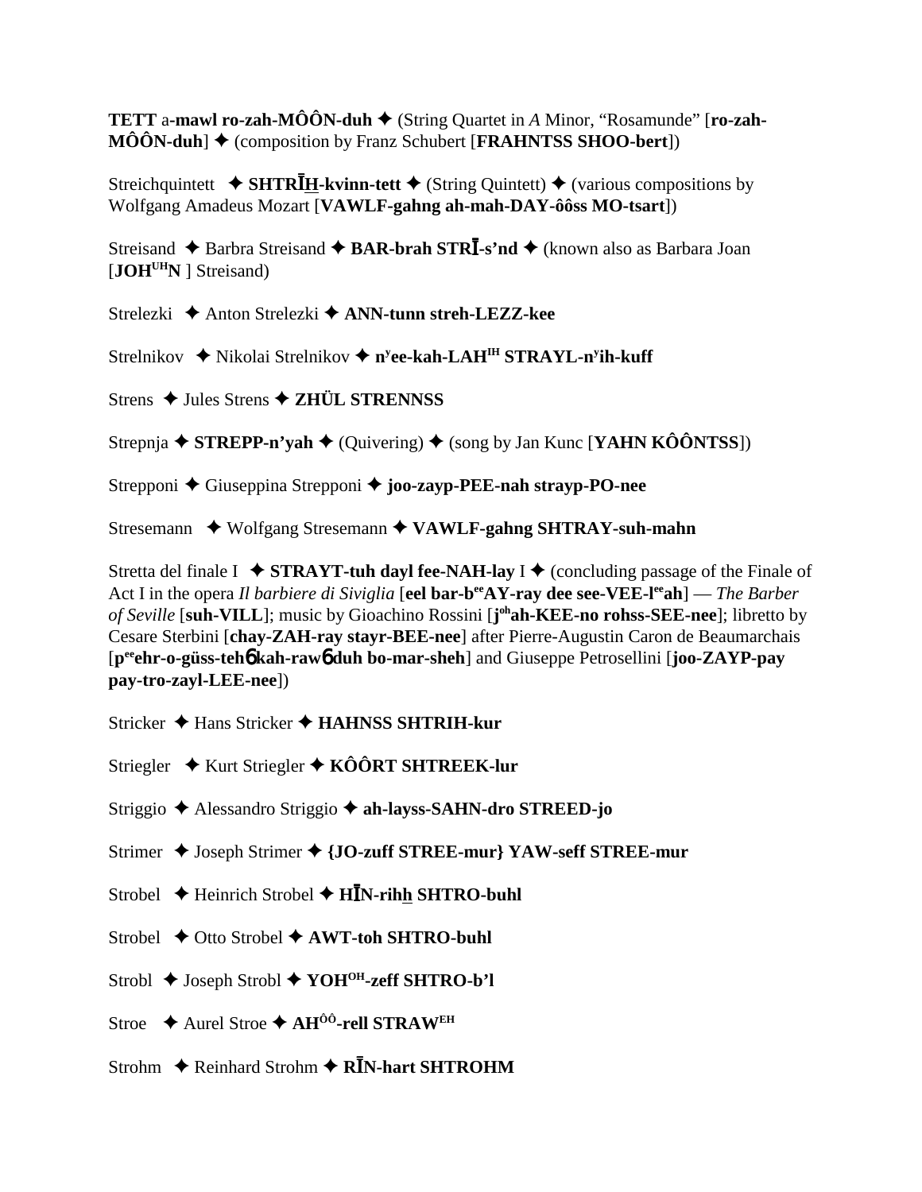**TETT** a-**mawl ro-zah-MÔÔN-duh** ✦ (String Quartet in *A* Minor, "Rosamunde" [**ro-zah-MÔÔN-duh**] ✦ (composition by Franz Schubert [**FRAHNTSS SHOO-bert**])

Streichquintett ✦ **SHTRĪH-kvinn-tett** ✦ (String Quintett) ✦ (various compositions by Wolfgang Amadeus Mozart [**VAWLF-gahng ah-mah-DAY-ôôss MO-tsart**])

Streisand ✦ Barbra Streisand ✦ **BAR-brah STRĪ-s'nd** ✦ (known also as Barbara Joan [**JOH**[UH]**N** ] Streisand)

Strelezki ✦ Anton Strelezki ✦ **ANN-tunn streh-LEZZ-kee**

Strelnikov ✦ Nikolai Strelnikov ✦ **n**[y]**ee-kah-LAH**[IH] **STRAYL-n**[y]**ih-kuff**

Strens ✦ Jules Strens ✦ **ZHÜL STRENNSS**

Strepnja ✦ **STREPP-n'yah** ✦ (Quivering) ✦ (song by Jan Kunc [**YAHN KÔÔNTSS**])

Strepponi ✦ Giuseppina Strepponi ✦ **joo-zayp-PEE-nah strayp-PO-nee**

Stresemann ✦ Wolfgang Stresemann ✦ **VAWLF-gahng SHTRAY-suh-mahn**

Stretta del finale I ✦ **STRAYT-tuh dayl fee-NAH-lay** I ✦ (concluding passage of the Finale of Act I in the opera *Il barbiere di Siviglia* [**eel bar-b**[ee]**AY-ray dee see-VEE-l**[ee]**ah**] — *The Barber of Seville* [**suh-VILL**]; music by Gioachino Rossini [**j**[oh]**ah-KEE-no rohss-SEE-nee**]; libretto by Cesare Sterbini [**chay-ZAH-ray stayr-BEE-nee**] after Pierre-Augustin Caron de Beaumarchais [**p**[ee]**ehr-o-güss-tehɓ kah-rawɓ duh bo-mar-sheh**] and Giuseppe Petrosellini [**joo-ZAYP-pay pay-tro-zayl-LEE-nee**])

Stricker ✦ Hans Stricker ✦ **HAHNSS SHTRIH-kur**

Striegler ✦ Kurt Striegler ✦ **KÔÔRT SHTREEK-lur**

Striggio ✦ Alessandro Striggio ✦ **ah-layss-SAHN-dro STREED-jo**

Strimer ✦ Joseph Strimer ✦ **{JO-zuff STREE-mur} YAW-seff STREE-mur**

Strobel ✦ Heinrich Strobel ✦ **HĪN-rihh SHTRO-buhl**

Strobel ✦ Otto Strobel ✦ **AWT-toh SHTRO-buhl**

Strobl ✦ Joseph Strobl ✦ **YOH**[OH]**-zeff SHTRO-b'l**

Stroe ✦ Aurel Stroe ✦ **AH**[ÔÔ]**-rell STRAW**[EH]

Strohm ✦ Reinhard Strohm ✦ **RĪN-hart SHTROHM**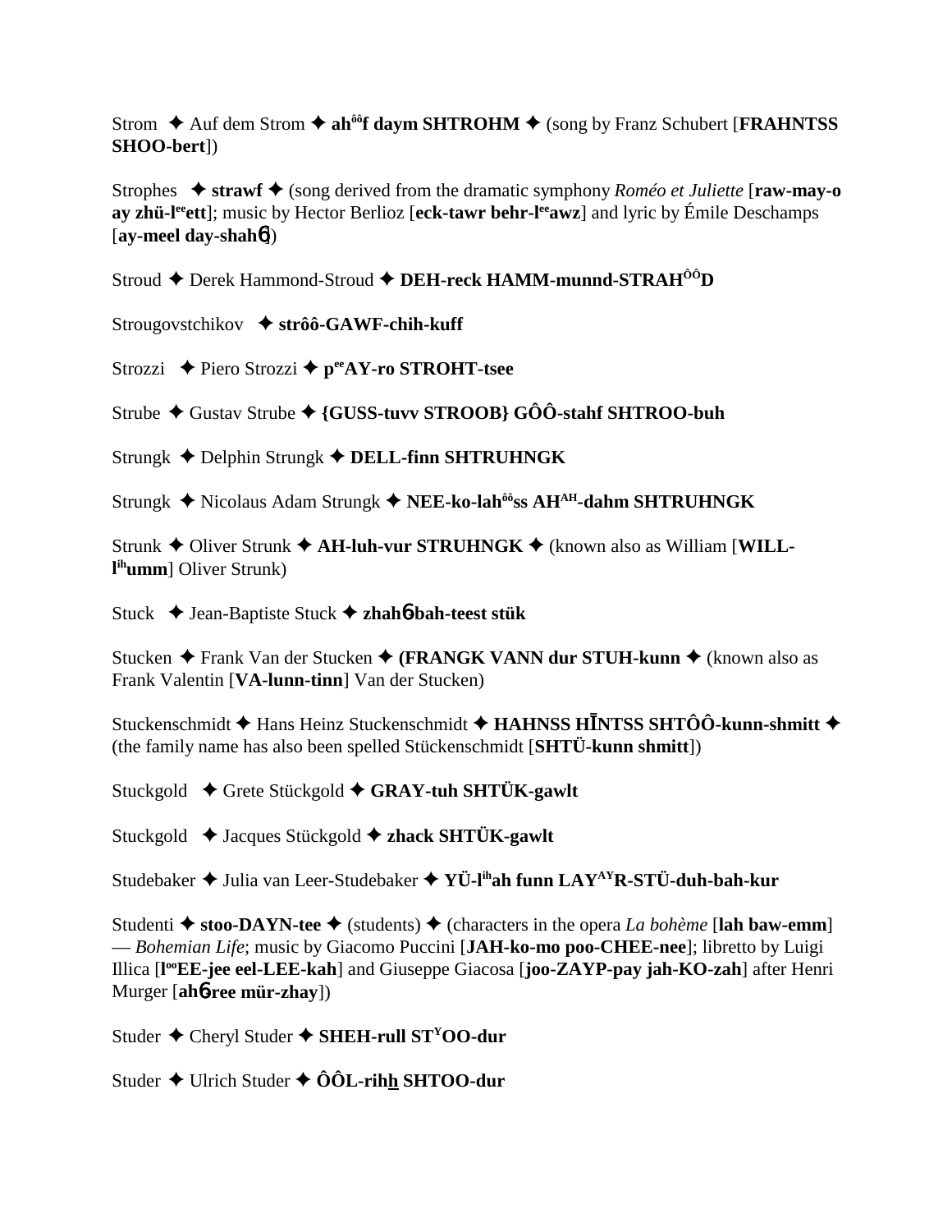Strom ✦ Auf dem Strom ✦ **ah$^{ôô}$f daym SHTROHM** ✦ (song by Franz Schubert [**FRAHNTSS SHOO-bert**])

Strophes ✦ **strawf** ✦ (song derived from the dramatic symphony *Roméo et Juliette* [**raw-may-o ay zhü-l$^{ee}$ett**]; music by Hector Berlioz [**eck-tawr behr-l$^{ee}$awz**] and lyric by Émile Deschamps [**ay-meel day-shahɓ**])

Stroud ✦ Derek Hammond-Stroud ✦ **DEH-reck HAMM-munnd-STRAH$^{ÔÔ}$D**

Strougovstchikov ✦ **strôô-GAWF-chih-kuff**

Strozzi ✦ Piero Strozzi ✦ **p$^{ee}$AY-ro STROHT-tsee**

Strube ✦ Gustav Strube ✦ **{GUSS-tuvv STROOB} GÔÔ-stahf SHTROO-buh**

Strungk ✦ Delphin Strungk ✦ **DELL-finn SHTRUHNGK**

Strungk ✦ Nicolaus Adam Strungk ✦ **NEE-ko-lah$^{ôô}$ss AH$^{AH}$-dahm SHTRUHNGK**

Strunk ✦ Oliver Strunk ✦ **AH-luh-vur STRUHNGK** ✦ (known also as William [**WILL-l$^{ih}$umm**] Oliver Strunk)

Stuck ✦ Jean-Baptiste Stuck ✦ **zhahɓ-bah-teest stük**

Stucken ✦ Frank Van der Stucken ✦ **(FRANGK VANN dur STUH-kunn** ✦ (known also as Frank Valentin [**VA-lunn-tinn**] Van der Stucken)

Stuckenschmidt ✦ Hans Heinz Stuckenschmidt ✦ **HAHNSS HĪNTSS SHTÔÔ-kunn-shmitt** ✦ (the family name has also been spelled Stückenschmidt [**SHTÜ-kunn shmitt**])

Stuckgold ✦ Grete Stückgold ✦ **GRAY-tuh SHTÜK-gawlt**

Stuckgold ✦ Jacques Stückgold ✦ **zhack SHTÜK-gawlt**

Studebaker ✦ Julia van Leer-Studebaker ✦ **YÜ-l$^{ih}$ah funn LAY$^{AY}$R-STÜ-duh-bah-kur**

Studenti ✦ **stoo-DAYN-tee** ✦ (students) ✦ (characters in the opera *La bohème* [**lah baw-emm**] — *Bohemian Life*; music by Giacomo Puccini [**JAH-ko-mo poo-CHEE-nee**]; libretto by Luigi Illica [**l$^{oo}$EE-jee eel-LEE-kah**] and Giuseppe Giacosa [**joo-ZAYP-pay jah-KO-zah**] after Henri Murger [**ahɓ-ree mür-zhay**])

Studer ✦ Cheryl Studer ✦ **SHEH-rull ST$^{Y}$OO-dur**

Studer ✦ Ulrich Studer ✦ **ÔÔL-rihh SHTOO-dur**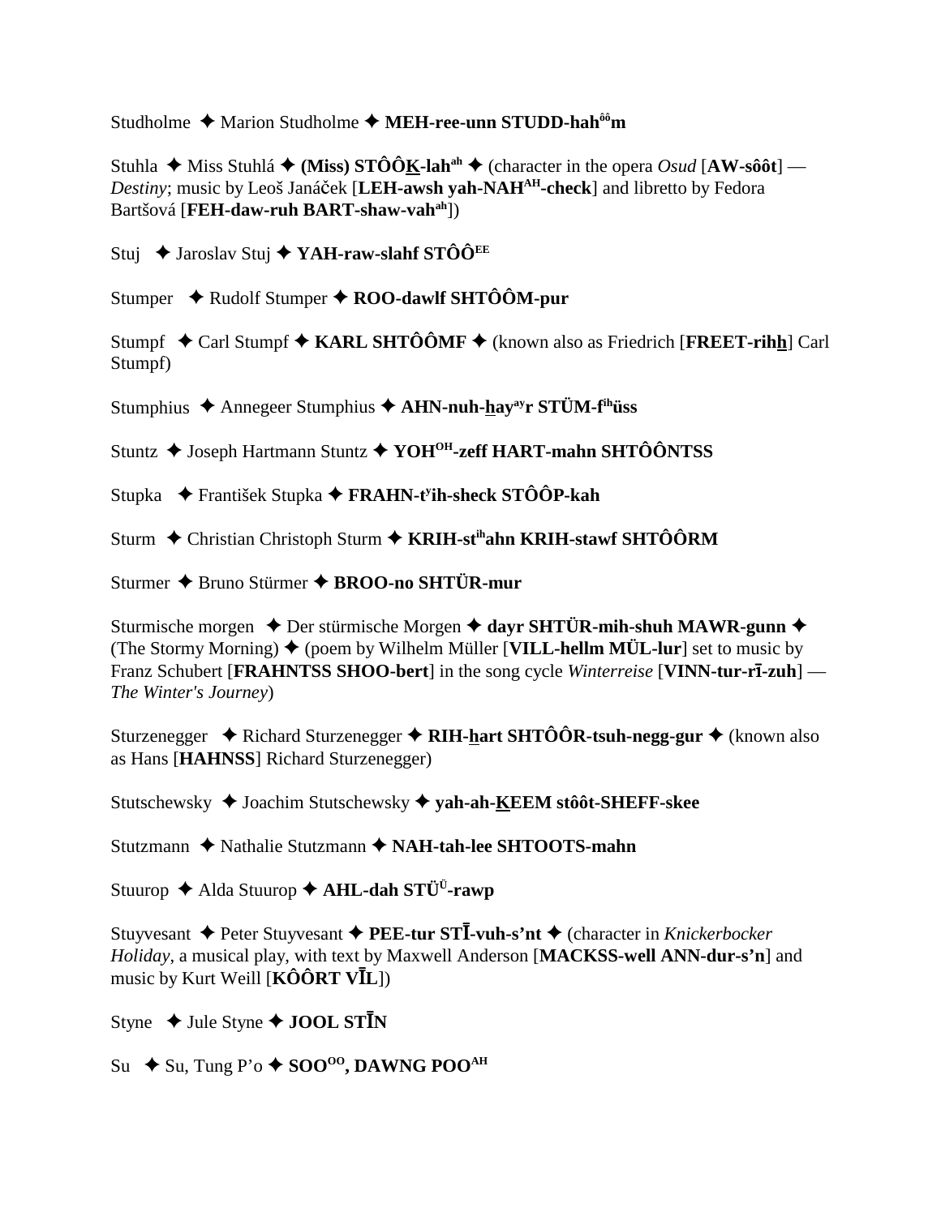Studholme ✦ Marion Studholme ✦ **MEH-ree-unn STUDD-hah^ôô^m**

Stuhla ✦ Miss Stuhlá ✦ **(Miss) STÔÔK-lah^ah** ✦ (character in the opera *Osud* [**AW-sôôt**] — *Destiny*; music by Leoš Janáček [**LEH-awsh yah-NAH^AH-check**] and libretto by Fedora Bartšová [**FEH-daw-ruh BART-shaw-vah^ah**])

Stuj ✦ Jaroslav Stuj ✦ **YAH-raw-slahf STÔÔ^EE**

Stumper ✦ Rudolf Stumper ✦ **ROO-dawlf SHTÔÔM-pur**

Stumpf ✦ Carl Stumpf ✦ **KARL SHTÔÔMF** ✦ (known also as Friedrich [**FREET-rihh**] Carl Stumpf)

Stumphius ✦ Annegeer Stumphius ✦ **AHN-nuh-hay^ay r STÜM-f^ih üss**

Stuntz ✦ Joseph Hartmann Stuntz ✦ **YOH^OH-zeff HART-mahn SHTÔÔNTSS**

Stupka ✦ František Stupka ✦ **FRAHN-t^y ih-sheck STÔÔP-kah**

Sturm ✦ Christian Christoph Sturm ✦ **KRIH-st^ih ahn KRIH-stawf SHTÔÔRM**

Sturmer ✦ Bruno Stürmer ✦ **BROO-no SHTÜR-mur**

Sturmische morgen ✦ Der stürmische Morgen ✦ **dayr SHTÜR-mih-shuh MAWR-gunn** ✦ (The Stormy Morning) ✦ (poem by Wilhelm Müller [**VILL-hellm MÜL-lur**] set to music by Franz Schubert [**FRAHNTSS SHOO-bert**] in the song cycle *Winterreise* [**VINN-tur-rī-zuh**] — *The Winter's Journey*)

Sturzenegger ✦ Richard Sturzenegger ✦ **RIH-hart SHTÔÔR-tsuh-negg-gur** ✦ (known also as Hans [**HAHNSS**] Richard Sturzenegger)

Stutschewsky ✦ Joachim Stutschewsky ✦ **yah-ah-KEEM stôôt-SHEFF-skee**

Stutzmann ✦ Nathalie Stutzmann ✦ **NAH-tah-lee SHTOOTS-mahn**

Stuurop ✦ Alda Stuurop ✦ **AHL-dah STÜ^Ü-rawp**

Stuyvesant ✦ Peter Stuyvesant ✦ **PEE-tur STĪ-vuh-s'nt** ✦ (character in *Knickerbocker Holiday*, a musical play, with text by Maxwell Anderson [**MACKSS-well ANN-dur-s'n**] and music by Kurt Weill [**KÔÔRT VĪL**])

Styne ✦ Jule Styne ✦ **JOOL STĪN**

Su ✦ Su, Tung P'o ✦ **SOO^OO, DAWNG POO^AH**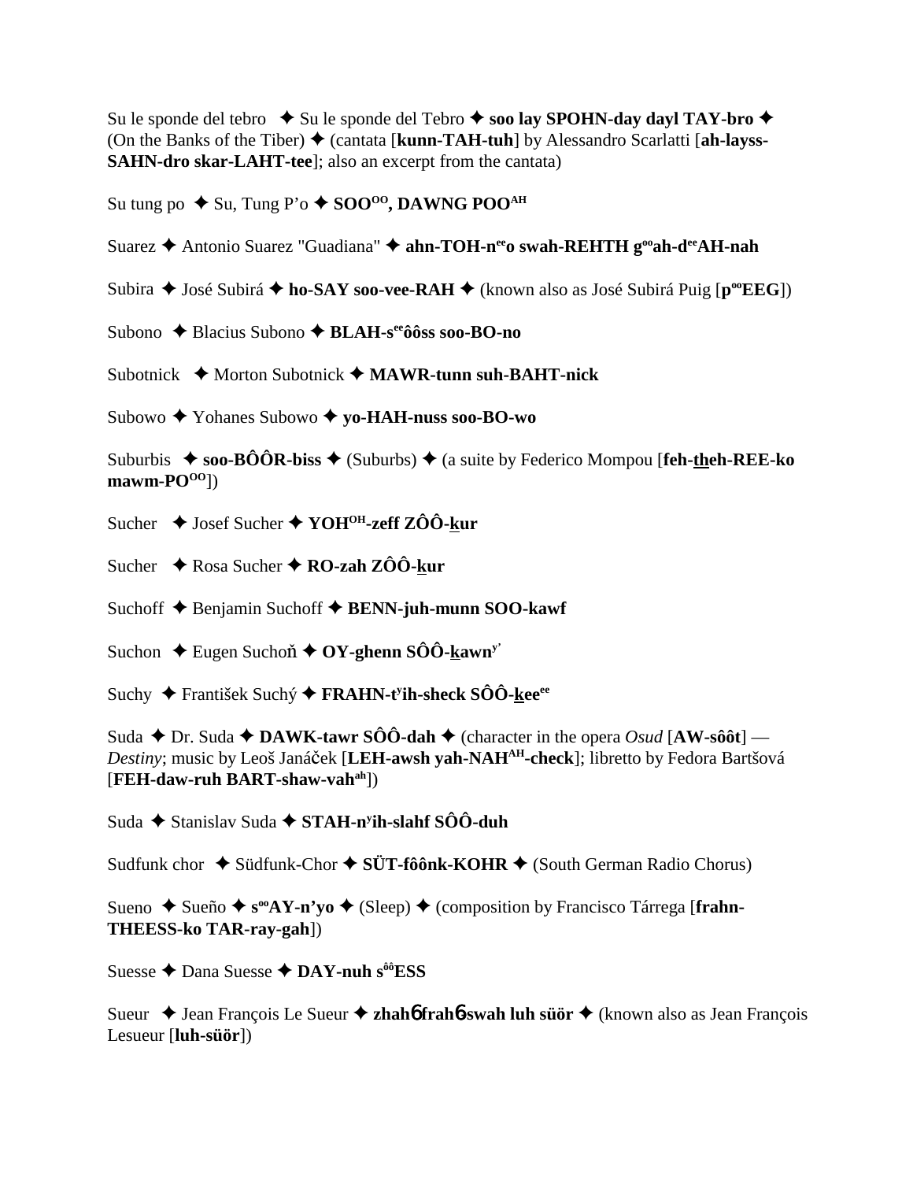Su le sponde del tebro ✦ Su le sponde del Tebro ✦ **soo lay SPOHN-day dayl TAY-bro** ✦ (On the Banks of the Tiber) ✦ (cantata [**kunn-TAH-tuh**] by Alessandro Scarlatti [**ah-layss-SAHN-dro skar-LAHT-tee**]; also an excerpt from the cantata)

Su tung po ✦ Su, Tung P'o ✦ **SOO$^{OO}$, DAWNG POO$^{AH}$**

Suarez ✦ Antonio Suarez "Guadiana" ✦ **ahn-TOH-n$^{ee}$o swah-REHTH g$^{oo}$ah-d$^{ee}$AH-nah**

Subira ✦ José Subirá ✦ **ho-SAY soo-vee-RAH** ✦ (known also as José Subirá Puig [**p$^{oo}$EEG**])

Subono ✦ Blacius Subono ✦ **BLAH-s$^{ee}$ôôss soo-BO-no**

Subotnick ✦ Morton Subotnick ✦ **MAWR-tunn suh-BAHT-nick**

Subowo ✦ Yohanes Subowo ✦ **yo-HAH-nuss soo-BO-wo**

Suburbis ✦ **soo-BÔÔR-biss** ✦ (Suburbs) ✦ (a suite by Federico Mompou [**feh-theh-REE-ko mawm-PO$^{OO}$**])

Sucher ✦ Josef Sucher ✦ **YOH$^{OH}$-zeff ZÔÔ-kur**

Sucher ✦ Rosa Sucher ✦ **RO-zah ZÔÔ-kur**

Suchoff ✦ Benjamin Suchoff ✦ **BENN-juh-munn SOO-kawf**

Suchon ✦ Eugen Suchoň ✦ **OY-ghenn SÔÔ-kawn$^{y'}$**

Suchy ✦ František Suchý ✦ **FRAHN-t$^{y}$ih-sheck SÔÔ-kee$^{ee}$**

Suda ✦ Dr. Suda ✦ **DAWK-tawr SÔÔ-dah** ✦ (character in the opera *Osud* [**AW-sôôt**] — *Destiny*; music by Leoš Janáček [**LEH-awsh yah-NAH$^{AH}$-check**]; libretto by Fedora Bartšová [**FEH-daw-ruh BART-shaw-vah$^{ah}$**])

Suda ✦ Stanislav Suda ✦ **STAH-n$^{y}$ih-slahf SÔÔ-duh**

Sudfunk chor ✦ Südfunk-Chor ✦ **SÜT-fôônk-KOHR** ✦ (South German Radio Chorus)

Sueno ✦ Sueño ✦ **s$^{oo}$AY-n'yo** ✦ (Sleep) ✦ (composition by Francisco Tárrega [**frahn-THEESS-ko TAR-ray-gah**])

Suesse ✦ Dana Suesse ✦ **DAY-nuh s$^{ôô}$ESS**

Sueur ✦ Jean François Le Sueur ✦ **zhah�γ frah�γ swah luh süör** ✦ (known also as Jean François Lesueur [**luh-süör**])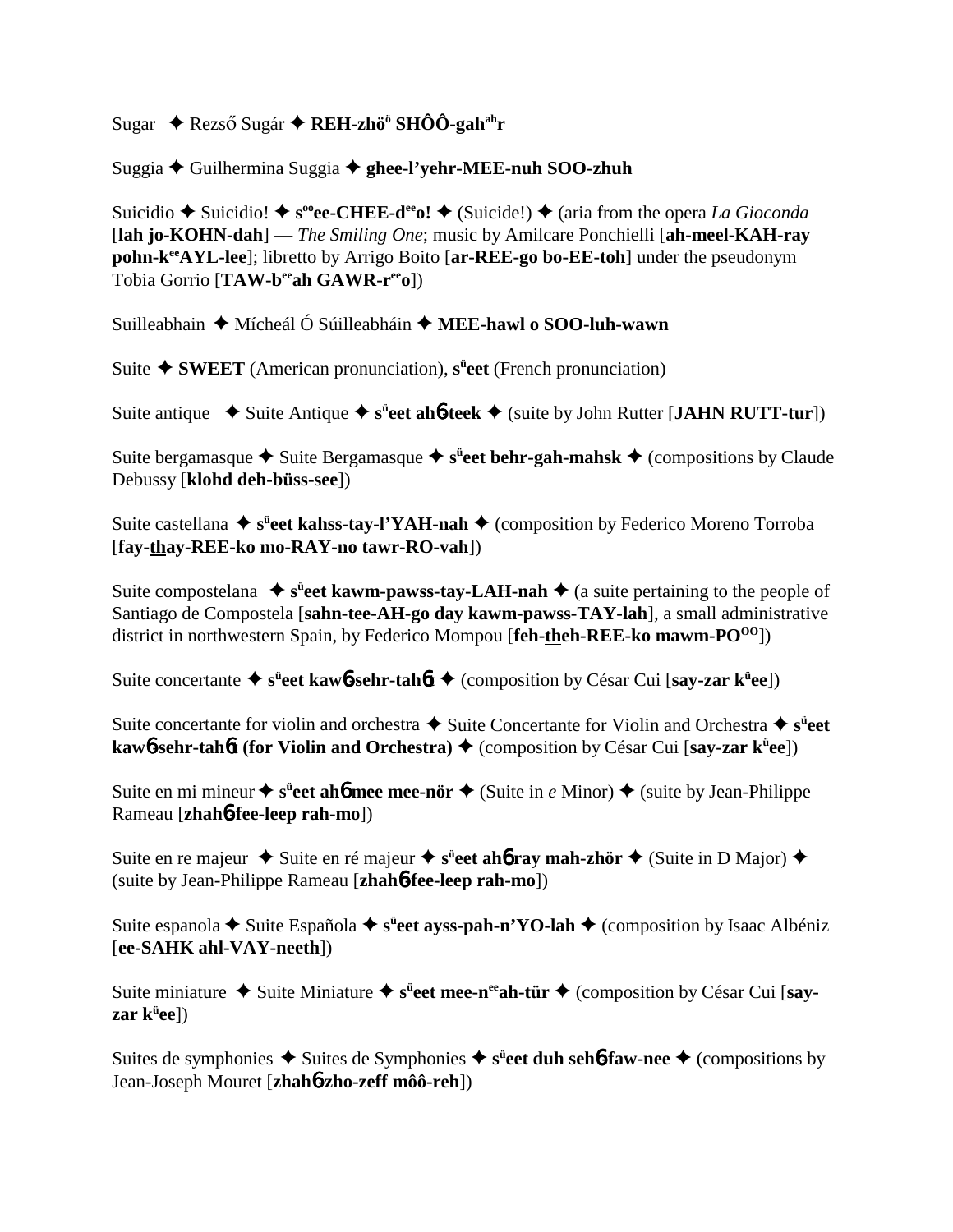Sugar ✦ Rezső Sugár ✦ **REH-zhö[ö] SHÔÔ-gah[ah]r**

Suggia ✦ Guilhermina Suggia ✦ **ghee-l'yehr-MEE-nuh SOO-zhuh**

Suicidio ✦ Suicidio! ✦ **s[oo]ee-CHEE-d[ee]o!** ✦ (Suicide!) ✦ (aria from the opera *La Gioconda* [**lah jo-KOHN-dah**] — *The Smiling One*; music by Amilcare Ponchielli [**ah-meel-KAH-ray pohn-k[ee]AYL-lee**]; libretto by Arrigo Boito [**ar-REE-go bo-EE-toh**] under the pseudonym Tobia Gorrio [**TAW-b[ee]ah GAWR-r[ee]o**])

Suilleabhain ✦ Mícheál Ó Súilleabháin ✦ **MEE-hawl o SOO-luh-wawn**

Suite ✦ **SWEET** (American pronunciation), **s[ü]eet** (French pronunciation)

Suite antique ✦ Suite Antique ✦ **s[ü]eet ah6-teek** ✦ (suite by John Rutter [**JAHN RUTT-tur**])

Suite bergamasque ✦ Suite Bergamasque ✦ **s[ü]eet behr-gah-mahsk** ✦ (compositions by Claude Debussy [**klohd deh-büss-see**])

Suite castellana ✦ **s[ü]eet kahss-tay-l'YAH-nah** ✦ (composition by Federico Moreno Torroba [**fay-thay-REE-ko mo-RAY-no tawr-RO-vah**])

Suite compostelana ✦ **s[ü]eet kawm-pawss-tay-LAH-nah** ✦ (a suite pertaining to the people of Santiago de Compostela [**sahn-tee-AH-go day kawm-pawss-TAY-lah**], a small administrative district in northwestern Spain, by Federico Mompou [**feh-theh-REE-ko mawm-PO[OO]**])

Suite concertante ✦ **s[ü]eet kaw6-sehr-tah6t** ✦ (composition by César Cui [**say-zar k[ü]ee**])

Suite concertante for violin and orchestra ✦ Suite Concertante for Violin and Orchestra ✦ **s[ü]eet kaw6-sehr-tah6t (for Violin and Orchestra)** ✦ (composition by César Cui [**say-zar k[ü]ee**])

Suite en mi mineur ✦ **s[ü]eet ah6 mee mee-nör** ✦ (Suite in *e* Minor) ✦ (suite by Jean-Philippe Rameau [**zhah6-fee-leep rah-mo**])

Suite en re majeur ✦ Suite en ré majeur ✦ **s[ü]eet ah6 ray mah-zhör** ✦ (Suite in D Major) ✦ (suite by Jean-Philippe Rameau [**zhah6-fee-leep rah-mo**])

Suite espanola ✦ Suite Española ✦ **s[ü]eet ayss-pah-n'YO-lah** ✦ (composition by Isaac Albéniz [**ee-SAHK ahl-VAY-neeth**])

Suite miniature ✦ Suite Miniature ✦ **s[ü]eet mee-n[ee]ah-tür** ✦ (composition by César Cui [**say-zar k[ü]ee**])

Suites de symphonies ✦ Suites de Symphonies ✦ **s[ü]eet duh seh6-faw-nee** ✦ (compositions by Jean-Joseph Mouret [**zhah6-zho-zeff môô-reh**])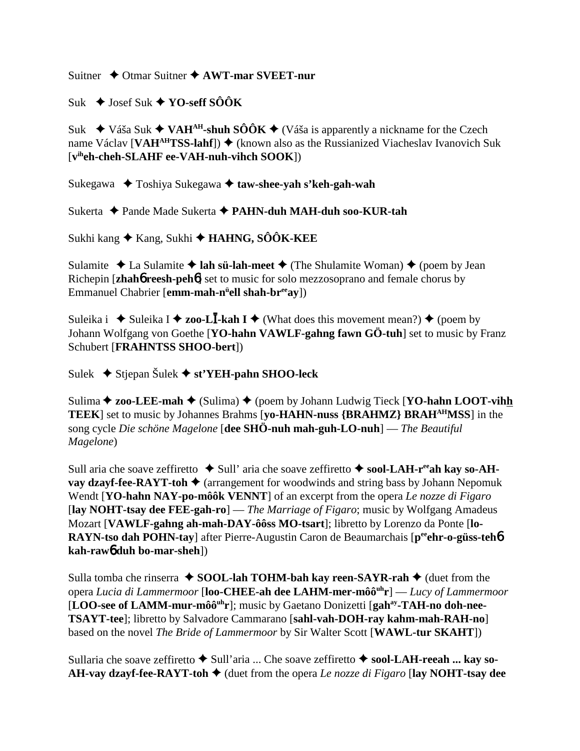Suitner ✦ Otmar Suitner ✦ **AWT-mar SVEET-nur**

Suk ✦ Josef Suk ✦ **YO-seff SÔÔK**

Suk ✦ Váša Suk ✦ **VAH^AH-shuh SÔÔK** ✦ (Váša is apparently a nickname for the Czech name Václav [**VAH^AH TSS-lahf**]) ✦ (known also as the Russianized Viacheslav Ivanovich Suk [**v^ih eh-cheh-SLAHF ee-VAH-nuh-vihch SOOK**])

Sukegawa ✦ Toshiya Sukegawa ✦ **taw-shee-yah s'keh-gah-wah**

Sukerta ✦ Pande Made Sukerta ✦ **PAHN-duh MAH-duh soo-KUR-tah**

Sukhi kang ✦ Kang, Sukhi ✦ **HAHNG, SÔÔK-KEE**

Sulamite ✦ La Sulamite ✦ **lah sü-lah-meet** ✦ (The Shulamite Woman) ✦ (poem by Jean Richepin [**zhahɓ reesh-pehɓ**] set to music for solo mezzosoprano and female chorus by Emmanuel Chabrier [**emm-mah-n^ü ell shah-br^ee ay**])

Suleika i ✦ Suleika I ✦ **zoo-LĪ-kah I** ✦ (What does this movement mean?) ✦ (poem by Johann Wolfgang von Goethe [**YO-hahn VAWLF-gahng fawn GÖ-tuh**] set to music by Franz Schubert [**FRAHNTSS SHOO-bert**])

Sulek ✦ Stjepan Šulek ✦ **st'YEH-pahn SHOO-leck**

Sulima ✦ **zoo-LEE-mah** ✦ (Sulima) ✦ (poem by Johann Ludwig Tieck [**YO-hahn LOOT-vihh TEEK**] set to music by Johannes Brahms [**yo-HAHN-nuss {BRAHMZ} BRAH^AH MSS**] in the song cycle *Die schöne Magelone* [**dee SHÖ-nuh mah-guh-LO-nuh**] — *The Beautiful Magelone*)

Sull aria che soave zeffiretto ✦ Sull' aria che soave zeffiretto ✦ **sool-LAH-r^ee ah kay so-AH-vay dzayf-fee-RAYT-toh** ✦ (arrangement for woodwinds and string bass by Johann Nepomuk Wendt [**YO-hahn NAY-po-môôk VENNT**] of an excerpt from the opera *Le nozze di Figaro* [**lay NOHT-tsay dee FEE-gah-ro**] — *The Marriage of Figaro*; music by Wolfgang Amadeus Mozart [**VAWLF-gahng ah-mah-DAY-ôôss MO-tsart**]; libretto by Lorenzo da Ponte [**lo-RAYN-tso dah POHN-tay**] after Pierre-Augustin Caron de Beaumarchais [**p^ee ehr-o-güss-tehɓ kah-rawɓ duh bo-mar-sheh**])

Sulla tomba che rinserra ✦ **SOOL-lah TOHM-bah kay reen-SAYR-rah** ✦ (duet from the opera *Lucia di Lammermoor* [**loo-CHEE-ah dee LAHM-mer-môô^uh r**] — *Lucy of Lammermoor* [**LOO-see of LAMM-mur-môô^uh r**]; music by Gaetano Donizetti [**gah^ay-TAH-no doh-nee-TSAYT-tee**]; libretto by Salvadore Cammarano [**sahl-vah-DOH-ray kahm-mah-RAH-no**] based on the novel *The Bride of Lammermoor* by Sir Walter Scott [**WAWL-tur SKAHT**])

Sullaria che soave zeffiretto ✦ Sull'aria ... Che soave zeffiretto ✦ **sool-LAH-reeah ... kay so-AH-vay dzayf-fee-RAYT-toh** ✦ (duet from the opera *Le nozze di Figaro* [**lay NOHT-tsay dee**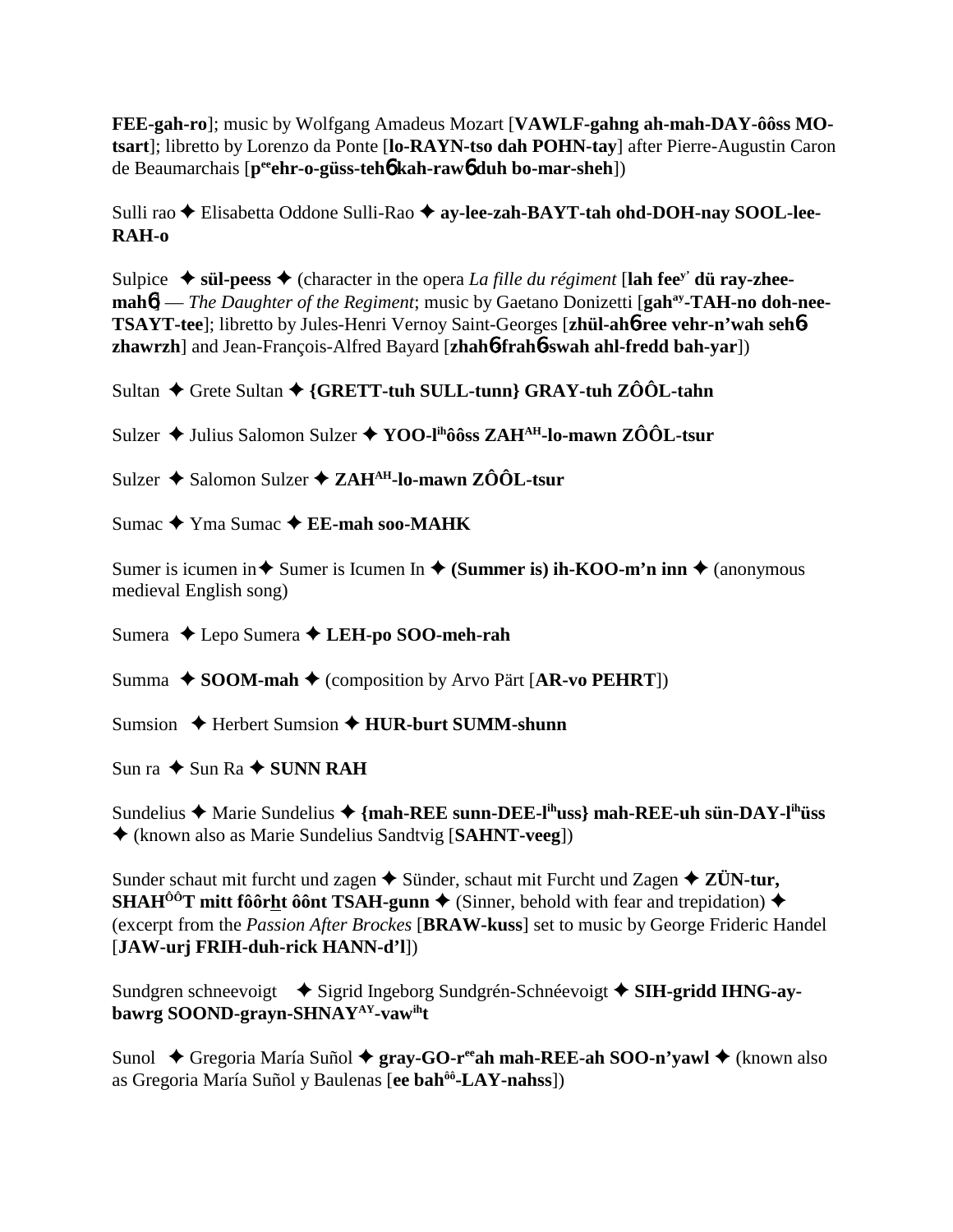**FEE-gah-ro**]; music by Wolfgang Amadeus Mozart [**VAWLF-gahng ah-mah-DAY-ôôss MO-tsart**]; libretto by Lorenzo da Ponte [**lo-RAYN-tso dah POHN-tay**] after Pierre-Augustin Caron de Beaumarchais [**p**ee**ehr-o-güss-teh**6 **kah-raw**6 **duh bo-mar-sheh**])

Sulli rao ✦ Elisabetta Oddone Sulli-Rao ✦ **ay-lee-zah-BAYT-tah ohd-DOH-nay SOOL-lee-RAH-o**

Sulpice ✦ **sül-peess** ✦ (character in the opera *La fille du régiment* [**lah fee**y' **dü ray-zhee-mah**6] — *The Daughter of the Regiment*; music by Gaetano Donizetti [**gah**ay**-TAH-no doh-nee-TSAYT-tee**]; libretto by Jules-Henri Vernoy Saint-Georges [**zhül-ah**6**-ree vehr-n'wah seh**6**-zhawrzh**] and Jean-François-Alfred Bayard [**zhah**6**-frah**6**-swah ahl-fredd bah-yar**])

Sultan ✦ Grete Sultan ✦ **{GRETT-tuh SULL-tunn} GRAY-tuh ZÔÔL-tahn**

Sulzer ✦ Julius Salomon Sulzer ✦ **YOO-l**ih**ôôss ZAH**AH**-lo-mawn ZÔÔL-tsur**

Sulzer ✦ Salomon Sulzer ✦ **ZAH**AH**-lo-mawn ZÔÔL-tsur**

Sumac ✦ Yma Sumac ✦ **EE-mah soo-MAHK**

Sumer is icumen in ✦ Sumer is Icumen In ✦ **(Summer is) ih-KOO-m'n inn** ✦ (anonymous medieval English song)

Sumera ✦ Lepo Sumera ✦ **LEH-po SOO-meh-rah**

Summa ✦ **SOOM-mah** ✦ (composition by Arvo Pärt [**AR-vo PEHRT**])

Sumsion ✦ Herbert Sumsion ✦ **HUR-burt SUMM-shunn**

Sun ra ✦ Sun Ra ✦ **SUNN RAH**

Sundelius ✦ Marie Sundelius ✦ **{mah-REE sunn-DEE-l**ih**uss} mah-REE-uh sün-DAY-l**ih**üss** ✦ (known also as Marie Sundelius Sandtvig [**SAHNT-veeg**])

Sunder schaut mit furcht und zagen ✦ Sünder, schaut mit Furcht und Zagen ✦ **ZÜN-tur, SHAH**ôô**T mitt fôôrht ôônt TSAH-gunn** ✦ (Sinner, behold with fear and trepidation) ✦ (excerpt from the *Passion After Brockes* [**BRAW-kuss**] set to music by George Frideric Handel [**JAW-urj FRIH-duh-rick HANN-d'l**])

Sundgren schneevoigt ✦ Sigrid Ingeborg Sundgrén-Schnéevoigt ✦ **SIH-gridd IHNG-ay-bawrg SOOND-grayn-SHNAY**AY**-vaw**ih**t**

Sunol ✦ Gregoria María Suñol ✦ **gray-GO-r**ee**ah mah-REE-ah SOO-n'yawl** ✦ (known also as Gregoria María Suñol y Baulenas [**ee bah**ôô**-LAY-nahss**])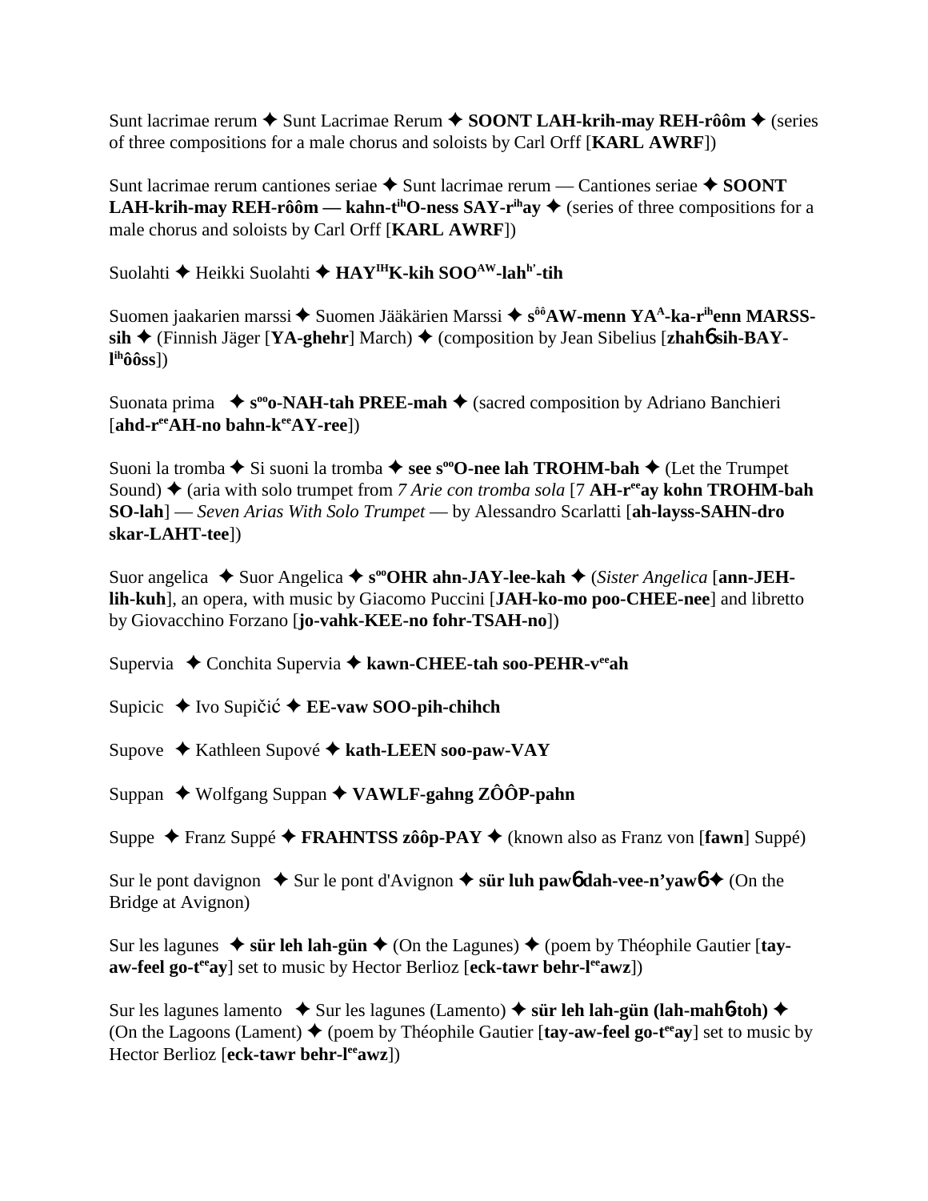Sunt lacrimae rerum ✦ Sunt Lacrimae Rerum ✦ **SOONT LAH-krih-may REH-rôôm** ✦ (series of three compositions for a male chorus and soloists by Carl Orff [**KARL AWRF**])

Sunt lacrimae rerum cantiones seriae ✦ Sunt lacrimae rerum — Cantiones seriae ✦ **SOONT LAH-krih-may REH-rôôm — kahn-t$^{ih}$O-ness SAY-r$^{ih}$ay** ✦ (series of three compositions for a male chorus and soloists by Carl Orff [**KARL AWRF**])

Suolahti ✦ Heikki Suolahti ✦ **HAY$^{IH}$K-kih SOO$^{AW}$-lah$^{h'}$-tih**

Suomen jaakarien marssi ✦ Suomen Jääkärien Marssi ✦ **s$^{ôô}$AW-menn YA$^{A}$-ka-r$^{ih}$enn MARSS-sih** ✦ (Finnish Jäger [**YA-ghehr**] March) ✦ (composition by Jean Sibelius [**zhahɓ sih-BAY-l$^{ih}$ôôss**])

Suonata prima ✦ **s$^{oo}$o-NAH-tah PREE-mah** ✦ (sacred composition by Adriano Banchieri [**ahd-r$^{ee}$AH-no bahn-k$^{ee}$AY-ree**])

Suoni la tromba ✦ Si suoni la tromba ✦ **see s$^{oo}$O-nee lah TROHM-bah** ✦ (Let the Trumpet Sound) ✦ (aria with solo trumpet from *7 Arie con tromba sola* [7 **AH-r$^{ee}$ay kohn TROHM-bah SO-lah**] — *Seven Arias With Solo Trumpet* — by Alessandro Scarlatti [**ah-layss-SAHN-dro skar-LAHT-tee**])

Suor angelica ✦ Suor Angelica ✦ **s$^{oo}$OHR ahn-JAY-lee-kah** ✦ (*Sister Angelica* [**ann-JEH-lih-kuh**], an opera, with music by Giacomo Puccini [**JAH-ko-mo poo-CHEE-nee**] and libretto by Giovacchino Forzano [**jo-vahk-KEE-no fohr-TSAH-no**])

Supervia ✦ Conchita Supervia ✦ **kawn-CHEE-tah soo-PEHR-v$^{ee}$ah**

Supicic ✦ Ivo Supičić ✦ **EE-vaw SOO-pih-chihch**

Supove ✦ Kathleen Supové ✦ **kath-LEEN soo-paw-VAY**

Suppan ✦ Wolfgang Suppan ✦ **VAWLF-gahng ZÔÔP-pahn**

Suppe ✦ Franz Suppé ✦ **FRAHNTSS zôôp-PAY** ✦ (known also as Franz von [**fawn**] Suppé)

Sur le pont davignon ✦ Sur le pont d'Avignon ✦ **sür luh pawɓ dah-vee-n'yawɓ** ✦ (On the Bridge at Avignon)

Sur les lagunes ✦ **sür leh lah-gün** ✦ (On the Lagunes) ✦ (poem by Théophile Gautier [**tay-aw-feel go-t$^{ee}$ay**] set to music by Hector Berlioz [**eck-tawr behr-l$^{ee}$awz**])

Sur les lagunes lamento ✦ Sur les lagunes (Lamento) ✦ **sür leh lah-gün (lah-mahɓ-toh)** ✦ (On the Lagoons (Lament) ✦ (poem by Théophile Gautier [**tay-aw-feel go-t$^{ee}$ay**] set to music by Hector Berlioz [**eck-tawr behr-l$^{ee}$awz**])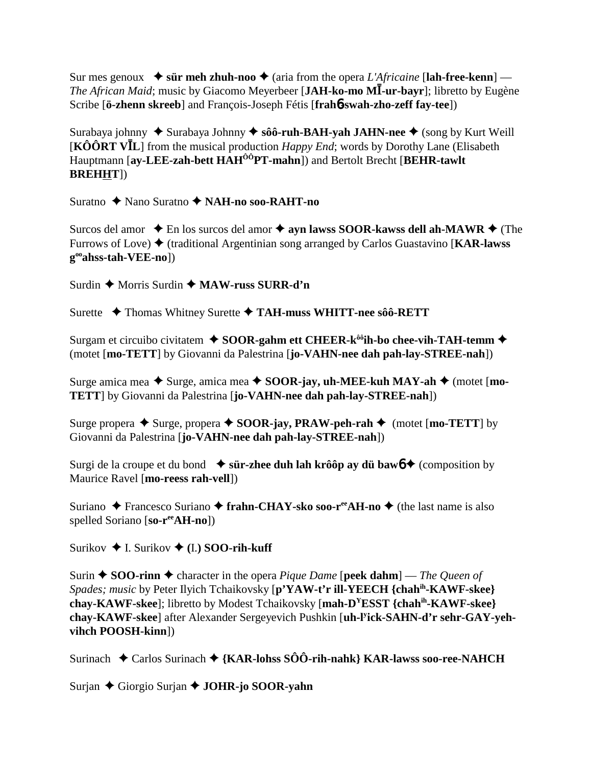Sur mes genoux ✦ **sür meh zhuh-noo** ✦ (aria from the opera *L'Africaine* [**lah-free-kenn**] — *The African Maid*; music by Giacomo Meyerbeer [**JAH-ko-mo MĪ-ur-bayr**]; libretto by Eugène Scribe [**ö-zhenn skreeb**] and François-Joseph Fétis [**frahɓ-swah-zho-zeff fay-tee**])

Surabaya johnny ✦ Surabaya Johnny ✦ **sôô-ruh-BAH-yah JAHN-nee** ✦ (song by Kurt Weill [**KÔÔRT VĪL**] from the musical production *Happy End*; words by Dorothy Lane (Elisabeth Hauptmann [**ay-LEE-zah-bett HAH$^{ÔÔ}$PT-mahn**]) and Bertolt Brecht [**BEHR-tawlt BREHHT**])

Suratno ✦ Nano Suratno ✦ **NAH-no soo-RAHT-no**

Surcos del amor ✦ En los surcos del amor ✦ **ayn lawss SOOR-kawss dell ah-MAWR** ✦ (The Furrows of Love) ✦ (traditional Argentinian song arranged by Carlos Guastavino [**KAR-lawss g$^{oo}$ahss-tah-VEE-no**])

Surdin ✦ Morris Surdin ✦ **MAW-russ SURR-d'n**

Surette ✦ Thomas Whitney Surette ✦ **TAH-muss WHITT-nee sôô-RETT**

Surgam et circuibo civitatem ✦ **SOOR-gahm ett CHEER-k$^{ôô}$ih-bo chee-vih-TAH-temm** ✦ (motet [**mo-TETT**] by Giovanni da Palestrina [**jo-VAHN-nee dah pah-lay-STREE-nah**])

Surge amica mea ✦ Surge, amica mea ✦ **SOOR-jay, uh-MEE-kuh MAY-ah** ✦ (motet [**mo-TETT**] by Giovanni da Palestrina [**jo-VAHN-nee dah pah-lay-STREE-nah**])

Surge propera ✦ Surge, propera ✦ **SOOR-jay, PRAW-peh-rah** ✦ (motet [**mo-TETT**] by Giovanni da Palestrina [**jo-VAHN-nee dah pah-lay-STREE-nah**])

Surgi de la croupe et du bond ✦ **sür-zhee duh lah krôôp ay dü bawɓ** ✦ (composition by Maurice Ravel [**mo-reess rah-vell**])

Suriano ✦ Francesco Suriano ✦ **frahn-CHAY-sko soo-r$^{ee}$AH-no** ✦ (the last name is also spelled Soriano [**so-r$^{ee}$AH-no**])

Surikov ✦ I. Surikov ✦ **(I.) SOO-rih-kuff**

Surin ✦ **SOO-rinn** ✦ character in the opera *Pique Dame* [**peek dahm**] — *The Queen of Spades; music* by Peter Ilyich Tchaikovsky [**p'YAW-t'r ill-YEECH {chah$^{ih}$-KAWF-skee} chay-KAWF-skee**]; libretto by Modest Tchaikovsky [**mah-D$^{Y}$ESST {chah$^{ih}$-KAWF-skee} chay-KAWF-skee**] after Alexander Sergeyevich Pushkin [**uh-l$^{y}$ick-SAHN-d'r sehr-GAY-yeh-vihch POOSH-kinn**])

Surinach ✦ Carlos Surinach ✦ **{KAR-lohss SÔÔ-rih-nahk} KAR-lawss soo-ree-NAHCH**

Surjan ✦ Giorgio Surjan ✦ **JOHR-jo SOOR-yahn**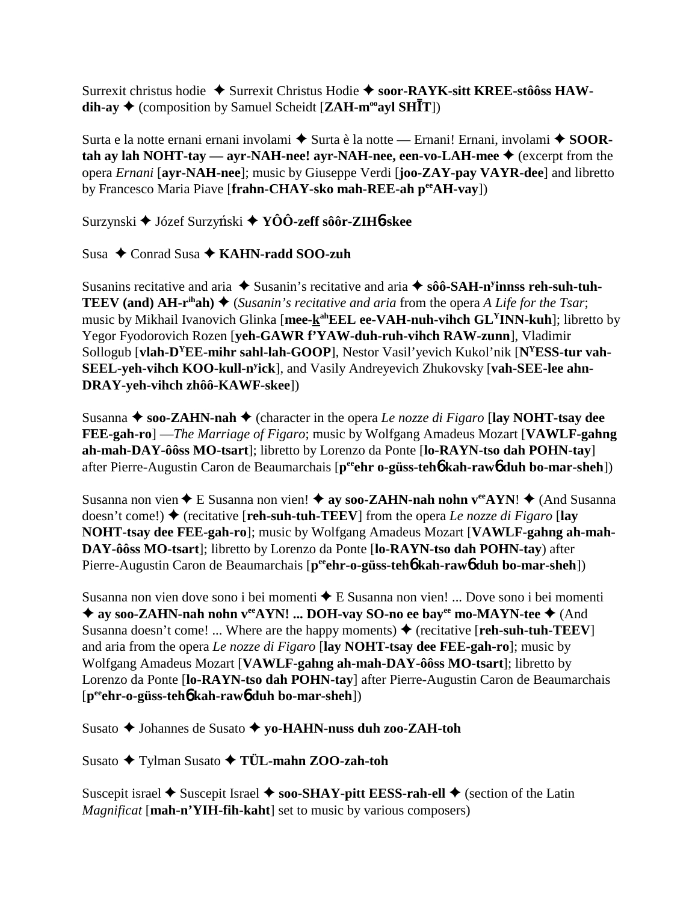Surrexit christus hodie ✦ Surrexit Christus Hodie ✦ **soor-RAYK-sitt KREE-stôôss HAW-dih-ay** ✦ (composition by Samuel Scheidt [**ZAH-m[oo]ayl SHĪT**])

Surta e la notte ernani ernani involami ✦ Surta è la notte — Ernani! Ernani, involami ✦ **SOOR-tah ay lah NOHT-tay — ayr-NAH-nee! ayr-NAH-nee, een-vo-LAH-mee** ✦ (excerpt from the opera *Ernani* [**ayr-NAH-nee**]; music by Giuseppe Verdi [**joo-ZAY-pay VAYR-dee**] and libretto by Francesco Maria Piave [**frahn-CHAY-sko mah-REE-ah p[ee]AH-vay**])

Surzynski ✦ Józef Surzyński ✦ **YÔÔ-zeff sôôr-ZIHɓ-skee**

Susa ✦ Conrad Susa ✦ **KAHN-radd SOO-zuh**

Susanins recitative and aria ✦ Susanin's recitative and aria ✦ **sôô-SAH-n[y]innss reh-suh-tuh-TEEV (and) AH-r[ih]ah)** ✦ (*Susanin's recitative and aria* from the opera *A Life for the Tsar*; music by Mikhail Ivanovich Glinka [**mee-k[ah]EEL ee-VAH-nuh-vihch GL[Y]INN-kuh**]; libretto by Yegor Fyodorovich Rozen [**yeh-GAWR f'YAW-duh-ruh-vihch RAW-zunn**], Vladimir Sollogub [**vlah-D[Y]EE-mihr sahl-lah-GOOP**], Nestor Vasil'yevich Kukol'nik [**N[Y]ESS-tur vah-SEEL-yeh-vihch KOO-kull-n[y]ick**], and Vasily Andreyevich Zhukovsky [**vah-SEE-lee ahn-DRAY-yeh-vihch zhôô-KAWF-skee**])

Susanna ✦ **soo-ZAHN-nah** ✦ (character in the opera *Le nozze di Figaro* [**lay NOHT-tsay dee FEE-gah-ro**] —*The Marriage of Figaro*; music by Wolfgang Amadeus Mozart [**VAWLF-gahng ah-mah-DAY-ôôss MO-tsart**]; libretto by Lorenzo da Ponte [**lo-RAYN-tso dah POHN-tay**] after Pierre-Augustin Caron de Beaumarchais [**p[ee]ehr o-güss-tehɓ kah-rawɓ duh bo-mar-sheh**])

Susanna non vien ✦ E Susanna non vien! ✦ **ay soo-ZAHN-nah nohn v[ee]AYN**! ✦ (And Susanna doesn't come!) ✦ (recitative [**reh-suh-tuh-TEEV**] from the opera *Le nozze di Figaro* [**lay NOHT-tsay dee FEE-gah-ro**]; music by Wolfgang Amadeus Mozart [**VAWLF-gahng ah-mah-DAY-ôôss MO-tsart**]; libretto by Lorenzo da Ponte [**lo-RAYN-tso dah POHN-tay**) after Pierre-Augustin Caron de Beaumarchais [**p[ee]ehr-o-güss-tehɓ kah-rawɓ duh bo-mar-sheh**])

Susanna non vien dove sono i bei momenti ✦ E Susanna non vien! ... Dove sono i bei momenti ✦ **ay soo-ZAHN-nah nohn v[ee]AYN! ... DOH-vay SO-no ee bay[ee] mo-MAYN-tee** ✦ (And Susanna doesn't come! ... Where are the happy moments) ✦ (recitative [**reh-suh-tuh-TEEV**] and aria from the opera *Le nozze di Figaro* [**lay NOHT-tsay dee FEE-gah-ro**]; music by Wolfgang Amadeus Mozart [**VAWLF-gahng ah-mah-DAY-ôôss MO-tsart**]; libretto by Lorenzo da Ponte [**lo-RAYN-tso dah POHN-tay**] after Pierre-Augustin Caron de Beaumarchais [**p[ee]ehr-o-güss-tehɓ kah-rawɓ duh bo-mar-sheh**])

Susato ✦ Johannes de Susato ✦ **yo-HAHN-nuss duh zoo-ZAH-toh**

Susato ✦ Tylman Susato ✦ **TÜL-mahn ZOO-zah-toh**

Suscepit israel ✦ Suscepit Israel ✦ **soo-SHAY-pitt EESS-rah-ell** ✦ (section of the Latin *Magnificat* [**mah-n'YIH-fih-kaht**] set to music by various composers)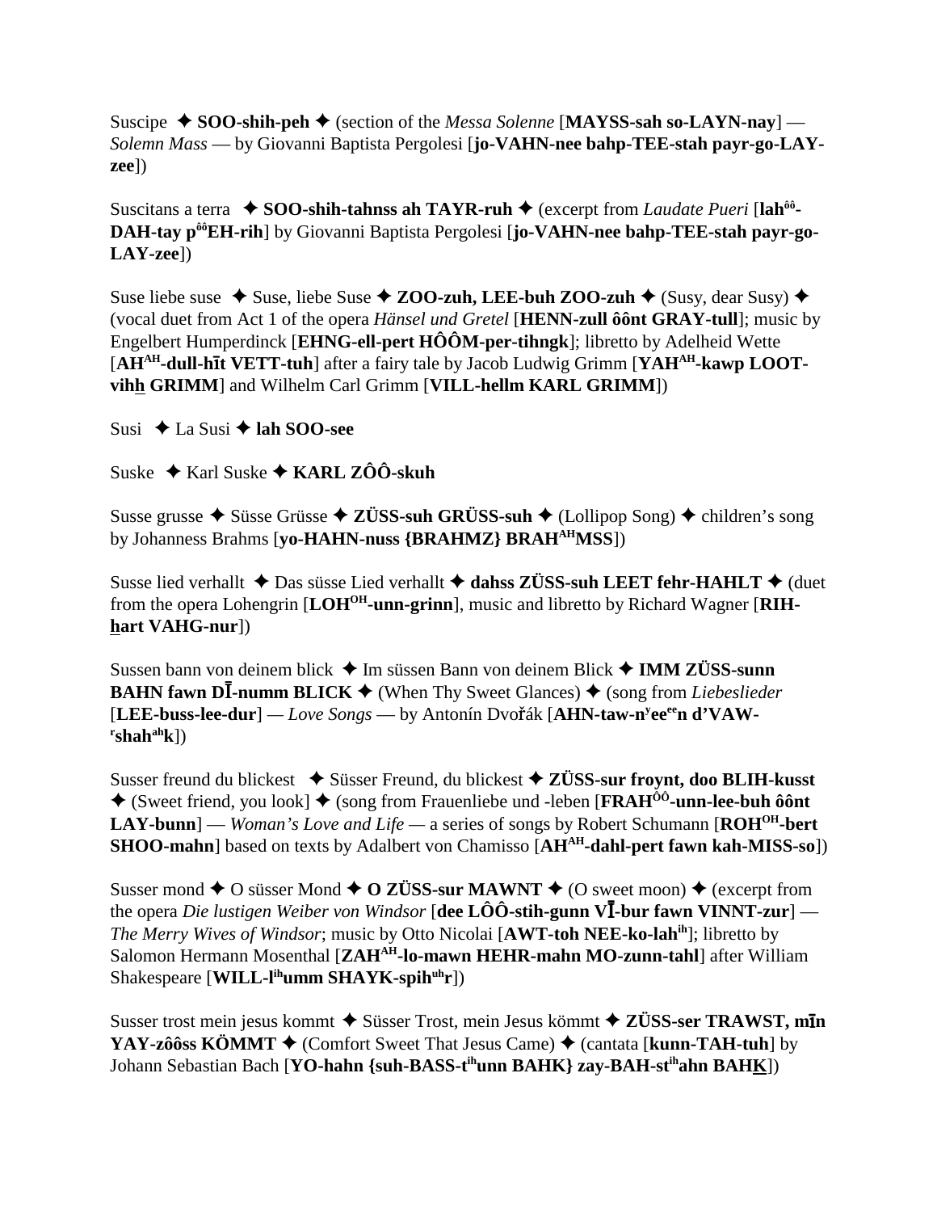Suscipe ✦ **SOO-shih-peh** ✦ (section of the *Messa Solenne* [**MAYSS-sah so-LAYN-nay**] — *Solemn Mass* — by Giovanni Baptista Pergolesi [**jo-VAHN-nee bahp-TEE-stah payr-go-LAY-zee**])

Suscitans a terra ✦ **SOO-shih-tahnss ah TAYR-ruh** ✦ (excerpt from *Laudate Pueri* [**lah^ôô-DAH-tay p^ôôEH-rih**] by Giovanni Baptista Pergolesi [**jo-VAHN-nee bahp-TEE-stah payr-go-LAY-zee**])

Suse liebe suse ✦ Suse, liebe Suse ✦ **ZOO-zuh, LEE-buh ZOO-zuh** ✦ (Susy, dear Susy) ✦ (vocal duet from Act 1 of the opera *Hänsel und Gretel* [**HENN-zull ôônt GRAY-tull**]; music by Engelbert Humperdinck [**EHNG-ell-pert HÔÔM-per-tihngk**]; libretto by Adelheid Wette [**AH^AH-dull-hīt VETT-tuh**] after a fairy tale by Jacob Ludwig Grimm [**YAH^AH-kawp LOOT-vihh GRIMM**] and Wilhelm Carl Grimm [**VILL-hellm KARL GRIMM**])

Susi ✦ La Susi ✦ **lah SOO-see**

Suske ✦ Karl Suske ✦ **KARL ZÔÔ-skuh**

Susse grusse ✦ Süsse Grüsse ✦ **ZÜSS-suh GRÜSS-suh** ✦ (Lollipop Song) ✦ children's song by Johanness Brahms [**yo-HAHN-nuss {BRAHMZ} BRAH^AHMSS**])

Susse lied verhallt ✦ Das süsse Lied verhallt ✦ **dahss ZÜSS-suh LEET fehr-HAHLT** ✦ (duet from the opera Lohengrin [**LOH^OH-unn-grinn**], music and libretto by Richard Wagner [**RIH-hart VAHG-nur**])

Sussen bann von deinem blick ✦ Im süssen Bann von deinem Blick ✦ **IMM ZÜSS-sunn BAHN fawn DĪ-numm BLICK** ✦ (When Thy Sweet Glances) ✦ (song from *Liebeslieder* [**LEE-buss-lee-dur**] — *Love Songs* — by Antonín Dvořák [**AHN-taw-n^yee^een d'VAW-^rshah^ahk**])

Susser freund du blickest ✦ Süsser Freund, du blickest ✦ **ZÜSS-sur froynt, doo BLIH-kusst** ✦ (Sweet friend, you look] ✦ (song from Frauenliebe und -leben [**FRAH^ÔÔ-unn-lee-buh ôônt LAY-bunn**] — *Woman's Love and Life* — a series of songs by Robert Schumann [**ROH^OH-bert SHOO-mahn**] based on texts by Adalbert von Chamisso [**AH^AH-dahl-pert fawn kah-MISS-so**])

Susser mond ✦ O süsser Mond ✦ **O ZÜSS-sur MAWNT** ✦ (O sweet moon) ✦ (excerpt from the opera *Die lustigen Weiber von Windsor* [**dee LÔÔ-stih-gunn VĪ-bur fawn VINNT-zur**] — *The Merry Wives of Windsor*; music by Otto Nicolai [**AWT-toh NEE-ko-lah^ih**]; libretto by Salomon Hermann Mosenthal [**ZAH^AH-lo-mawn HEHR-mahn MO-zunn-tahl**] after William Shakespeare [**WILL-l^ihumm SHAYK-spih^uhr**])

Susser trost mein jesus kommt ✦ Süsser Trost, mein Jesus kömmt ✦ **ZÜSS-ser TRAWST, mīn YAY-zôôss KÖMMT** ✦ (Comfort Sweet That Jesus Came) ✦ (cantata [**kunn-TAH-tuh**] by Johann Sebastian Bach [**YO-hahn {suh-BASS-t^ihunn BAHK} zay-BAH-st^ihahn BAHK**])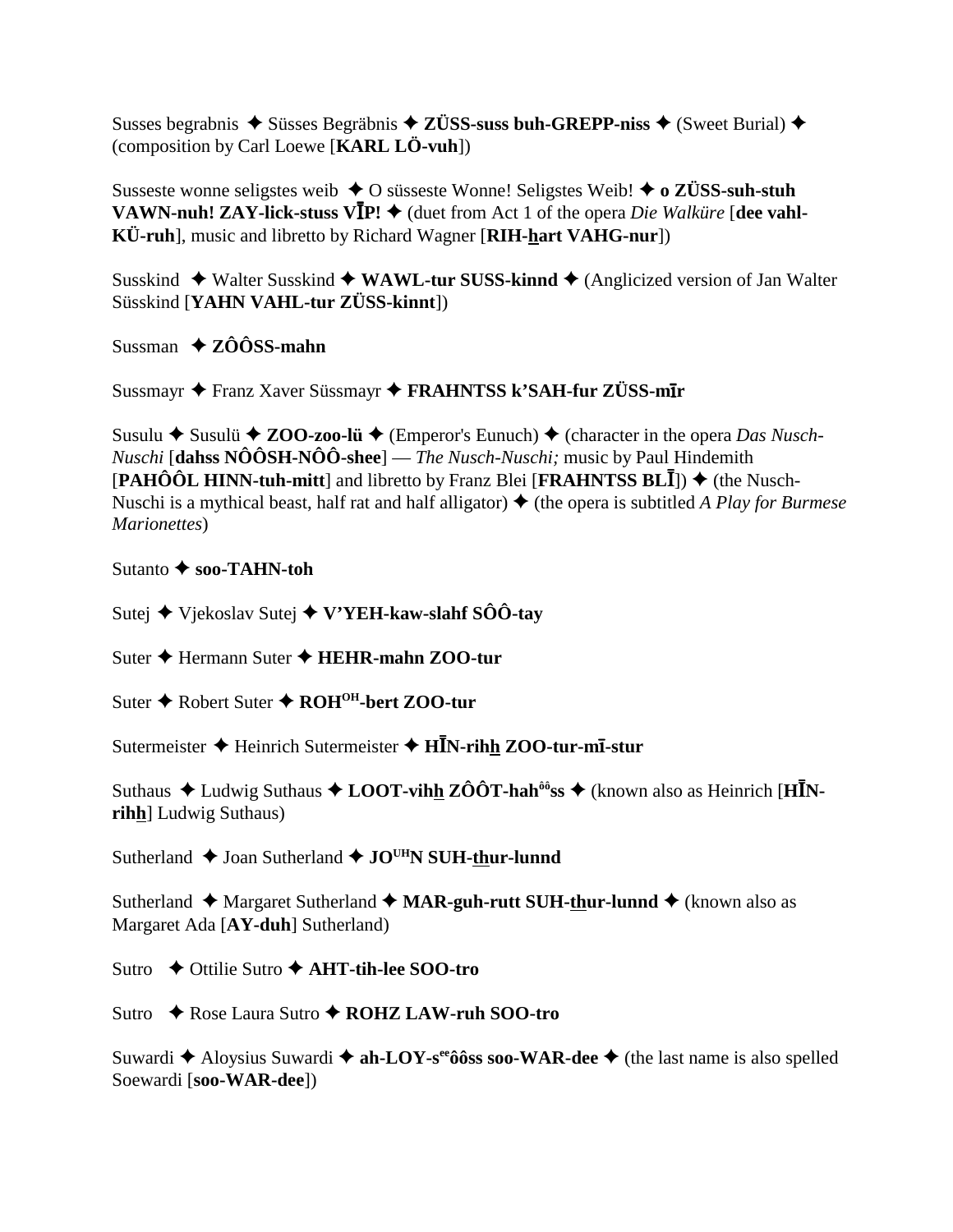Susses begrabnis ✦ Süsses Begräbnis ✦ **ZÜSS-suss buh-GREPP-niss** ✦ (Sweet Burial) ✦ (composition by Carl Loewe [**KARL LÖ-vuh**])

Susseste wonne seligstes weib ✦ O süsseste Wonne! Seligstes Weib! ✦ **o ZÜSS-suh-stuh VAWN-nuh! ZAY-lick-stuss VĪP!** ✦ (duet from Act 1 of the opera *Die Walküre* [**dee vahl-KÜ-ruh**], music and libretto by Richard Wagner [**RIH-hart VAHG-nur**])

Susskind ✦ Walter Susskind ✦ **WAWL-tur SUSS-kinnd** ✦ (Anglicized version of Jan Walter Süsskind [**YAHN VAHL-tur ZÜSS-kinnt**])

Sussman ✦ **ZÔÔSS-mahn**

Sussmayr ✦ Franz Xaver Süssmayr ✦ **FRAHNTSS k'SAH-fur ZÜSS-mīr**

Susulu ✦ Susulü ✦ **ZOO-zoo-lü** ✦ (Emperor's Eunuch) ✦ (character in the opera *Das Nusch-Nuschi* [**dahss NÔÔSH-NÔÔ-shee**] — *The Nusch-Nuschi;* music by Paul Hindemith [**PAHÔÔL HINN-tuh-mitt**] and libretto by Franz Blei [**FRAHNTSS BLĪ**]) ✦ (the Nusch-Nuschi is a mythical beast, half rat and half alligator) ✦ (the opera is subtitled *A Play for Burmese Marionettes*)

Sutanto ✦ **soo-TAHN-toh**

Sutej ✦ Vjekoslav Sutej ✦ **V'YEH-kaw-slahf SÔÔ-tay**

Suter ✦ Hermann Suter ✦ **HEHR-mahn ZOO-tur**

Suter ✦ Robert Suter ✦ **ROH^OH-bert ZOO-tur**

Sutermeister ✦ Heinrich Sutermeister ✦ **HĪN-rihh ZOO-tur-mī-stur**

Suthaus ✦ Ludwig Suthaus ✦ **LOOT-vihh ZÔÔT-hah^ôôss** ✦ (known also as Heinrich [**HĪN-rihh**] Ludwig Suthaus)

Sutherland ✦ Joan Sutherland ✦ **JO^UHN SUH-thur-lunnd**

Sutherland ✦ Margaret Sutherland ✦ **MAR-guh-rutt SUH-thur-lunnd** ✦ (known also as Margaret Ada [**AY-duh**] Sutherland)

Sutro ✦ Ottilie Sutro ✦ **AHT-tih-lee SOO-tro**

Sutro ✦ Rose Laura Sutro ✦ **ROHZ LAW-ruh SOO-tro**

Suwardi ✦ Aloysius Suwardi ✦ **ah-LOY-s^eeôôss soo-WAR-dee** ✦ (the last name is also spelled Soewardi [**soo-WAR-dee**])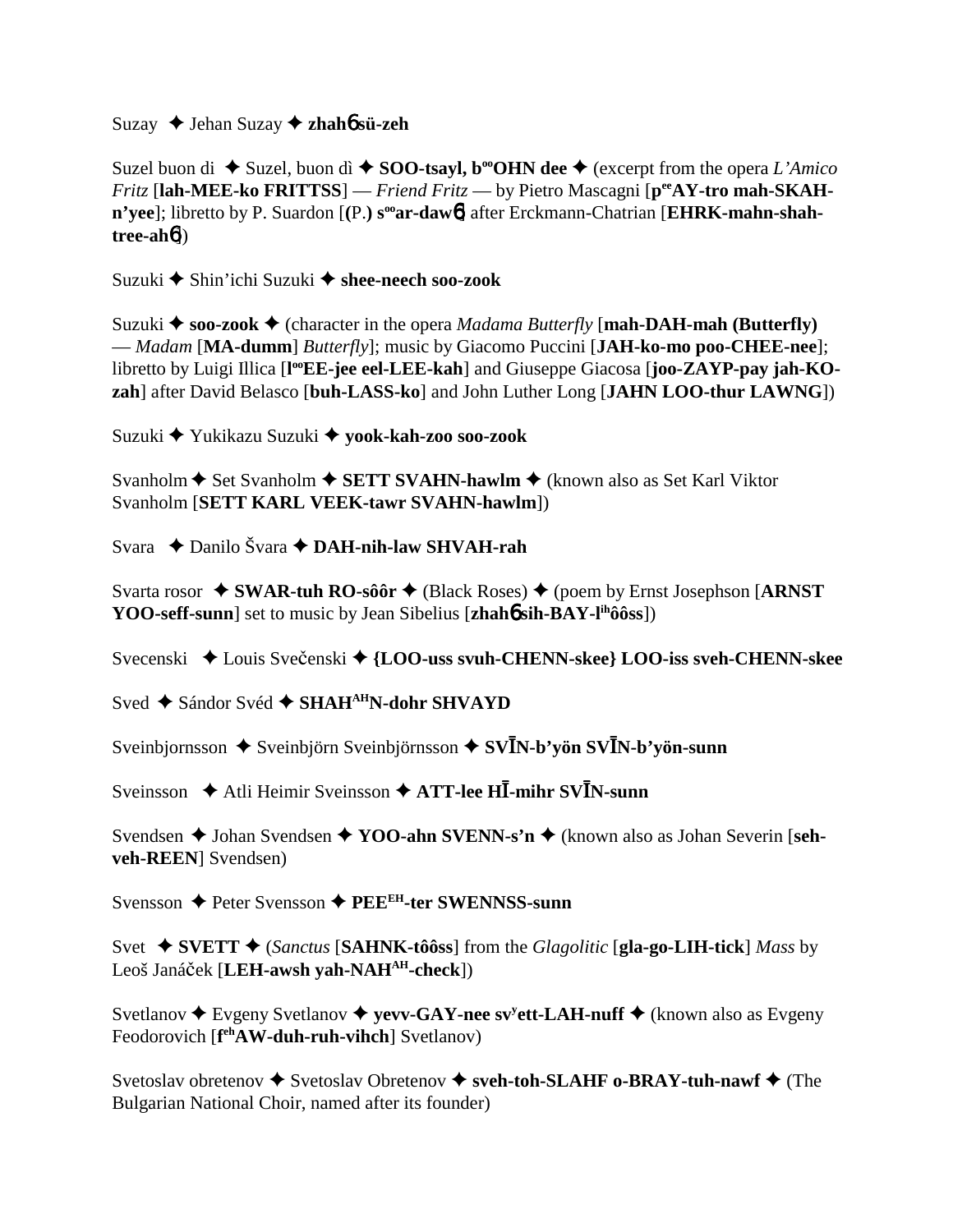Suzay ✦ Jehan Suzay ✦ **zhahɓ sü-zeh**

Suzel buon di ✦ Suzel, buon dì ✦ **SOO-tsayl, b[oo]OHN dee** ✦ (excerpt from the opera *L'Amico Fritz* [**lah-MEE-ko FRITTSS**] — *Friend Fritz* — by Pietro Mascagni [**p[ee]AY-tro mah-SKAH-n'yee**]; libretto by P. Suardon [**(**P.**) s[oo]ar-dawɓ**] after Erckmann-Chatrian [**EHRK-mahn-shah-tree-ahɓ**])

Suzuki ✦ Shin'ichi Suzuki ✦ **shee-neech soo-zook**

Suzuki ✦ **soo-zook** ✦ (character in the opera *Madama Butterfly* [**mah-DAH-mah (Butterfly)** — *Madam* [**MA-dumm**] *Butterfly*]; music by Giacomo Puccini [**JAH-ko-mo poo-CHEE-nee**]; libretto by Luigi Illica [**l[oo]EE-jee eel-LEE-kah**] and Giuseppe Giacosa [**joo-ZAYP-pay jah-KO-zah**] after David Belasco [**buh-LASS-ko**] and John Luther Long [**JAHN LOO-thur LAWNG**])

Suzuki ✦ Yukikazu Suzuki ✦ **yook-kah-zoo soo-zook**

Svanholm ✦ Set Svanholm ✦ **SETT SVAHN-hawlm** ✦ (known also as Set Karl Viktor Svanholm [**SETT KARL VEEK-tawr SVAHN-hawlm**])

Svara ✦ Danilo Švara ✦ **DAH-nih-law SHVAH-rah**

Svarta rosor ✦ **SWAR-tuh RO-sôôr** ✦ (Black Roses) ✦ (poem by Ernst Josephson [**ARNST YOO-seff-sunn**] set to music by Jean Sibelius [**zhahɓ sih-BAY-l[ih]ôôss**])

Svecenski ✦ Louis Svečenski ✦ **{LOO-uss svuh-CHENN-skee} LOO-iss sveh-CHENN-skee**

Sved ✦ Sándor Svéd ✦ **SHAH[AH]N-dohr SHVAYD**

Sveinbjornsson ✦ Sveinbjörn Sveinbjörnsson ✦ **SVĪN-b'yön SVĪN-b'yön-sunn**

Sveinsson ✦ Atli Heimir Sveinsson ✦ **ATT-lee HĪ-mihr SVĪN-sunn**

Svendsen ✦ Johan Svendsen ✦ **YOO-ahn SVENN-s'n** ✦ (known also as Johan Severin [**seh-veh-REEN**] Svendsen)

Svensson ✦ Peter Svensson ✦ **PEE[EH]-ter SWENNSS-sunn**

Svet ✦ **SVETT** ✦ (*Sanctus* [**SAHNK-tôôss**] from the *Glagolitic* [**gla-go-LIH-tick**] *Mass* by Leoš Janáček [**LEH-awsh yah-NAH[AH]-check**])

Svetlanov ✦ Evgeny Svetlanov ✦ **yevv-GAY-nee sv[y]ett-LAH-nuff** ✦ (known also as Evgeny Feodorovich [**f[eh]AW-duh-ruh-vihch**] Svetlanov)

Svetoslav obretenov ✦ Svetoslav Obretenov ✦ **sveh-toh-SLAHF o-BRAY-tuh-nawf** ✦ (The Bulgarian National Choir, named after its founder)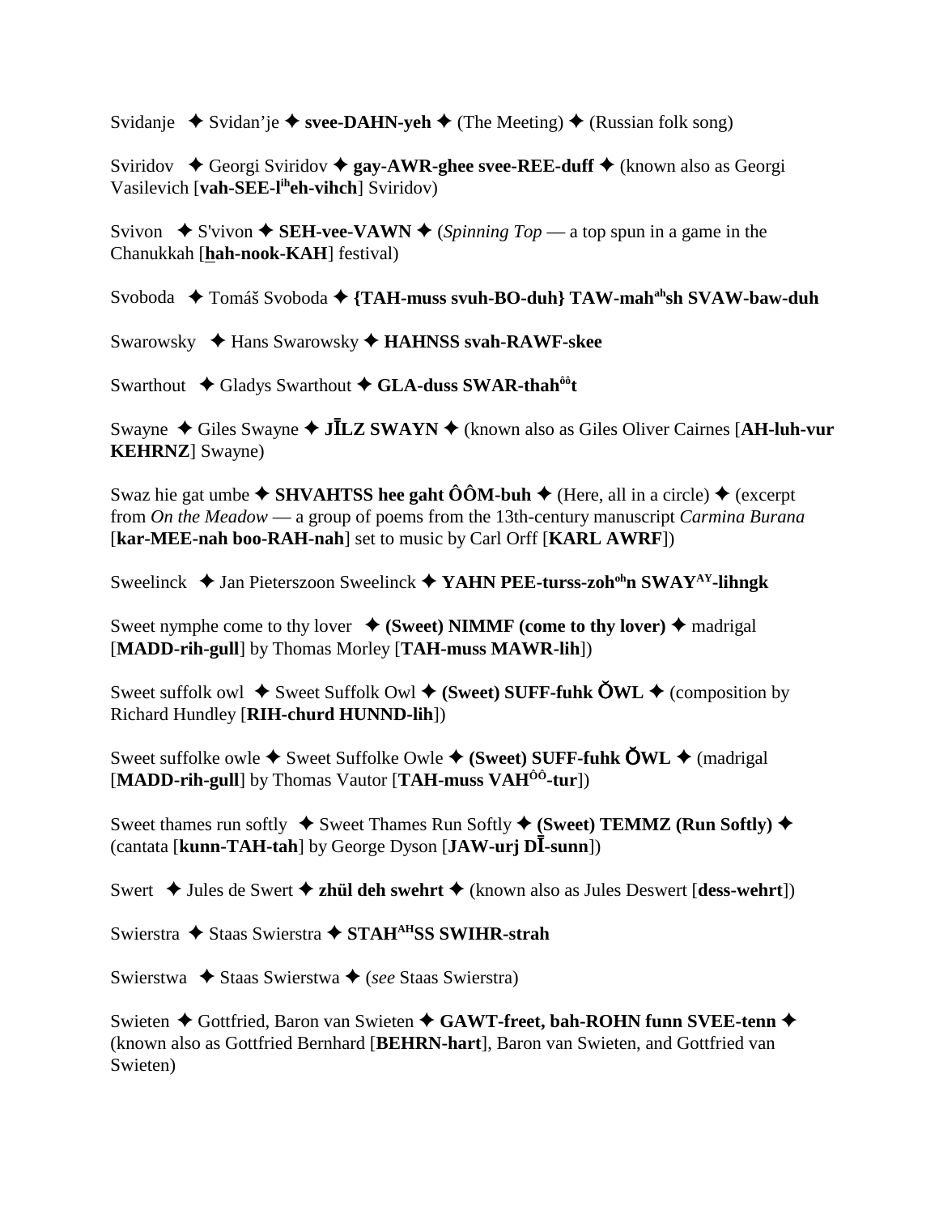Svidanje ✦ Svidan'je ✦ **svee-DAHN-yeh** ✦ (The Meeting) ✦ (Russian folk song)

Sviridov ✦ Georgi Sviridov ✦ **gay-AWR-ghee svee-REE-duff** ✦ (known also as Georgi Vasilevich [**vah-SEE-l^ih^eh-vihch**] Sviridov)

Svivon ✦ S'vivon ✦ **SEH-vee-VAWN** ✦ (*Spinning Top* — a top spun in a game in the Chanukkah [**hah-nook-KAH**] festival)

Svoboda ✦ Tomáš Svoboda ✦ **{TAH-muss svuh-BO-duh} TAW-mah^ah^sh SVAW-baw-duh**

Swarowsky ✦ Hans Swarowsky ✦ **HAHNSS svah-RAWF-skee**

Swarthout ✦ Gladys Swarthout ✦ **GLA-duss SWAR-thah^ôô^t**

Swayne ✦ Giles Swayne ✦ **JĪLZ SWAYN** ✦ (known also as Giles Oliver Cairnes [**AH-luh-vur KEHRNZ**] Swayne)

Swaz hie gat umbe ✦ **SHVAHTSS hee gaht ÔÔM-buh** ✦ (Here, all in a circle) ✦ (excerpt from *On the Meadow* — a group of poems from the 13th-century manuscript *Carmina Burana* [**kar-MEE-nah boo-RAH-nah**] set to music by Carl Orff [**KARL AWRF**])

Sweelinck ✦ Jan Pieterszoon Sweelinck ✦ **YAHN PEE-turss-zoh^oh^n SWAY^AY^-lihngk**

Sweet nymphe come to thy lover ✦ **(Sweet) NIMMF (come to thy lover)** ✦ madrigal [**MADD-rih-gull**] by Thomas Morley [**TAH-muss MAWR-lih**])

Sweet suffolk owl ✦ Sweet Suffolk Owl ✦ **(Sweet) SUFF-fuhk ŎWL** ✦ (composition by Richard Hundley [**RIH-churd HUNND-lih**])

Sweet suffolke owle ✦ Sweet Suffolke Owle ✦ **(Sweet) SUFF-fuhk ŎWL** ✦ (madrigal [**MADD-rih-gull**] by Thomas Vautor [**TAH-muss VAH^ÔÔ^-tur**])

Sweet thames run softly ✦ Sweet Thames Run Softly ✦ **(Sweet) TEMMZ (Run Softly)** ✦ (cantata [**kunn-TAH-tah**] by George Dyson [**JAW-urj DĪ-sunn**])

Swert ✦ Jules de Swert ✦ **zhül deh swehrt** ✦ (known also as Jules Deswert [**dess-wehrt**])

Swierstra ✦ Staas Swierstra ✦ **STAH^AH^SS SWIHR-strah**

Swierstwa ✦ Staas Swierstwa ✦ (*see* Staas Swierstra)

Swieten ✦ Gottfried, Baron van Swieten ✦ **GAWT-freet, bah-ROHN funn SVEE-tenn** ✦ (known also as Gottfried Bernhard [**BEHRN-hart**], Baron van Swieten, and Gottfried van Swieten)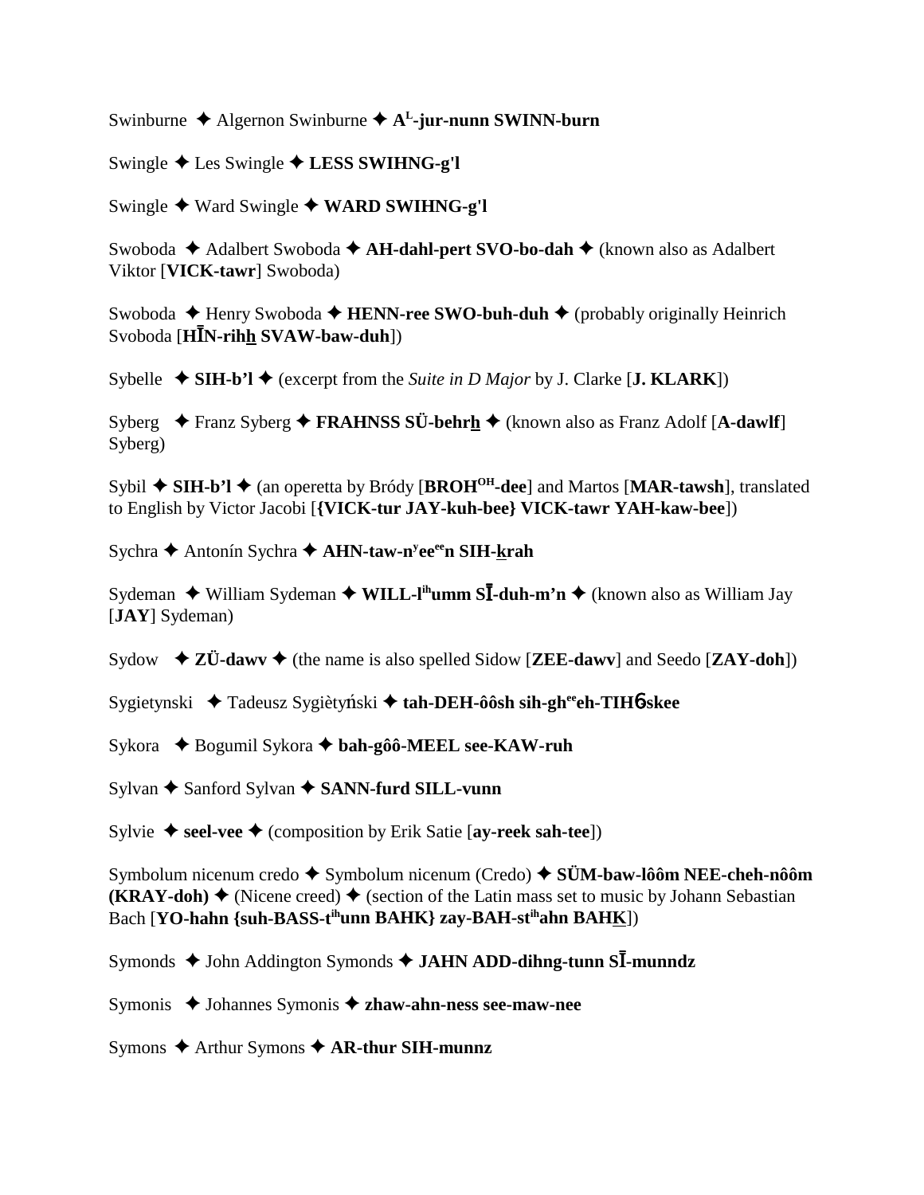Swinburne ✦ Algernon Swinburne ✦ **A[L]-jur-nunn SWINN-burn**

Swingle ✦ Les Swingle ✦ **LESS SWIHNG-g'l**

Swingle ✦ Ward Swingle ✦ **WARD SWIHNG-g'l**

Swoboda ✦ Adalbert Swoboda ✦ **AH-dahl-pert SVO-bo-dah** ✦ (known also as Adalbert Viktor [**VICK-tawr**] Swoboda)

Swoboda ✦ Henry Swoboda ✦ **HENN-ree SWO-buh-duh** ✦ (probably originally Heinrich Svoboda [**HĪN-rihh SVAW-baw-duh**])

Sybelle ✦ **SIH-b'l** ✦ (excerpt from the *Suite in D Major* by J. Clarke [**J. KLARK**])

Syberg ✦ Franz Syberg ✦ **FRAHNSS SÜ-behrh** ✦ (known also as Franz Adolf [**A-dawlf**] Syberg)

Sybil ✦ **SIH-b'l** ✦ (an operetta by Bródy [**BROH[OH]-dee**] and Martos [**MAR-tawsh**], translated to English by Victor Jacobi [**{VICK-tur JAY-kuh-bee} VICK-tawr YAH-kaw-bee**])

Sychra ✦ Antonín Sychra ✦ **AHN-taw-n[y]ee[ee]n SIH-krah**

Sydeman ✦ William Sydeman ✦ **WILL-l[ih]umm SĪ-duh-m'n** ✦ (known also as William Jay [**JAY**] Sydeman)

Sydow ✦ **ZÜ-dawv** ✦ (the name is also spelled Sidow [**ZEE-dawv**] and Seedo [**ZAY-doh**])

Sygietynski ✦ Tadeusz Sygiètyński ✦ **tah-DEH-ôôsh sih-gh[ee]eh-TIHɓ-skee**

Sykora ✦ Bogumil Sykora ✦ **bah-gôô-MEEL see-KAW-ruh**

Sylvan ✦ Sanford Sylvan ✦ **SANN-furd SILL-vunn**

Sylvie ✦ **seel-vee** ✦ (composition by Erik Satie [**ay-reek sah-tee**])

Symbolum nicenum credo ✦ Symbolum nicenum (Credo) ✦ **SÜM-baw-lôôm NEE-cheh-nôôm (KRAY-doh)** ✦ (Nicene creed) ✦ (section of the Latin mass set to music by Johann Sebastian Bach [**YO-hahn {suh-BASS-t[ih]unn BAHK} zay-BAH-st[ih]ahn BAHK**])

Symonds ✦ John Addington Symonds ✦ **JAHN ADD-dihng-tunn SĪ-munndz**

Symonis ✦ Johannes Symonis ✦ **zhaw-ahn-ness see-maw-nee**

Symons ✦ Arthur Symons ✦ **AR-thur SIH-munnz**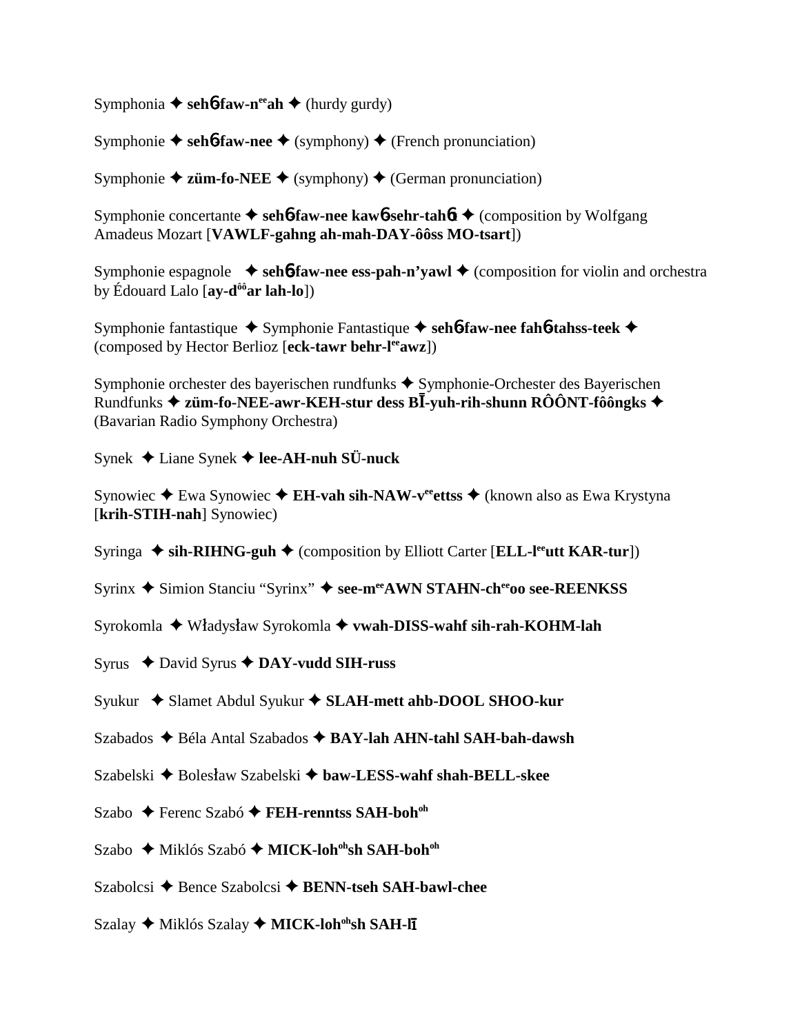Symphonia ✦ **seh6-faw-n<sup>ee</sup>ah** ✦ (hurdy gurdy)

Symphonie ✦ **seh6-faw-nee** ✦ (symphony) ✦ (French pronunciation)

Symphonie ✦ **züm-fo-NEE** ✦ (symphony) ✦ (German pronunciation)

Symphonie concertante ✦ **seh6-faw-nee kaw6-sehr-tah6t** ✦ (composition by Wolfgang Amadeus Mozart [**VAWLF-gahng ah-mah-DAY-ôôss MO-tsart**])

Symphonie espagnole ✦ **seh6-faw-nee ess-pah-n'yawl** ✦ (composition for violin and orchestra by Édouard Lalo [**ay-d<sup>ôô</sup>ar lah-lo**])

Symphonie fantastique ✦ Symphonie Fantastique ✦ **seh6-faw-nee fah6-tahss-teek** ✦ (composed by Hector Berlioz [**eck-tawr behr-l<sup>ee</sup>awz**])

Symphonie orchester des bayerischen rundfunks ✦ Symphonie-Orchester des Bayerischen Rundfunks ✦ **züm-fo-NEE-awr-KEH-stur dess BĪ-yuh-rih-shunn RÔÔNT-fôôngks** ✦ (Bavarian Radio Symphony Orchestra)

Synek ✦ Liane Synek ✦ **lee-AH-nuh SÜ-nuck**

Synowiec ✦ Ewa Synowiec ✦ **EH-vah sih-NAW-v<sup>ee</sup>ettss** ✦ (known also as Ewa Krystyna [**krih-STIH-nah**] Synowiec)

Syringa ✦ **sih-RIHNG-guh** ✦ (composition by Elliott Carter [**ELL-l<sup>ee</sup>utt KAR-tur**])

Syrinx ✦ Simion Stanciu "Syrinx" ✦ **see-m<sup>ee</sup>AWN STAHN-ch<sup>ee</sup>oo see-REENKSS**

Syrokomla ✦ Władysław Syrokomla ✦ **vwah-DISS-wahf sih-rah-KOHM-lah**

Syrus ✦ David Syrus ✦ **DAY-vudd SIH-russ**

Syukur ✦ Slamet Abdul Syukur ✦ **SLAH-mett ahb-DOOL SHOO-kur**

Szabados ✦ Béla Antal Szabados ✦ **BAY-lah AHN-tahl SAH-bah-dawsh**

Szabelski ✦ Bolesław Szabelski ✦ **baw-LESS-wahf shah-BELL-skee**

Szabo ✦ Ferenc Szabó ✦ **FEH-renntss SAH-boh<sup>oh</sup>**

Szabo ✦ Miklós Szabó ✦ **MICK-loh<sup>oh</sup>sh SAH-boh<sup>oh</sup>**

Szabolcsi ✦ Bence Szabolcsi ✦ **BENN-tseh SAH-bawl-chee**

Szalay ✦ Miklós Szalay ✦ **MICK-loh<sup>oh</sup>sh SAH-lī**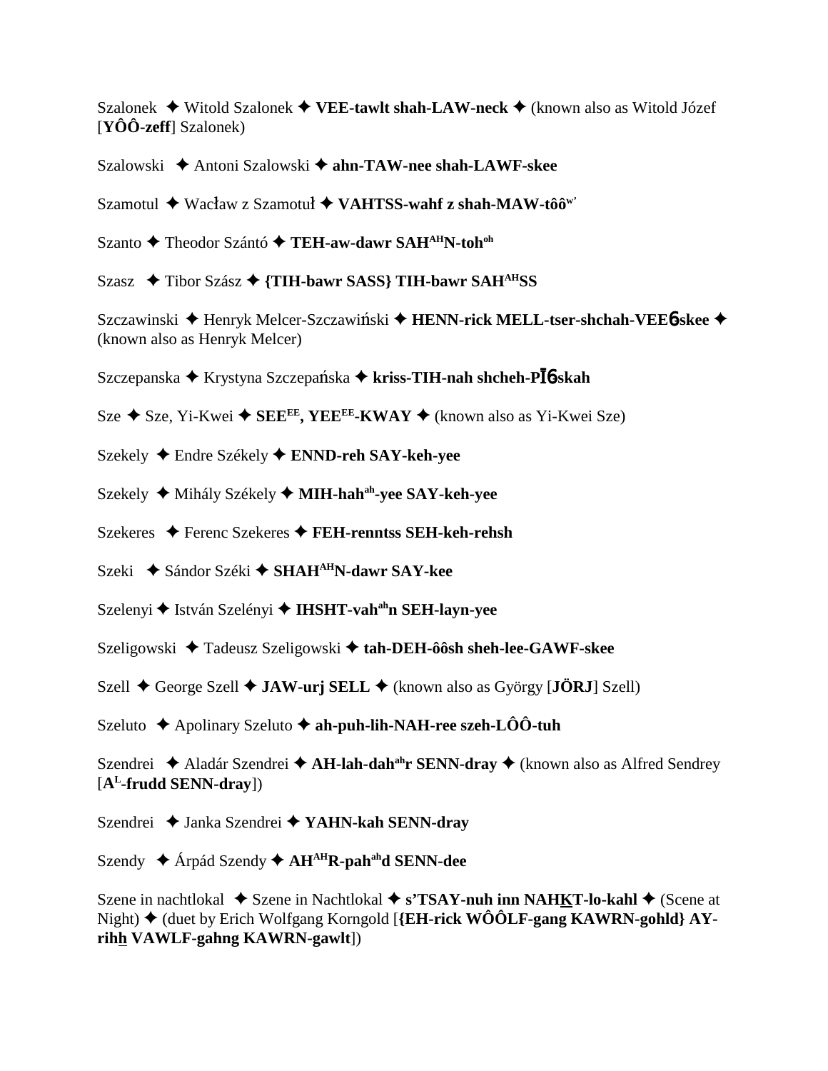Szalonek ✦ Witold Szalonek ✦ **VEE-tawlt shah-LAW-neck** ✦ (known also as Witold Józef [**YÔÔ-zeff**] Szalonek)

Szalowski ✦ Antoni Szalowski ✦ **ahn-TAW-nee shah-LAWF-skee**

Szamotul ✦ Wacław z Szamotuł ✦ **VAHTSS-wahf z shah-MAW-tôô**[w']

Szanto ✦ Theodor Szántó ✦ **TEH-aw-dawr SAH**[AH]**N-toh**[oh]

Szasz ✦ Tibor Szász ✦ **{TIH-bawr SASS} TIH-bawr SAH**[AH]**SS**

Szczawinski ✦ Henryk Melcer-Szczawiński ✦ **HENN-rick MELL-tser-shchah-VEE6skee** ✦ (known also as Henryk Melcer)

Szczepanska ✦ Krystyna Szczepańska ✦ **kriss-TIH-nah shcheh-PĪ6skah**

Sze ✦ Sze, Yi-Kwei ✦ **SEE**[EE]**, YEE**[EE]**-KWAY** ✦ (known also as Yi-Kwei Sze)

Szekely ✦ Endre Székely ✦ **ENND-reh SAY-keh-yee**

Szekely ✦ Mihály Székely ✦ **MIH-hah**[ah]**-yee SAY-keh-yee**

Szekeres ✦ Ferenc Szekeres ✦ **FEH-renntss SEH-keh-rehsh**

Szeki ✦ Sándor Széki ✦ **SHAH**[AH]**N-dawr SAY-kee**

Szelenyi ✦ István Szelényi ✦ **IHSHT-vah**[ah]**n SEH-layn-yee**

Szeligowski ✦ Tadeusz Szeligowski ✦ **tah-DEH-ôôsh sheh-lee-GAWF-skee**

Szell ✦ George Szell ✦ **JAW-urj SELL** ✦ (known also as György [**JÖRJ**] Szell)

Szeluto ✦ Apolinary Szeluto ✦ **ah-puh-lih-NAH-ree szeh-LÔÔ-tuh**

Szendrei ✦ Aladár Szendrei ✦ **AH-lah-dah**[ah]**r SENN-dray** ✦ (known also as Alfred Sendrey [**A**[L]**-frudd SENN-dray**])

Szendrei ✦ Janka Szendrei ✦ **YAHN-kah SENN-dray**

Szendy ✦ Árpád Szendy ✦ **AH**[AH]**R-pah**[ah]**d SENN-dee**

Szene in nachtlokal ✦ Szene in Nachtlokal ✦ **s'TSAY-nuh inn NAHKT-lo-kahl** ✦ (Scene at Night) ✦ (duet by Erich Wolfgang Korngold [**{EH-rick WÔÔLF-gang KAWRN-gohld} AY-rihh VAWLF-gahng KAWRN-gawlt**])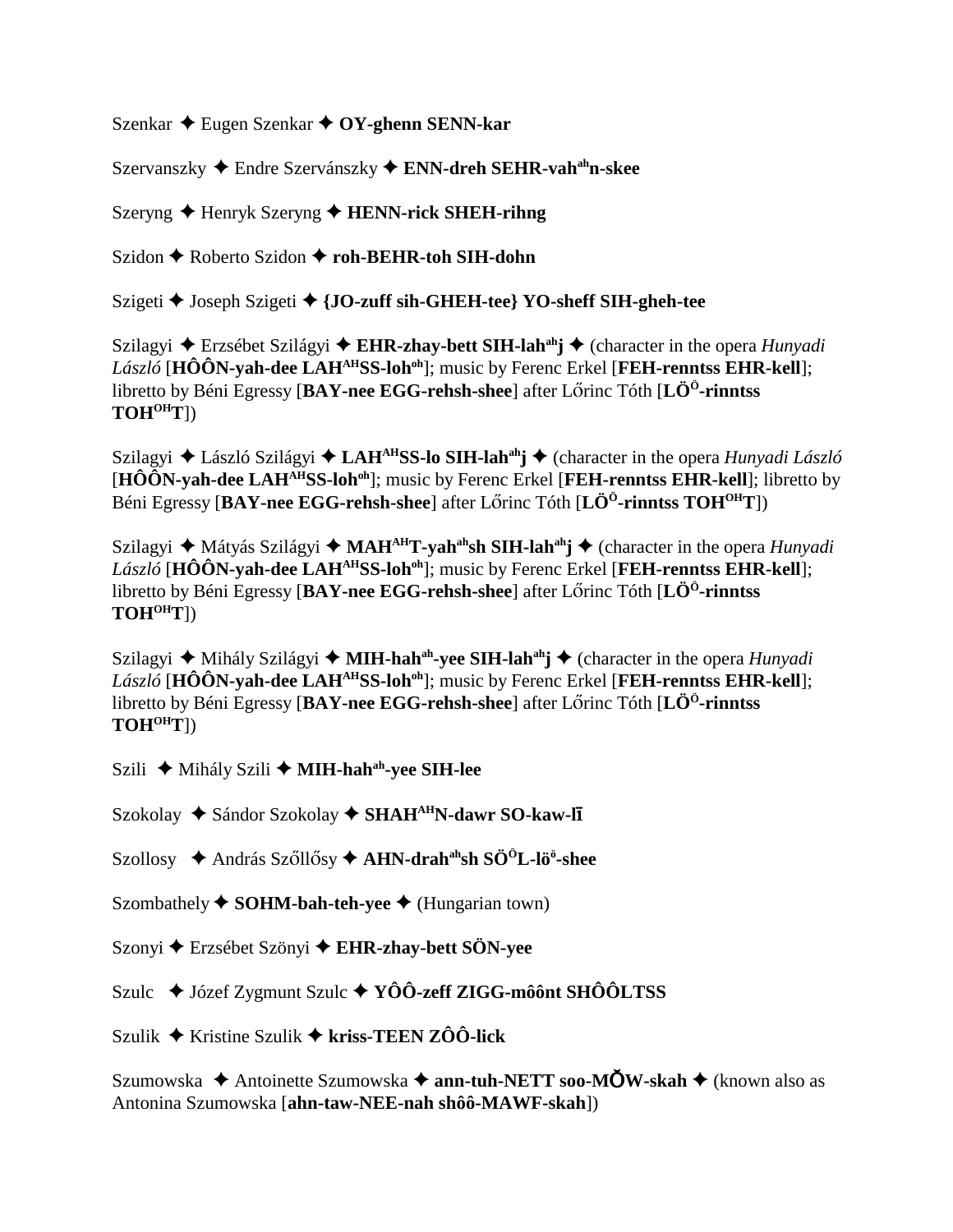Szenkar ✦ Eugen Szenkar ✦ **OY-ghenn SENN-kar**

Szervanszky ✦ Endre Szervánszky ✦ **ENN-dreh SEHR-vah[ah]n-skee**

Szeryng ✦ Henryk Szeryng ✦ **HENN-rick SHEH-rihng**

Szidon ✦ Roberto Szidon ✦ **roh-BEHR-toh SIH-dohn**

Szigeti ✦ Joseph Szigeti ✦ **{JO-zuff sih-GHEH-tee} YO-sheff SIH-gheh-tee**

Szilagyi ✦ Erzsébet Szilágyi ✦ **EHR-zhay-bett SIH-lah[ah]j** ✦ (character in the opera *Hunyadi László* [**HÔÔN-yah-dee LAH[AH]SS-loh[oh]**]; music by Ferenc Erkel [**FEH-renntss EHR-kell**]; libretto by Béni Egressy [**BAY-nee EGG-rehsh-shee**] after Lőrinc Tóth [**LÖ[Ö]-rinntss TOH[OH]T**])

Szilagyi ✦ László Szilágyi ✦ **LAH[AH]SS-lo SIH-lah[ah]j** ✦ (character in the opera *Hunyadi László* [**HÔÔN-yah-dee LAH[AH]SS-loh[oh]**]; music by Ferenc Erkel [**FEH-renntss EHR-kell**]; libretto by Béni Egressy [**BAY-nee EGG-rehsh-shee**] after Lőrinc Tóth [**LÖ[Ö]-rinntss TOH[OH]T**])

Szilagyi ✦ Mátyás Szilágyi ✦ **MAH[AH]T-yah[ah]sh SIH-lah[ah]j** ✦ (character in the opera *Hunyadi László* [**HÔÔN-yah-dee LAH[AH]SS-loh[oh]**]; music by Ferenc Erkel [**FEH-renntss EHR-kell**]; libretto by Béni Egressy [**BAY-nee EGG-rehsh-shee**] after Lőrinc Tóth [**LÖ[Ö]-rinntss TOH[OH]T**])

Szilagyi ✦ Mihály Szilágyi ✦ **MIH-hah[ah]-yee SIH-lah[ah]j** ✦ (character in the opera *Hunyadi László* [**HÔÔN-yah-dee LAH[AH]SS-loh[oh]**]; music by Ferenc Erkel [**FEH-renntss EHR-kell**]; libretto by Béni Egressy [**BAY-nee EGG-rehsh-shee**] after Lőrinc Tóth [**LÖ[Ö]-rinntss TOH[OH]T**])

Szili ✦ Mihály Szili ✦ **MIH-hah[ah]-yee SIH-lee**

Szokolay ✦ Sándor Szokolay ✦ **SHAH[AH]N-dawr SO-kaw-lī**

Szollosy ✦ András Szőllősy ✦ **AHN-drah[ah]sh SÖ[Ö]L-lö[ö]-shee**

Szombathely ✦ **SOHM-bah-teh-yee** ✦ (Hungarian town)

Szonyi ✦ Erzsébet Szönyi ✦ **EHR-zhay-bett SÖN-yee**

Szulc ✦ Józef Zygmunt Szulc ✦ **YÔÔ-zeff ZIGG-môônt SHÔÔLTSS**

Szulik ✦ Kristine Szulik ✦ **kriss-TEEN ZÔÔ-lick**

Szumowska ✦ Antoinette Szumowska ✦ **ann-tuh-NETT soo-MŎW-skah** ✦ (known also as Antonina Szumowska [**ahn-taw-NEE-nah shôô-MAWF-skah**])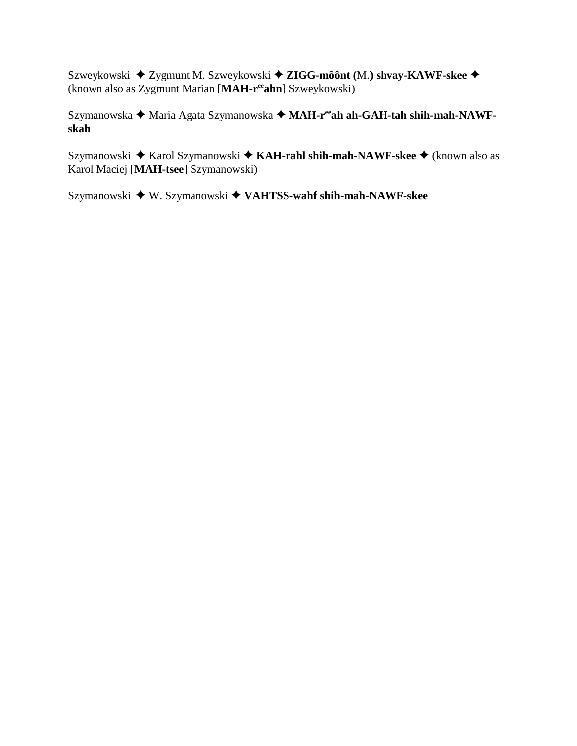Szweykowski ✦ Zygmunt M. Szweykowski ✦ **ZIGG-môônt (**M.**) shvay-KAWF-skee** ✦ (known also as Zygmunt Marian [**MAH-r**[ee]**ahn**] Szweykowski)

Szymanowska ✦ Maria Agata Szymanowska ✦ **MAH-r**[ee]**ah ah-GAH-tah shih-mah-NAWF-skah**

Szymanowski ✦ Karol Szymanowski ✦ **KAH-rahl shih-mah-NAWF-skee** ✦ (known also as Karol Maciej [**MAH-tsee**] Szymanowski)

Szymanowski ✦ W. Szymanowski ✦ **VAHTSS-wahf shih-mah-NAWF-skee**